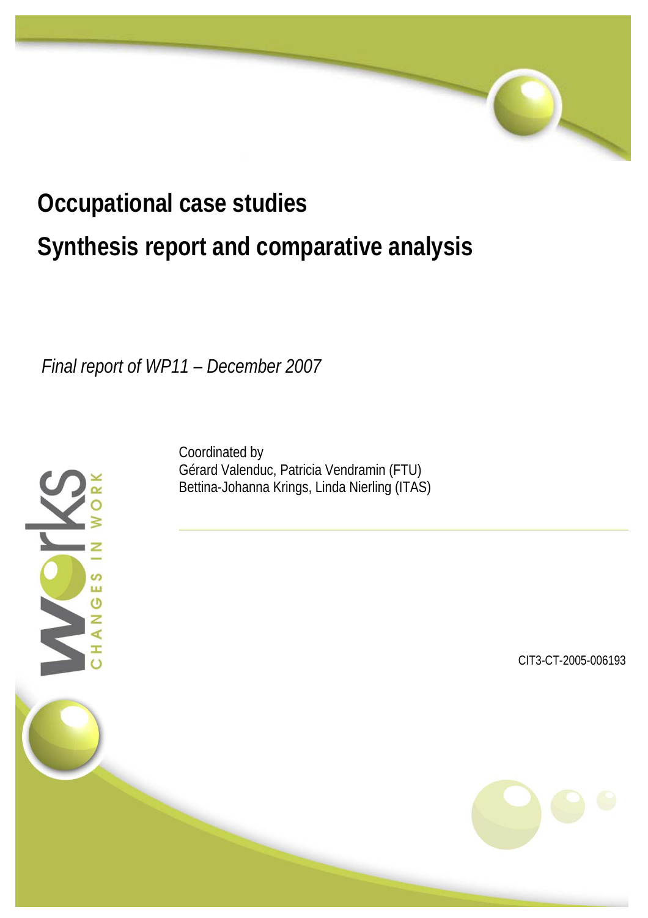# Occupational case studies

# Synthesis report and comparative analysis

*Final report of WP11 – December 2007*

Coordinated by
Gérard Valenduc, Patricia Vendramin (FTU)
Bettina-Johanna Krings, Linda Nierling (ITAS)

CIT3-CT-2005-006193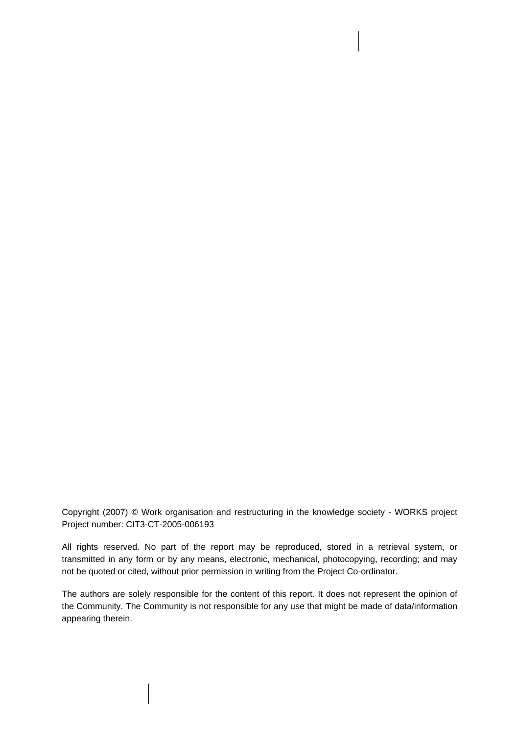Copyright (2007) © Work organisation and restructuring in the knowledge society - WORKS project
Project number: CIT3-CT-2005-006193

All rights reserved. No part of the report may be reproduced, stored in a retrieval system, or transmitted in any form or by any means, electronic, mechanical, photocopying, recording; and may not be quoted or cited, without prior permission in writing from the Project Co-ordinator.

The authors are solely responsible for the content of this report. It does not represent the opinion of the Community. The Community is not responsible for any use that might be made of data/information appearing therein.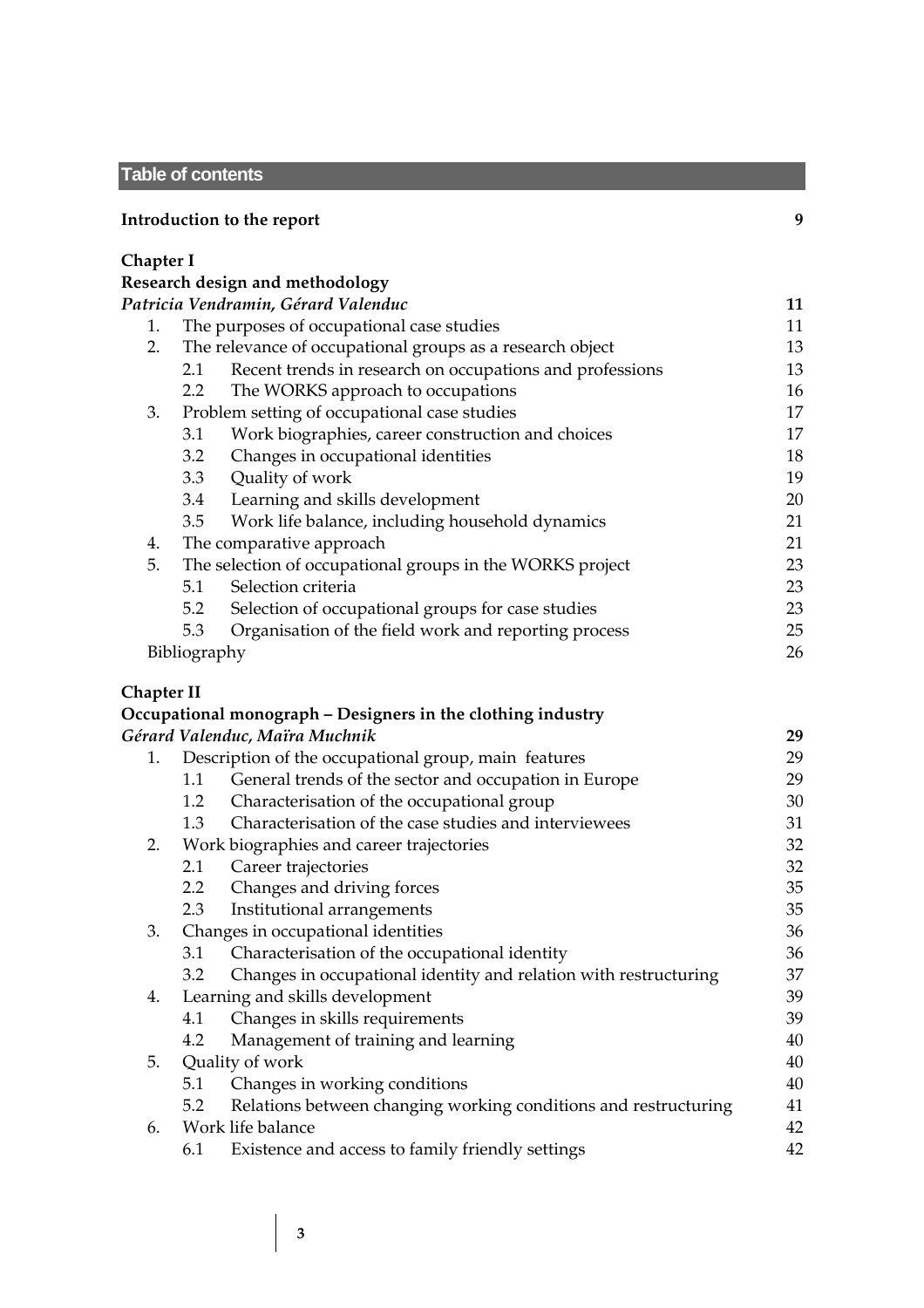## Table of contents

**Introduction to the report** **9**

**Chapter I**
**Research design and methodology**
***Patricia Vendramin, Gérard Valenduc*** **11**

1. The purposes of occupational case studies 11
2. The relevance of occupational groups as a research object 13
   - 2.1 Recent trends in research on occupations and professions 13
   - 2.2 The WORKS approach to occupations 16
3. Problem setting of occupational case studies 17
   - 3.1 Work biographies, career construction and choices 17
   - 3.2 Changes in occupational identities 18
   - 3.3 Quality of work 19
   - 3.4 Learning and skills development 20
   - 3.5 Work life balance, including household dynamics 21
4. The comparative approach 21
5. The selection of occupational groups in the WORKS project 23
   - 5.1 Selection criteria 23
   - 5.2 Selection of occupational groups for case studies 23
   - 5.3 Organisation of the field work and reporting process 25

Bibliography 26

**Chapter II**
**Occupational monograph – Designers in the clothing industry**
***Gérard Valenduc, Maïra Muchnik*** **29**

1. Description of the occupational group, main features 29
   - 1.1 General trends of the sector and occupation in Europe 29
   - 1.2 Characterisation of the occupational group 30
   - 1.3 Characterisation of the case studies and interviewees 31
2. Work biographies and career trajectories 32
   - 2.1 Career trajectories 32
   - 2.2 Changes and driving forces 35
   - 2.3 Institutional arrangements 35
3. Changes in occupational identities 36
   - 3.1 Characterisation of the occupational identity 36
   - 3.2 Changes in occupational identity and relation with restructuring 37
4. Learning and skills development 39
   - 4.1 Changes in skills requirements 39
   - 4.2 Management of training and learning 40
5. Quality of work 40
   - 5.1 Changes in working conditions 40
   - 5.2 Relations between changing working conditions and restructuring 41
6. Work life balance 42
   - 6.1 Existence and access to family friendly settings 42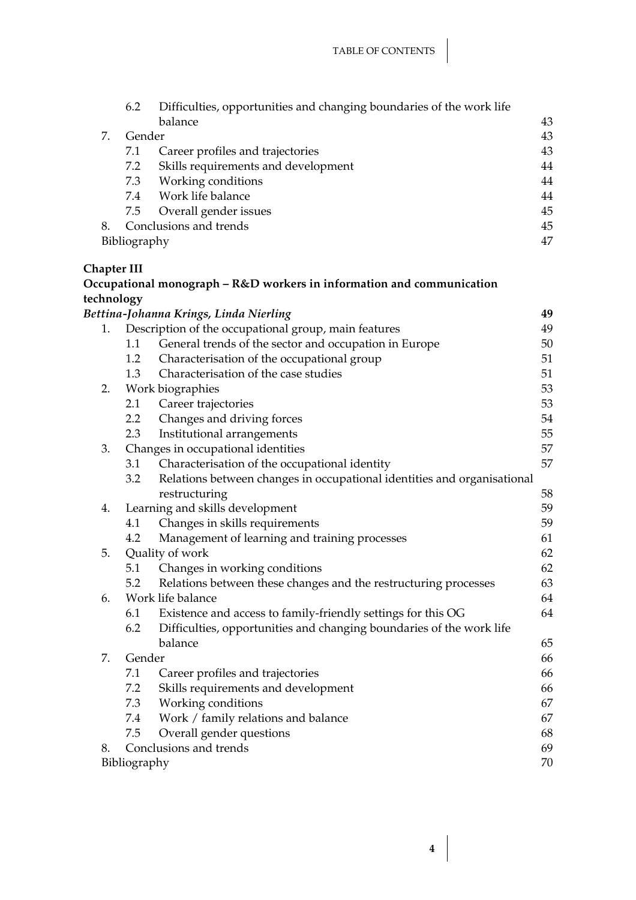- 6.2 Difficulties, opportunities and changing boundaries of the work life balance 43
- 7. Gender 43
  - 7.1 Career profiles and trajectories 43
  - 7.2 Skills requirements and development 44
  - 7.3 Working conditions 44
  - 7.4 Work life balance 44
  - 7.5 Overall gender issues 45
- 8. Conclusions and trends 45
- Bibliography 47

**Chapter III**
**Occupational monograph – R&D workers in information and communication technology**
***Bettina-Johanna Krings, Linda Nierling*** **49**

- 1. Description of the occupational group, main features 49
  - 1.1 General trends of the sector and occupation in Europe 50
  - 1.2 Characterisation of the occupational group 51
  - 1.3 Characterisation of the case studies 51
- 2. Work biographies 53
  - 2.1 Career trajectories 53
  - 2.2 Changes and driving forces 54
  - 2.3 Institutional arrangements 55
- 3. Changes in occupational identities 57
  - 3.1 Characterisation of the occupational identity 57
  - 3.2 Relations between changes in occupational identities and organisational restructuring 58
- 4. Learning and skills development 59
  - 4.1 Changes in skills requirements 59
  - 4.2 Management of learning and training processes 61
- 5. Quality of work 62
  - 5.1 Changes in working conditions 62
  - 5.2 Relations between these changes and the restructuring processes 63
- 6. Work life balance 64
  - 6.1 Existence and access to family-friendly settings for this OG 64
  - 6.2 Difficulties, opportunities and changing boundaries of the work life balance 65
- 7. Gender 66
  - 7.1 Career profiles and trajectories 66
  - 7.2 Skills requirements and development 66
  - 7.3 Working conditions 67
  - 7.4 Work / family relations and balance 67
  - 7.5 Overall gender questions 68
- 8. Conclusions and trends 69
- Bibliography 70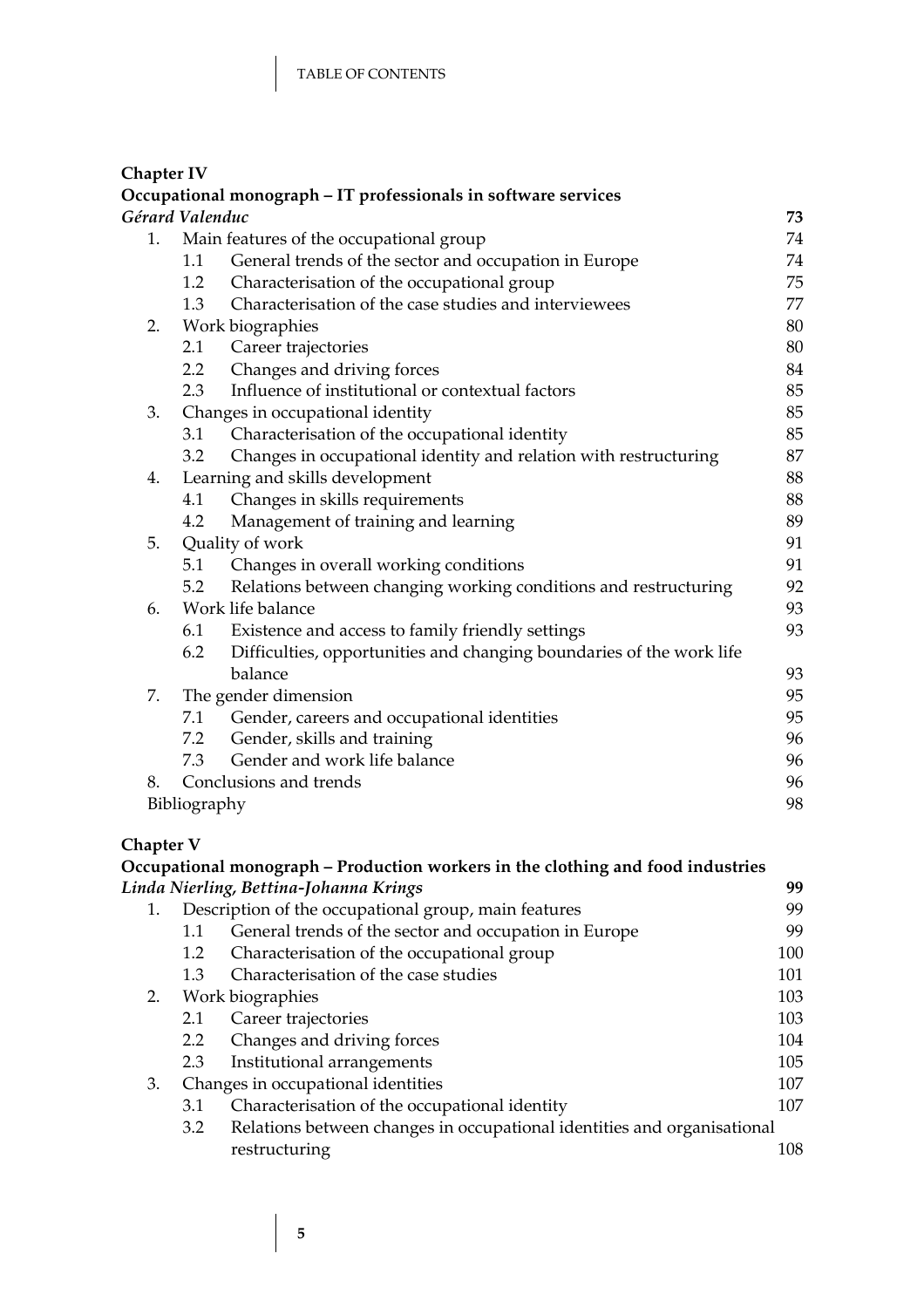**Chapter IV**

**Occupational monograph – IT professionals in software services**

***Gérard Valenduc*** **73**

1. Main features of the occupational group 74
   - 1.1 General trends of the sector and occupation in Europe 74
   - 1.2 Characterisation of the occupational group 75
   - 1.3 Characterisation of the case studies and interviewees 77
2. Work biographies 80
   - 2.1 Career trajectories 80
   - 2.2 Changes and driving forces 84
   - 2.3 Influence of institutional or contextual factors 85
3. Changes in occupational identity 85
   - 3.1 Characterisation of the occupational identity 85
   - 3.2 Changes in occupational identity and relation with restructuring 87
4. Learning and skills development 88
   - 4.1 Changes in skills requirements 88
   - 4.2 Management of training and learning 89
5. Quality of work 91
   - 5.1 Changes in overall working conditions 91
   - 5.2 Relations between changing working conditions and restructuring 92
6. Work life balance 93
   - 6.1 Existence and access to family friendly settings 93
   - 6.2 Difficulties, opportunities and changing boundaries of the work life balance 93
7. The gender dimension 95
   - 7.1 Gender, careers and occupational identities 95
   - 7.2 Gender, skills and training 96
   - 7.3 Gender and work life balance 96
8. Conclusions and trends 96

Bibliography 98

**Chapter V**

**Occupational monograph – Production workers in the clothing and food industries**

***Linda Nierling, Bettina-Johanna Krings*** **99**

1. Description of the occupational group, main features 99
   - 1.1 General trends of the sector and occupation in Europe 99
   - 1.2 Characterisation of the occupational group 100
   - 1.3 Characterisation of the case studies 101
2. Work biographies 103
   - 2.1 Career trajectories 103
   - 2.2 Changes and driving forces 104
   - 2.3 Institutional arrangements 105
3. Changes in occupational identities 107
   - 3.1 Characterisation of the occupational identity 107
   - 3.2 Relations between changes in occupational identities and organisational restructuring 108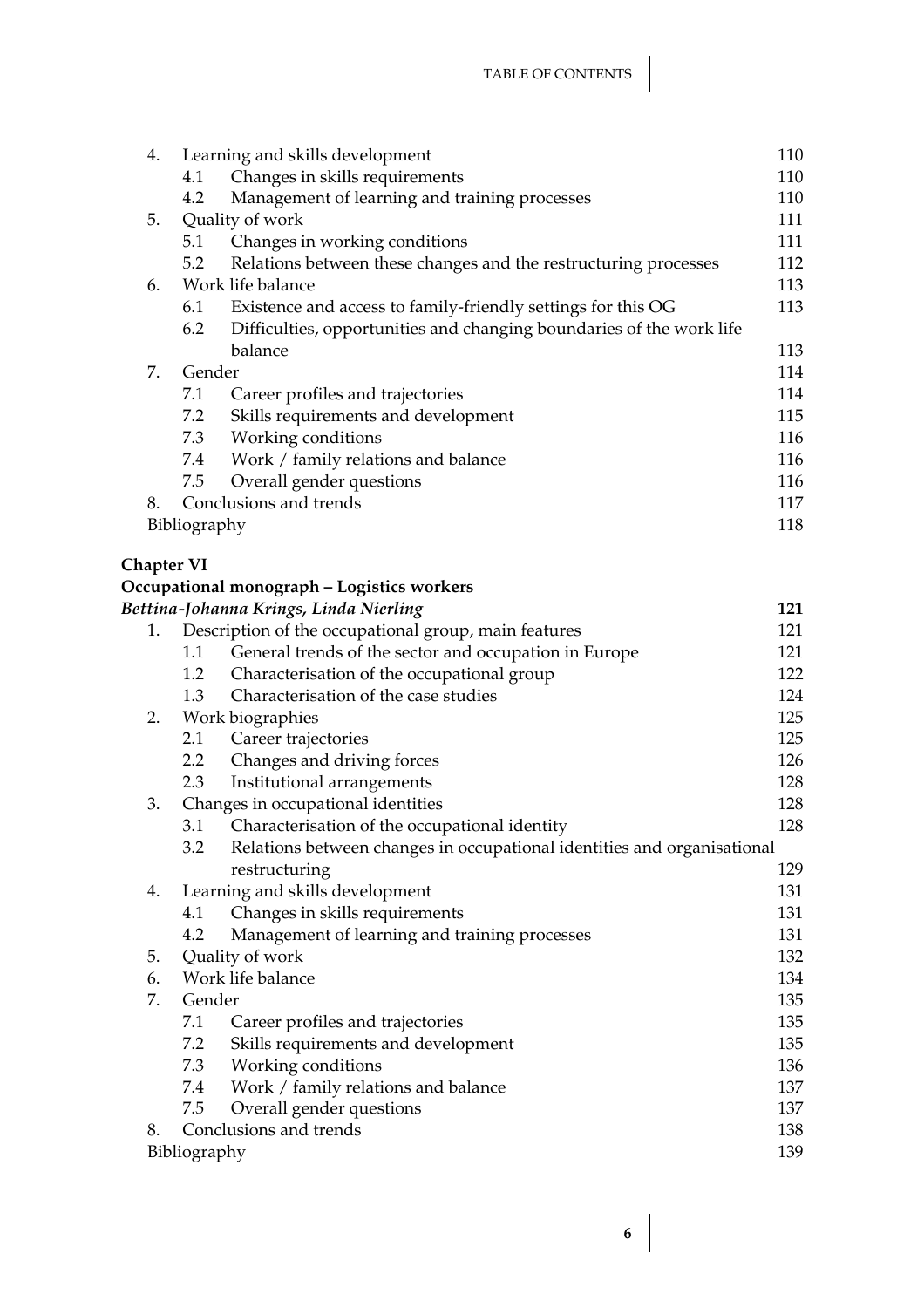| | | | |
|---|---|---|---|
| 4. | Learning and skills development | | 110 |
| | 4.1 | Changes in skills requirements | 110 |
| | 4.2 | Management of learning and training processes | 110 |
| 5. | Quality of work | | 111 |
| | 5.1 | Changes in working conditions | 111 |
| | 5.2 | Relations between these changes and the restructuring processes | 112 |
| 6. | Work life balance | | 113 |
| | 6.1 | Existence and access to family-friendly settings for this OG | 113 |
| | 6.2 | Difficulties, opportunities and changing boundaries of the work life balance | 113 |
| 7. | Gender | | 114 |
| | 7.1 | Career profiles and trajectories | 114 |
| | 7.2 | Skills requirements and development | 115 |
| | 7.3 | Working conditions | 116 |
| | 7.4 | Work / family relations and balance | 116 |
| | 7.5 | Overall gender questions | 116 |
| 8. | Conclusions and trends | | 117 |
| | Bibliography | | 118 |

**Chapter VI**

**Occupational monograph – Logistics workers**

***Bettina-Johanna Krings, Linda Nierling*** **121**

| | | | |
|---|---|---|---|
| 1. | Description of the occupational group, main features | | 121 |
| | 1.1 | General trends of the sector and occupation in Europe | 121 |
| | 1.2 | Characterisation of the occupational group | 122 |
| | 1.3 | Characterisation of the case studies | 124 |
| 2. | Work biographies | | 125 |
| | 2.1 | Career trajectories | 125 |
| | 2.2 | Changes and driving forces | 126 |
| | 2.3 | Institutional arrangements | 128 |
| 3. | Changes in occupational identities | | 128 |
| | 3.1 | Characterisation of the occupational identity | 128 |
| | 3.2 | Relations between changes in occupational identities and organisational restructuring | 129 |
| 4. | Learning and skills development | | 131 |
| | 4.1 | Changes in skills requirements | 131 |
| | 4.2 | Management of learning and training processes | 131 |
| 5. | Quality of work | | 132 |
| 6. | Work life balance | | 134 |
| 7. | Gender | | 135 |
| | 7.1 | Career profiles and trajectories | 135 |
| | 7.2 | Skills requirements and development | 135 |
| | 7.3 | Working conditions | 136 |
| | 7.4 | Work / family relations and balance | 137 |
| | 7.5 | Overall gender questions | 137 |
| 8. | Conclusions and trends | | 138 |
| | Bibliography | | 139 |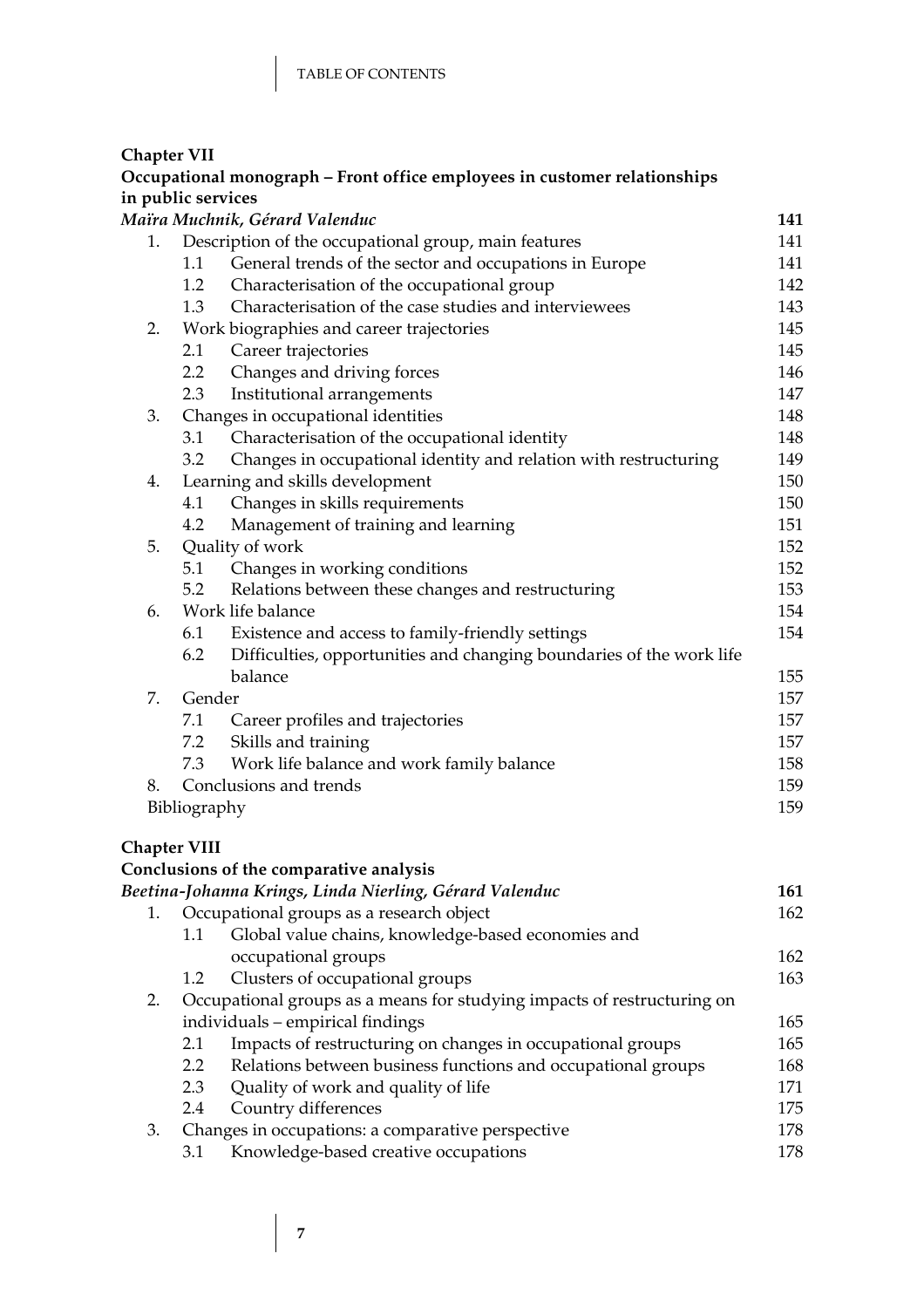**Chapter VII**
**Occupational monograph – Front office employees in customer relationships in public services**
*Maïra Muchnik, Gérard Valenduc* **141**

1. Description of the occupational group, main features 141
   - 1.1 General trends of the sector and occupations in Europe 141
   - 1.2 Characterisation of the occupational group 142
   - 1.3 Characterisation of the case studies and interviewees 143
2. Work biographies and career trajectories 145
   - 2.1 Career trajectories 145
   - 2.2 Changes and driving forces 146
   - 2.3 Institutional arrangements 147
3. Changes in occupational identities 148
   - 3.1 Characterisation of the occupational identity 148
   - 3.2 Changes in occupational identity and relation with restructuring 149
4. Learning and skills development 150
   - 4.1 Changes in skills requirements 150
   - 4.2 Management of training and learning 151
5. Quality of work 152
   - 5.1 Changes in working conditions 152
   - 5.2 Relations between these changes and restructuring 153
6. Work life balance 154
   - 6.1 Existence and access to family-friendly settings 154
   - 6.2 Difficulties, opportunities and changing boundaries of the work life balance 155
7. Gender 157
   - 7.1 Career profiles and trajectories 157
   - 7.2 Skills and training 157
   - 7.3 Work life balance and work family balance 158
8. Conclusions and trends 159

Bibliography 159

**Chapter VIII**
**Conclusions of the comparative analysis**
*Beetina-Johanna Krings, Linda Nierling, Gérard Valenduc* **161**

1. Occupational groups as a research object 162
   - 1.1 Global value chains, knowledge-based economies and occupational groups 162
   - 1.2 Clusters of occupational groups 163
2. Occupational groups as a means for studying impacts of restructuring on individuals – empirical findings 165
   - 2.1 Impacts of restructuring on changes in occupational groups 165
   - 2.2 Relations between business functions and occupational groups 168
   - 2.3 Quality of work and quality of life 171
   - 2.4 Country differences 175
3. Changes in occupations: a comparative perspective 178
   - 3.1 Knowledge-based creative occupations 178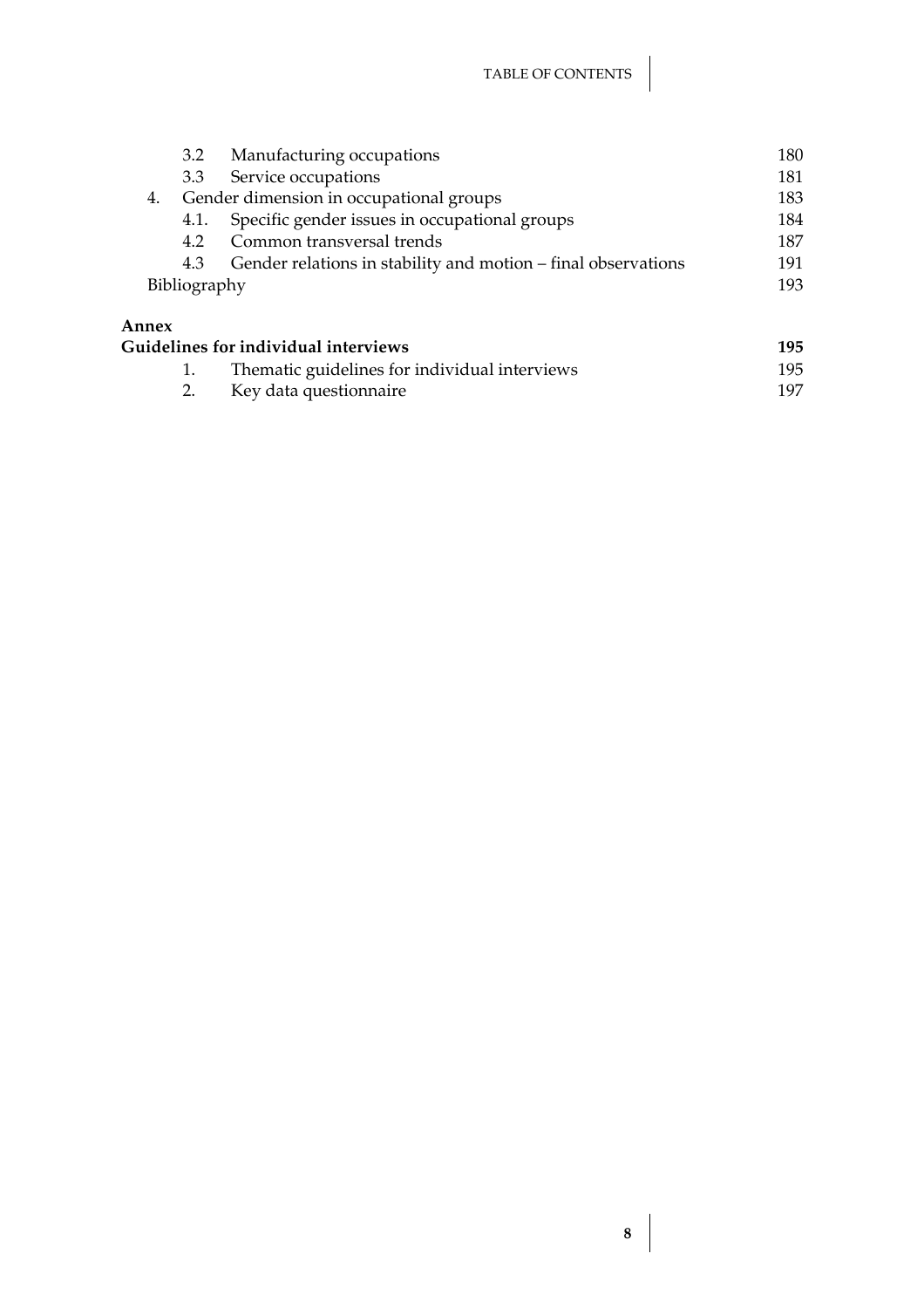| | | |
|---|---|---|
| 3.2 | Manufacturing occupations | 180 |
| 3.3 | Service occupations | 181 |
| 4. | Gender dimension in occupational groups | 183 |
| 4.1. | Specific gender issues in occupational groups | 184 |
| 4.2 | Common transversal trends | 187 |
| 4.3 | Gender relations in stability and motion – final observations | 191 |
| | Bibliography | 193 |

**Annex**

**Guidelines for individual interviews** **195**

| | | |
|---|---|---|
| 1. | Thematic guidelines for individual interviews | 195 |
| 2. | Key data questionnaire | 197 |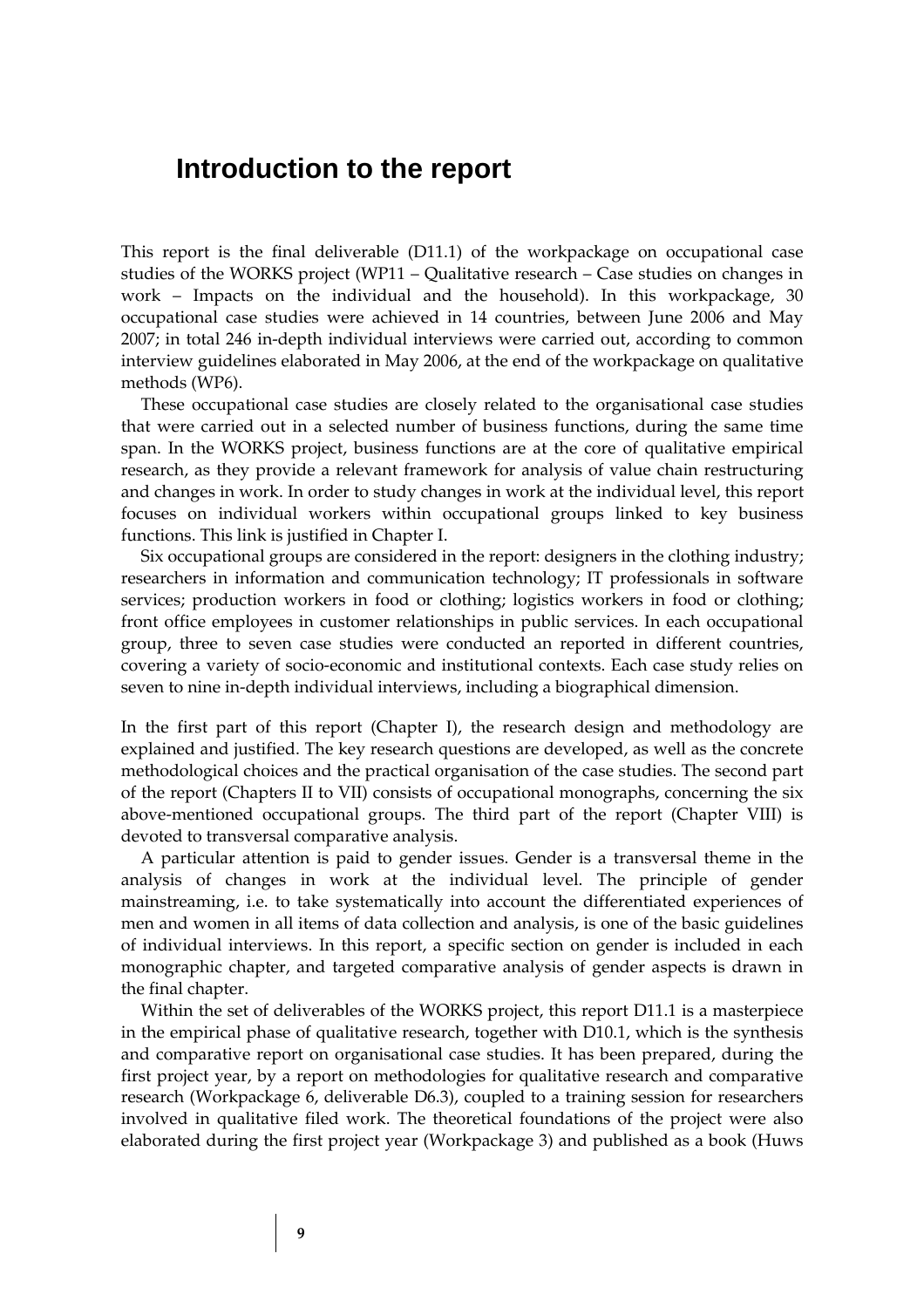# Introduction to the report

This report is the final deliverable (D11.1) of the workpackage on occupational case studies of the WORKS project (WP11 – Qualitative research – Case studies on changes in work – Impacts on the individual and the household). In this workpackage, 30 occupational case studies were achieved in 14 countries, between June 2006 and May 2007; in total 246 in-depth individual interviews were carried out, according to common interview guidelines elaborated in May 2006, at the end of the workpackage on qualitative methods (WP6).

These occupational case studies are closely related to the organisational case studies that were carried out in a selected number of business functions, during the same time span. In the WORKS project, business functions are at the core of qualitative empirical research, as they provide a relevant framework for analysis of value chain restructuring and changes in work. In order to study changes in work at the individual level, this report focuses on individual workers within occupational groups linked to key business functions. This link is justified in Chapter I.

Six occupational groups are considered in the report: designers in the clothing industry; researchers in information and communication technology; IT professionals in software services; production workers in food or clothing; logistics workers in food or clothing; front office employees in customer relationships in public services. In each occupational group, three to seven case studies were conducted an reported in different countries, covering a variety of socio-economic and institutional contexts. Each case study relies on seven to nine in-depth individual interviews, including a biographical dimension.

In the first part of this report (Chapter I), the research design and methodology are explained and justified. The key research questions are developed, as well as the concrete methodological choices and the practical organisation of the case studies. The second part of the report (Chapters II to VII) consists of occupational monographs, concerning the six above-mentioned occupational groups. The third part of the report (Chapter VIII) is devoted to transversal comparative analysis.

A particular attention is paid to gender issues. Gender is a transversal theme in the analysis of changes in work at the individual level. The principle of gender mainstreaming, i.e. to take systematically into account the differentiated experiences of men and women in all items of data collection and analysis, is one of the basic guidelines of individual interviews. In this report, a specific section on gender is included in each monographic chapter, and targeted comparative analysis of gender aspects is drawn in the final chapter.

Within the set of deliverables of the WORKS project, this report D11.1 is a masterpiece in the empirical phase of qualitative research, together with D10.1, which is the synthesis and comparative report on organisational case studies. It has been prepared, during the first project year, by a report on methodologies for qualitative research and comparative research (Workpackage 6, deliverable D6.3), coupled to a training session for researchers involved in qualitative filed work. The theoretical foundations of the project were also elaborated during the first project year (Workpackage 3) and published as a book (Huws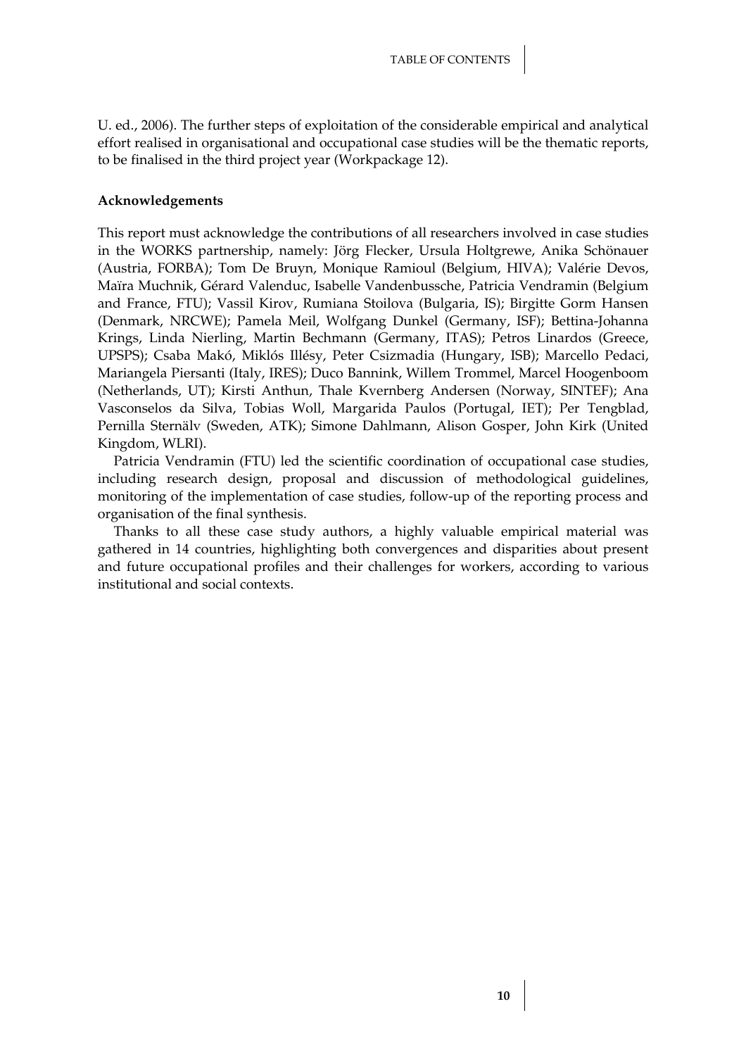U. ed., 2006). The further steps of exploitation of the considerable empirical and analytical effort realised in organisational and occupational case studies will be the thematic reports, to be finalised in the third project year (Workpackage 12).

**Acknowledgements**

This report must acknowledge the contributions of all researchers involved in case studies in the WORKS partnership, namely: Jörg Flecker, Ursula Holtgrewe, Anika Schönauer (Austria, FORBA); Tom De Bruyn, Monique Ramioul (Belgium, HIVA); Valérie Devos, Maïra Muchnik, Gérard Valenduc, Isabelle Vandenbussche, Patricia Vendramin (Belgium and France, FTU); Vassil Kirov, Rumiana Stoilova (Bulgaria, IS); Birgitte Gorm Hansen (Denmark, NRCWE); Pamela Meil, Wolfgang Dunkel (Germany, ISF); Bettina-Johanna Krings, Linda Nierling, Martin Bechmann (Germany, ITAS); Petros Linardos (Greece, UPSPS); Csaba Makó, Miklós Illésy, Peter Csizmadia (Hungary, ISB); Marcello Pedaci, Mariangela Piersanti (Italy, IRES); Duco Bannink, Willem Trommel, Marcel Hoogenboom (Netherlands, UT); Kirsti Anthun, Thale Kvernberg Andersen (Norway, SINTEF); Ana Vasconselos da Silva, Tobias Woll, Margarida Paulos (Portugal, IET); Per Tengblad, Pernilla Sternälv (Sweden, ATK); Simone Dahlmann, Alison Gosper, John Kirk (United Kingdom, WLRI).

Patricia Vendramin (FTU) led the scientific coordination of occupational case studies, including research design, proposal and discussion of methodological guidelines, monitoring of the implementation of case studies, follow-up of the reporting process and organisation of the final synthesis.

Thanks to all these case study authors, a highly valuable empirical material was gathered in 14 countries, highlighting both convergences and disparities about present and future occupational profiles and their challenges for workers, according to various institutional and social contexts.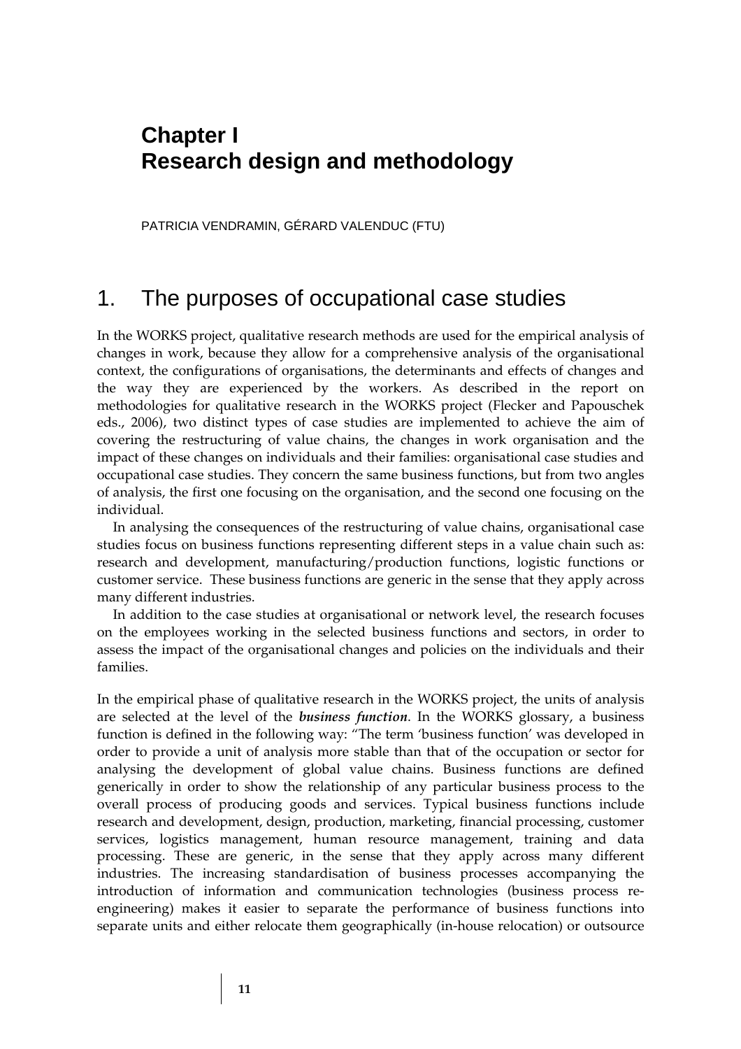# Chapter I
# Research design and methodology

PATRICIA VENDRAMIN, GÉRARD VALENDUC (FTU)

## 1. The purposes of occupational case studies

In the WORKS project, qualitative research methods are used for the empirical analysis of changes in work, because they allow for a comprehensive analysis of the organisational context, the configurations of organisations, the determinants and effects of changes and the way they are experienced by the workers. As described in the report on methodologies for qualitative research in the WORKS project (Flecker and Papouschek eds., 2006), two distinct types of case studies are implemented to achieve the aim of covering the restructuring of value chains, the changes in work organisation and the impact of these changes on individuals and their families: organisational case studies and occupational case studies. They concern the same business functions, but from two angles of analysis, the first one focusing on the organisation, and the second one focusing on the individual.

In analysing the consequences of the restructuring of value chains, organisational case studies focus on business functions representing different steps in a value chain such as: research and development, manufacturing/production functions, logistic functions or customer service. These business functions are generic in the sense that they apply across many different industries.

In addition to the case studies at organisational or network level, the research focuses on the employees working in the selected business functions and sectors, in order to assess the impact of the organisational changes and policies on the individuals and their families.

In the empirical phase of qualitative research in the WORKS project, the units of analysis are selected at the level of the ***business function***. In the WORKS glossary, a business function is defined in the following way: "The term 'business function' was developed in order to provide a unit of analysis more stable than that of the occupation or sector for analysing the development of global value chains. Business functions are defined generically in order to show the relationship of any particular business process to the overall process of producing goods and services. Typical business functions include research and development, design, production, marketing, financial processing, customer services, logistics management, human resource management, training and data processing. These are generic, in the sense that they apply across many different industries. The increasing standardisation of business processes accompanying the introduction of information and communication technologies (business process re-engineering) makes it easier to separate the performance of business functions into separate units and either relocate them geographically (in-house relocation) or outsource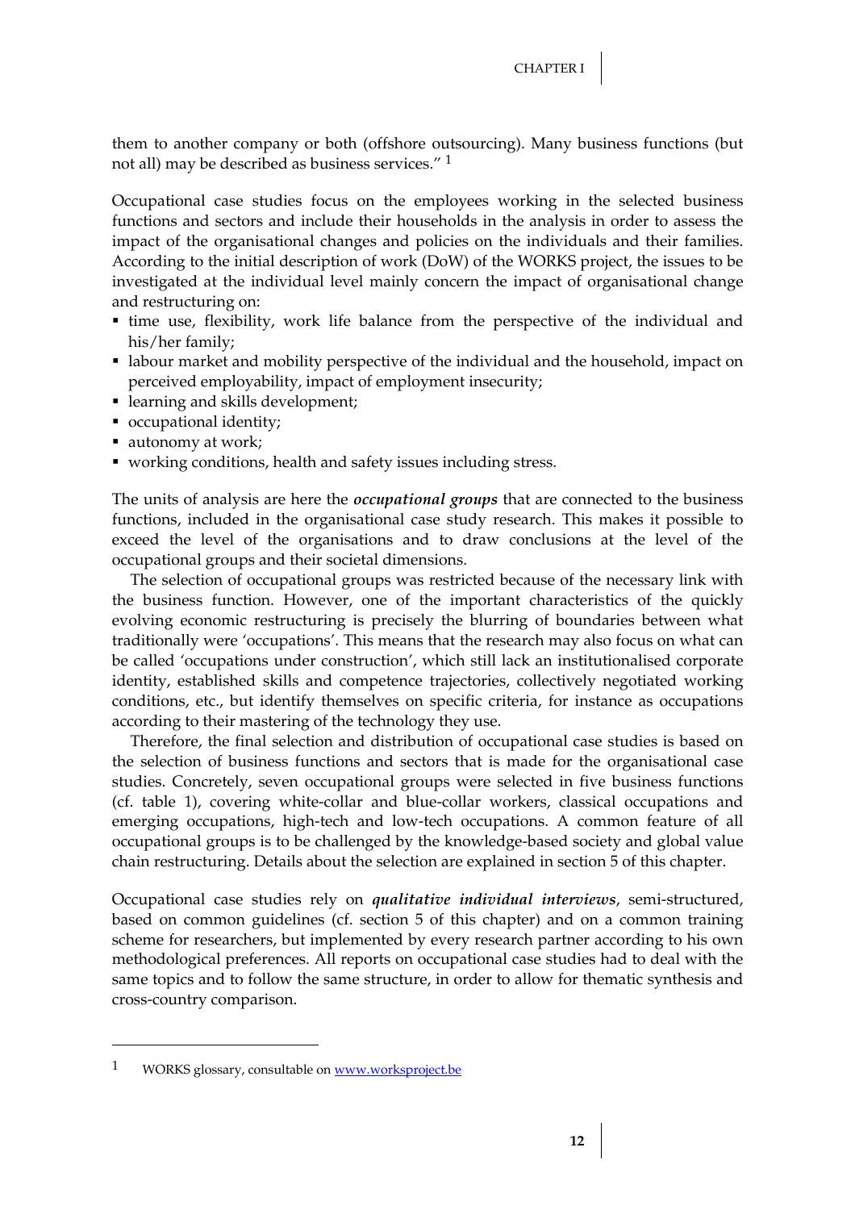them to another company or both (offshore outsourcing). Many business functions (but not all) may be described as business services." [1]

Occupational case studies focus on the employees working in the selected business functions and sectors and include their households in the analysis in order to assess the impact of the organisational changes and policies on the individuals and their families. According to the initial description of work (DoW) of the WORKS project, the issues to be investigated at the individual level mainly concern the impact of organisational change and restructuring on:

- time use, flexibility, work life balance from the perspective of the individual and his/her family;
- labour market and mobility perspective of the individual and the household, impact on perceived employability, impact of employment insecurity;
- learning and skills development;
- occupational identity;
- autonomy at work;
- working conditions, health and safety issues including stress.

The units of analysis are here the ***occupational groups*** that are connected to the business functions, included in the organisational case study research. This makes it possible to exceed the level of the organisations and to draw conclusions at the level of the occupational groups and their societal dimensions.

The selection of occupational groups was restricted because of the necessary link with the business function. However, one of the important characteristics of the quickly evolving economic restructuring is precisely the blurring of boundaries between what traditionally were 'occupations'. This means that the research may also focus on what can be called 'occupations under construction', which still lack an institutionalised corporate identity, established skills and competence trajectories, collectively negotiated working conditions, etc., but identify themselves on specific criteria, for instance as occupations according to their mastering of the technology they use.

Therefore, the final selection and distribution of occupational case studies is based on the selection of business functions and sectors that is made for the organisational case studies. Concretely, seven occupational groups were selected in five business functions (cf. table 1), covering white-collar and blue-collar workers, classical occupations and emerging occupations, high-tech and low-tech occupations. A common feature of all occupational groups is to be challenged by the knowledge-based society and global value chain restructuring. Details about the selection are explained in section 5 of this chapter.

Occupational case studies rely on ***qualitative individual interviews***, semi-structured, based on common guidelines (cf. section 5 of this chapter) and on a common training scheme for researchers, but implemented by every research partner according to his own methodological preferences. All reports on occupational case studies had to deal with the same topics and to follow the same structure, in order to allow for thematic synthesis and cross-country comparison.

---

[1] WORKS glossary, consultable on www.worksproject.be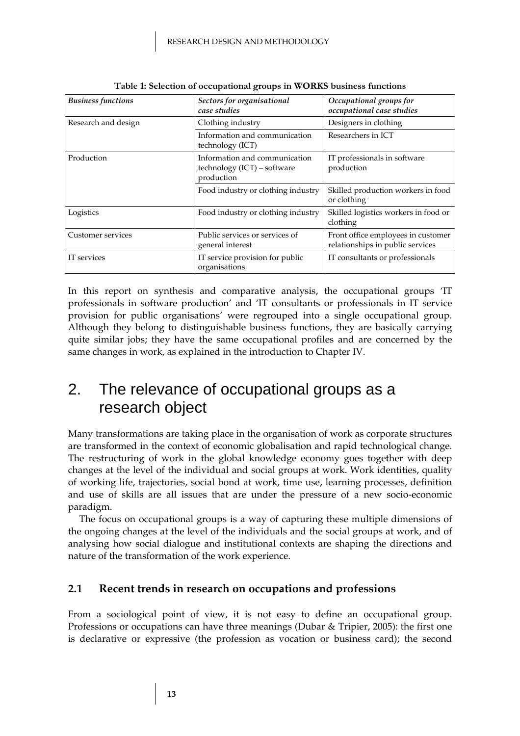**Table 1: Selection of occupational groups in WORKS business functions**

| *Business functions* | *Sectors for organisational case studies* | *Occupational groups for occupational case studies* |
|---|---|---|
| Research and design | Clothing industry | Designers in clothing |
| | Information and communication technology (ICT) | Researchers in ICT |
| Production | Information and communication technology (ICT) – software production | IT professionals in software production |
| | Food industry or clothing industry | Skilled production workers in food or clothing |
| Logistics | Food industry or clothing industry | Skilled logistics workers in food or clothing |
| Customer services | Public services or services of general interest | Front office employees in customer relationships in public services |
| IT services | IT service provision for public organisations | IT consultants or professionals |

In this report on synthesis and comparative analysis, the occupational groups 'IT professionals in software production' and 'IT consultants or professionals in IT service provision for public organisations' were regrouped into a single occupational group. Although they belong to distinguishable business functions, they are basically carrying quite similar jobs; they have the same occupational profiles and are concerned by the same changes in work, as explained in the introduction to Chapter IV.

# 2. The relevance of occupational groups as a research object

Many transformations are taking place in the organisation of work as corporate structures are transformed in the context of economic globalisation and rapid technological change. The restructuring of work in the global knowledge economy goes together with deep changes at the level of the individual and social groups at work. Work identities, quality of working life, trajectories, social bond at work, time use, learning processes, definition and use of skills are all issues that are under the pressure of a new socio-economic paradigm.

The focus on occupational groups is a way of capturing these multiple dimensions of the ongoing changes at the level of the individuals and the social groups at work, and of analysing how social dialogue and institutional contexts are shaping the directions and nature of the transformation of the work experience.

## 2.1 Recent trends in research on occupations and professions

From a sociological point of view, it is not easy to define an occupational group. Professions or occupations can have three meanings (Dubar & Tripier, 2005): the first one is declarative or expressive (the profession as vocation or business card); the second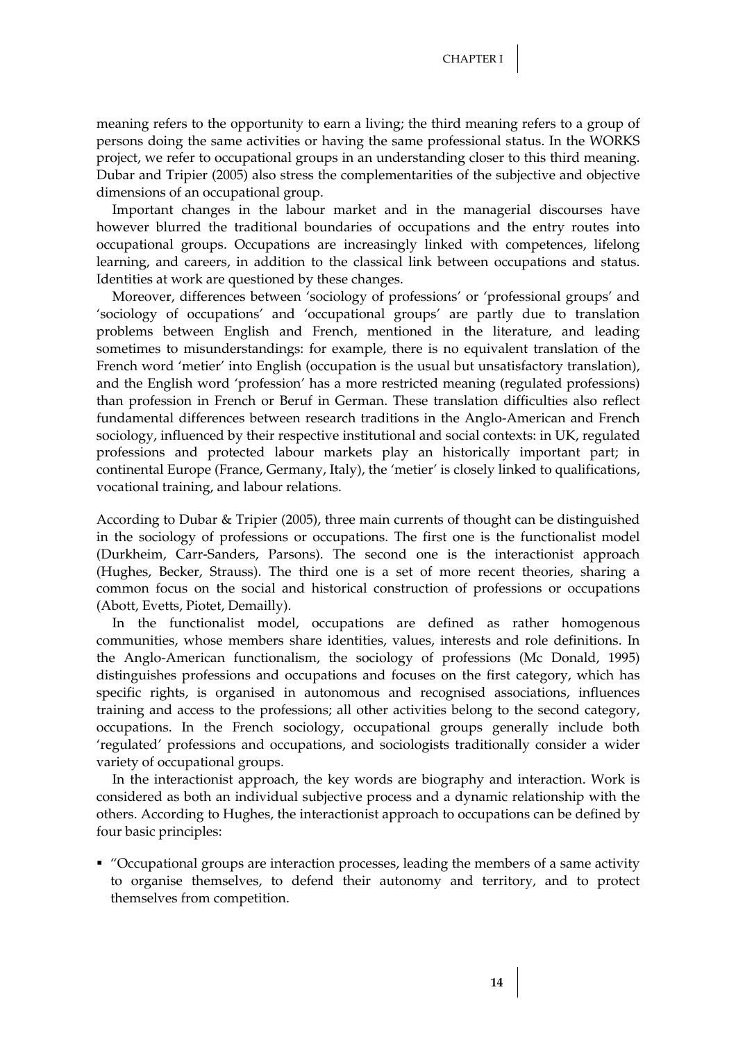meaning refers to the opportunity to earn a living; the third meaning refers to a group of persons doing the same activities or having the same professional status. In the WORKS project, we refer to occupational groups in an understanding closer to this third meaning. Dubar and Tripier (2005) also stress the complementarities of the subjective and objective dimensions of an occupational group.

Important changes in the labour market and in the managerial discourses have however blurred the traditional boundaries of occupations and the entry routes into occupational groups. Occupations are increasingly linked with competences, lifelong learning, and careers, in addition to the classical link between occupations and status. Identities at work are questioned by these changes.

Moreover, differences between 'sociology of professions' or 'professional groups' and 'sociology of occupations' and 'occupational groups' are partly due to translation problems between English and French, mentioned in the literature, and leading sometimes to misunderstandings: for example, there is no equivalent translation of the French word 'metier' into English (occupation is the usual but unsatisfactory translation), and the English word 'profession' has a more restricted meaning (regulated professions) than profession in French or Beruf in German. These translation difficulties also reflect fundamental differences between research traditions in the Anglo-American and French sociology, influenced by their respective institutional and social contexts: in UK, regulated professions and protected labour markets play an historically important part; in continental Europe (France, Germany, Italy), the 'metier' is closely linked to qualifications, vocational training, and labour relations.

According to Dubar & Tripier (2005), three main currents of thought can be distinguished in the sociology of professions or occupations. The first one is the functionalist model (Durkheim, Carr-Sanders, Parsons). The second one is the interactionist approach (Hughes, Becker, Strauss). The third one is a set of more recent theories, sharing a common focus on the social and historical construction of professions or occupations (Abott, Evetts, Piotet, Demailly).

In the functionalist model, occupations are defined as rather homogenous communities, whose members share identities, values, interests and role definitions. In the Anglo-American functionalism, the sociology of professions (Mc Donald, 1995) distinguishes professions and occupations and focuses on the first category, which has specific rights, is organised in autonomous and recognised associations, influences training and access to the professions; all other activities belong to the second category, occupations. In the French sociology, occupational groups generally include both 'regulated' professions and occupations, and sociologists traditionally consider a wider variety of occupational groups.

In the interactionist approach, the key words are biography and interaction. Work is considered as both an individual subjective process and a dynamic relationship with the others. According to Hughes, the interactionist approach to occupations can be defined by four basic principles:

- "Occupational groups are interaction processes, leading the members of a same activity to organise themselves, to defend their autonomy and territory, and to protect themselves from competition.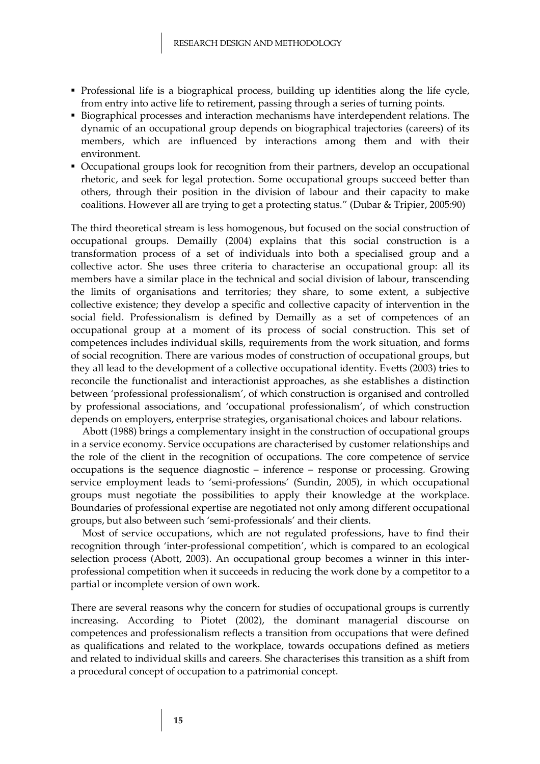- Professional life is a biographical process, building up identities along the life cycle, from entry into active life to retirement, passing through a series of turning points.
- Biographical processes and interaction mechanisms have interdependent relations. The dynamic of an occupational group depends on biographical trajectories (careers) of its members, which are influenced by interactions among them and with their environment.
- Occupational groups look for recognition from their partners, develop an occupational rhetoric, and seek for legal protection. Some occupational groups succeed better than others, through their position in the division of labour and their capacity to make coalitions. However all are trying to get a protecting status." (Dubar & Tripier, 2005:90)

The third theoretical stream is less homogenous, but focused on the social construction of occupational groups. Demailly (2004) explains that this social construction is a transformation process of a set of individuals into both a specialised group and a collective actor. She uses three criteria to characterise an occupational group: all its members have a similar place in the technical and social division of labour, transcending the limits of organisations and territories; they share, to some extent, a subjective collective existence; they develop a specific and collective capacity of intervention in the social field. Professionalism is defined by Demailly as a set of competences of an occupational group at a moment of its process of social construction. This set of competences includes individual skills, requirements from the work situation, and forms of social recognition. There are various modes of construction of occupational groups, but they all lead to the development of a collective occupational identity. Evetts (2003) tries to reconcile the functionalist and interactionist approaches, as she establishes a distinction between 'professional professionalism', of which construction is organised and controlled by professional associations, and 'occupational professionalism', of which construction depends on employers, enterprise strategies, organisational choices and labour relations.

Abott (1988) brings a complementary insight in the construction of occupational groups in a service economy. Service occupations are characterised by customer relationships and the role of the client in the recognition of occupations. The core competence of service occupations is the sequence diagnostic – inference – response or processing. Growing service employment leads to 'semi-professions' (Sundin, 2005), in which occupational groups must negotiate the possibilities to apply their knowledge at the workplace. Boundaries of professional expertise are negotiated not only among different occupational groups, but also between such 'semi-professionals' and their clients.

Most of service occupations, which are not regulated professions, have to find their recognition through 'inter-professional competition', which is compared to an ecological selection process (Abott, 2003). An occupational group becomes a winner in this inter-professional competition when it succeeds in reducing the work done by a competitor to a partial or incomplete version of own work.

There are several reasons why the concern for studies of occupational groups is currently increasing. According to Piotet (2002), the dominant managerial discourse on competences and professionalism reflects a transition from occupations that were defined as qualifications and related to the workplace, towards occupations defined as metiers and related to individual skills and careers. She characterises this transition as a shift from a procedural concept of occupation to a patrimonial concept.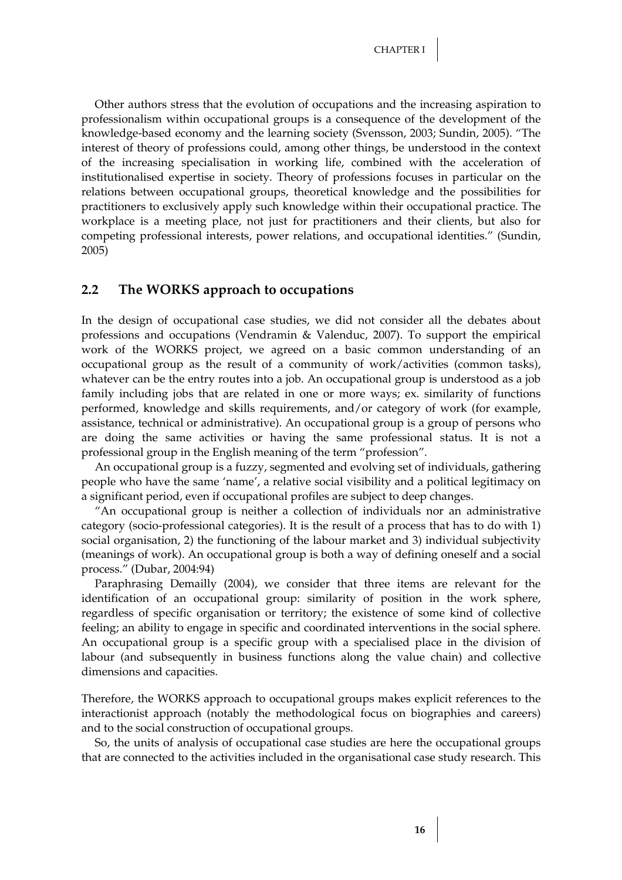Other authors stress that the evolution of occupations and the increasing aspiration to professionalism within occupational groups is a consequence of the development of the knowledge-based economy and the learning society (Svensson, 2003; Sundin, 2005). "The interest of theory of professions could, among other things, be understood in the context of the increasing specialisation in working life, combined with the acceleration of institutionalised expertise in society. Theory of professions focuses in particular on the relations between occupational groups, theoretical knowledge and the possibilities for practitioners to exclusively apply such knowledge within their occupational practice. The workplace is a meeting place, not just for practitioners and their clients, but also for competing professional interests, power relations, and occupational identities." (Sundin, 2005)

## 2.2 The WORKS approach to occupations

In the design of occupational case studies, we did not consider all the debates about professions and occupations (Vendramin & Valenduc, 2007). To support the empirical work of the WORKS project, we agreed on a basic common understanding of an occupational group as the result of a community of work/activities (common tasks), whatever can be the entry routes into a job. An occupational group is understood as a job family including jobs that are related in one or more ways; ex. similarity of functions performed, knowledge and skills requirements, and/or category of work (for example, assistance, technical or administrative). An occupational group is a group of persons who are doing the same activities or having the same professional status. It is not a professional group in the English meaning of the term "profession".

An occupational group is a fuzzy, segmented and evolving set of individuals, gathering people who have the same 'name', a relative social visibility and a political legitimacy on a significant period, even if occupational profiles are subject to deep changes.

"An occupational group is neither a collection of individuals nor an administrative category (socio-professional categories). It is the result of a process that has to do with 1) social organisation, 2) the functioning of the labour market and 3) individual subjectivity (meanings of work). An occupational group is both a way of defining oneself and a social process." (Dubar, 2004:94)

Paraphrasing Demailly (2004), we consider that three items are relevant for the identification of an occupational group: similarity of position in the work sphere, regardless of specific organisation or territory; the existence of some kind of collective feeling; an ability to engage in specific and coordinated interventions in the social sphere. An occupational group is a specific group with a specialised place in the division of labour (and subsequently in business functions along the value chain) and collective dimensions and capacities.

Therefore, the WORKS approach to occupational groups makes explicit references to the interactionist approach (notably the methodological focus on biographies and careers) and to the social construction of occupational groups.

So, the units of analysis of occupational case studies are here the occupational groups that are connected to the activities included in the organisational case study research. This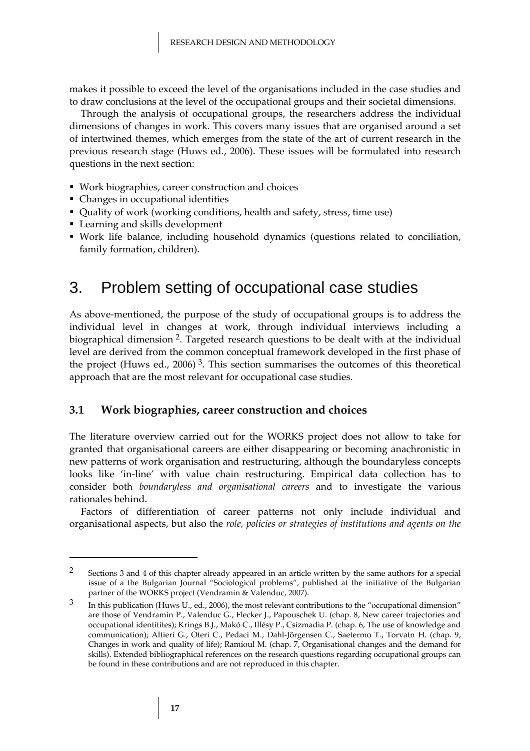makes it possible to exceed the level of the organisations included in the case studies and to draw conclusions at the level of the occupational groups and their societal dimensions.

Through the analysis of occupational groups, the researchers address the individual dimensions of changes in work. This covers many issues that are organised around a set of intertwined themes, which emerges from the state of the art of current research in the previous research stage (Huws ed., 2006). These issues will be formulated into research questions in the next section:

- Work biographies, career construction and choices
- Changes in occupational identities
- Quality of work (working conditions, health and safety, stress, time use)
- Learning and skills development
- Work life balance, including household dynamics (questions related to conciliation, family formation, children).

# 3. Problem setting of occupational case studies

As above-mentioned, the purpose of the study of occupational groups is to address the individual level in changes at work, through individual interviews including a biographical dimension [2]. Targeted research questions to be dealt with at the individual level are derived from the common conceptual framework developed in the first phase of the project (Huws ed., 2006) [3]. This section summarises the outcomes of this theoretical approach that are the most relevant for occupational case studies.

## 3.1 Work biographies, career construction and choices

The literature overview carried out for the WORKS project does not allow to take for granted that organisational careers are either disappearing or becoming anachronistic in new patterns of work organisation and restructuring, although the boundaryless concepts looks like 'in-line' with value chain restructuring. Empirical data collection has to consider both *boundaryless and organisational careers* and to investigate the various rationales behind.

Factors of differentiation of career patterns not only include individual and organisational aspects, but also the *role, policies or strategies of institutions and agents on the*

---

[2] Sections 3 and 4 of this chapter already appeared in an article written by the same authors for a special issue of a the Bulgarian Journal "Sociological problems", published at the initiative of the Bulgarian partner of the WORKS project (Vendramin & Valenduc, 2007).

[3] In this publication (Huws U., ed., 2006), the most relevant contributions to the "occupational dimension" are those of Vendramin P., Valenduc G., Flecker J., Papouschek U. (chap. 8, New career trajectories and occupational identitites); Krings B.J., Makó C., Illésy P., Csizmadia P. (chap. 6, The use of knowledge and communication); Altieri G., Oteri C., Pedaci M., Dahl-Jörgensen C., Saetermo T., Torvatn H. (chap. 9, Changes in work and quality of life); Ramioul M. (chap. 7, Organisational changes and the demand for skills). Extended bibliographical references on the research questions regarding occupational groups can be found in these contributions and are not reproduced in this chapter.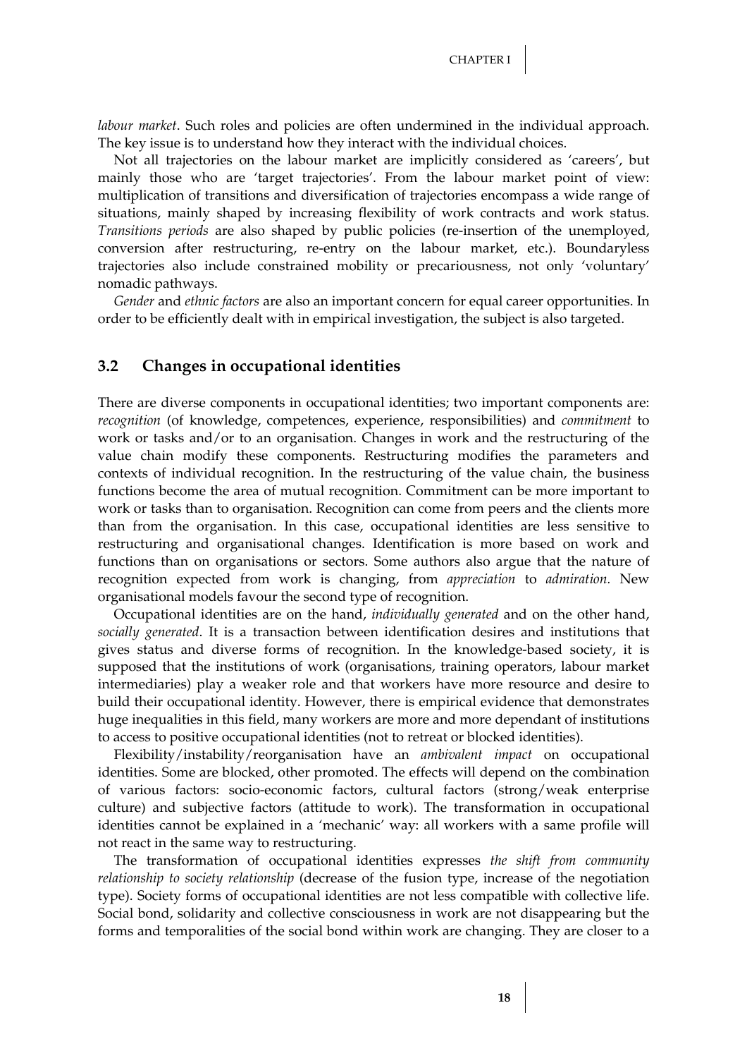*labour market*. Such roles and policies are often undermined in the individual approach. The key issue is to understand how they interact with the individual choices.

Not all trajectories on the labour market are implicitly considered as 'careers', but mainly those who are 'target trajectories'. From the labour market point of view: multiplication of transitions and diversification of trajectories encompass a wide range of situations, mainly shaped by increasing flexibility of work contracts and work status. *Transitions periods* are also shaped by public policies (re-insertion of the unemployed, conversion after restructuring, re-entry on the labour market, etc.). Boundaryless trajectories also include constrained mobility or precariousness, not only 'voluntary' nomadic pathways.

*Gender* and *ethnic factors* are also an important concern for equal career opportunities. In order to be efficiently dealt with in empirical investigation, the subject is also targeted.

## 3.2 Changes in occupational identities

There are diverse components in occupational identities; two important components are: *recognition* (of knowledge, competences, experience, responsibilities) and *commitment* to work or tasks and/or to an organisation. Changes in work and the restructuring of the value chain modify these components. Restructuring modifies the parameters and contexts of individual recognition. In the restructuring of the value chain, the business functions become the area of mutual recognition. Commitment can be more important to work or tasks than to organisation. Recognition can come from peers and the clients more than from the organisation. In this case, occupational identities are less sensitive to restructuring and organisational changes. Identification is more based on work and functions than on organisations or sectors. Some authors also argue that the nature of recognition expected from work is changing, from *appreciation* to *admiration.* New organisational models favour the second type of recognition.

Occupational identities are on the hand, *individually generated* and on the other hand, *socially generated*. It is a transaction between identification desires and institutions that gives status and diverse forms of recognition. In the knowledge-based society, it is supposed that the institutions of work (organisations, training operators, labour market intermediaries) play a weaker role and that workers have more resource and desire to build their occupational identity. However, there is empirical evidence that demonstrates huge inequalities in this field, many workers are more and more dependant of institutions to access to positive occupational identities (not to retreat or blocked identities).

Flexibility/instability/reorganisation have an *ambivalent impact* on occupational identities. Some are blocked, other promoted. The effects will depend on the combination of various factors: socio-economic factors, cultural factors (strong/weak enterprise culture) and subjective factors (attitude to work). The transformation in occupational identities cannot be explained in a 'mechanic' way: all workers with a same profile will not react in the same way to restructuring.

The transformation of occupational identities expresses *the shift from community relationship to society relationship* (decrease of the fusion type, increase of the negotiation type). Society forms of occupational identities are not less compatible with collective life. Social bond, solidarity and collective consciousness in work are not disappearing but the forms and temporalities of the social bond within work are changing. They are closer to a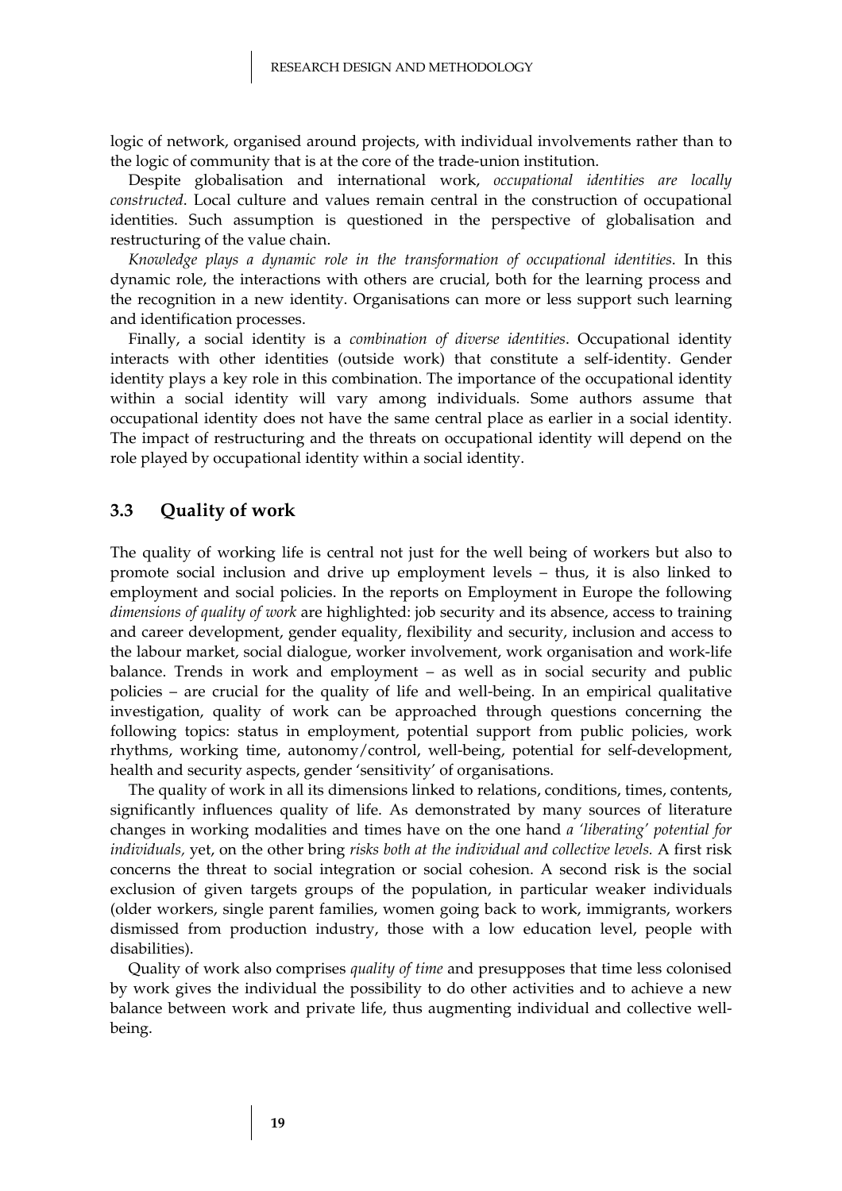logic of network, organised around projects, with individual involvements rather than to the logic of community that is at the core of the trade-union institution.

Despite globalisation and international work, *occupational identities are locally constructed*. Local culture and values remain central in the construction of occupational identities. Such assumption is questioned in the perspective of globalisation and restructuring of the value chain.

*Knowledge plays a dynamic role in the transformation of occupational identities*. In this dynamic role, the interactions with others are crucial, both for the learning process and the recognition in a new identity. Organisations can more or less support such learning and identification processes.

Finally, a social identity is a *combination of diverse identities*. Occupational identity interacts with other identities (outside work) that constitute a self-identity. Gender identity plays a key role in this combination. The importance of the occupational identity within a social identity will vary among individuals. Some authors assume that occupational identity does not have the same central place as earlier in a social identity. The impact of restructuring and the threats on occupational identity will depend on the role played by occupational identity within a social identity.

## 3.3 Quality of work

The quality of working life is central not just for the well being of workers but also to promote social inclusion and drive up employment levels – thus, it is also linked to employment and social policies. In the reports on Employment in Europe the following *dimensions of quality of work* are highlighted: job security and its absence, access to training and career development, gender equality, flexibility and security, inclusion and access to the labour market, social dialogue, worker involvement, work organisation and work-life balance. Trends in work and employment – as well as in social security and public policies – are crucial for the quality of life and well-being. In an empirical qualitative investigation, quality of work can be approached through questions concerning the following topics: status in employment, potential support from public policies, work rhythms, working time, autonomy/control, well-being, potential for self-development, health and security aspects, gender 'sensitivity' of organisations.

The quality of work in all its dimensions linked to relations, conditions, times, contents, significantly influences quality of life. As demonstrated by many sources of literature changes in working modalities and times have on the one hand *a 'liberating' potential for individuals,* yet, on the other bring *risks both at the individual and collective levels.* A first risk concerns the threat to social integration or social cohesion. A second risk is the social exclusion of given targets groups of the population, in particular weaker individuals (older workers, single parent families, women going back to work, immigrants, workers dismissed from production industry, those with a low education level, people with disabilities).

Quality of work also comprises *quality of time* and presupposes that time less colonised by work gives the individual the possibility to do other activities and to achieve a new balance between work and private life, thus augmenting individual and collective well-being.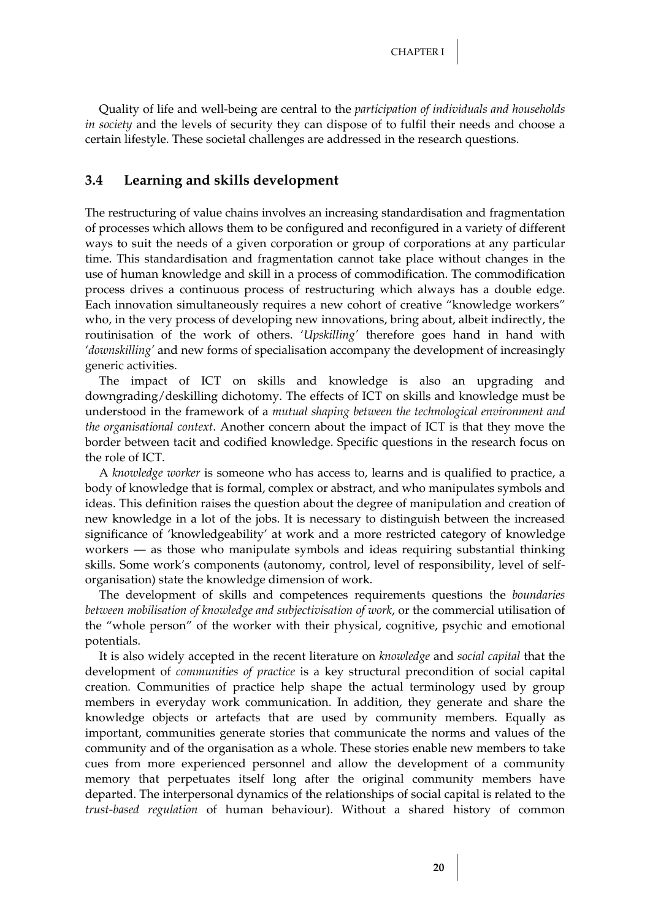Quality of life and well-being are central to the *participation of individuals and households in society* and the levels of security they can dispose of to fulfil their needs and choose a certain lifestyle. These societal challenges are addressed in the research questions.

### 3.4 Learning and skills development

The restructuring of value chains involves an increasing standardisation and fragmentation of processes which allows them to be configured and reconfigured in a variety of different ways to suit the needs of a given corporation or group of corporations at any particular time. This standardisation and fragmentation cannot take place without changes in the use of human knowledge and skill in a process of commodification. The commodification process drives a continuous process of restructuring which always has a double edge. Each innovation simultaneously requires a new cohort of creative "knowledge workers" who, in the very process of developing new innovations, bring about, albeit indirectly, the routinisation of the work of others. '*Upskilling*' therefore goes hand in hand with '*downskilling*' and new forms of specialisation accompany the development of increasingly generic activities.

The impact of ICT on skills and knowledge is also an upgrading and downgrading/deskilling dichotomy. The effects of ICT on skills and knowledge must be understood in the framework of a *mutual shaping between the technological environment and the organisational context*. Another concern about the impact of ICT is that they move the border between tacit and codified knowledge. Specific questions in the research focus on the role of ICT.

A *knowledge worker* is someone who has access to, learns and is qualified to practice, a body of knowledge that is formal, complex or abstract, and who manipulates symbols and ideas. This definition raises the question about the degree of manipulation and creation of new knowledge in a lot of the jobs. It is necessary to distinguish between the increased significance of 'knowledgeability' at work and a more restricted category of knowledge workers — as those who manipulate symbols and ideas requiring substantial thinking skills. Some work's components (autonomy, control, level of responsibility, level of self-organisation) state the knowledge dimension of work.

The development of skills and competences requirements questions the *boundaries between mobilisation of knowledge and subjectivisation of work*, or the commercial utilisation of the "whole person" of the worker with their physical, cognitive, psychic and emotional potentials.

It is also widely accepted in the recent literature on *knowledge* and *social capital* that the development of *communities of practice* is a key structural precondition of social capital creation. Communities of practice help shape the actual terminology used by group members in everyday work communication. In addition, they generate and share the knowledge objects or artefacts that are used by community members. Equally as important, communities generate stories that communicate the norms and values of the community and of the organisation as a whole. These stories enable new members to take cues from more experienced personnel and allow the development of a community memory that perpetuates itself long after the original community members have departed. The interpersonal dynamics of the relationships of social capital is related to the *trust-based regulation* of human behaviour). Without a shared history of common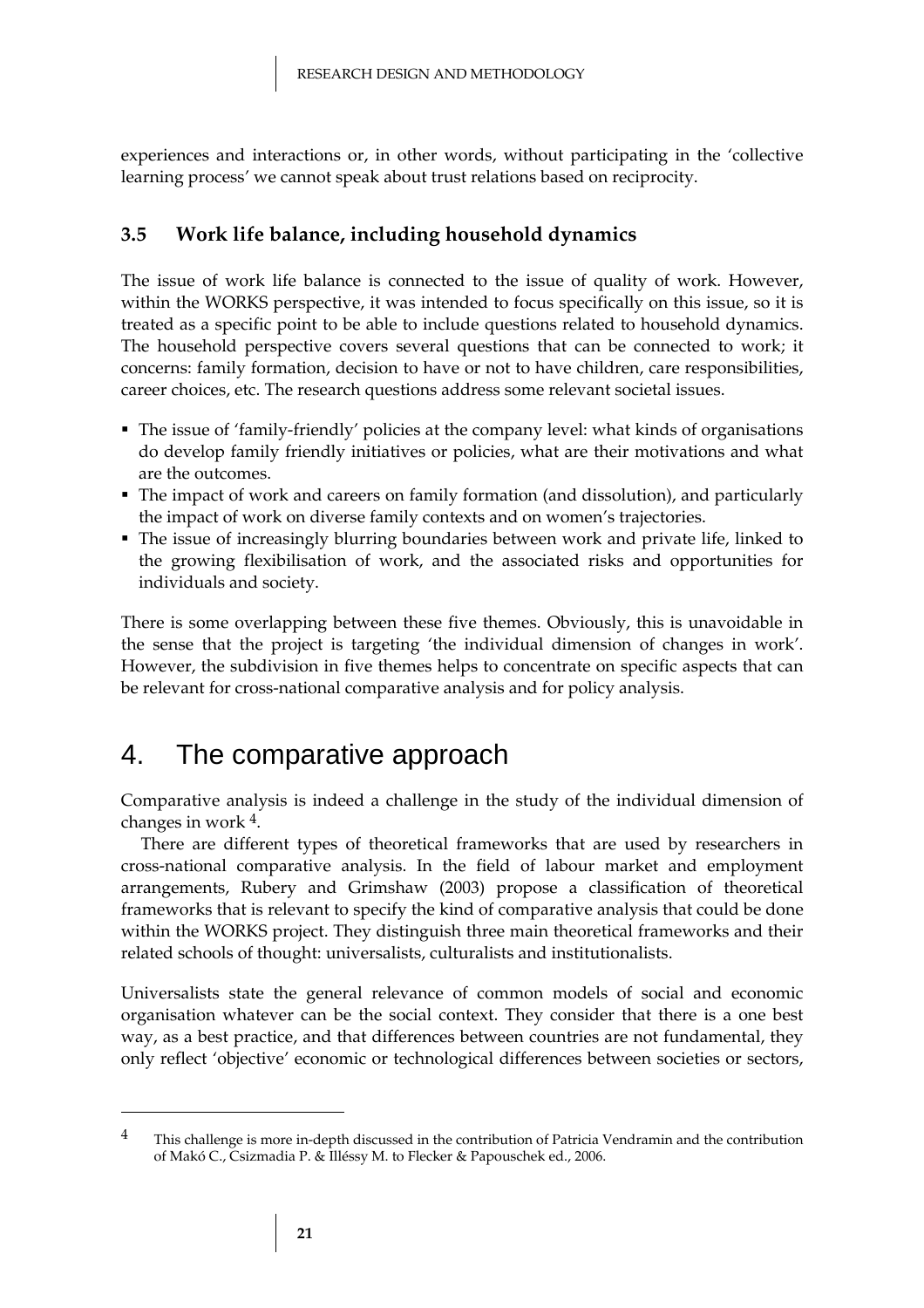experiences and interactions or, in other words, without participating in the 'collective learning process' we cannot speak about trust relations based on reciprocity.

### 3.5 Work life balance, including household dynamics

The issue of work life balance is connected to the issue of quality of work. However, within the WORKS perspective, it was intended to focus specifically on this issue, so it is treated as a specific point to be able to include questions related to household dynamics. The household perspective covers several questions that can be connected to work; it concerns: family formation, decision to have or not to have children, care responsibilities, career choices, etc. The research questions address some relevant societal issues.

- The issue of 'family-friendly' policies at the company level: what kinds of organisations do develop family friendly initiatives or policies, what are their motivations and what are the outcomes.
- The impact of work and careers on family formation (and dissolution), and particularly the impact of work on diverse family contexts and on women's trajectories.
- The issue of increasingly blurring boundaries between work and private life, linked to the growing flexibilisation of work, and the associated risks and opportunities for individuals and society.

There is some overlapping between these five themes. Obviously, this is unavoidable in the sense that the project is targeting 'the individual dimension of changes in work'. However, the subdivision in five themes helps to concentrate on specific aspects that can be relevant for cross-national comparative analysis and for policy analysis.

# 4. The comparative approach

Comparative analysis is indeed a challenge in the study of the individual dimension of changes in work [4].

There are different types of theoretical frameworks that are used by researchers in cross-national comparative analysis. In the field of labour market and employment arrangements, Rubery and Grimshaw (2003) propose a classification of theoretical frameworks that is relevant to specify the kind of comparative analysis that could be done within the WORKS project. They distinguish three main theoretical frameworks and their related schools of thought: universalists, culturalists and institutionalists.

Universalists state the general relevance of common models of social and economic organisation whatever can be the social context. They consider that there is a one best way, as a best practice, and that differences between countries are not fundamental, they only reflect 'objective' economic or technological differences between societies or sectors,

[4] This challenge is more in-depth discussed in the contribution of Patricia Vendramin and the contribution of Makó C., Csizmadia P. & Illéssy M. to Flecker & Papouschek ed., 2006.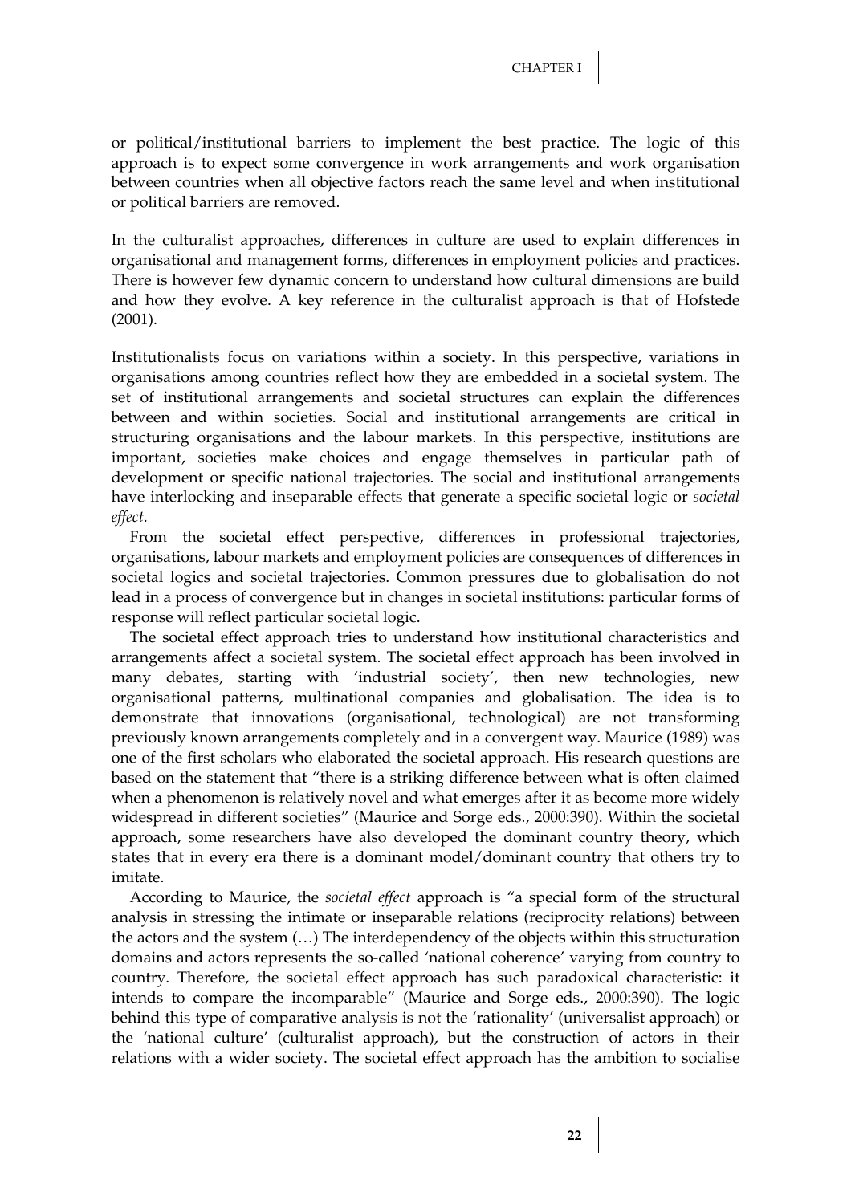or political/institutional barriers to implement the best practice. The logic of this approach is to expect some convergence in work arrangements and work organisation between countries when all objective factors reach the same level and when institutional or political barriers are removed.

In the culturalist approaches, differences in culture are used to explain differences in organisational and management forms, differences in employment policies and practices. There is however few dynamic concern to understand how cultural dimensions are build and how they evolve. A key reference in the culturalist approach is that of Hofstede (2001).

Institutionalists focus on variations within a society. In this perspective, variations in organisations among countries reflect how they are embedded in a societal system. The set of institutional arrangements and societal structures can explain the differences between and within societies. Social and institutional arrangements are critical in structuring organisations and the labour markets. In this perspective, institutions are important, societies make choices and engage themselves in particular path of development or specific national trajectories. The social and institutional arrangements have interlocking and inseparable effects that generate a specific societal logic or *societal effect*.

From the societal effect perspective, differences in professional trajectories, organisations, labour markets and employment policies are consequences of differences in societal logics and societal trajectories. Common pressures due to globalisation do not lead in a process of convergence but in changes in societal institutions: particular forms of response will reflect particular societal logic.

The societal effect approach tries to understand how institutional characteristics and arrangements affect a societal system. The societal effect approach has been involved in many debates, starting with 'industrial society', then new technologies, new organisational patterns, multinational companies and globalisation. The idea is to demonstrate that innovations (organisational, technological) are not transforming previously known arrangements completely and in a convergent way. Maurice (1989) was one of the first scholars who elaborated the societal approach. His research questions are based on the statement that "there is a striking difference between what is often claimed when a phenomenon is relatively novel and what emerges after it as become more widely widespread in different societies" (Maurice and Sorge eds., 2000:390). Within the societal approach, some researchers have also developed the dominant country theory, which states that in every era there is a dominant model/dominant country that others try to imitate.

According to Maurice, the *societal effect* approach is "a special form of the structural analysis in stressing the intimate or inseparable relations (reciprocity relations) between the actors and the system (…) The interdependency of the objects within this structuration domains and actors represents the so-called 'national coherence' varying from country to country. Therefore, the societal effect approach has such paradoxical characteristic: it intends to compare the incomparable" (Maurice and Sorge eds., 2000:390). The logic behind this type of comparative analysis is not the 'rationality' (universalist approach) or the 'national culture' (culturalist approach), but the construction of actors in their relations with a wider society. The societal effect approach has the ambition to socialise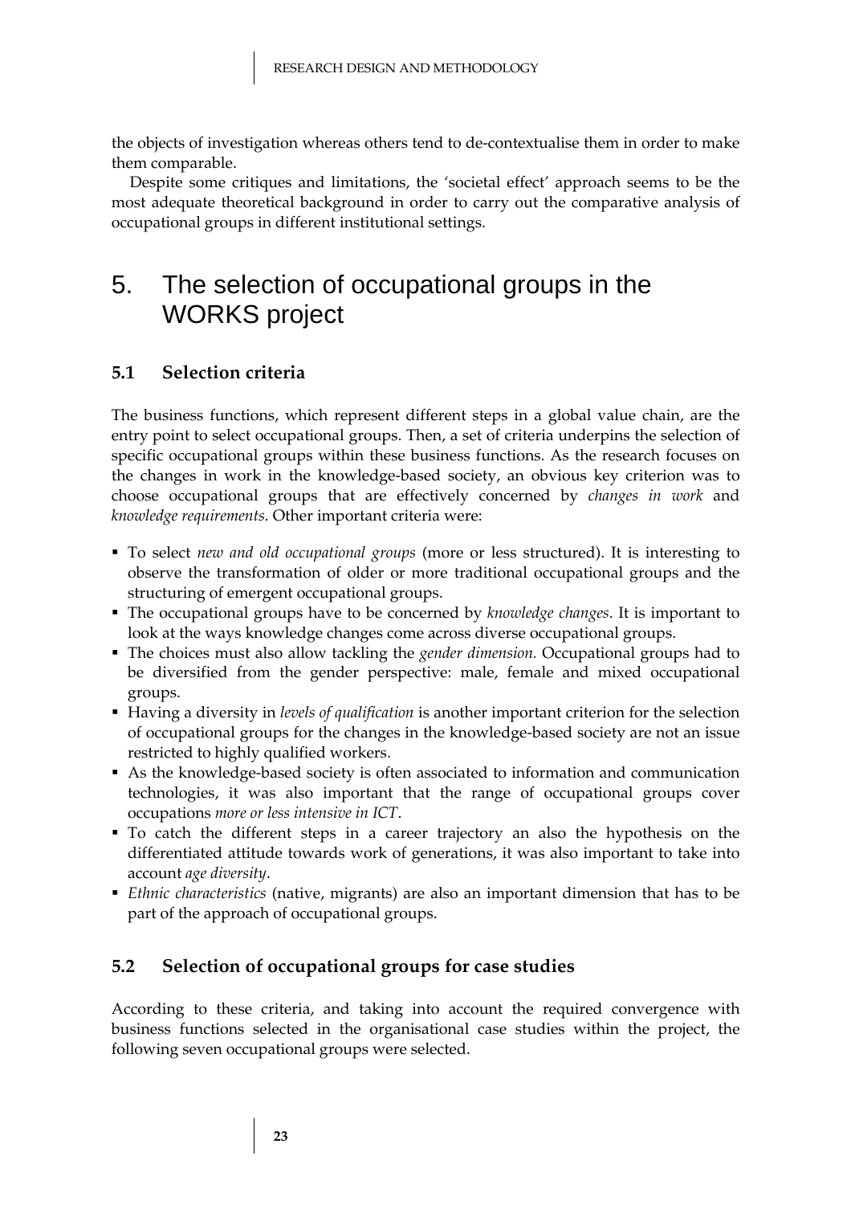the objects of investigation whereas others tend to de-contextualise them in order to make them comparable.

Despite some critiques and limitations, the 'societal effect' approach seems to be the most adequate theoretical background in order to carry out the comparative analysis of occupational groups in different institutional settings.

# 5. The selection of occupational groups in the WORKS project

## 5.1 Selection criteria

The business functions, which represent different steps in a global value chain, are the entry point to select occupational groups. Then, a set of criteria underpins the selection of specific occupational groups within these business functions. As the research focuses on the changes in work in the knowledge-based society, an obvious key criterion was to choose occupational groups that are effectively concerned by *changes in work* and *knowledge requirements*. Other important criteria were:

- To select *new and old occupational groups* (more or less structured). It is interesting to observe the transformation of older or more traditional occupational groups and the structuring of emergent occupational groups.
- The occupational groups have to be concerned by *knowledge changes*. It is important to look at the ways knowledge changes come across diverse occupational groups.
- The choices must also allow tackling the *gender dimension.* Occupational groups had to be diversified from the gender perspective: male, female and mixed occupational groups.
- Having a diversity in *levels of qualification* is another important criterion for the selection of occupational groups for the changes in the knowledge-based society are not an issue restricted to highly qualified workers.
- As the knowledge-based society is often associated to information and communication technologies, it was also important that the range of occupational groups cover occupations *more or less intensive in ICT*.
- To catch the different steps in a career trajectory an also the hypothesis on the differentiated attitude towards work of generations, it was also important to take into account *age diversity*.
- *Ethnic characteristics* (native, migrants) are also an important dimension that has to be part of the approach of occupational groups.

## 5.2 Selection of occupational groups for case studies

According to these criteria, and taking into account the required convergence with business functions selected in the organisational case studies within the project, the following seven occupational groups were selected.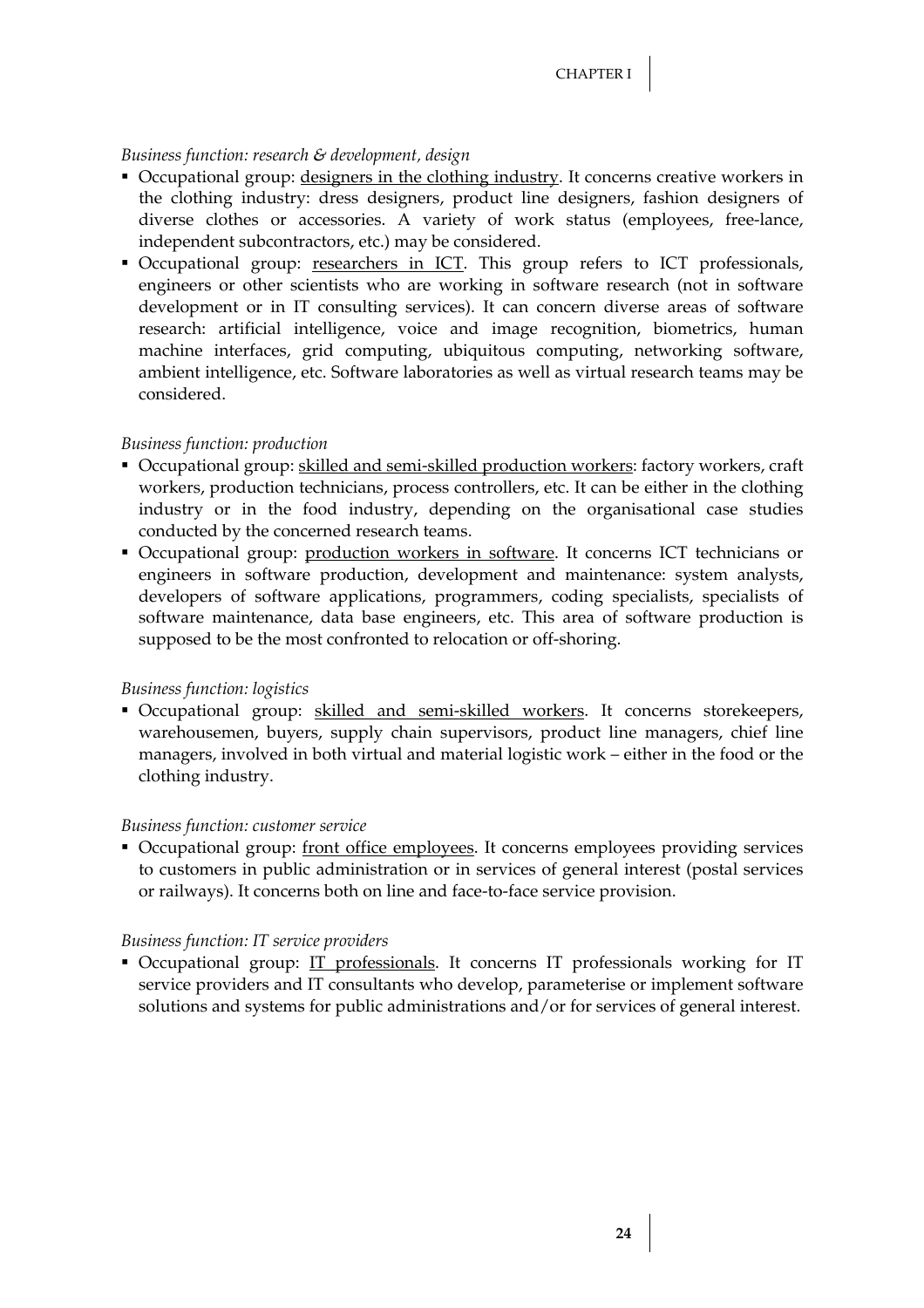*Business function: research & development, design*

- Occupational group: designers in the clothing industry. It concerns creative workers in the clothing industry: dress designers, product line designers, fashion designers of diverse clothes or accessories. A variety of work status (employees, free-lance, independent subcontractors, etc.) may be considered.
- Occupational group: researchers in ICT. This group refers to ICT professionals, engineers or other scientists who are working in software research (not in software development or in IT consulting services). It can concern diverse areas of software research: artificial intelligence, voice and image recognition, biometrics, human machine interfaces, grid computing, ubiquitous computing, networking software, ambient intelligence, etc. Software laboratories as well as virtual research teams may be considered.

*Business function: production*

- Occupational group: skilled and semi-skilled production workers: factory workers, craft workers, production technicians, process controllers, etc. It can be either in the clothing industry or in the food industry, depending on the organisational case studies conducted by the concerned research teams.
- Occupational group: production workers in software. It concerns ICT technicians or engineers in software production, development and maintenance: system analysts, developers of software applications, programmers, coding specialists, specialists of software maintenance, data base engineers, etc. This area of software production is supposed to be the most confronted to relocation or off-shoring.

*Business function: logistics*

- Occupational group: skilled and semi-skilled workers. It concerns storekeepers, warehousemen, buyers, supply chain supervisors, product line managers, chief line managers, involved in both virtual and material logistic work – either in the food or the clothing industry.

*Business function: customer service*

- Occupational group: front office employees. It concerns employees providing services to customers in public administration or in services of general interest (postal services or railways). It concerns both on line and face-to-face service provision.

*Business function: IT service providers*

- Occupational group: IT professionals. It concerns IT professionals working for IT service providers and IT consultants who develop, parameterise or implement software solutions and systems for public administrations and/or for services of general interest.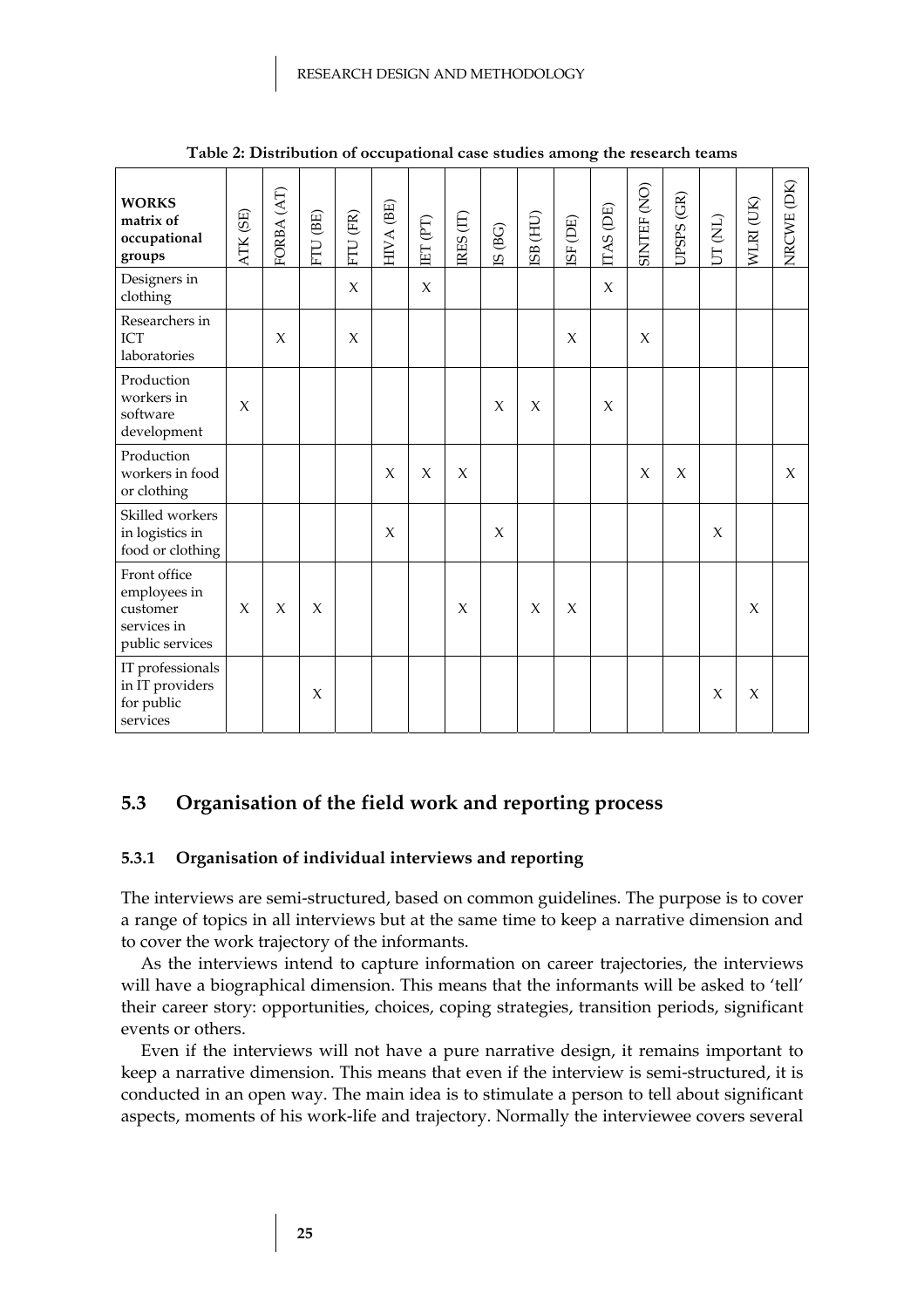**Table 2: Distribution of occupational case studies among the research teams**

| **WORKS matrix of occupational groups** | ATK (SE) | FORBA (AT) | FTU (BE) | FTU (FR) | HIVA (BE) | IET (PT) | IRES (IT) | IS (BG) | ISB (HU) | ISF (DE) | ITAS (DE) | SINTEF (NO) | UPSPS (GR) | UT (NL) | WLRI (UK) | NRCWE (DK) |
|---|---|---|---|---|---|---|---|---|---|---|---|---|---|---|---|---|
| Designers in clothing | | | | X | | X | | | | | X | | | | | |
| Researchers in ICT laboratories | | X | | X | | | | | | X | | X | | | | |
| Production workers in software development | X | | | | | | | X | X | | X | | | | | |
| Production workers in food or clothing | | | | | X | X | X | | | | | X | X | | | X |
| Skilled workers in logistics in food or clothing | | | | | X | | | X | | | | | | X | | |
| Front office employees in customer services in public services | X | X | X | | | | X | | X | X | | | | | X | |
| IT professionals in IT providers for public services | | | X | | | | | | | | | | | X | X | |

## 5.3 Organisation of the field work and reporting process

### 5.3.1 Organisation of individual interviews and reporting

The interviews are semi-structured, based on common guidelines. The purpose is to cover a range of topics in all interviews but at the same time to keep a narrative dimension and to cover the work trajectory of the informants.

As the interviews intend to capture information on career trajectories, the interviews will have a biographical dimension. This means that the informants will be asked to 'tell' their career story: opportunities, choices, coping strategies, transition periods, significant events or others.

Even if the interviews will not have a pure narrative design, it remains important to keep a narrative dimension. This means that even if the interview is semi-structured, it is conducted in an open way. The main idea is to stimulate a person to tell about significant aspects, moments of his work-life and trajectory. Normally the interviewee covers several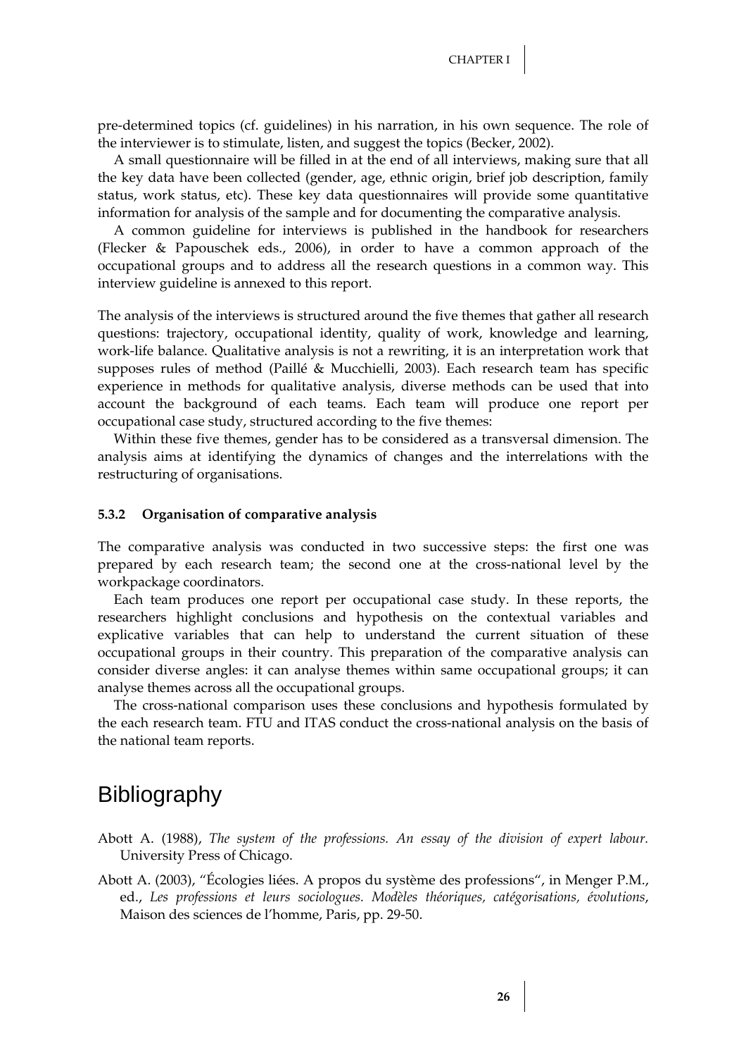pre-determined topics (cf. guidelines) in his narration, in his own sequence. The role of the interviewer is to stimulate, listen, and suggest the topics (Becker, 2002).

A small questionnaire will be filled in at the end of all interviews, making sure that all the key data have been collected (gender, age, ethnic origin, brief job description, family status, work status, etc). These key data questionnaires will provide some quantitative information for analysis of the sample and for documenting the comparative analysis.

A common guideline for interviews is published in the handbook for researchers (Flecker & Papouschek eds., 2006), in order to have a common approach of the occupational groups and to address all the research questions in a common way. This interview guideline is annexed to this report.

The analysis of the interviews is structured around the five themes that gather all research questions: trajectory, occupational identity, quality of work, knowledge and learning, work-life balance. Qualitative analysis is not a rewriting, it is an interpretation work that supposes rules of method (Paillé & Mucchielli, 2003). Each research team has specific experience in methods for qualitative analysis, diverse methods can be used that into account the background of each teams. Each team will produce one report per occupational case study, structured according to the five themes:

Within these five themes, gender has to be considered as a transversal dimension. The analysis aims at identifying the dynamics of changes and the interrelations with the restructuring of organisations.

#### 5.3.2 Organisation of comparative analysis

The comparative analysis was conducted in two successive steps: the first one was prepared by each research team; the second one at the cross-national level by the workpackage coordinators.

Each team produces one report per occupational case study. In these reports, the researchers highlight conclusions and hypothesis on the contextual variables and explicative variables that can help to understand the current situation of these occupational groups in their country. This preparation of the comparative analysis can consider diverse angles: it can analyse themes within same occupational groups; it can analyse themes across all the occupational groups.

The cross-national comparison uses these conclusions and hypothesis formulated by the each research team. FTU and ITAS conduct the cross-national analysis on the basis of the national team reports.

# Bibliography

Abott A. (1988), *The system of the professions. An essay of the division of expert labour.* University Press of Chicago.

Abott A. (2003), "Écologies liées. A propos du système des professions", in Menger P.M., ed., *Les professions et leurs sociologues. Modèles théoriques, catégorisations, évolutions*, Maison des sciences de l'homme, Paris, pp. 29-50.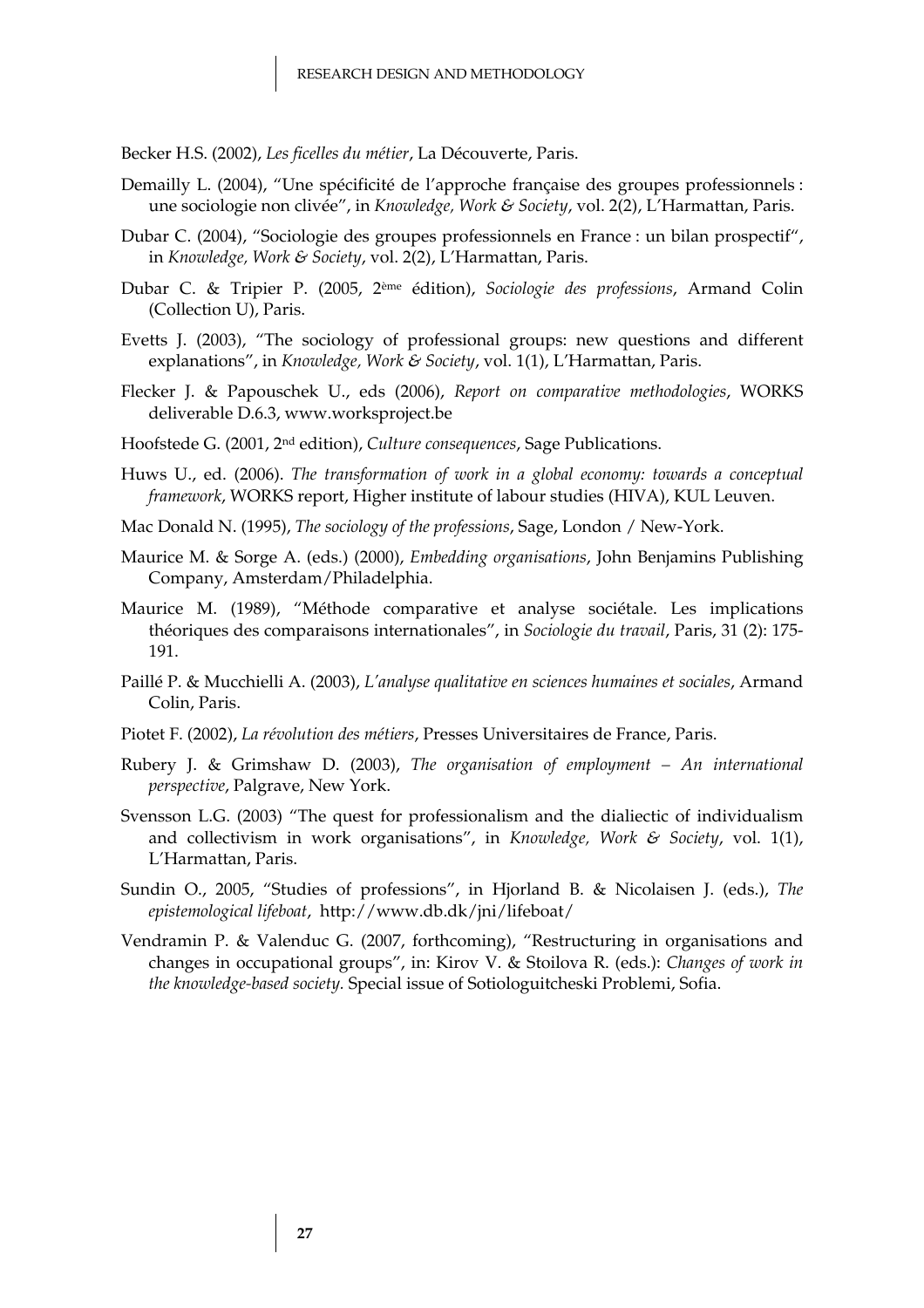Becker H.S. (2002), *Les ficelles du métier*, La Découverte, Paris.

Demailly L. (2004), "Une spécificité de l'approche française des groupes professionnels : une sociologie non clivée", in *Knowledge, Work & Society*, vol. 2(2), L'Harmattan, Paris.

Dubar C. (2004), "Sociologie des groupes professionnels en France : un bilan prospectif", in *Knowledge, Work & Society*, vol. 2(2), L'Harmattan, Paris.

Dubar C. & Tripier P. (2005, 2ème édition), *Sociologie des professions*, Armand Colin (Collection U), Paris.

Evetts J. (2003), "The sociology of professional groups: new questions and different explanations", in *Knowledge, Work & Society*, vol. 1(1), L'Harmattan, Paris.

Flecker J. & Papouschek U., eds (2006), *Report on comparative methodologies*, WORKS deliverable D.6.3, www.worksproject.be

Hoofstede G. (2001, 2nd edition), *Culture consequences*, Sage Publications.

Huws U., ed. (2006). *The transformation of work in a global economy: towards a conceptual framework*, WORKS report, Higher institute of labour studies (HIVA), KUL Leuven.

Mac Donald N. (1995), *The sociology of the professions*, Sage, London / New-York.

Maurice M. & Sorge A. (eds.) (2000), *Embedding organisations*, John Benjamins Publishing Company, Amsterdam/Philadelphia.

Maurice M. (1989), "Méthode comparative et analyse sociétale. Les implications théoriques des comparaisons internationales", in *Sociologie du travail*, Paris, 31 (2): 175-191.

Paillé P. & Mucchielli A. (2003), *L'analyse qualitative en sciences humaines et sociales*, Armand Colin, Paris.

Piotet F. (2002), *La révolution des métiers*, Presses Universitaires de France, Paris.

Rubery J. & Grimshaw D. (2003), *The organisation of employment – An international perspective*, Palgrave, New York.

Svensson L.G. (2003) "The quest for professionalism and the dialiectic of individualism and collectivism in work organisations", in *Knowledge, Work & Society*, vol. 1(1), L'Harmattan, Paris.

Sundin O., 2005, "Studies of professions", in Hjorland B. & Nicolaisen J. (eds.), *The epistemological lifeboat*, http://www.db.dk/jni/lifeboat/

Vendramin P. & Valenduc G. (2007, forthcoming), "Restructuring in organisations and changes in occupational groups", in: Kirov V. & Stoilova R. (eds.): *Changes of work in the knowledge-based society.* Special issue of Sotiologuitcheski Problemi, Sofia.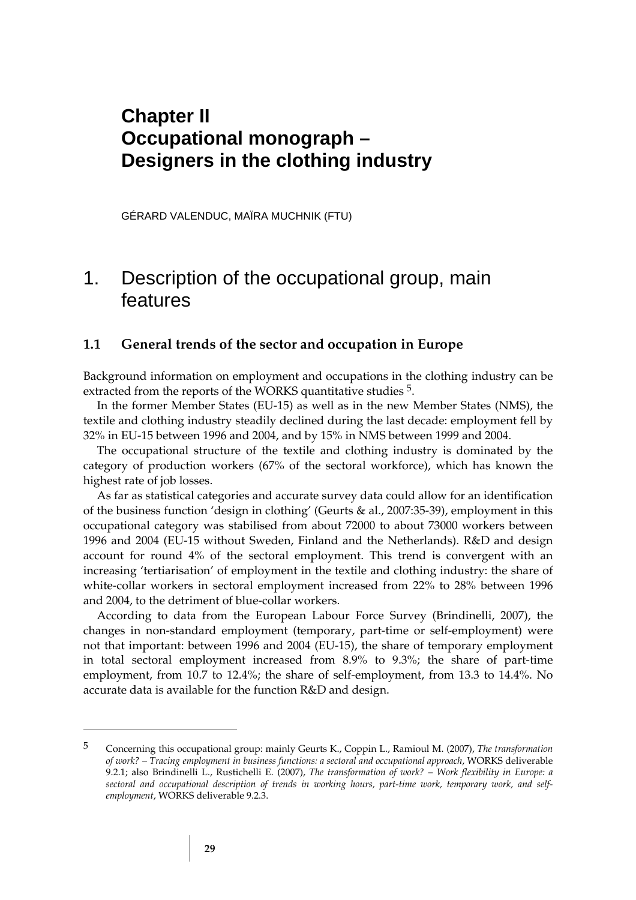# Chapter II
# Occupational monograph – Designers in the clothing industry

GÉRARD VALENDUC, MAÏRA MUCHNIK (FTU)

## 1. Description of the occupational group, main features

### 1.1 General trends of the sector and occupation in Europe

Background information on employment and occupations in the clothing industry can be extracted from the reports of the WORKS quantitative studies [5].

In the former Member States (EU-15) as well as in the new Member States (NMS), the textile and clothing industry steadily declined during the last decade: employment fell by 32% in EU-15 between 1996 and 2004, and by 15% in NMS between 1999 and 2004.

The occupational structure of the textile and clothing industry is dominated by the category of production workers (67% of the sectoral workforce), which has known the highest rate of job losses.

As far as statistical categories and accurate survey data could allow for an identification of the business function 'design in clothing' (Geurts & al., 2007:35-39), employment in this occupational category was stabilised from about 72000 to about 73000 workers between 1996 and 2004 (EU-15 without Sweden, Finland and the Netherlands). R&D and design account for round 4% of the sectoral employment. This trend is convergent with an increasing 'tertiarisation' of employment in the textile and clothing industry: the share of white-collar workers in sectoral employment increased from 22% to 28% between 1996 and 2004, to the detriment of blue-collar workers.

According to data from the European Labour Force Survey (Brindinelli, 2007), the changes in non-standard employment (temporary, part-time or self-employment) were not that important: between 1996 and 2004 (EU-15), the share of temporary employment in total sectoral employment increased from 8.9% to 9.3%; the share of part-time employment, from 10.7 to 12.4%; the share of self-employment, from 13.3 to 14.4%. No accurate data is available for the function R&D and design.

---

[5] Concerning this occupational group: mainly Geurts K., Coppin L., Ramioul M. (2007), *The transformation of work? – Tracing employment in business functions: a sectoral and occupational approach*, WORKS deliverable 9.2.1; also Brindinelli L., Rustichelli E. (2007), *The transformation of work? – Work flexibility in Europe: a sectoral and occupational description of trends in working hours, part-time work, temporary work, and self-employment*, WORKS deliverable 9.2.3.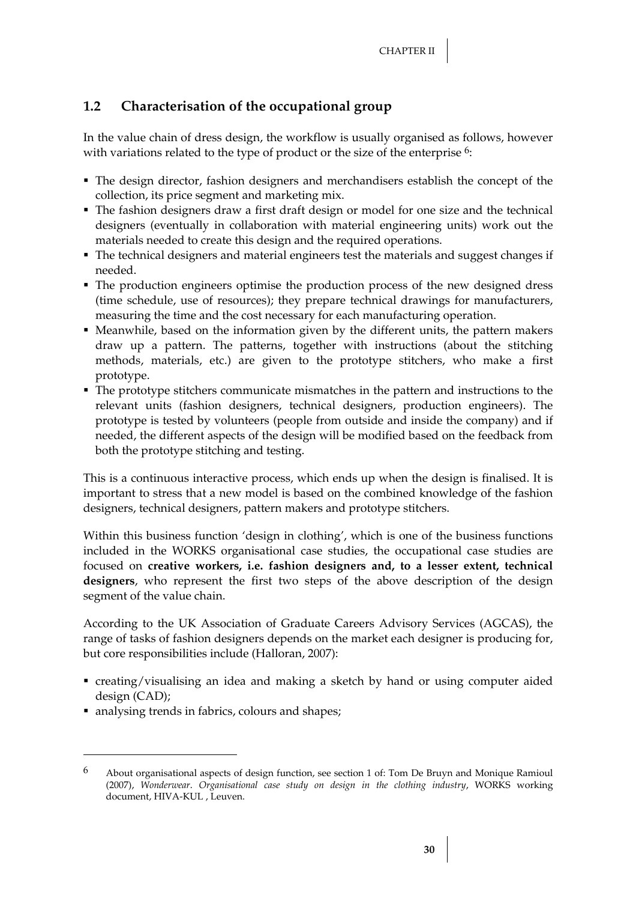## 1.2 Characterisation of the occupational group

In the value chain of dress design, the workflow is usually organised as follows, however with variations related to the type of product or the size of the enterprise [6]:

- The design director, fashion designers and merchandisers establish the concept of the collection, its price segment and marketing mix.
- The fashion designers draw a first draft design or model for one size and the technical designers (eventually in collaboration with material engineering units) work out the materials needed to create this design and the required operations.
- The technical designers and material engineers test the materials and suggest changes if needed.
- The production engineers optimise the production process of the new designed dress (time schedule, use of resources); they prepare technical drawings for manufacturers, measuring the time and the cost necessary for each manufacturing operation.
- Meanwhile, based on the information given by the different units, the pattern makers draw up a pattern. The patterns, together with instructions (about the stitching methods, materials, etc.) are given to the prototype stitchers, who make a first prototype.
- The prototype stitchers communicate mismatches in the pattern and instructions to the relevant units (fashion designers, technical designers, production engineers). The prototype is tested by volunteers (people from outside and inside the company) and if needed, the different aspects of the design will be modified based on the feedback from both the prototype stitching and testing.

This is a continuous interactive process, which ends up when the design is finalised. It is important to stress that a new model is based on the combined knowledge of the fashion designers, technical designers, pattern makers and prototype stitchers.

Within this business function 'design in clothing', which is one of the business functions included in the WORKS organisational case studies, the occupational case studies are focused on **creative workers, i.e. fashion designers and, to a lesser extent, technical designers**, who represent the first two steps of the above description of the design segment of the value chain.

According to the UK Association of Graduate Careers Advisory Services (AGCAS), the range of tasks of fashion designers depends on the market each designer is producing for, but core responsibilities include (Halloran, 2007):

- creating/visualising an idea and making a sketch by hand or using computer aided design (CAD);
- analysing trends in fabrics, colours and shapes;

---

6 About organisational aspects of design function, see section 1 of: Tom De Bruyn and Monique Ramioul (2007), *Wonderwear. Organisational case study on design in the clothing industry*, WORKS working document, HIVA-KUL , Leuven.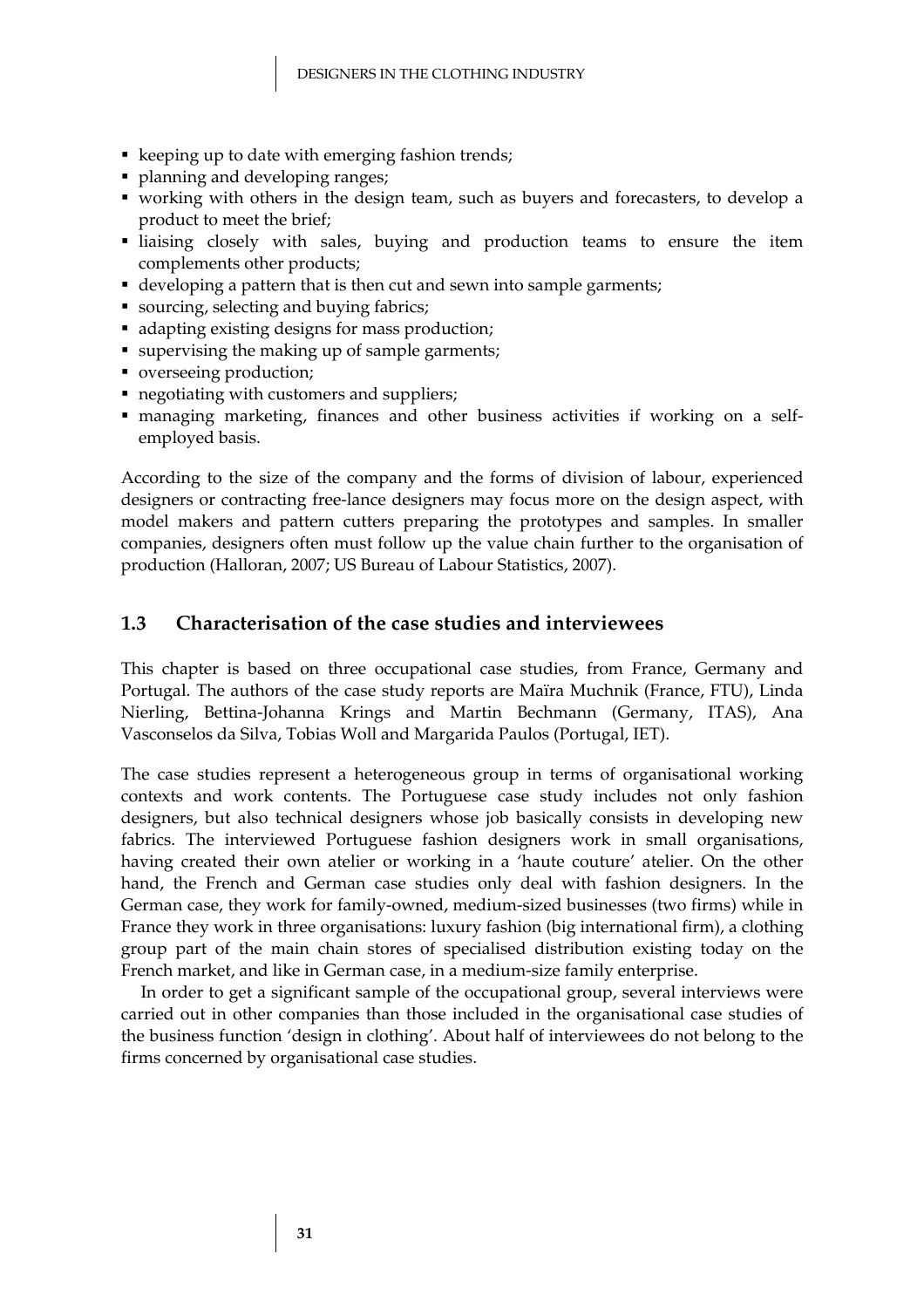- keeping up to date with emerging fashion trends;
- planning and developing ranges;
- working with others in the design team, such as buyers and forecasters, to develop a product to meet the brief;
- liaising closely with sales, buying and production teams to ensure the item complements other products;
- developing a pattern that is then cut and sewn into sample garments;
- sourcing, selecting and buying fabrics;
- adapting existing designs for mass production;
- supervising the making up of sample garments;
- overseeing production;
- negotiating with customers and suppliers;
- managing marketing, finances and other business activities if working on a self-employed basis.

According to the size of the company and the forms of division of labour, experienced designers or contracting free-lance designers may focus more on the design aspect, with model makers and pattern cutters preparing the prototypes and samples. In smaller companies, designers often must follow up the value chain further to the organisation of production (Halloran, 2007; US Bureau of Labour Statistics, 2007).

## 1.3 Characterisation of the case studies and interviewees

This chapter is based on three occupational case studies, from France, Germany and Portugal. The authors of the case study reports are Maïra Muchnik (France, FTU), Linda Nierling, Bettina-Johanna Krings and Martin Bechmann (Germany, ITAS), Ana Vasconselos da Silva, Tobias Woll and Margarida Paulos (Portugal, IET).

The case studies represent a heterogeneous group in terms of organisational working contexts and work contents. The Portuguese case study includes not only fashion designers, but also technical designers whose job basically consists in developing new fabrics. The interviewed Portuguese fashion designers work in small organisations, having created their own atelier or working in a 'haute couture' atelier. On the other hand, the French and German case studies only deal with fashion designers. In the German case, they work for family-owned, medium-sized businesses (two firms) while in France they work in three organisations: luxury fashion (big international firm), a clothing group part of the main chain stores of specialised distribution existing today on the French market, and like in German case, in a medium-size family enterprise.

In order to get a significant sample of the occupational group, several interviews were carried out in other companies than those included in the organisational case studies of the business function 'design in clothing'. About half of interviewees do not belong to the firms concerned by organisational case studies.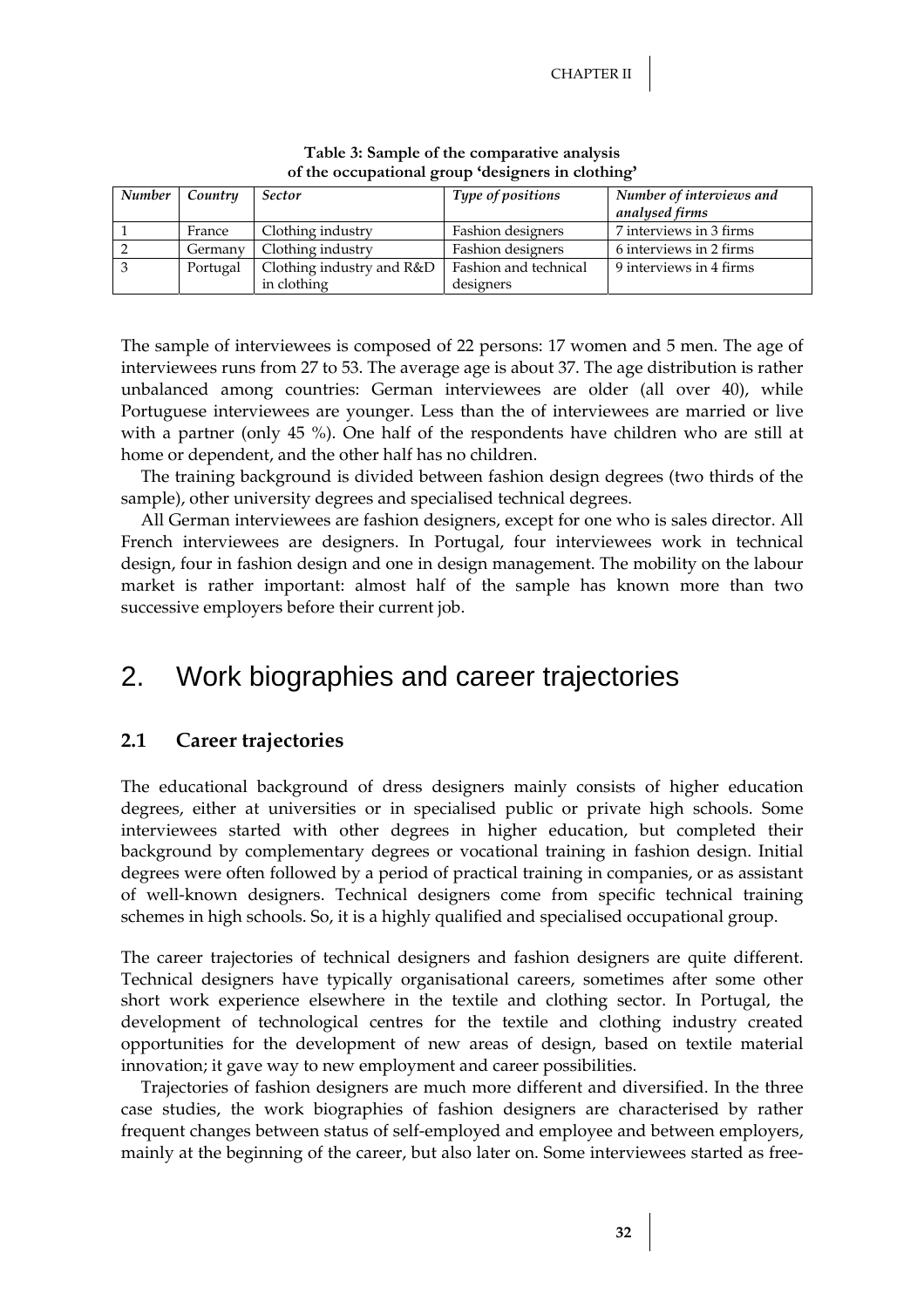**Table 3: Sample of the comparative analysis of the occupational group 'designers in clothing'**

| *Number* | *Country* | *Sector* | *Type of positions* | *Number of interviews and analysed firms* |
|---|---|---|---|---|
| 1 | France | Clothing industry | Fashion designers | 7 interviews in 3 firms |
| 2 | Germany | Clothing industry | Fashion designers | 6 interviews in 2 firms |
| 3 | Portugal | Clothing industry and R&D in clothing | Fashion and technical designers | 9 interviews in 4 firms |

The sample of interviewees is composed of 22 persons: 17 women and 5 men. The age of interviewees runs from 27 to 53. The average age is about 37. The age distribution is rather unbalanced among countries: German interviewees are older (all over 40), while Portuguese interviewees are younger. Less than the of interviewees are married or live with a partner (only 45 %). One half of the respondents have children who are still at home or dependent, and the other half has no children.

The training background is divided between fashion design degrees (two thirds of the sample), other university degrees and specialised technical degrees.

All German interviewees are fashion designers, except for one who is sales director. All French interviewees are designers. In Portugal, four interviewees work in technical design, four in fashion design and one in design management. The mobility on the labour market is rather important: almost half of the sample has known more than two successive employers before their current job.

## 2. Work biographies and career trajectories

### 2.1 Career trajectories

The educational background of dress designers mainly consists of higher education degrees, either at universities or in specialised public or private high schools. Some interviewees started with other degrees in higher education, but completed their background by complementary degrees or vocational training in fashion design. Initial degrees were often followed by a period of practical training in companies, or as assistant of well-known designers. Technical designers come from specific technical training schemes in high schools. So, it is a highly qualified and specialised occupational group.

The career trajectories of technical designers and fashion designers are quite different. Technical designers have typically organisational careers, sometimes after some other short work experience elsewhere in the textile and clothing sector. In Portugal, the development of technological centres for the textile and clothing industry created opportunities for the development of new areas of design, based on textile material innovation; it gave way to new employment and career possibilities.

Trajectories of fashion designers are much more different and diversified. In the three case studies, the work biographies of fashion designers are characterised by rather frequent changes between status of self-employed and employee and between employers, mainly at the beginning of the career, but also later on. Some interviewees started as free-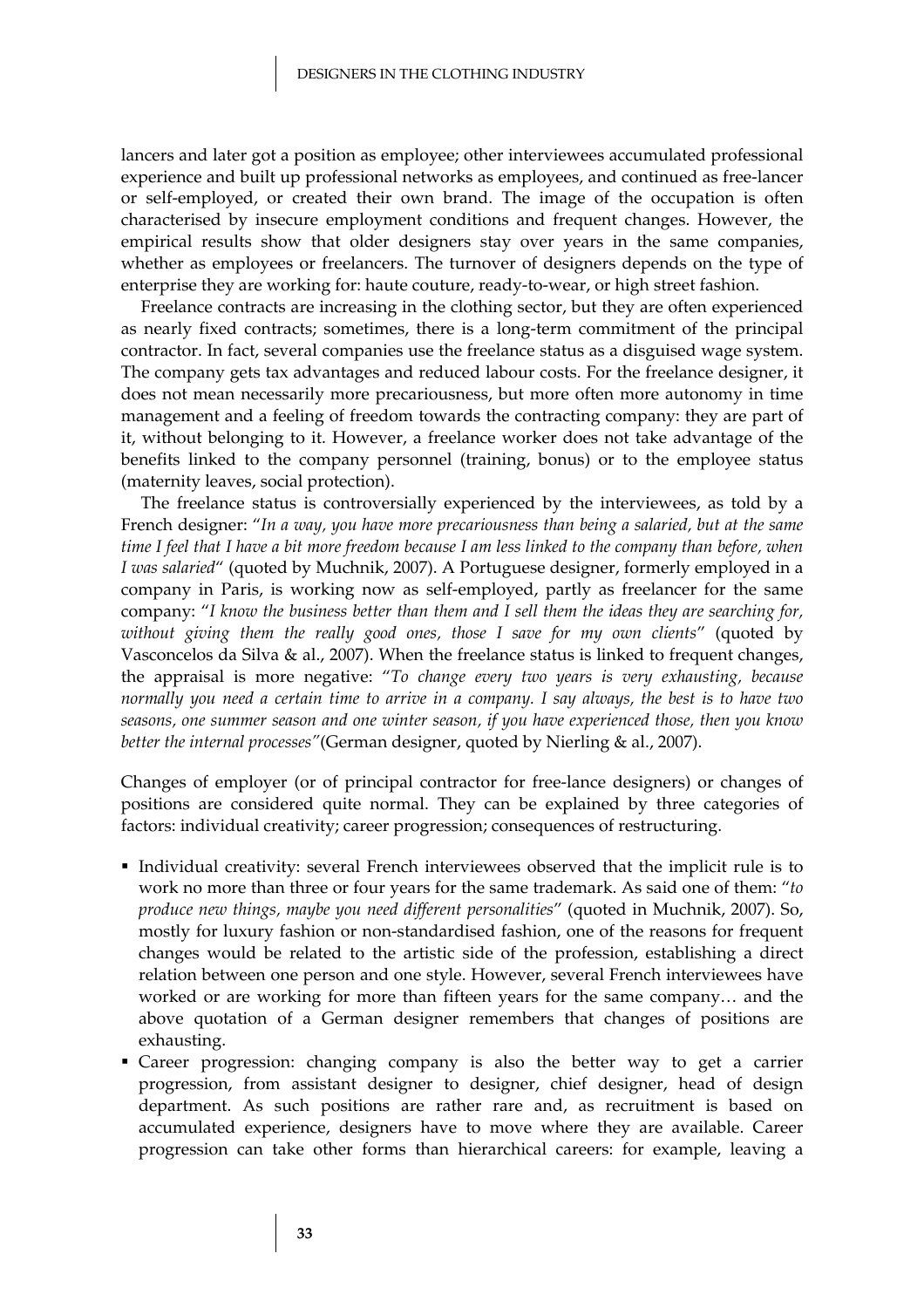lancers and later got a position as employee; other interviewees accumulated professional experience and built up professional networks as employees, and continued as free-lancer or self-employed, or created their own brand. The image of the occupation is often characterised by insecure employment conditions and frequent changes. However, the empirical results show that older designers stay over years in the same companies, whether as employees or freelancers. The turnover of designers depends on the type of enterprise they are working for: haute couture, ready-to-wear, or high street fashion.

Freelance contracts are increasing in the clothing sector, but they are often experienced as nearly fixed contracts; sometimes, there is a long-term commitment of the principal contractor. In fact, several companies use the freelance status as a disguised wage system. The company gets tax advantages and reduced labour costs. For the freelance designer, it does not mean necessarily more precariousness, but more often more autonomy in time management and a feeling of freedom towards the contracting company: they are part of it, without belonging to it. However, a freelance worker does not take advantage of the benefits linked to the company personnel (training, bonus) or to the employee status (maternity leaves, social protection).

The freelance status is controversially experienced by the interviewees, as told by a French designer: "*In a way, you have more precariousness than being a salaried, but at the same time I feel that I have a bit more freedom because I am less linked to the company than before, when I was salaried*" (quoted by Muchnik, 2007). A Portuguese designer, formerly employed in a company in Paris, is working now as self-employed, partly as freelancer for the same company: "*I know the business better than them and I sell them the ideas they are searching for, without giving them the really good ones, those I save for my own clients*" (quoted by Vasconcelos da Silva & al., 2007). When the freelance status is linked to frequent changes, the appraisal is more negative: "*To change every two years is very exhausting, because normally you need a certain time to arrive in a company. I say always, the best is to have two seasons, one summer season and one winter season, if you have experienced those, then you know better the internal processes"*(German designer, quoted by Nierling & al., 2007).

Changes of employer (or of principal contractor for free-lance designers) or changes of positions are considered quite normal. They can be explained by three categories of factors: individual creativity; career progression; consequences of restructuring.

- Individual creativity: several French interviewees observed that the implicit rule is to work no more than three or four years for the same trademark. As said one of them: "*to produce new things, maybe you need different personalities*" (quoted in Muchnik, 2007). So, mostly for luxury fashion or non-standardised fashion, one of the reasons for frequent changes would be related to the artistic side of the profession, establishing a direct relation between one person and one style. However, several French interviewees have worked or are working for more than fifteen years for the same company… and the above quotation of a German designer remembers that changes of positions are exhausting.
- Career progression: changing company is also the better way to get a carrier progression, from assistant designer to designer, chief designer, head of design department. As such positions are rather rare and, as recruitment is based on accumulated experience, designers have to move where they are available. Career progression can take other forms than hierarchical careers: for example, leaving a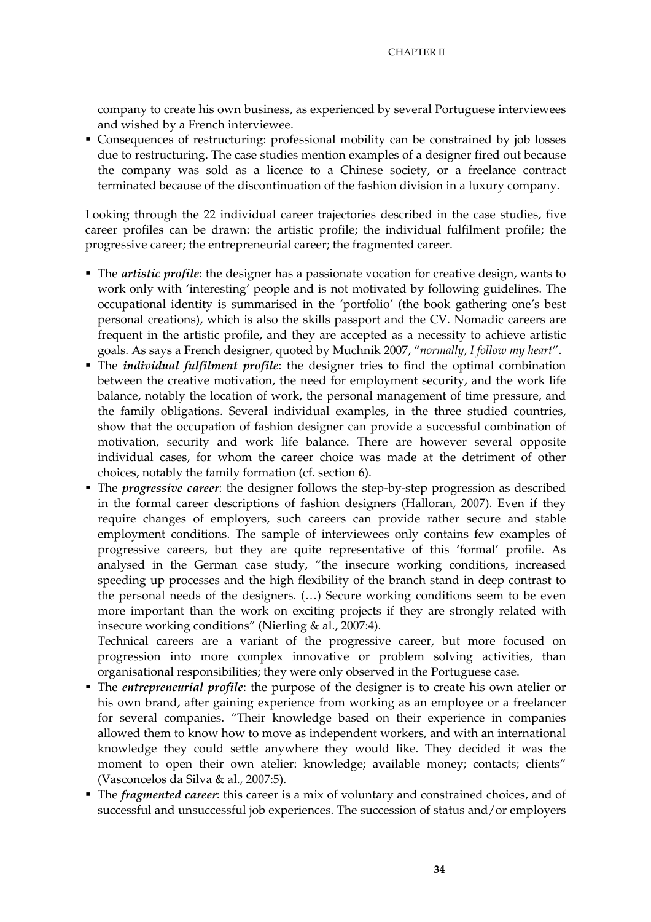company to create his own business, as experienced by several Portuguese interviewees and wished by a French interviewee.

- Consequences of restructuring: professional mobility can be constrained by job losses due to restructuring. The case studies mention examples of a designer fired out because the company was sold as a licence to a Chinese society, or a freelance contract terminated because of the discontinuation of the fashion division in a luxury company.

Looking through the 22 individual career trajectories described in the case studies, five career profiles can be drawn: the artistic profile; the individual fulfilment profile; the progressive career; the entrepreneurial career; the fragmented career.

- The ***artistic profile***: the designer has a passionate vocation for creative design, wants to work only with 'interesting' people and is not motivated by following guidelines. The occupational identity is summarised in the 'portfolio' (the book gathering one's best personal creations), which is also the skills passport and the CV. Nomadic careers are frequent in the artistic profile, and they are accepted as a necessity to achieve artistic goals. As says a French designer, quoted by Muchnik 2007, "*normally, I follow my heart*".
- The ***individual fulfilment profile***: the designer tries to find the optimal combination between the creative motivation, the need for employment security, and the work life balance, notably the location of work, the personal management of time pressure, and the family obligations. Several individual examples, in the three studied countries, show that the occupation of fashion designer can provide a successful combination of motivation, security and work life balance. There are however several opposite individual cases, for whom the career choice was made at the detriment of other choices, notably the family formation (cf. section 6).
- The ***progressive career***: the designer follows the step-by-step progression as described in the formal career descriptions of fashion designers (Halloran, 2007). Even if they require changes of employers, such careers can provide rather secure and stable employment conditions. The sample of interviewees only contains few examples of progressive careers, but they are quite representative of this 'formal' profile. As analysed in the German case study, "the insecure working conditions, increased speeding up processes and the high flexibility of the branch stand in deep contrast to the personal needs of the designers. (…) Secure working conditions seem to be even more important than the work on exciting projects if they are strongly related with insecure working conditions" (Nierling & al., 2007:4).

  Technical careers are a variant of the progressive career, but more focused on progression into more complex innovative or problem solving activities, than organisational responsibilities; they were only observed in the Portuguese case.
- The ***entrepreneurial profile***: the purpose of the designer is to create his own atelier or his own brand, after gaining experience from working as an employee or a freelancer for several companies. "Their knowledge based on their experience in companies allowed them to know how to move as independent workers, and with an international knowledge they could settle anywhere they would like. They decided it was the moment to open their own atelier: knowledge; available money; contacts; clients" (Vasconcelos da Silva & al., 2007:5).
- The ***fragmented career***: this career is a mix of voluntary and constrained choices, and of successful and unsuccessful job experiences. The succession of status and/or employers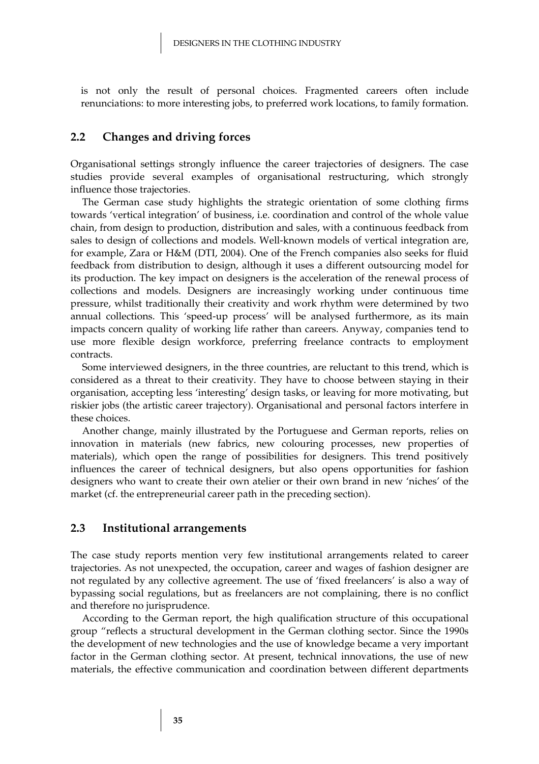is not only the result of personal choices. Fragmented careers often include renunciations: to more interesting jobs, to preferred work locations, to family formation.

## 2.2 Changes and driving forces

Organisational settings strongly influence the career trajectories of designers. The case studies provide several examples of organisational restructuring, which strongly influence those trajectories.

The German case study highlights the strategic orientation of some clothing firms towards 'vertical integration' of business, i.e. coordination and control of the whole value chain, from design to production, distribution and sales, with a continuous feedback from sales to design of collections and models. Well-known models of vertical integration are, for example, Zara or H&M (DTI, 2004). One of the French companies also seeks for fluid feedback from distribution to design, although it uses a different outsourcing model for its production. The key impact on designers is the acceleration of the renewal process of collections and models. Designers are increasingly working under continuous time pressure, whilst traditionally their creativity and work rhythm were determined by two annual collections. This 'speed-up process' will be analysed furthermore, as its main impacts concern quality of working life rather than careers. Anyway, companies tend to use more flexible design workforce, preferring freelance contracts to employment contracts.

Some interviewed designers, in the three countries, are reluctant to this trend, which is considered as a threat to their creativity. They have to choose between staying in their organisation, accepting less 'interesting' design tasks, or leaving for more motivating, but riskier jobs (the artistic career trajectory). Organisational and personal factors interfere in these choices.

Another change, mainly illustrated by the Portuguese and German reports, relies on innovation in materials (new fabrics, new colouring processes, new properties of materials), which open the range of possibilities for designers. This trend positively influences the career of technical designers, but also opens opportunities for fashion designers who want to create their own atelier or their own brand in new 'niches' of the market (cf. the entrepreneurial career path in the preceding section).

## 2.3 Institutional arrangements

The case study reports mention very few institutional arrangements related to career trajectories. As not unexpected, the occupation, career and wages of fashion designer are not regulated by any collective agreement. The use of 'fixed freelancers' is also a way of bypassing social regulations, but as freelancers are not complaining, there is no conflict and therefore no jurisprudence.

According to the German report, the high qualification structure of this occupational group "reflects a structural development in the German clothing sector. Since the 1990s the development of new technologies and the use of knowledge became a very important factor in the German clothing sector. At present, technical innovations, the use of new materials, the effective communication and coordination between different departments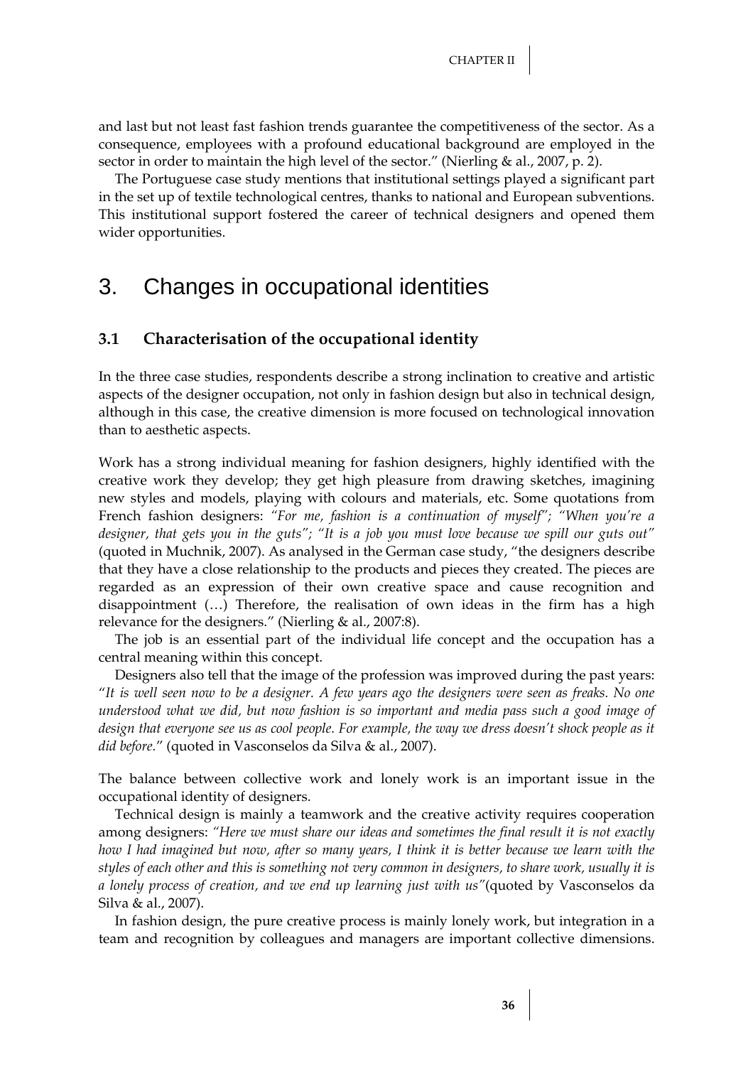and last but not least fast fashion trends guarantee the competitiveness of the sector. As a consequence, employees with a profound educational background are employed in the sector in order to maintain the high level of the sector." (Nierling & al., 2007, p. 2).

The Portuguese case study mentions that institutional settings played a significant part in the set up of textile technological centres, thanks to national and European subventions. This institutional support fostered the career of technical designers and opened them wider opportunities.

# 3. Changes in occupational identities

## 3.1 Characterisation of the occupational identity

In the three case studies, respondents describe a strong inclination to creative and artistic aspects of the designer occupation, not only in fashion design but also in technical design, although in this case, the creative dimension is more focused on technological innovation than to aesthetic aspects.

Work has a strong individual meaning for fashion designers, highly identified with the creative work they develop; they get high pleasure from drawing sketches, imagining new styles and models, playing with colours and materials, etc. Some quotations from French fashion designers: *"For me, fashion is a continuation of myself"; "When you're a designer, that gets you in the guts"; "It is a job you must love because we spill our guts out"* (quoted in Muchnik, 2007). As analysed in the German case study, "the designers describe that they have a close relationship to the products and pieces they created. The pieces are regarded as an expression of their own creative space and cause recognition and disappointment (…) Therefore, the realisation of own ideas in the firm has a high relevance for the designers." (Nierling & al., 2007:8).

The job is an essential part of the individual life concept and the occupation has a central meaning within this concept.

Designers also tell that the image of the profession was improved during the past years: "*It is well seen now to be a designer. A few years ago the designers were seen as freaks. No one understood what we did, but now fashion is so important and media pass such a good image of design that everyone see us as cool people. For example, the way we dress doesn't shock people as it did before.*" (quoted in Vasconselos da Silva & al., 2007).

The balance between collective work and lonely work is an important issue in the occupational identity of designers.

Technical design is mainly a teamwork and the creative activity requires cooperation among designers: *"Here we must share our ideas and sometimes the final result it is not exactly how I had imagined but now, after so many years, I think it is better because we learn with the styles of each other and this is something not very common in designers, to share work, usually it is a lonely process of creation, and we end up learning just with us"*(quoted by Vasconselos da Silva & al., 2007).

In fashion design, the pure creative process is mainly lonely work, but integration in a team and recognition by colleagues and managers are important collective dimensions.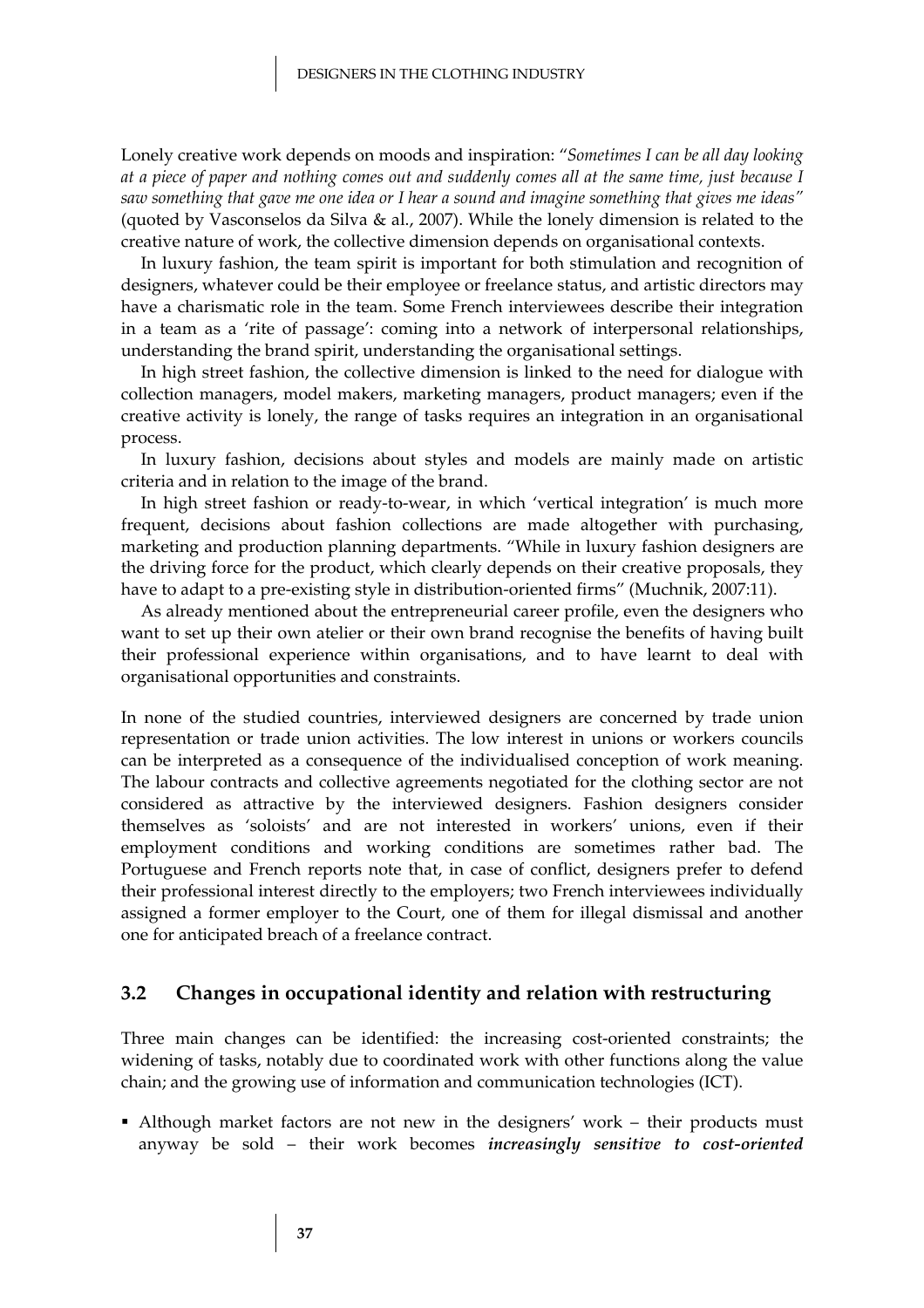Lonely creative work depends on moods and inspiration: "*Sometimes I can be all day looking at a piece of paper and nothing comes out and suddenly comes all at the same time, just because I saw something that gave me one idea or I hear a sound and imagine something that gives me ideas*" (quoted by Vasconselos da Silva & al., 2007). While the lonely dimension is related to the creative nature of work, the collective dimension depends on organisational contexts.

In luxury fashion, the team spirit is important for both stimulation and recognition of designers, whatever could be their employee or freelance status, and artistic directors may have a charismatic role in the team. Some French interviewees describe their integration in a team as a 'rite of passage': coming into a network of interpersonal relationships, understanding the brand spirit, understanding the organisational settings.

In high street fashion, the collective dimension is linked to the need for dialogue with collection managers, model makers, marketing managers, product managers; even if the creative activity is lonely, the range of tasks requires an integration in an organisational process.

In luxury fashion, decisions about styles and models are mainly made on artistic criteria and in relation to the image of the brand.

In high street fashion or ready-to-wear, in which 'vertical integration' is much more frequent, decisions about fashion collections are made altogether with purchasing, marketing and production planning departments. "While in luxury fashion designers are the driving force for the product, which clearly depends on their creative proposals, they have to adapt to a pre-existing style in distribution-oriented firms" (Muchnik, 2007:11).

As already mentioned about the entrepreneurial career profile, even the designers who want to set up their own atelier or their own brand recognise the benefits of having built their professional experience within organisations, and to have learnt to deal with organisational opportunities and constraints.

In none of the studied countries, interviewed designers are concerned by trade union representation or trade union activities. The low interest in unions or workers councils can be interpreted as a consequence of the individualised conception of work meaning. The labour contracts and collective agreements negotiated for the clothing sector are not considered as attractive by the interviewed designers. Fashion designers consider themselves as 'soloists' and are not interested in workers' unions, even if their employment conditions and working conditions are sometimes rather bad. The Portuguese and French reports note that, in case of conflict, designers prefer to defend their professional interest directly to the employers; two French interviewees individually assigned a former employer to the Court, one of them for illegal dismissal and another one for anticipated breach of a freelance contract.

## 3.2 Changes in occupational identity and relation with restructuring

Three main changes can be identified: the increasing cost-oriented constraints; the widening of tasks, notably due to coordinated work with other functions along the value chain; and the growing use of information and communication technologies (ICT).

- Although market factors are not new in the designers' work – their products must anyway be sold – their work becomes ***increasingly sensitive to cost-oriented***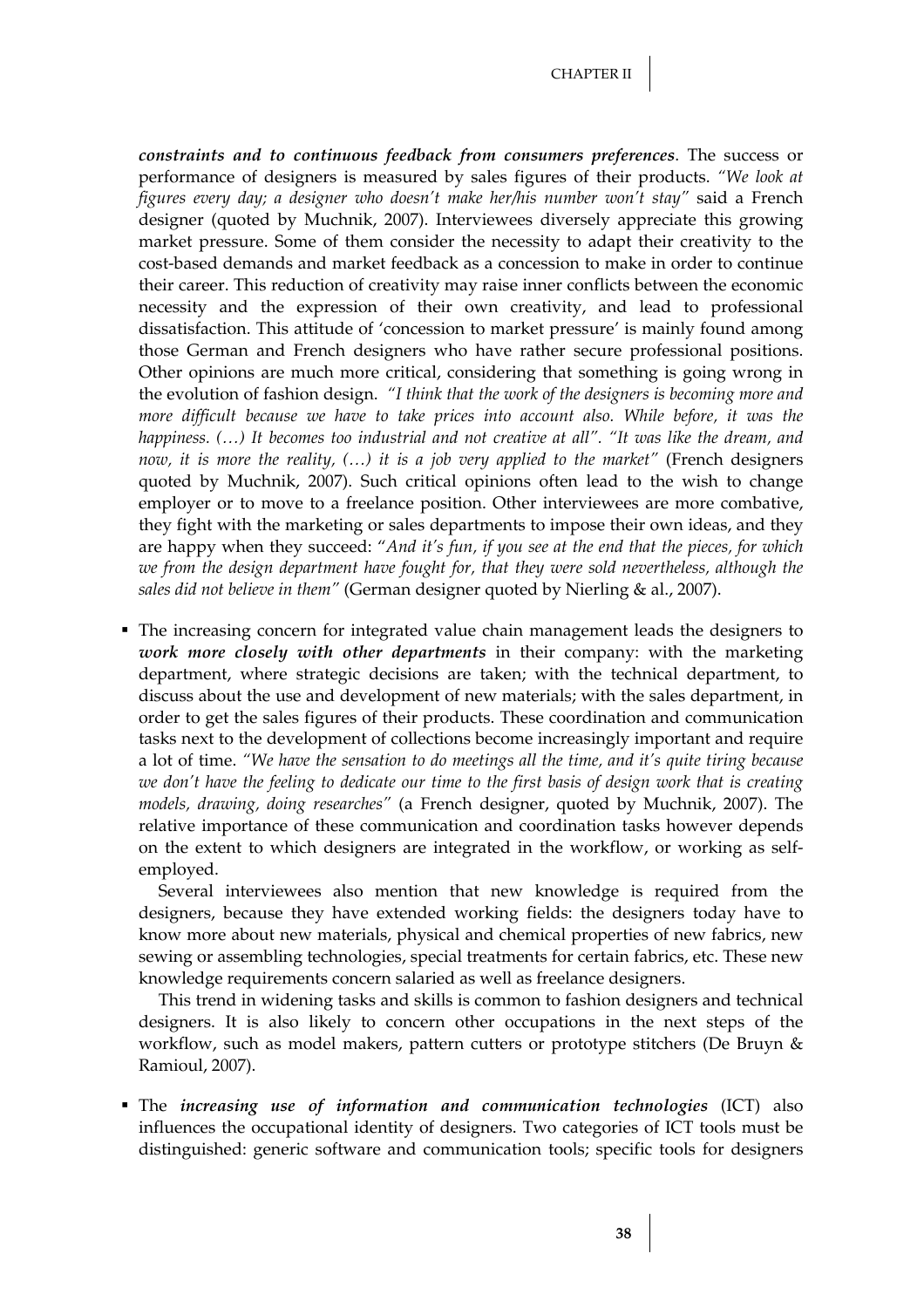***constraints and to continuous feedback from consumers preferences***. The success or performance of designers is measured by sales figures of their products. *"We look at figures every day; a designer who doesn't make her/his number won't stay"* said a French designer (quoted by Muchnik, 2007). Interviewees diversely appreciate this growing market pressure. Some of them consider the necessity to adapt their creativity to the cost-based demands and market feedback as a concession to make in order to continue their career. This reduction of creativity may raise inner conflicts between the economic necessity and the expression of their own creativity, and lead to professional dissatisfaction. This attitude of 'concession to market pressure' is mainly found among those German and French designers who have rather secure professional positions. Other opinions are much more critical, considering that something is going wrong in the evolution of fashion design. *"I think that the work of the designers is becoming more and more difficult because we have to take prices into account also. While before, it was the happiness. (…) It becomes too industrial and not creative at all". "It was like the dream, and now, it is more the reality, (…) it is a job very applied to the market"* (French designers quoted by Muchnik, 2007). Such critical opinions often lead to the wish to change employer or to move to a freelance position. Other interviewees are more combative, they fight with the marketing or sales departments to impose their own ideas, and they are happy when they succeed: "*And it's fun, if you see at the end that the pieces, for which we from the design department have fought for, that they were sold nevertheless, although the sales did not believe in them"* (German designer quoted by Nierling & al., 2007).

- The increasing concern for integrated value chain management leads the designers to ***work more closely with other departments*** in their company: with the marketing department, where strategic decisions are taken; with the technical department, to discuss about the use and development of new materials; with the sales department, in order to get the sales figures of their products. These coordination and communication tasks next to the development of collections become increasingly important and require a lot of time. *"We have the sensation to do meetings all the time, and it's quite tiring because we don't have the feeling to dedicate our time to the first basis of design work that is creating models, drawing, doing researches"* (a French designer, quoted by Muchnik, 2007). The relative importance of these communication and coordination tasks however depends on the extent to which designers are integrated in the workflow, or working as self-employed.

  Several interviewees also mention that new knowledge is required from the designers, because they have extended working fields: the designers today have to know more about new materials, physical and chemical properties of new fabrics, new sewing or assembling technologies, special treatments for certain fabrics, etc. These new knowledge requirements concern salaried as well as freelance designers.

  This trend in widening tasks and skills is common to fashion designers and technical designers. It is also likely to concern other occupations in the next steps of the workflow, such as model makers, pattern cutters or prototype stitchers (De Bruyn & Ramioul, 2007).

- The ***increasing use of information and communication technologies*** (ICT) also influences the occupational identity of designers. Two categories of ICT tools must be distinguished: generic software and communication tools; specific tools for designers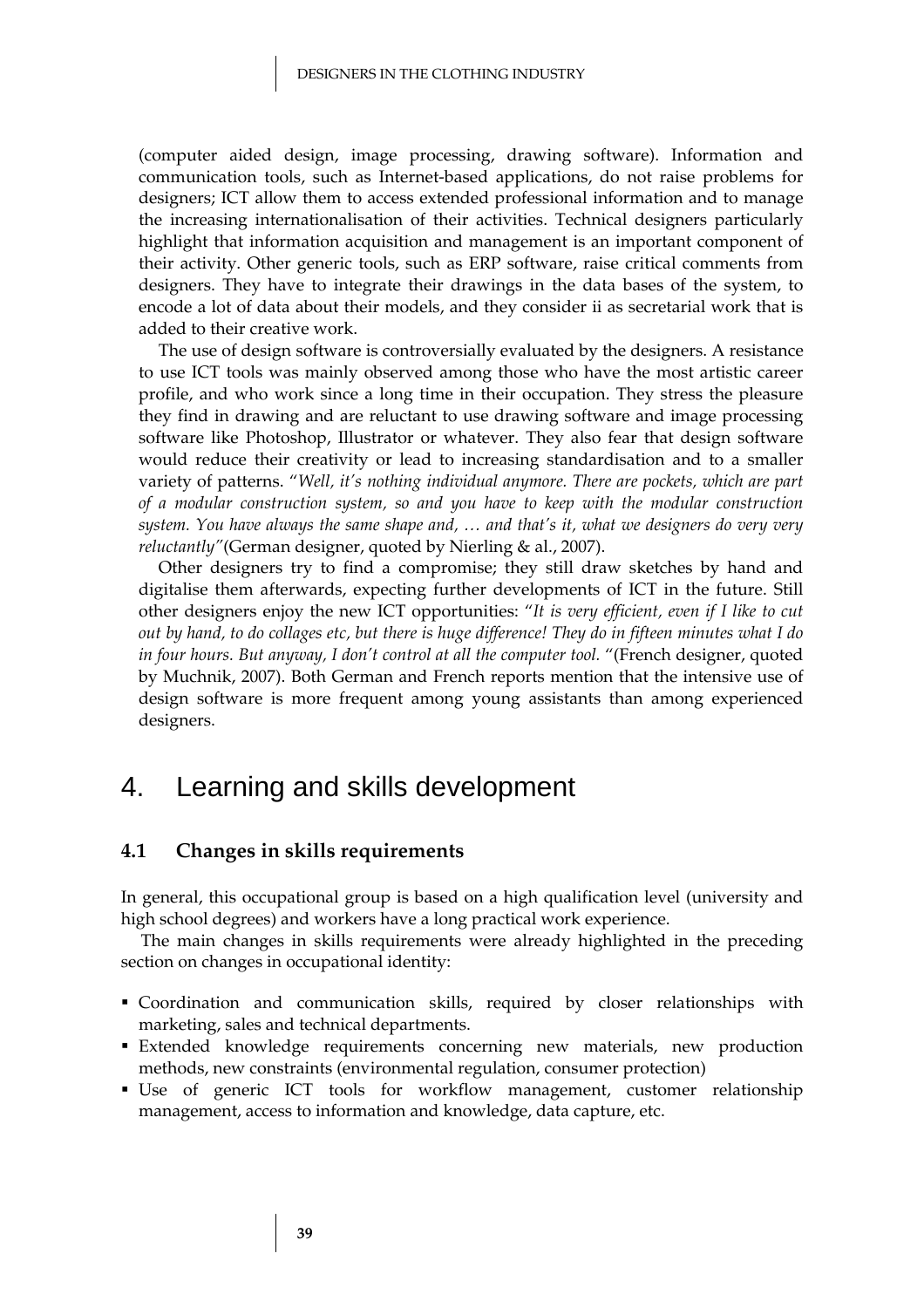(computer aided design, image processing, drawing software). Information and communication tools, such as Internet-based applications, do not raise problems for designers; ICT allow them to access extended professional information and to manage the increasing internationalisation of their activities. Technical designers particularly highlight that information acquisition and management is an important component of their activity. Other generic tools, such as ERP software, raise critical comments from designers. They have to integrate their drawings in the data bases of the system, to encode a lot of data about their models, and they consider ii as secretarial work that is added to their creative work.

The use of design software is controversially evaluated by the designers. A resistance to use ICT tools was mainly observed among those who have the most artistic career profile, and who work since a long time in their occupation. They stress the pleasure they find in drawing and are reluctant to use drawing software and image processing software like Photoshop, Illustrator or whatever. They also fear that design software would reduce their creativity or lead to increasing standardisation and to a smaller variety of patterns. "*Well, it's nothing individual anymore. There are pockets, which are part of a modular construction system, so and you have to keep with the modular construction system. You have always the same shape and, … and that's it, what we designers do very very reluctantly"*(German designer, quoted by Nierling & al., 2007).

Other designers try to find a compromise; they still draw sketches by hand and digitalise them afterwards, expecting further developments of ICT in the future. Still other designers enjoy the new ICT opportunities: "*It is very efficient, even if I like to cut out by hand, to do collages etc, but there is huge difference! They do in fifteen minutes what I do in four hours. But anyway, I don't control at all the computer tool.* "(French designer, quoted by Muchnik, 2007). Both German and French reports mention that the intensive use of design software is more frequent among young assistants than among experienced designers.

# 4. Learning and skills development

## 4.1 Changes in skills requirements

In general, this occupational group is based on a high qualification level (university and high school degrees) and workers have a long practical work experience.

The main changes in skills requirements were already highlighted in the preceding section on changes in occupational identity:

- Coordination and communication skills, required by closer relationships with marketing, sales and technical departments.
- Extended knowledge requirements concerning new materials, new production methods, new constraints (environmental regulation, consumer protection)
- Use of generic ICT tools for workflow management, customer relationship management, access to information and knowledge, data capture, etc.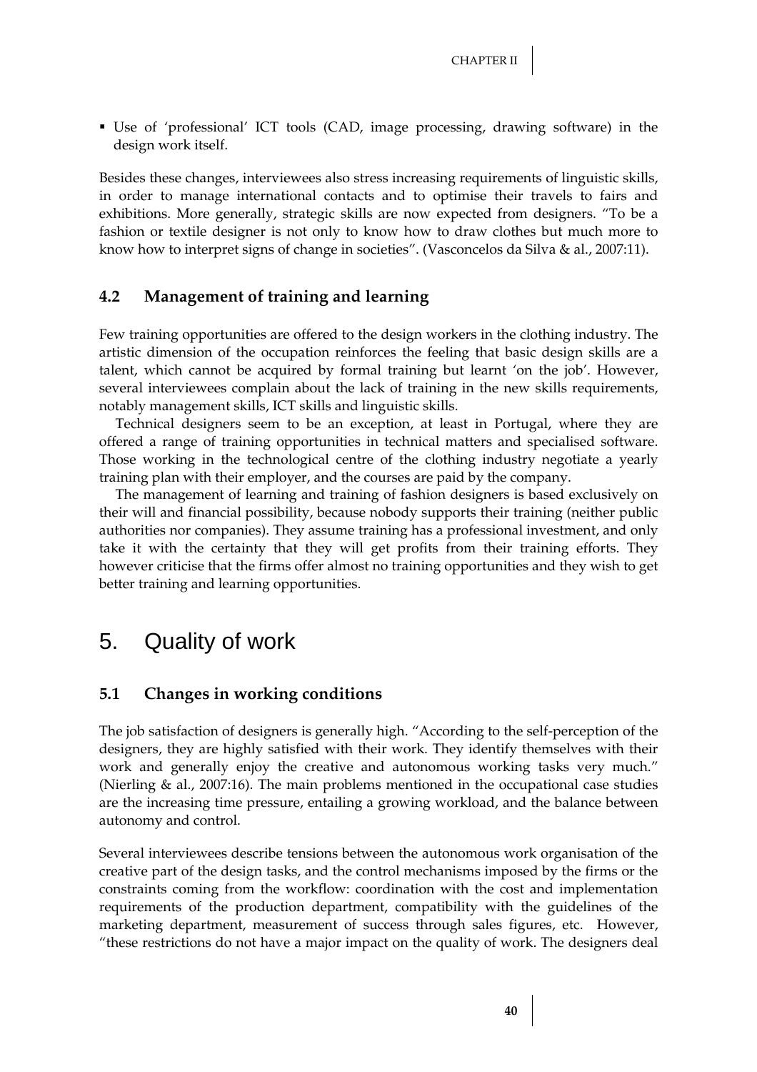- Use of 'professional' ICT tools (CAD, image processing, drawing software) in the design work itself.

Besides these changes, interviewees also stress increasing requirements of linguistic skills, in order to manage international contacts and to optimise their travels to fairs and exhibitions. More generally, strategic skills are now expected from designers. "To be a fashion or textile designer is not only to know how to draw clothes but much more to know how to interpret signs of change in societies". (Vasconcelos da Silva & al., 2007:11).

### 4.2 Management of training and learning

Few training opportunities are offered to the design workers in the clothing industry. The artistic dimension of the occupation reinforces the feeling that basic design skills are a talent, which cannot be acquired by formal training but learnt 'on the job'. However, several interviewees complain about the lack of training in the new skills requirements, notably management skills, ICT skills and linguistic skills.

Technical designers seem to be an exception, at least in Portugal, where they are offered a range of training opportunities in technical matters and specialised software. Those working in the technological centre of the clothing industry negotiate a yearly training plan with their employer, and the courses are paid by the company.

The management of learning and training of fashion designers is based exclusively on their will and financial possibility, because nobody supports their training (neither public authorities nor companies). They assume training has a professional investment, and only take it with the certainty that they will get profits from their training efforts. They however criticise that the firms offer almost no training opportunities and they wish to get better training and learning opportunities.

## 5. Quality of work

### 5.1 Changes in working conditions

The job satisfaction of designers is generally high. "According to the self-perception of the designers, they are highly satisfied with their work. They identify themselves with their work and generally enjoy the creative and autonomous working tasks very much." (Nierling & al., 2007:16). The main problems mentioned in the occupational case studies are the increasing time pressure, entailing a growing workload, and the balance between autonomy and control.

Several interviewees describe tensions between the autonomous work organisation of the creative part of the design tasks, and the control mechanisms imposed by the firms or the constraints coming from the workflow: coordination with the cost and implementation requirements of the production department, compatibility with the guidelines of the marketing department, measurement of success through sales figures, etc. However, "these restrictions do not have a major impact on the quality of work. The designers deal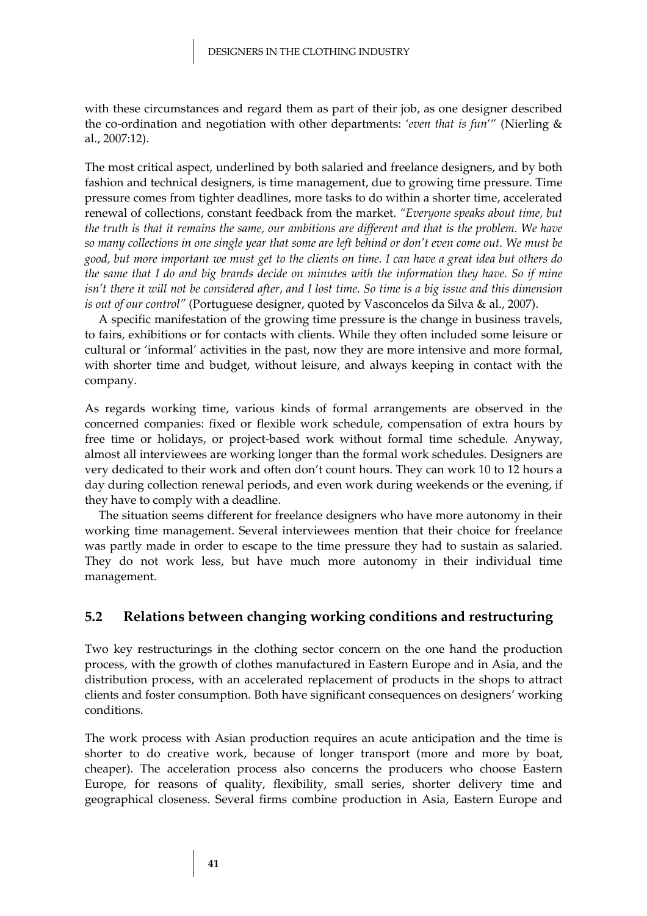with these circumstances and regard them as part of their job, as one designer described the co-ordination and negotiation with other departments: '*even that is fun*'" (Nierling & al., 2007:12).

The most critical aspect, underlined by both salaried and freelance designers, and by both fashion and technical designers, is time management, due to growing time pressure. Time pressure comes from tighter deadlines, more tasks to do within a shorter time, accelerated renewal of collections, constant feedback from the market. *"Everyone speaks about time, but the truth is that it remains the same, our ambitions are different and that is the problem. We have so many collections in one single year that some are left behind or don't even come out. We must be good, but more important we must get to the clients on time. I can have a great idea but others do the same that I do and big brands decide on minutes with the information they have. So if mine isn't there it will not be considered after, and I lost time. So time is a big issue and this dimension is out of our control"* (Portuguese designer, quoted by Vasconcelos da Silva & al., 2007).

A specific manifestation of the growing time pressure is the change in business travels, to fairs, exhibitions or for contacts with clients. While they often included some leisure or cultural or 'informal' activities in the past, now they are more intensive and more formal, with shorter time and budget, without leisure, and always keeping in contact with the company.

As regards working time, various kinds of formal arrangements are observed in the concerned companies: fixed or flexible work schedule, compensation of extra hours by free time or holidays, or project-based work without formal time schedule. Anyway, almost all interviewees are working longer than the formal work schedules. Designers are very dedicated to their work and often don't count hours. They can work 10 to 12 hours a day during collection renewal periods, and even work during weekends or the evening, if they have to comply with a deadline.

The situation seems different for freelance designers who have more autonomy in their working time management. Several interviewees mention that their choice for freelance was partly made in order to escape to the time pressure they had to sustain as salaried. They do not work less, but have much more autonomy in their individual time management.

## 5.2 Relations between changing working conditions and restructuring

Two key restructurings in the clothing sector concern on the one hand the production process, with the growth of clothes manufactured in Eastern Europe and in Asia, and the distribution process, with an accelerated replacement of products in the shops to attract clients and foster consumption. Both have significant consequences on designers' working conditions.

The work process with Asian production requires an acute anticipation and the time is shorter to do creative work, because of longer transport (more and more by boat, cheaper). The acceleration process also concerns the producers who choose Eastern Europe, for reasons of quality, flexibility, small series, shorter delivery time and geographical closeness. Several firms combine production in Asia, Eastern Europe and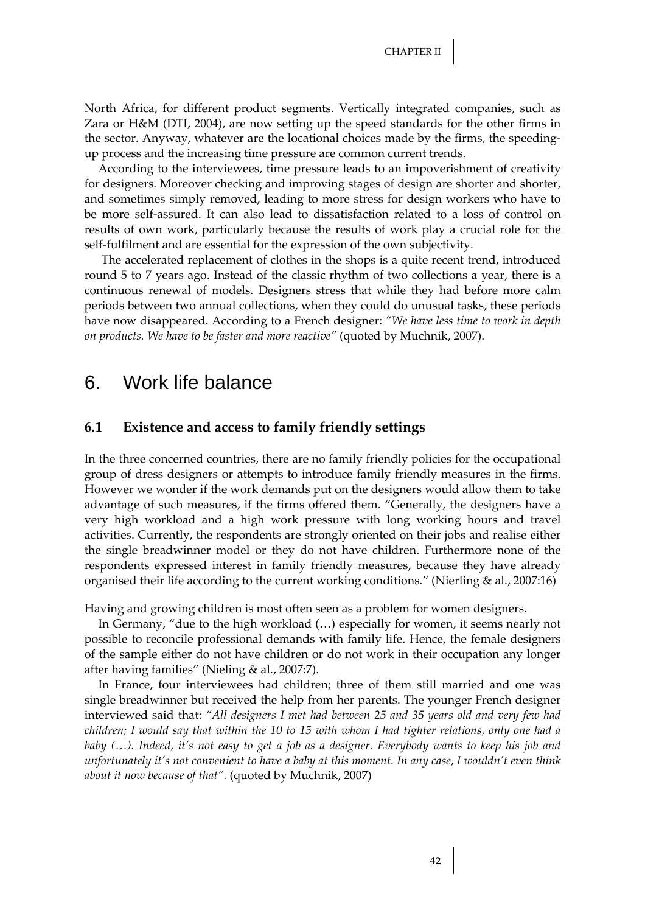North Africa, for different product segments. Vertically integrated companies, such as Zara or H&M (DTI, 2004), are now setting up the speed standards for the other firms in the sector. Anyway, whatever are the locational choices made by the firms, the speeding-up process and the increasing time pressure are common current trends.

According to the interviewees, time pressure leads to an impoverishment of creativity for designers. Moreover checking and improving stages of design are shorter and shorter, and sometimes simply removed, leading to more stress for design workers who have to be more self-assured. It can also lead to dissatisfaction related to a loss of control on results of own work, particularly because the results of work play a crucial role for the self-fulfilment and are essential for the expression of the own subjectivity.

The accelerated replacement of clothes in the shops is a quite recent trend, introduced round 5 to 7 years ago. Instead of the classic rhythm of two collections a year, there is a continuous renewal of models. Designers stress that while they had before more calm periods between two annual collections, when they could do unusual tasks, these periods have now disappeared. According to a French designer: *"We have less time to work in depth on products. We have to be faster and more reactive"* (quoted by Muchnik, 2007).

# 6. Work life balance

### 6.1 Existence and access to family friendly settings

In the three concerned countries, there are no family friendly policies for the occupational group of dress designers or attempts to introduce family friendly measures in the firms. However we wonder if the work demands put on the designers would allow them to take advantage of such measures, if the firms offered them. "Generally, the designers have a very high workload and a high work pressure with long working hours and travel activities. Currently, the respondents are strongly oriented on their jobs and realise either the single breadwinner model or they do not have children. Furthermore none of the respondents expressed interest in family friendly measures, because they have already organised their life according to the current working conditions." (Nierling & al., 2007:16)

Having and growing children is most often seen as a problem for women designers.

In Germany, "due to the high workload (…) especially for women, it seems nearly not possible to reconcile professional demands with family life. Hence, the female designers of the sample either do not have children or do not work in their occupation any longer after having families" (Nieling & al., 2007:7).

In France, four interviewees had children; three of them still married and one was single breadwinner but received the help from her parents. The younger French designer interviewed said that: *"All designers I met had between 25 and 35 years old and very few had children; I would say that within the 10 to 15 with whom I had tighter relations, only one had a baby (…). Indeed, it's not easy to get a job as a designer. Everybody wants to keep his job and unfortunately it's not convenient to have a baby at this moment. In any case, I wouldn't even think about it now because of that".* (quoted by Muchnik, 2007)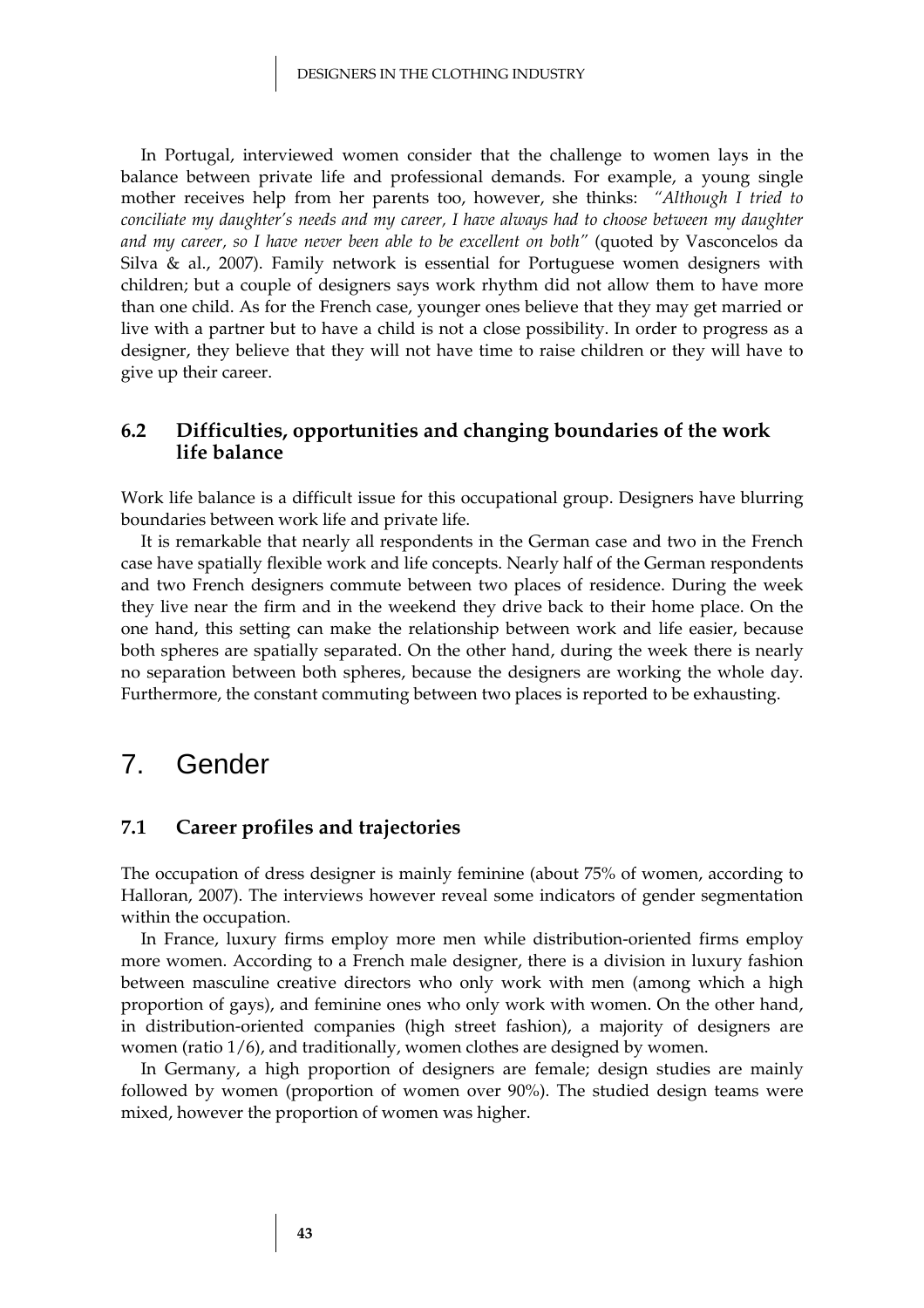In Portugal, interviewed women consider that the challenge to women lays in the balance between private life and professional demands. For example, a young single mother receives help from her parents too, however, she thinks: *"Although I tried to conciliate my daughter's needs and my career, I have always had to choose between my daughter and my career, so I have never been able to be excellent on both"* (quoted by Vasconcelos da Silva & al., 2007). Family network is essential for Portuguese women designers with children; but a couple of designers says work rhythm did not allow them to have more than one child. As for the French case, younger ones believe that they may get married or live with a partner but to have a child is not a close possibility. In order to progress as a designer, they believe that they will not have time to raise children or they will have to give up their career.

### 6.2 Difficulties, opportunities and changing boundaries of the work life balance

Work life balance is a difficult issue for this occupational group. Designers have blurring boundaries between work life and private life.

It is remarkable that nearly all respondents in the German case and two in the French case have spatially flexible work and life concepts. Nearly half of the German respondents and two French designers commute between two places of residence. During the week they live near the firm and in the weekend they drive back to their home place. On the one hand, this setting can make the relationship between work and life easier, because both spheres are spatially separated. On the other hand, during the week there is nearly no separation between both spheres, because the designers are working the whole day. Furthermore, the constant commuting between two places is reported to be exhausting.

## 7. Gender

### 7.1 Career profiles and trajectories

The occupation of dress designer is mainly feminine (about 75% of women, according to Halloran, 2007). The interviews however reveal some indicators of gender segmentation within the occupation.

In France, luxury firms employ more men while distribution-oriented firms employ more women. According to a French male designer, there is a division in luxury fashion between masculine creative directors who only work with men (among which a high proportion of gays), and feminine ones who only work with women. On the other hand, in distribution-oriented companies (high street fashion), a majority of designers are women (ratio 1/6), and traditionally, women clothes are designed by women.

In Germany, a high proportion of designers are female; design studies are mainly followed by women (proportion of women over 90%). The studied design teams were mixed, however the proportion of women was higher.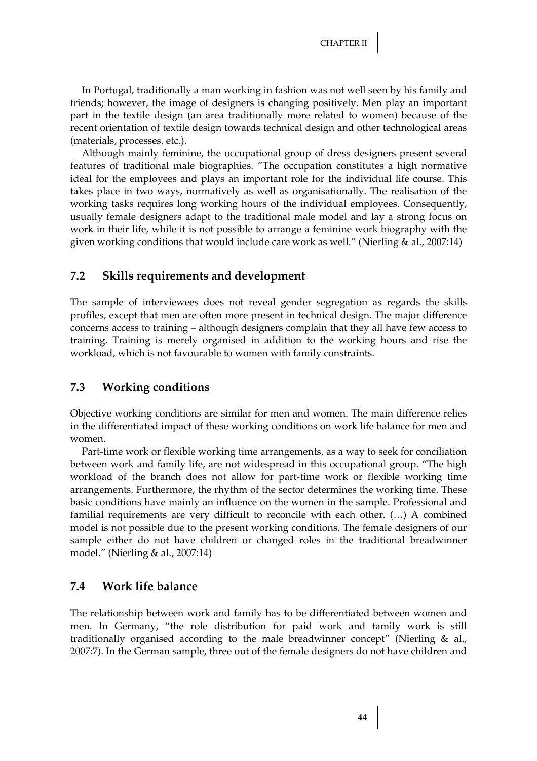In Portugal, traditionally a man working in fashion was not well seen by his family and friends; however, the image of designers is changing positively. Men play an important part in the textile design (an area traditionally more related to women) because of the recent orientation of textile design towards technical design and other technological areas (materials, processes, etc.).

Although mainly feminine, the occupational group of dress designers present several features of traditional male biographies. "The occupation constitutes a high normative ideal for the employees and plays an important role for the individual life course. This takes place in two ways, normatively as well as organisationally. The realisation of the working tasks requires long working hours of the individual employees. Consequently, usually female designers adapt to the traditional male model and lay a strong focus on work in their life, while it is not possible to arrange a feminine work biography with the given working conditions that would include care work as well." (Nierling & al., 2007:14)

## 7.2 Skills requirements and development

The sample of interviewees does not reveal gender segregation as regards the skills profiles, except that men are often more present in technical design. The major difference concerns access to training – although designers complain that they all have few access to training. Training is merely organised in addition to the working hours and rise the workload, which is not favourable to women with family constraints.

## 7.3 Working conditions

Objective working conditions are similar for men and women. The main difference relies in the differentiated impact of these working conditions on work life balance for men and women.

Part-time work or flexible working time arrangements, as a way to seek for conciliation between work and family life, are not widespread in this occupational group. "The high workload of the branch does not allow for part-time work or flexible working time arrangements. Furthermore, the rhythm of the sector determines the working time. These basic conditions have mainly an influence on the women in the sample. Professional and familial requirements are very difficult to reconcile with each other. (…) A combined model is not possible due to the present working conditions. The female designers of our sample either do not have children or changed roles in the traditional breadwinner model." (Nierling & al., 2007:14)

## 7.4 Work life balance

The relationship between work and family has to be differentiated between women and men. In Germany, "the role distribution for paid work and family work is still traditionally organised according to the male breadwinner concept" (Nierling & al., 2007:7). In the German sample, three out of the female designers do not have children and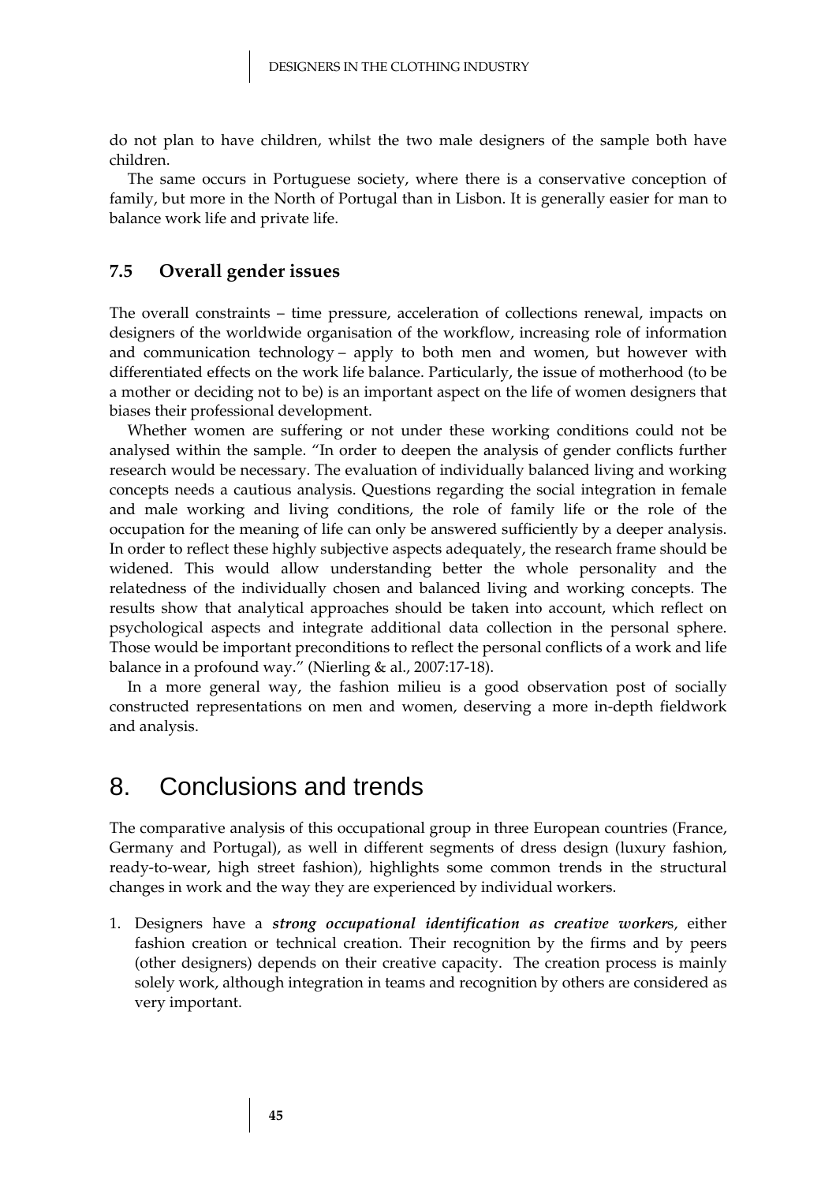do not plan to have children, whilst the two male designers of the sample both have children.

The same occurs in Portuguese society, where there is a conservative conception of family, but more in the North of Portugal than in Lisbon. It is generally easier for man to balance work life and private life.

### 7.5 Overall gender issues

The overall constraints – time pressure, acceleration of collections renewal, impacts on designers of the worldwide organisation of the workflow, increasing role of information and communication technology – apply to both men and women, but however with differentiated effects on the work life balance. Particularly, the issue of motherhood (to be a mother or deciding not to be) is an important aspect on the life of women designers that biases their professional development.

Whether women are suffering or not under these working conditions could not be analysed within the sample. "In order to deepen the analysis of gender conflicts further research would be necessary. The evaluation of individually balanced living and working concepts needs a cautious analysis. Questions regarding the social integration in female and male working and living conditions, the role of family life or the role of the occupation for the meaning of life can only be answered sufficiently by a deeper analysis. In order to reflect these highly subjective aspects adequately, the research frame should be widened. This would allow understanding better the whole personality and the relatedness of the individually chosen and balanced living and working concepts. The results show that analytical approaches should be taken into account, which reflect on psychological aspects and integrate additional data collection in the personal sphere. Those would be important preconditions to reflect the personal conflicts of a work and life balance in a profound way." (Nierling & al., 2007:17-18).

In a more general way, the fashion milieu is a good observation post of socially constructed representations on men and women, deserving a more in-depth fieldwork and analysis.

## 8. Conclusions and trends

The comparative analysis of this occupational group in three European countries (France, Germany and Portugal), as well in different segments of dress design (luxury fashion, ready-to-wear, high street fashion), highlights some common trends in the structural changes in work and the way they are experienced by individual workers.

1. Designers have a ***strong occupational identification as creative worker*s**, either fashion creation or technical creation. Their recognition by the firms and by peers (other designers) depends on their creative capacity. The creation process is mainly solely work, although integration in teams and recognition by others are considered as very important.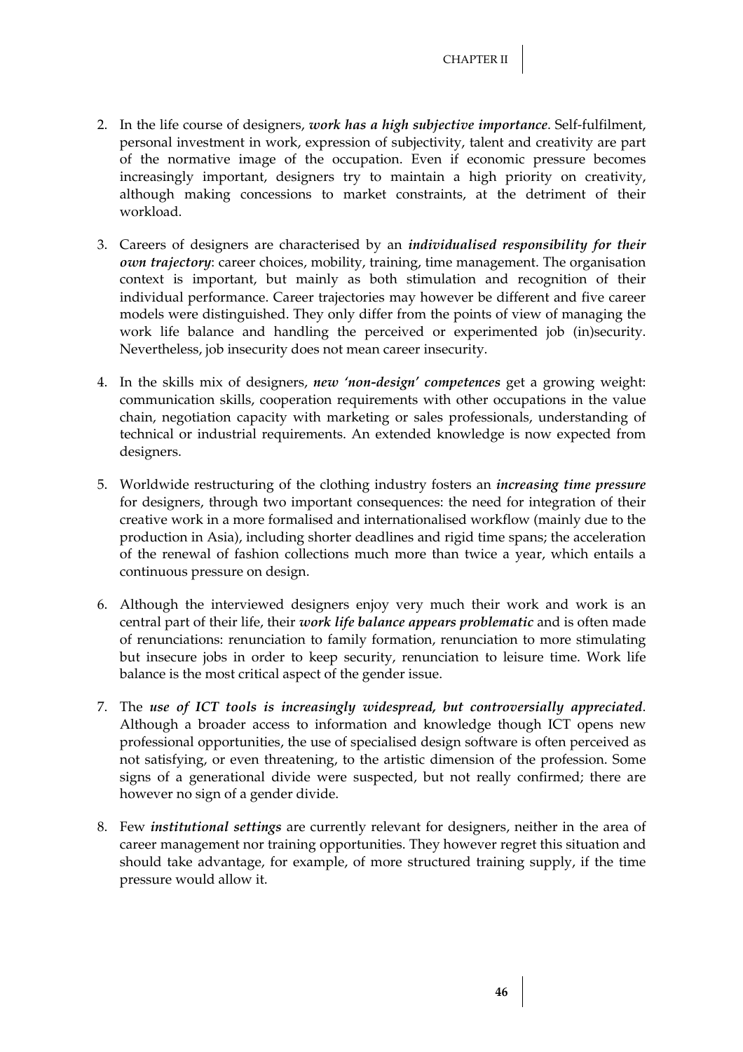2. In the life course of designers, ***work has a high subjective importance***. Self-fulfilment, personal investment in work, expression of subjectivity, talent and creativity are part of the normative image of the occupation. Even if economic pressure becomes increasingly important, designers try to maintain a high priority on creativity, although making concessions to market constraints, at the detriment of their workload.

3. Careers of designers are characterised by an ***individualised responsibility for their own trajectory***: career choices, mobility, training, time management. The organisation context is important, but mainly as both stimulation and recognition of their individual performance. Career trajectories may however be different and five career models were distinguished. They only differ from the points of view of managing the work life balance and handling the perceived or experimented job (in)security. Nevertheless, job insecurity does not mean career insecurity.

4. In the skills mix of designers, ***new 'non-design' competences*** get a growing weight: communication skills, cooperation requirements with other occupations in the value chain, negotiation capacity with marketing or sales professionals, understanding of technical or industrial requirements. An extended knowledge is now expected from designers.

5. Worldwide restructuring of the clothing industry fosters an ***increasing time pressure*** for designers, through two important consequences: the need for integration of their creative work in a more formalised and internationalised workflow (mainly due to the production in Asia), including shorter deadlines and rigid time spans; the acceleration of the renewal of fashion collections much more than twice a year, which entails a continuous pressure on design.

6. Although the interviewed designers enjoy very much their work and work is an central part of their life, their ***work life balance appears problematic*** and is often made of renunciations: renunciation to family formation, renunciation to more stimulating but insecure jobs in order to keep security, renunciation to leisure time. Work life balance is the most critical aspect of the gender issue.

7. The ***use of ICT tools is increasingly widespread, but controversially appreciated***. Although a broader access to information and knowledge though ICT opens new professional opportunities, the use of specialised design software is often perceived as not satisfying, or even threatening, to the artistic dimension of the profession. Some signs of a generational divide were suspected, but not really confirmed; there are however no sign of a gender divide.

8. Few ***institutional settings*** are currently relevant for designers, neither in the area of career management nor training opportunities. They however regret this situation and should take advantage, for example, of more structured training supply, if the time pressure would allow it.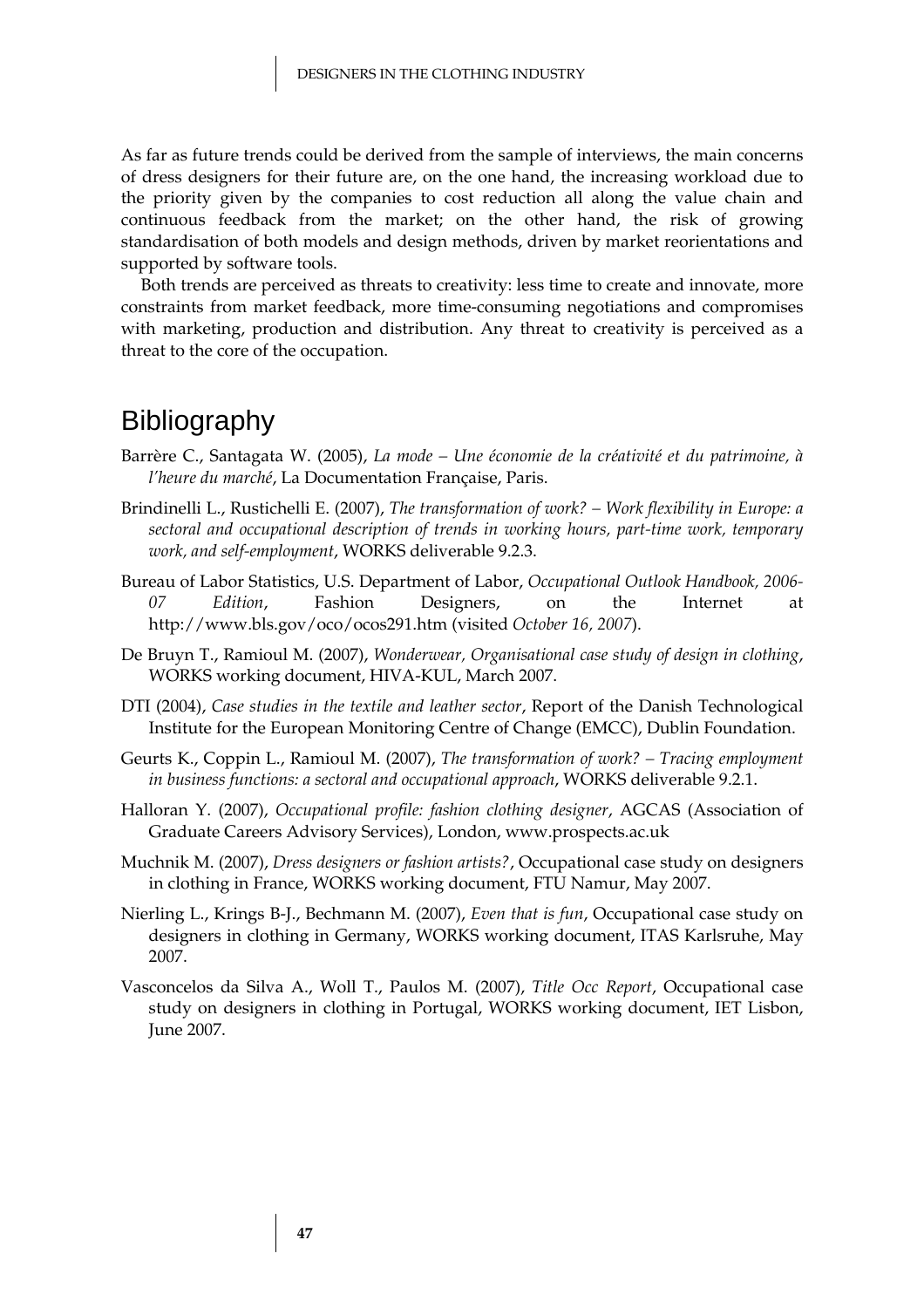As far as future trends could be derived from the sample of interviews, the main concerns of dress designers for their future are, on the one hand, the increasing workload due to the priority given by the companies to cost reduction all along the value chain and continuous feedback from the market; on the other hand, the risk of growing standardisation of both models and design methods, driven by market reorientations and supported by software tools.

Both trends are perceived as threats to creativity: less time to create and innovate, more constraints from market feedback, more time-consuming negotiations and compromises with marketing, production and distribution. Any threat to creativity is perceived as a threat to the core of the occupation.

# Bibliography

Barrère C., Santagata W. (2005), *La mode – Une économie de la créativité et du patrimoine, à l'heure du marché*, La Documentation Française, Paris.

Brindinelli L., Rustichelli E. (2007), *The transformation of work? – Work flexibility in Europe: a sectoral and occupational description of trends in working hours, part-time work, temporary work, and self-employment*, WORKS deliverable 9.2.3.

Bureau of Labor Statistics, U.S. Department of Labor, *Occupational Outlook Handbook, 2006-07 Edition*, Fashion Designers, on the Internet at http://www.bls.gov/oco/ocos291.htm (visited *October 16, 2007*).

De Bruyn T., Ramioul M. (2007), *Wonderwear, Organisational case study of design in clothing*, WORKS working document, HIVA-KUL, March 2007.

DTI (2004), *Case studies in the textile and leather sector*, Report of the Danish Technological Institute for the European Monitoring Centre of Change (EMCC), Dublin Foundation.

Geurts K., Coppin L., Ramioul M. (2007), *The transformation of work? – Tracing employment in business functions: a sectoral and occupational approach*, WORKS deliverable 9.2.1.

Halloran Y. (2007), *Occupational profile: fashion clothing designer*, AGCAS (Association of Graduate Careers Advisory Services), London, www.prospects.ac.uk

Muchnik M. (2007), *Dress designers or fashion artists?*, Occupational case study on designers in clothing in France, WORKS working document, FTU Namur, May 2007.

Nierling L., Krings B-J., Bechmann M. (2007), *Even that is fun*, Occupational case study on designers in clothing in Germany, WORKS working document, ITAS Karlsruhe, May 2007.

Vasconcelos da Silva A., Woll T., Paulos M. (2007), *Title Occ Report*, Occupational case study on designers in clothing in Portugal, WORKS working document, IET Lisbon, June 2007.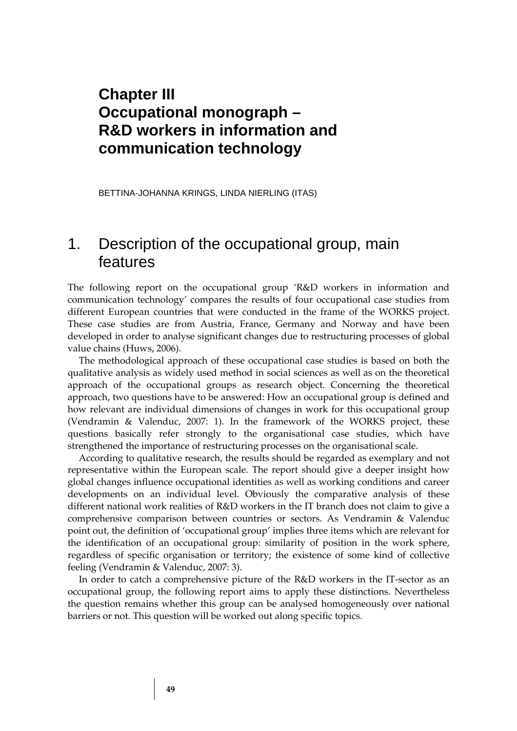# Chapter III
# Occupational monograph – R&D workers in information and communication technology

BETTINA-JOHANNA KRINGS, LINDA NIERLING (ITAS)

## 1. Description of the occupational group, main features

The following report on the occupational group 'R&D workers in information and communication technology' compares the results of four occupational case studies from different European countries that were conducted in the frame of the WORKS project. These case studies are from Austria, France, Germany and Norway and have been developed in order to analyse significant changes due to restructuring processes of global value chains (Huws, 2006).

The methodological approach of these occupational case studies is based on both the qualitative analysis as widely used method in social sciences as well as on the theoretical approach of the occupational groups as research object. Concerning the theoretical approach, two questions have to be answered: How an occupational group is defined and how relevant are individual dimensions of changes in work for this occupational group (Vendramin & Valenduc, 2007: 1). In the framework of the WORKS project, these questions basically refer strongly to the organisational case studies, which have strengthened the importance of restructuring processes on the organisational scale.

According to qualitative research, the results should be regarded as exemplary and not representative within the European scale. The report should give a deeper insight how global changes influence occupational identities as well as working conditions and career developments on an individual level. Obviously the comparative analysis of these different national work realities of R&D workers in the IT branch does not claim to give a comprehensive comparison between countries or sectors. As Vendramin & Valenduc point out, the definition of 'occupational group' implies three items which are relevant for the identification of an occupational group: similarity of position in the work sphere, regardless of specific organisation or territory; the existence of some kind of collective feeling (Vendramin & Valenduc, 2007: 3).

In order to catch a comprehensive picture of the R&D workers in the IT-sector as an occupational group, the following report aims to apply these distinctions. Nevertheless the question remains whether this group can be analysed homogeneously over national barriers or not. This question will be worked out along specific topics.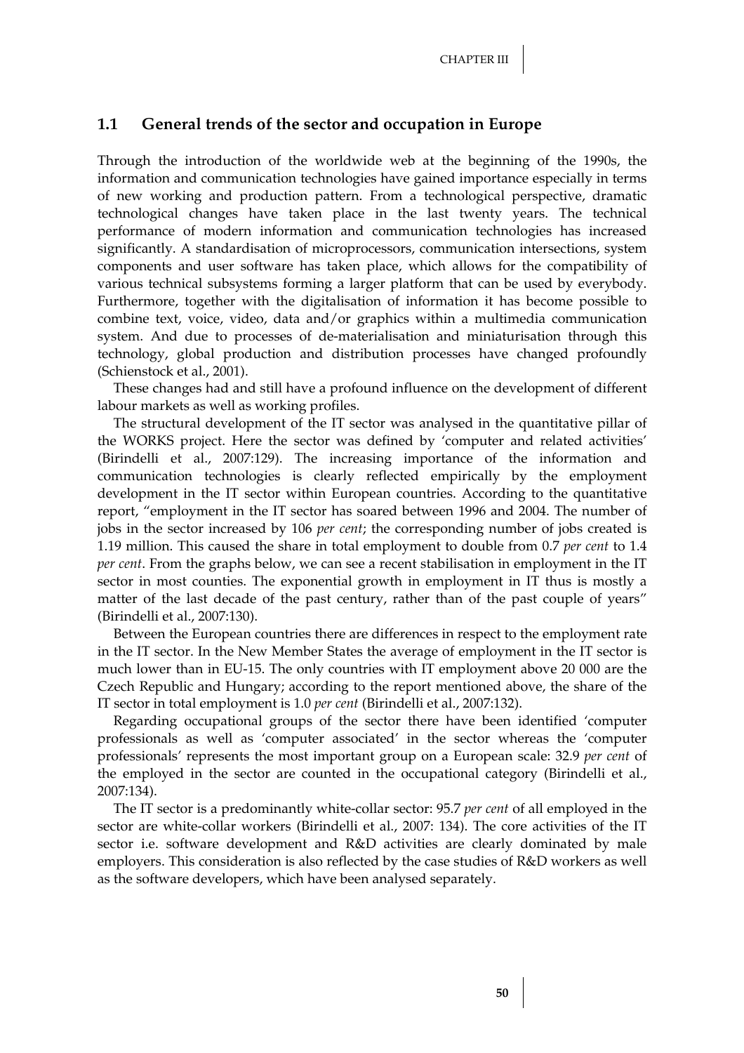## 1.1 General trends of the sector and occupation in Europe

Through the introduction of the worldwide web at the beginning of the 1990s, the information and communication technologies have gained importance especially in terms of new working and production pattern. From a technological perspective, dramatic technological changes have taken place in the last twenty years. The technical performance of modern information and communication technologies has increased significantly. A standardisation of microprocessors, communication intersections, system components and user software has taken place, which allows for the compatibility of various technical subsystems forming a larger platform that can be used by everybody. Furthermore, together with the digitalisation of information it has become possible to combine text, voice, video, data and/or graphics within a multimedia communication system. And due to processes of de-materialisation and miniaturisation through this technology, global production and distribution processes have changed profoundly (Schienstock et al., 2001).

These changes had and still have a profound influence on the development of different labour markets as well as working profiles.

The structural development of the IT sector was analysed in the quantitative pillar of the WORKS project. Here the sector was defined by 'computer and related activities' (Birindelli et al., 2007:129). The increasing importance of the information and communication technologies is clearly reflected empirically by the employment development in the IT sector within European countries. According to the quantitative report, "employment in the IT sector has soared between 1996 and 2004. The number of jobs in the sector increased by 106 *per cent*; the corresponding number of jobs created is 1.19 million. This caused the share in total employment to double from 0.7 *per cent* to 1.4 *per cent*. From the graphs below, we can see a recent stabilisation in employment in the IT sector in most counties. The exponential growth in employment in IT thus is mostly a matter of the last decade of the past century, rather than of the past couple of years" (Birindelli et al., 2007:130).

Between the European countries there are differences in respect to the employment rate in the IT sector. In the New Member States the average of employment in the IT sector is much lower than in EU-15. The only countries with IT employment above 20 000 are the Czech Republic and Hungary; according to the report mentioned above, the share of the IT sector in total employment is 1.0 *per cent* (Birindelli et al., 2007:132).

Regarding occupational groups of the sector there have been identified 'computer professionals as well as 'computer associated' in the sector whereas the 'computer professionals' represents the most important group on a European scale: 32.9 *per cent* of the employed in the sector are counted in the occupational category (Birindelli et al., 2007:134).

The IT sector is a predominantly white-collar sector: 95.7 *per cent* of all employed in the sector are white-collar workers (Birindelli et al., 2007: 134). The core activities of the IT sector i.e. software development and R&D activities are clearly dominated by male employers. This consideration is also reflected by the case studies of R&D workers as well as the software developers, which have been analysed separately.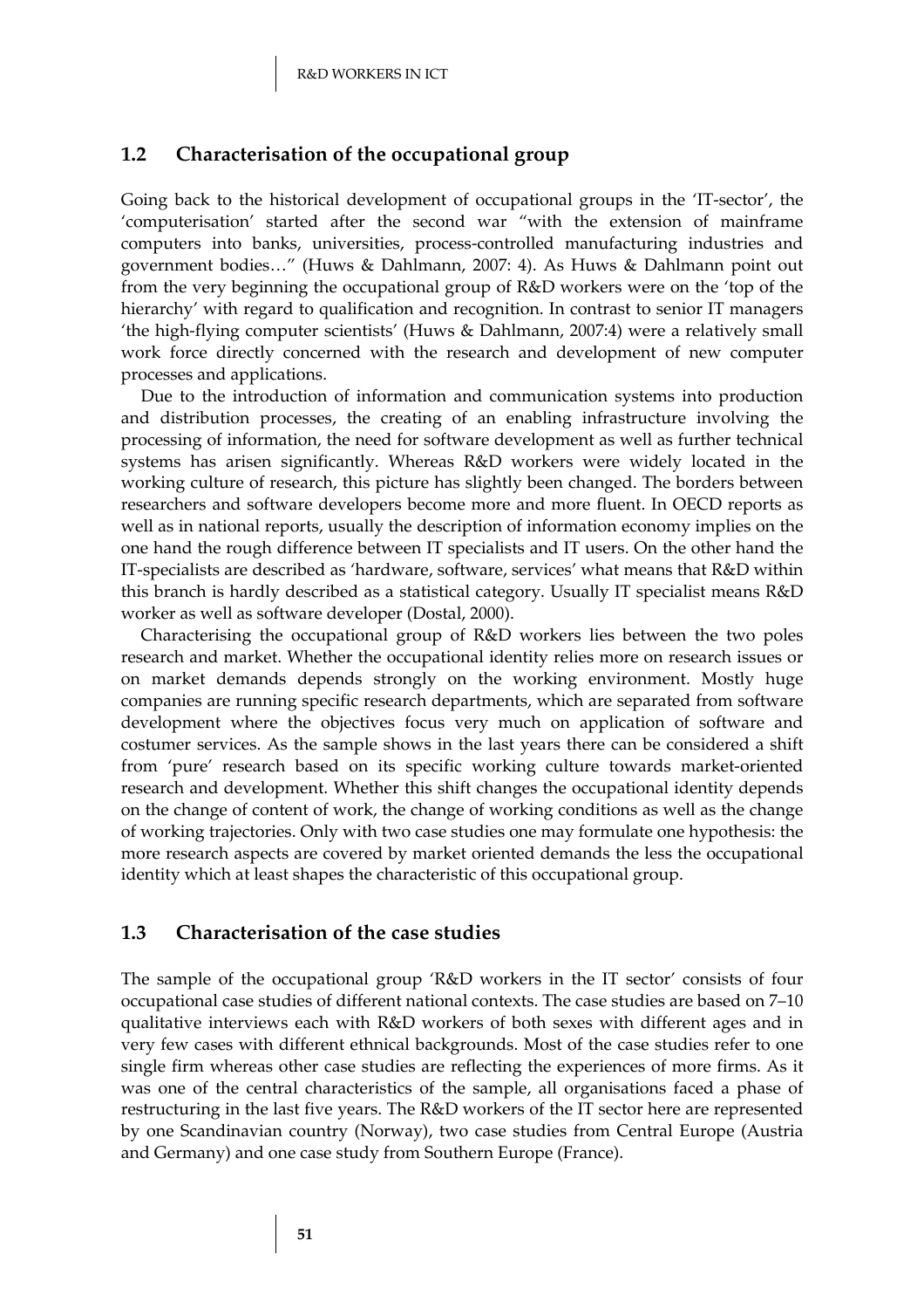## 1.2 Characterisation of the occupational group

Going back to the historical development of occupational groups in the 'IT-sector', the 'computerisation' started after the second war "with the extension of mainframe computers into banks, universities, process-controlled manufacturing industries and government bodies…" (Huws & Dahlmann, 2007: 4). As Huws & Dahlmann point out from the very beginning the occupational group of R&D workers were on the 'top of the hierarchy' with regard to qualification and recognition. In contrast to senior IT managers 'the high-flying computer scientists' (Huws & Dahlmann, 2007:4) were a relatively small work force directly concerned with the research and development of new computer processes and applications.

Due to the introduction of information and communication systems into production and distribution processes, the creating of an enabling infrastructure involving the processing of information, the need for software development as well as further technical systems has arisen significantly. Whereas R&D workers were widely located in the working culture of research, this picture has slightly been changed. The borders between researchers and software developers become more and more fluent. In OECD reports as well as in national reports, usually the description of information economy implies on the one hand the rough difference between IT specialists and IT users. On the other hand the IT-specialists are described as 'hardware, software, services' what means that R&D within this branch is hardly described as a statistical category. Usually IT specialist means R&D worker as well as software developer (Dostal, 2000).

Characterising the occupational group of R&D workers lies between the two poles research and market. Whether the occupational identity relies more on research issues or on market demands depends strongly on the working environment. Mostly huge companies are running specific research departments, which are separated from software development where the objectives focus very much on application of software and costumer services. As the sample shows in the last years there can be considered a shift from 'pure' research based on its specific working culture towards market-oriented research and development. Whether this shift changes the occupational identity depends on the change of content of work, the change of working conditions as well as the change of working trajectories. Only with two case studies one may formulate one hypothesis: the more research aspects are covered by market oriented demands the less the occupational identity which at least shapes the characteristic of this occupational group.

## 1.3 Characterisation of the case studies

The sample of the occupational group 'R&D workers in the IT sector' consists of four occupational case studies of different national contexts. The case studies are based on 7–10 qualitative interviews each with R&D workers of both sexes with different ages and in very few cases with different ethnical backgrounds. Most of the case studies refer to one single firm whereas other case studies are reflecting the experiences of more firms. As it was one of the central characteristics of the sample, all organisations faced a phase of restructuring in the last five years. The R&D workers of the IT sector here are represented by one Scandinavian country (Norway), two case studies from Central Europe (Austria and Germany) and one case study from Southern Europe (France).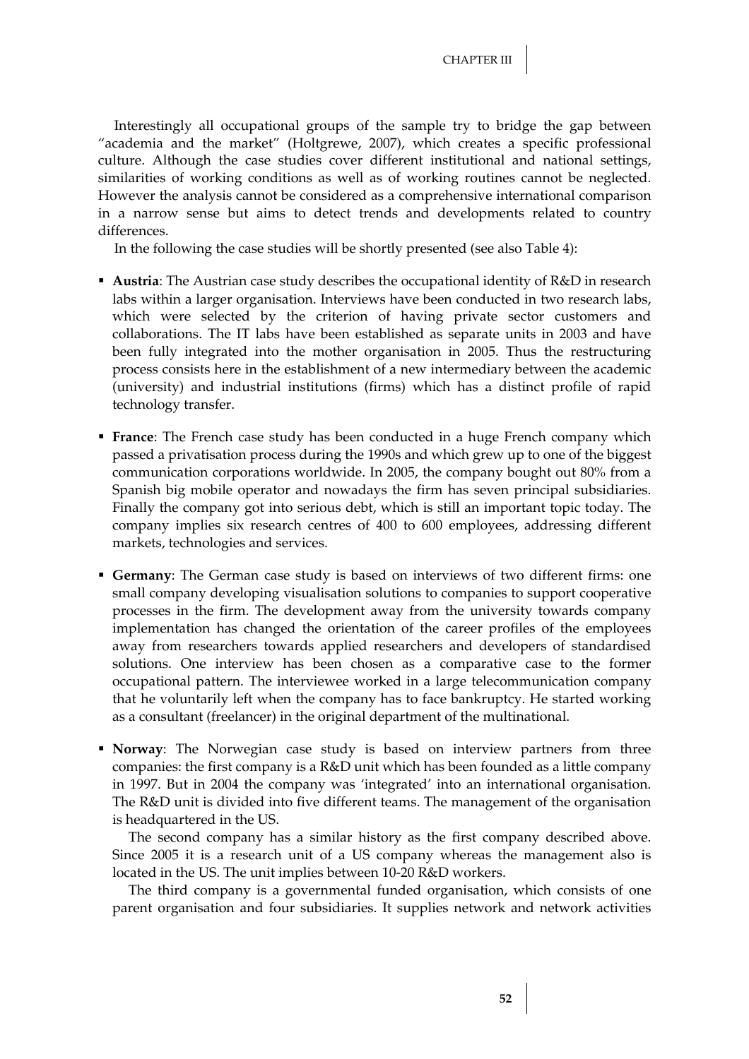Interestingly all occupational groups of the sample try to bridge the gap between "academia and the market" (Holtgrewe, 2007), which creates a specific professional culture. Although the case studies cover different institutional and national settings, similarities of working conditions as well as of working routines cannot be neglected. However the analysis cannot be considered as a comprehensive international comparison in a narrow sense but aims to detect trends and developments related to country differences.

In the following the case studies will be shortly presented (see also Table 4):

- **Austria**: The Austrian case study describes the occupational identity of R&D in research labs within a larger organisation. Interviews have been conducted in two research labs, which were selected by the criterion of having private sector customers and collaborations. The IT labs have been established as separate units in 2003 and have been fully integrated into the mother organisation in 2005. Thus the restructuring process consists here in the establishment of a new intermediary between the academic (university) and industrial institutions (firms) which has a distinct profile of rapid technology transfer.

- **France**: The French case study has been conducted in a huge French company which passed a privatisation process during the 1990s and which grew up to one of the biggest communication corporations worldwide. In 2005, the company bought out 80% from a Spanish big mobile operator and nowadays the firm has seven principal subsidiaries. Finally the company got into serious debt, which is still an important topic today. The company implies six research centres of 400 to 600 employees, addressing different markets, technologies and services.

- **Germany**: The German case study is based on interviews of two different firms: one small company developing visualisation solutions to companies to support cooperative processes in the firm. The development away from the university towards company implementation has changed the orientation of the career profiles of the employees away from researchers towards applied researchers and developers of standardised solutions. One interview has been chosen as a comparative case to the former occupational pattern. The interviewee worked in a large telecommunication company that he voluntarily left when the company has to face bankruptcy. He started working as a consultant (freelancer) in the original department of the multinational.

- **Norway**: The Norwegian case study is based on interview partners from three companies: the first company is a R&D unit which has been founded as a little company in 1997. But in 2004 the company was 'integrated' into an international organisation. The R&D unit is divided into five different teams. The management of the organisation is headquartered in the US.

  The second company has a similar history as the first company described above. Since 2005 it is a research unit of a US company whereas the management also is located in the US. The unit implies between 10-20 R&D workers.

  The third company is a governmental funded organisation, which consists of one parent organisation and four subsidiaries. It supplies network and network activities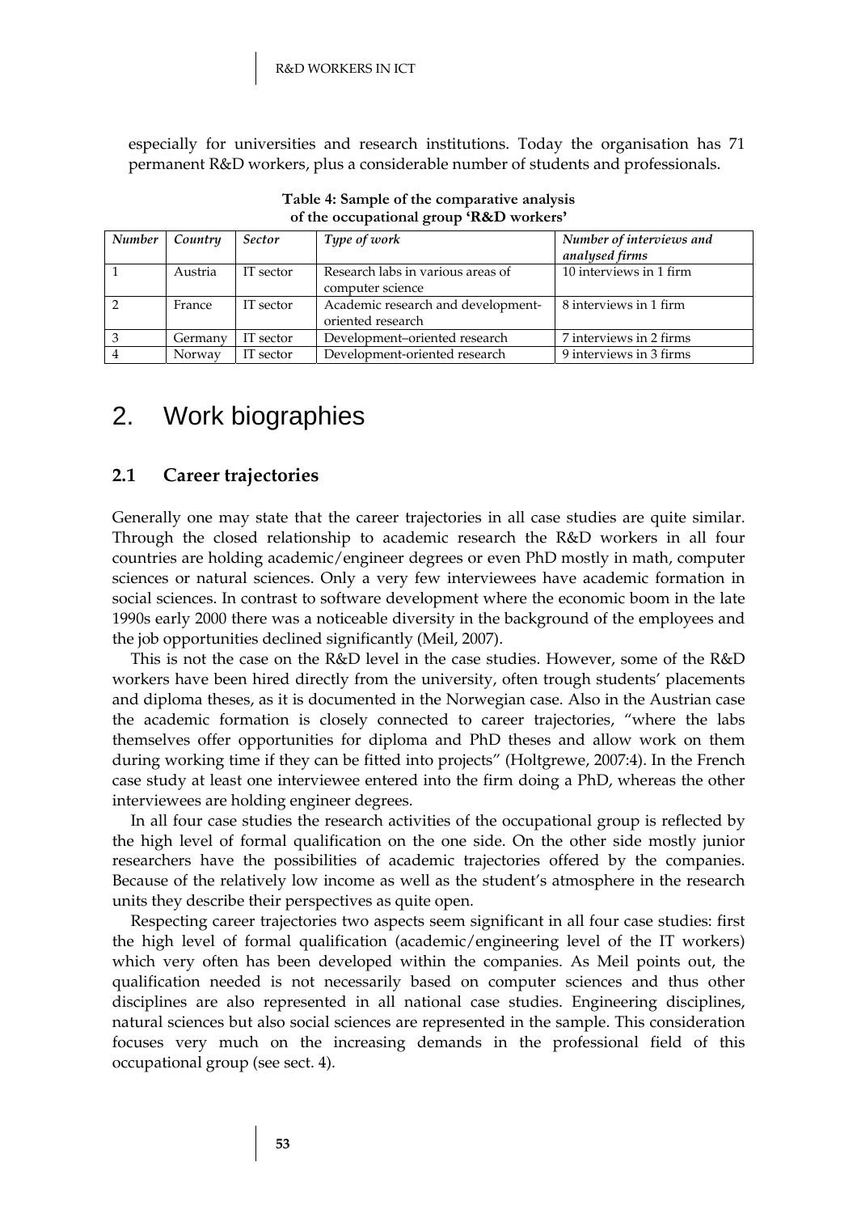especially for universities and research institutions. Today the organisation has 71 permanent R&D workers, plus a considerable number of students and professionals.

**Table 4: Sample of the comparative analysis of the occupational group 'R&D workers'**

| *Number* | *Country* | *Sector* | *Type of work* | *Number of interviews and analysed firms* |
|---|---|---|---|---|
| 1 | Austria | IT sector | Research labs in various areas of computer science | 10 interviews in 1 firm |
| 2 | France | IT sector | Academic research and development-oriented research | 8 interviews in 1 firm |
| 3 | Germany | IT sector | Development–oriented research | 7 interviews in 2 firms |
| 4 | Norway | IT sector | Development-oriented research | 9 interviews in 3 firms |

# 2. Work biographies

## 2.1 Career trajectories

Generally one may state that the career trajectories in all case studies are quite similar. Through the closed relationship to academic research the R&D workers in all four countries are holding academic/engineer degrees or even PhD mostly in math, computer sciences or natural sciences. Only a very few interviewees have academic formation in social sciences. In contrast to software development where the economic boom in the late 1990s early 2000 there was a noticeable diversity in the background of the employees and the job opportunities declined significantly (Meil, 2007).

This is not the case on the R&D level in the case studies. However, some of the R&D workers have been hired directly from the university, often trough students' placements and diploma theses, as it is documented in the Norwegian case. Also in the Austrian case the academic formation is closely connected to career trajectories, "where the labs themselves offer opportunities for diploma and PhD theses and allow work on them during working time if they can be fitted into projects" (Holtgrewe, 2007:4). In the French case study at least one interviewee entered into the firm doing a PhD, whereas the other interviewees are holding engineer degrees.

In all four case studies the research activities of the occupational group is reflected by the high level of formal qualification on the one side. On the other side mostly junior researchers have the possibilities of academic trajectories offered by the companies. Because of the relatively low income as well as the student's atmosphere in the research units they describe their perspectives as quite open.

Respecting career trajectories two aspects seem significant in all four case studies: first the high level of formal qualification (academic/engineering level of the IT workers) which very often has been developed within the companies. As Meil points out, the qualification needed is not necessarily based on computer sciences and thus other disciplines are also represented in all national case studies. Engineering disciplines, natural sciences but also social sciences are represented in the sample. This consideration focuses very much on the increasing demands in the professional field of this occupational group (see sect. 4).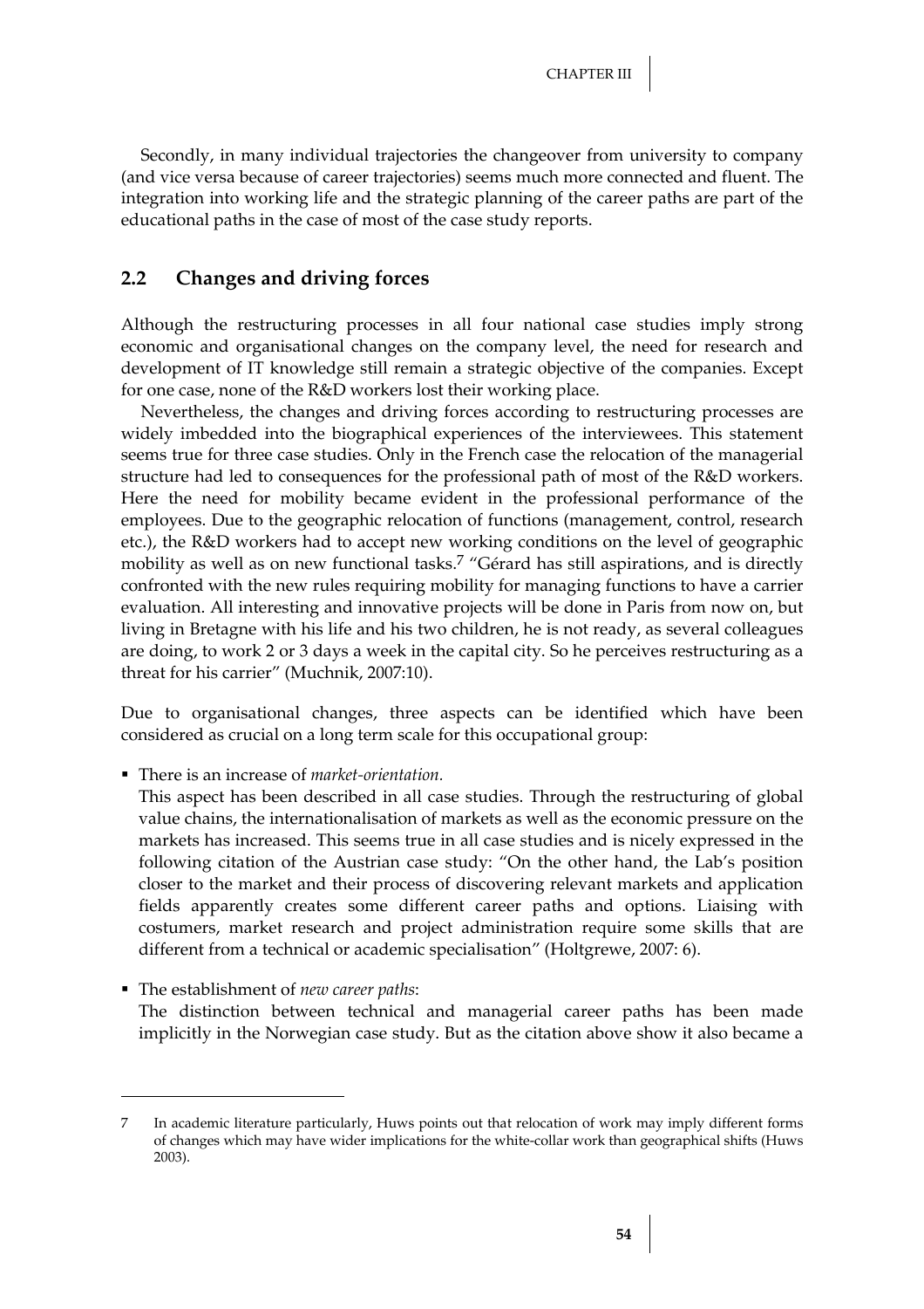Secondly, in many individual trajectories the changeover from university to company (and vice versa because of career trajectories) seems much more connected and fluent. The integration into working life and the strategic planning of the career paths are part of the educational paths in the case of most of the case study reports.

## 2.2 Changes and driving forces

Although the restructuring processes in all four national case studies imply strong economic and organisational changes on the company level, the need for research and development of IT knowledge still remain a strategic objective of the companies. Except for one case, none of the R&D workers lost their working place.

Nevertheless, the changes and driving forces according to restructuring processes are widely imbedded into the biographical experiences of the interviewees. This statement seems true for three case studies. Only in the French case the relocation of the managerial structure had led to consequences for the professional path of most of the R&D workers. Here the need for mobility became evident in the professional performance of the employees. Due to the geographic relocation of functions (management, control, research etc.), the R&D workers had to accept new working conditions on the level of geographic mobility as well as on new functional tasks.[7] "Gérard has still aspirations, and is directly confronted with the new rules requiring mobility for managing functions to have a carrier evaluation. All interesting and innovative projects will be done in Paris from now on, but living in Bretagne with his life and his two children, he is not ready, as several colleagues are doing, to work 2 or 3 days a week in the capital city. So he perceives restructuring as a threat for his carrier" (Muchnik, 2007:10).

Due to organisational changes, three aspects can be identified which have been considered as crucial on a long term scale for this occupational group:

- There is an increase of *market-orientation*.
  This aspect has been described in all case studies. Through the restructuring of global value chains, the internationalisation of markets as well as the economic pressure on the markets has increased. This seems true in all case studies and is nicely expressed in the following citation of the Austrian case study: "On the other hand, the Lab's position closer to the market and their process of discovering relevant markets and application fields apparently creates some different career paths and options. Liaising with costumers, market research and project administration require some skills that are different from a technical or academic specialisation" (Holtgrewe, 2007: 6).

- The establishment of *new career paths*:
  The distinction between technical and managerial career paths has been made implicitly in the Norwegian case study. But as the citation above show it also became a

---

7 In academic literature particularly, Huws points out that relocation of work may imply different forms of changes which may have wider implications for the white-collar work than geographical shifts (Huws 2003).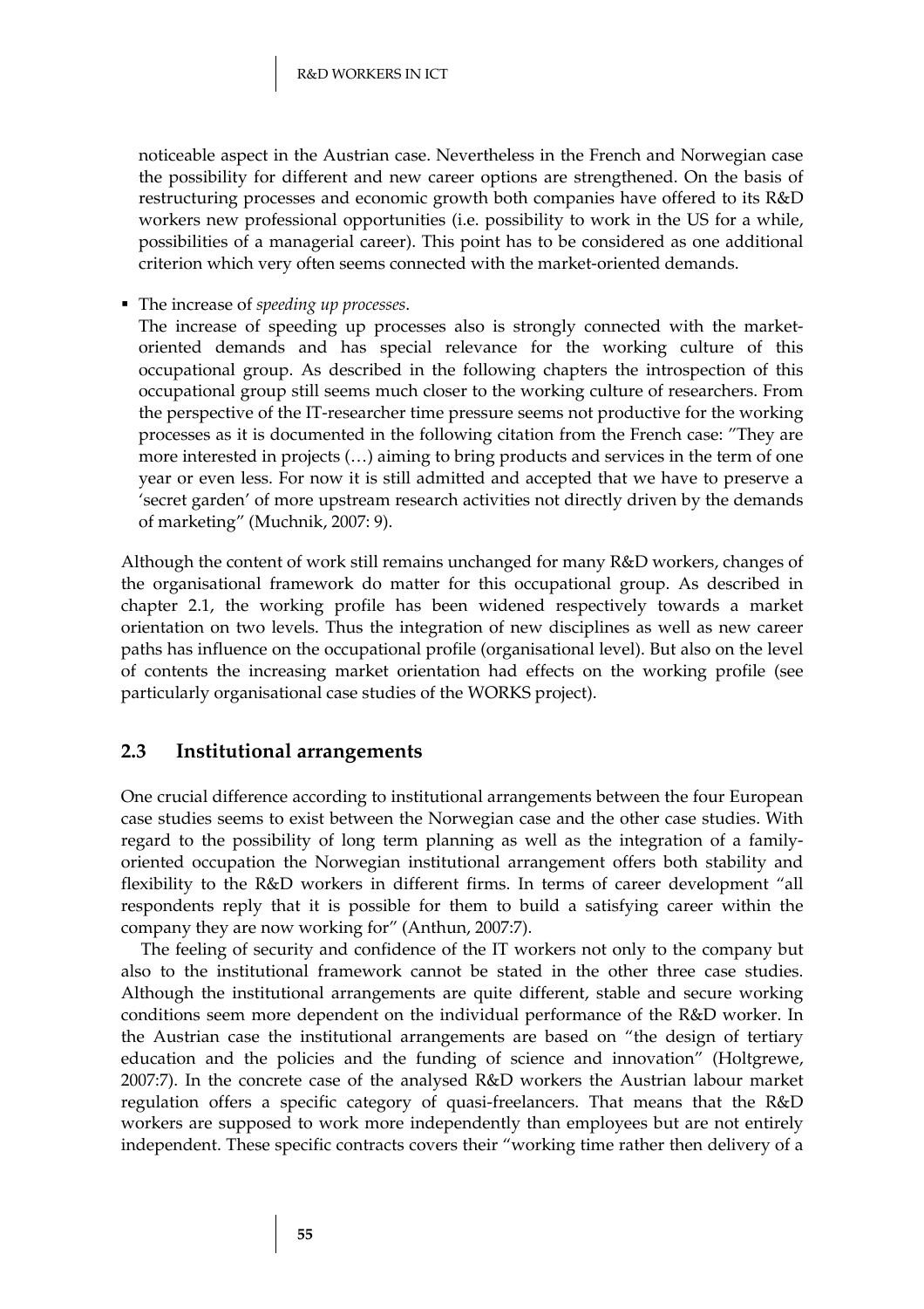noticeable aspect in the Austrian case. Nevertheless in the French and Norwegian case the possibility for different and new career options are strengthened. On the basis of restructuring processes and economic growth both companies have offered to its R&D workers new professional opportunities (i.e. possibility to work in the US for a while, possibilities of a managerial career). This point has to be considered as one additional criterion which very often seems connected with the market-oriented demands.

- The increase of *speeding up processes*.
  The increase of speeding up processes also is strongly connected with the market-oriented demands and has special relevance for the working culture of this occupational group. As described in the following chapters the introspection of this occupational group still seems much closer to the working culture of researchers. From the perspective of the IT-researcher time pressure seems not productive for the working processes as it is documented in the following citation from the French case: "They are more interested in projects (…) aiming to bring products and services in the term of one year or even less. For now it is still admitted and accepted that we have to preserve a 'secret garden' of more upstream research activities not directly driven by the demands of marketing" (Muchnik, 2007: 9).

Although the content of work still remains unchanged for many R&D workers, changes of the organisational framework do matter for this occupational group. As described in chapter 2.1, the working profile has been widened respectively towards a market orientation on two levels. Thus the integration of new disciplines as well as new career paths has influence on the occupational profile (organisational level). But also on the level of contents the increasing market orientation had effects on the working profile (see particularly organisational case studies of the WORKS project).

## 2.3 Institutional arrangements

One crucial difference according to institutional arrangements between the four European case studies seems to exist between the Norwegian case and the other case studies. With regard to the possibility of long term planning as well as the integration of a family-oriented occupation the Norwegian institutional arrangement offers both stability and flexibility to the R&D workers in different firms. In terms of career development "all respondents reply that it is possible for them to build a satisfying career within the company they are now working for" (Anthun, 2007:7).

The feeling of security and confidence of the IT workers not only to the company but also to the institutional framework cannot be stated in the other three case studies. Although the institutional arrangements are quite different, stable and secure working conditions seem more dependent on the individual performance of the R&D worker. In the Austrian case the institutional arrangements are based on "the design of tertiary education and the policies and the funding of science and innovation" (Holtgrewe, 2007:7). In the concrete case of the analysed R&D workers the Austrian labour market regulation offers a specific category of quasi-freelancers. That means that the R&D workers are supposed to work more independently than employees but are not entirely independent. These specific contracts covers their "working time rather then delivery of a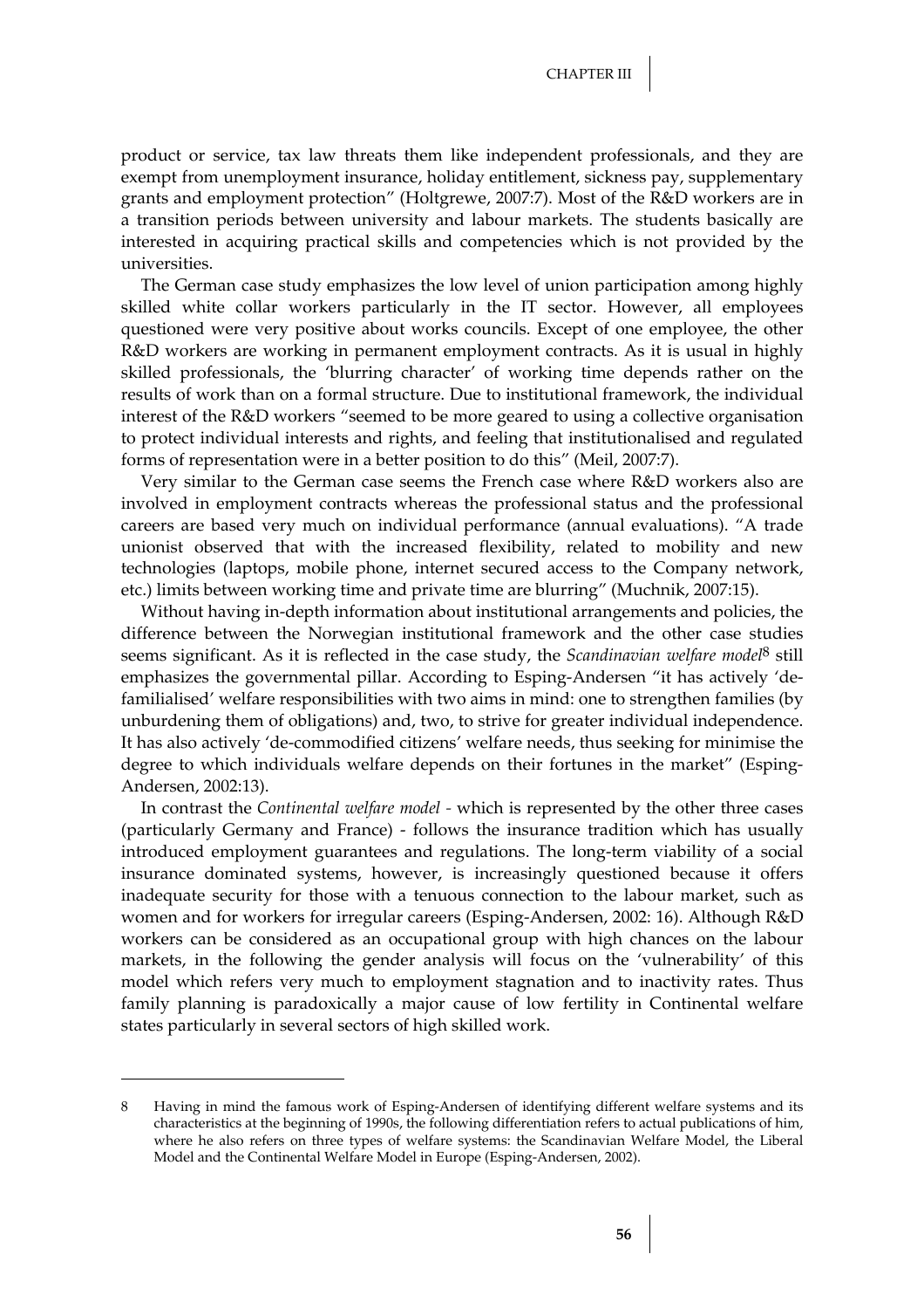product or service, tax law threats them like independent professionals, and they are exempt from unemployment insurance, holiday entitlement, sickness pay, supplementary grants and employment protection" (Holtgrewe, 2007:7). Most of the R&D workers are in a transition periods between university and labour markets. The students basically are interested in acquiring practical skills and competencies which is not provided by the universities.

The German case study emphasizes the low level of union participation among highly skilled white collar workers particularly in the IT sector. However, all employees questioned were very positive about works councils. Except of one employee, the other R&D workers are working in permanent employment contracts. As it is usual in highly skilled professionals, the 'blurring character' of working time depends rather on the results of work than on a formal structure. Due to institutional framework, the individual interest of the R&D workers "seemed to be more geared to using a collective organisation to protect individual interests and rights, and feeling that institutionalised and regulated forms of representation were in a better position to do this" (Meil, 2007:7).

Very similar to the German case seems the French case where R&D workers also are involved in employment contracts whereas the professional status and the professional careers are based very much on individual performance (annual evaluations). "A trade unionist observed that with the increased flexibility, related to mobility and new technologies (laptops, mobile phone, internet secured access to the Company network, etc.) limits between working time and private time are blurring" (Muchnik, 2007:15).

Without having in-depth information about institutional arrangements and policies, the difference between the Norwegian institutional framework and the other case studies seems significant. As it is reflected in the case study, the *Scandinavian welfare model*[8] still emphasizes the governmental pillar. According to Esping-Andersen "it has actively 'de-familialised' welfare responsibilities with two aims in mind: one to strengthen families (by unburdening them of obligations) and, two, to strive for greater individual independence. It has also actively 'de-commodified citizens' welfare needs, thus seeking for minimise the degree to which individuals welfare depends on their fortunes in the market" (Esping-Andersen, 2002:13).

In contrast the *Continental welfare model* - which is represented by the other three cases (particularly Germany and France) - follows the insurance tradition which has usually introduced employment guarantees and regulations. The long-term viability of a social insurance dominated systems, however, is increasingly questioned because it offers inadequate security for those with a tenuous connection to the labour market, such as women and for workers for irregular careers (Esping-Andersen, 2002: 16). Although R&D workers can be considered as an occupational group with high chances on the labour markets, in the following the gender analysis will focus on the 'vulnerability' of this model which refers very much to employment stagnation and to inactivity rates. Thus family planning is paradoxically a major cause of low fertility in Continental welfare states particularly in several sectors of high skilled work.

---

8 Having in mind the famous work of Esping-Andersen of identifying different welfare systems and its characteristics at the beginning of 1990s, the following differentiation refers to actual publications of him, where he also refers on three types of welfare systems: the Scandinavian Welfare Model, the Liberal Model and the Continental Welfare Model in Europe (Esping-Andersen, 2002).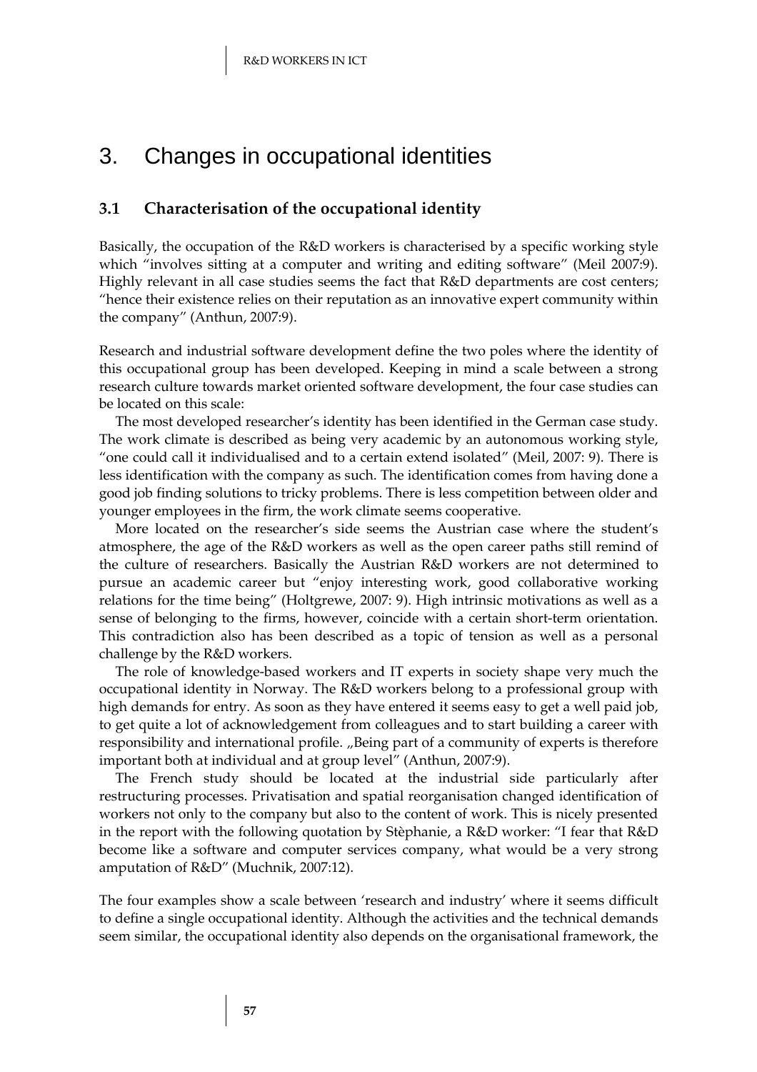# 3. Changes in occupational identities

## 3.1 Characterisation of the occupational identity

Basically, the occupation of the R&D workers is characterised by a specific working style which "involves sitting at a computer and writing and editing software" (Meil 2007:9). Highly relevant in all case studies seems the fact that R&D departments are cost centers; "hence their existence relies on their reputation as an innovative expert community within the company" (Anthun, 2007:9).

Research and industrial software development define the two poles where the identity of this occupational group has been developed. Keeping in mind a scale between a strong research culture towards market oriented software development, the four case studies can be located on this scale:

The most developed researcher's identity has been identified in the German case study. The work climate is described as being very academic by an autonomous working style, "one could call it individualised and to a certain extend isolated" (Meil, 2007: 9). There is less identification with the company as such. The identification comes from having done a good job finding solutions to tricky problems. There is less competition between older and younger employees in the firm, the work climate seems cooperative.

More located on the researcher's side seems the Austrian case where the student's atmosphere, the age of the R&D workers as well as the open career paths still remind of the culture of researchers. Basically the Austrian R&D workers are not determined to pursue an academic career but "enjoy interesting work, good collaborative working relations for the time being" (Holtgrewe, 2007: 9). High intrinsic motivations as well as a sense of belonging to the firms, however, coincide with a certain short-term orientation. This contradiction also has been described as a topic of tension as well as a personal challenge by the R&D workers.

The role of knowledge-based workers and IT experts in society shape very much the occupational identity in Norway. The R&D workers belong to a professional group with high demands for entry. As soon as they have entered it seems easy to get a well paid job, to get quite a lot of acknowledgement from colleagues and to start building a career with responsibility and international profile. „Being part of a community of experts is therefore important both at individual and at group level" (Anthun, 2007:9).

The French study should be located at the industrial side particularly after restructuring processes. Privatisation and spatial reorganisation changed identification of workers not only to the company but also to the content of work. This is nicely presented in the report with the following quotation by Stèphanie, a R&D worker: "I fear that R&D become like a software and computer services company, what would be a very strong amputation of R&D" (Muchnik, 2007:12).

The four examples show a scale between 'research and industry' where it seems difficult to define a single occupational identity. Although the activities and the technical demands seem similar, the occupational identity also depends on the organisational framework, the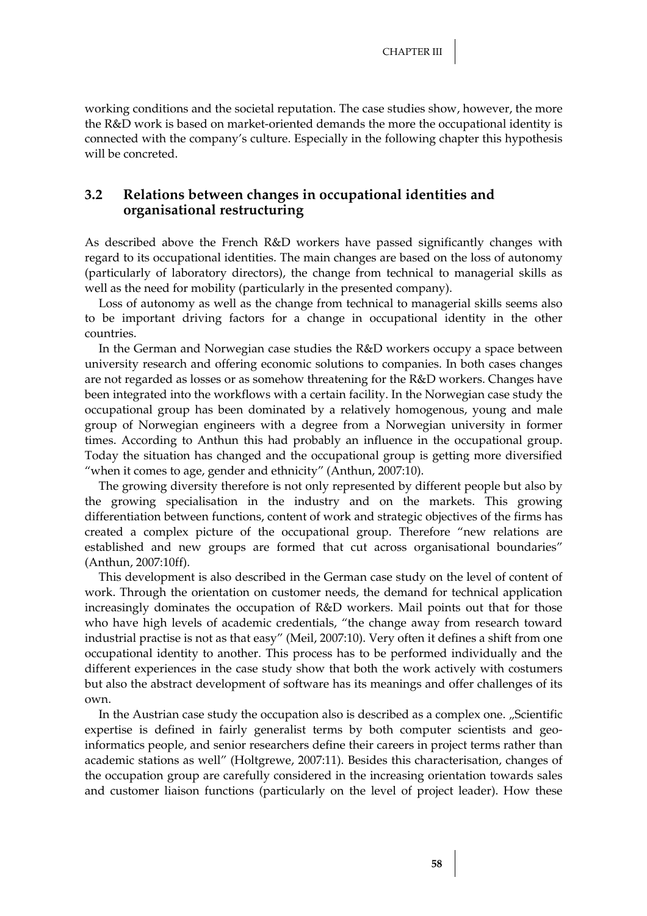working conditions and the societal reputation. The case studies show, however, the more the R&D work is based on market-oriented demands the more the occupational identity is connected with the company's culture. Especially in the following chapter this hypothesis will be concreted.

## 3.2 Relations between changes in occupational identities and organisational restructuring

As described above the French R&D workers have passed significantly changes with regard to its occupational identities. The main changes are based on the loss of autonomy (particularly of laboratory directors), the change from technical to managerial skills as well as the need for mobility (particularly in the presented company).

Loss of autonomy as well as the change from technical to managerial skills seems also to be important driving factors for a change in occupational identity in the other countries.

In the German and Norwegian case studies the R&D workers occupy a space between university research and offering economic solutions to companies. In both cases changes are not regarded as losses or as somehow threatening for the R&D workers. Changes have been integrated into the workflows with a certain facility. In the Norwegian case study the occupational group has been dominated by a relatively homogenous, young and male group of Norwegian engineers with a degree from a Norwegian university in former times. According to Anthun this had probably an influence in the occupational group. Today the situation has changed and the occupational group is getting more diversified "when it comes to age, gender and ethnicity" (Anthun, 2007:10).

The growing diversity therefore is not only represented by different people but also by the growing specialisation in the industry and on the markets. This growing differentiation between functions, content of work and strategic objectives of the firms has created a complex picture of the occupational group. Therefore "new relations are established and new groups are formed that cut across organisational boundaries" (Anthun, 2007:10ff).

This development is also described in the German case study on the level of content of work. Through the orientation on customer needs, the demand for technical application increasingly dominates the occupation of R&D workers. Mail points out that for those who have high levels of academic credentials, "the change away from research toward industrial practise is not as that easy" (Meil, 2007:10). Very often it defines a shift from one occupational identity to another. This process has to be performed individually and the different experiences in the case study show that both the work actively with costumers but also the abstract development of software has its meanings and offer challenges of its own.

In the Austrian case study the occupation also is described as a complex one. „Scientific expertise is defined in fairly generalist terms by both computer scientists and geo-informatics people, and senior researchers define their careers in project terms rather than academic stations as well" (Holtgrewe, 2007:11). Besides this characterisation, changes of the occupation group are carefully considered in the increasing orientation towards sales and customer liaison functions (particularly on the level of project leader). How these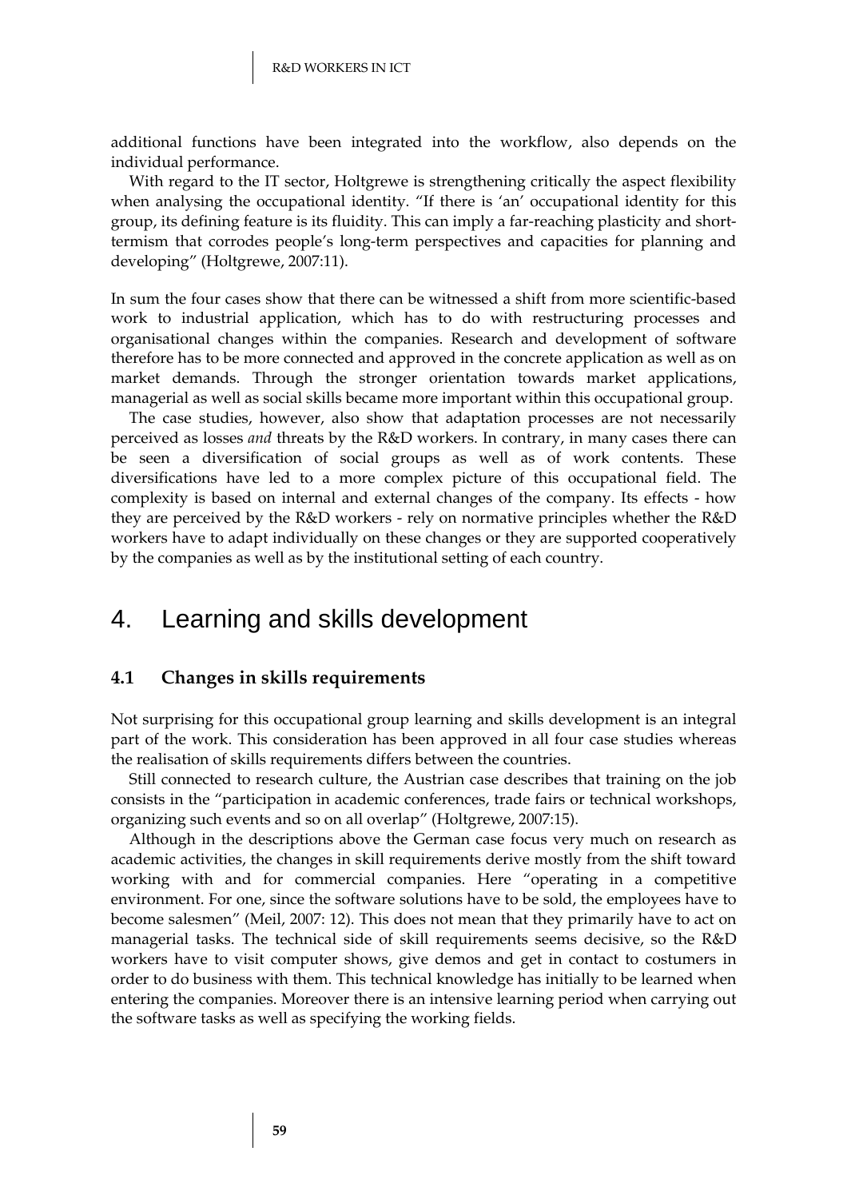additional functions have been integrated into the workflow, also depends on the individual performance.

With regard to the IT sector, Holtgrewe is strengthening critically the aspect flexibility when analysing the occupational identity. "If there is 'an' occupational identity for this group, its defining feature is its fluidity. This can imply a far-reaching plasticity and short-termism that corrodes people's long-term perspectives and capacities for planning and developing" (Holtgrewe, 2007:11).

In sum the four cases show that there can be witnessed a shift from more scientific-based work to industrial application, which has to do with restructuring processes and organisational changes within the companies. Research and development of software therefore has to be more connected and approved in the concrete application as well as on market demands. Through the stronger orientation towards market applications, managerial as well as social skills became more important within this occupational group.

The case studies, however, also show that adaptation processes are not necessarily perceived as losses *and* threats by the R&D workers. In contrary, in many cases there can be seen a diversification of social groups as well as of work contents. These diversifications have led to a more complex picture of this occupational field. The complexity is based on internal and external changes of the company. Its effects - how they are perceived by the R&D workers - rely on normative principles whether the R&D workers have to adapt individually on these changes or they are supported cooperatively by the companies as well as by the institutional setting of each country.

# 4. Learning and skills development

## 4.1 Changes in skills requirements

Not surprising for this occupational group learning and skills development is an integral part of the work. This consideration has been approved in all four case studies whereas the realisation of skills requirements differs between the countries.

Still connected to research culture, the Austrian case describes that training on the job consists in the "participation in academic conferences, trade fairs or technical workshops, organizing such events and so on all overlap" (Holtgrewe, 2007:15).

Although in the descriptions above the German case focus very much on research as academic activities, the changes in skill requirements derive mostly from the shift toward working with and for commercial companies. Here "operating in a competitive environment. For one, since the software solutions have to be sold, the employees have to become salesmen" (Meil, 2007: 12). This does not mean that they primarily have to act on managerial tasks. The technical side of skill requirements seems decisive, so the R&D workers have to visit computer shows, give demos and get in contact to costumers in order to do business with them. This technical knowledge has initially to be learned when entering the companies. Moreover there is an intensive learning period when carrying out the software tasks as well as specifying the working fields.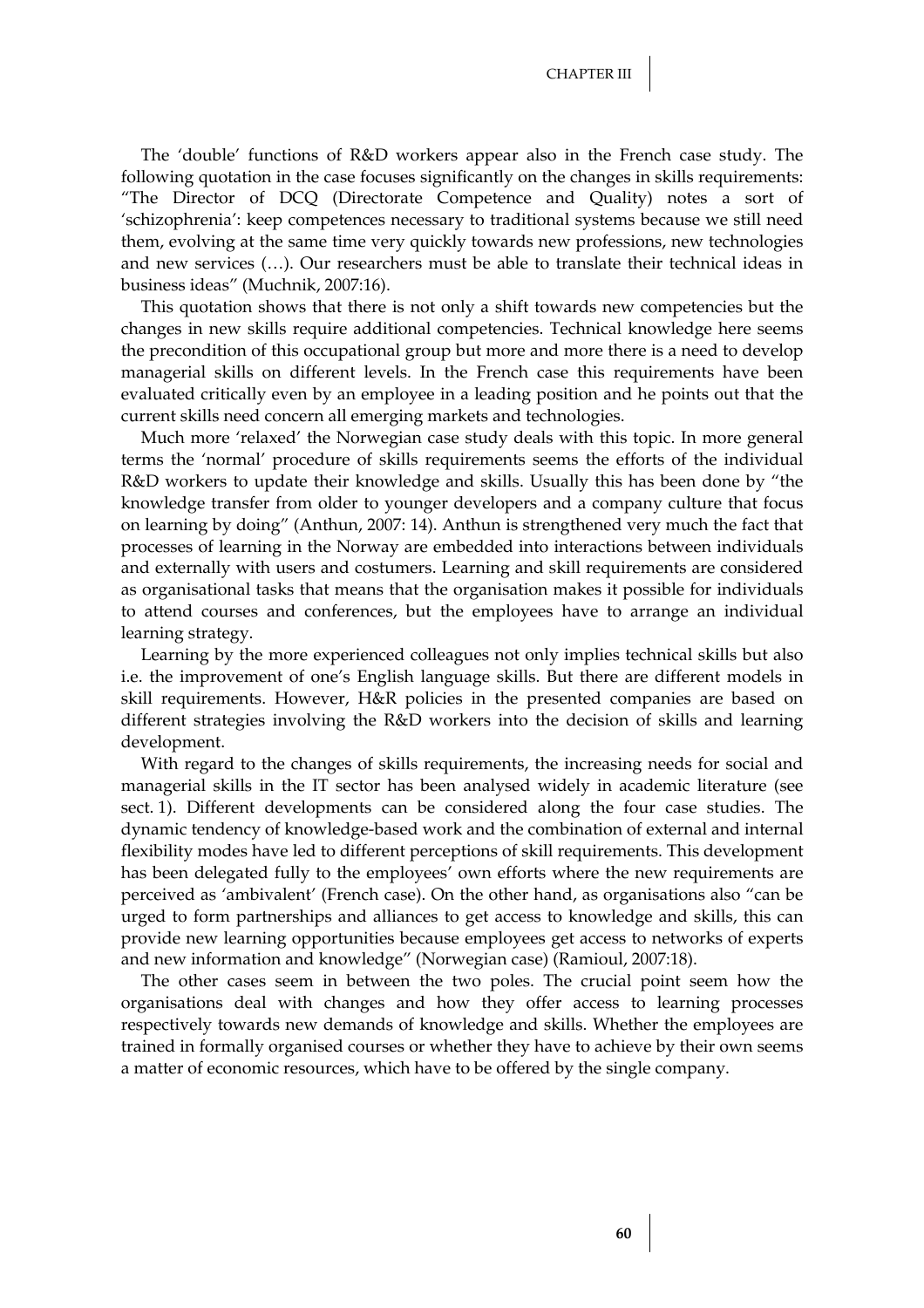The 'double' functions of R&D workers appear also in the French case study. The following quotation in the case focuses significantly on the changes in skills requirements: "The Director of DCQ (Directorate Competence and Quality) notes a sort of 'schizophrenia': keep competences necessary to traditional systems because we still need them, evolving at the same time very quickly towards new professions, new technologies and new services (…). Our researchers must be able to translate their technical ideas in business ideas" (Muchnik, 2007:16).

This quotation shows that there is not only a shift towards new competencies but the changes in new skills require additional competencies. Technical knowledge here seems the precondition of this occupational group but more and more there is a need to develop managerial skills on different levels. In the French case this requirements have been evaluated critically even by an employee in a leading position and he points out that the current skills need concern all emerging markets and technologies.

Much more 'relaxed' the Norwegian case study deals with this topic. In more general terms the 'normal' procedure of skills requirements seems the efforts of the individual R&D workers to update their knowledge and skills. Usually this has been done by "the knowledge transfer from older to younger developers and a company culture that focus on learning by doing" (Anthun, 2007: 14). Anthun is strengthened very much the fact that processes of learning in the Norway are embedded into interactions between individuals and externally with users and costumers. Learning and skill requirements are considered as organisational tasks that means that the organisation makes it possible for individuals to attend courses and conferences, but the employees have to arrange an individual learning strategy.

Learning by the more experienced colleagues not only implies technical skills but also i.e. the improvement of one's English language skills. But there are different models in skill requirements. However, H&R policies in the presented companies are based on different strategies involving the R&D workers into the decision of skills and learning development.

With regard to the changes of skills requirements, the increasing needs for social and managerial skills in the IT sector has been analysed widely in academic literature (see sect. 1). Different developments can be considered along the four case studies. The dynamic tendency of knowledge-based work and the combination of external and internal flexibility modes have led to different perceptions of skill requirements. This development has been delegated fully to the employees' own efforts where the new requirements are perceived as 'ambivalent' (French case). On the other hand, as organisations also "can be urged to form partnerships and alliances to get access to knowledge and skills, this can provide new learning opportunities because employees get access to networks of experts and new information and knowledge" (Norwegian case) (Ramioul, 2007:18).

The other cases seem in between the two poles. The crucial point seem how the organisations deal with changes and how they offer access to learning processes respectively towards new demands of knowledge and skills. Whether the employees are trained in formally organised courses or whether they have to achieve by their own seems a matter of economic resources, which have to be offered by the single company.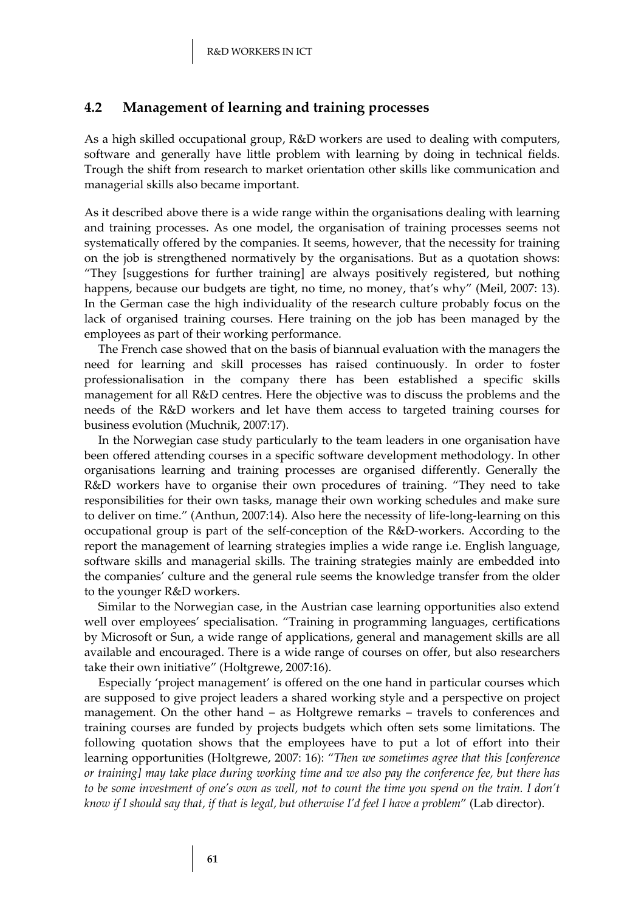## 4.2 Management of learning and training processes

As a high skilled occupational group, R&D workers are used to dealing with computers, software and generally have little problem with learning by doing in technical fields. Trough the shift from research to market orientation other skills like communication and managerial skills also became important.

As it described above there is a wide range within the organisations dealing with learning and training processes. As one model, the organisation of training processes seems not systematically offered by the companies. It seems, however, that the necessity for training on the job is strengthened normatively by the organisations. But as a quotation shows: "They [suggestions for further training] are always positively registered, but nothing happens, because our budgets are tight, no time, no money, that's why" (Meil, 2007: 13). In the German case the high individuality of the research culture probably focus on the lack of organised training courses. Here training on the job has been managed by the employees as part of their working performance.

The French case showed that on the basis of biannual evaluation with the managers the need for learning and skill processes has raised continuously. In order to foster professionalisation in the company there has been established a specific skills management for all R&D centres. Here the objective was to discuss the problems and the needs of the R&D workers and let have them access to targeted training courses for business evolution (Muchnik, 2007:17).

In the Norwegian case study particularly to the team leaders in one organisation have been offered attending courses in a specific software development methodology. In other organisations learning and training processes are organised differently. Generally the R&D workers have to organise their own procedures of training. "They need to take responsibilities for their own tasks, manage their own working schedules and make sure to deliver on time." (Anthun, 2007:14). Also here the necessity of life-long-learning on this occupational group is part of the self-conception of the R&D-workers. According to the report the management of learning strategies implies a wide range i.e. English language, software skills and managerial skills. The training strategies mainly are embedded into the companies' culture and the general rule seems the knowledge transfer from the older to the younger R&D workers.

Similar to the Norwegian case, in the Austrian case learning opportunities also extend well over employees' specialisation. "Training in programming languages, certifications by Microsoft or Sun, a wide range of applications, general and management skills are all available and encouraged. There is a wide range of courses on offer, but also researchers take their own initiative" (Holtgrewe, 2007:16).

Especially 'project management' is offered on the one hand in particular courses which are supposed to give project leaders a shared working style and a perspective on project management. On the other hand – as Holtgrewe remarks – travels to conferences and training courses are funded by projects budgets which often sets some limitations. The following quotation shows that the employees have to put a lot of effort into their learning opportunities (Holtgrewe, 2007: 16): "*Then we sometimes agree that this [conference or training] may take place during working time and we also pay the conference fee, but there has to be some investment of one's own as well, not to count the time you spend on the train. I don't know if I should say that, if that is legal, but otherwise I'd feel I have a problem*" (Lab director).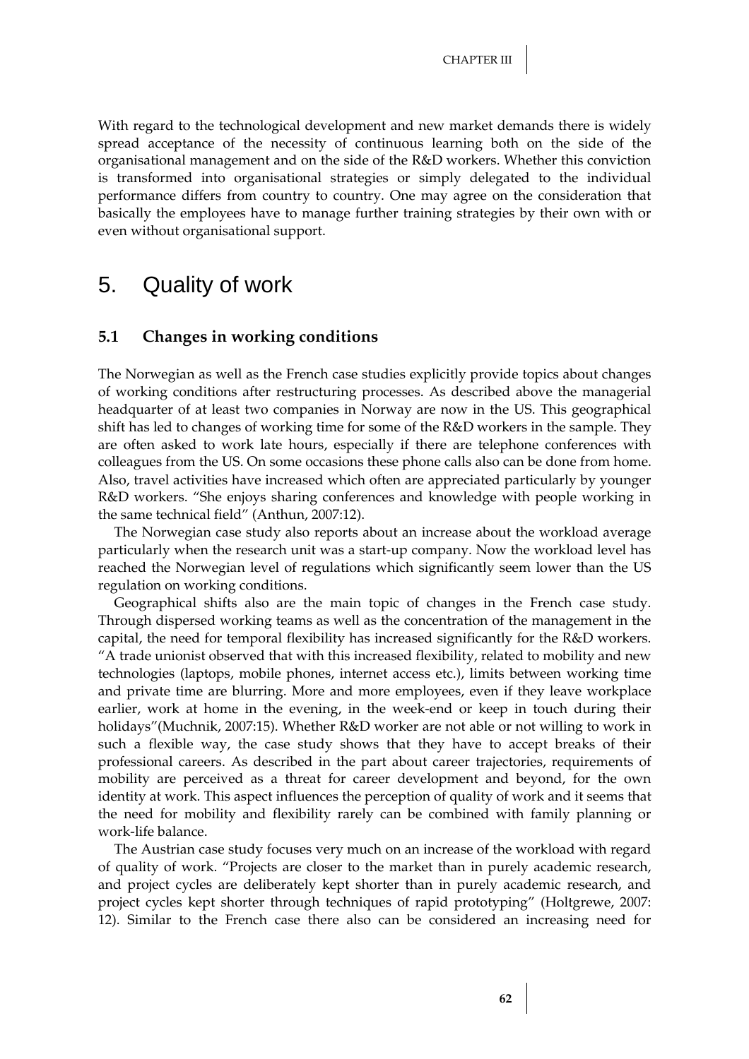With regard to the technological development and new market demands there is widely spread acceptance of the necessity of continuous learning both on the side of the organisational management and on the side of the R&D workers. Whether this conviction is transformed into organisational strategies or simply delegated to the individual performance differs from country to country. One may agree on the consideration that basically the employees have to manage further training strategies by their own with or even without organisational support.

# 5. Quality of work

## 5.1 Changes in working conditions

The Norwegian as well as the French case studies explicitly provide topics about changes of working conditions after restructuring processes. As described above the managerial headquarter of at least two companies in Norway are now in the US. This geographical shift has led to changes of working time for some of the R&D workers in the sample. They are often asked to work late hours, especially if there are telephone conferences with colleagues from the US. On some occasions these phone calls also can be done from home. Also, travel activities have increased which often are appreciated particularly by younger R&D workers. "She enjoys sharing conferences and knowledge with people working in the same technical field" (Anthun, 2007:12).

The Norwegian case study also reports about an increase about the workload average particularly when the research unit was a start-up company. Now the workload level has reached the Norwegian level of regulations which significantly seem lower than the US regulation on working conditions.

Geographical shifts also are the main topic of changes in the French case study. Through dispersed working teams as well as the concentration of the management in the capital, the need for temporal flexibility has increased significantly for the R&D workers. "A trade unionist observed that with this increased flexibility, related to mobility and new technologies (laptops, mobile phones, internet access etc.), limits between working time and private time are blurring. More and more employees, even if they leave workplace earlier, work at home in the evening, in the week-end or keep in touch during their holidays"(Muchnik, 2007:15). Whether R&D worker are not able or not willing to work in such a flexible way, the case study shows that they have to accept breaks of their professional careers. As described in the part about career trajectories, requirements of mobility are perceived as a threat for career development and beyond, for the own identity at work. This aspect influences the perception of quality of work and it seems that the need for mobility and flexibility rarely can be combined with family planning or work-life balance.

The Austrian case study focuses very much on an increase of the workload with regard of quality of work. "Projects are closer to the market than in purely academic research, and project cycles are deliberately kept shorter than in purely academic research, and project cycles kept shorter through techniques of rapid prototyping" (Holtgrewe, 2007: 12). Similar to the French case there also can be considered an increasing need for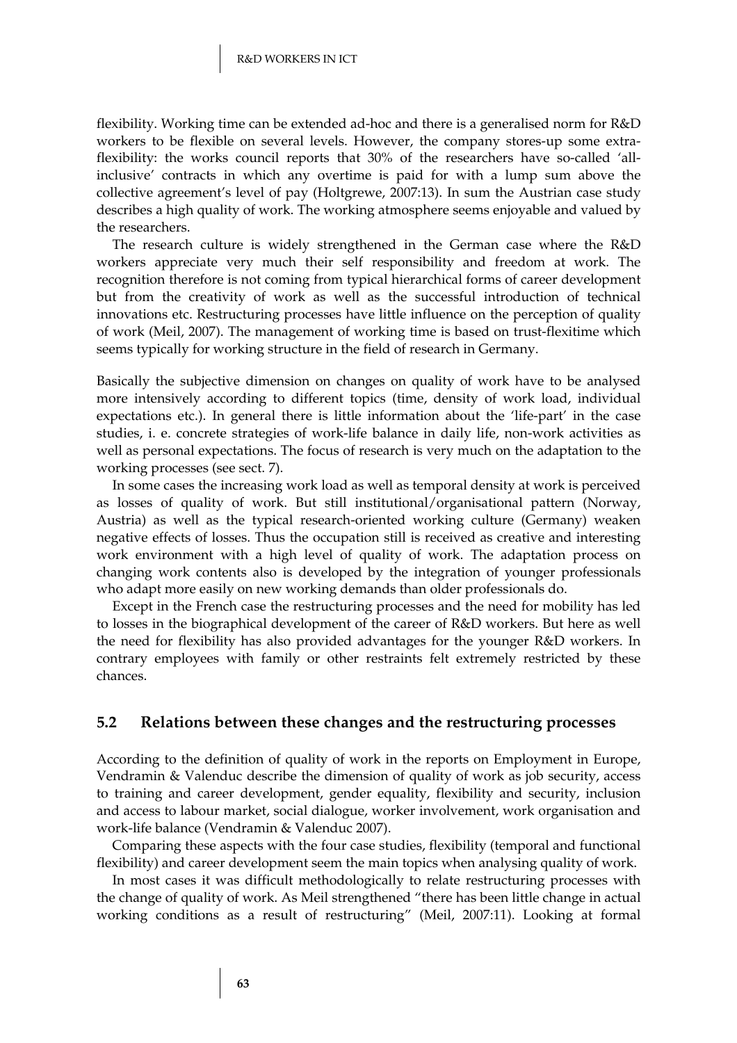flexibility. Working time can be extended ad-hoc and there is a generalised norm for R&D workers to be flexible on several levels. However, the company stores-up some extra-flexibility: the works council reports that 30% of the researchers have so-called 'all-inclusive' contracts in which any overtime is paid for with a lump sum above the collective agreement's level of pay (Holtgrewe, 2007:13). In sum the Austrian case study describes a high quality of work. The working atmosphere seems enjoyable and valued by the researchers.

The research culture is widely strengthened in the German case where the R&D workers appreciate very much their self responsibility and freedom at work. The recognition therefore is not coming from typical hierarchical forms of career development but from the creativity of work as well as the successful introduction of technical innovations etc. Restructuring processes have little influence on the perception of quality of work (Meil, 2007). The management of working time is based on trust-flexitime which seems typically for working structure in the field of research in Germany.

Basically the subjective dimension on changes on quality of work have to be analysed more intensively according to different topics (time, density of work load, individual expectations etc.). In general there is little information about the 'life-part' in the case studies, i. e. concrete strategies of work-life balance in daily life, non-work activities as well as personal expectations. The focus of research is very much on the adaptation to the working processes (see sect. 7).

In some cases the increasing work load as well as temporal density at work is perceived as losses of quality of work. But still institutional/organisational pattern (Norway, Austria) as well as the typical research-oriented working culture (Germany) weaken negative effects of losses. Thus the occupation still is received as creative and interesting work environment with a high level of quality of work. The adaptation process on changing work contents also is developed by the integration of younger professionals who adapt more easily on new working demands than older professionals do.

Except in the French case the restructuring processes and the need for mobility has led to losses in the biographical development of the career of R&D workers. But here as well the need for flexibility has also provided advantages for the younger R&D workers. In contrary employees with family or other restraints felt extremely restricted by these chances.

## 5.2 Relations between these changes and the restructuring processes

According to the definition of quality of work in the reports on Employment in Europe, Vendramin & Valenduc describe the dimension of quality of work as job security, access to training and career development, gender equality, flexibility and security, inclusion and access to labour market, social dialogue, worker involvement, work organisation and work-life balance (Vendramin & Valenduc 2007).

Comparing these aspects with the four case studies, flexibility (temporal and functional flexibility) and career development seem the main topics when analysing quality of work.

In most cases it was difficult methodologically to relate restructuring processes with the change of quality of work. As Meil strengthened "there has been little change in actual working conditions as a result of restructuring" (Meil, 2007:11). Looking at formal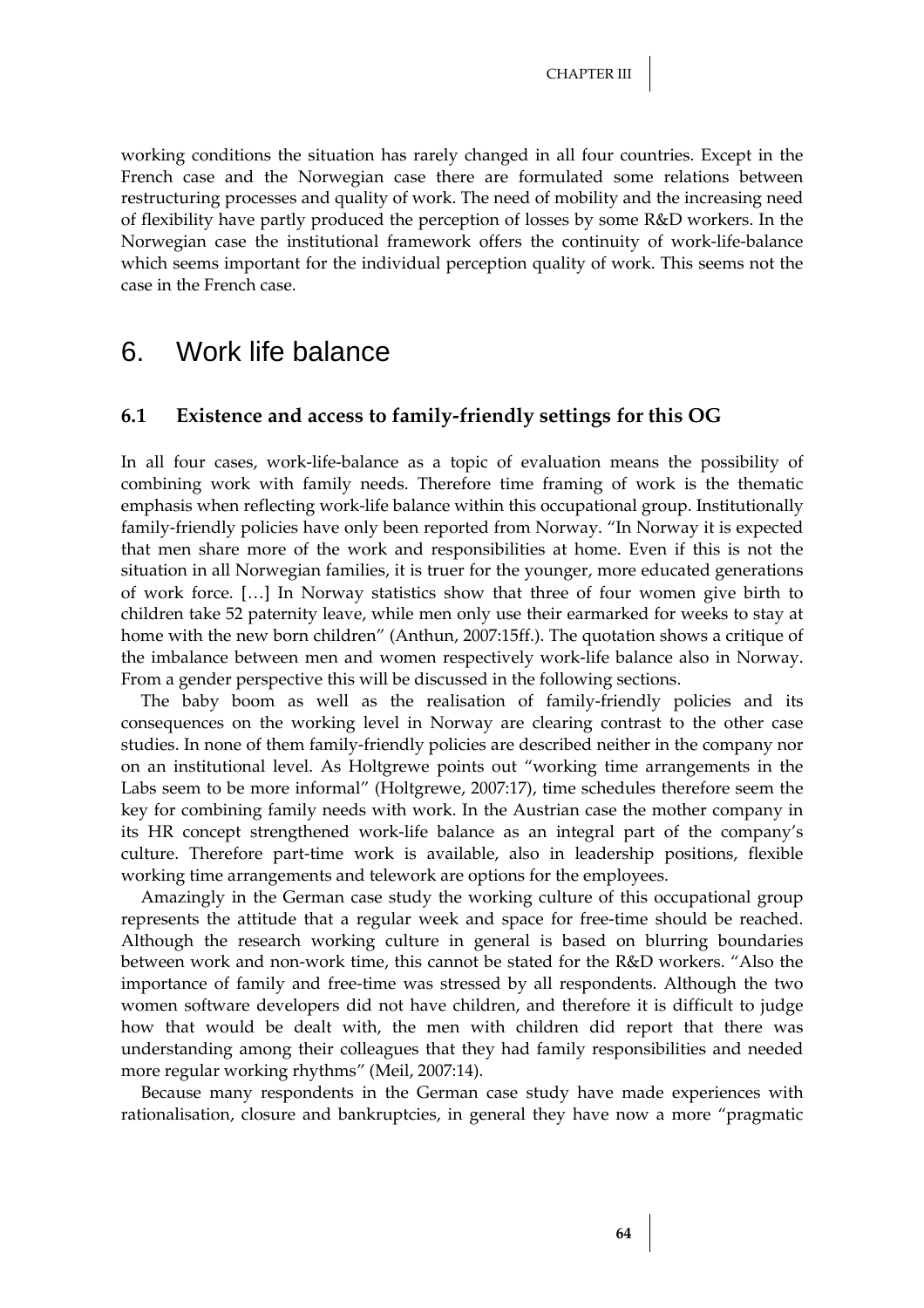working conditions the situation has rarely changed in all four countries. Except in the French case and the Norwegian case there are formulated some relations between restructuring processes and quality of work. The need of mobility and the increasing need of flexibility have partly produced the perception of losses by some R&D workers. In the Norwegian case the institutional framework offers the continuity of work-life-balance which seems important for the individual perception quality of work. This seems not the case in the French case.

# 6. Work life balance

## 6.1 Existence and access to family-friendly settings for this OG

In all four cases, work-life-balance as a topic of evaluation means the possibility of combining work with family needs. Therefore time framing of work is the thematic emphasis when reflecting work-life balance within this occupational group. Institutionally family-friendly policies have only been reported from Norway. "In Norway it is expected that men share more of the work and responsibilities at home. Even if this is not the situation in all Norwegian families, it is truer for the younger, more educated generations of work force. […] In Norway statistics show that three of four women give birth to children take 52 paternity leave, while men only use their earmarked for weeks to stay at home with the new born children" (Anthun, 2007:15ff.). The quotation shows a critique of the imbalance between men and women respectively work-life balance also in Norway. From a gender perspective this will be discussed in the following sections.

The baby boom as well as the realisation of family-friendly policies and its consequences on the working level in Norway are clearing contrast to the other case studies. In none of them family-friendly policies are described neither in the company nor on an institutional level. As Holtgrewe points out "working time arrangements in the Labs seem to be more informal" (Holtgrewe, 2007:17), time schedules therefore seem the key for combining family needs with work. In the Austrian case the mother company in its HR concept strengthened work-life balance as an integral part of the company's culture. Therefore part-time work is available, also in leadership positions, flexible working time arrangements and telework are options for the employees.

Amazingly in the German case study the working culture of this occupational group represents the attitude that a regular week and space for free-time should be reached. Although the research working culture in general is based on blurring boundaries between work and non-work time, this cannot be stated for the R&D workers. "Also the importance of family and free-time was stressed by all respondents. Although the two women software developers did not have children, and therefore it is difficult to judge how that would be dealt with, the men with children did report that there was understanding among their colleagues that they had family responsibilities and needed more regular working rhythms" (Meil, 2007:14).

Because many respondents in the German case study have made experiences with rationalisation, closure and bankruptcies, in general they have now a more "pragmatic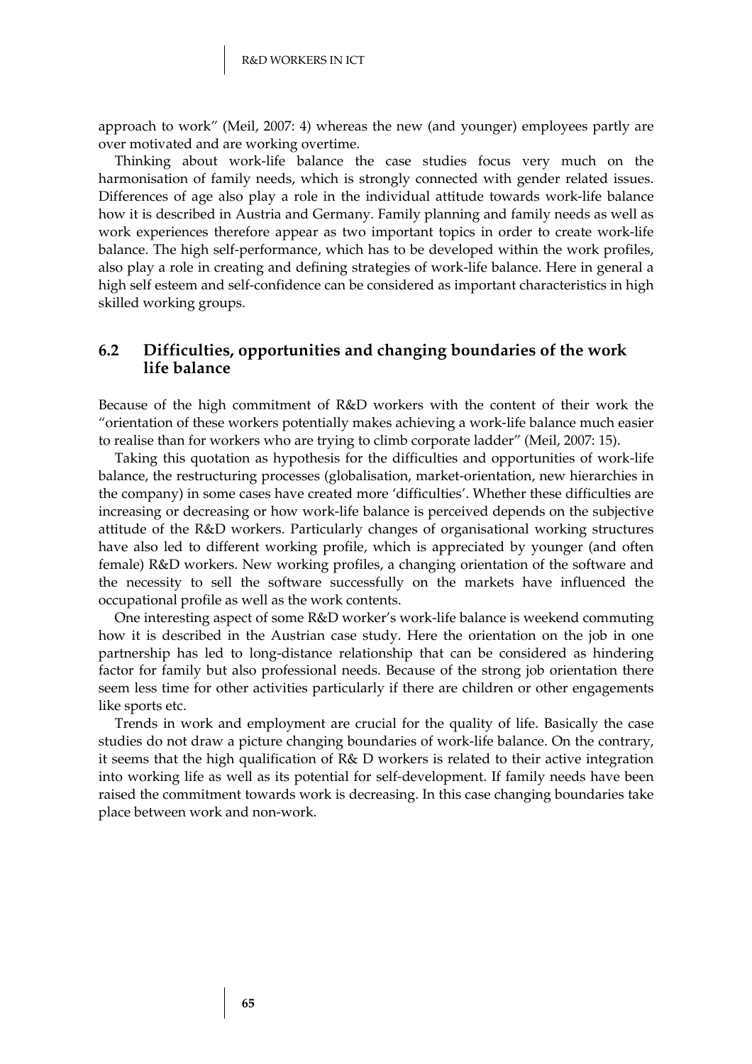approach to work" (Meil, 2007: 4) whereas the new (and younger) employees partly are over motivated and are working overtime.

Thinking about work-life balance the case studies focus very much on the harmonisation of family needs, which is strongly connected with gender related issues. Differences of age also play a role in the individual attitude towards work-life balance how it is described in Austria and Germany. Family planning and family needs as well as work experiences therefore appear as two important topics in order to create work-life balance. The high self-performance, which has to be developed within the work profiles, also play a role in creating and defining strategies of work-life balance. Here in general a high self esteem and self-confidence can be considered as important characteristics in high skilled working groups.

## 6.2 Difficulties, opportunities and changing boundaries of the work life balance

Because of the high commitment of R&D workers with the content of their work the "orientation of these workers potentially makes achieving a work-life balance much easier to realise than for workers who are trying to climb corporate ladder" (Meil, 2007: 15).

Taking this quotation as hypothesis for the difficulties and opportunities of work-life balance, the restructuring processes (globalisation, market-orientation, new hierarchies in the company) in some cases have created more 'difficulties'. Whether these difficulties are increasing or decreasing or how work-life balance is perceived depends on the subjective attitude of the R&D workers. Particularly changes of organisational working structures have also led to different working profile, which is appreciated by younger (and often female) R&D workers. New working profiles, a changing orientation of the software and the necessity to sell the software successfully on the markets have influenced the occupational profile as well as the work contents.

One interesting aspect of some R&D worker's work-life balance is weekend commuting how it is described in the Austrian case study. Here the orientation on the job in one partnership has led to long-distance relationship that can be considered as hindering factor for family but also professional needs. Because of the strong job orientation there seem less time for other activities particularly if there are children or other engagements like sports etc.

Trends in work and employment are crucial for the quality of life. Basically the case studies do not draw a picture changing boundaries of work-life balance. On the contrary, it seems that the high qualification of R& D workers is related to their active integration into working life as well as its potential for self-development. If family needs have been raised the commitment towards work is decreasing. In this case changing boundaries take place between work and non-work.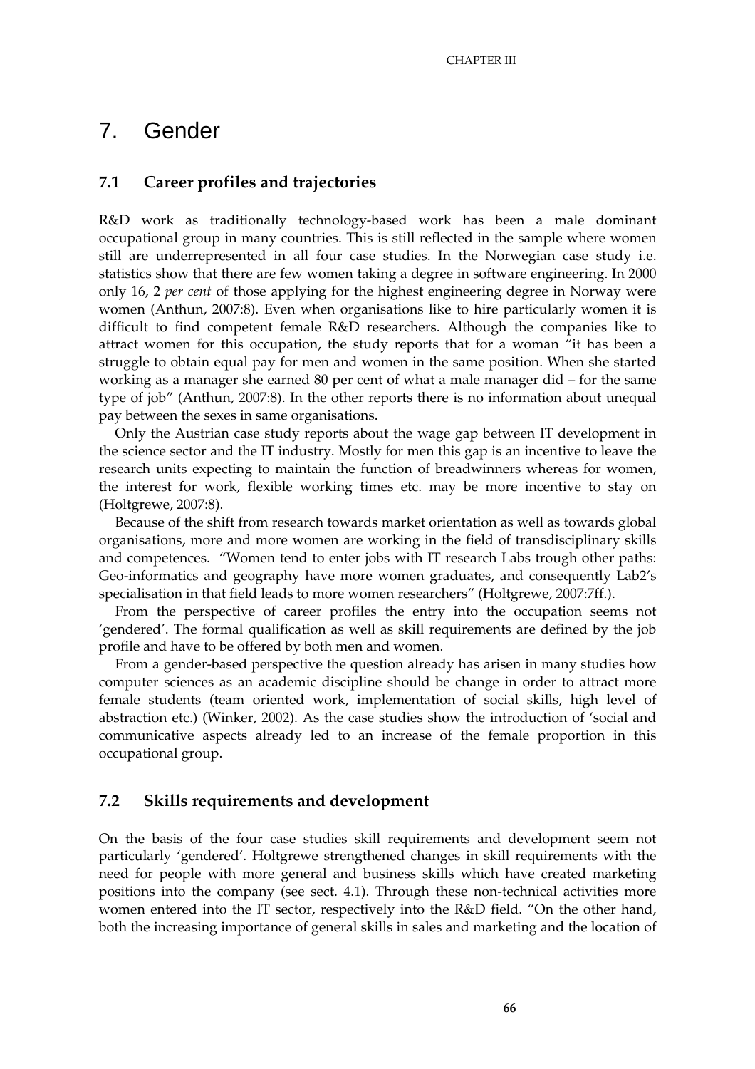# 7. Gender

## 7.1 Career profiles and trajectories

R&D work as traditionally technology-based work has been a male dominant occupational group in many countries. This is still reflected in the sample where women still are underrepresented in all four case studies. In the Norwegian case study i.e. statistics show that there are few women taking a degree in software engineering. In 2000 only 16, 2 *per cent* of those applying for the highest engineering degree in Norway were women (Anthun, 2007:8). Even when organisations like to hire particularly women it is difficult to find competent female R&D researchers. Although the companies like to attract women for this occupation, the study reports that for a woman "it has been a struggle to obtain equal pay for men and women in the same position. When she started working as a manager she earned 80 per cent of what a male manager did – for the same type of job" (Anthun, 2007:8). In the other reports there is no information about unequal pay between the sexes in same organisations.

Only the Austrian case study reports about the wage gap between IT development in the science sector and the IT industry. Mostly for men this gap is an incentive to leave the research units expecting to maintain the function of breadwinners whereas for women, the interest for work, flexible working times etc. may be more incentive to stay on (Holtgrewe, 2007:8).

Because of the shift from research towards market orientation as well as towards global organisations, more and more women are working in the field of transdisciplinary skills and competences. "Women tend to enter jobs with IT research Labs trough other paths: Geo-informatics and geography have more women graduates, and consequently Lab2's specialisation in that field leads to more women researchers" (Holtgrewe, 2007:7ff.).

From the perspective of career profiles the entry into the occupation seems not 'gendered'. The formal qualification as well as skill requirements are defined by the job profile and have to be offered by both men and women.

From a gender-based perspective the question already has arisen in many studies how computer sciences as an academic discipline should be change in order to attract more female students (team oriented work, implementation of social skills, high level of abstraction etc.) (Winker, 2002). As the case studies show the introduction of 'social and communicative aspects already led to an increase of the female proportion in this occupational group.

## 7.2 Skills requirements and development

On the basis of the four case studies skill requirements and development seem not particularly 'gendered'. Holtgrewe strengthened changes in skill requirements with the need for people with more general and business skills which have created marketing positions into the company (see sect. 4.1). Through these non-technical activities more women entered into the IT sector, respectively into the R&D field. "On the other hand, both the increasing importance of general skills in sales and marketing and the location of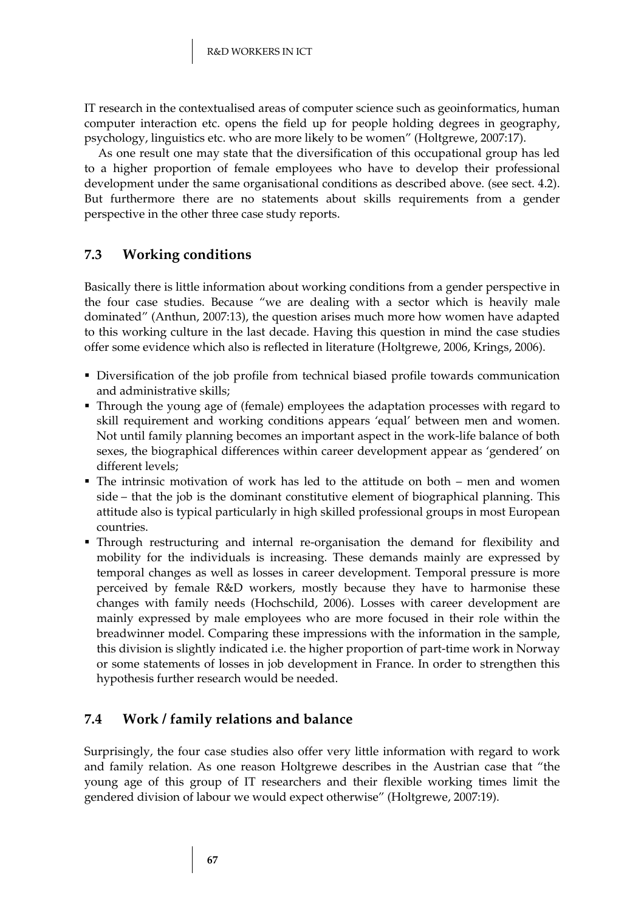IT research in the contextualised areas of computer science such as geoinformatics, human computer interaction etc. opens the field up for people holding degrees in geography, psychology, linguistics etc. who are more likely to be women" (Holtgrewe, 2007:17).

As one result one may state that the diversification of this occupational group has led to a higher proportion of female employees who have to develop their professional development under the same organisational conditions as described above. (see sect. 4.2). But furthermore there are no statements about skills requirements from a gender perspective in the other three case study reports.

## 7.3 Working conditions

Basically there is little information about working conditions from a gender perspective in the four case studies. Because "we are dealing with a sector which is heavily male dominated" (Anthun, 2007:13), the question arises much more how women have adapted to this working culture in the last decade. Having this question in mind the case studies offer some evidence which also is reflected in literature (Holtgrewe, 2006, Krings, 2006).

- Diversification of the job profile from technical biased profile towards communication and administrative skills;
- Through the young age of (female) employees the adaptation processes with regard to skill requirement and working conditions appears 'equal' between men and women. Not until family planning becomes an important aspect in the work-life balance of both sexes, the biographical differences within career development appear as 'gendered' on different levels;
- The intrinsic motivation of work has led to the attitude on both – men and women side – that the job is the dominant constitutive element of biographical planning. This attitude also is typical particularly in high skilled professional groups in most European countries.
- Through restructuring and internal re-organisation the demand for flexibility and mobility for the individuals is increasing. These demands mainly are expressed by temporal changes as well as losses in career development. Temporal pressure is more perceived by female R&D workers, mostly because they have to harmonise these changes with family needs (Hochschild, 2006). Losses with career development are mainly expressed by male employees who are more focused in their role within the breadwinner model. Comparing these impressions with the information in the sample, this division is slightly indicated i.e. the higher proportion of part-time work in Norway or some statements of losses in job development in France. In order to strengthen this hypothesis further research would be needed.

## 7.4 Work / family relations and balance

Surprisingly, the four case studies also offer very little information with regard to work and family relation. As one reason Holtgrewe describes in the Austrian case that "the young age of this group of IT researchers and their flexible working times limit the gendered division of labour we would expect otherwise" (Holtgrewe, 2007:19).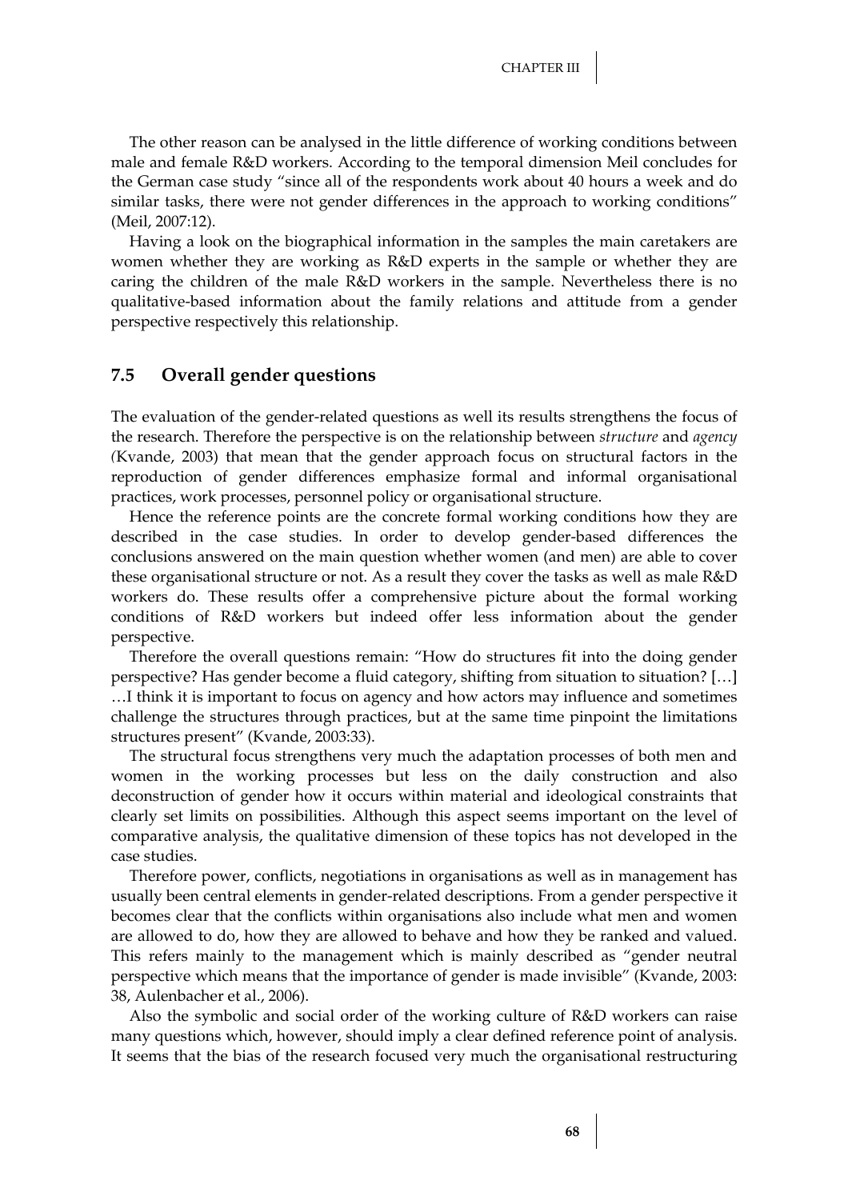The other reason can be analysed in the little difference of working conditions between male and female R&D workers. According to the temporal dimension Meil concludes for the German case study "since all of the respondents work about 40 hours a week and do similar tasks, there were not gender differences in the approach to working conditions" (Meil, 2007:12).

Having a look on the biographical information in the samples the main caretakers are women whether they are working as R&D experts in the sample or whether they are caring the children of the male R&D workers in the sample. Nevertheless there is no qualitative-based information about the family relations and attitude from a gender perspective respectively this relationship.

## 7.5 Overall gender questions

The evaluation of the gender-related questions as well its results strengthens the focus of the research. Therefore the perspective is on the relationship between *structure* and *agency (*Kvande, 2003) that mean that the gender approach focus on structural factors in the reproduction of gender differences emphasize formal and informal organisational practices, work processes, personnel policy or organisational structure.

Hence the reference points are the concrete formal working conditions how they are described in the case studies. In order to develop gender-based differences the conclusions answered on the main question whether women (and men) are able to cover these organisational structure or not. As a result they cover the tasks as well as male R&D workers do. These results offer a comprehensive picture about the formal working conditions of R&D workers but indeed offer less information about the gender perspective.

Therefore the overall questions remain: "How do structures fit into the doing gender perspective? Has gender become a fluid category, shifting from situation to situation? […] …I think it is important to focus on agency and how actors may influence and sometimes challenge the structures through practices, but at the same time pinpoint the limitations structures present" (Kvande, 2003:33).

The structural focus strengthens very much the adaptation processes of both men and women in the working processes but less on the daily construction and also deconstruction of gender how it occurs within material and ideological constraints that clearly set limits on possibilities. Although this aspect seems important on the level of comparative analysis, the qualitative dimension of these topics has not developed in the case studies.

Therefore power, conflicts, negotiations in organisations as well as in management has usually been central elements in gender-related descriptions. From a gender perspective it becomes clear that the conflicts within organisations also include what men and women are allowed to do, how they are allowed to behave and how they be ranked and valued. This refers mainly to the management which is mainly described as "gender neutral perspective which means that the importance of gender is made invisible" (Kvande, 2003: 38, Aulenbacher et al., 2006).

Also the symbolic and social order of the working culture of R&D workers can raise many questions which, however, should imply a clear defined reference point of analysis. It seems that the bias of the research focused very much the organisational restructuring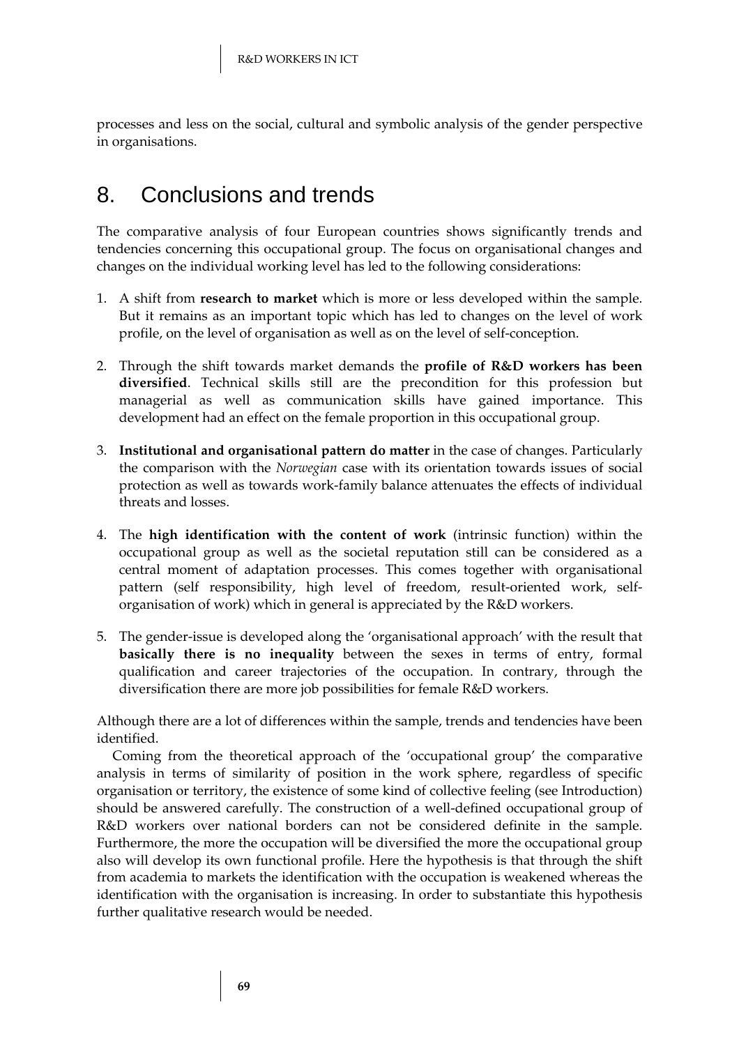processes and less on the social, cultural and symbolic analysis of the gender perspective in organisations.

# 8. Conclusions and trends

The comparative analysis of four European countries shows significantly trends and tendencies concerning this occupational group. The focus on organisational changes and changes on the individual working level has led to the following considerations:

1. A shift from **research to market** which is more or less developed within the sample. But it remains as an important topic which has led to changes on the level of work profile, on the level of organisation as well as on the level of self-conception.

2. Through the shift towards market demands the **profile of R&D workers has been diversified**. Technical skills still are the precondition for this profession but managerial as well as communication skills have gained importance. This development had an effect on the female proportion in this occupational group.

3. **Institutional and organisational pattern do matter** in the case of changes. Particularly the comparison with the *Norwegian* case with its orientation towards issues of social protection as well as towards work-family balance attenuates the effects of individual threats and losses.

4. The **high identification with the content of work** (intrinsic function) within the occupational group as well as the societal reputation still can be considered as a central moment of adaptation processes. This comes together with organisational pattern (self responsibility, high level of freedom, result-oriented work, self-organisation of work) which in general is appreciated by the R&D workers.

5. The gender-issue is developed along the 'organisational approach' with the result that **basically there is no inequality** between the sexes in terms of entry, formal qualification and career trajectories of the occupation. In contrary, through the diversification there are more job possibilities for female R&D workers.

Although there are a lot of differences within the sample, trends and tendencies have been identified.

Coming from the theoretical approach of the 'occupational group' the comparative analysis in terms of similarity of position in the work sphere, regardless of specific organisation or territory, the existence of some kind of collective feeling (see Introduction) should be answered carefully. The construction of a well-defined occupational group of R&D workers over national borders can not be considered definite in the sample. Furthermore, the more the occupation will be diversified the more the occupational group also will develop its own functional profile. Here the hypothesis is that through the shift from academia to markets the identification with the occupation is weakened whereas the identification with the organisation is increasing. In order to substantiate this hypothesis further qualitative research would be needed.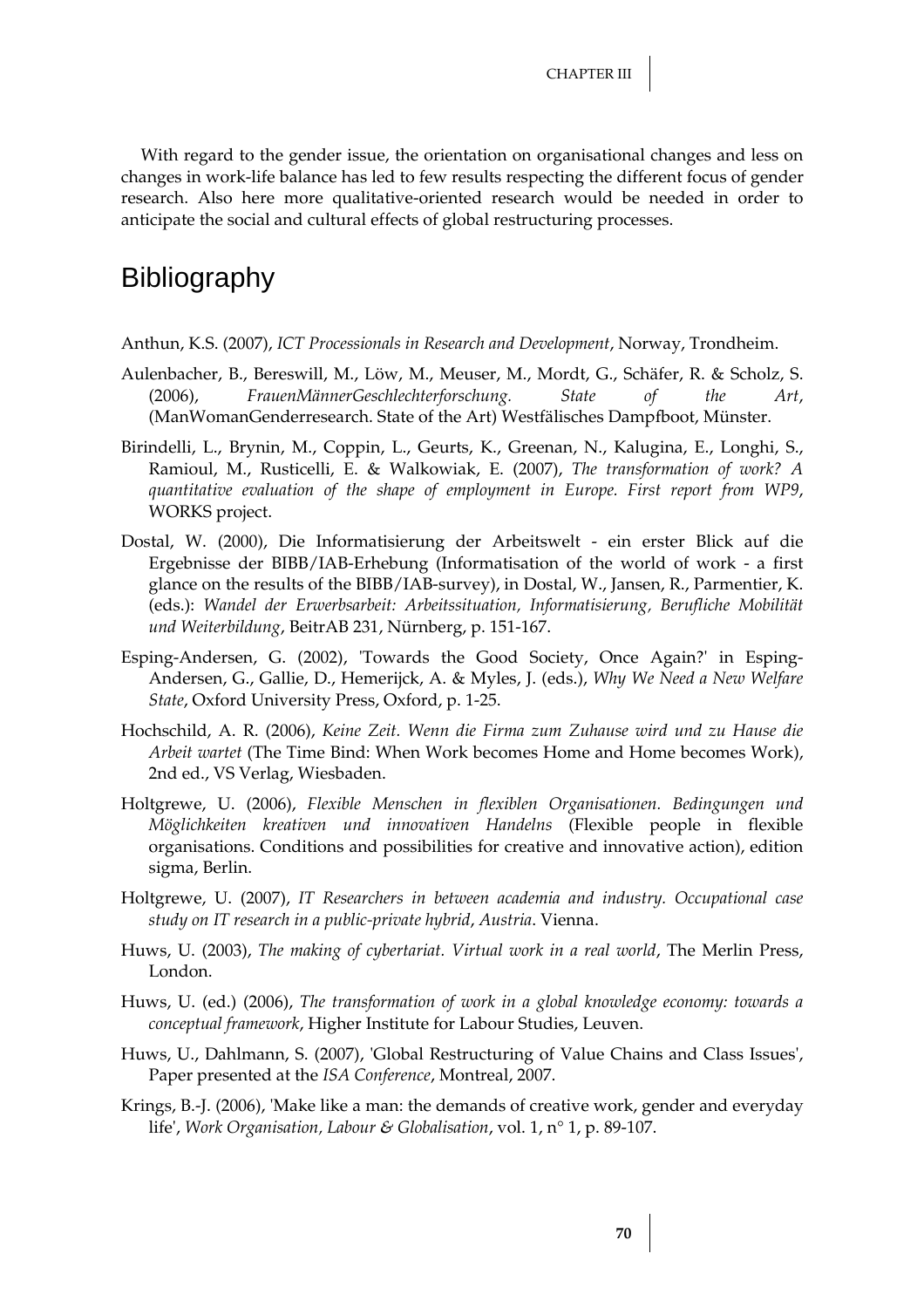With regard to the gender issue, the orientation on organisational changes and less on changes in work-life balance has led to few results respecting the different focus of gender research. Also here more qualitative-oriented research would be needed in order to anticipate the social and cultural effects of global restructuring processes.

# Bibliography

Anthun, K.S. (2007), *ICT Processionals in Research and Development*, Norway, Trondheim.

Aulenbacher, B., Bereswill, M., Löw, M., Meuser, M., Mordt, G., Schäfer, R. & Scholz, S. (2006), *FrauenMännerGeschlechterforschung. State of the Art*, (ManWomanGenderresearch. State of the Art) Westfälisches Dampfboot, Münster.

Birindelli, L., Brynin, M., Coppin, L., Geurts, K., Greenan, N., Kalugina, E., Longhi, S., Ramioul, M., Rusticelli, E. & Walkowiak, E. (2007), *The transformation of work? A quantitative evaluation of the shape of employment in Europe. First report from WP9*, WORKS project.

Dostal, W. (2000), Die Informatisierung der Arbeitswelt - ein erster Blick auf die Ergebnisse der BIBB/IAB-Erhebung (Informatisation of the world of work - a first glance on the results of the BIBB/IAB-survey), in Dostal, W., Jansen, R., Parmentier, K. (eds.): *Wandel der Erwerbsarbeit: Arbeitssituation, Informatisierung, Berufliche Mobilität und Weiterbildung*, BeitrAB 231, Nürnberg, p. 151-167.

Esping-Andersen, G. (2002), 'Towards the Good Society, Once Again?' in Esping-Andersen, G., Gallie, D., Hemerijck, A. & Myles, J. (eds.), *Why We Need a New Welfare State*, Oxford University Press, Oxford, p. 1-25.

Hochschild, A. R. (2006), *Keine Zeit. Wenn die Firma zum Zuhause wird und zu Hause die Arbeit wartet* (The Time Bind: When Work becomes Home and Home becomes Work), 2nd ed., VS Verlag, Wiesbaden.

Holtgrewe, U. (2006), *Flexible Menschen in flexiblen Organisationen. Bedingungen und Möglichkeiten kreativen und innovativen Handelns* (Flexible people in flexible organisations. Conditions and possibilities for creative and innovative action), edition sigma, Berlin.

Holtgrewe, U. (2007), *IT Researchers in between academia and industry. Occupational case study on IT research in a public-private hybrid*, *Austria*. Vienna.

Huws, U. (2003), *The making of cybertariat. Virtual work in a real world*, The Merlin Press, London.

Huws, U. (ed.) (2006), *The transformation of work in a global knowledge economy: towards a conceptual framework*, Higher Institute for Labour Studies, Leuven.

Huws, U., Dahlmann, S. (2007), 'Global Restructuring of Value Chains and Class Issues', Paper presented at the *ISA Conference*, Montreal, 2007.

Krings, B.-J. (2006), 'Make like a man: the demands of creative work, gender and everyday life', *Work Organisation, Labour & Globalisation*, vol. 1, n° 1, p. 89-107.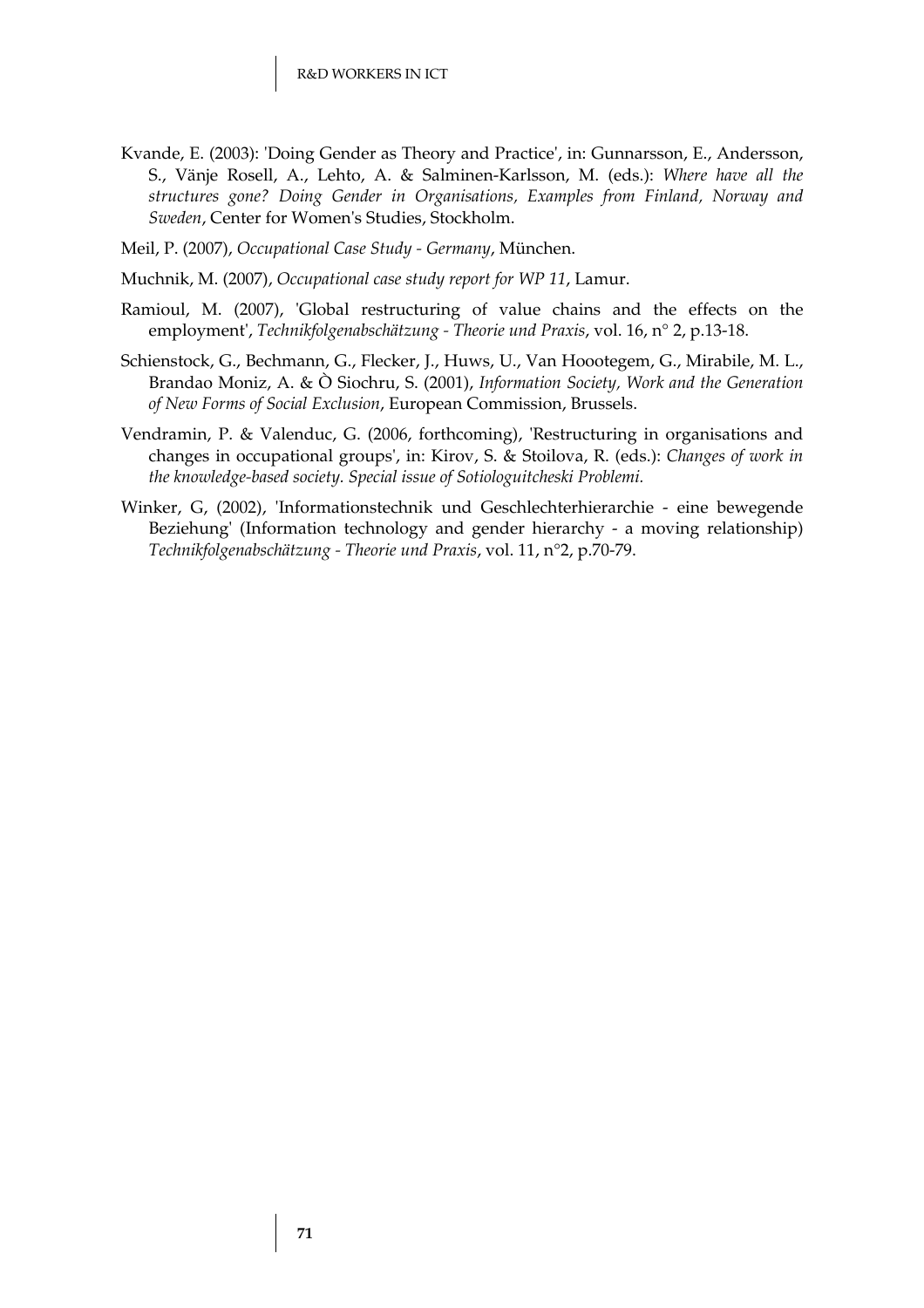Kvande, E. (2003): 'Doing Gender as Theory and Practice', in: Gunnarsson, E., Andersson, S., Vänje Rosell, A., Lehto, A. & Salminen-Karlsson, M. (eds.): *Where have all the structures gone? Doing Gender in Organisations, Examples from Finland, Norway and Sweden*, Center for Women's Studies, Stockholm.

Meil, P. (2007), *Occupational Case Study - Germany*, München.

Muchnik, M. (2007), *Occupational case study report for WP 11*, Lamur.

Ramioul, M. (2007), 'Global restructuring of value chains and the effects on the employment', *Technikfolgenabschätzung - Theorie und Praxis*, vol. 16, n° 2, p.13-18.

Schienstock, G., Bechmann, G., Flecker, J., Huws, U., Van Hoootegem, G., Mirabile, M. L., Brandao Moniz, A. & Ò Siochru, S. (2001), *Information Society, Work and the Generation of New Forms of Social Exclusion*, European Commission, Brussels.

Vendramin, P. & Valenduc, G. (2006, forthcoming), 'Restructuring in organisations and changes in occupational groups', in: Kirov, S. & Stoilova, R. (eds.): *Changes of work in the knowledge-based society. Special issue of Sotiologuitcheski Problemi.*

Winker, G, (2002), 'Informationstechnik und Geschlechterhierarchie - eine bewegende Beziehung' (Information technology and gender hierarchy - a moving relationship) *Technikfolgenabschätzung - Theorie und Praxis*, vol. 11, n°2, p.70-79.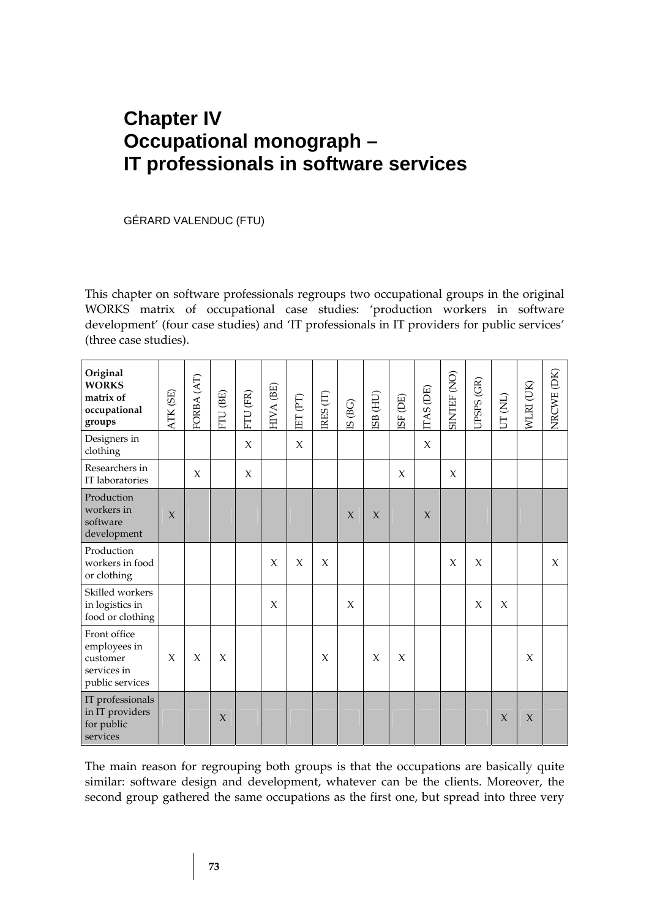# Chapter IV
# Occupational monograph – IT professionals in software services

GÉRARD VALENDUC (FTU)

This chapter on software professionals regroups two occupational groups in the original WORKS matrix of occupational case studies: 'production workers in software development' (four case studies) and 'IT professionals in IT providers for public services' (three case studies).

| **Original WORKS matrix of occupational groups** | ATK (SE) | FORBA (AT) | FTU (BE) | FTU (FR) | HIVA (BE) | IET (PT) | IRES (IT) | IS (BG) | ISB (HU) | ISF (DE) | ITAS (DE) | SINTEF (NO) | UPSPS (GR) | UT (NL) | WLRI (UK) | NRCWE (DK) |
|---|---|---|---|---|---|---|---|---|---|---|---|---|---|---|---|---|
| Designers in clothing | | | | X | | X | | | | | X | | | | | |
| Researchers in IT laboratories | | X | | X | | | | | | X | | X | | | | |
| Production workers in software development | X | | | | | | | X | X | | X | | | | | |
| Production workers in food or clothing | | | | | X | X | X | | | | | X | X | | | X |
| Skilled workers in logistics in food or clothing | | | | | X | | | X | | | | | X | X | | |
| Front office employees in customer services in public services | X | X | X | | | | X | | X | X | | | | | X | |
| IT professionals in IT providers for public services | | | X | | | | | | | | | | | X | X | |

The main reason for regrouping both groups is that the occupations are basically quite similar: software design and development, whatever can be the clients. Moreover, the second group gathered the same occupations as the first one, but spread into three very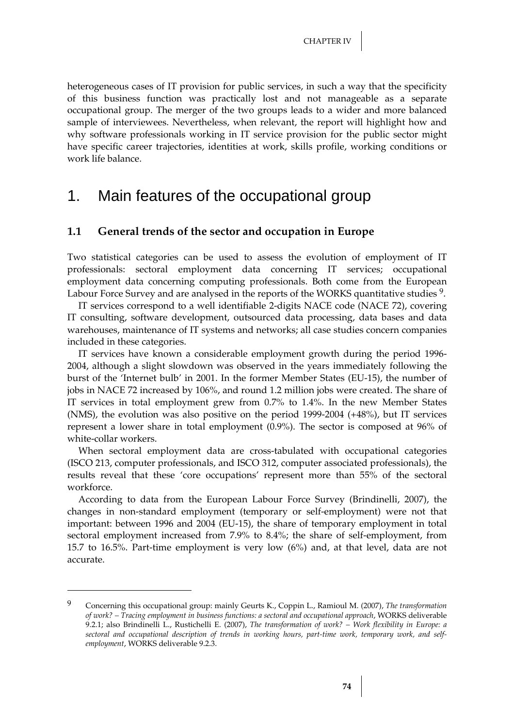heterogeneous cases of IT provision for public services, in such a way that the specificity of this business function was practically lost and not manageable as a separate occupational group. The merger of the two groups leads to a wider and more balanced sample of interviewees. Nevertheless, when relevant, the report will highlight how and why software professionals working in IT service provision for the public sector might have specific career trajectories, identities at work, skills profile, working conditions or work life balance.

# 1. Main features of the occupational group

## 1.1 General trends of the sector and occupation in Europe

Two statistical categories can be used to assess the evolution of employment of IT professionals: sectoral employment data concerning IT services; occupational employment data concerning computing professionals. Both come from the European Labour Force Survey and are analysed in the reports of the WORKS quantitative studies [9].

IT services correspond to a well identifiable 2-digits NACE code (NACE 72), covering IT consulting, software development, outsourced data processing, data bases and data warehouses, maintenance of IT systems and networks; all case studies concern companies included in these categories.

IT services have known a considerable employment growth during the period 1996-2004, although a slight slowdown was observed in the years immediately following the burst of the 'Internet bulb' in 2001. In the former Member States (EU-15), the number of jobs in NACE 72 increased by 106%, and round 1.2 million jobs were created. The share of IT services in total employment grew from 0.7% to 1.4%. In the new Member States (NMS), the evolution was also positive on the period 1999-2004 (+48%), but IT services represent a lower share in total employment (0.9%). The sector is composed at 96% of white-collar workers.

When sectoral employment data are cross-tabulated with occupational categories (ISCO 213, computer professionals, and ISCO 312, computer associated professionals), the results reveal that these 'core occupations' represent more than 55% of the sectoral workforce.

According to data from the European Labour Force Survey (Brindinelli, 2007), the changes in non-standard employment (temporary or self-employment) were not that important: between 1996 and 2004 (EU-15), the share of temporary employment in total sectoral employment increased from 7.9% to 8.4%; the share of self-employment, from 15.7 to 16.5%. Part-time employment is very low (6%) and, at that level, data are not accurate.

---

[9] Concerning this occupational group: mainly Geurts K., Coppin L., Ramioul M. (2007), *The transformation of work? – Tracing employment in business functions: a sectoral and occupational approach*, WORKS deliverable 9.2.1; also Brindinelli L., Rustichelli E. (2007), *The transformation of work? – Work flexibility in Europe: a sectoral and occupational description of trends in working hours, part-time work, temporary work, and self-employment*, WORKS deliverable 9.2.3.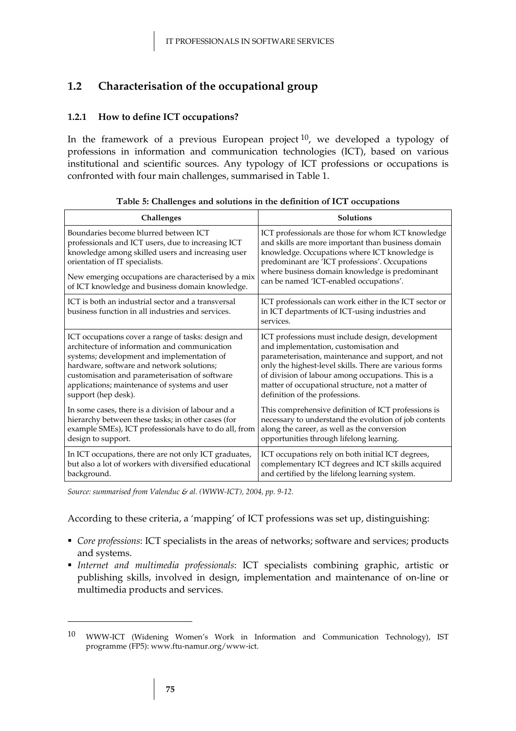## 1.2 Characterisation of the occupational group

### 1.2.1 How to define ICT occupations?

In the framework of a previous European project [10], we developed a typology of professions in information and communication technologies (ICT), based on various institutional and scientific sources. Any typology of ICT professions or occupations is confronted with four main challenges, summarised in Table 1.

**Table 5: Challenges and solutions in the definition of ICT occupations**

| Challenges | Solutions |
|---|---|
| Boundaries become blurred between ICT professionals and ICT users, due to increasing ICT knowledge among skilled users and increasing user orientation of IT specialists. New emerging occupations are characterised by a mix of ICT knowledge and business domain knowledge. | ICT professionals are those for whom ICT knowledge and skills are more important than business domain knowledge. Occupations where ICT knowledge is predominant are 'ICT professions'. Occupations where business domain knowledge is predominant can be named 'ICT-enabled occupations'. |
| ICT is both an industrial sector and a transversal business function in all industries and services. | ICT professionals can work either in the ICT sector or in ICT departments of ICT-using industries and services. |
| ICT occupations cover a range of tasks: design and architecture of information and communication systems; development and implementation of hardware, software and network solutions; customisation and parameterisation of software applications; maintenance of systems and user support (hep desk). In some cases, there is a division of labour and a hierarchy between these tasks; in other cases (for example SMEs), ICT professionals have to do all, from design to support. | ICT professions must include design, development and implementation, customisation and parameterisation, maintenance and support, and not only the highest-level skills. There are various forms of division of labour among occupations. This is a matter of occupational structure, not a matter of definition of the professions. This comprehensive definition of ICT professions is necessary to understand the evolution of job contents along the career, as well as the conversion opportunities through lifelong learning. |
| In ICT occupations, there are not only ICT graduates, but also a lot of workers with diversified educational background. | ICT occupations rely on both initial ICT degrees, complementary ICT degrees and ICT skills acquired and certified by the lifelong learning system. |

*Source: summarised from Valenduc & al. (WWW-ICT), 2004, pp. 9-12.*

According to these criteria, a 'mapping' of ICT professions was set up, distinguishing:

- *Core professions*: ICT specialists in the areas of networks; software and services; products and systems.
- *Internet and multimedia professionals*: ICT specialists combining graphic, artistic or publishing skills, involved in design, implementation and maintenance of on-line or multimedia products and services.

[10] WWW-ICT (Widening Women's Work in Information and Communication Technology), IST programme (FP5): www.ftu-namur.org/www-ict.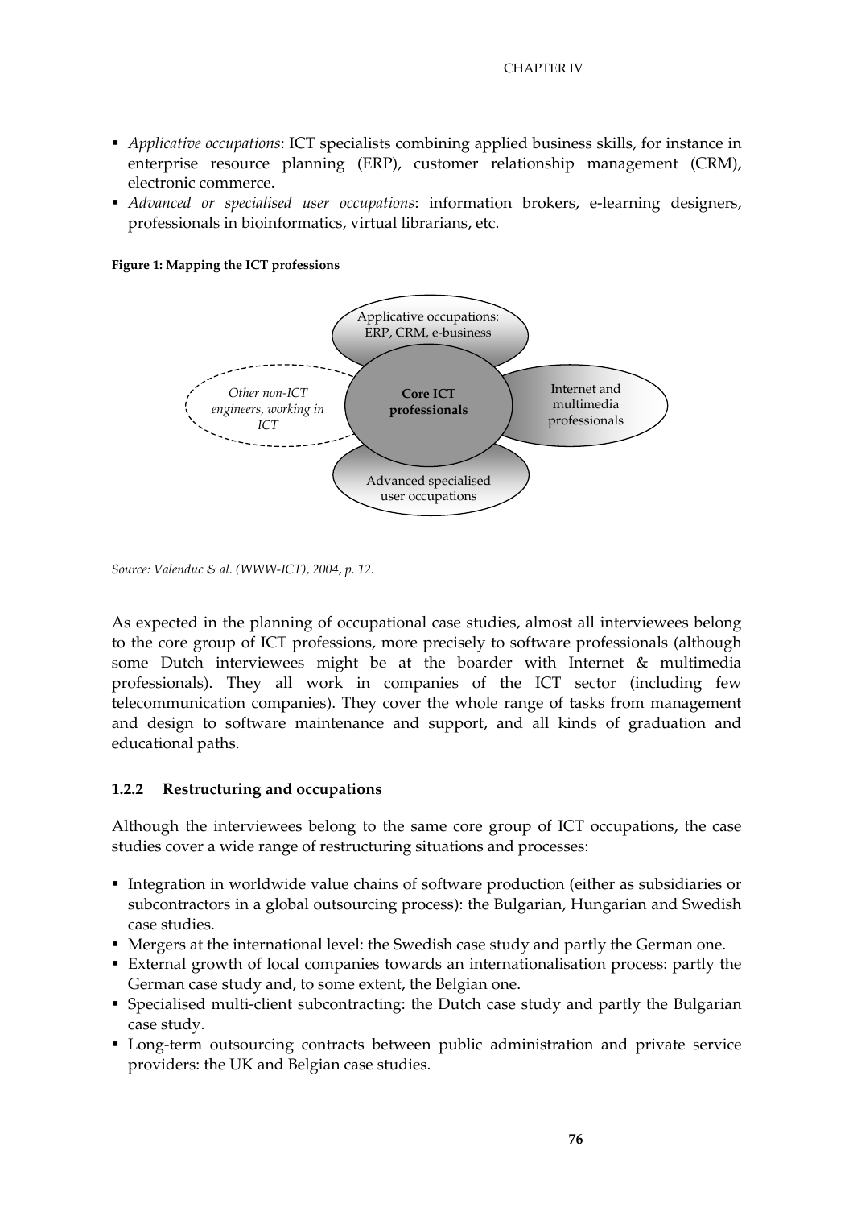- *Applicative occupations*: ICT specialists combining applied business skills, for instance in enterprise resource planning (ERP), customer relationship management (CRM), electronic commerce.
- *Advanced or specialised user occupations*: information brokers, e-learning designers, professionals in bioinformatics, virtual librarians, etc.

**Figure 1: Mapping the ICT professions**

Applicative occupations: ERP, CRM, e-business

*Other non-ICT engineers, working in ICT*

**Core ICT professionals**

Internet and multimedia professionals

Advanced specialised user occupations

*Source: Valenduc & al. (WWW-ICT), 2004, p. 12.*

As expected in the planning of occupational case studies, almost all interviewees belong to the core group of ICT professions, more precisely to software professionals (although some Dutch interviewees might be at the boarder with Internet & multimedia professionals). They all work in companies of the ICT sector (including few telecommunication companies). They cover the whole range of tasks from management and design to software maintenance and support, and all kinds of graduation and educational paths.

### 1.2.2 Restructuring and occupations

Although the interviewees belong to the same core group of ICT occupations, the case studies cover a wide range of restructuring situations and processes:

- Integration in worldwide value chains of software production (either as subsidiaries or subcontractors in a global outsourcing process): the Bulgarian, Hungarian and Swedish case studies.
- Mergers at the international level: the Swedish case study and partly the German one.
- External growth of local companies towards an internationalisation process: partly the German case study and, to some extent, the Belgian one.
- Specialised multi-client subcontracting: the Dutch case study and partly the Bulgarian case study.
- Long-term outsourcing contracts between public administration and private service providers: the UK and Belgian case studies.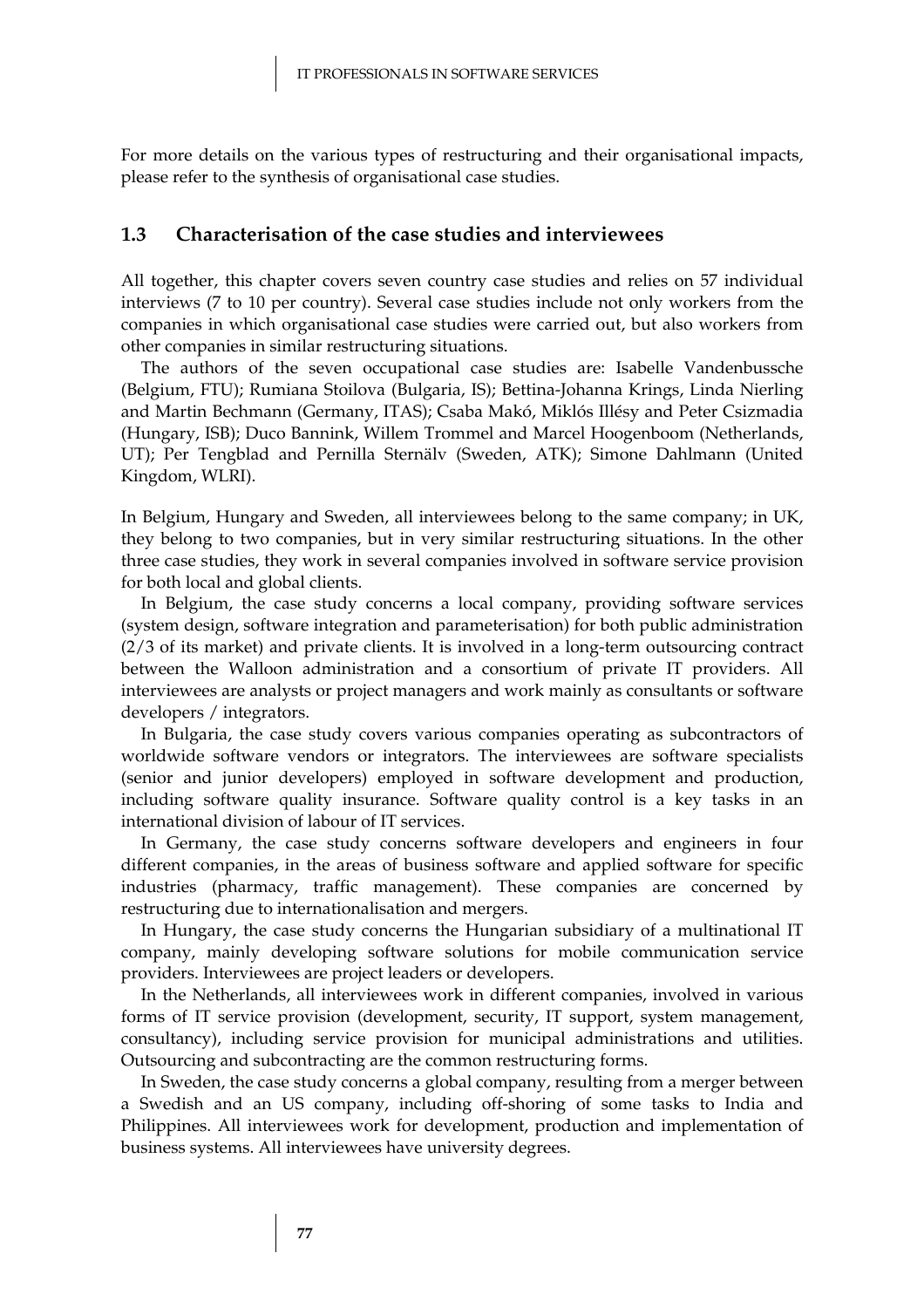For more details on the various types of restructuring and their organisational impacts, please refer to the synthesis of organisational case studies.

## 1.3 Characterisation of the case studies and interviewees

All together, this chapter covers seven country case studies and relies on 57 individual interviews (7 to 10 per country). Several case studies include not only workers from the companies in which organisational case studies were carried out, but also workers from other companies in similar restructuring situations.

The authors of the seven occupational case studies are: Isabelle Vandenbussche (Belgium, FTU); Rumiana Stoilova (Bulgaria, IS); Bettina-Johanna Krings, Linda Nierling and Martin Bechmann (Germany, ITAS); Csaba Makó, Miklós Illésy and Peter Csizmadia (Hungary, ISB); Duco Bannink, Willem Trommel and Marcel Hoogenboom (Netherlands, UT); Per Tengblad and Pernilla Sternälv (Sweden, ATK); Simone Dahlmann (United Kingdom, WLRI).

In Belgium, Hungary and Sweden, all interviewees belong to the same company; in UK, they belong to two companies, but in very similar restructuring situations. In the other three case studies, they work in several companies involved in software service provision for both local and global clients.

In Belgium, the case study concerns a local company, providing software services (system design, software integration and parameterisation) for both public administration (2/3 of its market) and private clients. It is involved in a long-term outsourcing contract between the Walloon administration and a consortium of private IT providers. All interviewees are analysts or project managers and work mainly as consultants or software developers / integrators.

In Bulgaria, the case study covers various companies operating as subcontractors of worldwide software vendors or integrators. The interviewees are software specialists (senior and junior developers) employed in software development and production, including software quality insurance. Software quality control is a key tasks in an international division of labour of IT services.

In Germany, the case study concerns software developers and engineers in four different companies, in the areas of business software and applied software for specific industries (pharmacy, traffic management). These companies are concerned by restructuring due to internationalisation and mergers.

In Hungary, the case study concerns the Hungarian subsidiary of a multinational IT company, mainly developing software solutions for mobile communication service providers. Interviewees are project leaders or developers.

In the Netherlands, all interviewees work in different companies, involved in various forms of IT service provision (development, security, IT support, system management, consultancy), including service provision for municipal administrations and utilities. Outsourcing and subcontracting are the common restructuring forms.

In Sweden, the case study concerns a global company, resulting from a merger between a Swedish and an US company, including off-shoring of some tasks to India and Philippines. All interviewees work for development, production and implementation of business systems. All interviewees have university degrees.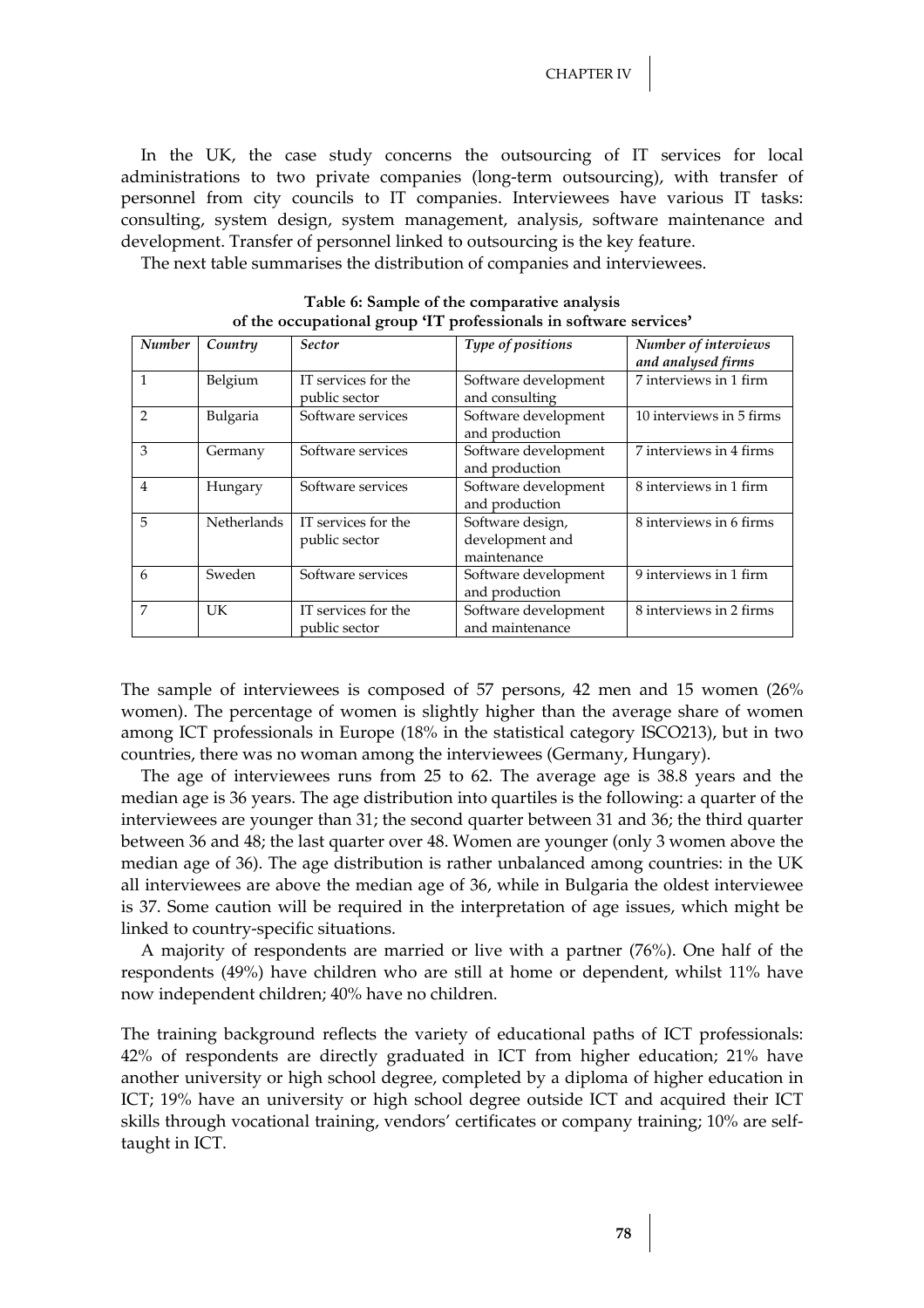In the UK, the case study concerns the outsourcing of IT services for local administrations to two private companies (long-term outsourcing), with transfer of personnel from city councils to IT companies. Interviewees have various IT tasks: consulting, system design, system management, analysis, software maintenance and development. Transfer of personnel linked to outsourcing is the key feature.

The next table summarises the distribution of companies and interviewees.

**Table 6: Sample of the comparative analysis of the occupational group 'IT professionals in software services'**

| *Number* | *Country* | *Sector* | *Type of positions* | *Number of interviews and analysed firms* |
|---|---|---|---|---|
| 1 | Belgium | IT services for the public sector | Software development and consulting | 7 interviews in 1 firm |
| 2 | Bulgaria | Software services | Software development and production | 10 interviews in 5 firms |
| 3 | Germany | Software services | Software development and production | 7 interviews in 4 firms |
| 4 | Hungary | Software services | Software development and production | 8 interviews in 1 firm |
| 5 | Netherlands | IT services for the public sector | Software design, development and maintenance | 8 interviews in 6 firms |
| 6 | Sweden | Software services | Software development and production | 9 interviews in 1 firm |
| 7 | UK | IT services for the public sector | Software development and maintenance | 8 interviews in 2 firms |

The sample of interviewees is composed of 57 persons, 42 men and 15 women (26% women). The percentage of women is slightly higher than the average share of women among ICT professionals in Europe (18% in the statistical category ISCO213), but in two countries, there was no woman among the interviewees (Germany, Hungary).

The age of interviewees runs from 25 to 62. The average age is 38.8 years and the median age is 36 years. The age distribution into quartiles is the following: a quarter of the interviewees are younger than 31; the second quarter between 31 and 36; the third quarter between 36 and 48; the last quarter over 48. Women are younger (only 3 women above the median age of 36). The age distribution is rather unbalanced among countries: in the UK all interviewees are above the median age of 36, while in Bulgaria the oldest interviewee is 37. Some caution will be required in the interpretation of age issues, which might be linked to country-specific situations.

A majority of respondents are married or live with a partner (76%). One half of the respondents (49%) have children who are still at home or dependent, whilst 11% have now independent children; 40% have no children.

The training background reflects the variety of educational paths of ICT professionals: 42% of respondents are directly graduated in ICT from higher education; 21% have another university or high school degree, completed by a diploma of higher education in ICT; 19% have an university or high school degree outside ICT and acquired their ICT skills through vocational training, vendors' certificates or company training; 10% are self-taught in ICT.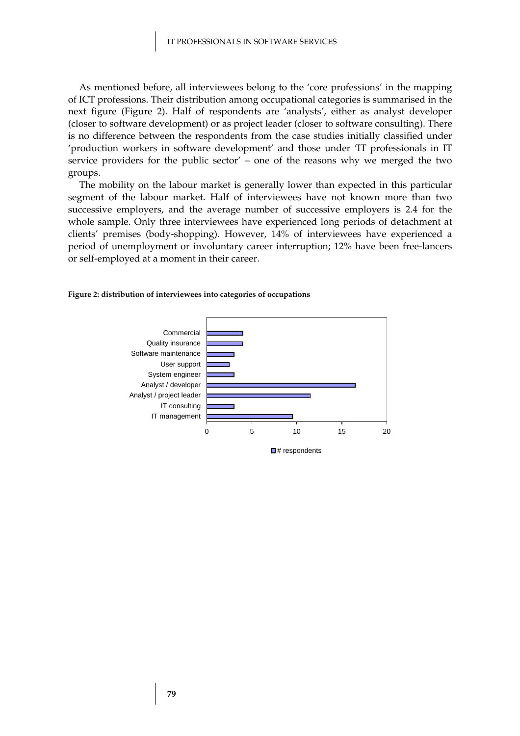As mentioned before, all interviewees belong to the 'core professions' in the mapping of ICT professions. Their distribution among occupational categories is summarised in the next figure (Figure 2). Half of respondents are 'analysts', either as analyst developer (closer to software development) or as project leader (closer to software consulting). There is no difference between the respondents from the case studies initially classified under 'production workers in software development' and those under 'IT professionals in IT service providers for the public sector' – one of the reasons why we merged the two groups.

The mobility on the labour market is generally lower than expected in this particular segment of the labour market. Half of interviewees have not known more than two successive employers, and the average number of successive employers is 2.4 for the whole sample. Only three interviewees have experienced long periods of detachment at clients' premises (body-shopping). However, 14% of interviewees have experienced a period of unemployment or involuntary career interruption; 12% have been free-lancers or self-employed at a moment in their career.

**Figure 2: distribution of interviewees into categories of occupations**

| Category | # respondents |
|---|---|
| Commercial | 4 |
| Quality insurance | 4 |
| Software maintenance | 3 |
| User support | 2.5 |
| System engineer | 3 |
| Analyst / developer | 16.5 |
| Analyst / project leader | 11.5 |
| IT consulting | 3 |
| IT management | 9.5 |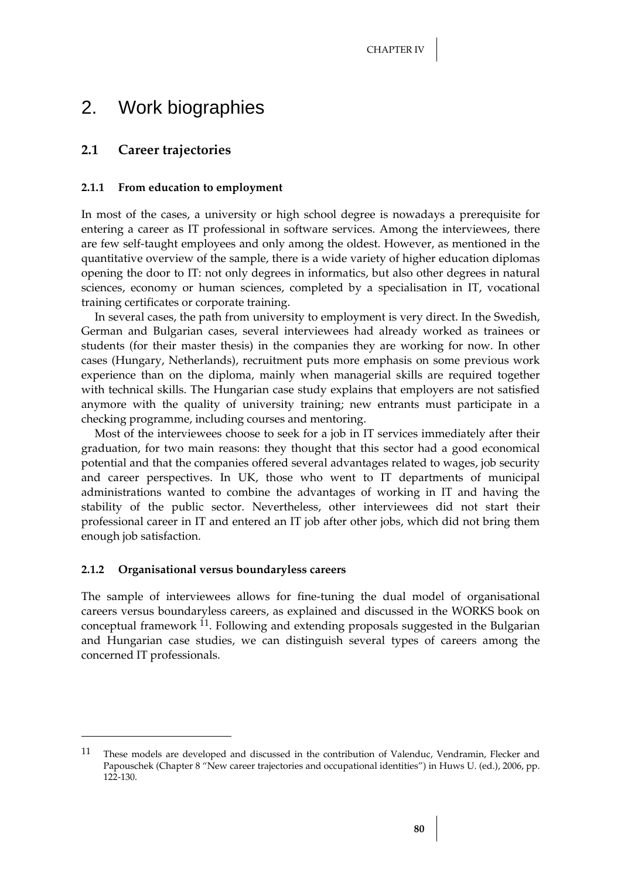# 2. Work biographies

## 2.1 Career trajectories

### 2.1.1 From education to employment

In most of the cases, a university or high school degree is nowadays a prerequisite for entering a career as IT professional in software services. Among the interviewees, there are few self-taught employees and only among the oldest. However, as mentioned in the quantitative overview of the sample, there is a wide variety of higher education diplomas opening the door to IT: not only degrees in informatics, but also other degrees in natural sciences, economy or human sciences, completed by a specialisation in IT, vocational training certificates or corporate training.

In several cases, the path from university to employment is very direct. In the Swedish, German and Bulgarian cases, several interviewees had already worked as trainees or students (for their master thesis) in the companies they are working for now. In other cases (Hungary, Netherlands), recruitment puts more emphasis on some previous work experience than on the diploma, mainly when managerial skills are required together with technical skills. The Hungarian case study explains that employers are not satisfied anymore with the quality of university training; new entrants must participate in a checking programme, including courses and mentoring.

Most of the interviewees choose to seek for a job in IT services immediately after their graduation, for two main reasons: they thought that this sector had a good economical potential and that the companies offered several advantages related to wages, job security and career perspectives. In UK, those who went to IT departments of municipal administrations wanted to combine the advantages of working in IT and having the stability of the public sector. Nevertheless, other interviewees did not start their professional career in IT and entered an IT job after other jobs, which did not bring them enough job satisfaction.

### 2.1.2 Organisational versus boundaryless careers

The sample of interviewees allows for fine-tuning the dual model of organisational careers versus boundaryless careers, as explained and discussed in the WORKS book on conceptual framework [11]. Following and extending proposals suggested in the Bulgarian and Hungarian case studies, we can distinguish several types of careers among the concerned IT professionals.

---

[11] These models are developed and discussed in the contribution of Valenduc, Vendramin, Flecker and Papouschek (Chapter 8 "New career trajectories and occupational identities") in Huws U. (ed.), 2006, pp. 122-130.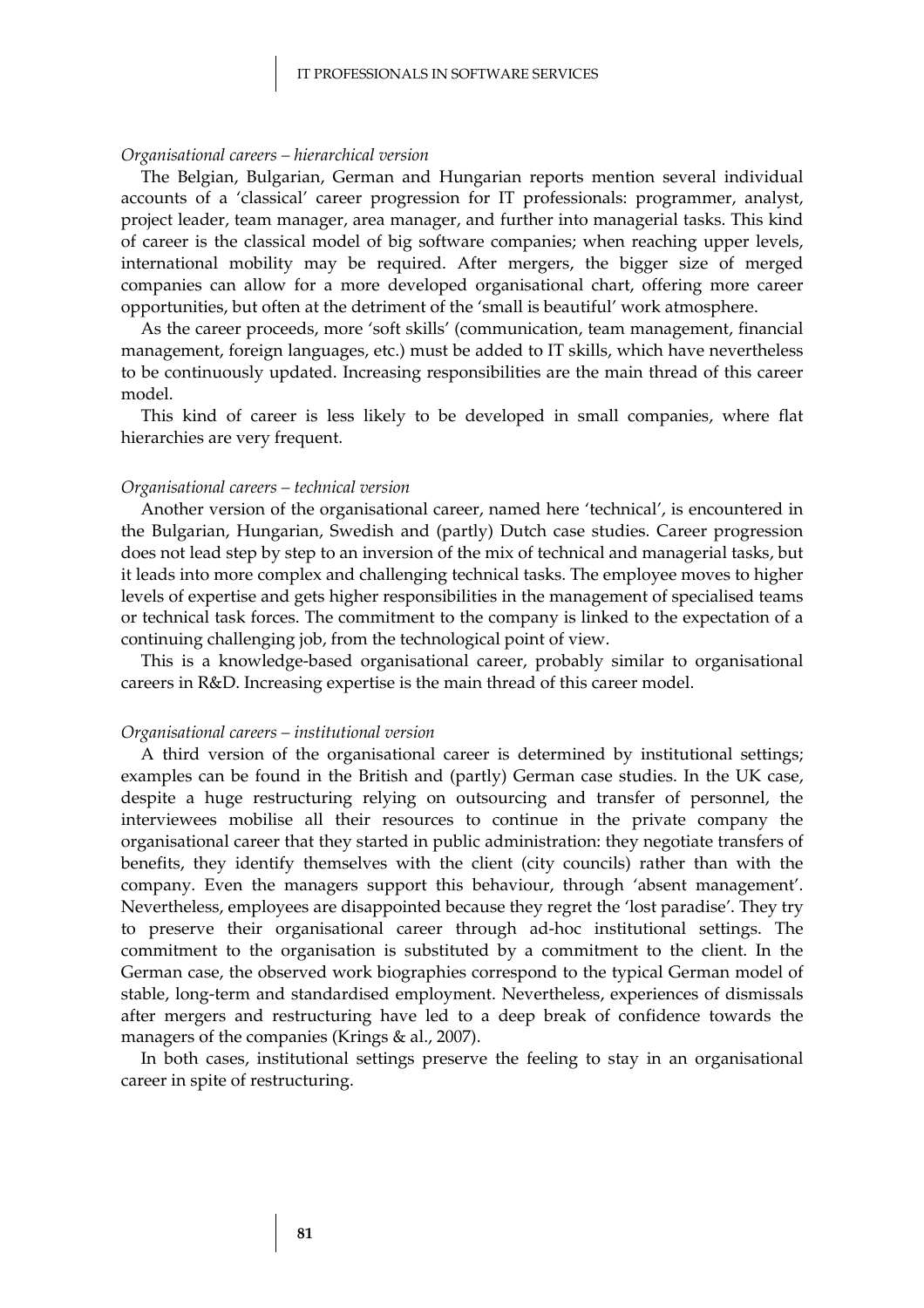*Organisational careers – hierarchical version*

The Belgian, Bulgarian, German and Hungarian reports mention several individual accounts of a 'classical' career progression for IT professionals: programmer, analyst, project leader, team manager, area manager, and further into managerial tasks. This kind of career is the classical model of big software companies; when reaching upper levels, international mobility may be required. After mergers, the bigger size of merged companies can allow for a more developed organisational chart, offering more career opportunities, but often at the detriment of the 'small is beautiful' work atmosphere.

As the career proceeds, more 'soft skills' (communication, team management, financial management, foreign languages, etc.) must be added to IT skills, which have nevertheless to be continuously updated. Increasing responsibilities are the main thread of this career model.

This kind of career is less likely to be developed in small companies, where flat hierarchies are very frequent.

*Organisational careers – technical version*

Another version of the organisational career, named here 'technical', is encountered in the Bulgarian, Hungarian, Swedish and (partly) Dutch case studies. Career progression does not lead step by step to an inversion of the mix of technical and managerial tasks, but it leads into more complex and challenging technical tasks. The employee moves to higher levels of expertise and gets higher responsibilities in the management of specialised teams or technical task forces. The commitment to the company is linked to the expectation of a continuing challenging job, from the technological point of view.

This is a knowledge-based organisational career, probably similar to organisational careers in R&D. Increasing expertise is the main thread of this career model.

*Organisational careers – institutional version*

A third version of the organisational career is determined by institutional settings; examples can be found in the British and (partly) German case studies. In the UK case, despite a huge restructuring relying on outsourcing and transfer of personnel, the interviewees mobilise all their resources to continue in the private company the organisational career that they started in public administration: they negotiate transfers of benefits, they identify themselves with the client (city councils) rather than with the company. Even the managers support this behaviour, through 'absent management'. Nevertheless, employees are disappointed because they regret the 'lost paradise'. They try to preserve their organisational career through ad-hoc institutional settings. The commitment to the organisation is substituted by a commitment to the client. In the German case, the observed work biographies correspond to the typical German model of stable, long-term and standardised employment. Nevertheless, experiences of dismissals after mergers and restructuring have led to a deep break of confidence towards the managers of the companies (Krings & al., 2007).

In both cases, institutional settings preserve the feeling to stay in an organisational career in spite of restructuring.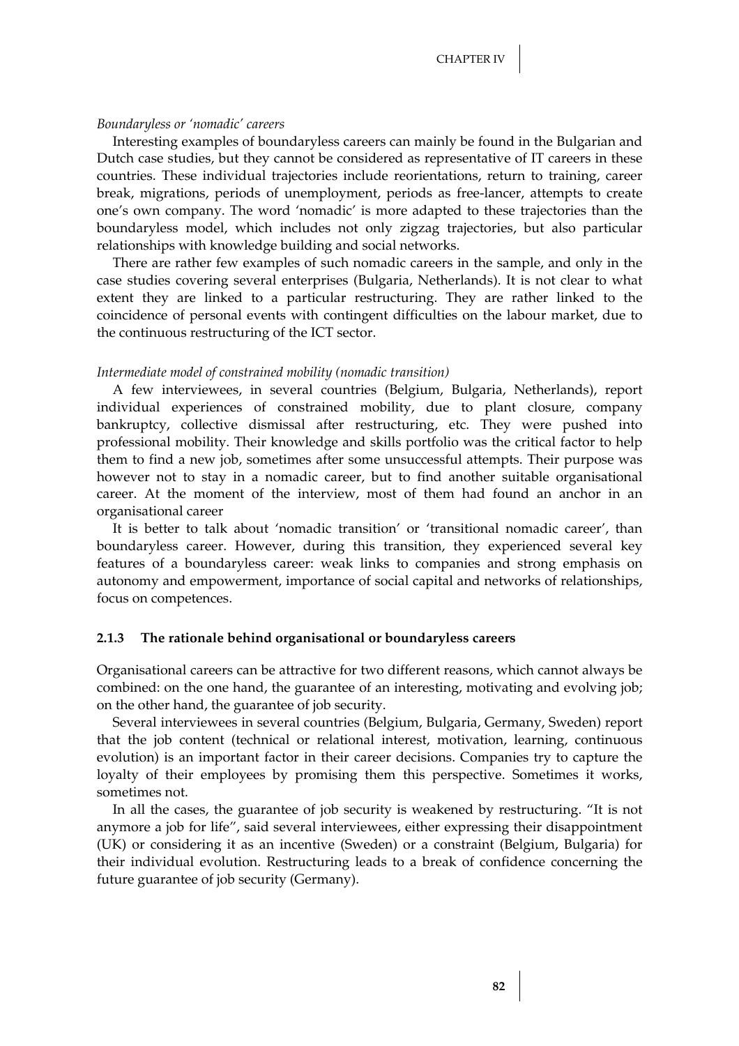*Boundaryless or 'nomadic' careers*

Interesting examples of boundaryless careers can mainly be found in the Bulgarian and Dutch case studies, but they cannot be considered as representative of IT careers in these countries. These individual trajectories include reorientations, return to training, career break, migrations, periods of unemployment, periods as free-lancer, attempts to create one's own company. The word 'nomadic' is more adapted to these trajectories than the boundaryless model, which includes not only zigzag trajectories, but also particular relationships with knowledge building and social networks.

There are rather few examples of such nomadic careers in the sample, and only in the case studies covering several enterprises (Bulgaria, Netherlands). It is not clear to what extent they are linked to a particular restructuring. They are rather linked to the coincidence of personal events with contingent difficulties on the labour market, due to the continuous restructuring of the ICT sector.

*Intermediate model of constrained mobility (nomadic transition)*

A few interviewees, in several countries (Belgium, Bulgaria, Netherlands), report individual experiences of constrained mobility, due to plant closure, company bankruptcy, collective dismissal after restructuring, etc. They were pushed into professional mobility. Their knowledge and skills portfolio was the critical factor to help them to find a new job, sometimes after some unsuccessful attempts. Their purpose was however not to stay in a nomadic career, but to find another suitable organisational career. At the moment of the interview, most of them had found an anchor in an organisational career

It is better to talk about 'nomadic transition' or 'transitional nomadic career', than boundaryless career. However, during this transition, they experienced several key features of a boundaryless career: weak links to companies and strong emphasis on autonomy and empowerment, importance of social capital and networks of relationships, focus on competences.

### 2.1.3 The rationale behind organisational or boundaryless careers

Organisational careers can be attractive for two different reasons, which cannot always be combined: on the one hand, the guarantee of an interesting, motivating and evolving job; on the other hand, the guarantee of job security.

Several interviewees in several countries (Belgium, Bulgaria, Germany, Sweden) report that the job content (technical or relational interest, motivation, learning, continuous evolution) is an important factor in their career decisions. Companies try to capture the loyalty of their employees by promising them this perspective. Sometimes it works, sometimes not.

In all the cases, the guarantee of job security is weakened by restructuring. "It is not anymore a job for life", said several interviewees, either expressing their disappointment (UK) or considering it as an incentive (Sweden) or a constraint (Belgium, Bulgaria) for their individual evolution. Restructuring leads to a break of confidence concerning the future guarantee of job security (Germany).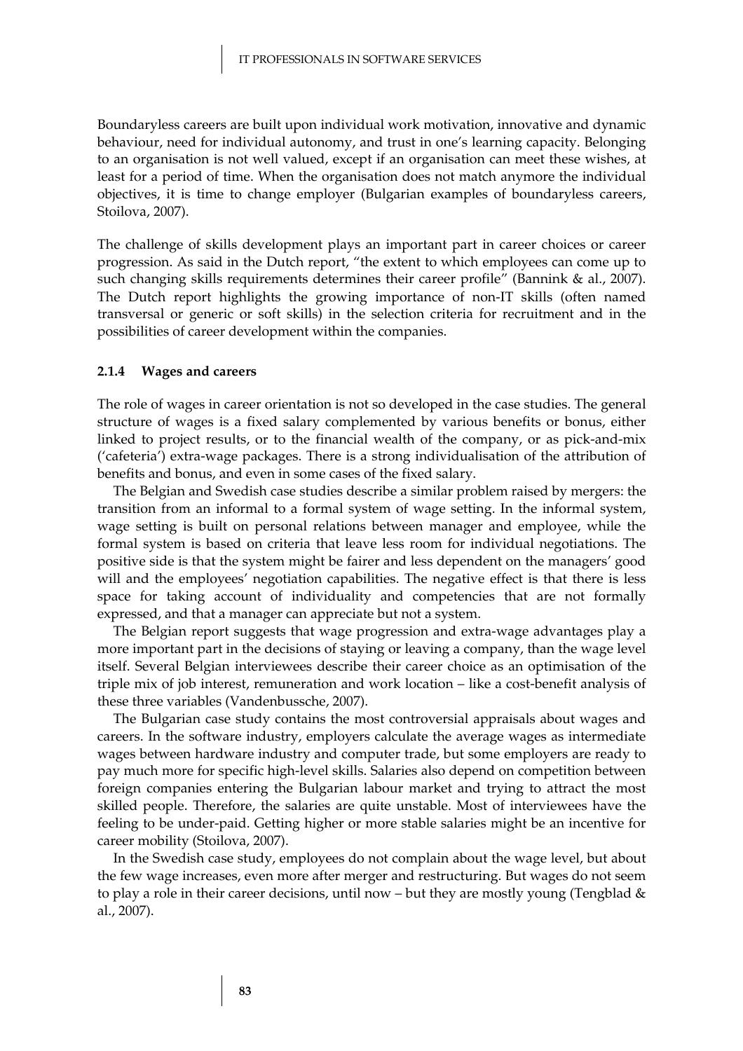Boundaryless careers are built upon individual work motivation, innovative and dynamic behaviour, need for individual autonomy, and trust in one's learning capacity. Belonging to an organisation is not well valued, except if an organisation can meet these wishes, at least for a period of time. When the organisation does not match anymore the individual objectives, it is time to change employer (Bulgarian examples of boundaryless careers, Stoilova, 2007).

The challenge of skills development plays an important part in career choices or career progression. As said in the Dutch report, "the extent to which employees can come up to such changing skills requirements determines their career profile" (Bannink & al., 2007). The Dutch report highlights the growing importance of non-IT skills (often named transversal or generic or soft skills) in the selection criteria for recruitment and in the possibilities of career development within the companies.

#### 2.1.4 Wages and careers

The role of wages in career orientation is not so developed in the case studies. The general structure of wages is a fixed salary complemented by various benefits or bonus, either linked to project results, or to the financial wealth of the company, or as pick-and-mix ('cafeteria') extra-wage packages. There is a strong individualisation of the attribution of benefits and bonus, and even in some cases of the fixed salary.

The Belgian and Swedish case studies describe a similar problem raised by mergers: the transition from an informal to a formal system of wage setting. In the informal system, wage setting is built on personal relations between manager and employee, while the formal system is based on criteria that leave less room for individual negotiations. The positive side is that the system might be fairer and less dependent on the managers' good will and the employees' negotiation capabilities. The negative effect is that there is less space for taking account of individuality and competencies that are not formally expressed, and that a manager can appreciate but not a system.

The Belgian report suggests that wage progression and extra-wage advantages play a more important part in the decisions of staying or leaving a company, than the wage level itself. Several Belgian interviewees describe their career choice as an optimisation of the triple mix of job interest, remuneration and work location – like a cost-benefit analysis of these three variables (Vandenbussche, 2007).

The Bulgarian case study contains the most controversial appraisals about wages and careers. In the software industry, employers calculate the average wages as intermediate wages between hardware industry and computer trade, but some employers are ready to pay much more for specific high-level skills. Salaries also depend on competition between foreign companies entering the Bulgarian labour market and trying to attract the most skilled people. Therefore, the salaries are quite unstable. Most of interviewees have the feeling to be under-paid. Getting higher or more stable salaries might be an incentive for career mobility (Stoilova, 2007).

In the Swedish case study, employees do not complain about the wage level, but about the few wage increases, even more after merger and restructuring. But wages do not seem to play a role in their career decisions, until now – but they are mostly young (Tengblad & al., 2007).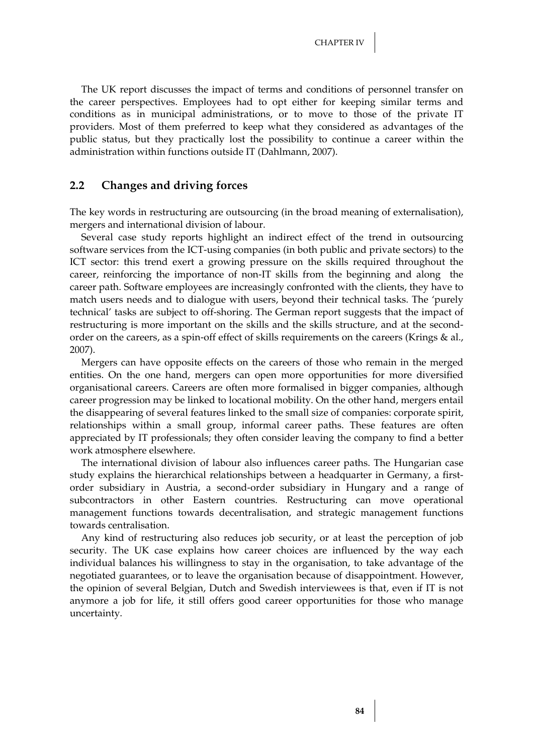The UK report discusses the impact of terms and conditions of personnel transfer on the career perspectives. Employees had to opt either for keeping similar terms and conditions as in municipal administrations, or to move to those of the private IT providers. Most of them preferred to keep what they considered as advantages of the public status, but they practically lost the possibility to continue a career within the administration within functions outside IT (Dahlmann, 2007).

## 2.2 Changes and driving forces

The key words in restructuring are outsourcing (in the broad meaning of externalisation), mergers and international division of labour.

Several case study reports highlight an indirect effect of the trend in outsourcing software services from the ICT-using companies (in both public and private sectors) to the ICT sector: this trend exert a growing pressure on the skills required throughout the career, reinforcing the importance of non-IT skills from the beginning and along the career path. Software employees are increasingly confronted with the clients, they have to match users needs and to dialogue with users, beyond their technical tasks. The 'purely technical' tasks are subject to off-shoring. The German report suggests that the impact of restructuring is more important on the skills and the skills structure, and at the second-order on the careers, as a spin-off effect of skills requirements on the careers (Krings & al., 2007).

Mergers can have opposite effects on the careers of those who remain in the merged entities. On the one hand, mergers can open more opportunities for more diversified organisational careers. Careers are often more formalised in bigger companies, although career progression may be linked to locational mobility. On the other hand, mergers entail the disappearing of several features linked to the small size of companies: corporate spirit, relationships within a small group, informal career paths. These features are often appreciated by IT professionals; they often consider leaving the company to find a better work atmosphere elsewhere.

The international division of labour also influences career paths. The Hungarian case study explains the hierarchical relationships between a headquarter in Germany, a first-order subsidiary in Austria, a second-order subsidiary in Hungary and a range of subcontractors in other Eastern countries. Restructuring can move operational management functions towards decentralisation, and strategic management functions towards centralisation.

Any kind of restructuring also reduces job security, or at least the perception of job security. The UK case explains how career choices are influenced by the way each individual balances his willingness to stay in the organisation, to take advantage of the negotiated guarantees, or to leave the organisation because of disappointment. However, the opinion of several Belgian, Dutch and Swedish interviewees is that, even if IT is not anymore a job for life, it still offers good career opportunities for those who manage uncertainty.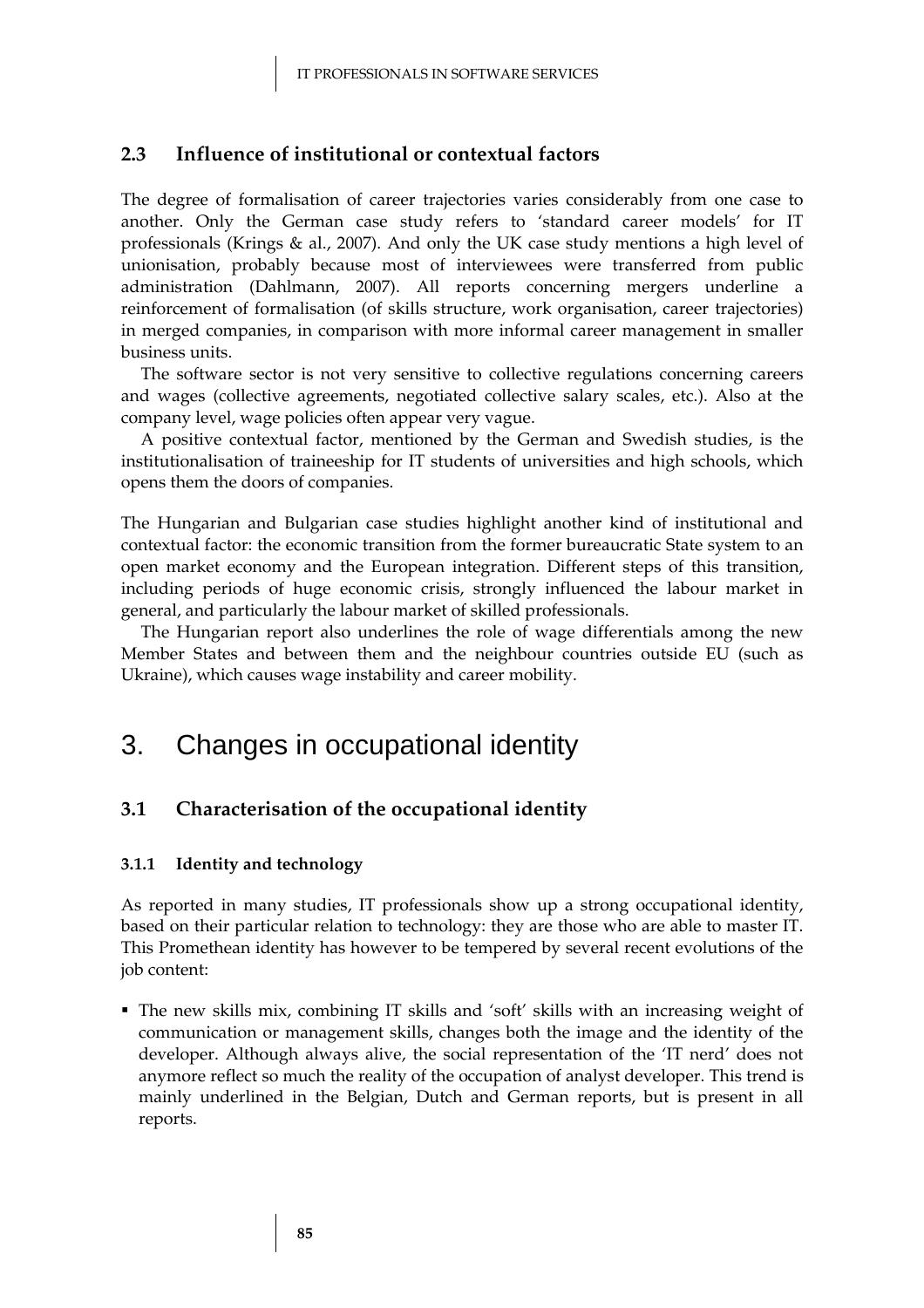## 2.3 Influence of institutional or contextual factors

The degree of formalisation of career trajectories varies considerably from one case to another. Only the German case study refers to 'standard career models' for IT professionals (Krings & al., 2007). And only the UK case study mentions a high level of unionisation, probably because most of interviewees were transferred from public administration (Dahlmann, 2007). All reports concerning mergers underline a reinforcement of formalisation (of skills structure, work organisation, career trajectories) in merged companies, in comparison with more informal career management in smaller business units.

The software sector is not very sensitive to collective regulations concerning careers and wages (collective agreements, negotiated collective salary scales, etc.). Also at the company level, wage policies often appear very vague.

A positive contextual factor, mentioned by the German and Swedish studies, is the institutionalisation of traineeship for IT students of universities and high schools, which opens them the doors of companies.

The Hungarian and Bulgarian case studies highlight another kind of institutional and contextual factor: the economic transition from the former bureaucratic State system to an open market economy and the European integration. Different steps of this transition, including periods of huge economic crisis, strongly influenced the labour market in general, and particularly the labour market of skilled professionals.

The Hungarian report also underlines the role of wage differentials among the new Member States and between them and the neighbour countries outside EU (such as Ukraine), which causes wage instability and career mobility.

# 3. Changes in occupational identity

## 3.1 Characterisation of the occupational identity

### 3.1.1 Identity and technology

As reported in many studies, IT professionals show up a strong occupational identity, based on their particular relation to technology: they are those who are able to master IT. This Promethean identity has however to be tempered by several recent evolutions of the job content:

- The new skills mix, combining IT skills and 'soft' skills with an increasing weight of communication or management skills, changes both the image and the identity of the developer. Although always alive, the social representation of the 'IT nerd' does not anymore reflect so much the reality of the occupation of analyst developer. This trend is mainly underlined in the Belgian, Dutch and German reports, but is present in all reports.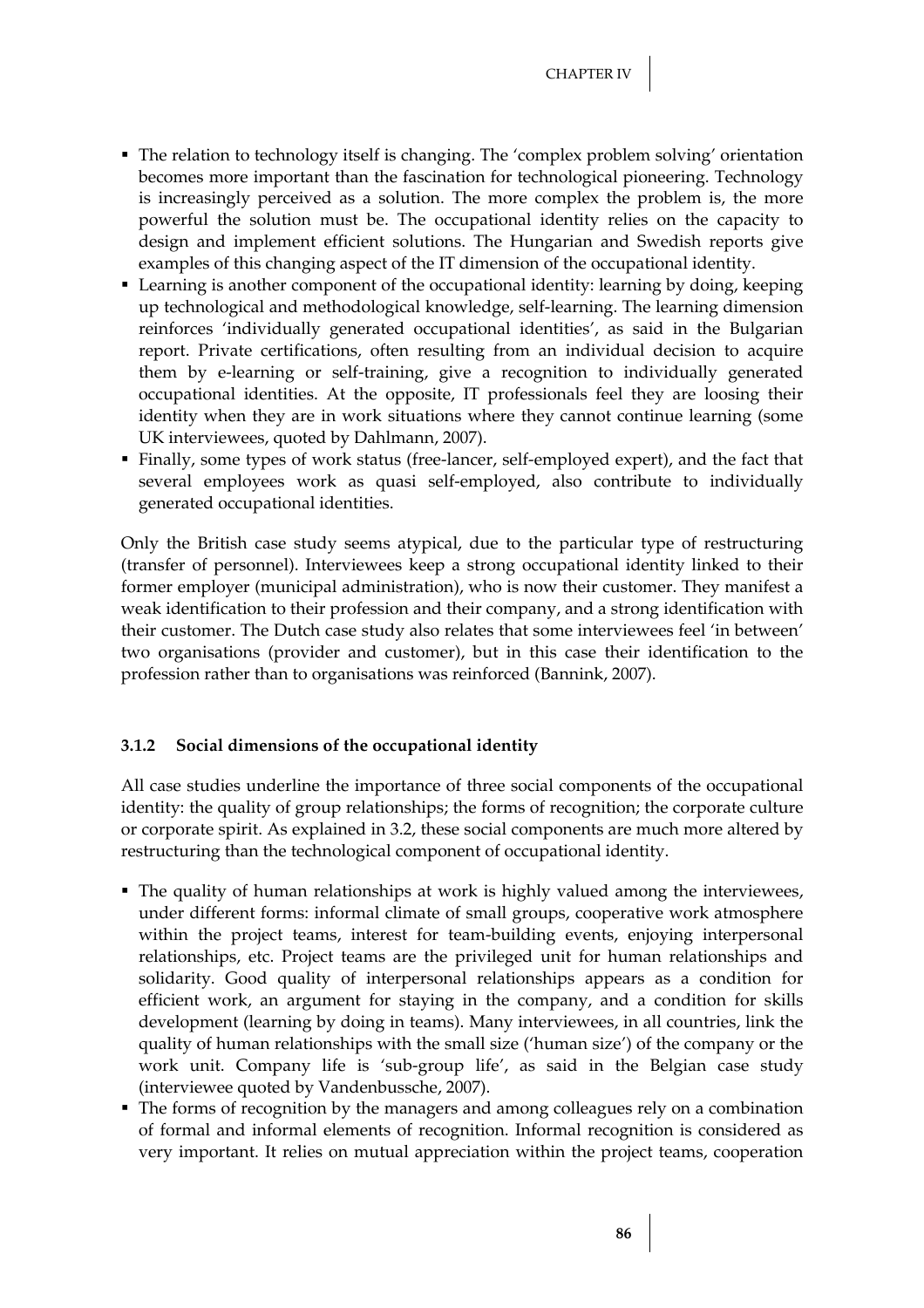- The relation to technology itself is changing. The 'complex problem solving' orientation becomes more important than the fascination for technological pioneering. Technology is increasingly perceived as a solution. The more complex the problem is, the more powerful the solution must be. The occupational identity relies on the capacity to design and implement efficient solutions. The Hungarian and Swedish reports give examples of this changing aspect of the IT dimension of the occupational identity.
- Learning is another component of the occupational identity: learning by doing, keeping up technological and methodological knowledge, self-learning. The learning dimension reinforces 'individually generated occupational identities', as said in the Bulgarian report. Private certifications, often resulting from an individual decision to acquire them by e-learning or self-training, give a recognition to individually generated occupational identities. At the opposite, IT professionals feel they are loosing their identity when they are in work situations where they cannot continue learning (some UK interviewees, quoted by Dahlmann, 2007).
- Finally, some types of work status (free-lancer, self-employed expert), and the fact that several employees work as quasi self-employed, also contribute to individually generated occupational identities.

Only the British case study seems atypical, due to the particular type of restructuring (transfer of personnel). Interviewees keep a strong occupational identity linked to their former employer (municipal administration), who is now their customer. They manifest a weak identification to their profession and their company, and a strong identification with their customer. The Dutch case study also relates that some interviewees feel 'in between' two organisations (provider and customer), but in this case their identification to the profession rather than to organisations was reinforced (Bannink, 2007).

### 3.1.2 Social dimensions of the occupational identity

All case studies underline the importance of three social components of the occupational identity: the quality of group relationships; the forms of recognition; the corporate culture or corporate spirit. As explained in 3.2, these social components are much more altered by restructuring than the technological component of occupational identity.

- The quality of human relationships at work is highly valued among the interviewees, under different forms: informal climate of small groups, cooperative work atmosphere within the project teams, interest for team-building events, enjoying interpersonal relationships, etc. Project teams are the privileged unit for human relationships and solidarity. Good quality of interpersonal relationships appears as a condition for efficient work, an argument for staying in the company, and a condition for skills development (learning by doing in teams). Many interviewees, in all countries, link the quality of human relationships with the small size ('human size') of the company or the work unit. Company life is 'sub-group life', as said in the Belgian case study (interviewee quoted by Vandenbussche, 2007).
- The forms of recognition by the managers and among colleagues rely on a combination of formal and informal elements of recognition. Informal recognition is considered as very important. It relies on mutual appreciation within the project teams, cooperation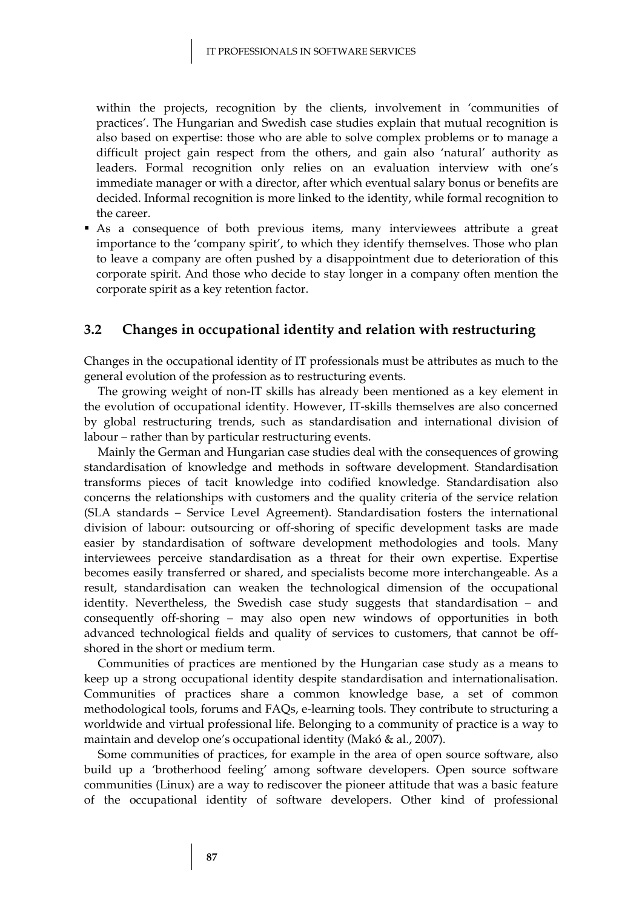within the projects, recognition by the clients, involvement in 'communities of practices'. The Hungarian and Swedish case studies explain that mutual recognition is also based on expertise: those who are able to solve complex problems or to manage a difficult project gain respect from the others, and gain also 'natural' authority as leaders. Formal recognition only relies on an evaluation interview with one's immediate manager or with a director, after which eventual salary bonus or benefits are decided. Informal recognition is more linked to the identity, while formal recognition to the career.

- As a consequence of both previous items, many interviewees attribute a great importance to the 'company spirit', to which they identify themselves. Those who plan to leave a company are often pushed by a disappointment due to deterioration of this corporate spirit. And those who decide to stay longer in a company often mention the corporate spirit as a key retention factor.

## 3.2 Changes in occupational identity and relation with restructuring

Changes in the occupational identity of IT professionals must be attributes as much to the general evolution of the profession as to restructuring events.

The growing weight of non-IT skills has already been mentioned as a key element in the evolution of occupational identity. However, IT-skills themselves are also concerned by global restructuring trends, such as standardisation and international division of labour – rather than by particular restructuring events.

Mainly the German and Hungarian case studies deal with the consequences of growing standardisation of knowledge and methods in software development. Standardisation transforms pieces of tacit knowledge into codified knowledge. Standardisation also concerns the relationships with customers and the quality criteria of the service relation (SLA standards – Service Level Agreement). Standardisation fosters the international division of labour: outsourcing or off-shoring of specific development tasks are made easier by standardisation of software development methodologies and tools. Many interviewees perceive standardisation as a threat for their own expertise. Expertise becomes easily transferred or shared, and specialists become more interchangeable. As a result, standardisation can weaken the technological dimension of the occupational identity. Nevertheless, the Swedish case study suggests that standardisation – and consequently off-shoring – may also open new windows of opportunities in both advanced technological fields and quality of services to customers, that cannot be off-shored in the short or medium term.

Communities of practices are mentioned by the Hungarian case study as a means to keep up a strong occupational identity despite standardisation and internationalisation. Communities of practices share a common knowledge base, a set of common methodological tools, forums and FAQs, e-learning tools. They contribute to structuring a worldwide and virtual professional life. Belonging to a community of practice is a way to maintain and develop one's occupational identity (Makó & al., 2007).

Some communities of practices, for example in the area of open source software, also build up a 'brotherhood feeling' among software developers. Open source software communities (Linux) are a way to rediscover the pioneer attitude that was a basic feature of the occupational identity of software developers. Other kind of professional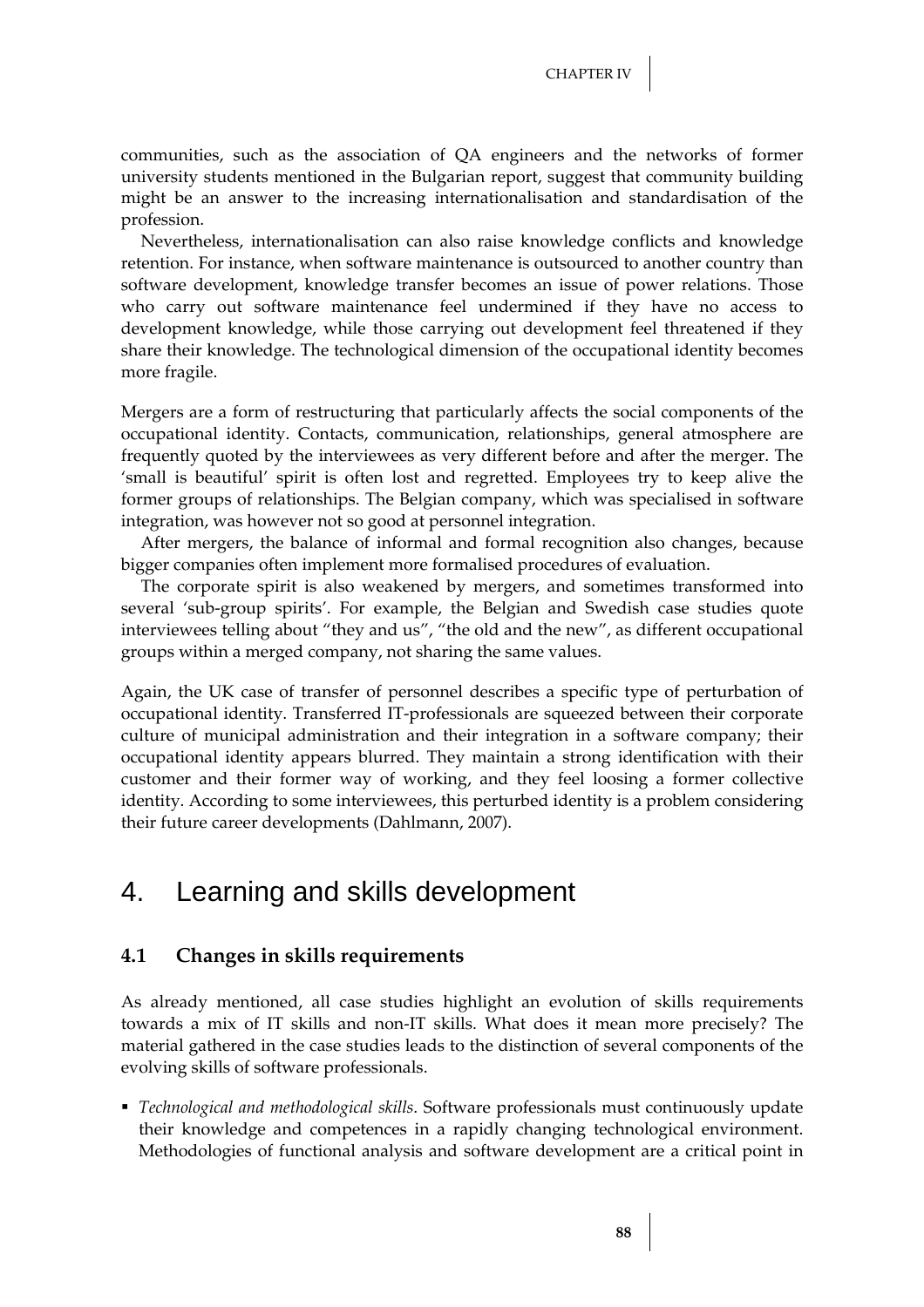communities, such as the association of QA engineers and the networks of former university students mentioned in the Bulgarian report, suggest that community building might be an answer to the increasing internationalisation and standardisation of the profession.

Nevertheless, internationalisation can also raise knowledge conflicts and knowledge retention. For instance, when software maintenance is outsourced to another country than software development, knowledge transfer becomes an issue of power relations. Those who carry out software maintenance feel undermined if they have no access to development knowledge, while those carrying out development feel threatened if they share their knowledge. The technological dimension of the occupational identity becomes more fragile.

Mergers are a form of restructuring that particularly affects the social components of the occupational identity. Contacts, communication, relationships, general atmosphere are frequently quoted by the interviewees as very different before and after the merger. The 'small is beautiful' spirit is often lost and regretted. Employees try to keep alive the former groups of relationships. The Belgian company, which was specialised in software integration, was however not so good at personnel integration.

After mergers, the balance of informal and formal recognition also changes, because bigger companies often implement more formalised procedures of evaluation.

The corporate spirit is also weakened by mergers, and sometimes transformed into several 'sub-group spirits'. For example, the Belgian and Swedish case studies quote interviewees telling about "they and us", "the old and the new", as different occupational groups within a merged company, not sharing the same values.

Again, the UK case of transfer of personnel describes a specific type of perturbation of occupational identity. Transferred IT-professionals are squeezed between their corporate culture of municipal administration and their integration in a software company; their occupational identity appears blurred. They maintain a strong identification with their customer and their former way of working, and they feel loosing a former collective identity. According to some interviewees, this perturbed identity is a problem considering their future career developments (Dahlmann, 2007).

# 4. Learning and skills development

## 4.1 Changes in skills requirements

As already mentioned, all case studies highlight an evolution of skills requirements towards a mix of IT skills and non-IT skills. What does it mean more precisely? The material gathered in the case studies leads to the distinction of several components of the evolving skills of software professionals.

- *Technological and methodological skills*. Software professionals must continuously update their knowledge and competences in a rapidly changing technological environment. Methodologies of functional analysis and software development are a critical point in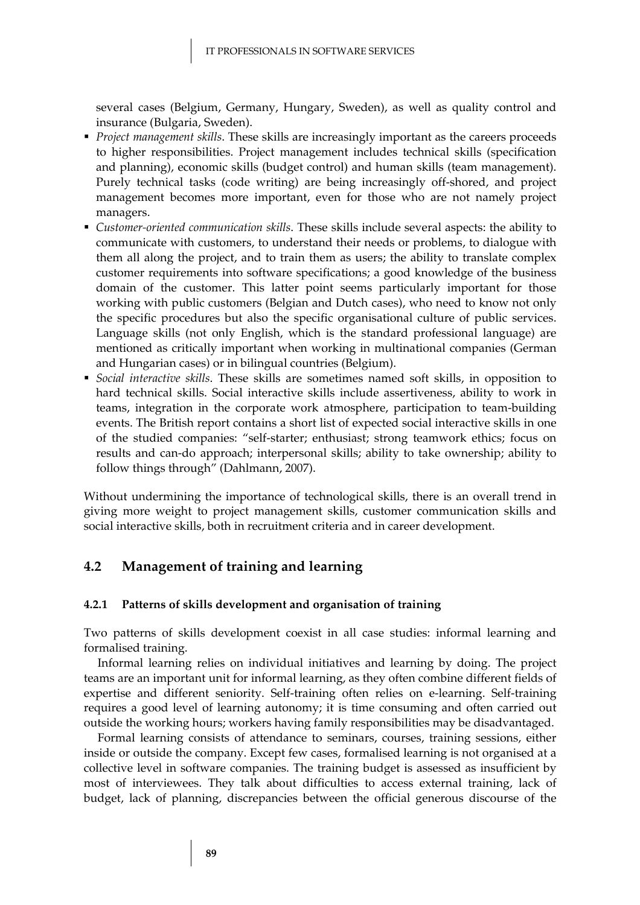several cases (Belgium, Germany, Hungary, Sweden), as well as quality control and insurance (Bulgaria, Sweden).

- *Project management skills*. These skills are increasingly important as the careers proceeds to higher responsibilities. Project management includes technical skills (specification and planning), economic skills (budget control) and human skills (team management). Purely technical tasks (code writing) are being increasingly off-shored, and project management becomes more important, even for those who are not namely project managers.
- *Customer-oriented communication skills*. These skills include several aspects: the ability to communicate with customers, to understand their needs or problems, to dialogue with them all along the project, and to train them as users; the ability to translate complex customer requirements into software specifications; a good knowledge of the business domain of the customer. This latter point seems particularly important for those working with public customers (Belgian and Dutch cases), who need to know not only the specific procedures but also the specific organisational culture of public services. Language skills (not only English, which is the standard professional language) are mentioned as critically important when working in multinational companies (German and Hungarian cases) or in bilingual countries (Belgium).
- *Social interactive skills*. These skills are sometimes named soft skills, in opposition to hard technical skills. Social interactive skills include assertiveness, ability to work in teams, integration in the corporate work atmosphere, participation to team-building events. The British report contains a short list of expected social interactive skills in one of the studied companies: "self-starter; enthusiast; strong teamwork ethics; focus on results and can-do approach; interpersonal skills; ability to take ownership; ability to follow things through" (Dahlmann, 2007).

Without undermining the importance of technological skills, there is an overall trend in giving more weight to project management skills, customer communication skills and social interactive skills, both in recruitment criteria and in career development.

## 4.2 Management of training and learning

### 4.2.1 Patterns of skills development and organisation of training

Two patterns of skills development coexist in all case studies: informal learning and formalised training.

Informal learning relies on individual initiatives and learning by doing. The project teams are an important unit for informal learning, as they often combine different fields of expertise and different seniority. Self-training often relies on e-learning. Self-training requires a good level of learning autonomy; it is time consuming and often carried out outside the working hours; workers having family responsibilities may be disadvantaged.

Formal learning consists of attendance to seminars, courses, training sessions, either inside or outside the company. Except few cases, formalised learning is not organised at a collective level in software companies. The training budget is assessed as insufficient by most of interviewees. They talk about difficulties to access external training, lack of budget, lack of planning, discrepancies between the official generous discourse of the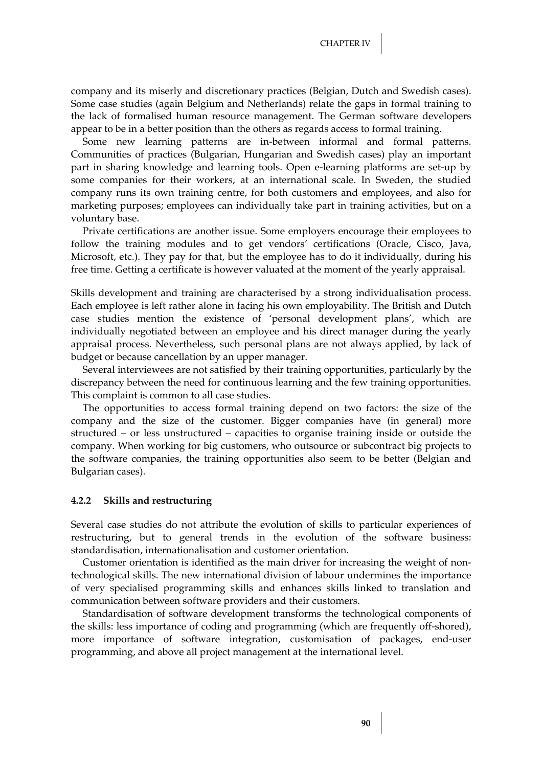company and its miserly and discretionary practices (Belgian, Dutch and Swedish cases). Some case studies (again Belgium and Netherlands) relate the gaps in formal training to the lack of formalised human resource management. The German software developers appear to be in a better position than the others as regards access to formal training.

Some new learning patterns are in-between informal and formal patterns. Communities of practices (Bulgarian, Hungarian and Swedish cases) play an important part in sharing knowledge and learning tools. Open e-learning platforms are set-up by some companies for their workers, at an international scale. In Sweden, the studied company runs its own training centre, for both customers and employees, and also for marketing purposes; employees can individually take part in training activities, but on a voluntary base.

Private certifications are another issue. Some employers encourage their employees to follow the training modules and to get vendors' certifications (Oracle, Cisco, Java, Microsoft, etc.). They pay for that, but the employee has to do it individually, during his free time. Getting a certificate is however valuated at the moment of the yearly appraisal.

Skills development and training are characterised by a strong individualisation process. Each employee is left rather alone in facing his own employability. The British and Dutch case studies mention the existence of 'personal development plans', which are individually negotiated between an employee and his direct manager during the yearly appraisal process. Nevertheless, such personal plans are not always applied, by lack of budget or because cancellation by an upper manager.

Several interviewees are not satisfied by their training opportunities, particularly by the discrepancy between the need for continuous learning and the few training opportunities. This complaint is common to all case studies.

The opportunities to access formal training depend on two factors: the size of the company and the size of the customer. Bigger companies have (in general) more structured – or less unstructured – capacities to organise training inside or outside the company. When working for big customers, who outsource or subcontract big projects to the software companies, the training opportunities also seem to be better (Belgian and Bulgarian cases).

### 4.2.2 Skills and restructuring

Several case studies do not attribute the evolution of skills to particular experiences of restructuring, but to general trends in the evolution of the software business: standardisation, internationalisation and customer orientation.

Customer orientation is identified as the main driver for increasing the weight of non-technological skills. The new international division of labour undermines the importance of very specialised programming skills and enhances skills linked to translation and communication between software providers and their customers.

Standardisation of software development transforms the technological components of the skills: less importance of coding and programming (which are frequently off-shored), more importance of software integration, customisation of packages, end-user programming, and above all project management at the international level.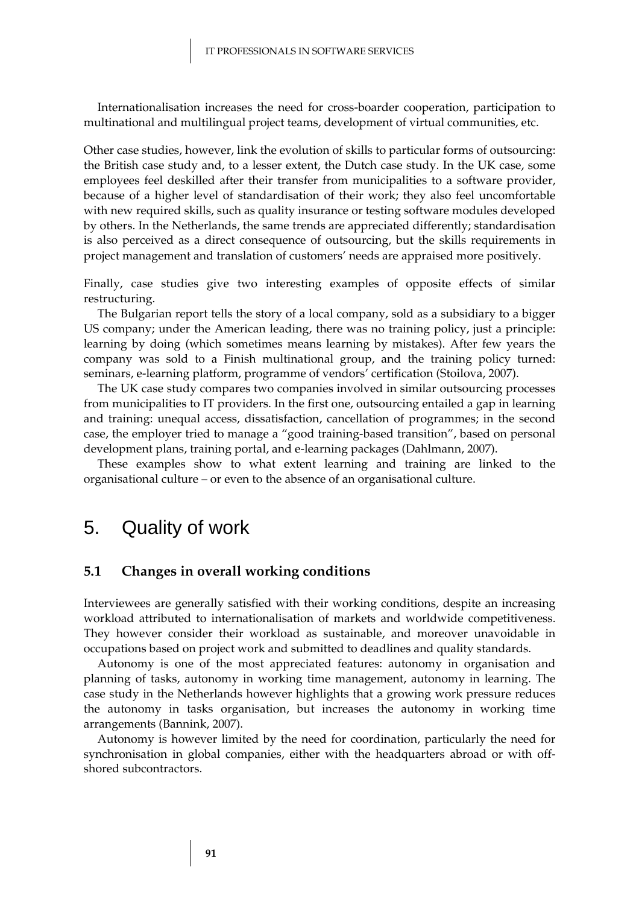Internationalisation increases the need for cross-boarder cooperation, participation to multinational and multilingual project teams, development of virtual communities, etc.

Other case studies, however, link the evolution of skills to particular forms of outsourcing: the British case study and, to a lesser extent, the Dutch case study. In the UK case, some employees feel deskilled after their transfer from municipalities to a software provider, because of a higher level of standardisation of their work; they also feel uncomfortable with new required skills, such as quality insurance or testing software modules developed by others. In the Netherlands, the same trends are appreciated differently; standardisation is also perceived as a direct consequence of outsourcing, but the skills requirements in project management and translation of customers' needs are appraised more positively.

Finally, case studies give two interesting examples of opposite effects of similar restructuring.

The Bulgarian report tells the story of a local company, sold as a subsidiary to a bigger US company; under the American leading, there was no training policy, just a principle: learning by doing (which sometimes means learning by mistakes). After few years the company was sold to a Finish multinational group, and the training policy turned: seminars, e-learning platform, programme of vendors' certification (Stoilova, 2007).

The UK case study compares two companies involved in similar outsourcing processes from municipalities to IT providers. In the first one, outsourcing entailed a gap in learning and training: unequal access, dissatisfaction, cancellation of programmes; in the second case, the employer tried to manage a "good training-based transition", based on personal development plans, training portal, and e-learning packages (Dahlmann, 2007).

These examples show to what extent learning and training are linked to the organisational culture – or even to the absence of an organisational culture.

# 5. Quality of work

## 5.1 Changes in overall working conditions

Interviewees are generally satisfied with their working conditions, despite an increasing workload attributed to internationalisation of markets and worldwide competitiveness. They however consider their workload as sustainable, and moreover unavoidable in occupations based on project work and submitted to deadlines and quality standards.

Autonomy is one of the most appreciated features: autonomy in organisation and planning of tasks, autonomy in working time management, autonomy in learning. The case study in the Netherlands however highlights that a growing work pressure reduces the autonomy in tasks organisation, but increases the autonomy in working time arrangements (Bannink, 2007).

Autonomy is however limited by the need for coordination, particularly the need for synchronisation in global companies, either with the headquarters abroad or with off-shored subcontractors.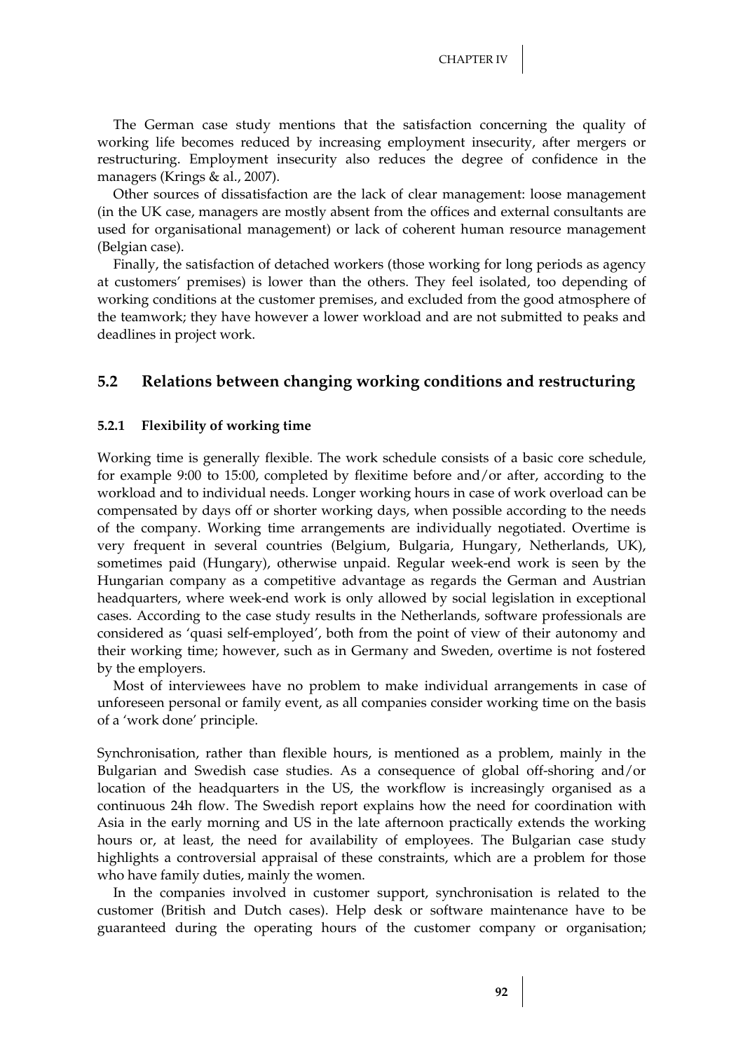The German case study mentions that the satisfaction concerning the quality of working life becomes reduced by increasing employment insecurity, after mergers or restructuring. Employment insecurity also reduces the degree of confidence in the managers (Krings & al., 2007).

Other sources of dissatisfaction are the lack of clear management: loose management (in the UK case, managers are mostly absent from the offices and external consultants are used for organisational management) or lack of coherent human resource management (Belgian case).

Finally, the satisfaction of detached workers (those working for long periods as agency at customers' premises) is lower than the others. They feel isolated, too depending of working conditions at the customer premises, and excluded from the good atmosphere of the teamwork; they have however a lower workload and are not submitted to peaks and deadlines in project work.

## 5.2 Relations between changing working conditions and restructuring

### 5.2.1 Flexibility of working time

Working time is generally flexible. The work schedule consists of a basic core schedule, for example 9:00 to 15:00, completed by flexitime before and/or after, according to the workload and to individual needs. Longer working hours in case of work overload can be compensated by days off or shorter working days, when possible according to the needs of the company. Working time arrangements are individually negotiated. Overtime is very frequent in several countries (Belgium, Bulgaria, Hungary, Netherlands, UK), sometimes paid (Hungary), otherwise unpaid. Regular week-end work is seen by the Hungarian company as a competitive advantage as regards the German and Austrian headquarters, where week-end work is only allowed by social legislation in exceptional cases. According to the case study results in the Netherlands, software professionals are considered as 'quasi self-employed', both from the point of view of their autonomy and their working time; however, such as in Germany and Sweden, overtime is not fostered by the employers.

Most of interviewees have no problem to make individual arrangements in case of unforeseen personal or family event, as all companies consider working time on the basis of a 'work done' principle.

Synchronisation, rather than flexible hours, is mentioned as a problem, mainly in the Bulgarian and Swedish case studies. As a consequence of global off-shoring and/or location of the headquarters in the US, the workflow is increasingly organised as a continuous 24h flow. The Swedish report explains how the need for coordination with Asia in the early morning and US in the late afternoon practically extends the working hours or, at least, the need for availability of employees. The Bulgarian case study highlights a controversial appraisal of these constraints, which are a problem for those who have family duties, mainly the women.

In the companies involved in customer support, synchronisation is related to the customer (British and Dutch cases). Help desk or software maintenance have to be guaranteed during the operating hours of the customer company or organisation;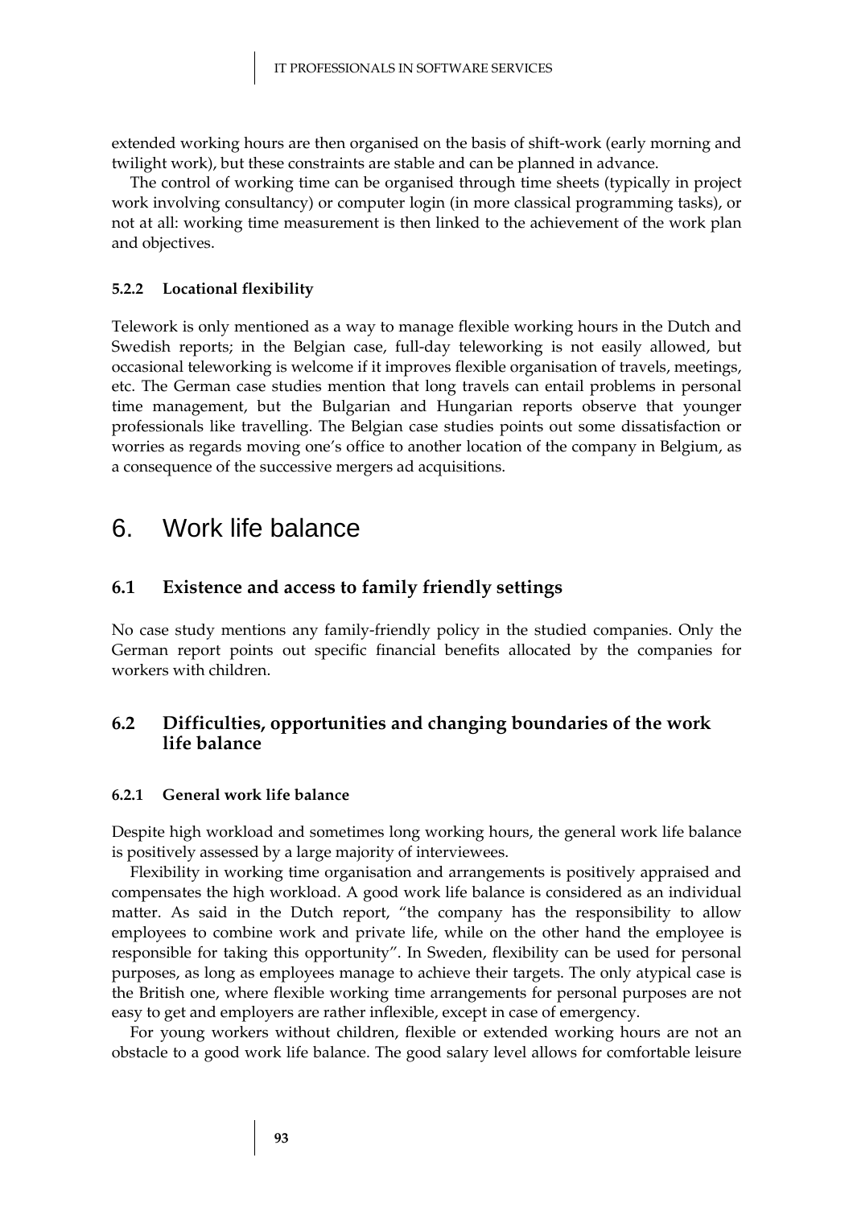extended working hours are then organised on the basis of shift-work (early morning and twilight work), but these constraints are stable and can be planned in advance.

The control of working time can be organised through time sheets (typically in project work involving consultancy) or computer login (in more classical programming tasks), or not at all: working time measurement is then linked to the achievement of the work plan and objectives.

#### 5.2.2 Locational flexibility

Telework is only mentioned as a way to manage flexible working hours in the Dutch and Swedish reports; in the Belgian case, full-day teleworking is not easily allowed, but occasional teleworking is welcome if it improves flexible organisation of travels, meetings, etc. The German case studies mention that long travels can entail problems in personal time management, but the Bulgarian and Hungarian reports observe that younger professionals like travelling. The Belgian case studies points out some dissatisfaction or worries as regards moving one's office to another location of the company in Belgium, as a consequence of the successive mergers ad acquisitions.

# 6. Work life balance

## 6.1 Existence and access to family friendly settings

No case study mentions any family-friendly policy in the studied companies. Only the German report points out specific financial benefits allocated by the companies for workers with children.

## 6.2 Difficulties, opportunities and changing boundaries of the work life balance

#### 6.2.1 General work life balance

Despite high workload and sometimes long working hours, the general work life balance is positively assessed by a large majority of interviewees.

Flexibility in working time organisation and arrangements is positively appraised and compensates the high workload. A good work life balance is considered as an individual matter. As said in the Dutch report, "the company has the responsibility to allow employees to combine work and private life, while on the other hand the employee is responsible for taking this opportunity". In Sweden, flexibility can be used for personal purposes, as long as employees manage to achieve their targets. The only atypical case is the British one, where flexible working time arrangements for personal purposes are not easy to get and employers are rather inflexible, except in case of emergency.

For young workers without children, flexible or extended working hours are not an obstacle to a good work life balance. The good salary level allows for comfortable leisure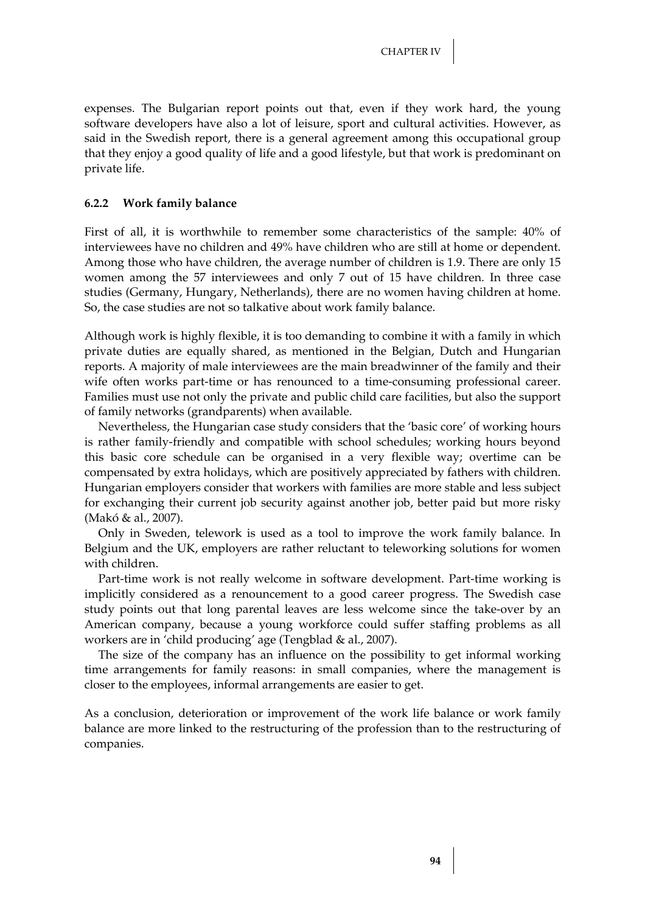expenses. The Bulgarian report points out that, even if they work hard, the young software developers have also a lot of leisure, sport and cultural activities. However, as said in the Swedish report, there is a general agreement among this occupational group that they enjoy a good quality of life and a good lifestyle, but that work is predominant on private life.

### 6.2.2 Work family balance

First of all, it is worthwhile to remember some characteristics of the sample: 40% of interviewees have no children and 49% have children who are still at home or dependent. Among those who have children, the average number of children is 1.9. There are only 15 women among the 57 interviewees and only 7 out of 15 have children. In three case studies (Germany, Hungary, Netherlands), there are no women having children at home. So, the case studies are not so talkative about work family balance.

Although work is highly flexible, it is too demanding to combine it with a family in which private duties are equally shared, as mentioned in the Belgian, Dutch and Hungarian reports. A majority of male interviewees are the main breadwinner of the family and their wife often works part-time or has renounced to a time-consuming professional career. Families must use not only the private and public child care facilities, but also the support of family networks (grandparents) when available.

Nevertheless, the Hungarian case study considers that the 'basic core' of working hours is rather family-friendly and compatible with school schedules; working hours beyond this basic core schedule can be organised in a very flexible way; overtime can be compensated by extra holidays, which are positively appreciated by fathers with children. Hungarian employers consider that workers with families are more stable and less subject for exchanging their current job security against another job, better paid but more risky (Makó & al., 2007).

Only in Sweden, telework is used as a tool to improve the work family balance. In Belgium and the UK, employers are rather reluctant to teleworking solutions for women with children.

Part-time work is not really welcome in software development. Part-time working is implicitly considered as a renouncement to a good career progress. The Swedish case study points out that long parental leaves are less welcome since the take-over by an American company, because a young workforce could suffer staffing problems as all workers are in 'child producing' age (Tengblad & al., 2007).

The size of the company has an influence on the possibility to get informal working time arrangements for family reasons: in small companies, where the management is closer to the employees, informal arrangements are easier to get.

As a conclusion, deterioration or improvement of the work life balance or work family balance are more linked to the restructuring of the profession than to the restructuring of companies.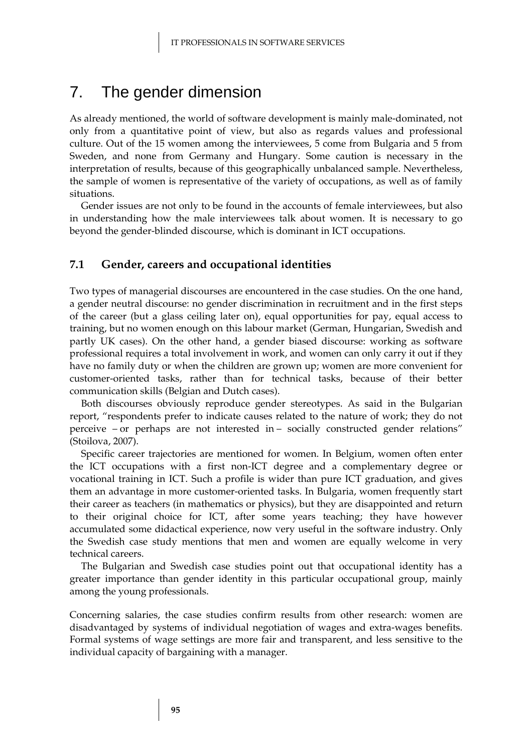# 7. The gender dimension

As already mentioned, the world of software development is mainly male-dominated, not only from a quantitative point of view, but also as regards values and professional culture. Out of the 15 women among the interviewees, 5 come from Bulgaria and 5 from Sweden, and none from Germany and Hungary. Some caution is necessary in the interpretation of results, because of this geographically unbalanced sample. Nevertheless, the sample of women is representative of the variety of occupations, as well as of family situations.

Gender issues are not only to be found in the accounts of female interviewees, but also in understanding how the male interviewees talk about women. It is necessary to go beyond the gender-blinded discourse, which is dominant in ICT occupations.

## 7.1 Gender, careers and occupational identities

Two types of managerial discourses are encountered in the case studies. On the one hand, a gender neutral discourse: no gender discrimination in recruitment and in the first steps of the career (but a glass ceiling later on), equal opportunities for pay, equal access to training, but no women enough on this labour market (German, Hungarian, Swedish and partly UK cases). On the other hand, a gender biased discourse: working as software professional requires a total involvement in work, and women can only carry it out if they have no family duty or when the children are grown up; women are more convenient for customer-oriented tasks, rather than for technical tasks, because of their better communication skills (Belgian and Dutch cases).

Both discourses obviously reproduce gender stereotypes. As said in the Bulgarian report, "respondents prefer to indicate causes related to the nature of work; they do not perceive – or perhaps are not interested in – socially constructed gender relations" (Stoilova, 2007).

Specific career trajectories are mentioned for women. In Belgium, women often enter the ICT occupations with a first non-ICT degree and a complementary degree or vocational training in ICT. Such a profile is wider than pure ICT graduation, and gives them an advantage in more customer-oriented tasks. In Bulgaria, women frequently start their career as teachers (in mathematics or physics), but they are disappointed and return to their original choice for ICT, after some years teaching; they have however accumulated some didactical experience, now very useful in the software industry. Only the Swedish case study mentions that men and women are equally welcome in very technical careers.

The Bulgarian and Swedish case studies point out that occupational identity has a greater importance than gender identity in this particular occupational group, mainly among the young professionals.

Concerning salaries, the case studies confirm results from other research: women are disadvantaged by systems of individual negotiation of wages and extra-wages benefits. Formal systems of wage settings are more fair and transparent, and less sensitive to the individual capacity of bargaining with a manager.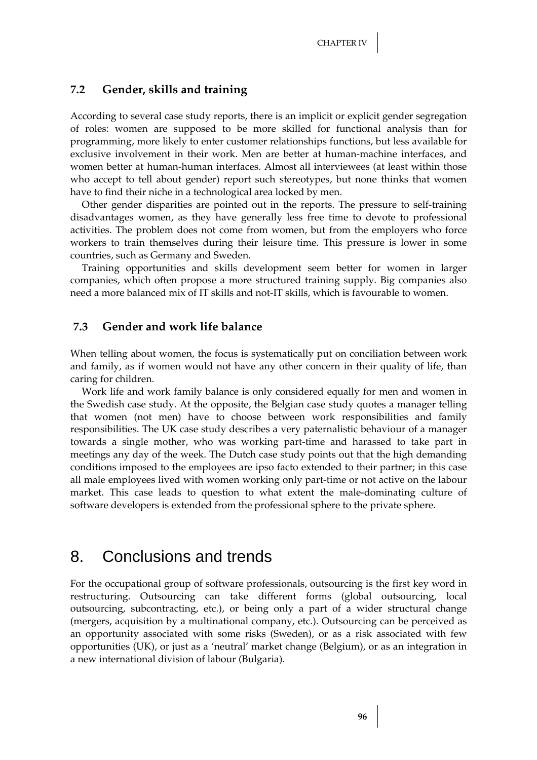### 7.2 Gender, skills and training

According to several case study reports, there is an implicit or explicit gender segregation of roles: women are supposed to be more skilled for functional analysis than for programming, more likely to enter customer relationships functions, but less available for exclusive involvement in their work. Men are better at human-machine interfaces, and women better at human-human interfaces. Almost all interviewees (at least within those who accept to tell about gender) report such stereotypes, but none thinks that women have to find their niche in a technological area locked by men.

Other gender disparities are pointed out in the reports. The pressure to self-training disadvantages women, as they have generally less free time to devote to professional activities. The problem does not come from women, but from the employers who force workers to train themselves during their leisure time. This pressure is lower in some countries, such as Germany and Sweden.

Training opportunities and skills development seem better for women in larger companies, which often propose a more structured training supply. Big companies also need a more balanced mix of IT skills and not-IT skills, which is favourable to women.

### 7.3 Gender and work life balance

When telling about women, the focus is systematically put on conciliation between work and family, as if women would not have any other concern in their quality of life, than caring for children.

Work life and work family balance is only considered equally for men and women in the Swedish case study. At the opposite, the Belgian case study quotes a manager telling that women (not men) have to choose between work responsibilities and family responsibilities. The UK case study describes a very paternalistic behaviour of a manager towards a single mother, who was working part-time and harassed to take part in meetings any day of the week. The Dutch case study points out that the high demanding conditions imposed to the employees are ipso facto extended to their partner; in this case all male employees lived with women working only part-time or not active on the labour market. This case leads to question to what extent the male-dominating culture of software developers is extended from the professional sphere to the private sphere.

## 8. Conclusions and trends

For the occupational group of software professionals, outsourcing is the first key word in restructuring. Outsourcing can take different forms (global outsourcing, local outsourcing, subcontracting, etc.), or being only a part of a wider structural change (mergers, acquisition by a multinational company, etc.). Outsourcing can be perceived as an opportunity associated with some risks (Sweden), or as a risk associated with few opportunities (UK), or just as a 'neutral' market change (Belgium), or as an integration in a new international division of labour (Bulgaria).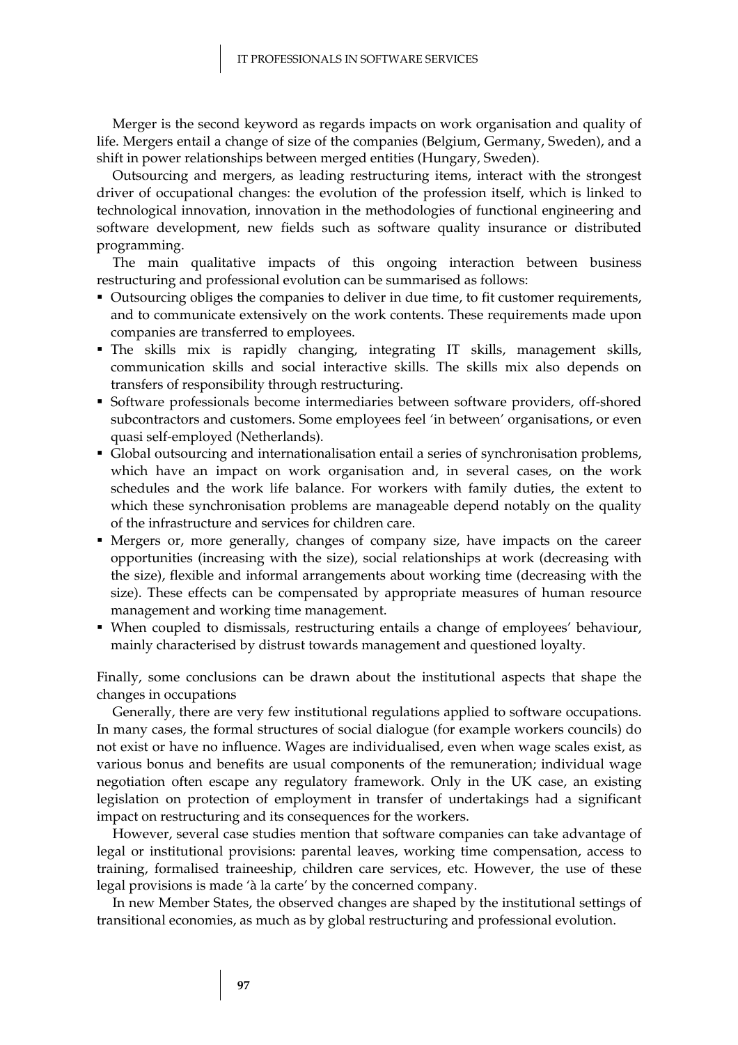Merger is the second keyword as regards impacts on work organisation and quality of life. Mergers entail a change of size of the companies (Belgium, Germany, Sweden), and a shift in power relationships between merged entities (Hungary, Sweden).

Outsourcing and mergers, as leading restructuring items, interact with the strongest driver of occupational changes: the evolution of the profession itself, which is linked to technological innovation, innovation in the methodologies of functional engineering and software development, new fields such as software quality insurance or distributed programming.

The main qualitative impacts of this ongoing interaction between business restructuring and professional evolution can be summarised as follows:

- Outsourcing obliges the companies to deliver in due time, to fit customer requirements, and to communicate extensively on the work contents. These requirements made upon companies are transferred to employees.
- The skills mix is rapidly changing, integrating IT skills, management skills, communication skills and social interactive skills. The skills mix also depends on transfers of responsibility through restructuring.
- Software professionals become intermediaries between software providers, off-shored subcontractors and customers. Some employees feel 'in between' organisations, or even quasi self-employed (Netherlands).
- Global outsourcing and internationalisation entail a series of synchronisation problems, which have an impact on work organisation and, in several cases, on the work schedules and the work life balance. For workers with family duties, the extent to which these synchronisation problems are manageable depend notably on the quality of the infrastructure and services for children care.
- Mergers or, more generally, changes of company size, have impacts on the career opportunities (increasing with the size), social relationships at work (decreasing with the size), flexible and informal arrangements about working time (decreasing with the size). These effects can be compensated by appropriate measures of human resource management and working time management.
- When coupled to dismissals, restructuring entails a change of employees' behaviour, mainly characterised by distrust towards management and questioned loyalty.

Finally, some conclusions can be drawn about the institutional aspects that shape the changes in occupations

Generally, there are very few institutional regulations applied to software occupations. In many cases, the formal structures of social dialogue (for example workers councils) do not exist or have no influence. Wages are individualised, even when wage scales exist, as various bonus and benefits are usual components of the remuneration; individual wage negotiation often escape any regulatory framework. Only in the UK case, an existing legislation on protection of employment in transfer of undertakings had a significant impact on restructuring and its consequences for the workers.

However, several case studies mention that software companies can take advantage of legal or institutional provisions: parental leaves, working time compensation, access to training, formalised traineeship, children care services, etc. However, the use of these legal provisions is made 'à la carte' by the concerned company.

In new Member States, the observed changes are shaped by the institutional settings of transitional economies, as much as by global restructuring and professional evolution.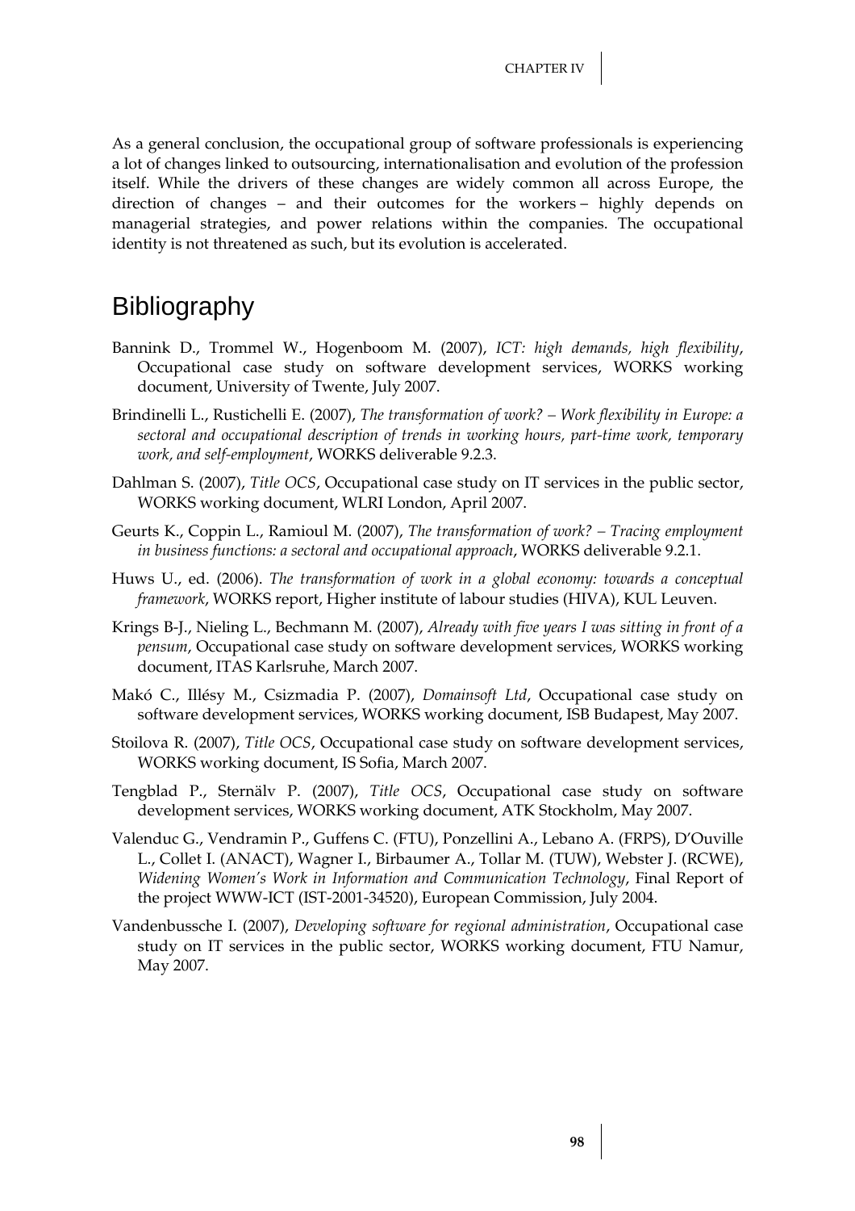As a general conclusion, the occupational group of software professionals is experiencing a lot of changes linked to outsourcing, internationalisation and evolution of the profession itself. While the drivers of these changes are widely common all across Europe, the direction of changes – and their outcomes for the workers – highly depends on managerial strategies, and power relations within the companies. The occupational identity is not threatened as such, but its evolution is accelerated.

## Bibliography

Bannink D., Trommel W., Hogenboom M. (2007), *ICT: high demands, high flexibility*, Occupational case study on software development services, WORKS working document, University of Twente, July 2007.

Brindinelli L., Rustichelli E. (2007), *The transformation of work? – Work flexibility in Europe: a sectoral and occupational description of trends in working hours, part-time work, temporary work, and self-employment*, WORKS deliverable 9.2.3.

Dahlman S. (2007), *Title OCS*, Occupational case study on IT services in the public sector, WORKS working document, WLRI London, April 2007.

Geurts K., Coppin L., Ramioul M. (2007), *The transformation of work? – Tracing employment in business functions: a sectoral and occupational approach*, WORKS deliverable 9.2.1.

Huws U., ed. (2006). *The transformation of work in a global economy: towards a conceptual framework*, WORKS report, Higher institute of labour studies (HIVA), KUL Leuven.

Krings B-J., Nieling L., Bechmann M. (2007), *Already with five years I was sitting in front of a pensum*, Occupational case study on software development services, WORKS working document, ITAS Karlsruhe, March 2007.

Makó C., Illésy M., Csizmadia P. (2007), *Domainsoft Ltd*, Occupational case study on software development services, WORKS working document, ISB Budapest, May 2007.

Stoilova R. (2007), *Title OCS*, Occupational case study on software development services, WORKS working document, IS Sofia, March 2007.

Tengblad P., Sternälv P. (2007), *Title OCS*, Occupational case study on software development services, WORKS working document, ATK Stockholm, May 2007.

Valenduc G., Vendramin P., Guffens C. (FTU), Ponzellini A., Lebano A. (FRPS), D'Ouville L., Collet I. (ANACT), Wagner I., Birbaumer A., Tollar M. (TUW), Webster J. (RCWE), *Widening Women's Work in Information and Communication Technology*, Final Report of the project WWW-ICT (IST-2001-34520), European Commission, July 2004.

Vandenbussche I. (2007), *Developing software for regional administration*, Occupational case study on IT services in the public sector, WORKS working document, FTU Namur, May 2007.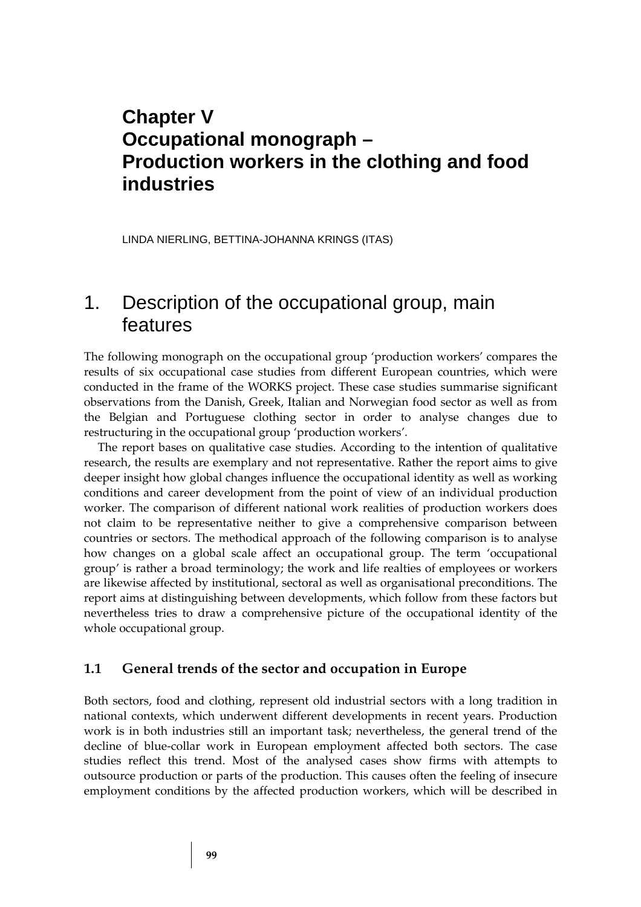# Chapter V
# Occupational monograph – Production workers in the clothing and food industries

LINDA NIERLING, BETTINA-JOHANNA KRINGS (ITAS)

## 1. Description of the occupational group, main features

The following monograph on the occupational group 'production workers' compares the results of six occupational case studies from different European countries, which were conducted in the frame of the WORKS project. These case studies summarise significant observations from the Danish, Greek, Italian and Norwegian food sector as well as from the Belgian and Portuguese clothing sector in order to analyse changes due to restructuring in the occupational group 'production workers'.

The report bases on qualitative case studies. According to the intention of qualitative research, the results are exemplary and not representative. Rather the report aims to give deeper insight how global changes influence the occupational identity as well as working conditions and career development from the point of view of an individual production worker. The comparison of different national work realities of production workers does not claim to be representative neither to give a comprehensive comparison between countries or sectors. The methodical approach of the following comparison is to analyse how changes on a global scale affect an occupational group. The term 'occupational group' is rather a broad terminology; the work and life realties of employees or workers are likewise affected by institutional, sectoral as well as organisational preconditions. The report aims at distinguishing between developments, which follow from these factors but nevertheless tries to draw a comprehensive picture of the occupational identity of the whole occupational group.

### 1.1 General trends of the sector and occupation in Europe

Both sectors, food and clothing, represent old industrial sectors with a long tradition in national contexts, which underwent different developments in recent years. Production work is in both industries still an important task; nevertheless, the general trend of the decline of blue-collar work in European employment affected both sectors. The case studies reflect this trend. Most of the analysed cases show firms with attempts to outsource production or parts of the production. This causes often the feeling of insecure employment conditions by the affected production workers, which will be described in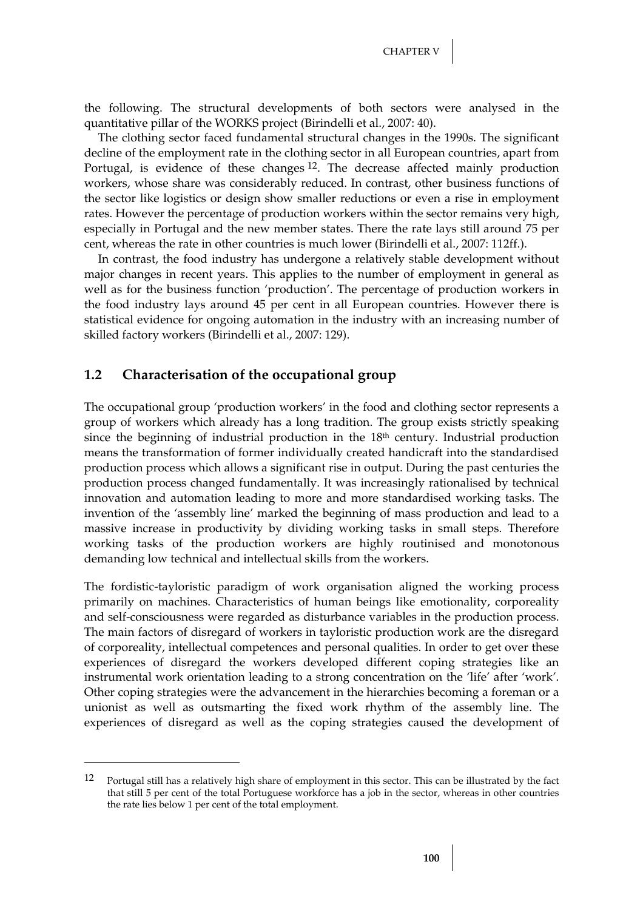the following. The structural developments of both sectors were analysed in the quantitative pillar of the WORKS project (Birindelli et al., 2007: 40).

The clothing sector faced fundamental structural changes in the 1990s. The significant decline of the employment rate in the clothing sector in all European countries, apart from Portugal, is evidence of these changes [12]. The decrease affected mainly production workers, whose share was considerably reduced. In contrast, other business functions of the sector like logistics or design show smaller reductions or even a rise in employment rates. However the percentage of production workers within the sector remains very high, especially in Portugal and the new member states. There the rate lays still around 75 per cent, whereas the rate in other countries is much lower (Birindelli et al., 2007: 112ff.).

In contrast, the food industry has undergone a relatively stable development without major changes in recent years. This applies to the number of employment in general as well as for the business function 'production'. The percentage of production workers in the food industry lays around 45 per cent in all European countries. However there is statistical evidence for ongoing automation in the industry with an increasing number of skilled factory workers (Birindelli et al., 2007: 129).

## 1.2 Characterisation of the occupational group

The occupational group 'production workers' in the food and clothing sector represents a group of workers which already has a long tradition. The group exists strictly speaking since the beginning of industrial production in the 18th century. Industrial production means the transformation of former individually created handicraft into the standardised production process which allows a significant rise in output. During the past centuries the production process changed fundamentally. It was increasingly rationalised by technical innovation and automation leading to more and more standardised working tasks. The invention of the 'assembly line' marked the beginning of mass production and lead to a massive increase in productivity by dividing working tasks in small steps. Therefore working tasks of the production workers are highly routinised and monotonous demanding low technical and intellectual skills from the workers.

The fordistic-tayloristic paradigm of work organisation aligned the working process primarily on machines. Characteristics of human beings like emotionality, corporeality and self-consciousness were regarded as disturbance variables in the production process. The main factors of disregard of workers in tayloristic production work are the disregard of corporeality, intellectual competences and personal qualities. In order to get over these experiences of disregard the workers developed different coping strategies like an instrumental work orientation leading to a strong concentration on the 'life' after 'work'. Other coping strategies were the advancement in the hierarchies becoming a foreman or a unionist as well as outsmarting the fixed work rhythm of the assembly line. The experiences of disregard as well as the coping strategies caused the development of

---

[12] Portugal still has a relatively high share of employment in this sector. This can be illustrated by the fact that still 5 per cent of the total Portuguese workforce has a job in the sector, whereas in other countries the rate lies below 1 per cent of the total employment.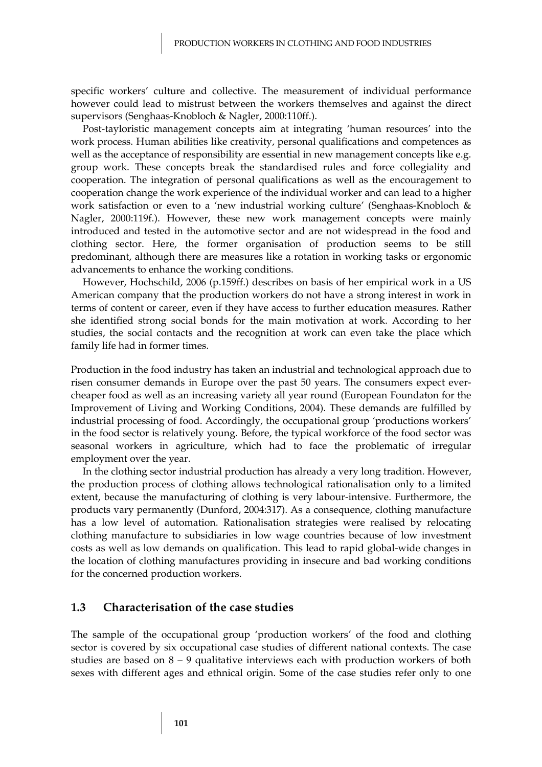specific workers' culture and collective. The measurement of individual performance however could lead to mistrust between the workers themselves and against the direct supervisors (Senghaas-Knobloch & Nagler, 2000:110ff.).

Post-tayloristic management concepts aim at integrating 'human resources' into the work process. Human abilities like creativity, personal qualifications and competences as well as the acceptance of responsibility are essential in new management concepts like e.g. group work. These concepts break the standardised rules and force collegiality and cooperation. The integration of personal qualifications as well as the encouragement to cooperation change the work experience of the individual worker and can lead to a higher work satisfaction or even to a 'new industrial working culture' (Senghaas-Knobloch & Nagler, 2000:119f.). However, these new work management concepts were mainly introduced and tested in the automotive sector and are not widespread in the food and clothing sector. Here, the former organisation of production seems to be still predominant, although there are measures like a rotation in working tasks or ergonomic advancements to enhance the working conditions.

However, Hochschild, 2006 (p.159ff.) describes on basis of her empirical work in a US American company that the production workers do not have a strong interest in work in terms of content or career, even if they have access to further education measures. Rather she identified strong social bonds for the main motivation at work. According to her studies, the social contacts and the recognition at work can even take the place which family life had in former times.

Production in the food industry has taken an industrial and technological approach due to risen consumer demands in Europe over the past 50 years. The consumers expect ever-cheaper food as well as an increasing variety all year round (European Foundaton for the Improvement of Living and Working Conditions, 2004). These demands are fulfilled by industrial processing of food. Accordingly, the occupational group 'productions workers' in the food sector is relatively young. Before, the typical workforce of the food sector was seasonal workers in agriculture, which had to face the problematic of irregular employment over the year.

In the clothing sector industrial production has already a very long tradition. However, the production process of clothing allows technological rationalisation only to a limited extent, because the manufacturing of clothing is very labour-intensive. Furthermore, the products vary permanently (Dunford, 2004:317). As a consequence, clothing manufacture has a low level of automation. Rationalisation strategies were realised by relocating clothing manufacture to subsidiaries in low wage countries because of low investment costs as well as low demands on qualification. This lead to rapid global-wide changes in the location of clothing manufactures providing in insecure and bad working conditions for the concerned production workers.

### 1.3 Characterisation of the case studies

The sample of the occupational group 'production workers' of the food and clothing sector is covered by six occupational case studies of different national contexts. The case studies are based on 8 – 9 qualitative interviews each with production workers of both sexes with different ages and ethnical origin. Some of the case studies refer only to one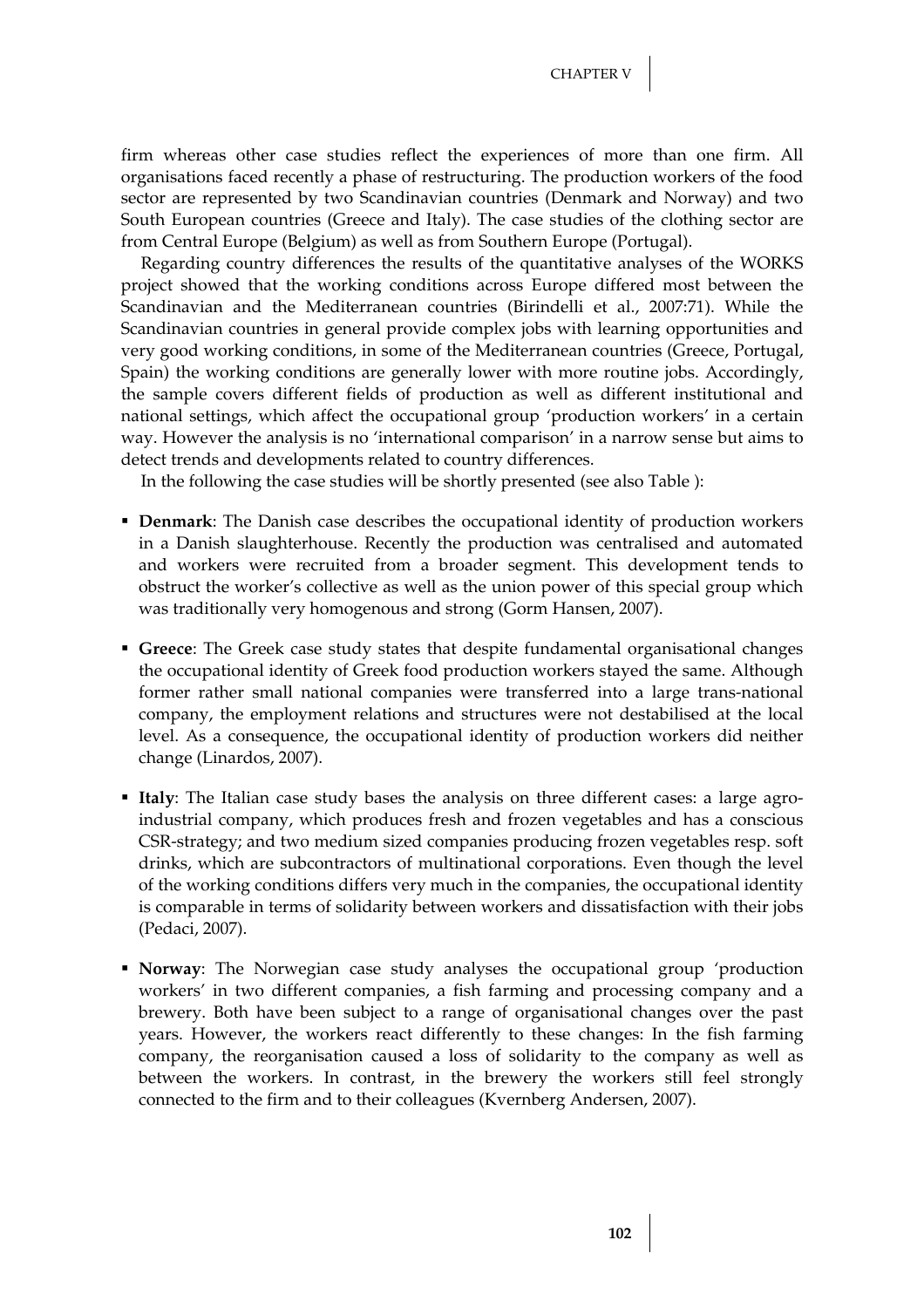firm whereas other case studies reflect the experiences of more than one firm. All organisations faced recently a phase of restructuring. The production workers of the food sector are represented by two Scandinavian countries (Denmark and Norway) and two South European countries (Greece and Italy). The case studies of the clothing sector are from Central Europe (Belgium) as well as from Southern Europe (Portugal).

Regarding country differences the results of the quantitative analyses of the WORKS project showed that the working conditions across Europe differed most between the Scandinavian and the Mediterranean countries (Birindelli et al., 2007:71). While the Scandinavian countries in general provide complex jobs with learning opportunities and very good working conditions, in some of the Mediterranean countries (Greece, Portugal, Spain) the working conditions are generally lower with more routine jobs. Accordingly, the sample covers different fields of production as well as different institutional and national settings, which affect the occupational group 'production workers' in a certain way. However the analysis is no 'international comparison' in a narrow sense but aims to detect trends and developments related to country differences.

In the following the case studies will be shortly presented (see also Table ):

- **Denmark**: The Danish case describes the occupational identity of production workers in a Danish slaughterhouse. Recently the production was centralised and automated and workers were recruited from a broader segment. This development tends to obstruct the worker's collective as well as the union power of this special group which was traditionally very homogenous and strong (Gorm Hansen, 2007).
- **Greece**: The Greek case study states that despite fundamental organisational changes the occupational identity of Greek food production workers stayed the same. Although former rather small national companies were transferred into a large trans-national company, the employment relations and structures were not destabilised at the local level. As a consequence, the occupational identity of production workers did neither change (Linardos, 2007).
- **Italy**: The Italian case study bases the analysis on three different cases: a large agro-industrial company, which produces fresh and frozen vegetables and has a conscious CSR-strategy; and two medium sized companies producing frozen vegetables resp. soft drinks, which are subcontractors of multinational corporations. Even though the level of the working conditions differs very much in the companies, the occupational identity is comparable in terms of solidarity between workers and dissatisfaction with their jobs (Pedaci, 2007).
- **Norway**: The Norwegian case study analyses the occupational group 'production workers' in two different companies, a fish farming and processing company and a brewery. Both have been subject to a range of organisational changes over the past years. However, the workers react differently to these changes: In the fish farming company, the reorganisation caused a loss of solidarity to the company as well as between the workers. In contrast, in the brewery the workers still feel strongly connected to the firm and to their colleagues (Kvernberg Andersen, 2007).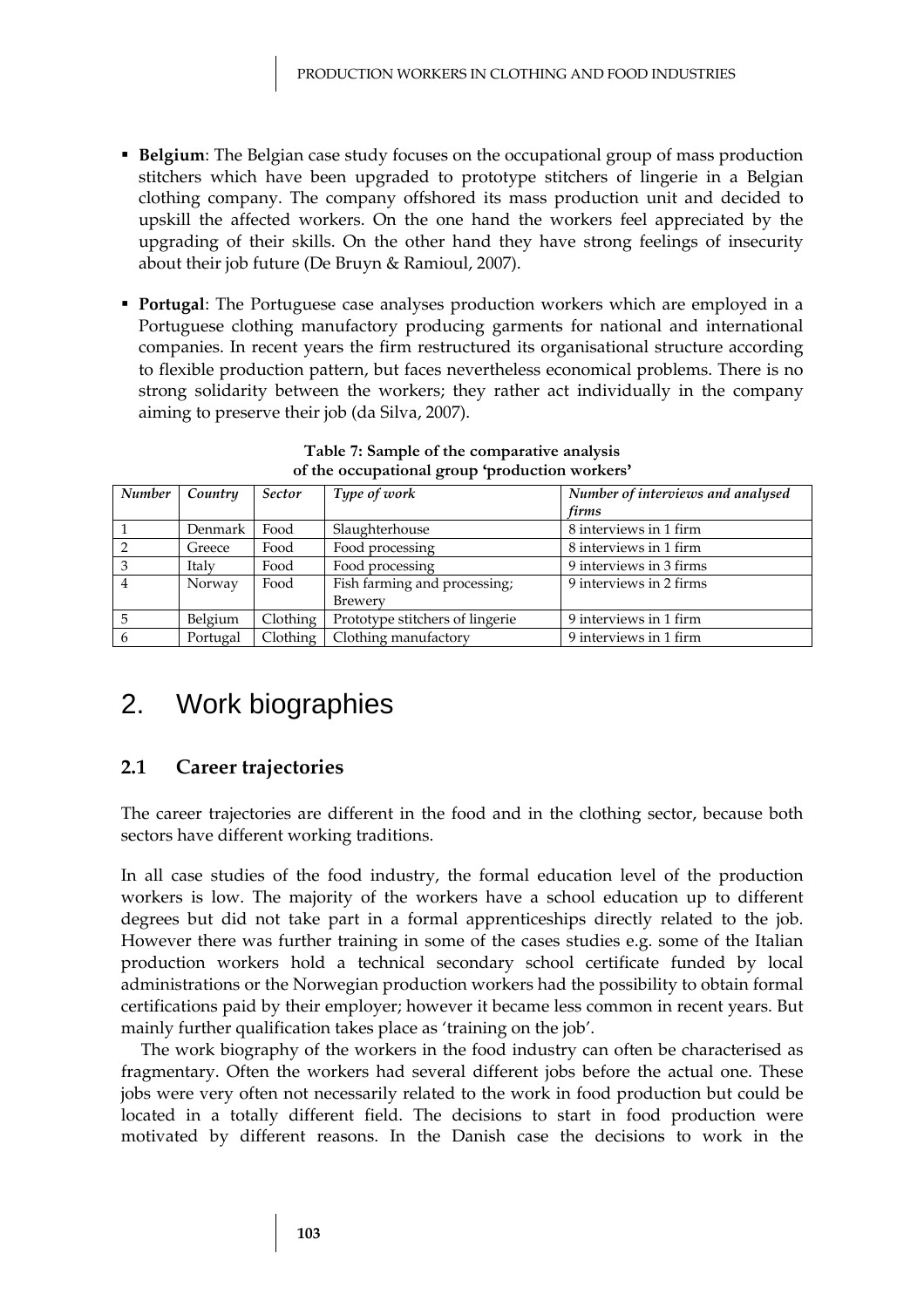- **Belgium**: The Belgian case study focuses on the occupational group of mass production stitchers which have been upgraded to prototype stitchers of lingerie in a Belgian clothing company. The company offshored its mass production unit and decided to upskill the affected workers. On the one hand the workers feel appreciated by the upgrading of their skills. On the other hand they have strong feelings of insecurity about their job future (De Bruyn & Ramioul, 2007).

- **Portugal**: The Portuguese case analyses production workers which are employed in a Portuguese clothing manufactory producing garments for national and international companies. In recent years the firm restructured its organisational structure according to flexible production pattern, but faces nevertheless economical problems. There is no strong solidarity between the workers; they rather act individually in the company aiming to preserve their job (da Silva, 2007).

**Table 7: Sample of the comparative analysis of the occupational group 'production workers'**

| *Number* | *Country* | *Sector* | *Type of work* | *Number of interviews and analysed firms* |
|---|---|---|---|---|
| 1 | Denmark | Food | Slaughterhouse | 8 interviews in 1 firm |
| 2 | Greece | Food | Food processing | 8 interviews in 1 firm |
| 3 | Italy | Food | Food processing | 9 interviews in 3 firms |
| 4 | Norway | Food | Fish farming and processing; Brewery | 9 interviews in 2 firms |
| 5 | Belgium | Clothing | Prototype stitchers of lingerie | 9 interviews in 1 firm |
| 6 | Portugal | Clothing | Clothing manufactory | 9 interviews in 1 firm |

# 2. Work biographies

## 2.1 Career trajectories

The career trajectories are different in the food and in the clothing sector, because both sectors have different working traditions.

In all case studies of the food industry, the formal education level of the production workers is low. The majority of the workers have a school education up to different degrees but did not take part in a formal apprenticeships directly related to the job. However there was further training in some of the cases studies e.g. some of the Italian production workers hold a technical secondary school certificate funded by local administrations or the Norwegian production workers had the possibility to obtain formal certifications paid by their employer; however it became less common in recent years. But mainly further qualification takes place as 'training on the job'.

The work biography of the workers in the food industry can often be characterised as fragmentary. Often the workers had several different jobs before the actual one. These jobs were very often not necessarily related to the work in food production but could be located in a totally different field. The decisions to start in food production were motivated by different reasons. In the Danish case the decisions to work in the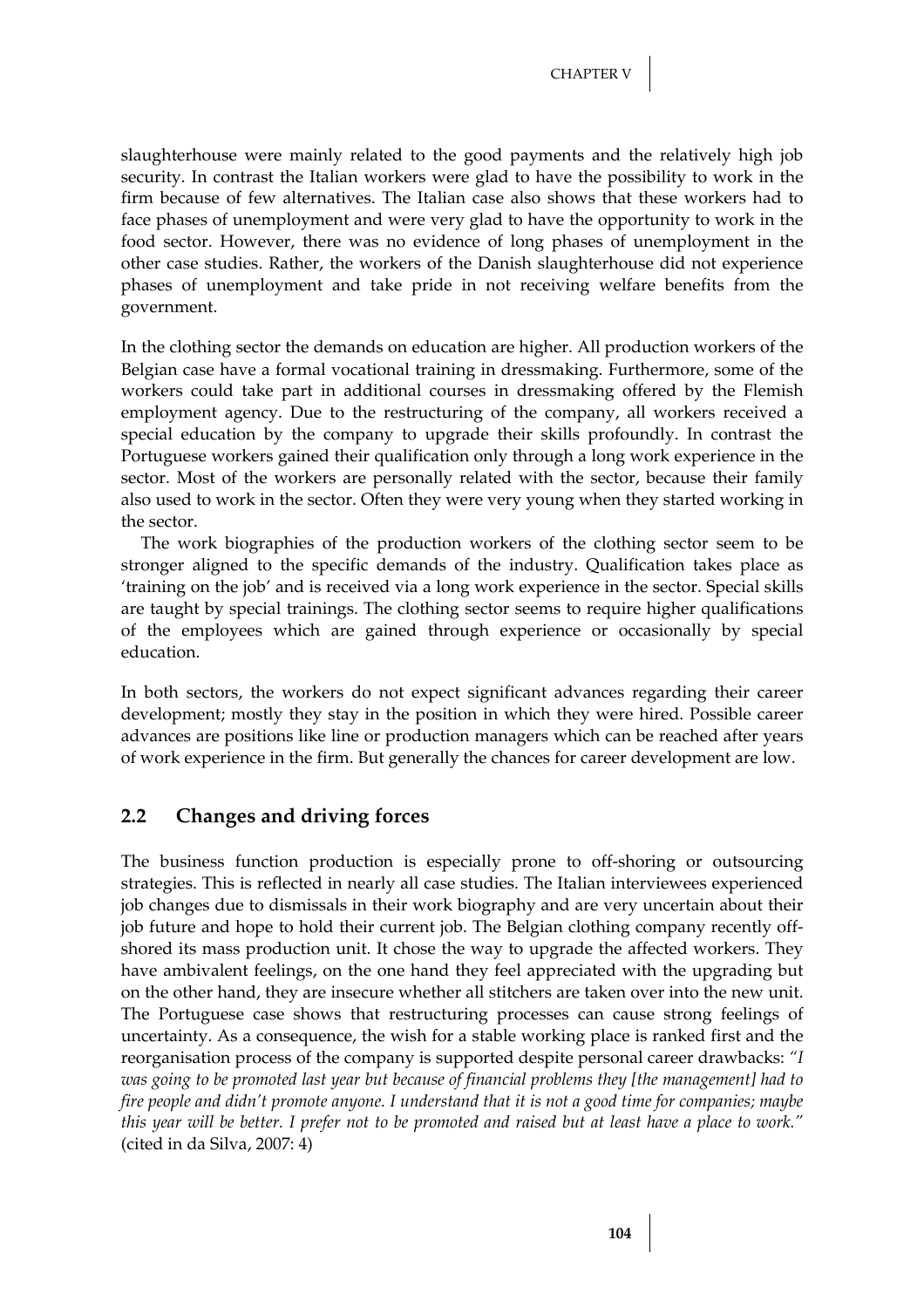slaughterhouse were mainly related to the good payments and the relatively high job security. In contrast the Italian workers were glad to have the possibility to work in the firm because of few alternatives. The Italian case also shows that these workers had to face phases of unemployment and were very glad to have the opportunity to work in the food sector. However, there was no evidence of long phases of unemployment in the other case studies. Rather, the workers of the Danish slaughterhouse did not experience phases of unemployment and take pride in not receiving welfare benefits from the government.

In the clothing sector the demands on education are higher. All production workers of the Belgian case have a formal vocational training in dressmaking. Furthermore, some of the workers could take part in additional courses in dressmaking offered by the Flemish employment agency. Due to the restructuring of the company, all workers received a special education by the company to upgrade their skills profoundly. In contrast the Portuguese workers gained their qualification only through a long work experience in the sector. Most of the workers are personally related with the sector, because their family also used to work in the sector. Often they were very young when they started working in the sector.

The work biographies of the production workers of the clothing sector seem to be stronger aligned to the specific demands of the industry. Qualification takes place as 'training on the job' and is received via a long work experience in the sector. Special skills are taught by special trainings. The clothing sector seems to require higher qualifications of the employees which are gained through experience or occasionally by special education.

In both sectors, the workers do not expect significant advances regarding their career development; mostly they stay in the position in which they were hired. Possible career advances are positions like line or production managers which can be reached after years of work experience in the firm. But generally the chances for career development are low.

## 2.2 Changes and driving forces

The business function production is especially prone to off-shoring or outsourcing strategies. This is reflected in nearly all case studies. The Italian interviewees experienced job changes due to dismissals in their work biography and are very uncertain about their job future and hope to hold their current job. The Belgian clothing company recently off-shored its mass production unit. It chose the way to upgrade the affected workers. They have ambivalent feelings, on the one hand they feel appreciated with the upgrading but on the other hand, they are insecure whether all stitchers are taken over into the new unit. The Portuguese case shows that restructuring processes can cause strong feelings of uncertainty. As a consequence, the wish for a stable working place is ranked first and the reorganisation process of the company is supported despite personal career drawbacks: *"I was going to be promoted last year but because of financial problems they [the management] had to fire people and didn't promote anyone. I understand that it is not a good time for companies; maybe this year will be better. I prefer not to be promoted and raised but at least have a place to work."* (cited in da Silva, 2007: 4)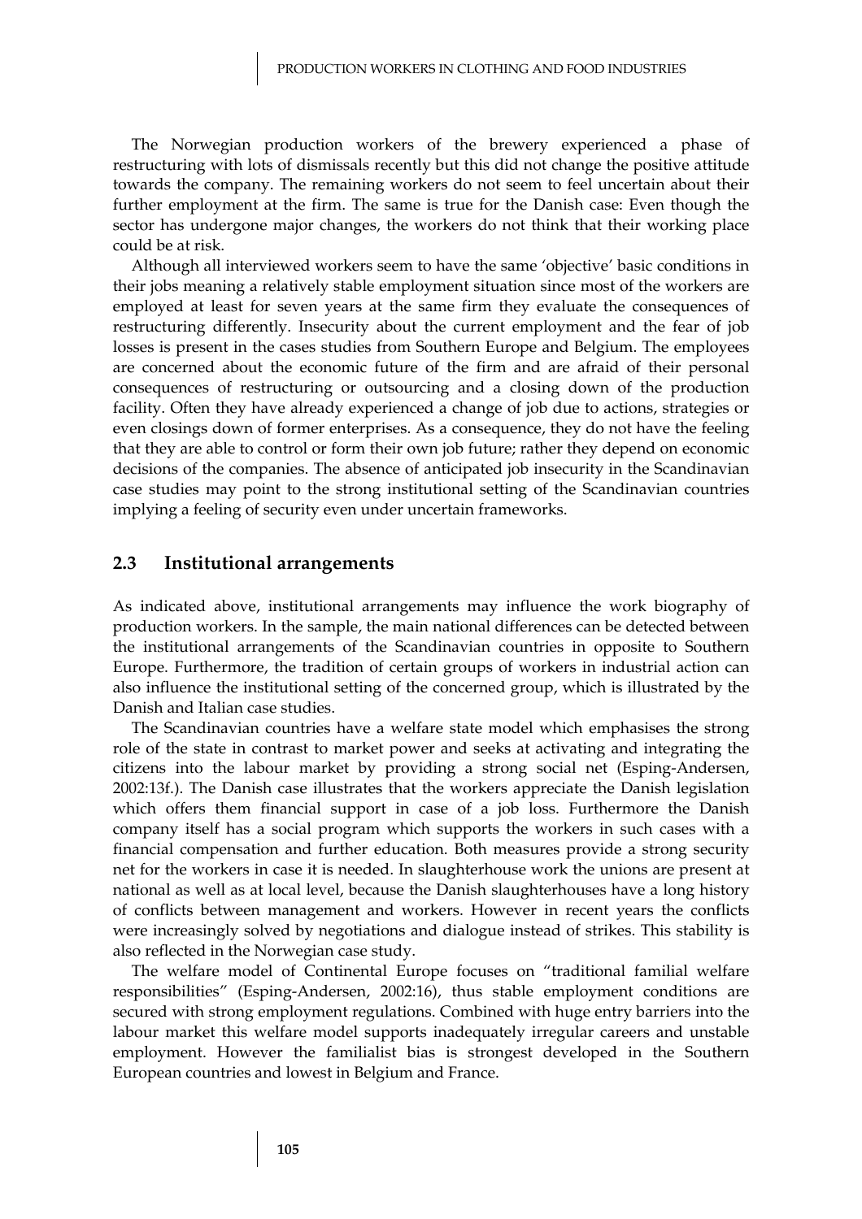The Norwegian production workers of the brewery experienced a phase of restructuring with lots of dismissals recently but this did not change the positive attitude towards the company. The remaining workers do not seem to feel uncertain about their further employment at the firm. The same is true for the Danish case: Even though the sector has undergone major changes, the workers do not think that their working place could be at risk.

Although all interviewed workers seem to have the same 'objective' basic conditions in their jobs meaning a relatively stable employment situation since most of the workers are employed at least for seven years at the same firm they evaluate the consequences of restructuring differently. Insecurity about the current employment and the fear of job losses is present in the cases studies from Southern Europe and Belgium. The employees are concerned about the economic future of the firm and are afraid of their personal consequences of restructuring or outsourcing and a closing down of the production facility. Often they have already experienced a change of job due to actions, strategies or even closings down of former enterprises. As a consequence, they do not have the feeling that they are able to control or form their own job future; rather they depend on economic decisions of the companies. The absence of anticipated job insecurity in the Scandinavian case studies may point to the strong institutional setting of the Scandinavian countries implying a feeling of security even under uncertain frameworks.

## 2.3 Institutional arrangements

As indicated above, institutional arrangements may influence the work biography of production workers. In the sample, the main national differences can be detected between the institutional arrangements of the Scandinavian countries in opposite to Southern Europe. Furthermore, the tradition of certain groups of workers in industrial action can also influence the institutional setting of the concerned group, which is illustrated by the Danish and Italian case studies.

The Scandinavian countries have a welfare state model which emphasises the strong role of the state in contrast to market power and seeks at activating and integrating the citizens into the labour market by providing a strong social net (Esping-Andersen, 2002:13f.). The Danish case illustrates that the workers appreciate the Danish legislation which offers them financial support in case of a job loss. Furthermore the Danish company itself has a social program which supports the workers in such cases with a financial compensation and further education. Both measures provide a strong security net for the workers in case it is needed. In slaughterhouse work the unions are present at national as well as at local level, because the Danish slaughterhouses have a long history of conflicts between management and workers. However in recent years the conflicts were increasingly solved by negotiations and dialogue instead of strikes. This stability is also reflected in the Norwegian case study.

The welfare model of Continental Europe focuses on "traditional familial welfare responsibilities" (Esping-Andersen, 2002:16), thus stable employment conditions are secured with strong employment regulations. Combined with huge entry barriers into the labour market this welfare model supports inadequately irregular careers and unstable employment. However the familialist bias is strongest developed in the Southern European countries and lowest in Belgium and France.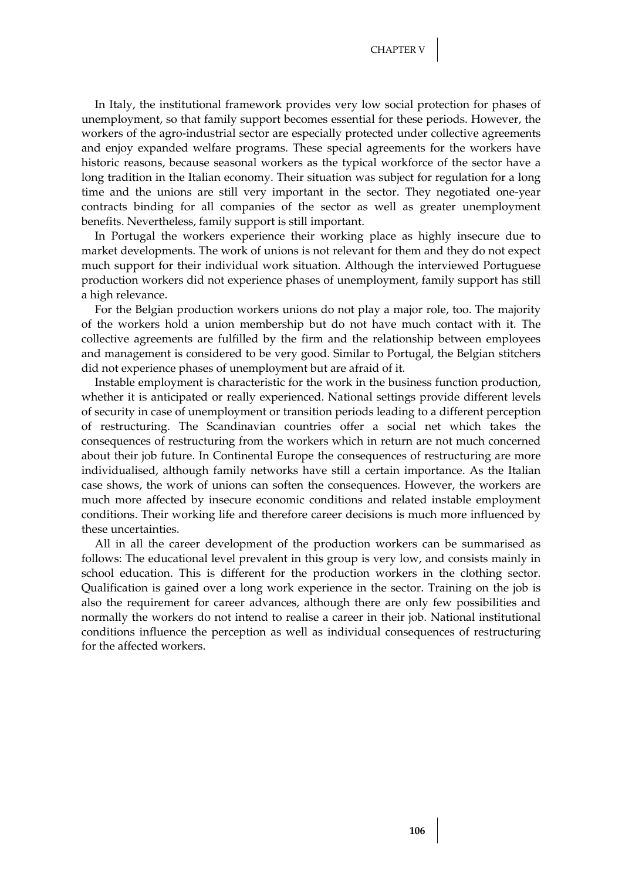In Italy, the institutional framework provides very low social protection for phases of unemployment, so that family support becomes essential for these periods. However, the workers of the agro-industrial sector are especially protected under collective agreements and enjoy expanded welfare programs. These special agreements for the workers have historic reasons, because seasonal workers as the typical workforce of the sector have a long tradition in the Italian economy. Their situation was subject for regulation for a long time and the unions are still very important in the sector. They negotiated one-year contracts binding for all companies of the sector as well as greater unemployment benefits. Nevertheless, family support is still important.

In Portugal the workers experience their working place as highly insecure due to market developments. The work of unions is not relevant for them and they do not expect much support for their individual work situation. Although the interviewed Portuguese production workers did not experience phases of unemployment, family support has still a high relevance.

For the Belgian production workers unions do not play a major role, too. The majority of the workers hold a union membership but do not have much contact with it. The collective agreements are fulfilled by the firm and the relationship between employees and management is considered to be very good. Similar to Portugal, the Belgian stitchers did not experience phases of unemployment but are afraid of it.

Instable employment is characteristic for the work in the business function production, whether it is anticipated or really experienced. National settings provide different levels of security in case of unemployment or transition periods leading to a different perception of restructuring. The Scandinavian countries offer a social net which takes the consequences of restructuring from the workers which in return are not much concerned about their job future. In Continental Europe the consequences of restructuring are more individualised, although family networks have still a certain importance. As the Italian case shows, the work of unions can soften the consequences. However, the workers are much more affected by insecure economic conditions and related instable employment conditions. Their working life and therefore career decisions is much more influenced by these uncertainties.

All in all the career development of the production workers can be summarised as follows: The educational level prevalent in this group is very low, and consists mainly in school education. This is different for the production workers in the clothing sector. Qualification is gained over a long work experience in the sector. Training on the job is also the requirement for career advances, although there are only few possibilities and normally the workers do not intend to realise a career in their job. National institutional conditions influence the perception as well as individual consequences of restructuring for the affected workers.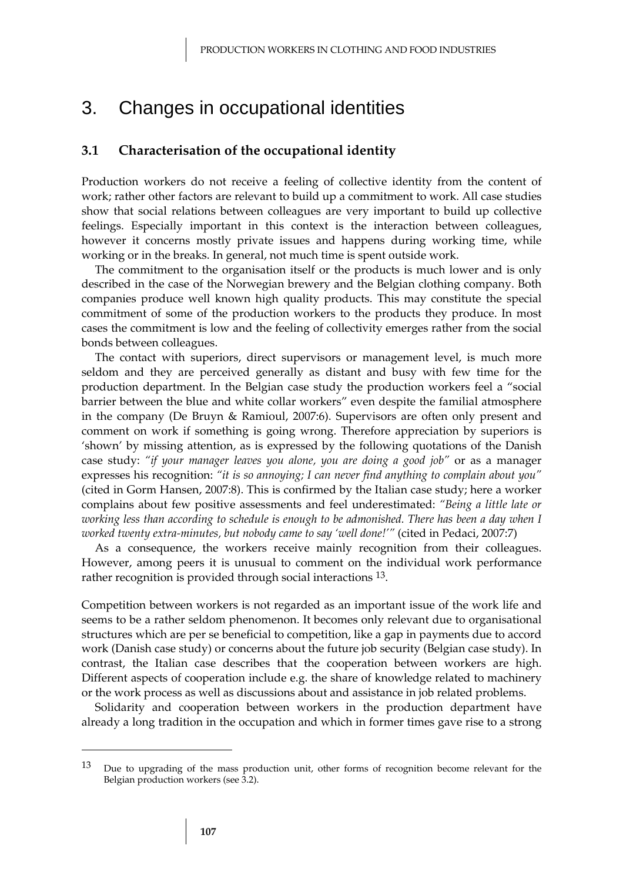# 3. Changes in occupational identities

## 3.1 Characterisation of the occupational identity

Production workers do not receive a feeling of collective identity from the content of work; rather other factors are relevant to build up a commitment to work. All case studies show that social relations between colleagues are very important to build up collective feelings. Especially important in this context is the interaction between colleagues, however it concerns mostly private issues and happens during working time, while working or in the breaks. In general, not much time is spent outside work.

The commitment to the organisation itself or the products is much lower and is only described in the case of the Norwegian brewery and the Belgian clothing company. Both companies produce well known high quality products. This may constitute the special commitment of some of the production workers to the products they produce. In most cases the commitment is low and the feeling of collectivity emerges rather from the social bonds between colleagues.

The contact with superiors, direct supervisors or management level, is much more seldom and they are perceived generally as distant and busy with few time for the production department. In the Belgian case study the production workers feel a "social barrier between the blue and white collar workers" even despite the familial atmosphere in the company (De Bruyn & Ramioul, 2007:6). Supervisors are often only present and comment on work if something is going wrong. Therefore appreciation by superiors is 'shown' by missing attention, as is expressed by the following quotations of the Danish case study: *"if your manager leaves you alone, you are doing a good job"* or as a manager expresses his recognition: *"it is so annoying; I can never find anything to complain about you"* (cited in Gorm Hansen, 2007:8). This is confirmed by the Italian case study; here a worker complains about few positive assessments and feel underestimated: *"Being a little late or working less than according to schedule is enough to be admonished. There has been a day when I worked twenty extra-minutes, but nobody came to say 'well done!'"* (cited in Pedaci, 2007:7)

As a consequence, the workers receive mainly recognition from their colleagues. However, among peers it is unusual to comment on the individual work performance rather recognition is provided through social interactions [13].

Competition between workers is not regarded as an important issue of the work life and seems to be a rather seldom phenomenon. It becomes only relevant due to organisational structures which are per se beneficial to competition, like a gap in payments due to accord work (Danish case study) or concerns about the future job security (Belgian case study). In contrast, the Italian case describes that the cooperation between workers are high. Different aspects of cooperation include e.g. the share of knowledge related to machinery or the work process as well as discussions about and assistance in job related problems.

Solidarity and cooperation between workers in the production department have already a long tradition in the occupation and which in former times gave rise to a strong

---

[13] Due to upgrading of the mass production unit, other forms of recognition become relevant for the Belgian production workers (see 3.2).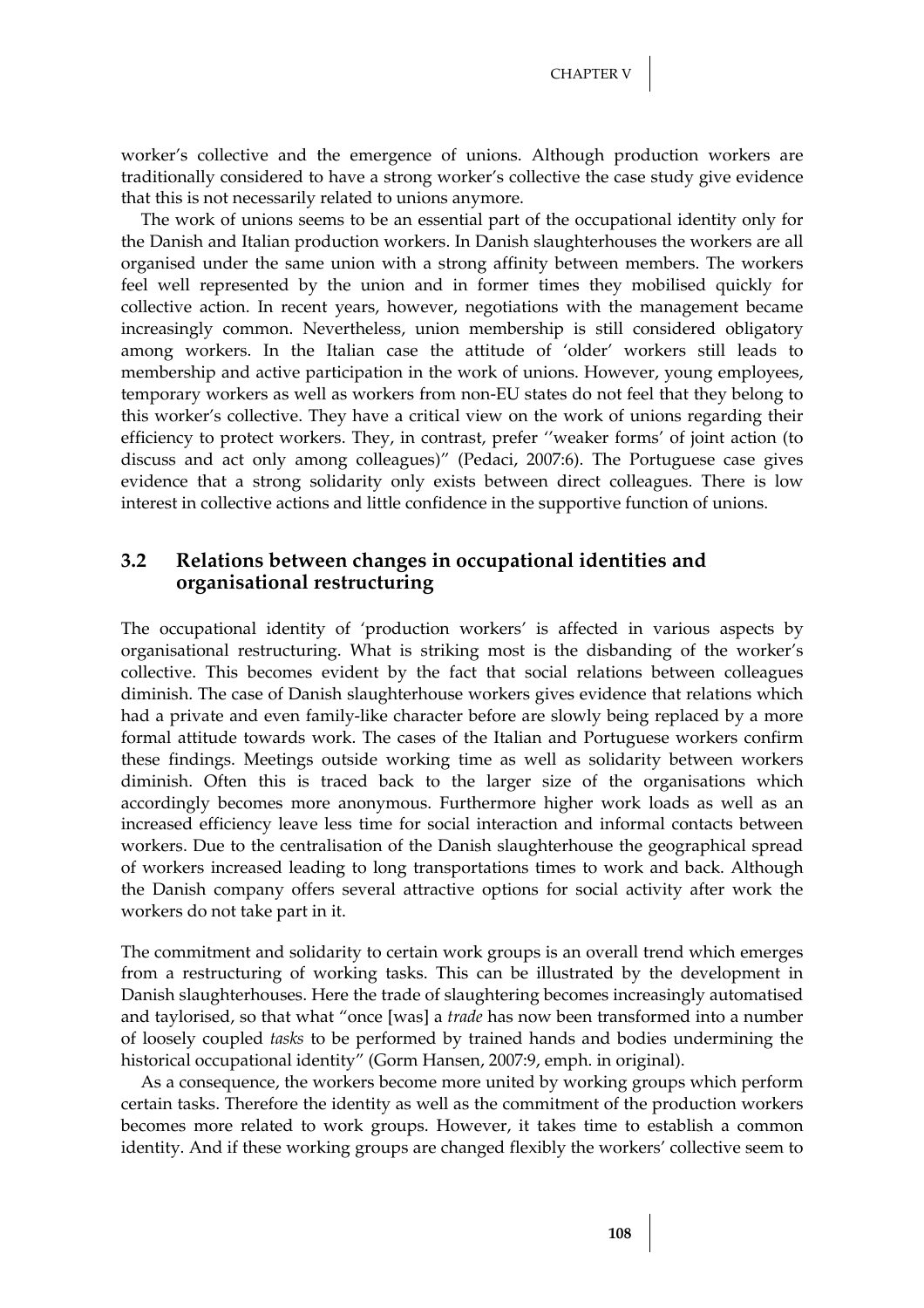worker's collective and the emergence of unions. Although production workers are traditionally considered to have a strong worker's collective the case study give evidence that this is not necessarily related to unions anymore.

The work of unions seems to be an essential part of the occupational identity only for the Danish and Italian production workers. In Danish slaughterhouses the workers are all organised under the same union with a strong affinity between members. The workers feel well represented by the union and in former times they mobilised quickly for collective action. In recent years, however, negotiations with the management became increasingly common. Nevertheless, union membership is still considered obligatory among workers. In the Italian case the attitude of 'older' workers still leads to membership and active participation in the work of unions. However, young employees, temporary workers as well as workers from non-EU states do not feel that they belong to this worker's collective. They have a critical view on the work of unions regarding their efficiency to protect workers. They, in contrast, prefer ''weaker forms' of joint action (to discuss and act only among colleagues)" (Pedaci, 2007:6). The Portuguese case gives evidence that a strong solidarity only exists between direct colleagues. There is low interest in collective actions and little confidence in the supportive function of unions.

## 3.2 Relations between changes in occupational identities and organisational restructuring

The occupational identity of 'production workers' is affected in various aspects by organisational restructuring. What is striking most is the disbanding of the worker's collective. This becomes evident by the fact that social relations between colleagues diminish. The case of Danish slaughterhouse workers gives evidence that relations which had a private and even family-like character before are slowly being replaced by a more formal attitude towards work. The cases of the Italian and Portuguese workers confirm these findings. Meetings outside working time as well as solidarity between workers diminish. Often this is traced back to the larger size of the organisations which accordingly becomes more anonymous. Furthermore higher work loads as well as an increased efficiency leave less time for social interaction and informal contacts between workers. Due to the centralisation of the Danish slaughterhouse the geographical spread of workers increased leading to long transportations times to work and back. Although the Danish company offers several attractive options for social activity after work the workers do not take part in it.

The commitment and solidarity to certain work groups is an overall trend which emerges from a restructuring of working tasks. This can be illustrated by the development in Danish slaughterhouses. Here the trade of slaughtering becomes increasingly automatised and taylorised, so that what "once [was] a *trade* has now been transformed into a number of loosely coupled *tasks* to be performed by trained hands and bodies undermining the historical occupational identity" (Gorm Hansen, 2007:9, emph. in original).

As a consequence, the workers become more united by working groups which perform certain tasks. Therefore the identity as well as the commitment of the production workers becomes more related to work groups. However, it takes time to establish a common identity. And if these working groups are changed flexibly the workers' collective seem to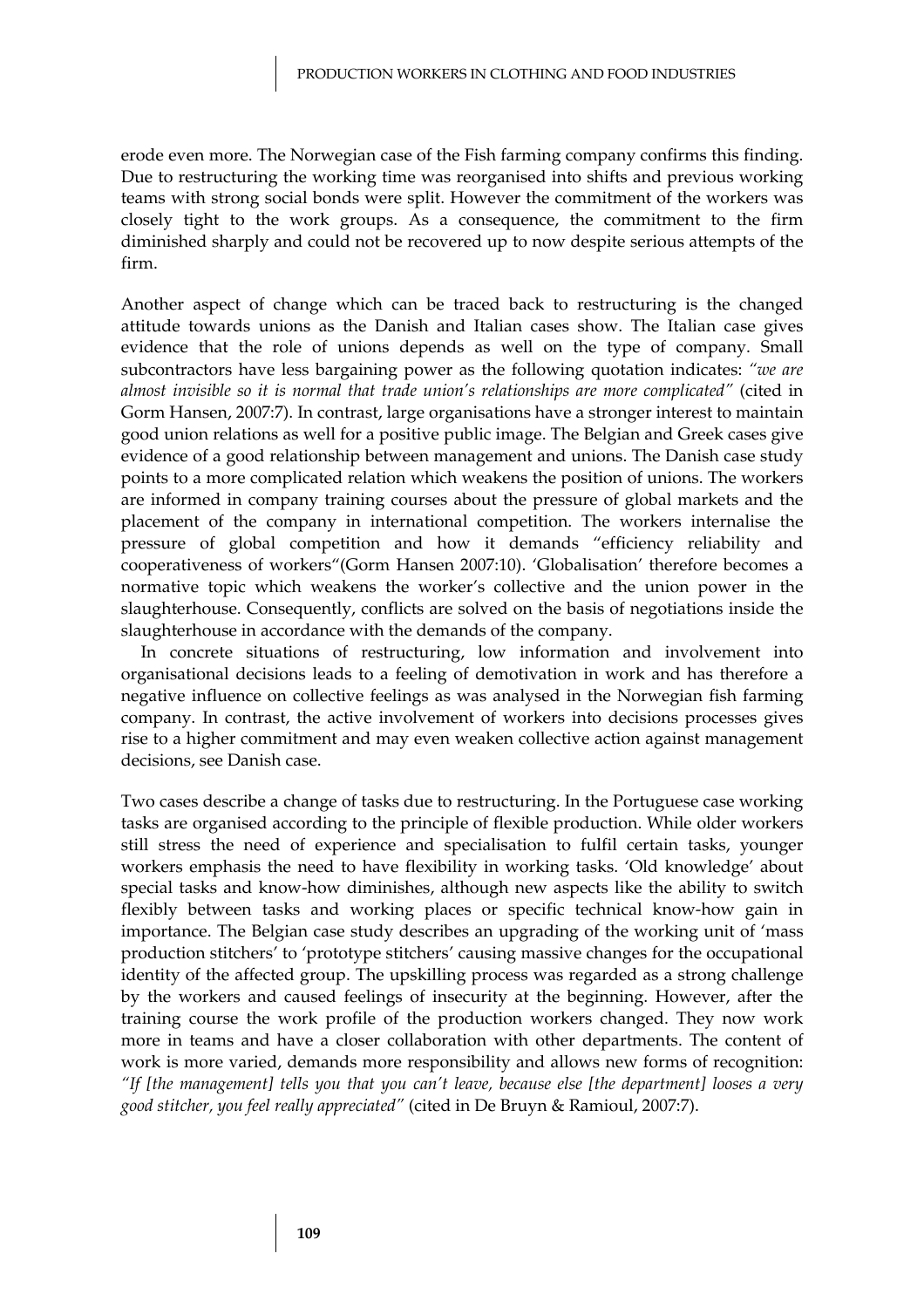erode even more. The Norwegian case of the Fish farming company confirms this finding. Due to restructuring the working time was reorganised into shifts and previous working teams with strong social bonds were split. However the commitment of the workers was closely tight to the work groups. As a consequence, the commitment to the firm diminished sharply and could not be recovered up to now despite serious attempts of the firm.

Another aspect of change which can be traced back to restructuring is the changed attitude towards unions as the Danish and Italian cases show. The Italian case gives evidence that the role of unions depends as well on the type of company. Small subcontractors have less bargaining power as the following quotation indicates: *"we are almost invisible so it is normal that trade union's relationships are more complicated"* (cited in Gorm Hansen, 2007:7). In contrast, large organisations have a stronger interest to maintain good union relations as well for a positive public image. The Belgian and Greek cases give evidence of a good relationship between management and unions. The Danish case study points to a more complicated relation which weakens the position of unions. The workers are informed in company training courses about the pressure of global markets and the placement of the company in international competition. The workers internalise the pressure of global competition and how it demands "efficiency reliability and cooperativeness of workers"(Gorm Hansen 2007:10). 'Globalisation' therefore becomes a normative topic which weakens the worker's collective and the union power in the slaughterhouse. Consequently, conflicts are solved on the basis of negotiations inside the slaughterhouse in accordance with the demands of the company.

In concrete situations of restructuring, low information and involvement into organisational decisions leads to a feeling of demotivation in work and has therefore a negative influence on collective feelings as was analysed in the Norwegian fish farming company. In contrast, the active involvement of workers into decisions processes gives rise to a higher commitment and may even weaken collective action against management decisions, see Danish case.

Two cases describe a change of tasks due to restructuring. In the Portuguese case working tasks are organised according to the principle of flexible production. While older workers still stress the need of experience and specialisation to fulfil certain tasks, younger workers emphasis the need to have flexibility in working tasks. 'Old knowledge' about special tasks and know-how diminishes, although new aspects like the ability to switch flexibly between tasks and working places or specific technical know-how gain in importance. The Belgian case study describes an upgrading of the working unit of 'mass production stitchers' to 'prototype stitchers' causing massive changes for the occupational identity of the affected group. The upskilling process was regarded as a strong challenge by the workers and caused feelings of insecurity at the beginning. However, after the training course the work profile of the production workers changed. They now work more in teams and have a closer collaboration with other departments. The content of work is more varied, demands more responsibility and allows new forms of recognition: *"If [the management] tells you that you can't leave, because else [the department] looses a very good stitcher, you feel really appreciated"* (cited in De Bruyn & Ramioul, 2007:7).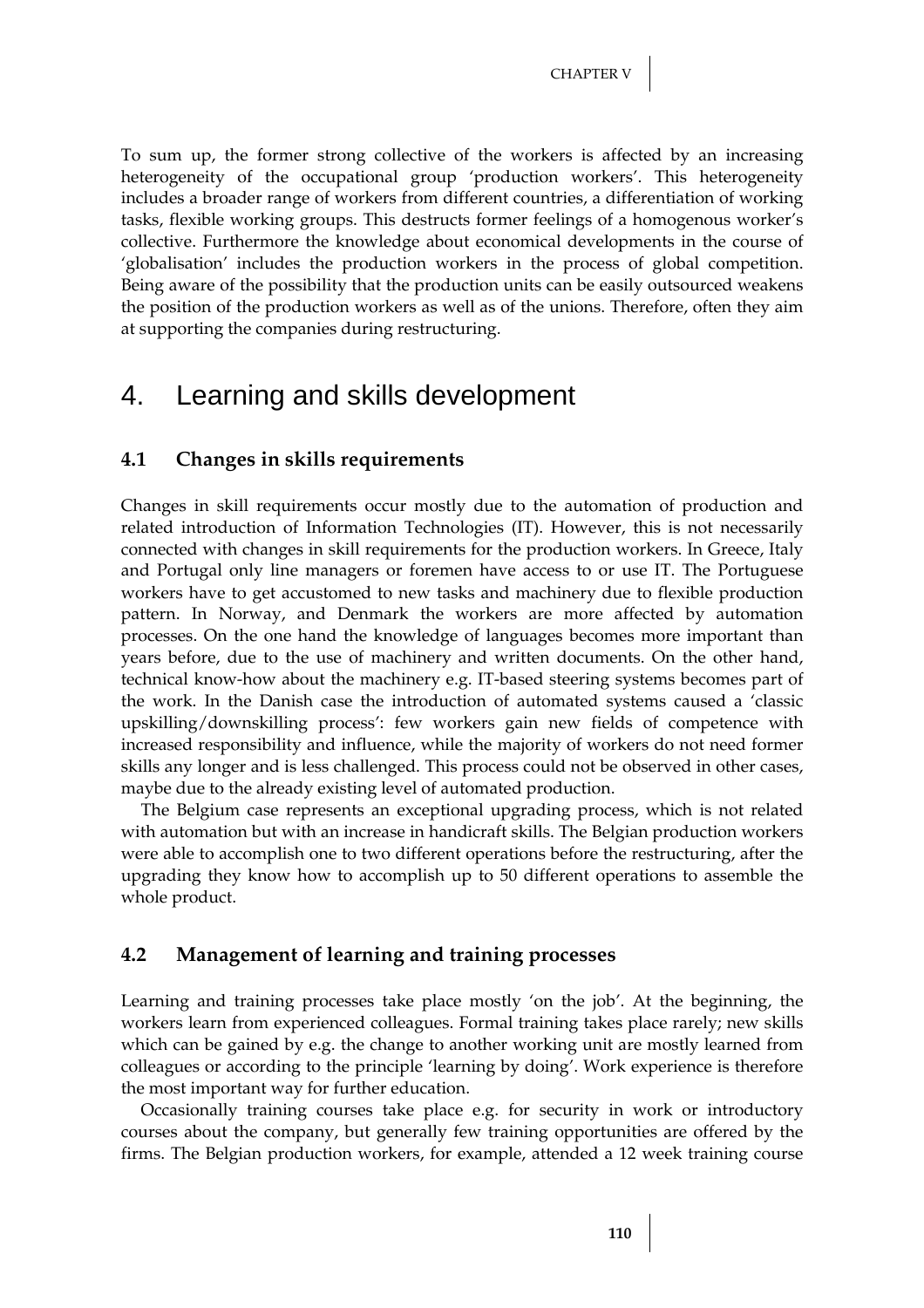To sum up, the former strong collective of the workers is affected by an increasing heterogeneity of the occupational group 'production workers'. This heterogeneity includes a broader range of workers from different countries, a differentiation of working tasks, flexible working groups. This destructs former feelings of a homogenous worker's collective. Furthermore the knowledge about economical developments in the course of 'globalisation' includes the production workers in the process of global competition. Being aware of the possibility that the production units can be easily outsourced weakens the position of the production workers as well as of the unions. Therefore, often they aim at supporting the companies during restructuring.

# 4. Learning and skills development

## 4.1 Changes in skills requirements

Changes in skill requirements occur mostly due to the automation of production and related introduction of Information Technologies (IT). However, this is not necessarily connected with changes in skill requirements for the production workers. In Greece, Italy and Portugal only line managers or foremen have access to or use IT. The Portuguese workers have to get accustomed to new tasks and machinery due to flexible production pattern. In Norway, and Denmark the workers are more affected by automation processes. On the one hand the knowledge of languages becomes more important than years before, due to the use of machinery and written documents. On the other hand, technical know-how about the machinery e.g. IT-based steering systems becomes part of the work. In the Danish case the introduction of automated systems caused a 'classic upskilling/downskilling process': few workers gain new fields of competence with increased responsibility and influence, while the majority of workers do not need former skills any longer and is less challenged. This process could not be observed in other cases, maybe due to the already existing level of automated production.

The Belgium case represents an exceptional upgrading process, which is not related with automation but with an increase in handicraft skills. The Belgian production workers were able to accomplish one to two different operations before the restructuring, after the upgrading they know how to accomplish up to 50 different operations to assemble the whole product.

## 4.2 Management of learning and training processes

Learning and training processes take place mostly 'on the job'. At the beginning, the workers learn from experienced colleagues. Formal training takes place rarely; new skills which can be gained by e.g. the change to another working unit are mostly learned from colleagues or according to the principle 'learning by doing'. Work experience is therefore the most important way for further education.

Occasionally training courses take place e.g. for security in work or introductory courses about the company, but generally few training opportunities are offered by the firms. The Belgian production workers, for example, attended a 12 week training course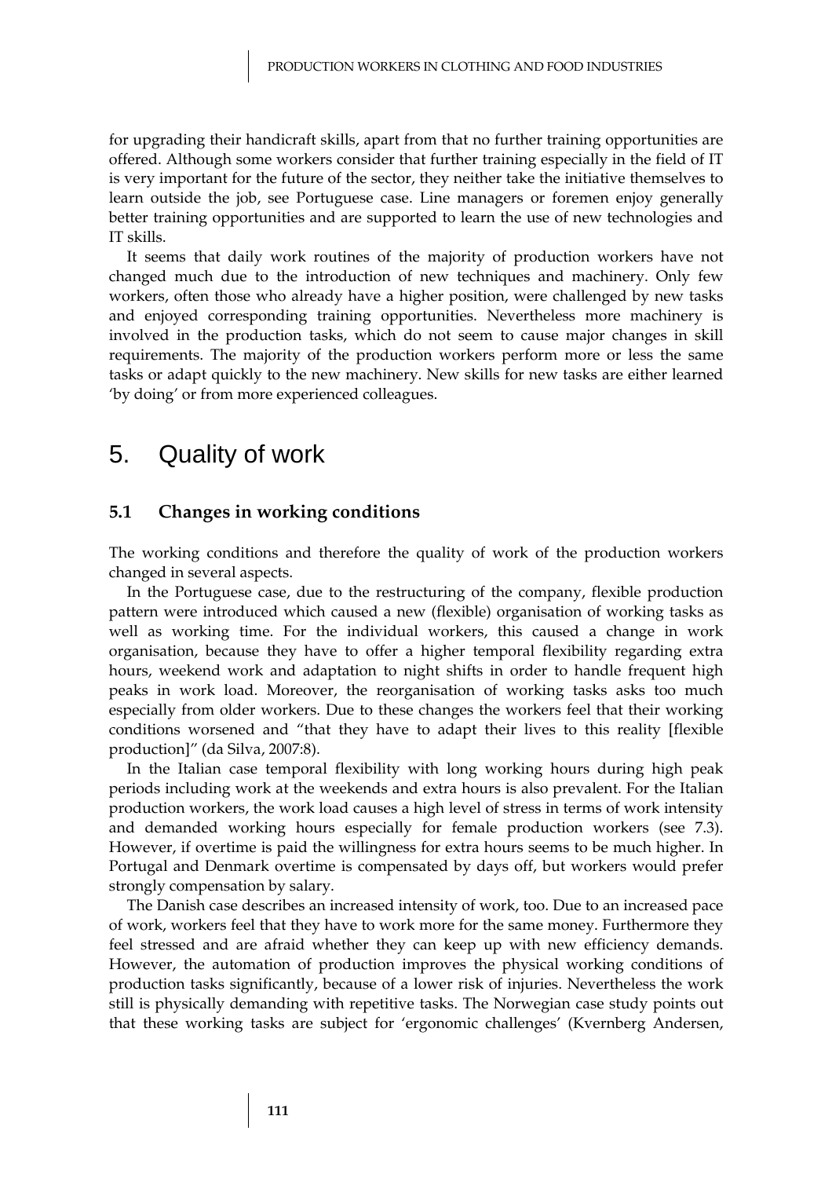for upgrading their handicraft skills, apart from that no further training opportunities are offered. Although some workers consider that further training especially in the field of IT is very important for the future of the sector, they neither take the initiative themselves to learn outside the job, see Portuguese case. Line managers or foremen enjoy generally better training opportunities and are supported to learn the use of new technologies and IT skills.

It seems that daily work routines of the majority of production workers have not changed much due to the introduction of new techniques and machinery. Only few workers, often those who already have a higher position, were challenged by new tasks and enjoyed corresponding training opportunities. Nevertheless more machinery is involved in the production tasks, which do not seem to cause major changes in skill requirements. The majority of the production workers perform more or less the same tasks or adapt quickly to the new machinery. New skills for new tasks are either learned 'by doing' or from more experienced colleagues.

# 5. Quality of work

## 5.1 Changes in working conditions

The working conditions and therefore the quality of work of the production workers changed in several aspects.

In the Portuguese case, due to the restructuring of the company, flexible production pattern were introduced which caused a new (flexible) organisation of working tasks as well as working time. For the individual workers, this caused a change in work organisation, because they have to offer a higher temporal flexibility regarding extra hours, weekend work and adaptation to night shifts in order to handle frequent high peaks in work load. Moreover, the reorganisation of working tasks asks too much especially from older workers. Due to these changes the workers feel that their working conditions worsened and "that they have to adapt their lives to this reality [flexible production]" (da Silva, 2007:8).

In the Italian case temporal flexibility with long working hours during high peak periods including work at the weekends and extra hours is also prevalent. For the Italian production workers, the work load causes a high level of stress in terms of work intensity and demanded working hours especially for female production workers (see 7.3). However, if overtime is paid the willingness for extra hours seems to be much higher. In Portugal and Denmark overtime is compensated by days off, but workers would prefer strongly compensation by salary.

The Danish case describes an increased intensity of work, too. Due to an increased pace of work, workers feel that they have to work more for the same money. Furthermore they feel stressed and are afraid whether they can keep up with new efficiency demands. However, the automation of production improves the physical working conditions of production tasks significantly, because of a lower risk of injuries. Nevertheless the work still is physically demanding with repetitive tasks. The Norwegian case study points out that these working tasks are subject for 'ergonomic challenges' (Kvernberg Andersen,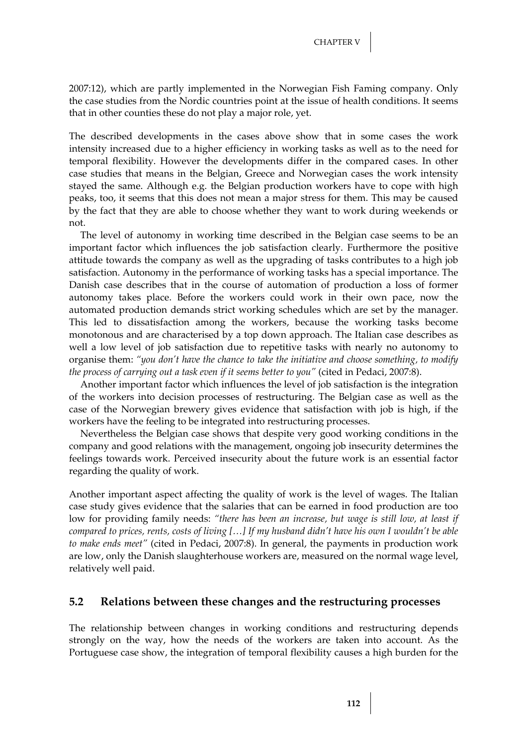2007:12), which are partly implemented in the Norwegian Fish Faming company. Only the case studies from the Nordic countries point at the issue of health conditions. It seems that in other counties these do not play a major role, yet.

The described developments in the cases above show that in some cases the work intensity increased due to a higher efficiency in working tasks as well as to the need for temporal flexibility. However the developments differ in the compared cases. In other case studies that means in the Belgian, Greece and Norwegian cases the work intensity stayed the same. Although e.g. the Belgian production workers have to cope with high peaks, too, it seems that this does not mean a major stress for them. This may be caused by the fact that they are able to choose whether they want to work during weekends or not.

The level of autonomy in working time described in the Belgian case seems to be an important factor which influences the job satisfaction clearly. Furthermore the positive attitude towards the company as well as the upgrading of tasks contributes to a high job satisfaction. Autonomy in the performance of working tasks has a special importance. The Danish case describes that in the course of automation of production a loss of former autonomy takes place. Before the workers could work in their own pace, now the automated production demands strict working schedules which are set by the manager. This led to dissatisfaction among the workers, because the working tasks become monotonous and are characterised by a top down approach. The Italian case describes as well a low level of job satisfaction due to repetitive tasks with nearly no autonomy to organise them: *"you don't have the chance to take the initiative and choose something, to modify the process of carrying out a task even if it seems better to you"* (cited in Pedaci, 2007:8).

Another important factor which influences the level of job satisfaction is the integration of the workers into decision processes of restructuring. The Belgian case as well as the case of the Norwegian brewery gives evidence that satisfaction with job is high, if the workers have the feeling to be integrated into restructuring processes.

Nevertheless the Belgian case shows that despite very good working conditions in the company and good relations with the management, ongoing job insecurity determines the feelings towards work. Perceived insecurity about the future work is an essential factor regarding the quality of work.

Another important aspect affecting the quality of work is the level of wages. The Italian case study gives evidence that the salaries that can be earned in food production are too low for providing family needs: *"there has been an increase, but wage is still low, at least if compared to prices, rents, costs of living […] If my husband didn't have his own I wouldn't be able to make ends meet"* (cited in Pedaci, 2007:8). In general, the payments in production work are low, only the Danish slaughterhouse workers are, measured on the normal wage level, relatively well paid.

## 5.2 Relations between these changes and the restructuring processes

The relationship between changes in working conditions and restructuring depends strongly on the way, how the needs of the workers are taken into account. As the Portuguese case show, the integration of temporal flexibility causes a high burden for the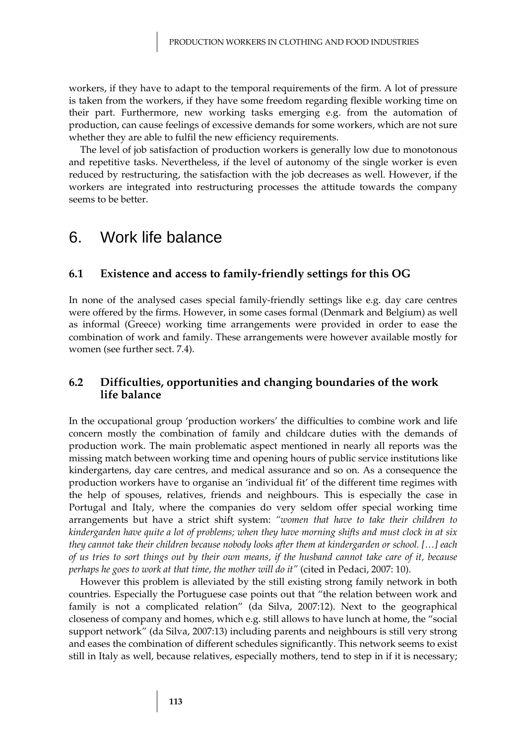workers, if they have to adapt to the temporal requirements of the firm. A lot of pressure is taken from the workers, if they have some freedom regarding flexible working time on their part. Furthermore, new working tasks emerging e.g. from the automation of production, can cause feelings of excessive demands for some workers, which are not sure whether they are able to fulfil the new efficiency requirements.

The level of job satisfaction of production workers is generally low due to monotonous and repetitive tasks. Nevertheless, if the level of autonomy of the single worker is even reduced by restructuring, the satisfaction with the job decreases as well. However, if the workers are integrated into restructuring processes the attitude towards the company seems to be better.

# 6. Work life balance

## 6.1 Existence and access to family-friendly settings for this OG

In none of the analysed cases special family-friendly settings like e.g. day care centres were offered by the firms. However, in some cases formal (Denmark and Belgium) as well as informal (Greece) working time arrangements were provided in order to ease the combination of work and family. These arrangements were however available mostly for women (see further sect. 7.4).

## 6.2 Difficulties, opportunities and changing boundaries of the work life balance

In the occupational group 'production workers' the difficulties to combine work and life concern mostly the combination of family and childcare duties with the demands of production work. The main problematic aspect mentioned in nearly all reports was the missing match between working time and opening hours of public service institutions like kindergartens, day care centres, and medical assurance and so on. As a consequence the production workers have to organise an 'individual fit' of the different time regimes with the help of spouses, relatives, friends and neighbours. This is especially the case in Portugal and Italy, where the companies do very seldom offer special working time arrangements but have a strict shift system: *"women that have to take their children to kindergarden have quite a lot of problems; when they have morning shifts and must clock in at six they cannot take their children because nobody looks after them at kindergarden or school. […] each of us tries to sort things out by their own means, if the husband cannot take care of it, because perhaps he goes to work at that time, the mother will do it"* (cited in Pedaci, 2007: 10).

However this problem is alleviated by the still existing strong family network in both countries. Especially the Portuguese case points out that "the relation between work and family is not a complicated relation" (da Silva, 2007:12). Next to the geographical closeness of company and homes, which e.g. still allows to have lunch at home, the "social support network" (da Silva, 2007:13) including parents and neighbours is still very strong and eases the combination of different schedules significantly. This network seems to exist still in Italy as well, because relatives, especially mothers, tend to step in if it is necessary;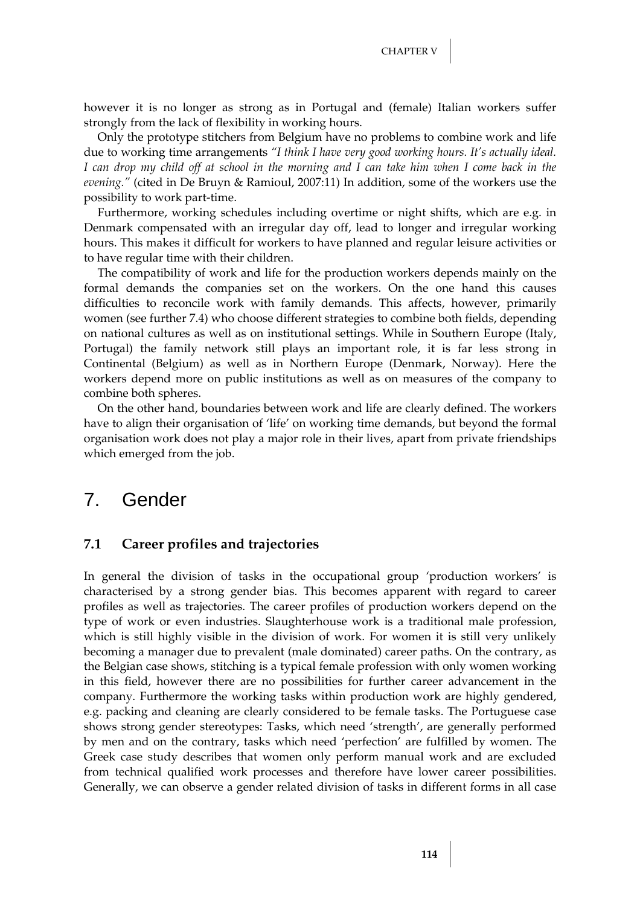however it is no longer as strong as in Portugal and (female) Italian workers suffer strongly from the lack of flexibility in working hours.

Only the prototype stitchers from Belgium have no problems to combine work and life due to working time arrangements *"I think I have very good working hours. It's actually ideal. I can drop my child off at school in the morning and I can take him when I come back in the evening."* (cited in De Bruyn & Ramioul, 2007:11) In addition, some of the workers use the possibility to work part-time.

Furthermore, working schedules including overtime or night shifts, which are e.g. in Denmark compensated with an irregular day off, lead to longer and irregular working hours. This makes it difficult for workers to have planned and regular leisure activities or to have regular time with their children.

The compatibility of work and life for the production workers depends mainly on the formal demands the companies set on the workers. On the one hand this causes difficulties to reconcile work with family demands. This affects, however, primarily women (see further 7.4) who choose different strategies to combine both fields, depending on national cultures as well as on institutional settings. While in Southern Europe (Italy, Portugal) the family network still plays an important role, it is far less strong in Continental (Belgium) as well as in Northern Europe (Denmark, Norway). Here the workers depend more on public institutions as well as on measures of the company to combine both spheres.

On the other hand, boundaries between work and life are clearly defined. The workers have to align their organisation of 'life' on working time demands, but beyond the formal organisation work does not play a major role in their lives, apart from private friendships which emerged from the job.

# 7. Gender

## 7.1 Career profiles and trajectories

In general the division of tasks in the occupational group 'production workers' is characterised by a strong gender bias. This becomes apparent with regard to career profiles as well as trajectories. The career profiles of production workers depend on the type of work or even industries. Slaughterhouse work is a traditional male profession, which is still highly visible in the division of work. For women it is still very unlikely becoming a manager due to prevalent (male dominated) career paths. On the contrary, as the Belgian case shows, stitching is a typical female profession with only women working in this field, however there are no possibilities for further career advancement in the company. Furthermore the working tasks within production work are highly gendered, e.g. packing and cleaning are clearly considered to be female tasks. The Portuguese case shows strong gender stereotypes: Tasks, which need 'strength', are generally performed by men and on the contrary, tasks which need 'perfection' are fulfilled by women. The Greek case study describes that women only perform manual work and are excluded from technical qualified work processes and therefore have lower career possibilities. Generally, we can observe a gender related division of tasks in different forms in all case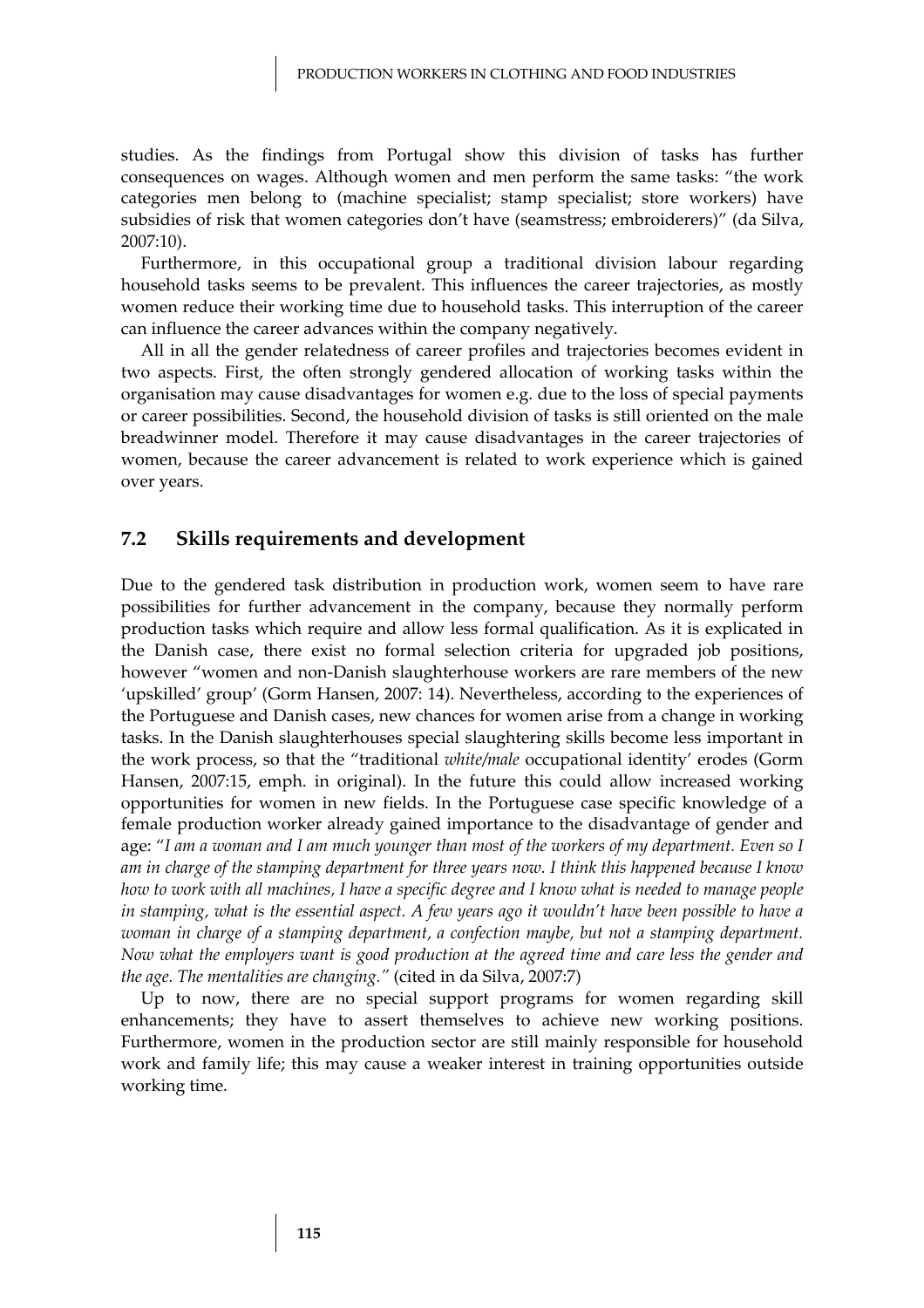studies. As the findings from Portugal show this division of tasks has further consequences on wages. Although women and men perform the same tasks: "the work categories men belong to (machine specialist; stamp specialist; store workers) have subsidies of risk that women categories don't have (seamstress; embroiderers)" (da Silva, 2007:10).

Furthermore, in this occupational group a traditional division labour regarding household tasks seems to be prevalent. This influences the career trajectories, as mostly women reduce their working time due to household tasks. This interruption of the career can influence the career advances within the company negatively.

All in all the gender relatedness of career profiles and trajectories becomes evident in two aspects. First, the often strongly gendered allocation of working tasks within the organisation may cause disadvantages for women e.g. due to the loss of special payments or career possibilities. Second, the household division of tasks is still oriented on the male breadwinner model. Therefore it may cause disadvantages in the career trajectories of women, because the career advancement is related to work experience which is gained over years.

## 7.2 Skills requirements and development

Due to the gendered task distribution in production work, women seem to have rare possibilities for further advancement in the company, because they normally perform production tasks which require and allow less formal qualification. As it is explicated in the Danish case, there exist no formal selection criteria for upgraded job positions, however "women and non-Danish slaughterhouse workers are rare members of the new 'upskilled' group' (Gorm Hansen, 2007: 14). Nevertheless, according to the experiences of the Portuguese and Danish cases, new chances for women arise from a change in working tasks. In the Danish slaughterhouses special slaughtering skills become less important in the work process, so that the "traditional *white/male* occupational identity' erodes (Gorm Hansen, 2007:15, emph. in original). In the future this could allow increased working opportunities for women in new fields. In the Portuguese case specific knowledge of a female production worker already gained importance to the disadvantage of gender and age: "*I am a woman and I am much younger than most of the workers of my department. Even so I am in charge of the stamping department for three years now. I think this happened because I know how to work with all machines, I have a specific degree and I know what is needed to manage people in stamping, what is the essential aspect. A few years ago it wouldn't have been possible to have a woman in charge of a stamping department, a confection maybe, but not a stamping department. Now what the employers want is good production at the agreed time and care less the gender and the age. The mentalities are changing.*" (cited in da Silva, 2007:7)

Up to now, there are no special support programs for women regarding skill enhancements; they have to assert themselves to achieve new working positions. Furthermore, women in the production sector are still mainly responsible for household work and family life; this may cause a weaker interest in training opportunities outside working time.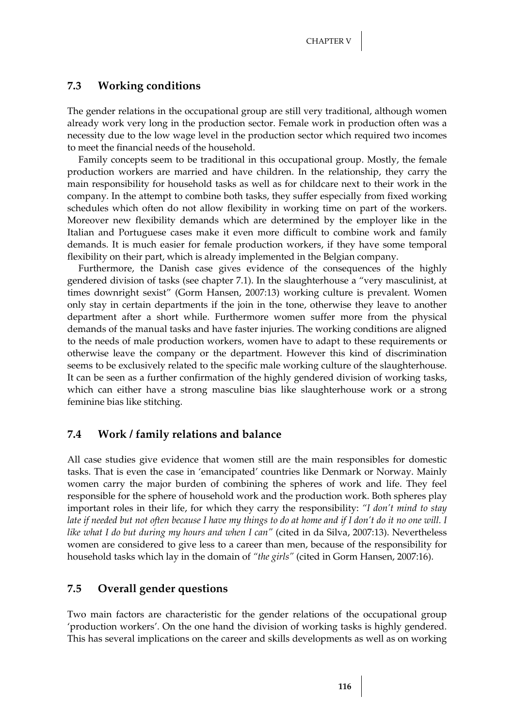## 7.3 Working conditions

The gender relations in the occupational group are still very traditional, although women already work very long in the production sector. Female work in production often was a necessity due to the low wage level in the production sector which required two incomes to meet the financial needs of the household.

Family concepts seem to be traditional in this occupational group. Mostly, the female production workers are married and have children. In the relationship, they carry the main responsibility for household tasks as well as for childcare next to their work in the company. In the attempt to combine both tasks, they suffer especially from fixed working schedules which often do not allow flexibility in working time on part of the workers. Moreover new flexibility demands which are determined by the employer like in the Italian and Portuguese cases make it even more difficult to combine work and family demands. It is much easier for female production workers, if they have some temporal flexibility on their part, which is already implemented in the Belgian company.

Furthermore, the Danish case gives evidence of the consequences of the highly gendered division of tasks (see chapter 7.1). In the slaughterhouse a "very masculinist, at times downright sexist" (Gorm Hansen, 2007:13) working culture is prevalent. Women only stay in certain departments if the join in the tone, otherwise they leave to another department after a short while. Furthermore women suffer more from the physical demands of the manual tasks and have faster injuries. The working conditions are aligned to the needs of male production workers, women have to adapt to these requirements or otherwise leave the company or the department. However this kind of discrimination seems to be exclusively related to the specific male working culture of the slaughterhouse. It can be seen as a further confirmation of the highly gendered division of working tasks, which can either have a strong masculine bias like slaughterhouse work or a strong feminine bias like stitching.

## 7.4 Work / family relations and balance

All case studies give evidence that women still are the main responsibles for domestic tasks. That is even the case in 'emancipated' countries like Denmark or Norway. Mainly women carry the major burden of combining the spheres of work and life. They feel responsible for the sphere of household work and the production work. Both spheres play important roles in their life, for which they carry the responsibility: *"I don't mind to stay late if needed but not often because I have my things to do at home and if I don't do it no one will. I like what I do but during my hours and when I can"* (cited in da Silva, 2007:13). Nevertheless women are considered to give less to a career than men, because of the responsibility for household tasks which lay in the domain of *"the girls"* (cited in Gorm Hansen, 2007:16).

## 7.5 Overall gender questions

Two main factors are characteristic for the gender relations of the occupational group 'production workers'. On the one hand the division of working tasks is highly gendered. This has several implications on the career and skills developments as well as on working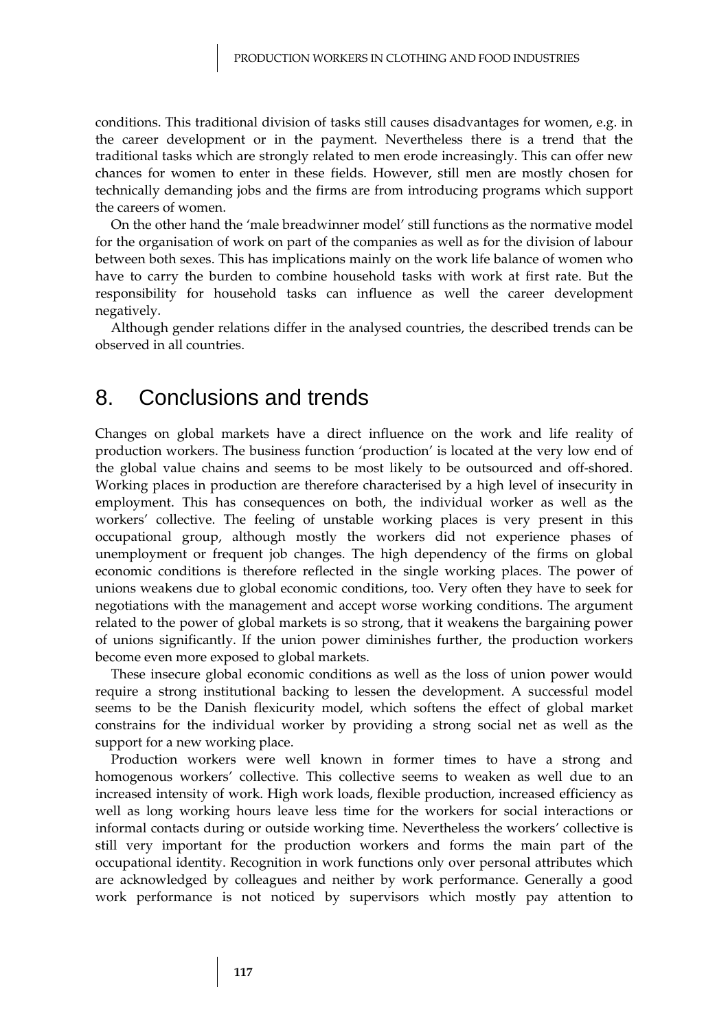conditions. This traditional division of tasks still causes disadvantages for women, e.g. in the career development or in the payment. Nevertheless there is a trend that the traditional tasks which are strongly related to men erode increasingly. This can offer new chances for women to enter in these fields. However, still men are mostly chosen for technically demanding jobs and the firms are from introducing programs which support the careers of women.

On the other hand the 'male breadwinner model' still functions as the normative model for the organisation of work on part of the companies as well as for the division of labour between both sexes. This has implications mainly on the work life balance of women who have to carry the burden to combine household tasks with work at first rate. But the responsibility for household tasks can influence as well the career development negatively.

Although gender relations differ in the analysed countries, the described trends can be observed in all countries.

# 8. Conclusions and trends

Changes on global markets have a direct influence on the work and life reality of production workers. The business function 'production' is located at the very low end of the global value chains and seems to be most likely to be outsourced and off-shored. Working places in production are therefore characterised by a high level of insecurity in employment. This has consequences on both, the individual worker as well as the workers' collective. The feeling of unstable working places is very present in this occupational group, although mostly the workers did not experience phases of unemployment or frequent job changes. The high dependency of the firms on global economic conditions is therefore reflected in the single working places. The power of unions weakens due to global economic conditions, too. Very often they have to seek for negotiations with the management and accept worse working conditions. The argument related to the power of global markets is so strong, that it weakens the bargaining power of unions significantly. If the union power diminishes further, the production workers become even more exposed to global markets.

These insecure global economic conditions as well as the loss of union power would require a strong institutional backing to lessen the development. A successful model seems to be the Danish flexicurity model, which softens the effect of global market constrains for the individual worker by providing a strong social net as well as the support for a new working place.

Production workers were well known in former times to have a strong and homogenous workers' collective. This collective seems to weaken as well due to an increased intensity of work. High work loads, flexible production, increased efficiency as well as long working hours leave less time for the workers for social interactions or informal contacts during or outside working time. Nevertheless the workers' collective is still very important for the production workers and forms the main part of the occupational identity. Recognition in work functions only over personal attributes which are acknowledged by colleagues and neither by work performance. Generally a good work performance is not noticed by supervisors which mostly pay attention to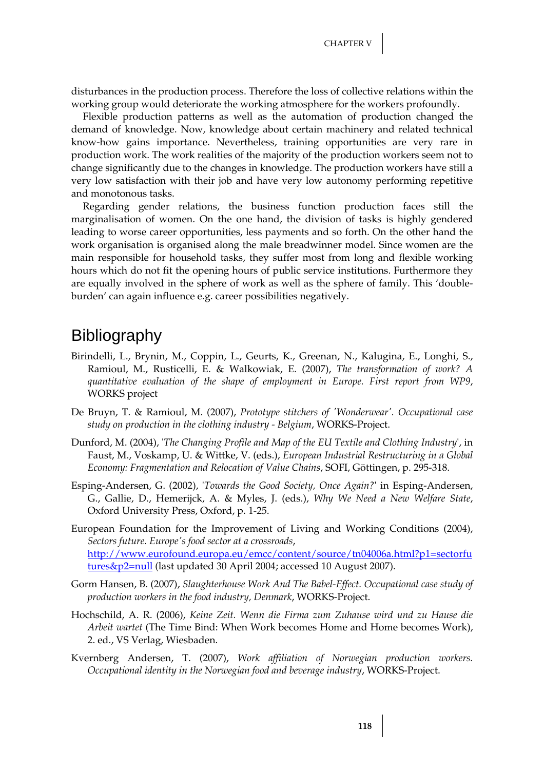disturbances in the production process. Therefore the loss of collective relations within the working group would deteriorate the working atmosphere for the workers profoundly.

Flexible production patterns as well as the automation of production changed the demand of knowledge. Now, knowledge about certain machinery and related technical know-how gains importance. Nevertheless, training opportunities are very rare in production work. The work realities of the majority of the production workers seem not to change significantly due to the changes in knowledge. The production workers have still a very low satisfaction with their job and have very low autonomy performing repetitive and monotonous tasks.

Regarding gender relations, the business function production faces still the marginalisation of women. On the one hand, the division of tasks is highly gendered leading to worse career opportunities, less payments and so forth. On the other hand the work organisation is organised along the male breadwinner model. Since women are the main responsible for household tasks, they suffer most from long and flexible working hours which do not fit the opening hours of public service institutions. Furthermore they are equally involved in the sphere of work as well as the sphere of family. This 'double-burden' can again influence e.g. career possibilities negatively.

# Bibliography

Birindelli, L., Brynin, M., Coppin, L., Geurts, K., Greenan, N., Kalugina, E., Longhi, S., Ramioul, M., Rusticelli, E. & Walkowiak, E. (2007), *The transformation of work? A quantitative evaluation of the shape of employment in Europe. First report from WP9*, WORKS project

De Bruyn, T. & Ramioul, M. (2007), *Prototype stitchers of 'Wonderwear'. Occupational case study on production in the clothing industry - Belgium*, WORKS-Project.

Dunford, M. (2004), '*The Changing Profile and Map of the EU Textile and Clothing Industry*', in Faust, M., Voskamp, U. & Wittke, V. (eds.), *European Industrial Restructuring in a Global Economy: Fragmentation and Relocation of Value Chains*, SOFI, Göttingen, p. 295-318.

Esping-Andersen, G. (2002), '*Towards the Good Society, Once Again?*' in Esping-Andersen, G., Gallie, D., Hemerijck, A. & Myles, J. (eds.), *Why We Need a New Welfare State*, Oxford University Press, Oxford, p. 1-25.

European Foundation for the Improvement of Living and Working Conditions (2004), *Sectors future. Europe's food sector at a crossroads*, [http://www.eurofound.europa.eu/emcc/content/source/tn04006a.html?p1=sectorfutures&p2=null](http://www.eurofound.europa.eu/emcc/content/source/tn04006a.html?p1=sectorfutures&p2=null) (last updated 30 April 2004; accessed 10 August 2007).

Gorm Hansen, B. (2007), *Slaughterhouse Work And The Babel-Effect. Occupational case study of production workers in the food industry, Denmark*, WORKS-Project.

Hochschild, A. R. (2006), *Keine Zeit. Wenn die Firma zum Zuhause wird und zu Hause die Arbeit wartet* (The Time Bind: When Work becomes Home and Home becomes Work), 2. ed., VS Verlag, Wiesbaden.

Kvernberg Andersen, T. (2007), *Work affiliation of Norwegian production workers. Occupational identity in the Norwegian food and beverage industry*, WORKS-Project.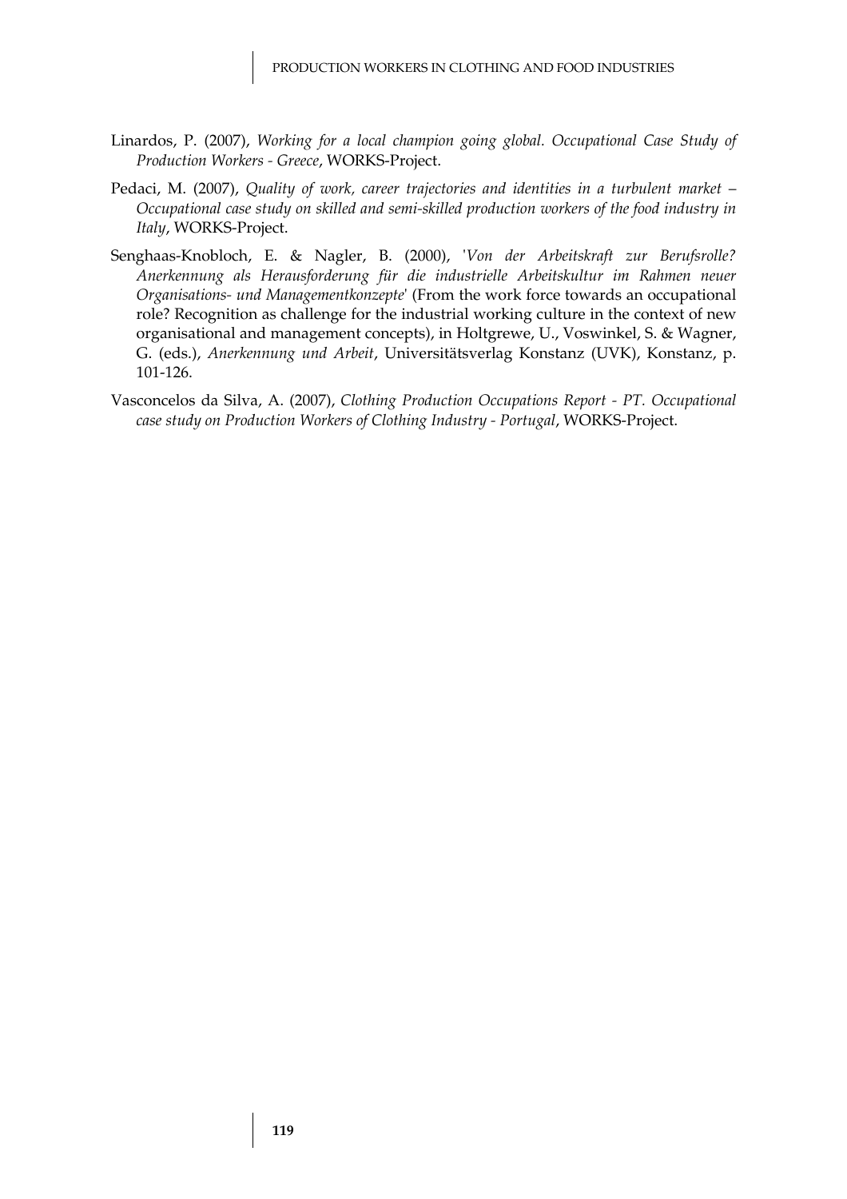Linardos, P. (2007), *Working for a local champion going global. Occupational Case Study of Production Workers - Greece*, WORKS-Project.

Pedaci, M. (2007), *Quality of work, career trajectories and identities in a turbulent market – Occupational case study on skilled and semi-skilled production workers of the food industry in Italy*, WORKS-Project.

Senghaas-Knobloch, E. & Nagler, B. (2000), '*Von der Arbeitskraft zur Berufsrolle? Anerkennung als Herausforderung für die industrielle Arbeitskultur im Rahmen neuer Organisations- und Managementkonzepte*' (From the work force towards an occupational role? Recognition as challenge for the industrial working culture in the context of new organisational and management concepts), in Holtgrewe, U., Voswinkel, S. & Wagner, G. (eds.), *Anerkennung und Arbeit*, Universitätsverlag Konstanz (UVK), Konstanz, p. 101-126.

Vasconcelos da Silva, A. (2007), *Clothing Production Occupations Report - PT. Occupational case study on Production Workers of Clothing Industry - Portugal*, WORKS-Project.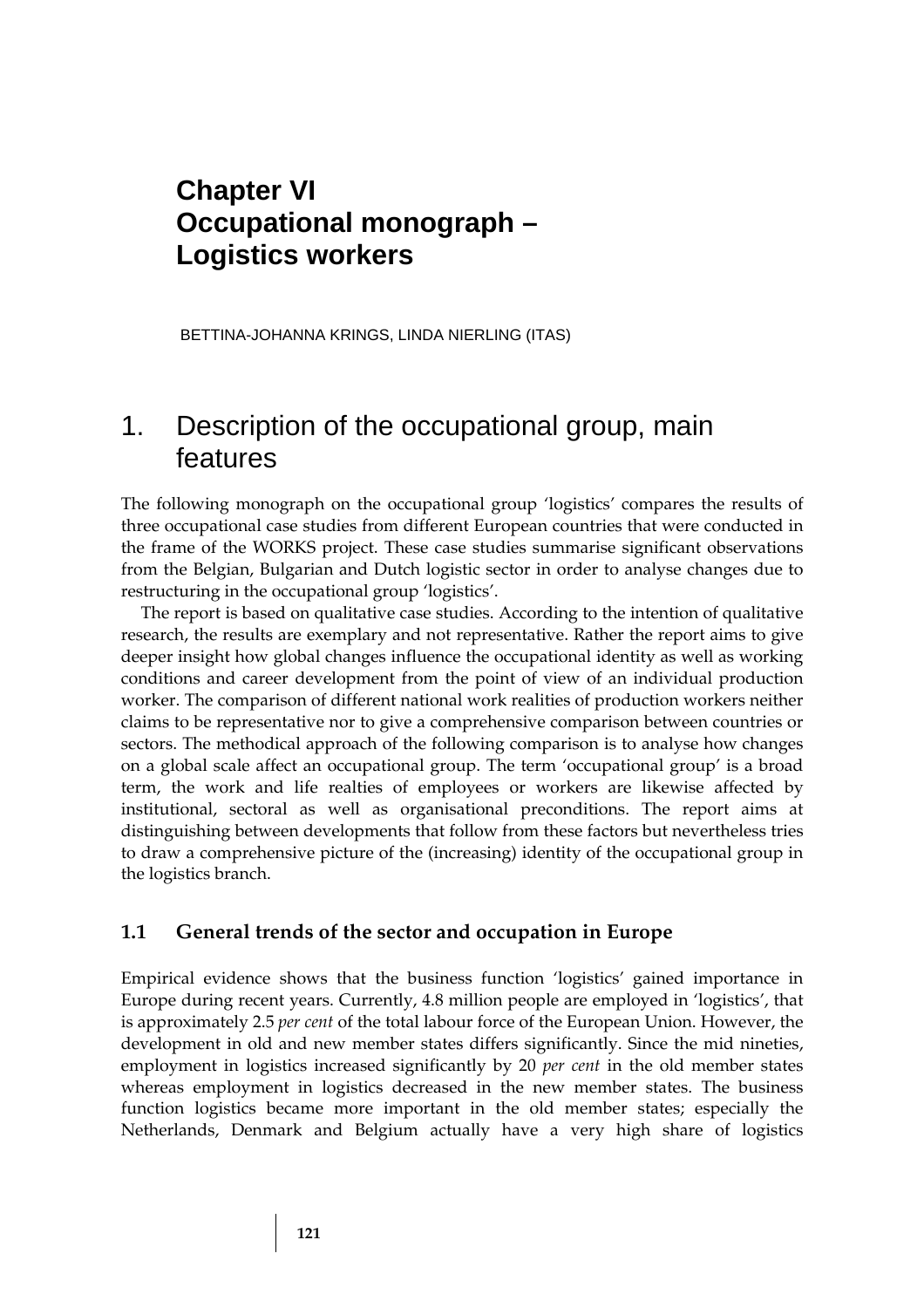# Chapter VI
# Occupational monograph – Logistics workers

BETTINA-JOHANNA KRINGS, LINDA NIERLING (ITAS)

## 1. Description of the occupational group, main features

The following monograph on the occupational group 'logistics' compares the results of three occupational case studies from different European countries that were conducted in the frame of the WORKS project. These case studies summarise significant observations from the Belgian, Bulgarian and Dutch logistic sector in order to analyse changes due to restructuring in the occupational group 'logistics'.

The report is based on qualitative case studies. According to the intention of qualitative research, the results are exemplary and not representative. Rather the report aims to give deeper insight how global changes influence the occupational identity as well as working conditions and career development from the point of view of an individual production worker. The comparison of different national work realities of production workers neither claims to be representative nor to give a comprehensive comparison between countries or sectors. The methodical approach of the following comparison is to analyse how changes on a global scale affect an occupational group. The term 'occupational group' is a broad term, the work and life realties of employees or workers are likewise affected by institutional, sectoral as well as organisational preconditions. The report aims at distinguishing between developments that follow from these factors but nevertheless tries to draw a comprehensive picture of the (increasing) identity of the occupational group in the logistics branch.

### 1.1 General trends of the sector and occupation in Europe

Empirical evidence shows that the business function 'logistics' gained importance in Europe during recent years. Currently, 4.8 million people are employed in 'logistics', that is approximately 2.5 *per cent* of the total labour force of the European Union. However, the development in old and new member states differs significantly. Since the mid nineties, employment in logistics increased significantly by 20 *per cent* in the old member states whereas employment in logistics decreased in the new member states. The business function logistics became more important in the old member states; especially the Netherlands, Denmark and Belgium actually have a very high share of logistics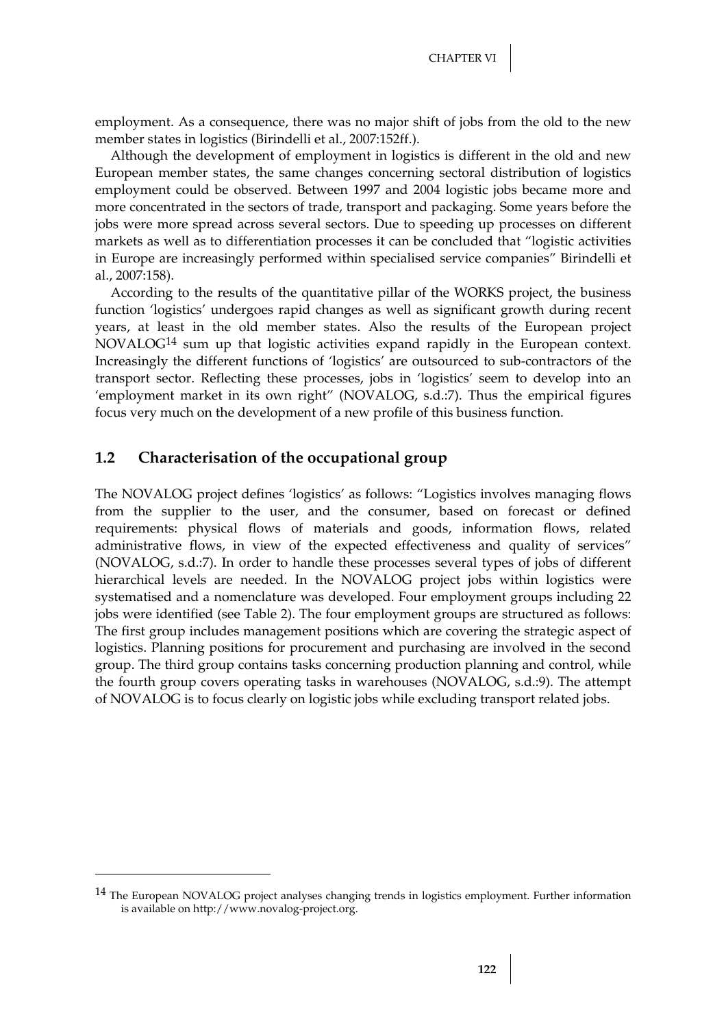employment. As a consequence, there was no major shift of jobs from the old to the new member states in logistics (Birindelli et al., 2007:152ff.).

Although the development of employment in logistics is different in the old and new European member states, the same changes concerning sectoral distribution of logistics employment could be observed. Between 1997 and 2004 logistic jobs became more and more concentrated in the sectors of trade, transport and packaging. Some years before the jobs were more spread across several sectors. Due to speeding up processes on different markets as well as to differentiation processes it can be concluded that "logistic activities in Europe are increasingly performed within specialised service companies" Birindelli et al., 2007:158).

According to the results of the quantitative pillar of the WORKS project, the business function 'logistics' undergoes rapid changes as well as significant growth during recent years, at least in the old member states. Also the results of the European project NOVALOG[14] sum up that logistic activities expand rapidly in the European context. Increasingly the different functions of 'logistics' are outsourced to sub-contractors of the transport sector. Reflecting these processes, jobs in 'logistics' seem to develop into an 'employment market in its own right" (NOVALOG, s.d.:7). Thus the empirical figures focus very much on the development of a new profile of this business function.

## 1.2 Characterisation of the occupational group

The NOVALOG project defines 'logistics' as follows: "Logistics involves managing flows from the supplier to the user, and the consumer, based on forecast or defined requirements: physical flows of materials and goods, information flows, related administrative flows, in view of the expected effectiveness and quality of services" (NOVALOG, s.d.:7). In order to handle these processes several types of jobs of different hierarchical levels are needed. In the NOVALOG project jobs within logistics were systematised and a nomenclature was developed. Four employment groups including 22 jobs were identified (see Table 2). The four employment groups are structured as follows: The first group includes management positions which are covering the strategic aspect of logistics. Planning positions for procurement and purchasing are involved in the second group. The third group contains tasks concerning production planning and control, while the fourth group covers operating tasks in warehouses (NOVALOG, s.d.:9). The attempt of NOVALOG is to focus clearly on logistic jobs while excluding transport related jobs.

---

[14] The European NOVALOG project analyses changing trends in logistics employment. Further information is available on http://www.novalog-project.org.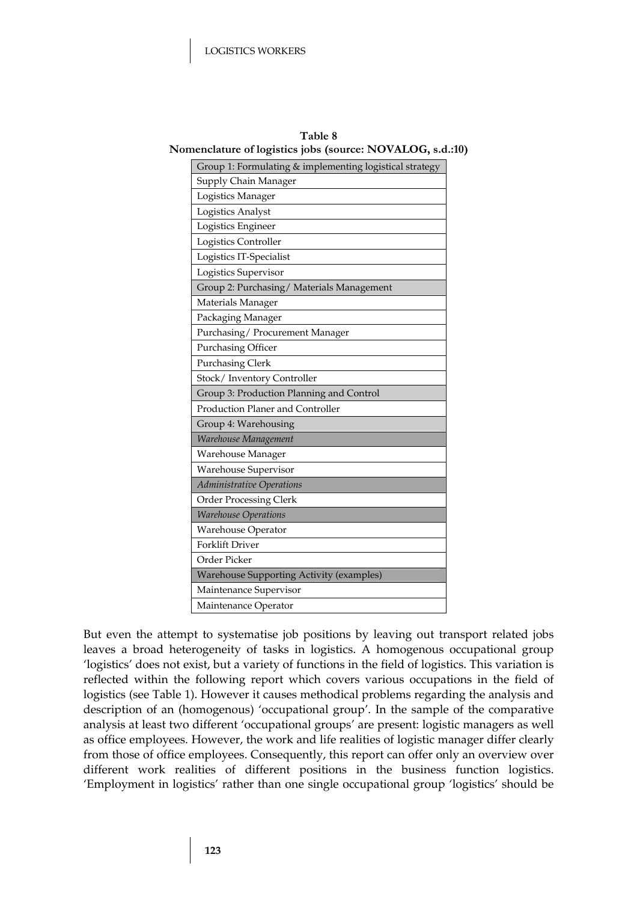**Table 8**
**Nomenclature of logistics jobs (source: NOVALOG, s.d.:10)**

| Group 1: Formulating & implementing logistical strategy |
|---|
| Supply Chain Manager |
| Logistics Manager |
| Logistics Analyst |
| Logistics Engineer |
| Logistics Controller |
| Logistics IT-Specialist |
| Logistics Supervisor |
| Group 2: Purchasing/ Materials Management |
| Materials Manager |
| Packaging Manager |
| Purchasing/ Procurement Manager |
| Purchasing Officer |
| Purchasing Clerk |
| Stock/ Inventory Controller |
| Group 3: Production Planning and Control |
| Production Planer and Controller |
| Group 4: Warehousing |
| *Warehouse Management* |
| Warehouse Manager |
| Warehouse Supervisor |
| *Administrative Operations* |
| Order Processing Clerk |
| *Warehouse Operations* |
| Warehouse Operator |
| Forklift Driver |
| Order Picker |
| Warehouse Supporting Activity (examples) |
| Maintenance Supervisor |
| Maintenance Operator |

But even the attempt to systematise job positions by leaving out transport related jobs leaves a broad heterogeneity of tasks in logistics. A homogenous occupational group 'logistics' does not exist, but a variety of functions in the field of logistics. This variation is reflected within the following report which covers various occupations in the field of logistics (see Table 1). However it causes methodical problems regarding the analysis and description of an (homogenous) 'occupational group'. In the sample of the comparative analysis at least two different 'occupational groups' are present: logistic managers as well as office employees. However, the work and life realities of logistic manager differ clearly from those of office employees. Consequently, this report can offer only an overview over different work realities of different positions in the business function logistics. 'Employment in logistics' rather than one single occupational group 'logistics' should be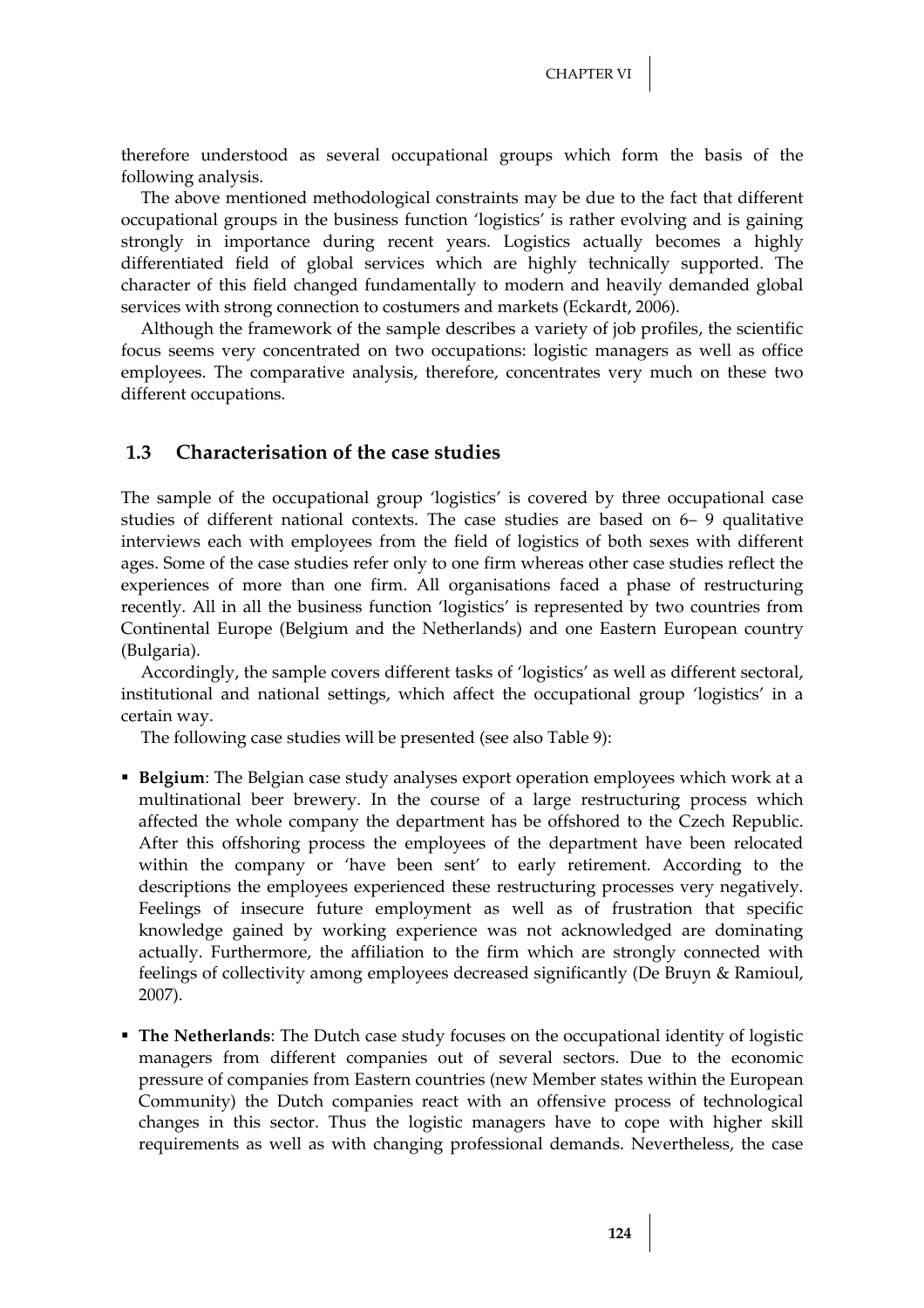therefore understood as several occupational groups which form the basis of the following analysis.

The above mentioned methodological constraints may be due to the fact that different occupational groups in the business function 'logistics' is rather evolving and is gaining strongly in importance during recent years. Logistics actually becomes a highly differentiated field of global services which are highly technically supported. The character of this field changed fundamentally to modern and heavily demanded global services with strong connection to costumers and markets (Eckardt, 2006).

Although the framework of the sample describes a variety of job profiles, the scientific focus seems very concentrated on two occupations: logistic managers as well as office employees. The comparative analysis, therefore, concentrates very much on these two different occupations.

## 1.3 Characterisation of the case studies

The sample of the occupational group 'logistics' is covered by three occupational case studies of different national contexts. The case studies are based on 6– 9 qualitative interviews each with employees from the field of logistics of both sexes with different ages. Some of the case studies refer only to one firm whereas other case studies reflect the experiences of more than one firm. All organisations faced a phase of restructuring recently. All in all the business function 'logistics' is represented by two countries from Continental Europe (Belgium and the Netherlands) and one Eastern European country (Bulgaria).

Accordingly, the sample covers different tasks of 'logistics' as well as different sectoral, institutional and national settings, which affect the occupational group 'logistics' in a certain way.

The following case studies will be presented (see also Table 9):

- **Belgium**: The Belgian case study analyses export operation employees which work at a multinational beer brewery. In the course of a large restructuring process which affected the whole company the department has be offshored to the Czech Republic. After this offshoring process the employees of the department have been relocated within the company or 'have been sent' to early retirement. According to the descriptions the employees experienced these restructuring processes very negatively. Feelings of insecure future employment as well as of frustration that specific knowledge gained by working experience was not acknowledged are dominating actually. Furthermore, the affiliation to the firm which are strongly connected with feelings of collectivity among employees decreased significantly (De Bruyn & Ramioul, 2007).
- **The Netherlands**: The Dutch case study focuses on the occupational identity of logistic managers from different companies out of several sectors. Due to the economic pressure of companies from Eastern countries (new Member states within the European Community) the Dutch companies react with an offensive process of technological changes in this sector. Thus the logistic managers have to cope with higher skill requirements as well as with changing professional demands. Nevertheless, the case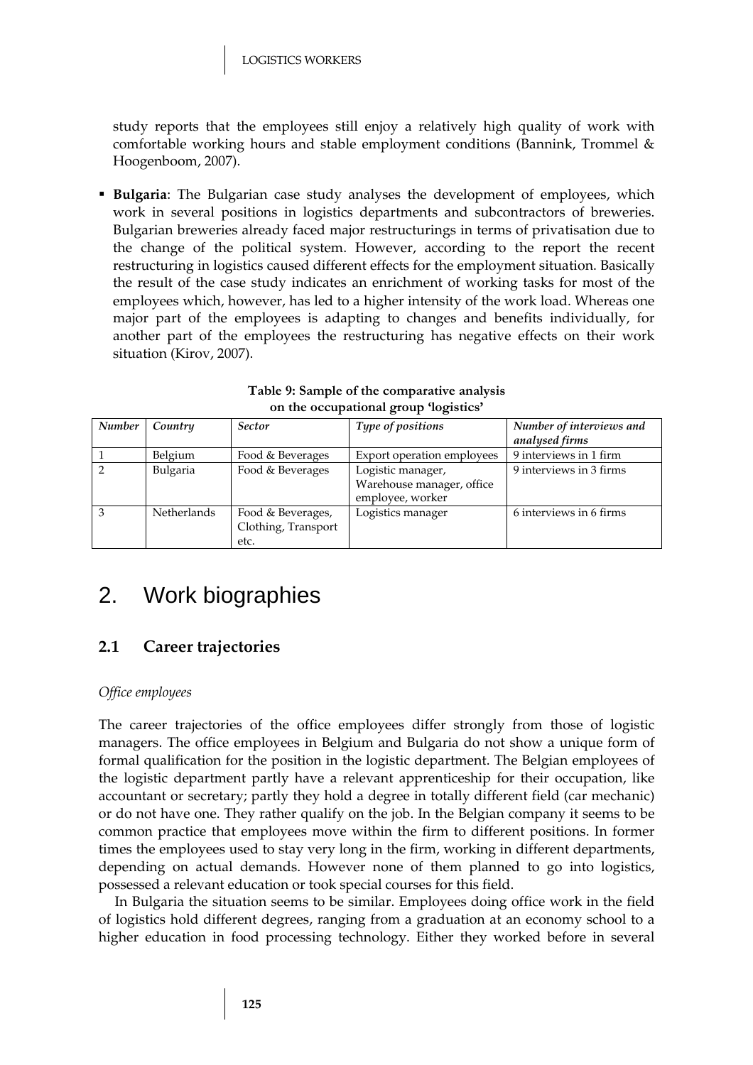study reports that the employees still enjoy a relatively high quality of work with comfortable working hours and stable employment conditions (Bannink, Trommel & Hoogenboom, 2007).

- **Bulgaria**: The Bulgarian case study analyses the development of employees, which work in several positions in logistics departments and subcontractors of breweries. Bulgarian breweries already faced major restructurings in terms of privatisation due to the change of the political system. However, according to the report the recent restructuring in logistics caused different effects for the employment situation. Basically the result of the case study indicates an enrichment of working tasks for most of the employees which, however, has led to a higher intensity of the work load. Whereas one major part of the employees is adapting to changes and benefits individually, for another part of the employees the restructuring has negative effects on their work situation (Kirov, 2007).

**Table 9: Sample of the comparative analysis on the occupational group 'logistics'**

| *Number* | *Country* | *Sector* | *Type of positions* | *Number of interviews and analysed firms* |
|---|---|---|---|---|
| 1 | Belgium | Food & Beverages | Export operation employees | 9 interviews in 1 firm |
| 2 | Bulgaria | Food & Beverages | Logistic manager, Warehouse manager, office employee, worker | 9 interviews in 3 firms |
| 3 | Netherlands | Food & Beverages, Clothing, Transport etc. | Logistics manager | 6 interviews in 6 firms |

# 2. Work biographies

## 2.1 Career trajectories

*Office employees*

The career trajectories of the office employees differ strongly from those of logistic managers. The office employees in Belgium and Bulgaria do not show a unique form of formal qualification for the position in the logistic department. The Belgian employees of the logistic department partly have a relevant apprenticeship for their occupation, like accountant or secretary; partly they hold a degree in totally different field (car mechanic) or do not have one. They rather qualify on the job. In the Belgian company it seems to be common practice that employees move within the firm to different positions. In former times the employees used to stay very long in the firm, working in different departments, depending on actual demands. However none of them planned to go into logistics, possessed a relevant education or took special courses for this field.

In Bulgaria the situation seems to be similar. Employees doing office work in the field of logistics hold different degrees, ranging from a graduation at an economy school to a higher education in food processing technology. Either they worked before in several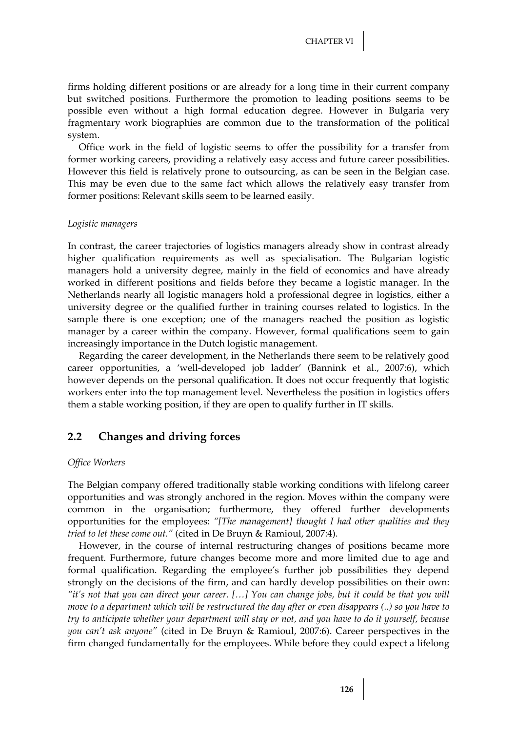firms holding different positions or are already for a long time in their current company but switched positions. Furthermore the promotion to leading positions seems to be possible even without a high formal education degree. However in Bulgaria very fragmentary work biographies are common due to the transformation of the political system.

Office work in the field of logistic seems to offer the possibility for a transfer from former working careers, providing a relatively easy access and future career possibilities. However this field is relatively prone to outsourcing, as can be seen in the Belgian case. This may be even due to the same fact which allows the relatively easy transfer from former positions: Relevant skills seem to be learned easily.

*Logistic managers*

In contrast, the career trajectories of logistics managers already show in contrast already higher qualification requirements as well as specialisation. The Bulgarian logistic managers hold a university degree, mainly in the field of economics and have already worked in different positions and fields before they became a logistic manager. In the Netherlands nearly all logistic managers hold a professional degree in logistics, either a university degree or the qualified further in training courses related to logistics. In the sample there is one exception; one of the managers reached the position as logistic manager by a career within the company. However, formal qualifications seem to gain increasingly importance in the Dutch logistic management.

Regarding the career development, in the Netherlands there seem to be relatively good career opportunities, a 'well-developed job ladder' (Bannink et al., 2007:6), which however depends on the personal qualification. It does not occur frequently that logistic workers enter into the top management level. Nevertheless the position in logistics offers them a stable working position, if they are open to qualify further in IT skills.

## 2.2 Changes and driving forces

*Office Workers*

The Belgian company offered traditionally stable working conditions with lifelong career opportunities and was strongly anchored in the region. Moves within the company were common in the organisation; furthermore, they offered further developments opportunities for the employees: *"[The management] thought I had other qualities and they tried to let these come out."* (cited in De Bruyn & Ramioul, 2007:4).

However, in the course of internal restructuring changes of positions became more frequent. Furthermore, future changes become more and more limited due to age and formal qualification. Regarding the employee's further job possibilities they depend strongly on the decisions of the firm, and can hardly develop possibilities on their own: *"it's not that you can direct your career. […] You can change jobs, but it could be that you will move to a department which will be restructured the day after or even disappears (..) so you have to try to anticipate whether your department will stay or not, and you have to do it yourself, because you can't ask anyone"* (cited in De Bruyn & Ramioul, 2007:6). Career perspectives in the firm changed fundamentally for the employees. While before they could expect a lifelong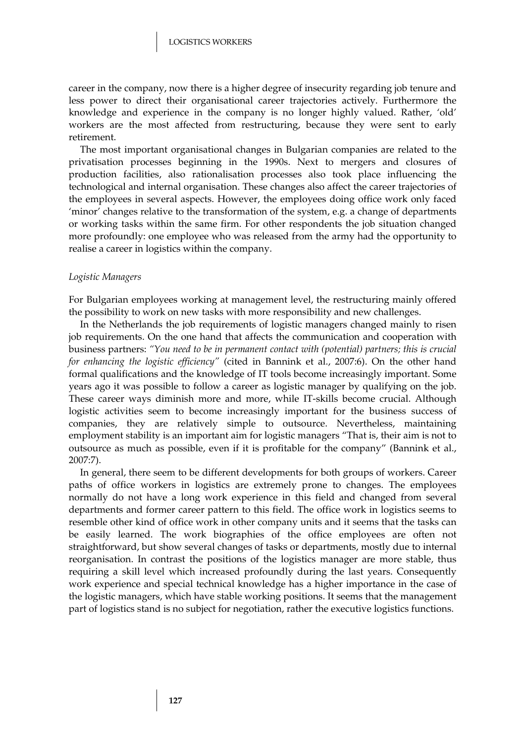career in the company, now there is a higher degree of insecurity regarding job tenure and less power to direct their organisational career trajectories actively. Furthermore the knowledge and experience in the company is no longer highly valued. Rather, 'old' workers are the most affected from restructuring, because they were sent to early retirement.

The most important organisational changes in Bulgarian companies are related to the privatisation processes beginning in the 1990s. Next to mergers and closures of production facilities, also rationalisation processes also took place influencing the technological and internal organisation. These changes also affect the career trajectories of the employees in several aspects. However, the employees doing office work only faced 'minor' changes relative to the transformation of the system, e.g. a change of departments or working tasks within the same firm. For other respondents the job situation changed more profoundly: one employee who was released from the army had the opportunity to realise a career in logistics within the company.

*Logistic Managers*

For Bulgarian employees working at management level, the restructuring mainly offered the possibility to work on new tasks with more responsibility and new challenges.

In the Netherlands the job requirements of logistic managers changed mainly to risen job requirements. On the one hand that affects the communication and cooperation with business partners: *"You need to be in permanent contact with (potential) partners; this is crucial for enhancing the logistic efficiency"* (cited in Bannink et al., 2007:6). On the other hand formal qualifications and the knowledge of IT tools become increasingly important. Some years ago it was possible to follow a career as logistic manager by qualifying on the job. These career ways diminish more and more, while IT-skills become crucial. Although logistic activities seem to become increasingly important for the business success of companies, they are relatively simple to outsource. Nevertheless, maintaining employment stability is an important aim for logistic managers "That is, their aim is not to outsource as much as possible, even if it is profitable for the company" (Bannink et al., 2007:7).

In general, there seem to be different developments for both groups of workers. Career paths of office workers in logistics are extremely prone to changes. The employees normally do not have a long work experience in this field and changed from several departments and former career pattern to this field. The office work in logistics seems to resemble other kind of office work in other company units and it seems that the tasks can be easily learned. The work biographies of the office employees are often not straightforward, but show several changes of tasks or departments, mostly due to internal reorganisation. In contrast the positions of the logistics manager are more stable, thus requiring a skill level which increased profoundly during the last years. Consequently work experience and special technical knowledge has a higher importance in the case of the logistic managers, which have stable working positions. It seems that the management part of logistics stand is no subject for negotiation, rather the executive logistics functions.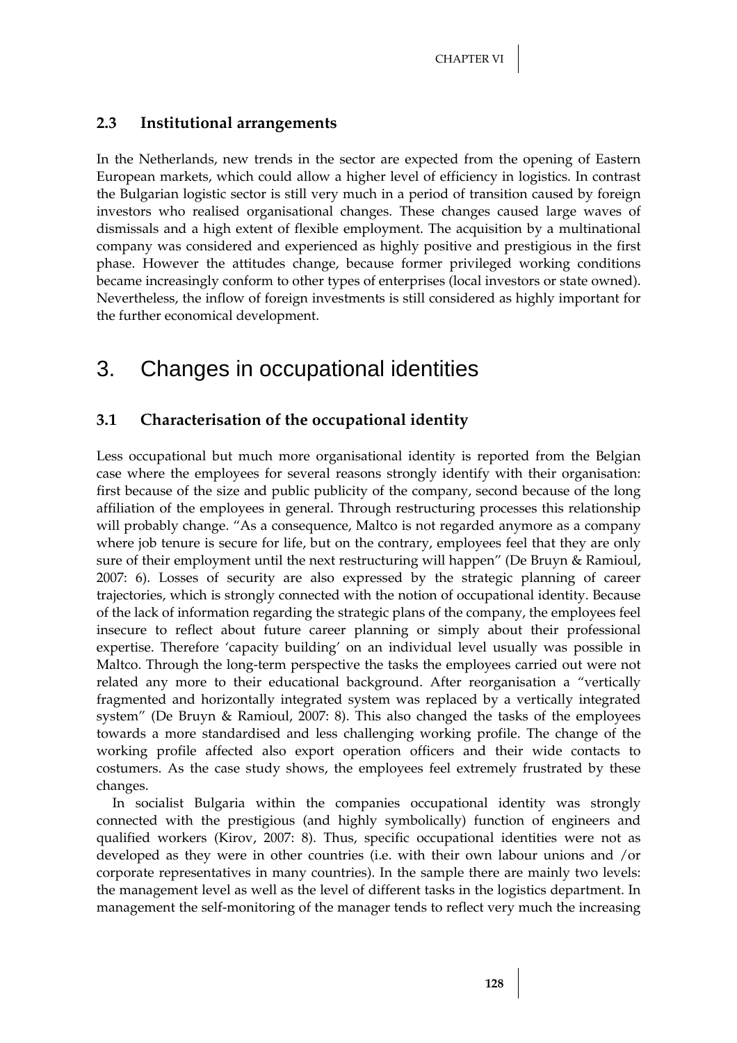### 2.3 Institutional arrangements

In the Netherlands, new trends in the sector are expected from the opening of Eastern European markets, which could allow a higher level of efficiency in logistics. In contrast the Bulgarian logistic sector is still very much in a period of transition caused by foreign investors who realised organisational changes. These changes caused large waves of dismissals and a high extent of flexible employment. The acquisition by a multinational company was considered and experienced as highly positive and prestigious in the first phase. However the attitudes change, because former privileged working conditions became increasingly conform to other types of enterprises (local investors or state owned). Nevertheless, the inflow of foreign investments is still considered as highly important for the further economical development.

## 3. Changes in occupational identities

### 3.1 Characterisation of the occupational identity

Less occupational but much more organisational identity is reported from the Belgian case where the employees for several reasons strongly identify with their organisation: first because of the size and public publicity of the company, second because of the long affiliation of the employees in general. Through restructuring processes this relationship will probably change. "As a consequence, Maltco is not regarded anymore as a company where job tenure is secure for life, but on the contrary, employees feel that they are only sure of their employment until the next restructuring will happen" (De Bruyn & Ramioul, 2007: 6). Losses of security are also expressed by the strategic planning of career trajectories, which is strongly connected with the notion of occupational identity. Because of the lack of information regarding the strategic plans of the company, the employees feel insecure to reflect about future career planning or simply about their professional expertise. Therefore 'capacity building' on an individual level usually was possible in Maltco. Through the long-term perspective the tasks the employees carried out were not related any more to their educational background. After reorganisation a "vertically fragmented and horizontally integrated system was replaced by a vertically integrated system" (De Bruyn & Ramioul, 2007: 8). This also changed the tasks of the employees towards a more standardised and less challenging working profile. The change of the working profile affected also export operation officers and their wide contacts to costumers. As the case study shows, the employees feel extremely frustrated by these changes.

In socialist Bulgaria within the companies occupational identity was strongly connected with the prestigious (and highly symbolically) function of engineers and qualified workers (Kirov, 2007: 8). Thus, specific occupational identities were not as developed as they were in other countries (i.e. with their own labour unions and /or corporate representatives in many countries). In the sample there are mainly two levels: the management level as well as the level of different tasks in the logistics department. In management the self-monitoring of the manager tends to reflect very much the increasing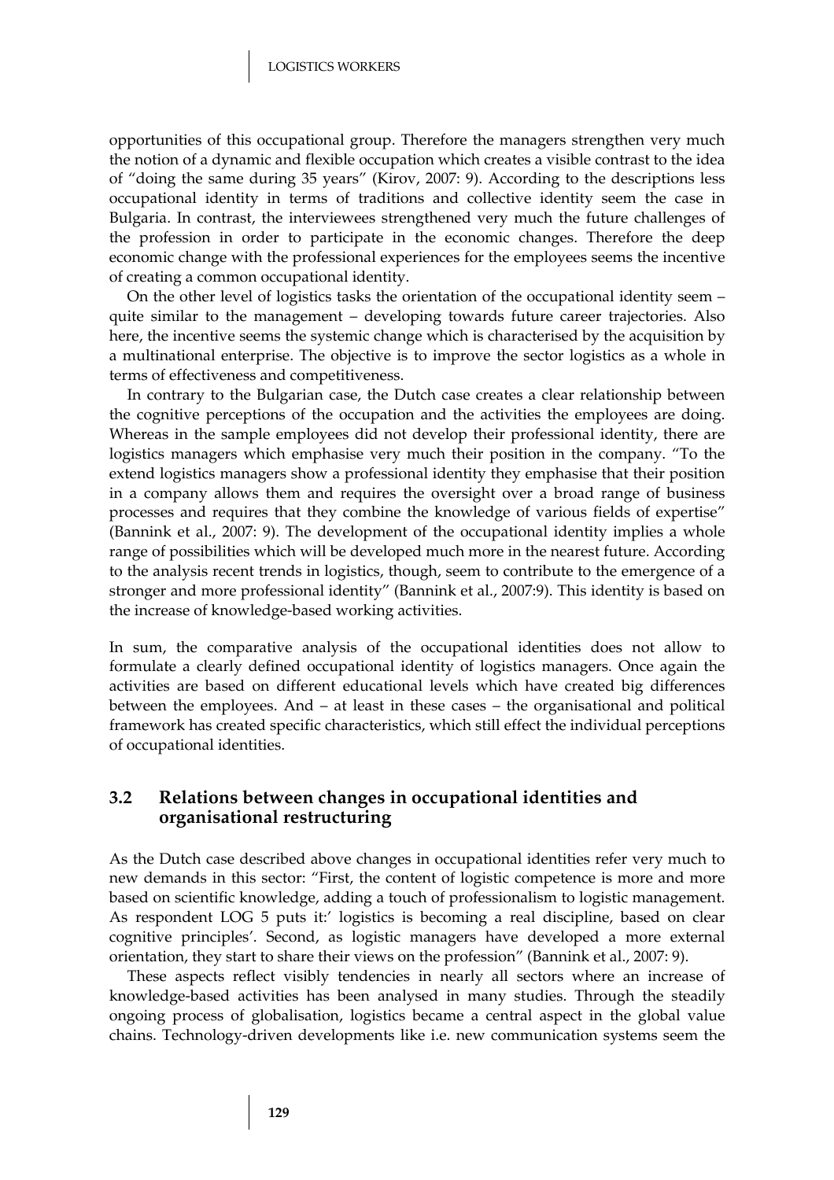opportunities of this occupational group. Therefore the managers strengthen very much the notion of a dynamic and flexible occupation which creates a visible contrast to the idea of "doing the same during 35 years" (Kirov, 2007: 9). According to the descriptions less occupational identity in terms of traditions and collective identity seem the case in Bulgaria. In contrast, the interviewees strengthened very much the future challenges of the profession in order to participate in the economic changes. Therefore the deep economic change with the professional experiences for the employees seems the incentive of creating a common occupational identity.

On the other level of logistics tasks the orientation of the occupational identity seem – quite similar to the management – developing towards future career trajectories. Also here, the incentive seems the systemic change which is characterised by the acquisition by a multinational enterprise. The objective is to improve the sector logistics as a whole in terms of effectiveness and competitiveness.

In contrary to the Bulgarian case, the Dutch case creates a clear relationship between the cognitive perceptions of the occupation and the activities the employees are doing. Whereas in the sample employees did not develop their professional identity, there are logistics managers which emphasise very much their position in the company. "To the extend logistics managers show a professional identity they emphasise that their position in a company allows them and requires the oversight over a broad range of business processes and requires that they combine the knowledge of various fields of expertise" (Bannink et al., 2007: 9). The development of the occupational identity implies a whole range of possibilities which will be developed much more in the nearest future. According to the analysis recent trends in logistics, though, seem to contribute to the emergence of a stronger and more professional identity" (Bannink et al., 2007:9). This identity is based on the increase of knowledge-based working activities.

In sum, the comparative analysis of the occupational identities does not allow to formulate a clearly defined occupational identity of logistics managers. Once again the activities are based on different educational levels which have created big differences between the employees. And – at least in these cases – the organisational and political framework has created specific characteristics, which still effect the individual perceptions of occupational identities.

## 3.2 Relations between changes in occupational identities and organisational restructuring

As the Dutch case described above changes in occupational identities refer very much to new demands in this sector: "First, the content of logistic competence is more and more based on scientific knowledge, adding a touch of professionalism to logistic management. As respondent LOG 5 puts it:' logistics is becoming a real discipline, based on clear cognitive principles'. Second, as logistic managers have developed a more external orientation, they start to share their views on the profession" (Bannink et al., 2007: 9).

These aspects reflect visibly tendencies in nearly all sectors where an increase of knowledge-based activities has been analysed in many studies. Through the steadily ongoing process of globalisation, logistics became a central aspect in the global value chains. Technology-driven developments like i.e. new communication systems seem the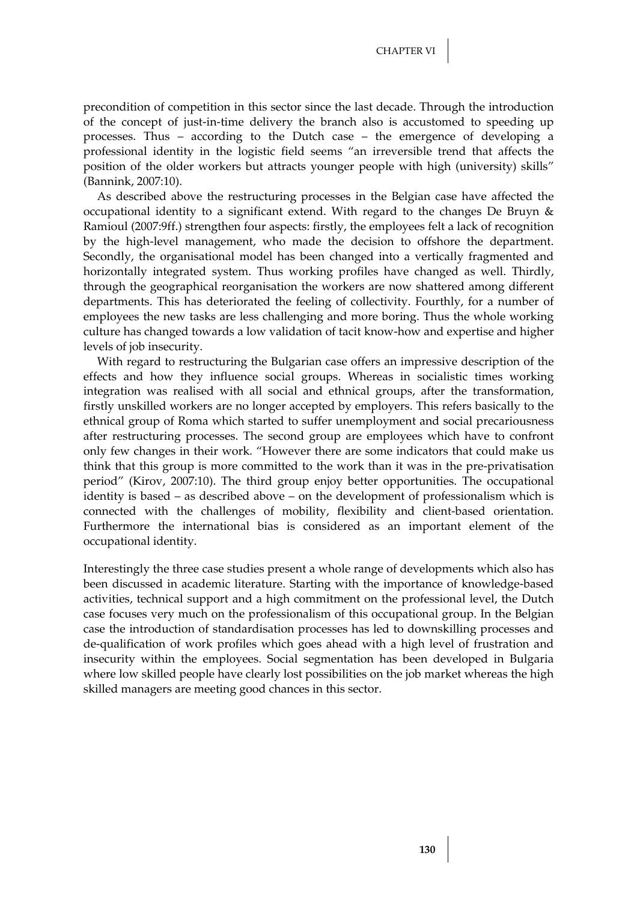precondition of competition in this sector since the last decade. Through the introduction of the concept of just-in-time delivery the branch also is accustomed to speeding up processes. Thus – according to the Dutch case – the emergence of developing a professional identity in the logistic field seems "an irreversible trend that affects the position of the older workers but attracts younger people with high (university) skills" (Bannink, 2007:10).

As described above the restructuring processes in the Belgian case have affected the occupational identity to a significant extend. With regard to the changes De Bruyn & Ramioul (2007:9ff.) strengthen four aspects: firstly, the employees felt a lack of recognition by the high-level management, who made the decision to offshore the department. Secondly, the organisational model has been changed into a vertically fragmented and horizontally integrated system. Thus working profiles have changed as well. Thirdly, through the geographical reorganisation the workers are now shattered among different departments. This has deteriorated the feeling of collectivity. Fourthly, for a number of employees the new tasks are less challenging and more boring. Thus the whole working culture has changed towards a low validation of tacit know-how and expertise and higher levels of job insecurity.

With regard to restructuring the Bulgarian case offers an impressive description of the effects and how they influence social groups. Whereas in socialistic times working integration was realised with all social and ethnical groups, after the transformation, firstly unskilled workers are no longer accepted by employers. This refers basically to the ethnical group of Roma which started to suffer unemployment and social precariousness after restructuring processes. The second group are employees which have to confront only few changes in their work. "However there are some indicators that could make us think that this group is more committed to the work than it was in the pre-privatisation period" (Kirov, 2007:10). The third group enjoy better opportunities. The occupational identity is based – as described above – on the development of professionalism which is connected with the challenges of mobility, flexibility and client-based orientation. Furthermore the international bias is considered as an important element of the occupational identity.

Interestingly the three case studies present a whole range of developments which also has been discussed in academic literature. Starting with the importance of knowledge-based activities, technical support and a high commitment on the professional level, the Dutch case focuses very much on the professionalism of this occupational group. In the Belgian case the introduction of standardisation processes has led to downskilling processes and de-qualification of work profiles which goes ahead with a high level of frustration and insecurity within the employees. Social segmentation has been developed in Bulgaria where low skilled people have clearly lost possibilities on the job market whereas the high skilled managers are meeting good chances in this sector.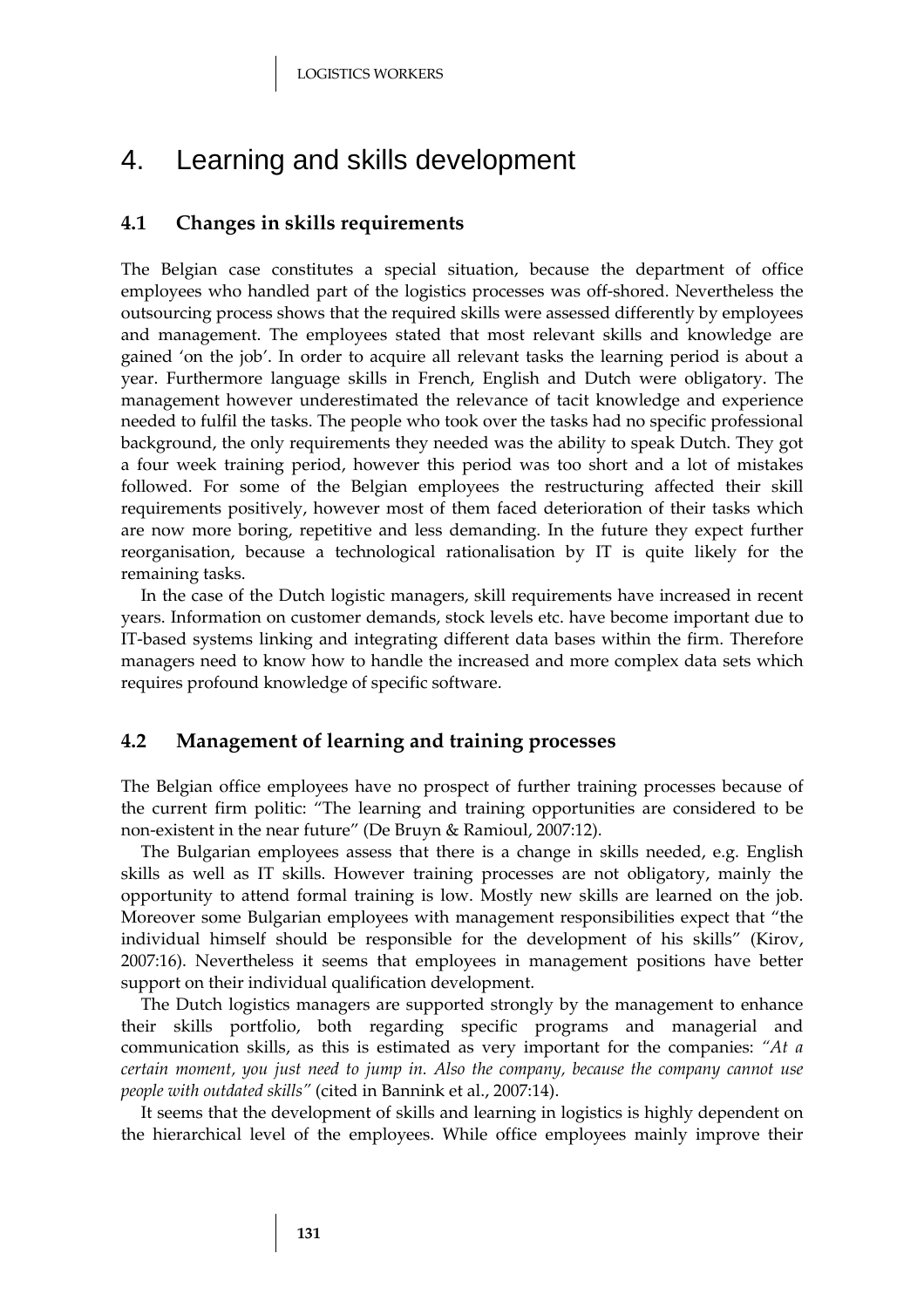# 4. Learning and skills development

## 4.1 Changes in skills requirements

The Belgian case constitutes a special situation, because the department of office employees who handled part of the logistics processes was off-shored. Nevertheless the outsourcing process shows that the required skills were assessed differently by employees and management. The employees stated that most relevant skills and knowledge are gained 'on the job'. In order to acquire all relevant tasks the learning period is about a year. Furthermore language skills in French, English and Dutch were obligatory. The management however underestimated the relevance of tacit knowledge and experience needed to fulfil the tasks. The people who took over the tasks had no specific professional background, the only requirements they needed was the ability to speak Dutch. They got a four week training period, however this period was too short and a lot of mistakes followed. For some of the Belgian employees the restructuring affected their skill requirements positively, however most of them faced deterioration of their tasks which are now more boring, repetitive and less demanding. In the future they expect further reorganisation, because a technological rationalisation by IT is quite likely for the remaining tasks.

In the case of the Dutch logistic managers, skill requirements have increased in recent years. Information on customer demands, stock levels etc. have become important due to IT-based systems linking and integrating different data bases within the firm. Therefore managers need to know how to handle the increased and more complex data sets which requires profound knowledge of specific software.

## 4.2 Management of learning and training processes

The Belgian office employees have no prospect of further training processes because of the current firm politic: "The learning and training opportunities are considered to be non-existent in the near future" (De Bruyn & Ramioul, 2007:12).

The Bulgarian employees assess that there is a change in skills needed, e.g. English skills as well as IT skills. However training processes are not obligatory, mainly the opportunity to attend formal training is low. Mostly new skills are learned on the job. Moreover some Bulgarian employees with management responsibilities expect that "the individual himself should be responsible for the development of his skills" (Kirov, 2007:16). Nevertheless it seems that employees in management positions have better support on their individual qualification development.

The Dutch logistics managers are supported strongly by the management to enhance their skills portfolio, both regarding specific programs and managerial and communication skills, as this is estimated as very important for the companies: *"At a certain moment, you just need to jump in. Also the company, because the company cannot use people with outdated skills"* (cited in Bannink et al., 2007:14).

It seems that the development of skills and learning in logistics is highly dependent on the hierarchical level of the employees. While office employees mainly improve their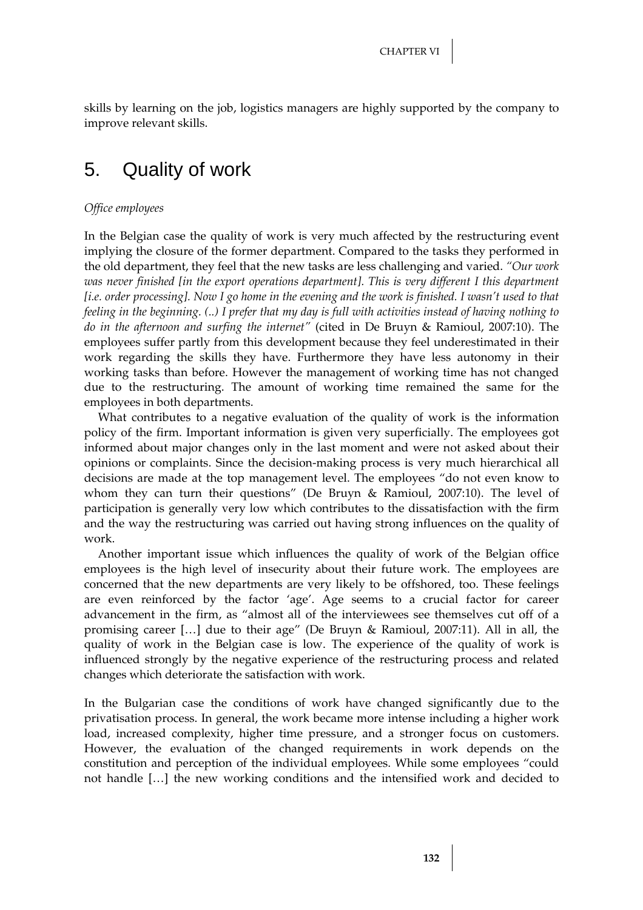skills by learning on the job, logistics managers are highly supported by the company to improve relevant skills.

## 5. Quality of work

*Office employees*

In the Belgian case the quality of work is very much affected by the restructuring event implying the closure of the former department. Compared to the tasks they performed in the old department, they feel that the new tasks are less challenging and varied. *"Our work was never finished [in the export operations department]. This is very different I this department [i.e. order processing]. Now I go home in the evening and the work is finished. I wasn't used to that feeling in the beginning. (..) I prefer that my day is full with activities instead of having nothing to do in the afternoon and surfing the internet"* (cited in De Bruyn & Ramioul, 2007:10). The employees suffer partly from this development because they feel underestimated in their work regarding the skills they have. Furthermore they have less autonomy in their working tasks than before. However the management of working time has not changed due to the restructuring. The amount of working time remained the same for the employees in both departments.

What contributes to a negative evaluation of the quality of work is the information policy of the firm. Important information is given very superficially. The employees got informed about major changes only in the last moment and were not asked about their opinions or complaints. Since the decision-making process is very much hierarchical all decisions are made at the top management level. The employees "do not even know to whom they can turn their questions" (De Bruyn & Ramioul, 2007:10). The level of participation is generally very low which contributes to the dissatisfaction with the firm and the way the restructuring was carried out having strong influences on the quality of work.

Another important issue which influences the quality of work of the Belgian office employees is the high level of insecurity about their future work. The employees are concerned that the new departments are very likely to be offshored, too. These feelings are even reinforced by the factor 'age'. Age seems to a crucial factor for career advancement in the firm, as "almost all of the interviewees see themselves cut off of a promising career […] due to their age" (De Bruyn & Ramioul, 2007:11). All in all, the quality of work in the Belgian case is low. The experience of the quality of work is influenced strongly by the negative experience of the restructuring process and related changes which deteriorate the satisfaction with work.

In the Bulgarian case the conditions of work have changed significantly due to the privatisation process. In general, the work became more intense including a higher work load, increased complexity, higher time pressure, and a stronger focus on customers. However, the evaluation of the changed requirements in work depends on the constitution and perception of the individual employees. While some employees "could not handle […] the new working conditions and the intensified work and decided to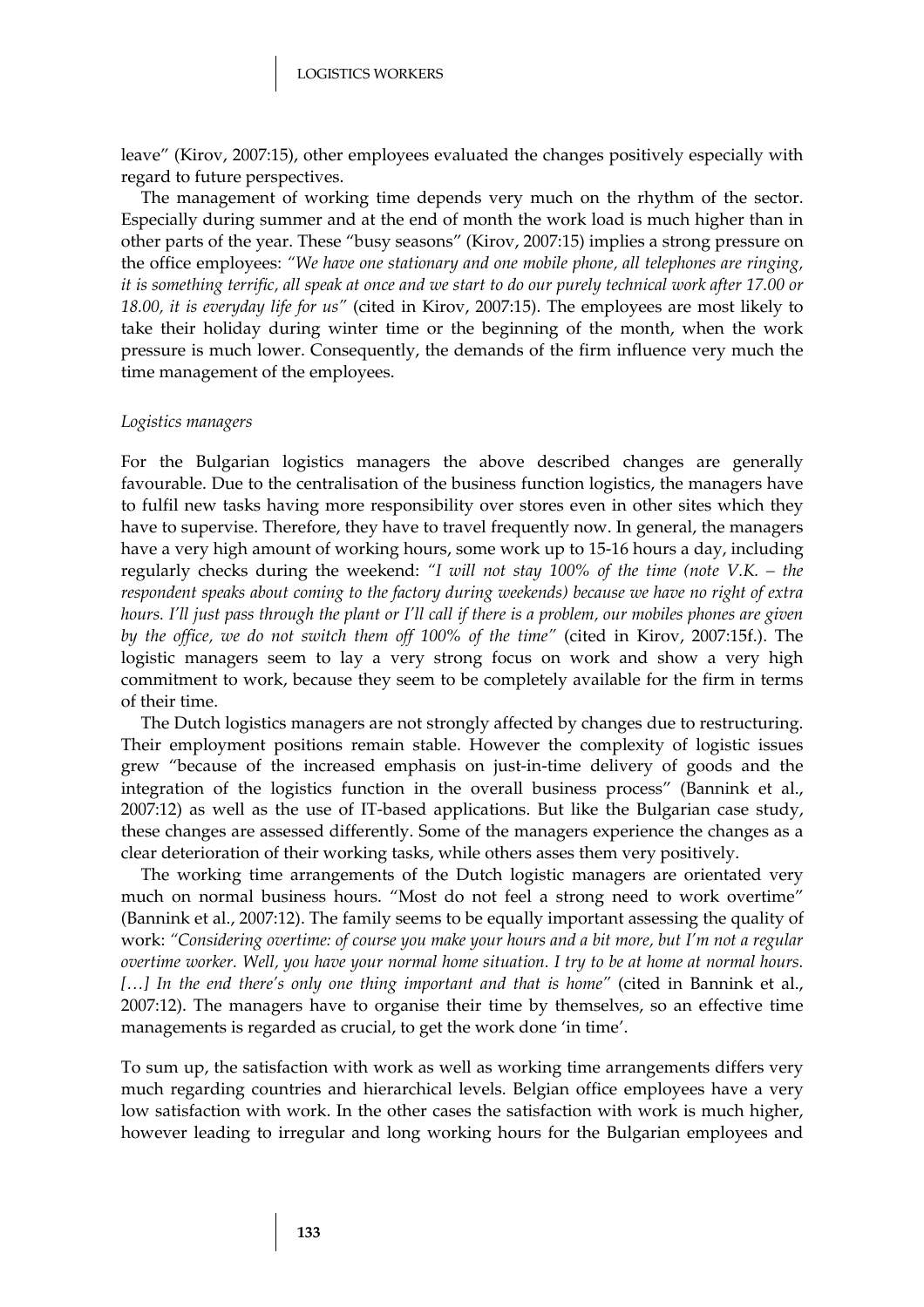leave" (Kirov, 2007:15), other employees evaluated the changes positively especially with regard to future perspectives.

The management of working time depends very much on the rhythm of the sector. Especially during summer and at the end of month the work load is much higher than in other parts of the year. These "busy seasons" (Kirov, 2007:15) implies a strong pressure on the office employees: *"We have one stationary and one mobile phone, all telephones are ringing, it is something terrific, all speak at once and we start to do our purely technical work after 17.00 or 18.00, it is everyday life for us"* (cited in Kirov, 2007:15). The employees are most likely to take their holiday during winter time or the beginning of the month, when the work pressure is much lower. Consequently, the demands of the firm influence very much the time management of the employees.

*Logistics managers*

For the Bulgarian logistics managers the above described changes are generally favourable. Due to the centralisation of the business function logistics, the managers have to fulfil new tasks having more responsibility over stores even in other sites which they have to supervise. Therefore, they have to travel frequently now. In general, the managers have a very high amount of working hours, some work up to 15-16 hours a day, including regularly checks during the weekend: *"I will not stay 100% of the time (note V.K. – the respondent speaks about coming to the factory during weekends) because we have no right of extra hours. I'll just pass through the plant or I'll call if there is a problem, our mobiles phones are given by the office, we do not switch them off 100% of the time"* (cited in Kirov, 2007:15f.). The logistic managers seem to lay a very strong focus on work and show a very high commitment to work, because they seem to be completely available for the firm in terms of their time.

The Dutch logistics managers are not strongly affected by changes due to restructuring. Their employment positions remain stable. However the complexity of logistic issues grew "because of the increased emphasis on just-in-time delivery of goods and the integration of the logistics function in the overall business process" (Bannink et al., 2007:12) as well as the use of IT-based applications. But like the Bulgarian case study, these changes are assessed differently. Some of the managers experience the changes as a clear deterioration of their working tasks, while others asses them very positively.

The working time arrangements of the Dutch logistic managers are orientated very much on normal business hours. "Most do not feel a strong need to work overtime" (Bannink et al., 2007:12). The family seems to be equally important assessing the quality of work: *"Considering overtime: of course you make your hours and a bit more, but I'm not a regular overtime worker. Well, you have your normal home situation. I try to be at home at normal hours. […] In the end there's only one thing important and that is home"* (cited in Bannink et al., 2007:12). The managers have to organise their time by themselves, so an effective time managements is regarded as crucial, to get the work done 'in time'.

To sum up, the satisfaction with work as well as working time arrangements differs very much regarding countries and hierarchical levels. Belgian office employees have a very low satisfaction with work. In the other cases the satisfaction with work is much higher, however leading to irregular and long working hours for the Bulgarian employees and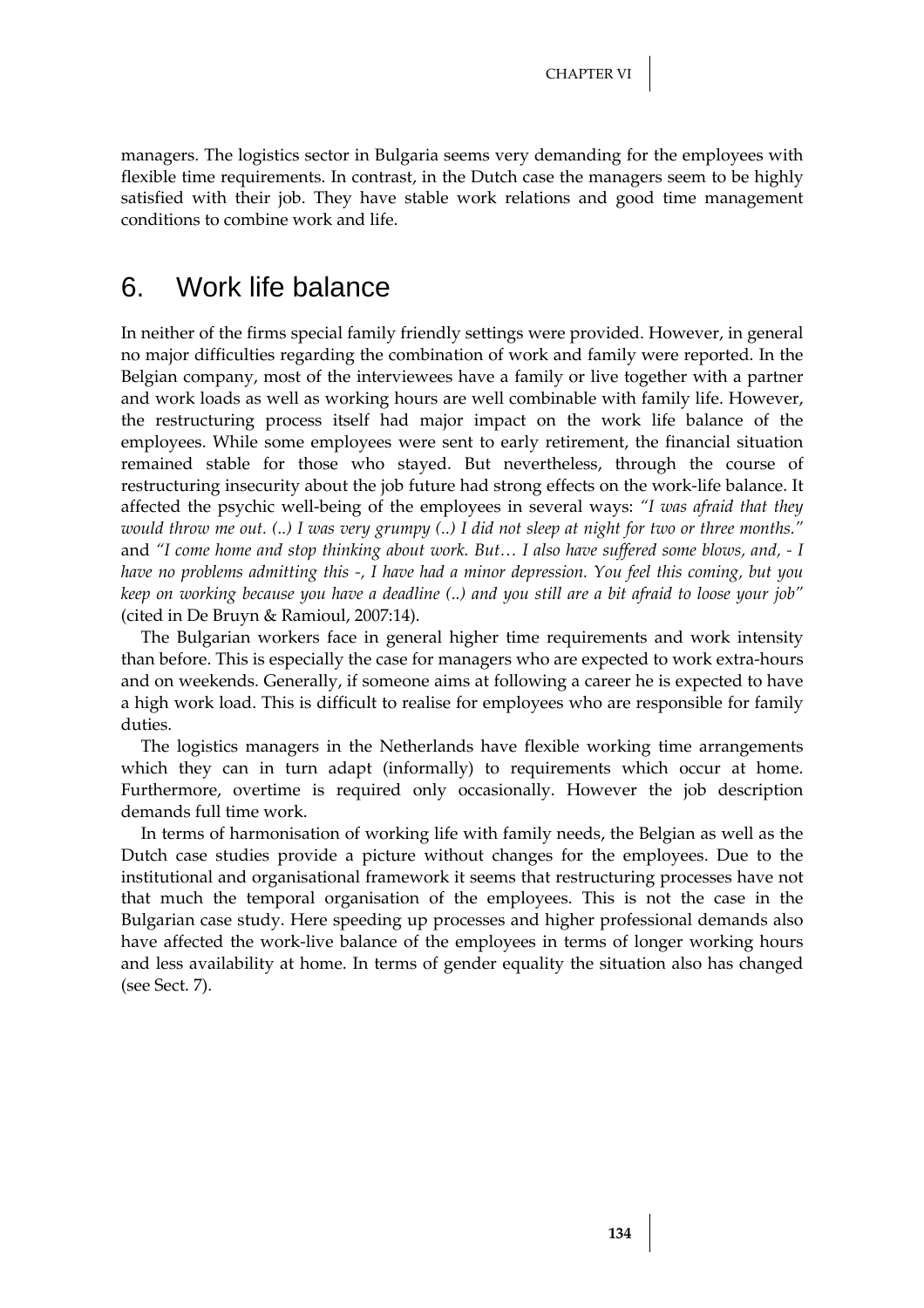managers. The logistics sector in Bulgaria seems very demanding for the employees with flexible time requirements. In contrast, in the Dutch case the managers seem to be highly satisfied with their job. They have stable work relations and good time management conditions to combine work and life.

## 6. Work life balance

In neither of the firms special family friendly settings were provided. However, in general no major difficulties regarding the combination of work and family were reported. In the Belgian company, most of the interviewees have a family or live together with a partner and work loads as well as working hours are well combinable with family life. However, the restructuring process itself had major impact on the work life balance of the employees. While some employees were sent to early retirement, the financial situation remained stable for those who stayed. But nevertheless, through the course of restructuring insecurity about the job future had strong effects on the work-life balance. It affected the psychic well-being of the employees in several ways: *"I was afraid that they would throw me out. (..) I was very grumpy (..) I did not sleep at night for two or three months."* and *"I come home and stop thinking about work. But… I also have suffered some blows, and, - I have no problems admitting this -, I have had a minor depression. You feel this coming, but you keep on working because you have a deadline (..) and you still are a bit afraid to loose your job"* (cited in De Bruyn & Ramioul, 2007:14).

The Bulgarian workers face in general higher time requirements and work intensity than before. This is especially the case for managers who are expected to work extra-hours and on weekends. Generally, if someone aims at following a career he is expected to have a high work load. This is difficult to realise for employees who are responsible for family duties.

The logistics managers in the Netherlands have flexible working time arrangements which they can in turn adapt (informally) to requirements which occur at home. Furthermore, overtime is required only occasionally. However the job description demands full time work.

In terms of harmonisation of working life with family needs, the Belgian as well as the Dutch case studies provide a picture without changes for the employees. Due to the institutional and organisational framework it seems that restructuring processes have not that much the temporal organisation of the employees. This is not the case in the Bulgarian case study. Here speeding up processes and higher professional demands also have affected the work-live balance of the employees in terms of longer working hours and less availability at home. In terms of gender equality the situation also has changed (see Sect. 7).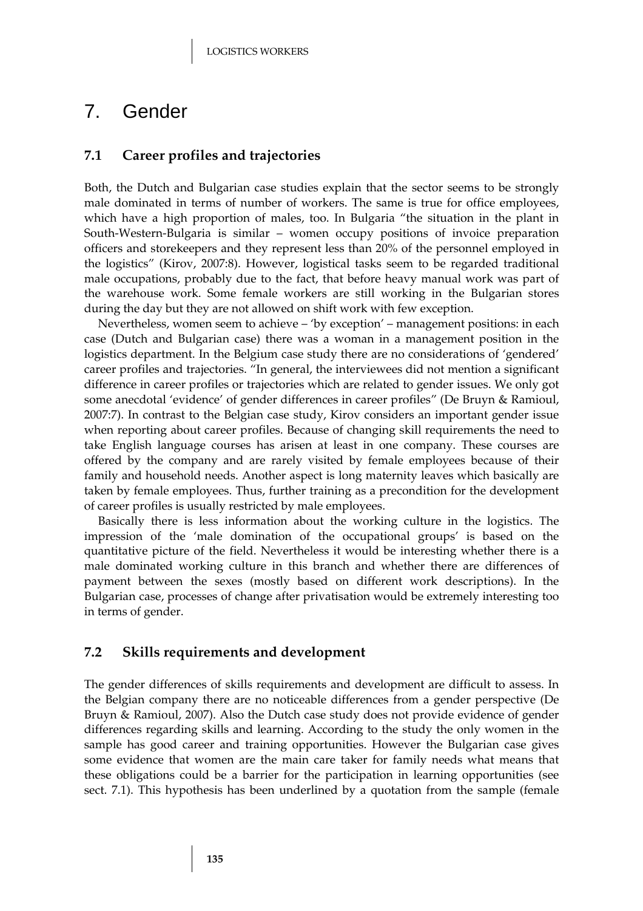# 7. Gender

## 7.1 Career profiles and trajectories

Both, the Dutch and Bulgarian case studies explain that the sector seems to be strongly male dominated in terms of number of workers. The same is true for office employees, which have a high proportion of males, too. In Bulgaria "the situation in the plant in South-Western-Bulgaria is similar – women occupy positions of invoice preparation officers and storekeepers and they represent less than 20% of the personnel employed in the logistics" (Kirov, 2007:8). However, logistical tasks seem to be regarded traditional male occupations, probably due to the fact, that before heavy manual work was part of the warehouse work. Some female workers are still working in the Bulgarian stores during the day but they are not allowed on shift work with few exception.

Nevertheless, women seem to achieve – 'by exception' – management positions: in each case (Dutch and Bulgarian case) there was a woman in a management position in the logistics department. In the Belgium case study there are no considerations of 'gendered' career profiles and trajectories. "In general, the interviewees did not mention a significant difference in career profiles or trajectories which are related to gender issues. We only got some anecdotal 'evidence' of gender differences in career profiles" (De Bruyn & Ramioul, 2007:7). In contrast to the Belgian case study, Kirov considers an important gender issue when reporting about career profiles. Because of changing skill requirements the need to take English language courses has arisen at least in one company. These courses are offered by the company and are rarely visited by female employees because of their family and household needs. Another aspect is long maternity leaves which basically are taken by female employees. Thus, further training as a precondition for the development of career profiles is usually restricted by male employees.

Basically there is less information about the working culture in the logistics. The impression of the 'male domination of the occupational groups' is based on the quantitative picture of the field. Nevertheless it would be interesting whether there is a male dominated working culture in this branch and whether there are differences of payment between the sexes (mostly based on different work descriptions). In the Bulgarian case, processes of change after privatisation would be extremely interesting too in terms of gender.

## 7.2 Skills requirements and development

The gender differences of skills requirements and development are difficult to assess. In the Belgian company there are no noticeable differences from a gender perspective (De Bruyn & Ramioul, 2007). Also the Dutch case study does not provide evidence of gender differences regarding skills and learning. According to the study the only women in the sample has good career and training opportunities. However the Bulgarian case gives some evidence that women are the main care taker for family needs what means that these obligations could be a barrier for the participation in learning opportunities (see sect. 7.1). This hypothesis has been underlined by a quotation from the sample (female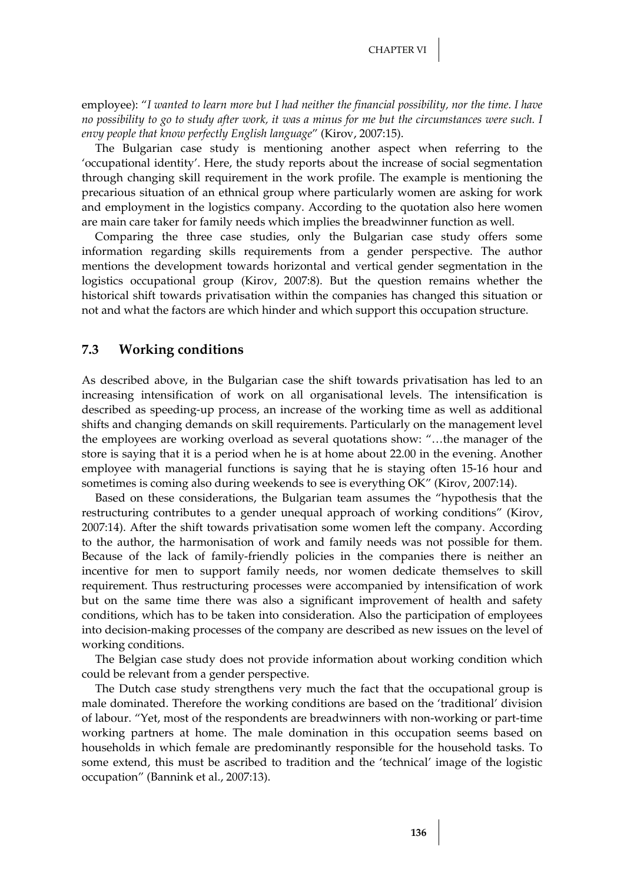employee): "*I wanted to learn more but I had neither the financial possibility, nor the time. I have no possibility to go to study after work, it was a minus for me but the circumstances were such. I envy people that know perfectly English language*" (Kirov, 2007:15).

The Bulgarian case study is mentioning another aspect when referring to the 'occupational identity'. Here, the study reports about the increase of social segmentation through changing skill requirement in the work profile. The example is mentioning the precarious situation of an ethnical group where particularly women are asking for work and employment in the logistics company. According to the quotation also here women are main care taker for family needs which implies the breadwinner function as well.

Comparing the three case studies, only the Bulgarian case study offers some information regarding skills requirements from a gender perspective. The author mentions the development towards horizontal and vertical gender segmentation in the logistics occupational group (Kirov, 2007:8). But the question remains whether the historical shift towards privatisation within the companies has changed this situation or not and what the factors are which hinder and which support this occupation structure.

## 7.3 Working conditions

As described above, in the Bulgarian case the shift towards privatisation has led to an increasing intensification of work on all organisational levels. The intensification is described as speeding-up process, an increase of the working time as well as additional shifts and changing demands on skill requirements. Particularly on the management level the employees are working overload as several quotations show: "…the manager of the store is saying that it is a period when he is at home about 22.00 in the evening. Another employee with managerial functions is saying that he is staying often 15-16 hour and sometimes is coming also during weekends to see is everything OK" (Kirov, 2007:14).

Based on these considerations, the Bulgarian team assumes the "hypothesis that the restructuring contributes to a gender unequal approach of working conditions" (Kirov, 2007:14). After the shift towards privatisation some women left the company. According to the author, the harmonisation of work and family needs was not possible for them. Because of the lack of family-friendly policies in the companies there is neither an incentive for men to support family needs, nor women dedicate themselves to skill requirement. Thus restructuring processes were accompanied by intensification of work but on the same time there was also a significant improvement of health and safety conditions, which has to be taken into consideration. Also the participation of employees into decision-making processes of the company are described as new issues on the level of working conditions.

The Belgian case study does not provide information about working condition which could be relevant from a gender perspective.

The Dutch case study strengthens very much the fact that the occupational group is male dominated. Therefore the working conditions are based on the 'traditional' division of labour. "Yet, most of the respondents are breadwinners with non-working or part-time working partners at home. The male domination in this occupation seems based on households in which female are predominantly responsible for the household tasks. To some extend, this must be ascribed to tradition and the 'technical' image of the logistic occupation" (Bannink et al., 2007:13).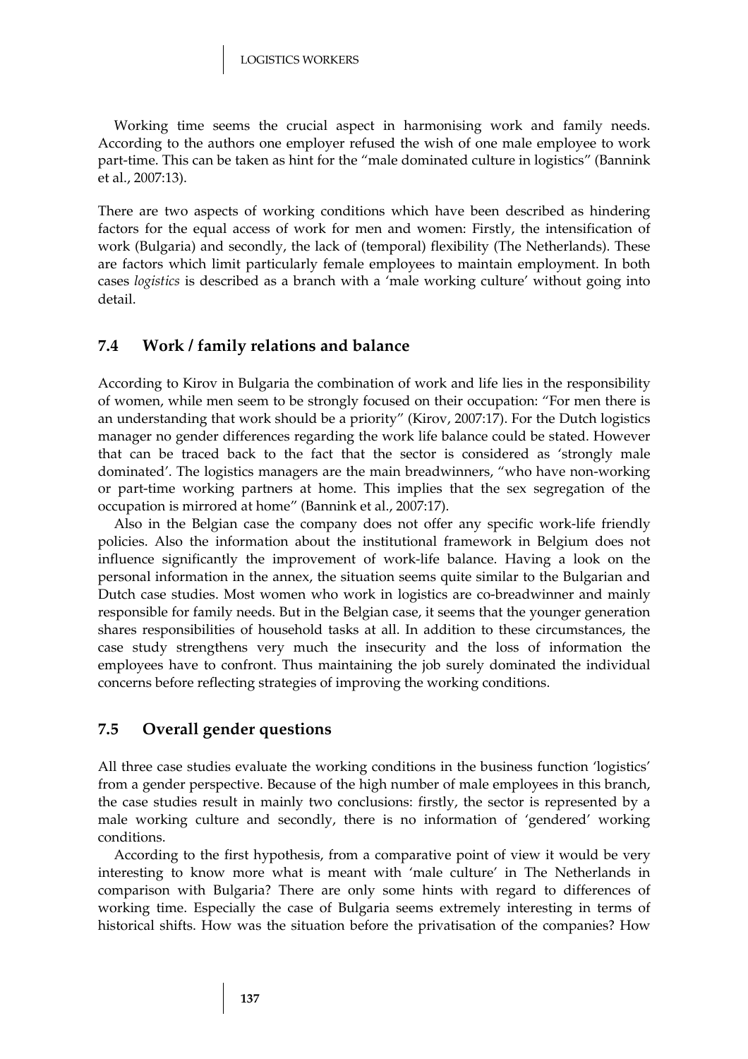Working time seems the crucial aspect in harmonising work and family needs. According to the authors one employer refused the wish of one male employee to work part-time. This can be taken as hint for the "male dominated culture in logistics" (Bannink et al., 2007:13).

There are two aspects of working conditions which have been described as hindering factors for the equal access of work for men and women: Firstly, the intensification of work (Bulgaria) and secondly, the lack of (temporal) flexibility (The Netherlands). These are factors which limit particularly female employees to maintain employment. In both cases *logistics* is described as a branch with a 'male working culture' without going into detail.

## 7.4 Work / family relations and balance

According to Kirov in Bulgaria the combination of work and life lies in the responsibility of women, while men seem to be strongly focused on their occupation: "For men there is an understanding that work should be a priority" (Kirov, 2007:17). For the Dutch logistics manager no gender differences regarding the work life balance could be stated. However that can be traced back to the fact that the sector is considered as 'strongly male dominated'. The logistics managers are the main breadwinners, "who have non-working or part-time working partners at home. This implies that the sex segregation of the occupation is mirrored at home" (Bannink et al., 2007:17).

Also in the Belgian case the company does not offer any specific work-life friendly policies. Also the information about the institutional framework in Belgium does not influence significantly the improvement of work-life balance. Having a look on the personal information in the annex, the situation seems quite similar to the Bulgarian and Dutch case studies. Most women who work in logistics are co-breadwinner and mainly responsible for family needs. But in the Belgian case, it seems that the younger generation shares responsibilities of household tasks at all. In addition to these circumstances, the case study strengthens very much the insecurity and the loss of information the employees have to confront. Thus maintaining the job surely dominated the individual concerns before reflecting strategies of improving the working conditions.

## 7.5 Overall gender questions

All three case studies evaluate the working conditions in the business function 'logistics' from a gender perspective. Because of the high number of male employees in this branch, the case studies result in mainly two conclusions: firstly, the sector is represented by a male working culture and secondly, there is no information of 'gendered' working conditions.

According to the first hypothesis, from a comparative point of view it would be very interesting to know more what is meant with 'male culture' in The Netherlands in comparison with Bulgaria? There are only some hints with regard to differences of working time. Especially the case of Bulgaria seems extremely interesting in terms of historical shifts. How was the situation before the privatisation of the companies? How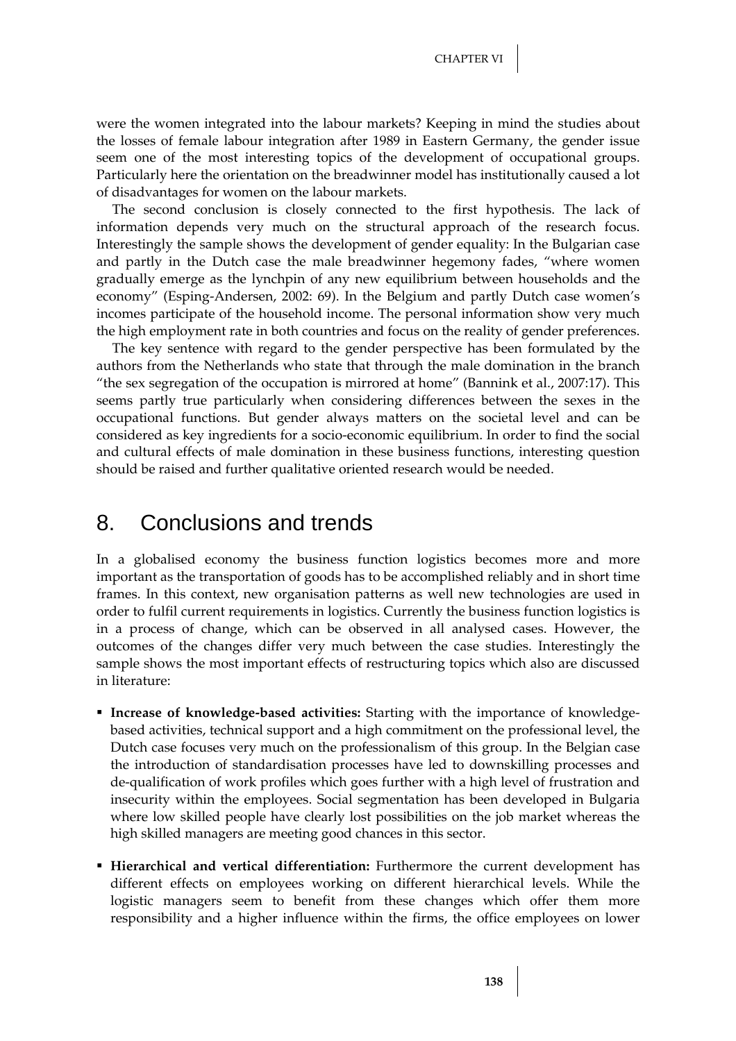were the women integrated into the labour markets? Keeping in mind the studies about the losses of female labour integration after 1989 in Eastern Germany, the gender issue seem one of the most interesting topics of the development of occupational groups. Particularly here the orientation on the breadwinner model has institutionally caused a lot of disadvantages for women on the labour markets.

The second conclusion is closely connected to the first hypothesis. The lack of information depends very much on the structural approach of the research focus. Interestingly the sample shows the development of gender equality: In the Bulgarian case and partly in the Dutch case the male breadwinner hegemony fades, "where women gradually emerge as the lynchpin of any new equilibrium between households and the economy" (Esping-Andersen, 2002: 69). In the Belgium and partly Dutch case women's incomes participate of the household income. The personal information show very much the high employment rate in both countries and focus on the reality of gender preferences.

The key sentence with regard to the gender perspective has been formulated by the authors from the Netherlands who state that through the male domination in the branch "the sex segregation of the occupation is mirrored at home" (Bannink et al., 2007:17). This seems partly true particularly when considering differences between the sexes in the occupational functions. But gender always matters on the societal level and can be considered as key ingredients for a socio-economic equilibrium. In order to find the social and cultural effects of male domination in these business functions, interesting question should be raised and further qualitative oriented research would be needed.

# 8. Conclusions and trends

In a globalised economy the business function logistics becomes more and more important as the transportation of goods has to be accomplished reliably and in short time frames. In this context, new organisation patterns as well new technologies are used in order to fulfil current requirements in logistics. Currently the business function logistics is in a process of change, which can be observed in all analysed cases. However, the outcomes of the changes differ very much between the case studies. Interestingly the sample shows the most important effects of restructuring topics which also are discussed in literature:

- **Increase of knowledge-based activities:** Starting with the importance of knowledge-based activities, technical support and a high commitment on the professional level, the Dutch case focuses very much on the professionalism of this group. In the Belgian case the introduction of standardisation processes have led to downskilling processes and de-qualification of work profiles which goes further with a high level of frustration and insecurity within the employees. Social segmentation has been developed in Bulgaria where low skilled people have clearly lost possibilities on the job market whereas the high skilled managers are meeting good chances in this sector.

- **Hierarchical and vertical differentiation:** Furthermore the current development has different effects on employees working on different hierarchical levels. While the logistic managers seem to benefit from these changes which offer them more responsibility and a higher influence within the firms, the office employees on lower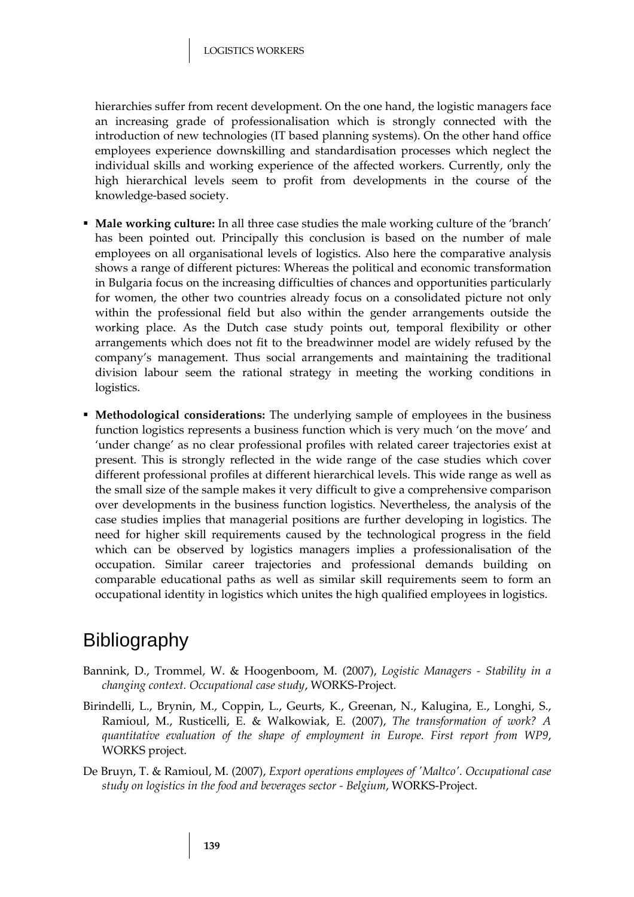hierarchies suffer from recent development. On the one hand, the logistic managers face an increasing grade of professionalisation which is strongly connected with the introduction of new technologies (IT based planning systems). On the other hand office employees experience downskilling and standardisation processes which neglect the individual skills and working experience of the affected workers. Currently, only the high hierarchical levels seem to profit from developments in the course of the knowledge-based society.

- **Male working culture:** In all three case studies the male working culture of the 'branch' has been pointed out. Principally this conclusion is based on the number of male employees on all organisational levels of logistics. Also here the comparative analysis shows a range of different pictures: Whereas the political and economic transformation in Bulgaria focus on the increasing difficulties of chances and opportunities particularly for women, the other two countries already focus on a consolidated picture not only within the professional field but also within the gender arrangements outside the working place. As the Dutch case study points out, temporal flexibility or other arrangements which does not fit to the breadwinner model are widely refused by the company's management. Thus social arrangements and maintaining the traditional division labour seem the rational strategy in meeting the working conditions in logistics.
- **Methodological considerations:** The underlying sample of employees in the business function logistics represents a business function which is very much 'on the move' and 'under change' as no clear professional profiles with related career trajectories exist at present. This is strongly reflected in the wide range of the case studies which cover different professional profiles at different hierarchical levels. This wide range as well as the small size of the sample makes it very difficult to give a comprehensive comparison over developments in the business function logistics. Nevertheless, the analysis of the case studies implies that managerial positions are further developing in logistics. The need for higher skill requirements caused by the technological progress in the field which can be observed by logistics managers implies a professionalisation of the occupation. Similar career trajectories and professional demands building on comparable educational paths as well as similar skill requirements seem to form an occupational identity in logistics which unites the high qualified employees in logistics.

# Bibliography

Bannink, D., Trommel, W. & Hoogenboom, M. (2007), *Logistic Managers - Stability in a changing context. Occupational case study*, WORKS-Project.

Birindelli, L., Brynin, M., Coppin, L., Geurts, K., Greenan, N., Kalugina, E., Longhi, S., Ramioul, M., Rusticelli, E. & Walkowiak, E. (2007), *The transformation of work? A quantitative evaluation of the shape of employment in Europe. First report from WP9*, WORKS project.

De Bruyn, T. & Ramioul, M. (2007), *Export operations employees of 'Maltco'. Occupational case study on logistics in the food and beverages sector - Belgium*, WORKS-Project.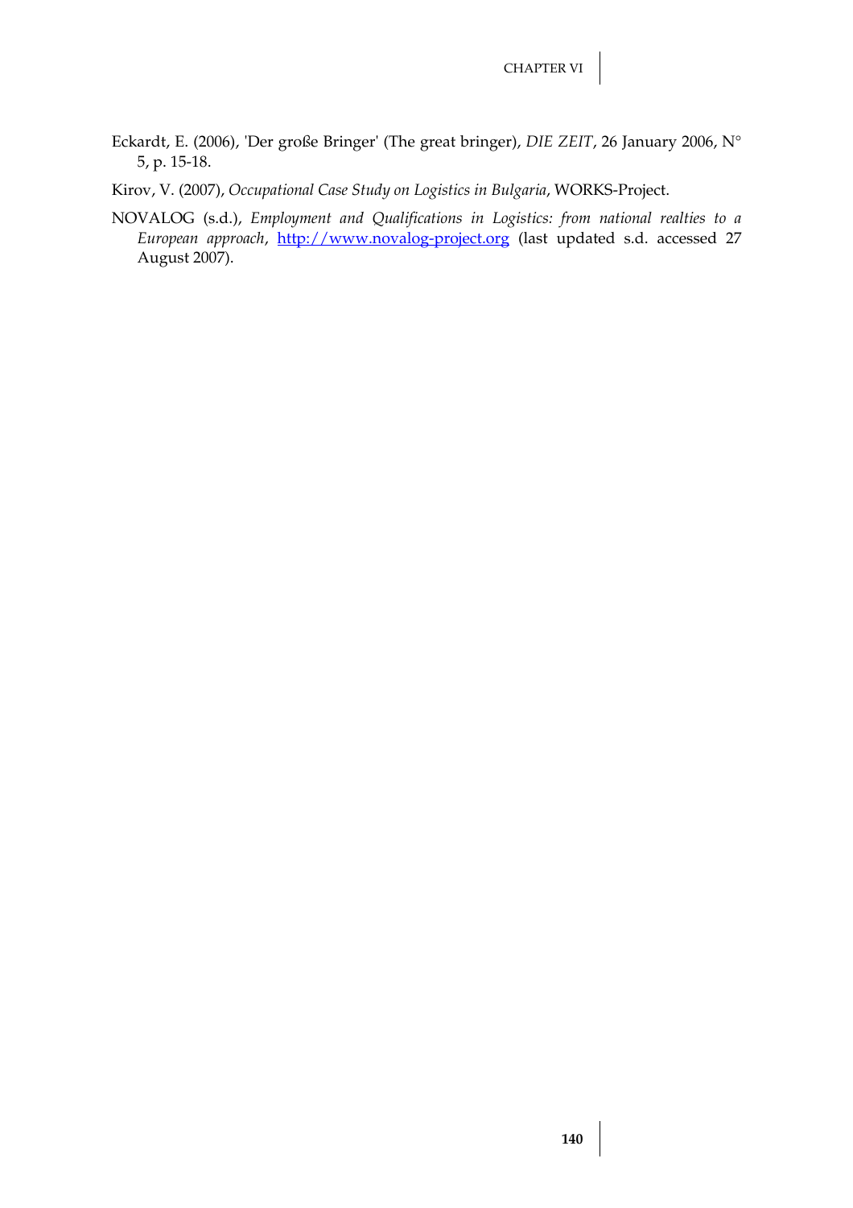Eckardt, E. (2006), 'Der große Bringer' (The great bringer), *DIE ZEIT*, 26 January 2006, N° 5, p. 15-18.

Kirov, V. (2007), *Occupational Case Study on Logistics in Bulgaria*, WORKS-Project.

NOVALOG (s.d.), *Employment and Qualifications in Logistics: from national realties to a European approach*, http://www.novalog-project.org (last updated s.d. accessed 27 August 2007).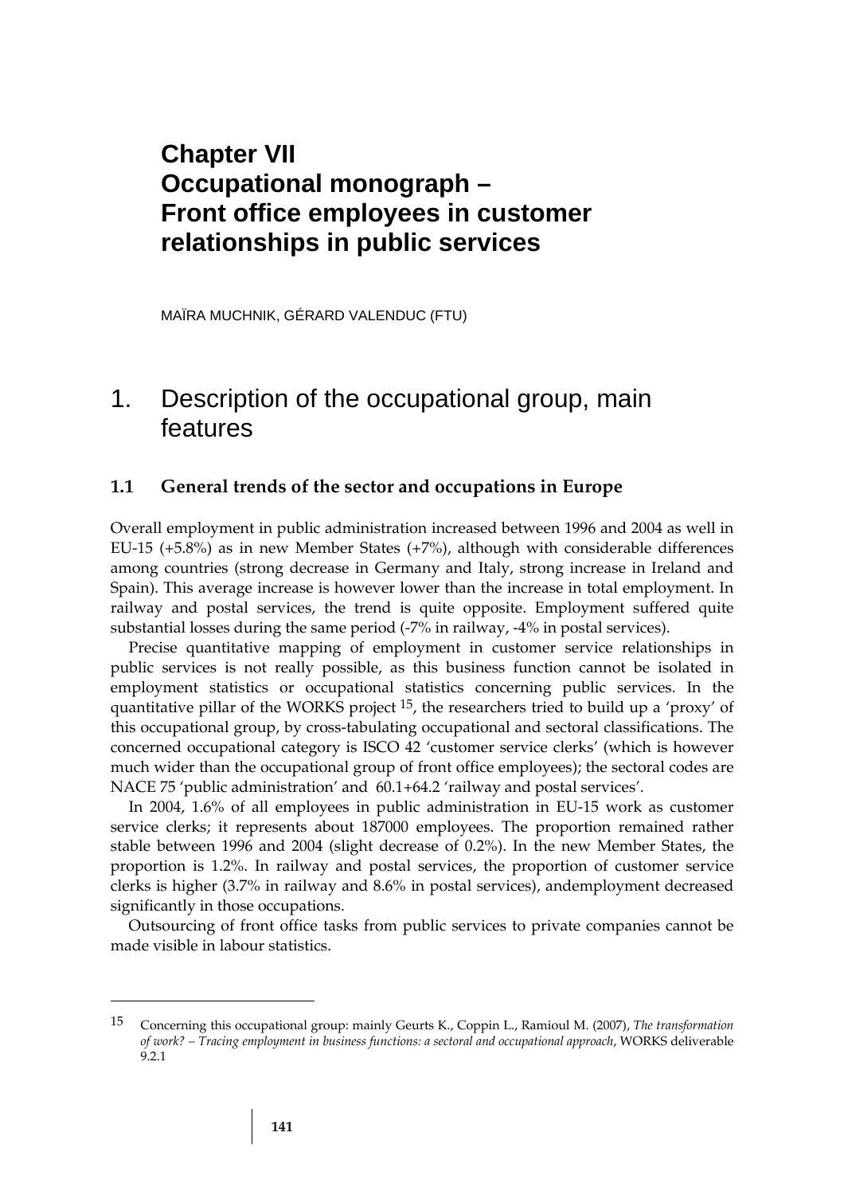# Chapter VII
# Occupational monograph – Front office employees in customer relationships in public services

MAÏRA MUCHNIK, GÉRARD VALENDUC (FTU)

## 1. Description of the occupational group, main features

### 1.1 General trends of the sector and occupations in Europe

Overall employment in public administration increased between 1996 and 2004 as well in EU-15 (+5.8%) as in new Member States (+7%), although with considerable differences among countries (strong decrease in Germany and Italy, strong increase in Ireland and Spain). This average increase is however lower than the increase in total employment. In railway and postal services, the trend is quite opposite. Employment suffered quite substantial losses during the same period (-7% in railway, -4% in postal services).

Precise quantitative mapping of employment in customer service relationships in public services is not really possible, as this business function cannot be isolated in employment statistics or occupational statistics concerning public services. In the quantitative pillar of the WORKS project [15], the researchers tried to build up a 'proxy' of this occupational group, by cross-tabulating occupational and sectoral classifications. The concerned occupational category is ISCO 42 'customer service clerks' (which is however much wider than the occupational group of front office employees); the sectoral codes are NACE 75 'public administration' and 60.1+64.2 'railway and postal services'.

In 2004, 1.6% of all employees in public administration in EU-15 work as customer service clerks; it represents about 187000 employees. The proportion remained rather stable between 1996 and 2004 (slight decrease of 0.2%). In the new Member States, the proportion is 1.2%. In railway and postal services, the proportion of customer service clerks is higher (3.7% in railway and 8.6% in postal services), andemployment decreased significantly in those occupations.

Outsourcing of front office tasks from public services to private companies cannot be made visible in labour statistics.

---

[15] Concerning this occupational group: mainly Geurts K., Coppin L., Ramioul M. (2007), *The transformation of work? – Tracing employment in business functions: a sectoral and occupational approach*, WORKS deliverable 9.2.1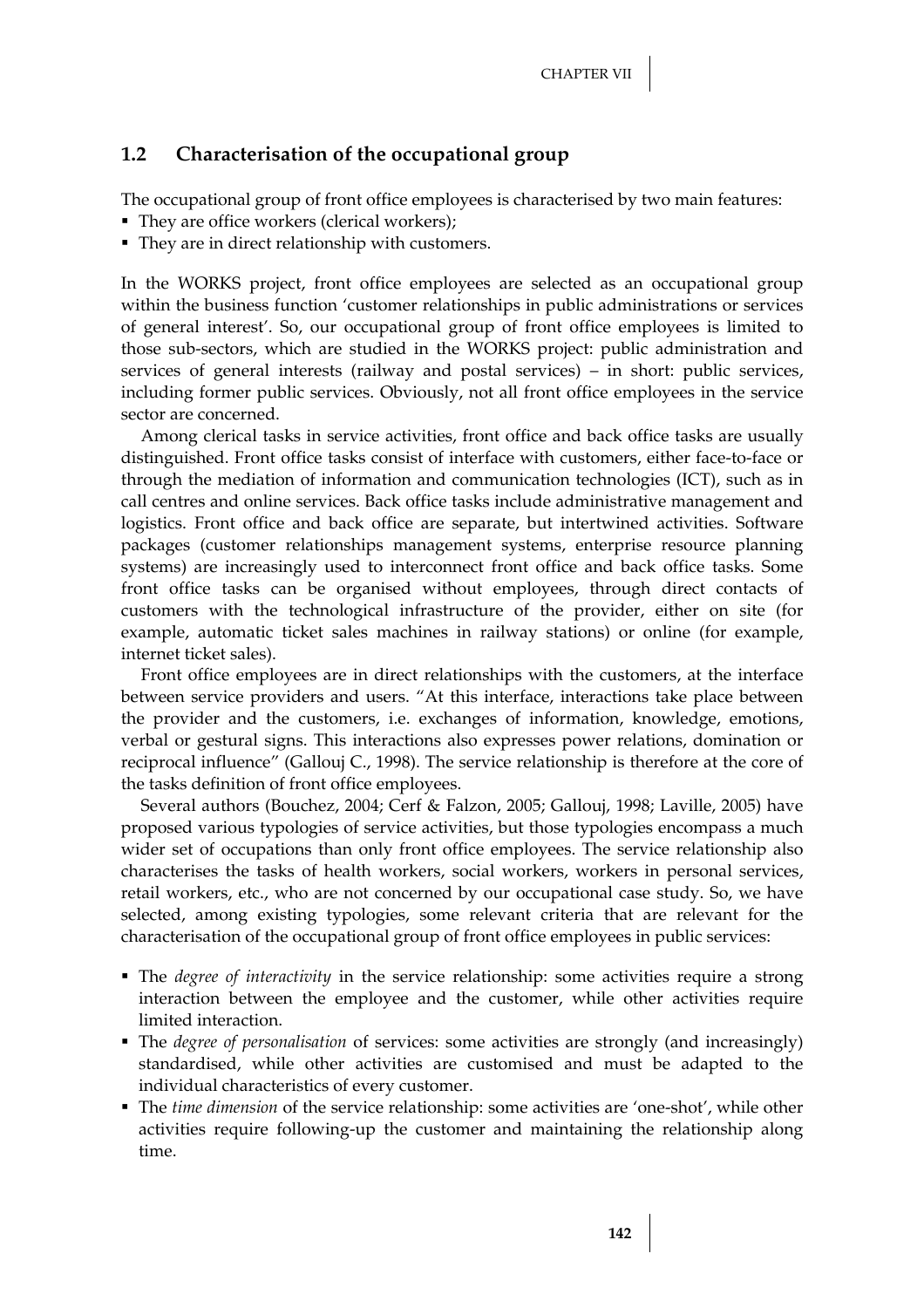## 1.2 Characterisation of the occupational group

The occupational group of front office employees is characterised by two main features:

- They are office workers (clerical workers);
- They are in direct relationship with customers.

In the WORKS project, front office employees are selected as an occupational group within the business function 'customer relationships in public administrations or services of general interest'. So, our occupational group of front office employees is limited to those sub-sectors, which are studied in the WORKS project: public administration and services of general interests (railway and postal services) – in short: public services, including former public services. Obviously, not all front office employees in the service sector are concerned.

Among clerical tasks in service activities, front office and back office tasks are usually distinguished. Front office tasks consist of interface with customers, either face-to-face or through the mediation of information and communication technologies (ICT), such as in call centres and online services. Back office tasks include administrative management and logistics. Front office and back office are separate, but intertwined activities. Software packages (customer relationships management systems, enterprise resource planning systems) are increasingly used to interconnect front office and back office tasks. Some front office tasks can be organised without employees, through direct contacts of customers with the technological infrastructure of the provider, either on site (for example, automatic ticket sales machines in railway stations) or online (for example, internet ticket sales).

Front office employees are in direct relationships with the customers, at the interface between service providers and users. "At this interface, interactions take place between the provider and the customers, i.e. exchanges of information, knowledge, emotions, verbal or gestural signs. This interactions also expresses power relations, domination or reciprocal influence" (Gallouj C., 1998). The service relationship is therefore at the core of the tasks definition of front office employees.

Several authors (Bouchez, 2004; Cerf & Falzon, 2005; Gallouj, 1998; Laville, 2005) have proposed various typologies of service activities, but those typologies encompass a much wider set of occupations than only front office employees. The service relationship also characterises the tasks of health workers, social workers, workers in personal services, retail workers, etc., who are not concerned by our occupational case study. So, we have selected, among existing typologies, some relevant criteria that are relevant for the characterisation of the occupational group of front office employees in public services:

- The *degree of interactivity* in the service relationship: some activities require a strong interaction between the employee and the customer, while other activities require limited interaction.
- The *degree of personalisation* of services: some activities are strongly (and increasingly) standardised, while other activities are customised and must be adapted to the individual characteristics of every customer.
- The *time dimension* of the service relationship: some activities are 'one-shot', while other activities require following-up the customer and maintaining the relationship along time.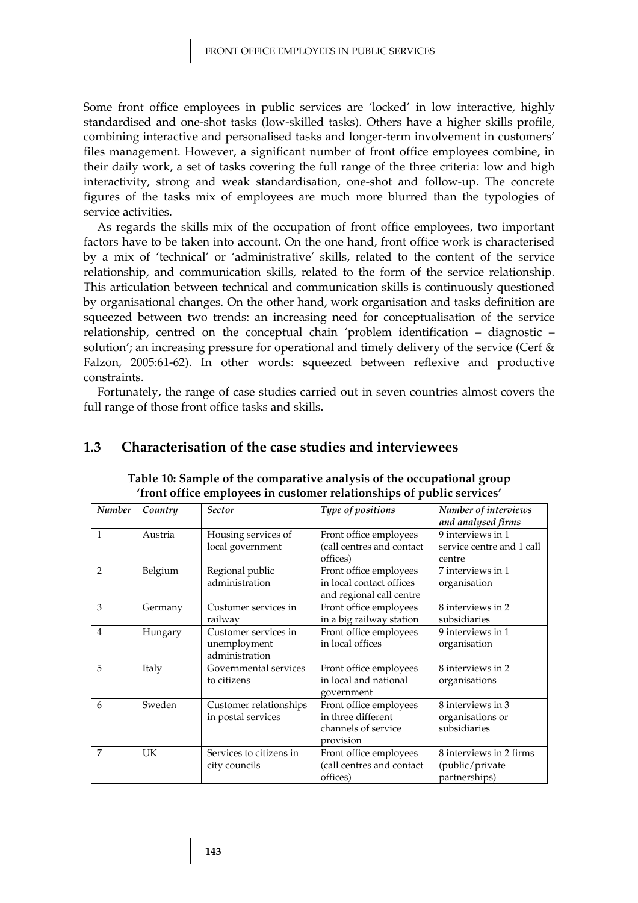Some front office employees in public services are 'locked' in low interactive, highly standardised and one-shot tasks (low-skilled tasks). Others have a higher skills profile, combining interactive and personalised tasks and longer-term involvement in customers' files management. However, a significant number of front office employees combine, in their daily work, a set of tasks covering the full range of the three criteria: low and high interactivity, strong and weak standardisation, one-shot and follow-up. The concrete figures of the tasks mix of employees are much more blurred than the typologies of service activities.

As regards the skills mix of the occupation of front office employees, two important factors have to be taken into account. On the one hand, front office work is characterised by a mix of 'technical' or 'administrative' skills, related to the content of the service relationship, and communication skills, related to the form of the service relationship. This articulation between technical and communication skills is continuously questioned by organisational changes. On the other hand, work organisation and tasks definition are squeezed between two trends: an increasing need for conceptualisation of the service relationship, centred on the conceptual chain 'problem identification – diagnostic – solution'; an increasing pressure for operational and timely delivery of the service (Cerf & Falzon, 2005:61-62). In other words: squeezed between reflexive and productive constraints.

Fortunately, the range of case studies carried out in seven countries almost covers the full range of those front office tasks and skills.

## 1.3 Characterisation of the case studies and interviewees

**Table 10: Sample of the comparative analysis of the occupational group 'front office employees in customer relationships of public services'**

| *Number* | *Country* | *Sector* | *Type of positions* | *Number of interviews and analysed firms* |
|---|---|---|---|---|
| 1 | Austria | Housing services of local government | Front office employees (call centres and contact offices) | 9 interviews in 1 service centre and 1 call centre |
| 2 | Belgium | Regional public administration | Front office employees in local contact offices and regional call centre | 7 interviews in 1 organisation |
| 3 | Germany | Customer services in railway | Front office employees in a big railway station | 8 interviews in 2 subsidiaries |
| 4 | Hungary | Customer services in unemployment administration | Front office employees in local offices | 9 interviews in 1 organisation |
| 5 | Italy | Governmental services to citizens | Front office employees in local and national government | 8 interviews in 2 organisations |
| 6 | Sweden | Customer relationships in postal services | Front office employees in three different channels of service provision | 8 interviews in 3 organisations or subsidiaries |
| 7 | UK | Services to citizens in city councils | Front office employees (call centres and contact offices) | 8 interviews in 2 firms (public/private partnerships) |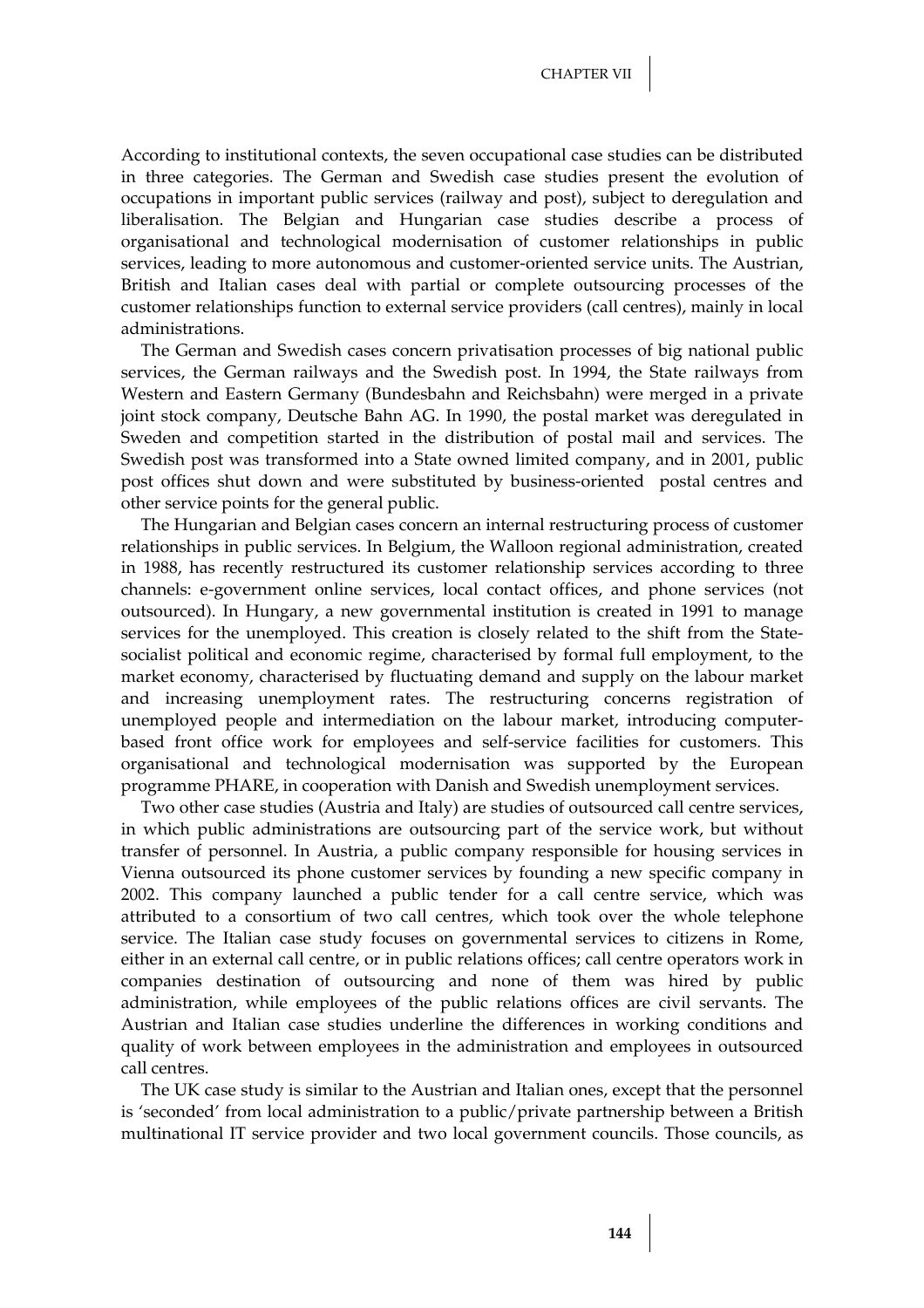According to institutional contexts, the seven occupational case studies can be distributed in three categories. The German and Swedish case studies present the evolution of occupations in important public services (railway and post), subject to deregulation and liberalisation. The Belgian and Hungarian case studies describe a process of organisational and technological modernisation of customer relationships in public services, leading to more autonomous and customer-oriented service units. The Austrian, British and Italian cases deal with partial or complete outsourcing processes of the customer relationships function to external service providers (call centres), mainly in local administrations.

The German and Swedish cases concern privatisation processes of big national public services, the German railways and the Swedish post. In 1994, the State railways from Western and Eastern Germany (Bundesbahn and Reichsbahn) were merged in a private joint stock company, Deutsche Bahn AG. In 1990, the postal market was deregulated in Sweden and competition started in the distribution of postal mail and services. The Swedish post was transformed into a State owned limited company, and in 2001, public post offices shut down and were substituted by business-oriented postal centres and other service points for the general public.

The Hungarian and Belgian cases concern an internal restructuring process of customer relationships in public services. In Belgium, the Walloon regional administration, created in 1988, has recently restructured its customer relationship services according to three channels: e-government online services, local contact offices, and phone services (not outsourced). In Hungary, a new governmental institution is created in 1991 to manage services for the unemployed. This creation is closely related to the shift from the State-socialist political and economic regime, characterised by formal full employment, to the market economy, characterised by fluctuating demand and supply on the labour market and increasing unemployment rates. The restructuring concerns registration of unemployed people and intermediation on the labour market, introducing computer-based front office work for employees and self-service facilities for customers. This organisational and technological modernisation was supported by the European programme PHARE, in cooperation with Danish and Swedish unemployment services.

Two other case studies (Austria and Italy) are studies of outsourced call centre services, in which public administrations are outsourcing part of the service work, but without transfer of personnel. In Austria, a public company responsible for housing services in Vienna outsourced its phone customer services by founding a new specific company in 2002. This company launched a public tender for a call centre service, which was attributed to a consortium of two call centres, which took over the whole telephone service. The Italian case study focuses on governmental services to citizens in Rome, either in an external call centre, or in public relations offices; call centre operators work in companies destination of outsourcing and none of them was hired by public administration, while employees of the public relations offices are civil servants. The Austrian and Italian case studies underline the differences in working conditions and quality of work between employees in the administration and employees in outsourced call centres.

The UK case study is similar to the Austrian and Italian ones, except that the personnel is 'seconded' from local administration to a public/private partnership between a British multinational IT service provider and two local government councils. Those councils, as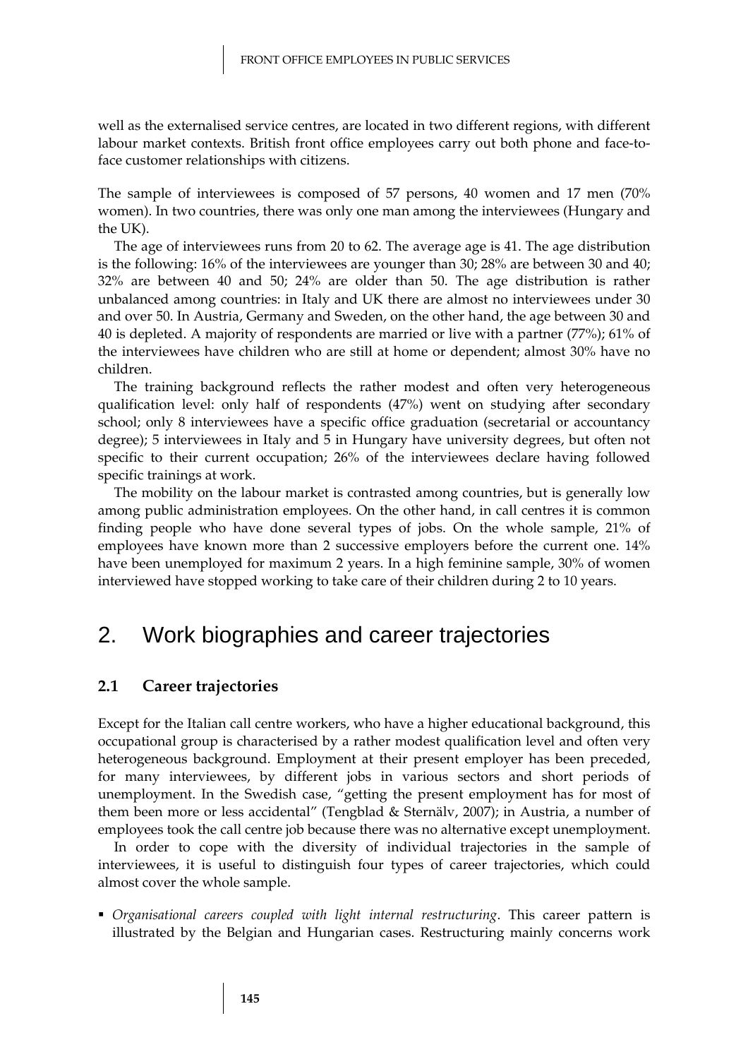well as the externalised service centres, are located in two different regions, with different labour market contexts. British front office employees carry out both phone and face-to-face customer relationships with citizens.

The sample of interviewees is composed of 57 persons, 40 women and 17 men (70% women). In two countries, there was only one man among the interviewees (Hungary and the UK).

The age of interviewees runs from 20 to 62. The average age is 41. The age distribution is the following: 16% of the interviewees are younger than 30; 28% are between 30 and 40; 32% are between 40 and 50; 24% are older than 50. The age distribution is rather unbalanced among countries: in Italy and UK there are almost no interviewees under 30 and over 50. In Austria, Germany and Sweden, on the other hand, the age between 30 and 40 is depleted. A majority of respondents are married or live with a partner (77%); 61% of the interviewees have children who are still at home or dependent; almost 30% have no children.

The training background reflects the rather modest and often very heterogeneous qualification level: only half of respondents (47%) went on studying after secondary school; only 8 interviewees have a specific office graduation (secretarial or accountancy degree); 5 interviewees in Italy and 5 in Hungary have university degrees, but often not specific to their current occupation; 26% of the interviewees declare having followed specific trainings at work.

The mobility on the labour market is contrasted among countries, but is generally low among public administration employees. On the other hand, in call centres it is common finding people who have done several types of jobs. On the whole sample, 21% of employees have known more than 2 successive employers before the current one. 14% have been unemployed for maximum 2 years. In a high feminine sample, 30% of women interviewed have stopped working to take care of their children during 2 to 10 years.

# 2. Work biographies and career trajectories

## 2.1 Career trajectories

Except for the Italian call centre workers, who have a higher educational background, this occupational group is characterised by a rather modest qualification level and often very heterogeneous background. Employment at their present employer has been preceded, for many interviewees, by different jobs in various sectors and short periods of unemployment. In the Swedish case, "getting the present employment has for most of them been more or less accidental" (Tengblad & Sternälv, 2007); in Austria, a number of employees took the call centre job because there was no alternative except unemployment.

In order to cope with the diversity of individual trajectories in the sample of interviewees, it is useful to distinguish four types of career trajectories, which could almost cover the whole sample.

- *Organisational careers coupled with light internal restructuring*. This career pattern is illustrated by the Belgian and Hungarian cases. Restructuring mainly concerns work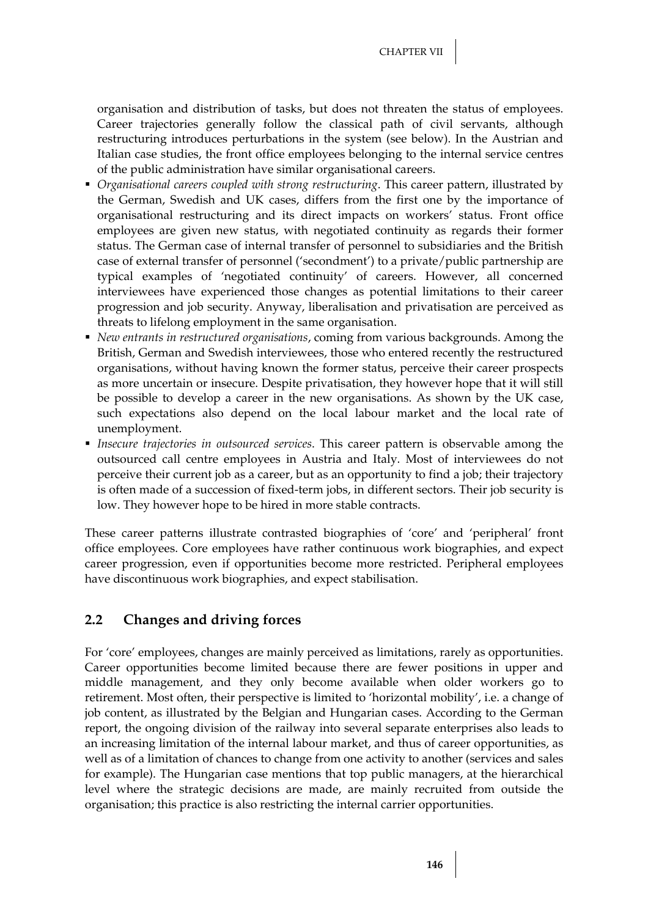organisation and distribution of tasks, but does not threaten the status of employees. Career trajectories generally follow the classical path of civil servants, although restructuring introduces perturbations in the system (see below). In the Austrian and Italian case studies, the front office employees belonging to the internal service centres of the public administration have similar organisational careers.

- *Organisational careers coupled with strong restructuring*. This career pattern, illustrated by the German, Swedish and UK cases, differs from the first one by the importance of organisational restructuring and its direct impacts on workers' status. Front office employees are given new status, with negotiated continuity as regards their former status. The German case of internal transfer of personnel to subsidiaries and the British case of external transfer of personnel ('secondment') to a private/public partnership are typical examples of 'negotiated continuity' of careers. However, all concerned interviewees have experienced those changes as potential limitations to their career progression and job security. Anyway, liberalisation and privatisation are perceived as threats to lifelong employment in the same organisation.
- *New entrants in restructured organisations*, coming from various backgrounds. Among the British, German and Swedish interviewees, those who entered recently the restructured organisations, without having known the former status, perceive their career prospects as more uncertain or insecure. Despite privatisation, they however hope that it will still be possible to develop a career in the new organisations. As shown by the UK case, such expectations also depend on the local labour market and the local rate of unemployment.
- *Insecure trajectories in outsourced services*. This career pattern is observable among the outsourced call centre employees in Austria and Italy. Most of interviewees do not perceive their current job as a career, but as an opportunity to find a job; their trajectory is often made of a succession of fixed-term jobs, in different sectors. Their job security is low. They however hope to be hired in more stable contracts.

These career patterns illustrate contrasted biographies of 'core' and 'peripheral' front office employees. Core employees have rather continuous work biographies, and expect career progression, even if opportunities become more restricted. Peripheral employees have discontinuous work biographies, and expect stabilisation.

## 2.2 Changes and driving forces

For 'core' employees, changes are mainly perceived as limitations, rarely as opportunities. Career opportunities become limited because there are fewer positions in upper and middle management, and they only become available when older workers go to retirement. Most often, their perspective is limited to 'horizontal mobility', i.e. a change of job content, as illustrated by the Belgian and Hungarian cases. According to the German report, the ongoing division of the railway into several separate enterprises also leads to an increasing limitation of the internal labour market, and thus of career opportunities, as well as of a limitation of chances to change from one activity to another (services and sales for example). The Hungarian case mentions that top public managers, at the hierarchical level where the strategic decisions are made, are mainly recruited from outside the organisation; this practice is also restricting the internal carrier opportunities.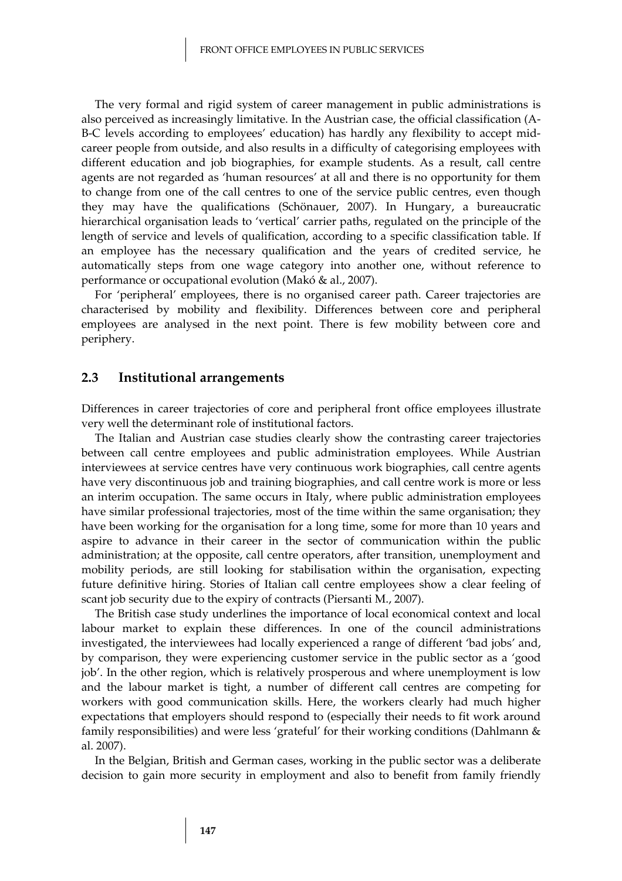The very formal and rigid system of career management in public administrations is also perceived as increasingly limitative. In the Austrian case, the official classification (A-B-C levels according to employees' education) has hardly any flexibility to accept mid-career people from outside, and also results in a difficulty of categorising employees with different education and job biographies, for example students. As a result, call centre agents are not regarded as 'human resources' at all and there is no opportunity for them to change from one of the call centres to one of the service public centres, even though they may have the qualifications (Schönauer, 2007). In Hungary, a bureaucratic hierarchical organisation leads to 'vertical' carrier paths, regulated on the principle of the length of service and levels of qualification, according to a specific classification table. If an employee has the necessary qualification and the years of credited service, he automatically steps from one wage category into another one, without reference to performance or occupational evolution (Makó & al., 2007).

For 'peripheral' employees, there is no organised career path. Career trajectories are characterised by mobility and flexibility. Differences between core and peripheral employees are analysed in the next point. There is few mobility between core and periphery.

## 2.3 Institutional arrangements

Differences in career trajectories of core and peripheral front office employees illustrate very well the determinant role of institutional factors.

The Italian and Austrian case studies clearly show the contrasting career trajectories between call centre employees and public administration employees. While Austrian interviewees at service centres have very continuous work biographies, call centre agents have very discontinuous job and training biographies, and call centre work is more or less an interim occupation. The same occurs in Italy, where public administration employees have similar professional trajectories, most of the time within the same organisation; they have been working for the organisation for a long time, some for more than 10 years and aspire to advance in their career in the sector of communication within the public administration; at the opposite, call centre operators, after transition, unemployment and mobility periods, are still looking for stabilisation within the organisation, expecting future definitive hiring. Stories of Italian call centre employees show a clear feeling of scant job security due to the expiry of contracts (Piersanti M., 2007).

The British case study underlines the importance of local economical context and local labour market to explain these differences. In one of the council administrations investigated, the interviewees had locally experienced a range of different 'bad jobs' and, by comparison, they were experiencing customer service in the public sector as a 'good job'. In the other region, which is relatively prosperous and where unemployment is low and the labour market is tight, a number of different call centres are competing for workers with good communication skills. Here, the workers clearly had much higher expectations that employers should respond to (especially their needs to fit work around family responsibilities) and were less 'grateful' for their working conditions (Dahlmann & al. 2007).

In the Belgian, British and German cases, working in the public sector was a deliberate decision to gain more security in employment and also to benefit from family friendly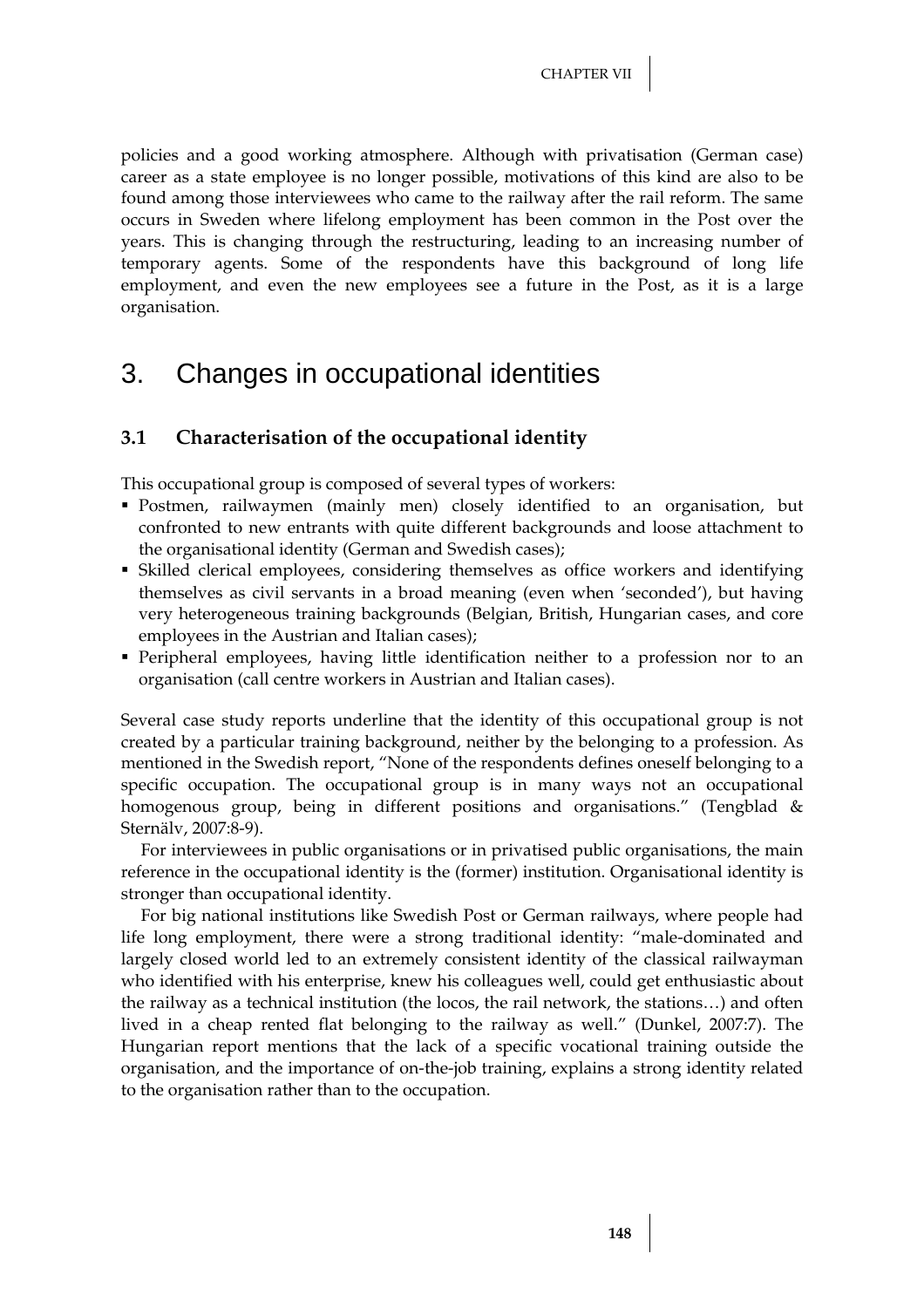policies and a good working atmosphere. Although with privatisation (German case) career as a state employee is no longer possible, motivations of this kind are also to be found among those interviewees who came to the railway after the rail reform. The same occurs in Sweden where lifelong employment has been common in the Post over the years. This is changing through the restructuring, leading to an increasing number of temporary agents. Some of the respondents have this background of long life employment, and even the new employees see a future in the Post, as it is a large organisation.

# 3. Changes in occupational identities

## 3.1 Characterisation of the occupational identity

This occupational group is composed of several types of workers:

- Postmen, railwaymen (mainly men) closely identified to an organisation, but confronted to new entrants with quite different backgrounds and loose attachment to the organisational identity (German and Swedish cases);
- Skilled clerical employees, considering themselves as office workers and identifying themselves as civil servants in a broad meaning (even when 'seconded'), but having very heterogeneous training backgrounds (Belgian, British, Hungarian cases, and core employees in the Austrian and Italian cases);
- Peripheral employees, having little identification neither to a profession nor to an organisation (call centre workers in Austrian and Italian cases).

Several case study reports underline that the identity of this occupational group is not created by a particular training background, neither by the belonging to a profession. As mentioned in the Swedish report, "None of the respondents defines oneself belonging to a specific occupation. The occupational group is in many ways not an occupational homogenous group, being in different positions and organisations." (Tengblad & Sternälv, 2007:8-9).

For interviewees in public organisations or in privatised public organisations, the main reference in the occupational identity is the (former) institution. Organisational identity is stronger than occupational identity.

For big national institutions like Swedish Post or German railways, where people had life long employment, there were a strong traditional identity: "male-dominated and largely closed world led to an extremely consistent identity of the classical railwayman who identified with his enterprise, knew his colleagues well, could get enthusiastic about the railway as a technical institution (the locos, the rail network, the stations…) and often lived in a cheap rented flat belonging to the railway as well." (Dunkel, 2007:7). The Hungarian report mentions that the lack of a specific vocational training outside the organisation, and the importance of on-the-job training, explains a strong identity related to the organisation rather than to the occupation.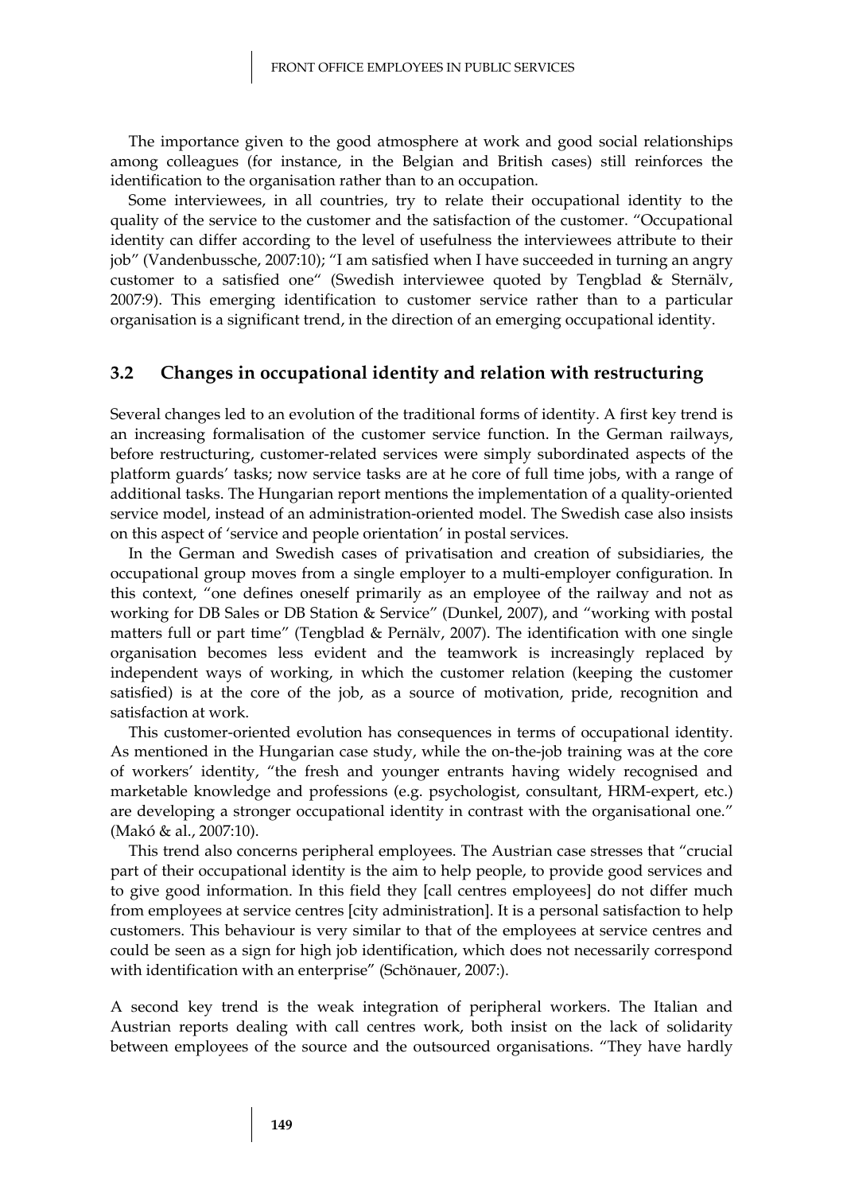The importance given to the good atmosphere at work and good social relationships among colleagues (for instance, in the Belgian and British cases) still reinforces the identification to the organisation rather than to an occupation.

Some interviewees, in all countries, try to relate their occupational identity to the quality of the service to the customer and the satisfaction of the customer. “Occupational identity can differ according to the level of usefulness the interviewees attribute to their job” (Vandenbussche, 2007:10); “I am satisfied when I have succeeded in turning an angry customer to a satisfied one“ (Swedish interviewee quoted by Tengblad & Sternälv, 2007:9). This emerging identification to customer service rather than to a particular organisation is a significant trend, in the direction of an emerging occupational identity.

## 3.2 Changes in occupational identity and relation with restructuring

Several changes led to an evolution of the traditional forms of identity. A first key trend is an increasing formalisation of the customer service function. In the German railways, before restructuring, customer-related services were simply subordinated aspects of the platform guards' tasks; now service tasks are at he core of full time jobs, with a range of additional tasks. The Hungarian report mentions the implementation of a quality-oriented service model, instead of an administration-oriented model. The Swedish case also insists on this aspect of 'service and people orientation' in postal services.

In the German and Swedish cases of privatisation and creation of subsidiaries, the occupational group moves from a single employer to a multi-employer configuration. In this context, “one defines oneself primarily as an employee of the railway and not as working for DB Sales or DB Station & Service” (Dunkel, 2007), and “working with postal matters full or part time” (Tengblad & Pernälv, 2007). The identification with one single organisation becomes less evident and the teamwork is increasingly replaced by independent ways of working, in which the customer relation (keeping the customer satisfied) is at the core of the job, as a source of motivation, pride, recognition and satisfaction at work.

This customer-oriented evolution has consequences in terms of occupational identity. As mentioned in the Hungarian case study, while the on-the-job training was at the core of workers' identity, “the fresh and younger entrants having widely recognised and marketable knowledge and professions (e.g. psychologist, consultant, HRM-expert, etc.) are developing a stronger occupational identity in contrast with the organisational one.” (Makó & al., 2007:10).

This trend also concerns peripheral employees. The Austrian case stresses that “crucial part of their occupational identity is the aim to help people, to provide good services and to give good information. In this field they [call centres employees] do not differ much from employees at service centres [city administration]. It is a personal satisfaction to help customers. This behaviour is very similar to that of the employees at service centres and could be seen as a sign for high job identification, which does not necessarily correspond with identification with an enterprise” (Schönauer, 2007:).

A second key trend is the weak integration of peripheral workers. The Italian and Austrian reports dealing with call centres work, both insist on the lack of solidarity between employees of the source and the outsourced organisations. “They have hardly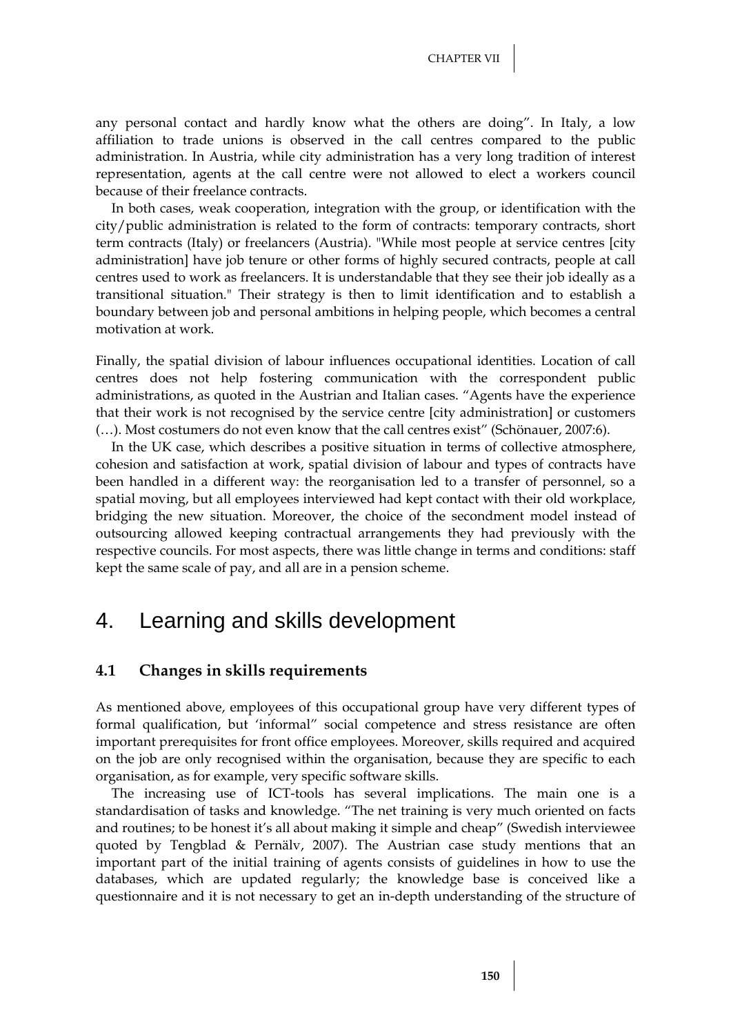any personal contact and hardly know what the others are doing". In Italy, a low affiliation to trade unions is observed in the call centres compared to the public administration. In Austria, while city administration has a very long tradition of interest representation, agents at the call centre were not allowed to elect a workers council because of their freelance contracts.

In both cases, weak cooperation, integration with the group, or identification with the city/public administration is related to the form of contracts: temporary contracts, short term contracts (Italy) or freelancers (Austria). "While most people at service centres [city administration] have job tenure or other forms of highly secured contracts, people at call centres used to work as freelancers. It is understandable that they see their job ideally as a transitional situation." Their strategy is then to limit identification and to establish a boundary between job and personal ambitions in helping people, which becomes a central motivation at work.

Finally, the spatial division of labour influences occupational identities. Location of call centres does not help fostering communication with the correspondent public administrations, as quoted in the Austrian and Italian cases. "Agents have the experience that their work is not recognised by the service centre [city administration] or customers (…). Most costumers do not even know that the call centres exist" (Schönauer, 2007:6).

In the UK case, which describes a positive situation in terms of collective atmosphere, cohesion and satisfaction at work, spatial division of labour and types of contracts have been handled in a different way: the reorganisation led to a transfer of personnel, so a spatial moving, but all employees interviewed had kept contact with their old workplace, bridging the new situation. Moreover, the choice of the secondment model instead of outsourcing allowed keeping contractual arrangements they had previously with the respective councils. For most aspects, there was little change in terms and conditions: staff kept the same scale of pay, and all are in a pension scheme.

# 4. Learning and skills development

## 4.1 Changes in skills requirements

As mentioned above, employees of this occupational group have very different types of formal qualification, but 'informal" social competence and stress resistance are often important prerequisites for front office employees. Moreover, skills required and acquired on the job are only recognised within the organisation, because they are specific to each organisation, as for example, very specific software skills.

The increasing use of ICT-tools has several implications. The main one is a standardisation of tasks and knowledge. "The net training is very much oriented on facts and routines; to be honest it's all about making it simple and cheap" (Swedish interviewee quoted by Tengblad & Pernälv, 2007). The Austrian case study mentions that an important part of the initial training of agents consists of guidelines in how to use the databases, which are updated regularly; the knowledge base is conceived like a questionnaire and it is not necessary to get an in-depth understanding of the structure of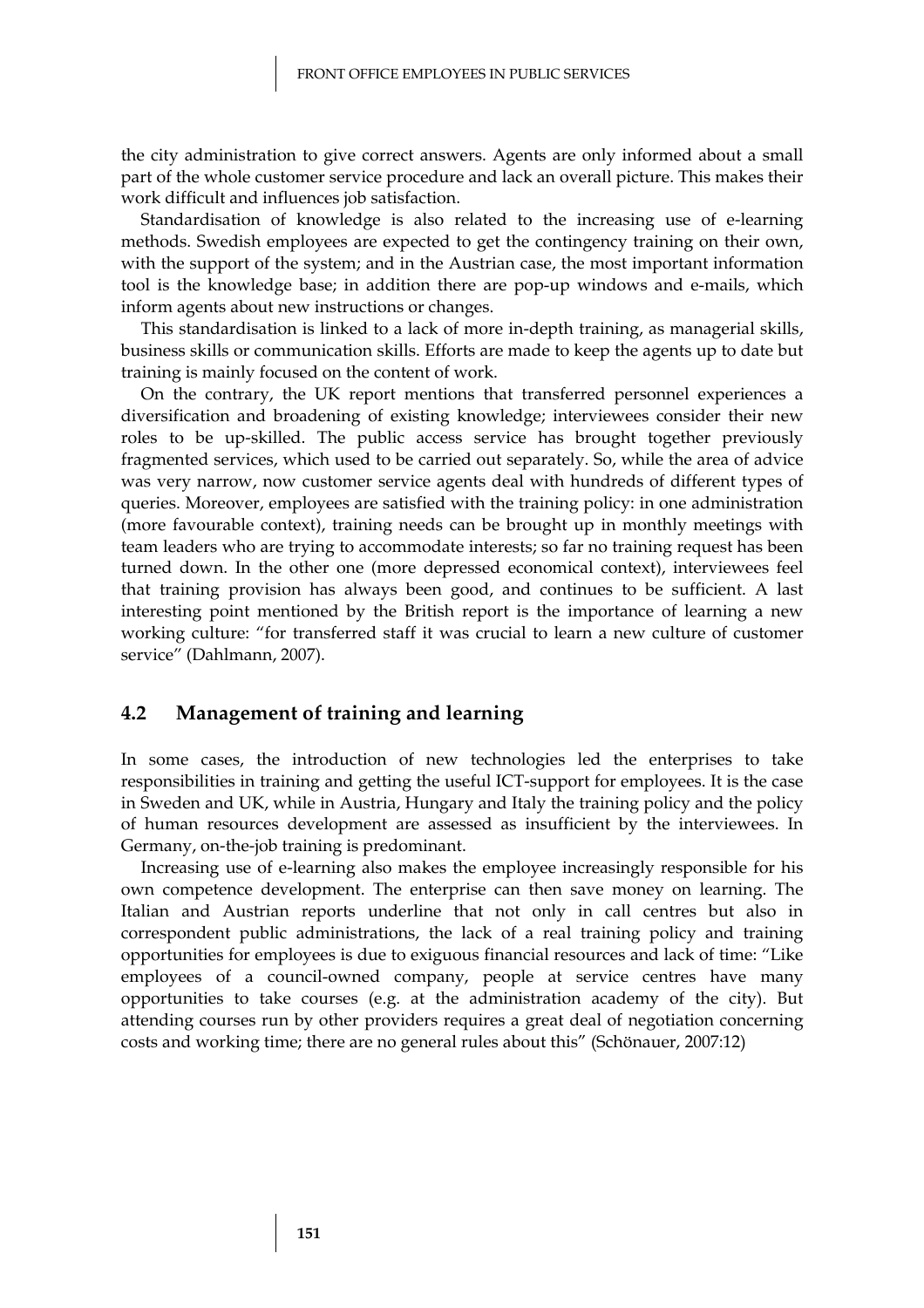the city administration to give correct answers. Agents are only informed about a small part of the whole customer service procedure and lack an overall picture. This makes their work difficult and influences job satisfaction.

Standardisation of knowledge is also related to the increasing use of e-learning methods. Swedish employees are expected to get the contingency training on their own, with the support of the system; and in the Austrian case, the most important information tool is the knowledge base; in addition there are pop-up windows and e-mails, which inform agents about new instructions or changes.

This standardisation is linked to a lack of more in-depth training, as managerial skills, business skills or communication skills. Efforts are made to keep the agents up to date but training is mainly focused on the content of work.

On the contrary, the UK report mentions that transferred personnel experiences a diversification and broadening of existing knowledge; interviewees consider their new roles to be up-skilled. The public access service has brought together previously fragmented services, which used to be carried out separately. So, while the area of advice was very narrow, now customer service agents deal with hundreds of different types of queries. Moreover, employees are satisfied with the training policy: in one administration (more favourable context), training needs can be brought up in monthly meetings with team leaders who are trying to accommodate interests; so far no training request has been turned down. In the other one (more depressed economical context), interviewees feel that training provision has always been good, and continues to be sufficient. A last interesting point mentioned by the British report is the importance of learning a new working culture: "for transferred staff it was crucial to learn a new culture of customer service" (Dahlmann, 2007).

## 4.2 Management of training and learning

In some cases, the introduction of new technologies led the enterprises to take responsibilities in training and getting the useful ICT-support for employees. It is the case in Sweden and UK, while in Austria, Hungary and Italy the training policy and the policy of human resources development are assessed as insufficient by the interviewees. In Germany, on-the-job training is predominant.

Increasing use of e-learning also makes the employee increasingly responsible for his own competence development. The enterprise can then save money on learning. The Italian and Austrian reports underline that not only in call centres but also in correspondent public administrations, the lack of a real training policy and training opportunities for employees is due to exiguous financial resources and lack of time: "Like employees of a council-owned company, people at service centres have many opportunities to take courses (e.g. at the administration academy of the city). But attending courses run by other providers requires a great deal of negotiation concerning costs and working time; there are no general rules about this" (Schönauer, 2007:12)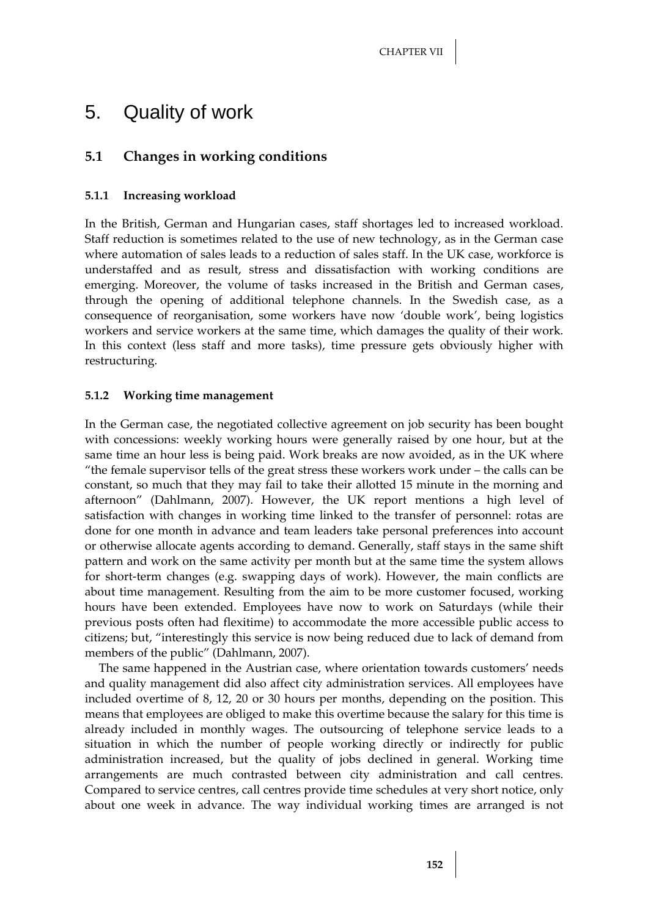# 5. Quality of work

## 5.1 Changes in working conditions

### 5.1.1 Increasing workload

In the British, German and Hungarian cases, staff shortages led to increased workload. Staff reduction is sometimes related to the use of new technology, as in the German case where automation of sales leads to a reduction of sales staff. In the UK case, workforce is understaffed and as result, stress and dissatisfaction with working conditions are emerging. Moreover, the volume of tasks increased in the British and German cases, through the opening of additional telephone channels. In the Swedish case, as a consequence of reorganisation, some workers have now 'double work', being logistics workers and service workers at the same time, which damages the quality of their work. In this context (less staff and more tasks), time pressure gets obviously higher with restructuring.

### 5.1.2 Working time management

In the German case, the negotiated collective agreement on job security has been bought with concessions: weekly working hours were generally raised by one hour, but at the same time an hour less is being paid. Work breaks are now avoided, as in the UK where "the female supervisor tells of the great stress these workers work under – the calls can be constant, so much that they may fail to take their allotted 15 minute in the morning and afternoon" (Dahlmann, 2007). However, the UK report mentions a high level of satisfaction with changes in working time linked to the transfer of personnel: rotas are done for one month in advance and team leaders take personal preferences into account or otherwise allocate agents according to demand. Generally, staff stays in the same shift pattern and work on the same activity per month but at the same time the system allows for short-term changes (e.g. swapping days of work). However, the main conflicts are about time management. Resulting from the aim to be more customer focused, working hours have been extended. Employees have now to work on Saturdays (while their previous posts often had flexitime) to accommodate the more accessible public access to citizens; but, "interestingly this service is now being reduced due to lack of demand from members of the public" (Dahlmann, 2007).

The same happened in the Austrian case, where orientation towards customers' needs and quality management did also affect city administration services. All employees have included overtime of 8, 12, 20 or 30 hours per months, depending on the position. This means that employees are obliged to make this overtime because the salary for this time is already included in monthly wages. The outsourcing of telephone service leads to a situation in which the number of people working directly or indirectly for public administration increased, but the quality of jobs declined in general. Working time arrangements are much contrasted between city administration and call centres. Compared to service centres, call centres provide time schedules at very short notice, only about one week in advance. The way individual working times are arranged is not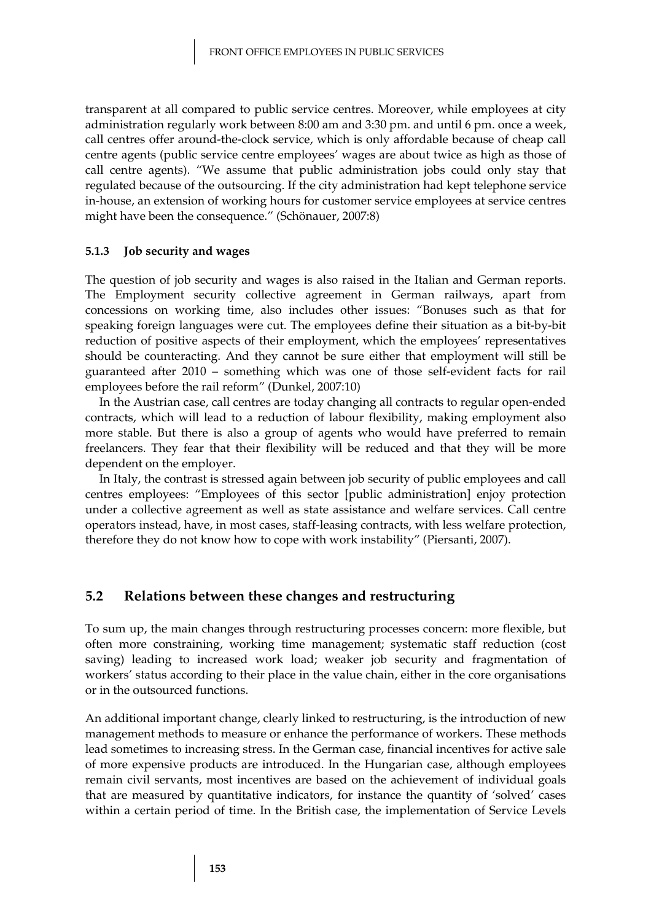transparent at all compared to public service centres. Moreover, while employees at city administration regularly work between 8:00 am and 3:30 pm. and until 6 pm. once a week, call centres offer around-the-clock service, which is only affordable because of cheap call centre agents (public service centre employees' wages are about twice as high as those of call centre agents). "We assume that public administration jobs could only stay that regulated because of the outsourcing. If the city administration had kept telephone service in-house, an extension of working hours for customer service employees at service centres might have been the consequence." (Schönauer, 2007:8)

#### 5.1.3 Job security and wages

The question of job security and wages is also raised in the Italian and German reports. The Employment security collective agreement in German railways, apart from concessions on working time, also includes other issues: "Bonuses such as that for speaking foreign languages were cut. The employees define their situation as a bit-by-bit reduction of positive aspects of their employment, which the employees' representatives should be counteracting. And they cannot be sure either that employment will still be guaranteed after 2010 – something which was one of those self-evident facts for rail employees before the rail reform" (Dunkel, 2007:10)

In the Austrian case, call centres are today changing all contracts to regular open-ended contracts, which will lead to a reduction of labour flexibility, making employment also more stable. But there is also a group of agents who would have preferred to remain freelancers. They fear that their flexibility will be reduced and that they will be more dependent on the employer.

In Italy, the contrast is stressed again between job security of public employees and call centres employees: "Employees of this sector [public administration] enjoy protection under a collective agreement as well as state assistance and welfare services. Call centre operators instead, have, in most cases, staff-leasing contracts, with less welfare protection, therefore they do not know how to cope with work instability" (Piersanti, 2007).

## 5.2 Relations between these changes and restructuring

To sum up, the main changes through restructuring processes concern: more flexible, but often more constraining, working time management; systematic staff reduction (cost saving) leading to increased work load; weaker job security and fragmentation of workers' status according to their place in the value chain, either in the core organisations or in the outsourced functions.

An additional important change, clearly linked to restructuring, is the introduction of new management methods to measure or enhance the performance of workers. These methods lead sometimes to increasing stress. In the German case, financial incentives for active sale of more expensive products are introduced. In the Hungarian case, although employees remain civil servants, most incentives are based on the achievement of individual goals that are measured by quantitative indicators, for instance the quantity of 'solved' cases within a certain period of time. In the British case, the implementation of Service Levels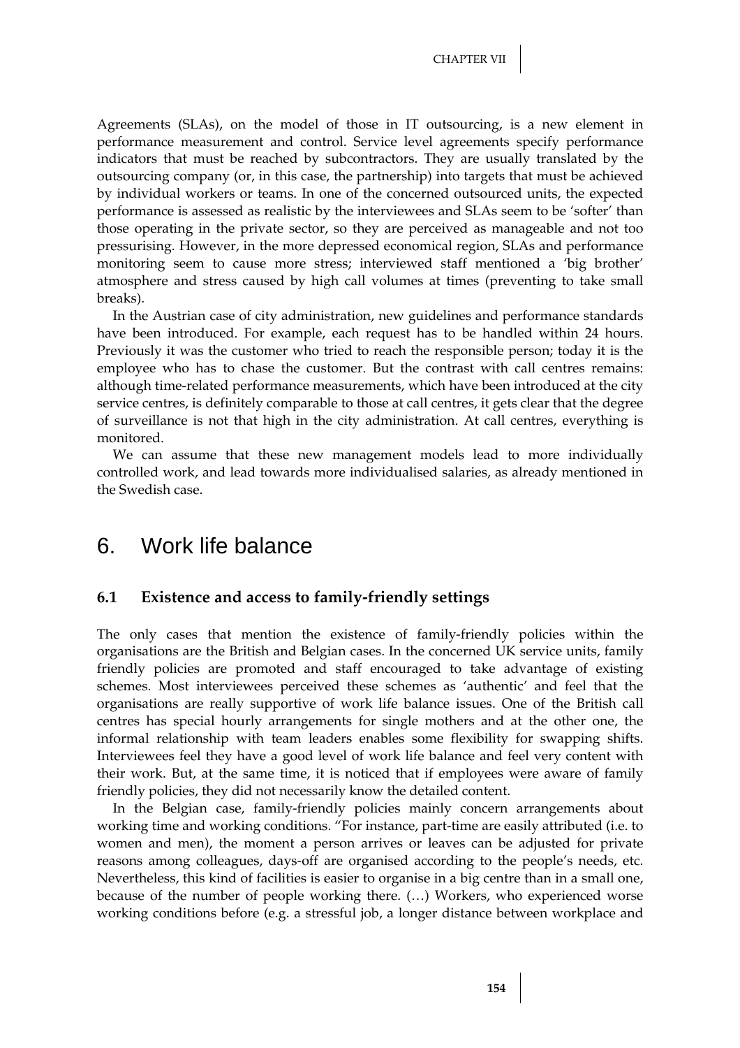Agreements (SLAs), on the model of those in IT outsourcing, is a new element in performance measurement and control. Service level agreements specify performance indicators that must be reached by subcontractors. They are usually translated by the outsourcing company (or, in this case, the partnership) into targets that must be achieved by individual workers or teams. In one of the concerned outsourced units, the expected performance is assessed as realistic by the interviewees and SLAs seem to be 'softer' than those operating in the private sector, so they are perceived as manageable and not too pressurising. However, in the more depressed economical region, SLAs and performance monitoring seem to cause more stress; interviewed staff mentioned a 'big brother' atmosphere and stress caused by high call volumes at times (preventing to take small breaks).

In the Austrian case of city administration, new guidelines and performance standards have been introduced. For example, each request has to be handled within 24 hours. Previously it was the customer who tried to reach the responsible person; today it is the employee who has to chase the customer. But the contrast with call centres remains: although time-related performance measurements, which have been introduced at the city service centres, is definitely comparable to those at call centres, it gets clear that the degree of surveillance is not that high in the city administration. At call centres, everything is monitored.

We can assume that these new management models lead to more individually controlled work, and lead towards more individualised salaries, as already mentioned in the Swedish case.

# 6. Work life balance

## 6.1 Existence and access to family-friendly settings

The only cases that mention the existence of family-friendly policies within the organisations are the British and Belgian cases. In the concerned UK service units, family friendly policies are promoted and staff encouraged to take advantage of existing schemes. Most interviewees perceived these schemes as 'authentic' and feel that the organisations are really supportive of work life balance issues. One of the British call centres has special hourly arrangements for single mothers and at the other one, the informal relationship with team leaders enables some flexibility for swapping shifts. Interviewees feel they have a good level of work life balance and feel very content with their work. But, at the same time, it is noticed that if employees were aware of family friendly policies, they did not necessarily know the detailed content.

In the Belgian case, family-friendly policies mainly concern arrangements about working time and working conditions. "For instance, part-time are easily attributed (i.e. to women and men), the moment a person arrives or leaves can be adjusted for private reasons among colleagues, days-off are organised according to the people's needs, etc. Nevertheless, this kind of facilities is easier to organise in a big centre than in a small one, because of the number of people working there. (…) Workers, who experienced worse working conditions before (e.g. a stressful job, a longer distance between workplace and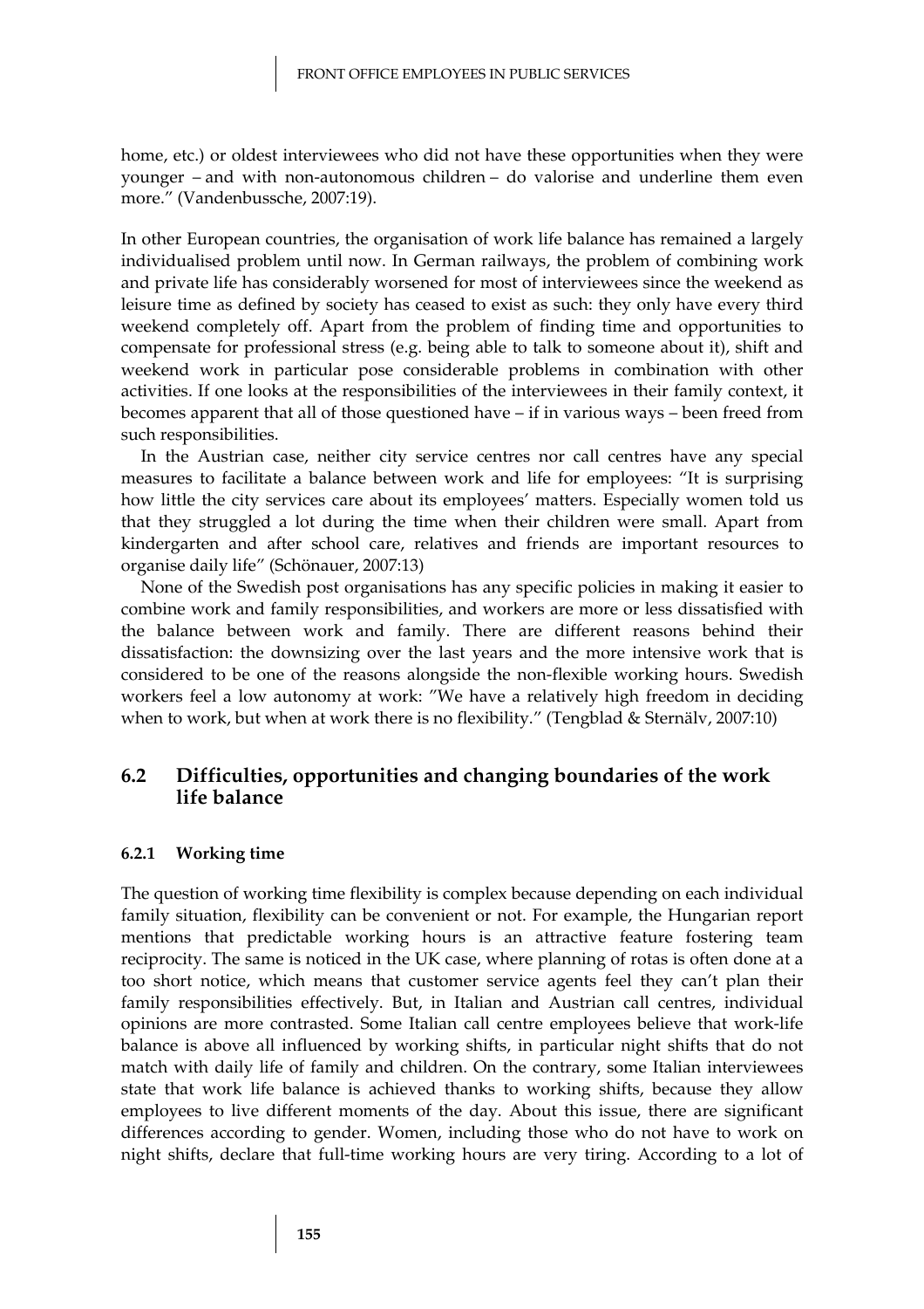home, etc.) or oldest interviewees who did not have these opportunities when they were younger – and with non-autonomous children – do valorise and underline them even more." (Vandenbussche, 2007:19).

In other European countries, the organisation of work life balance has remained a largely individualised problem until now. In German railways, the problem of combining work and private life has considerably worsened for most of interviewees since the weekend as leisure time as defined by society has ceased to exist as such: they only have every third weekend completely off. Apart from the problem of finding time and opportunities to compensate for professional stress (e.g. being able to talk to someone about it), shift and weekend work in particular pose considerable problems in combination with other activities. If one looks at the responsibilities of the interviewees in their family context, it becomes apparent that all of those questioned have – if in various ways – been freed from such responsibilities.

In the Austrian case, neither city service centres nor call centres have any special measures to facilitate a balance between work and life for employees: "It is surprising how little the city services care about its employees' matters. Especially women told us that they struggled a lot during the time when their children were small. Apart from kindergarten and after school care, relatives and friends are important resources to organise daily life" (Schönauer, 2007:13)

None of the Swedish post organisations has any specific policies in making it easier to combine work and family responsibilities, and workers are more or less dissatisfied with the balance between work and family. There are different reasons behind their dissatisfaction: the downsizing over the last years and the more intensive work that is considered to be one of the reasons alongside the non-flexible working hours. Swedish workers feel a low autonomy at work: "We have a relatively high freedom in deciding when to work, but when at work there is no flexibility." (Tengblad & Sternälv, 2007:10)

## 6.2 Difficulties, opportunities and changing boundaries of the work life balance

### 6.2.1 Working time

The question of working time flexibility is complex because depending on each individual family situation, flexibility can be convenient or not. For example, the Hungarian report mentions that predictable working hours is an attractive feature fostering team reciprocity. The same is noticed in the UK case, where planning of rotas is often done at a too short notice, which means that customer service agents feel they can't plan their family responsibilities effectively. But, in Italian and Austrian call centres, individual opinions are more contrasted. Some Italian call centre employees believe that work-life balance is above all influenced by working shifts, in particular night shifts that do not match with daily life of family and children. On the contrary, some Italian interviewees state that work life balance is achieved thanks to working shifts, because they allow employees to live different moments of the day. About this issue, there are significant differences according to gender. Women, including those who do not have to work on night shifts, declare that full-time working hours are very tiring. According to a lot of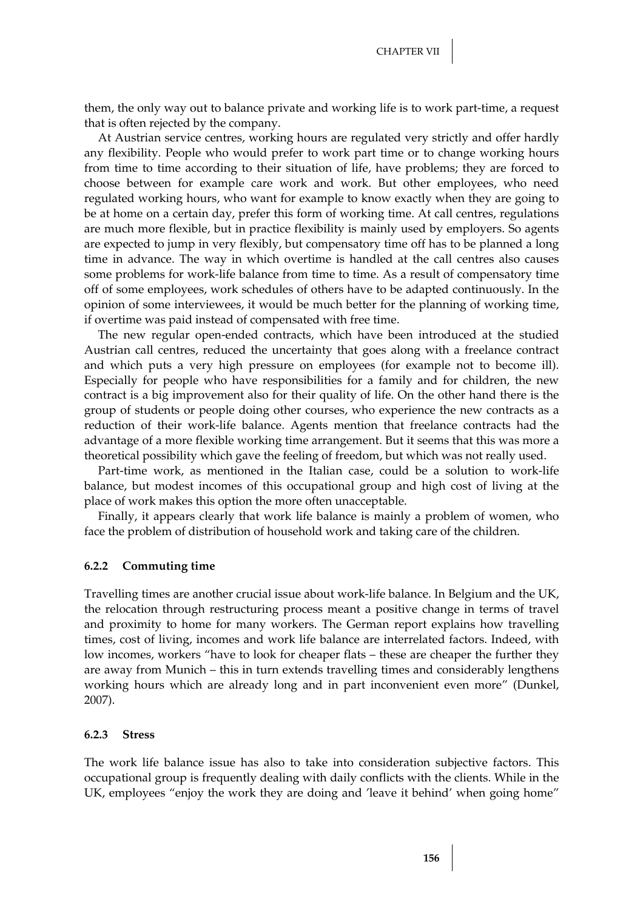them, the only way out to balance private and working life is to work part-time, a request that is often rejected by the company.

At Austrian service centres, working hours are regulated very strictly and offer hardly any flexibility. People who would prefer to work part time or to change working hours from time to time according to their situation of life, have problems; they are forced to choose between for example care work and work. But other employees, who need regulated working hours, who want for example to know exactly when they are going to be at home on a certain day, prefer this form of working time. At call centres, regulations are much more flexible, but in practice flexibility is mainly used by employers. So agents are expected to jump in very flexibly, but compensatory time off has to be planned a long time in advance. The way in which overtime is handled at the call centres also causes some problems for work-life balance from time to time. As a result of compensatory time off of some employees, work schedules of others have to be adapted continuously. In the opinion of some interviewees, it would be much better for the planning of working time, if overtime was paid instead of compensated with free time.

The new regular open-ended contracts, which have been introduced at the studied Austrian call centres, reduced the uncertainty that goes along with a freelance contract and which puts a very high pressure on employees (for example not to become ill). Especially for people who have responsibilities for a family and for children, the new contract is a big improvement also for their quality of life. On the other hand there is the group of students or people doing other courses, who experience the new contracts as a reduction of their work-life balance. Agents mention that freelance contracts had the advantage of a more flexible working time arrangement. But it seems that this was more a theoretical possibility which gave the feeling of freedom, but which was not really used.

Part-time work, as mentioned in the Italian case, could be a solution to work-life balance, but modest incomes of this occupational group and high cost of living at the place of work makes this option the more often unacceptable.

Finally, it appears clearly that work life balance is mainly a problem of women, who face the problem of distribution of household work and taking care of the children.

### 6.2.2 Commuting time

Travelling times are another crucial issue about work-life balance. In Belgium and the UK, the relocation through restructuring process meant a positive change in terms of travel and proximity to home for many workers. The German report explains how travelling times, cost of living, incomes and work life balance are interrelated factors. Indeed, with low incomes, workers "have to look for cheaper flats – these are cheaper the further they are away from Munich – this in turn extends travelling times and considerably lengthens working hours which are already long and in part inconvenient even more" (Dunkel, 2007).

### 6.2.3 Stress

The work life balance issue has also to take into consideration subjective factors. This occupational group is frequently dealing with daily conflicts with the clients. While in the UK, employees "enjoy the work they are doing and 'leave it behind' when going home"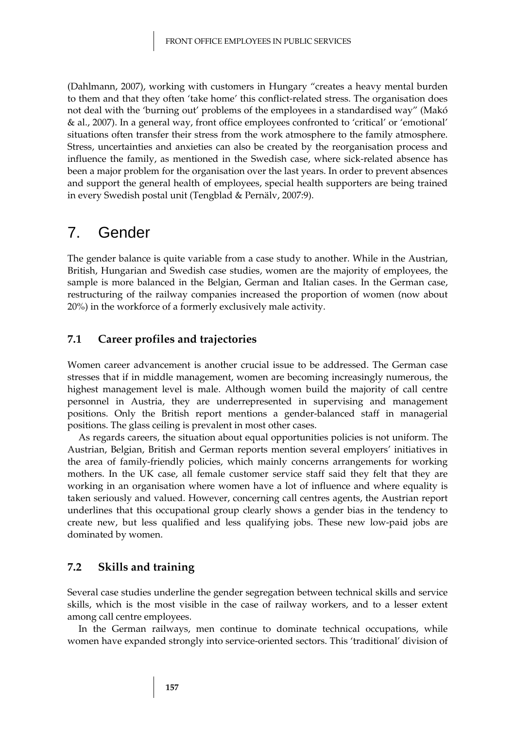(Dahlmann, 2007), working with customers in Hungary "creates a heavy mental burden to them and that they often 'take home' this conflict-related stress. The organisation does not deal with the 'burning out' problems of the employees in a standardised way" (Makó & al., 2007). In a general way, front office employees confronted to 'critical' or 'emotional' situations often transfer their stress from the work atmosphere to the family atmosphere. Stress, uncertainties and anxieties can also be created by the reorganisation process and influence the family, as mentioned in the Swedish case, where sick-related absence has been a major problem for the organisation over the last years. In order to prevent absences and support the general health of employees, special health supporters are being trained in every Swedish postal unit (Tengblad & Pernälv, 2007:9).

# 7. Gender

The gender balance is quite variable from a case study to another. While in the Austrian, British, Hungarian and Swedish case studies, women are the majority of employees, the sample is more balanced in the Belgian, German and Italian cases. In the German case, restructuring of the railway companies increased the proportion of women (now about 20%) in the workforce of a formerly exclusively male activity.

## 7.1 Career profiles and trajectories

Women career advancement is another crucial issue to be addressed. The German case stresses that if in middle management, women are becoming increasingly numerous, the highest management level is male. Although women build the majority of call centre personnel in Austria, they are underrepresented in supervising and management positions. Only the British report mentions a gender-balanced staff in managerial positions. The glass ceiling is prevalent in most other cases.

As regards careers, the situation about equal opportunities policies is not uniform. The Austrian, Belgian, British and German reports mention several employers' initiatives in the area of family-friendly policies, which mainly concerns arrangements for working mothers. In the UK case, all female customer service staff said they felt that they are working in an organisation where women have a lot of influence and where equality is taken seriously and valued. However, concerning call centres agents, the Austrian report underlines that this occupational group clearly shows a gender bias in the tendency to create new, but less qualified and less qualifying jobs. These new low-paid jobs are dominated by women.

## 7.2 Skills and training

Several case studies underline the gender segregation between technical skills and service skills, which is the most visible in the case of railway workers, and to a lesser extent among call centre employees.

In the German railways, men continue to dominate technical occupations, while women have expanded strongly into service-oriented sectors. This 'traditional' division of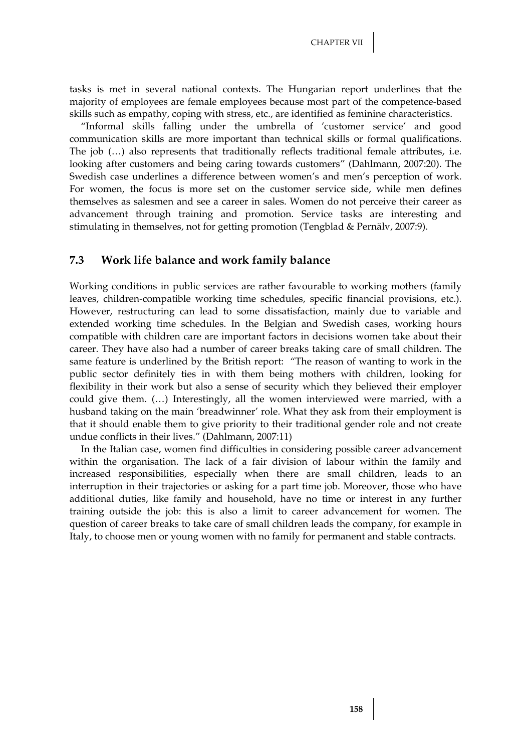tasks is met in several national contexts. The Hungarian report underlines that the majority of employees are female employees because most part of the competence-based skills such as empathy, coping with stress, etc., are identified as feminine characteristics.

"Informal skills falling under the umbrella of 'customer service' and good communication skills are more important than technical skills or formal qualifications. The job (…) also represents that traditionally reflects traditional female attributes, i.e. looking after customers and being caring towards customers" (Dahlmann, 2007:20). The Swedish case underlines a difference between women's and men's perception of work. For women, the focus is more set on the customer service side, while men defines themselves as salesmen and see a career in sales. Women do not perceive their career as advancement through training and promotion. Service tasks are interesting and stimulating in themselves, not for getting promotion (Tengblad & Pernälv, 2007:9).

## 7.3 Work life balance and work family balance

Working conditions in public services are rather favourable to working mothers (family leaves, children-compatible working time schedules, specific financial provisions, etc.). However, restructuring can lead to some dissatisfaction, mainly due to variable and extended working time schedules. In the Belgian and Swedish cases, working hours compatible with children care are important factors in decisions women take about their career. They have also had a number of career breaks taking care of small children. The same feature is underlined by the British report: "The reason of wanting to work in the public sector definitely ties in with them being mothers with children, looking for flexibility in their work but also a sense of security which they believed their employer could give them. (…) Interestingly, all the women interviewed were married, with a husband taking on the main 'breadwinner' role. What they ask from their employment is that it should enable them to give priority to their traditional gender role and not create undue conflicts in their lives." (Dahlmann, 2007:11)

In the Italian case, women find difficulties in considering possible career advancement within the organisation. The lack of a fair division of labour within the family and increased responsibilities, especially when there are small children, leads to an interruption in their trajectories or asking for a part time job. Moreover, those who have additional duties, like family and household, have no time or interest in any further training outside the job: this is also a limit to career advancement for women. The question of career breaks to take care of small children leads the company, for example in Italy, to choose men or young women with no family for permanent and stable contracts.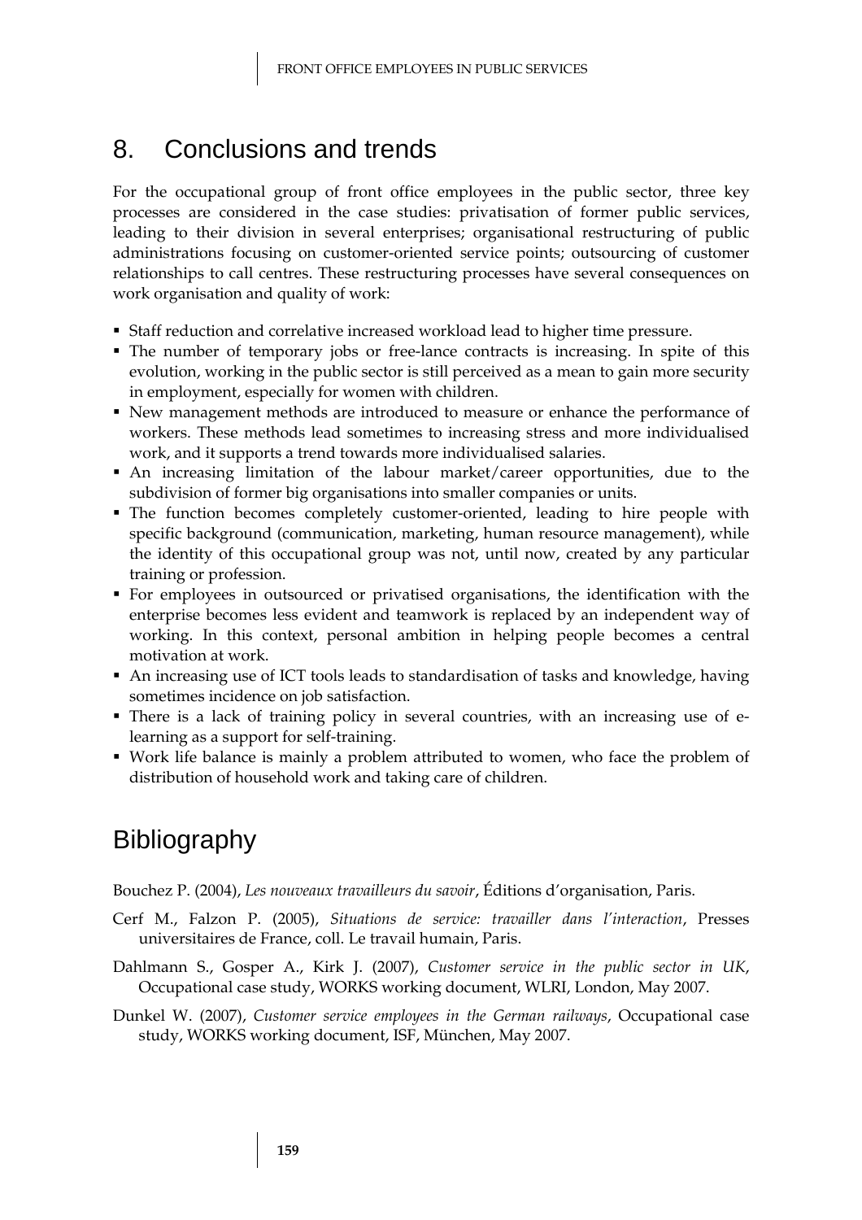# 8. Conclusions and trends

For the occupational group of front office employees in the public sector, three key processes are considered in the case studies: privatisation of former public services, leading to their division in several enterprises; organisational restructuring of public administrations focusing on customer-oriented service points; outsourcing of customer relationships to call centres. These restructuring processes have several consequences on work organisation and quality of work:

- Staff reduction and correlative increased workload lead to higher time pressure.
- The number of temporary jobs or free-lance contracts is increasing. In spite of this evolution, working in the public sector is still perceived as a mean to gain more security in employment, especially for women with children.
- New management methods are introduced to measure or enhance the performance of workers. These methods lead sometimes to increasing stress and more individualised work, and it supports a trend towards more individualised salaries.
- An increasing limitation of the labour market/career opportunities, due to the subdivision of former big organisations into smaller companies or units.
- The function becomes completely customer-oriented, leading to hire people with specific background (communication, marketing, human resource management), while the identity of this occupational group was not, until now, created by any particular training or profession.
- For employees in outsourced or privatised organisations, the identification with the enterprise becomes less evident and teamwork is replaced by an independent way of working. In this context, personal ambition in helping people becomes a central motivation at work.
- An increasing use of ICT tools leads to standardisation of tasks and knowledge, having sometimes incidence on job satisfaction.
- There is a lack of training policy in several countries, with an increasing use of e-learning as a support for self-training.
- Work life balance is mainly a problem attributed to women, who face the problem of distribution of household work and taking care of children.

# Bibliography

Bouchez P. (2004), *Les nouveaux travailleurs du savoir*, Éditions d'organisation, Paris.

Cerf M., Falzon P. (2005), *Situations de service: travailler dans l'interaction*, Presses universitaires de France, coll. Le travail humain, Paris.

Dahlmann S., Gosper A., Kirk J. (2007), *Customer service in the public sector in UK*, Occupational case study, WORKS working document, WLRI, London, May 2007.

Dunkel W. (2007), *Customer service employees in the German railways*, Occupational case study, WORKS working document, ISF, München, May 2007.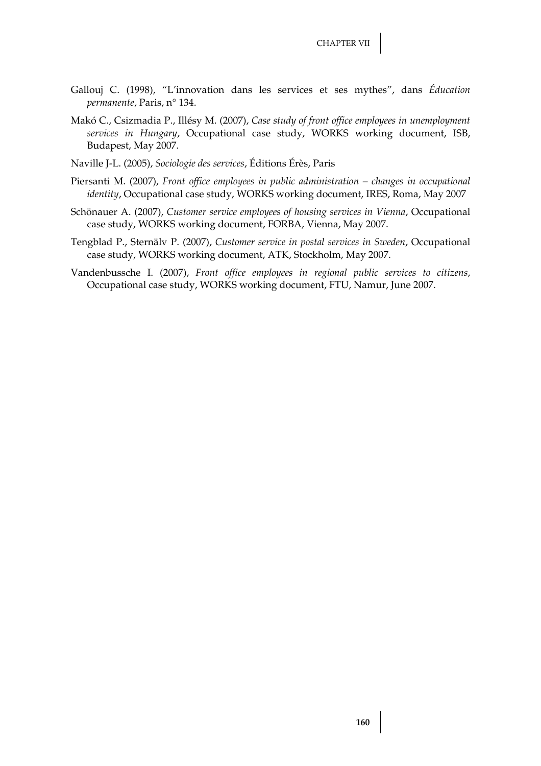Gallouj C. (1998), "L'innovation dans les services et ses mythes", dans *Éducation permanente*, Paris, n° 134.

Makó C., Csizmadia P., Illésy M. (2007), *Case study of front office employees in unemployment services in Hungary*, Occupational case study, WORKS working document, ISB, Budapest, May 2007.

Naville J-L. (2005), *Sociologie des services*, Éditions Érès, Paris

Piersanti M. (2007), *Front office employees in public administration – changes in occupational identity*, Occupational case study, WORKS working document, IRES, Roma, May 2007

Schönauer A. (2007), *Customer service employees of housing services in Vienna*, Occupational case study, WORKS working document, FORBA, Vienna, May 2007.

Tengblad P., Sternälv P. (2007), *Customer service in postal services in Sweden*, Occupational case study, WORKS working document, ATK, Stockholm, May 2007.

Vandenbussche I. (2007), *Front office employees in regional public services to citizens*, Occupational case study, WORKS working document, FTU, Namur, June 2007.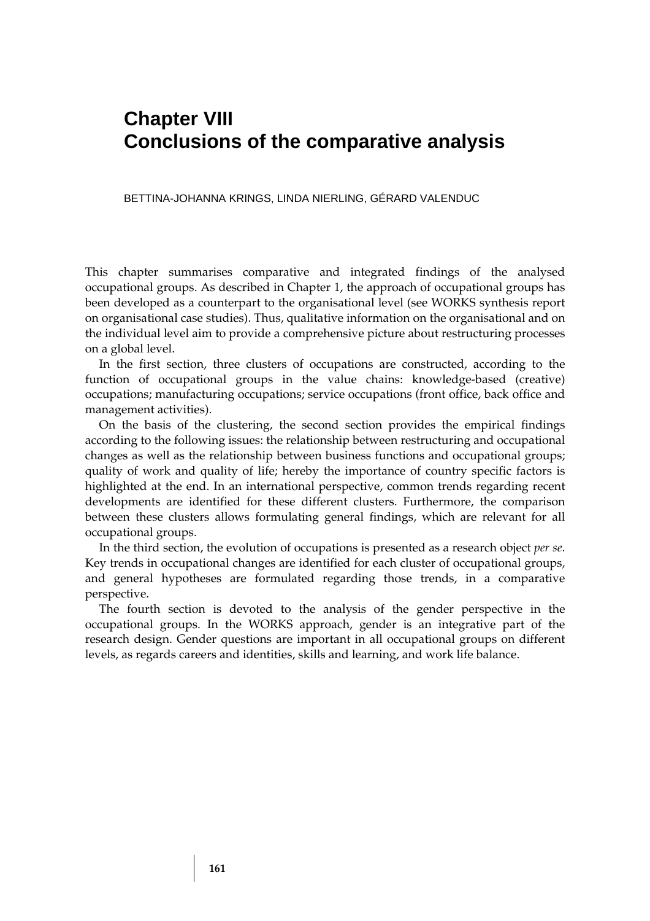# Chapter VIII
# Conclusions of the comparative analysis

BETTINA-JOHANNA KRINGS, LINDA NIERLING, GÉRARD VALENDUC

This chapter summarises comparative and integrated findings of the analysed occupational groups. As described in Chapter 1, the approach of occupational groups has been developed as a counterpart to the organisational level (see WORKS synthesis report on organisational case studies). Thus, qualitative information on the organisational and on the individual level aim to provide a comprehensive picture about restructuring processes on a global level.

In the first section, three clusters of occupations are constructed, according to the function of occupational groups in the value chains: knowledge-based (creative) occupations; manufacturing occupations; service occupations (front office, back office and management activities).

On the basis of the clustering, the second section provides the empirical findings according to the following issues: the relationship between restructuring and occupational changes as well as the relationship between business functions and occupational groups; quality of work and quality of life; hereby the importance of country specific factors is highlighted at the end. In an international perspective, common trends regarding recent developments are identified for these different clusters. Furthermore, the comparison between these clusters allows formulating general findings, which are relevant for all occupational groups.

In the third section, the evolution of occupations is presented as a research object *per se*. Key trends in occupational changes are identified for each cluster of occupational groups, and general hypotheses are formulated regarding those trends, in a comparative perspective.

The fourth section is devoted to the analysis of the gender perspective in the occupational groups. In the WORKS approach, gender is an integrative part of the research design. Gender questions are important in all occupational groups on different levels, as regards careers and identities, skills and learning, and work life balance.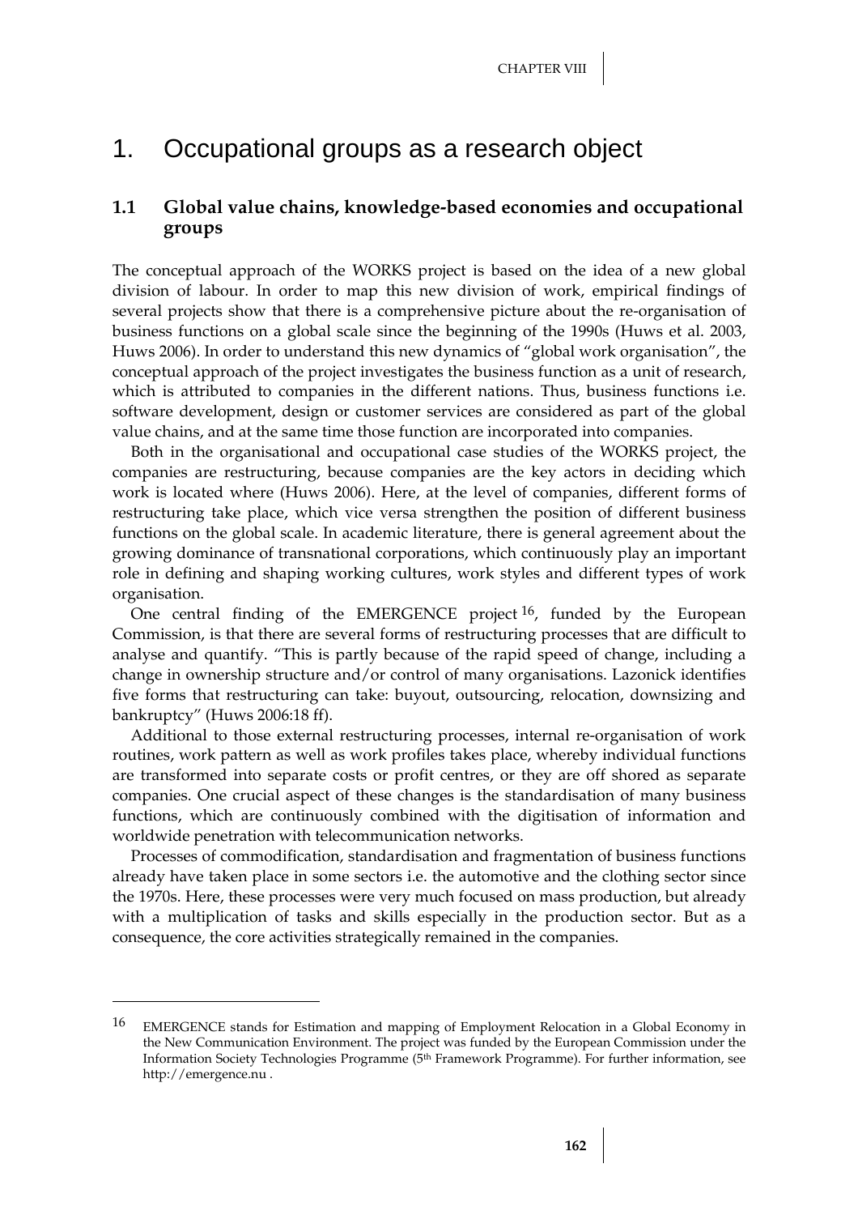# 1. Occupational groups as a research object

## 1.1 Global value chains, knowledge-based economies and occupational groups

The conceptual approach of the WORKS project is based on the idea of a new global division of labour. In order to map this new division of work, empirical findings of several projects show that there is a comprehensive picture about the re-organisation of business functions on a global scale since the beginning of the 1990s (Huws et al. 2003, Huws 2006). In order to understand this new dynamics of "global work organisation", the conceptual approach of the project investigates the business function as a unit of research, which is attributed to companies in the different nations. Thus, business functions i.e. software development, design or customer services are considered as part of the global value chains, and at the same time those function are incorporated into companies.

Both in the organisational and occupational case studies of the WORKS project, the companies are restructuring, because companies are the key actors in deciding which work is located where (Huws 2006). Here, at the level of companies, different forms of restructuring take place, which vice versa strengthen the position of different business functions on the global scale. In academic literature, there is general agreement about the growing dominance of transnational corporations, which continuously play an important role in defining and shaping working cultures, work styles and different types of work organisation.

One central finding of the EMERGENCE project [16], funded by the European Commission, is that there are several forms of restructuring processes that are difficult to analyse and quantify. "This is partly because of the rapid speed of change, including a change in ownership structure and/or control of many organisations. Lazonick identifies five forms that restructuring can take: buyout, outsourcing, relocation, downsizing and bankruptcy" (Huws 2006:18 ff).

Additional to those external restructuring processes, internal re-organisation of work routines, work pattern as well as work profiles takes place, whereby individual functions are transformed into separate costs or profit centres, or they are off shored as separate companies. One crucial aspect of these changes is the standardisation of many business functions, which are continuously combined with the digitisation of information and worldwide penetration with telecommunication networks.

Processes of commodification, standardisation and fragmentation of business functions already have taken place in some sectors i.e. the automotive and the clothing sector since the 1970s. Here, these processes were very much focused on mass production, but already with a multiplication of tasks and skills especially in the production sector. But as a consequence, the core activities strategically remained in the companies.

---

[16] EMERGENCE stands for Estimation and mapping of Employment Relocation in a Global Economy in the New Communication Environment. The project was funded by the European Commission under the Information Society Technologies Programme (5th Framework Programme). For further information, see http://emergence.nu .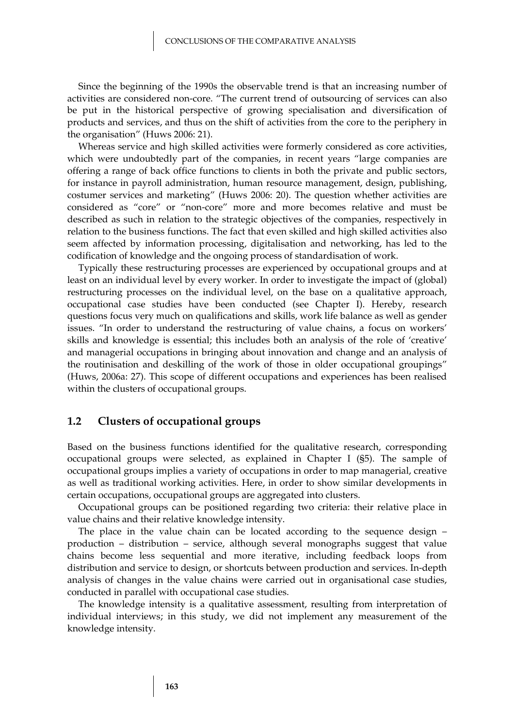Since the beginning of the 1990s the observable trend is that an increasing number of activities are considered non-core. "The current trend of outsourcing of services can also be put in the historical perspective of growing specialisation and diversification of products and services, and thus on the shift of activities from the core to the periphery in the organisation" (Huws 2006: 21).

Whereas service and high skilled activities were formerly considered as core activities, which were undoubtedly part of the companies, in recent years "large companies are offering a range of back office functions to clients in both the private and public sectors, for instance in payroll administration, human resource management, design, publishing, costumer services and marketing" (Huws 2006: 20). The question whether activities are considered as "core" or "non-core" more and more becomes relative and must be described as such in relation to the strategic objectives of the companies, respectively in relation to the business functions. The fact that even skilled and high skilled activities also seem affected by information processing, digitalisation and networking, has led to the codification of knowledge and the ongoing process of standardisation of work.

Typically these restructuring processes are experienced by occupational groups and at least on an individual level by every worker. In order to investigate the impact of (global) restructuring processes on the individual level, on the base on a qualitative approach, occupational case studies have been conducted (see Chapter I). Hereby, research questions focus very much on qualifications and skills, work life balance as well as gender issues. "In order to understand the restructuring of value chains, a focus on workers' skills and knowledge is essential; this includes both an analysis of the role of 'creative' and managerial occupations in bringing about innovation and change and an analysis of the routinisation and deskilling of the work of those in older occupational groupings" (Huws, 2006a: 27). This scope of different occupations and experiences has been realised within the clusters of occupational groups.

## 1.2 Clusters of occupational groups

Based on the business functions identified for the qualitative research, corresponding occupational groups were selected, as explained in Chapter I (§5). The sample of occupational groups implies a variety of occupations in order to map managerial, creative as well as traditional working activities. Here, in order to show similar developments in certain occupations, occupational groups are aggregated into clusters.

Occupational groups can be positioned regarding two criteria: their relative place in value chains and their relative knowledge intensity.

The place in the value chain can be located according to the sequence design – production – distribution – service, although several monographs suggest that value chains become less sequential and more iterative, including feedback loops from distribution and service to design, or shortcuts between production and services. In-depth analysis of changes in the value chains were carried out in organisational case studies, conducted in parallel with occupational case studies.

The knowledge intensity is a qualitative assessment, resulting from interpretation of individual interviews; in this study, we did not implement any measurement of the knowledge intensity.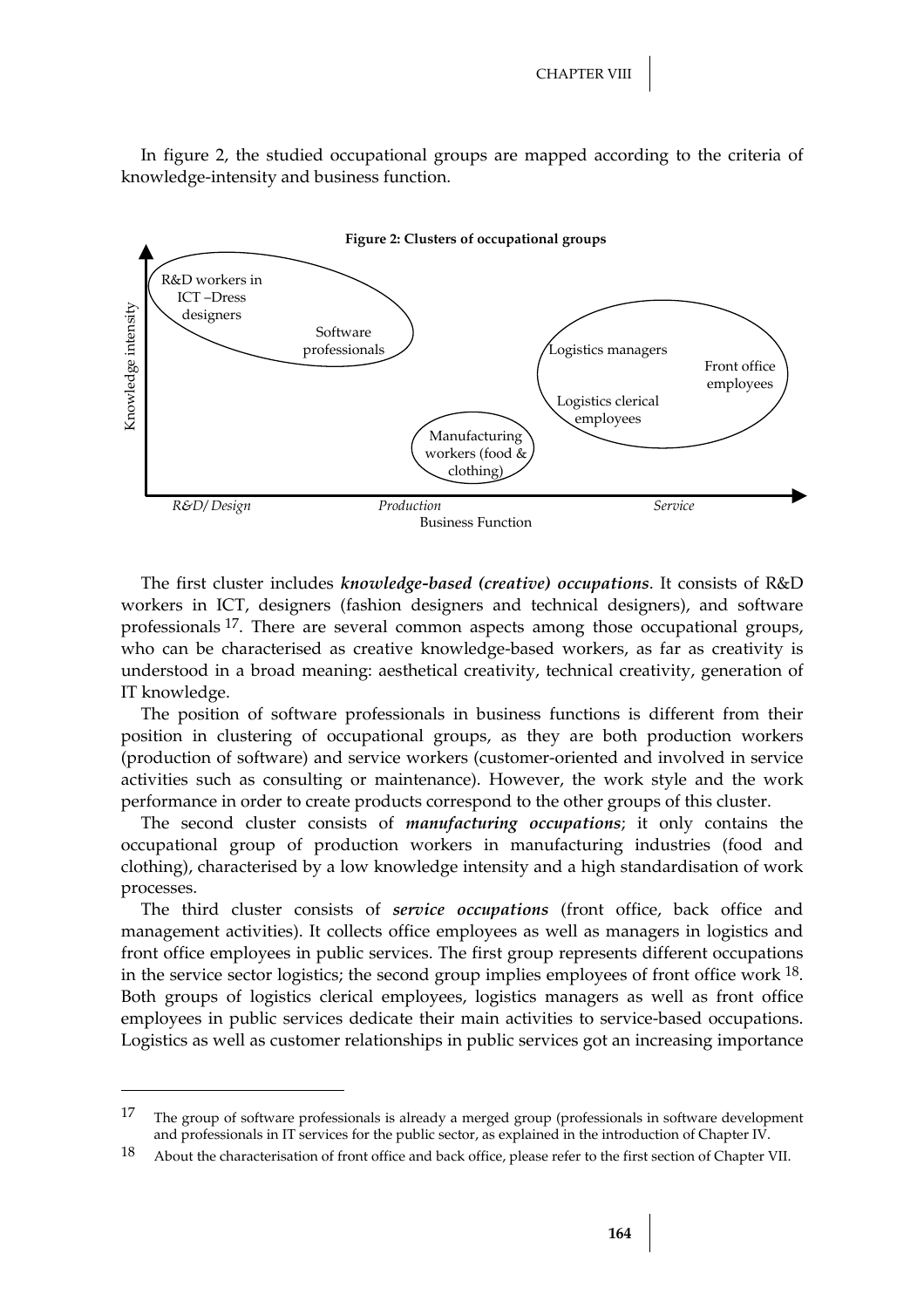In figure 2, the studied occupational groups are mapped according to the criteria of knowledge-intensity and business function.

**Figure 2: Clusters of occupational groups**

The first cluster includes ***knowledge-based (creative) occupations***. It consists of R&D workers in ICT, designers (fashion designers and technical designers), and software professionals [17]. There are several common aspects among those occupational groups, who can be characterised as creative knowledge-based workers, as far as creativity is understood in a broad meaning: aesthetical creativity, technical creativity, generation of IT knowledge.

The position of software professionals in business functions is different from their position in clustering of occupational groups, as they are both production workers (production of software) and service workers (customer-oriented and involved in service activities such as consulting or maintenance). However, the work style and the work performance in order to create products correspond to the other groups of this cluster.

The second cluster consists of ***manufacturing occupations***; it only contains the occupational group of production workers in manufacturing industries (food and clothing), characterised by a low knowledge intensity and a high standardisation of work processes.

The third cluster consists of ***service occupations*** (front office, back office and management activities). It collects office employees as well as managers in logistics and front office employees in public services. The first group represents different occupations in the service sector logistics; the second group implies employees of front office work [18]. Both groups of logistics clerical employees, logistics managers as well as front office employees in public services dedicate their main activities to service-based occupations. Logistics as well as customer relationships in public services got an increasing importance

---

[17] The group of software professionals is already a merged group (professionals in software development and professionals in IT services for the public sector, as explained in the introduction of Chapter IV.

[18] About the characterisation of front office and back office, please refer to the first section of Chapter VII.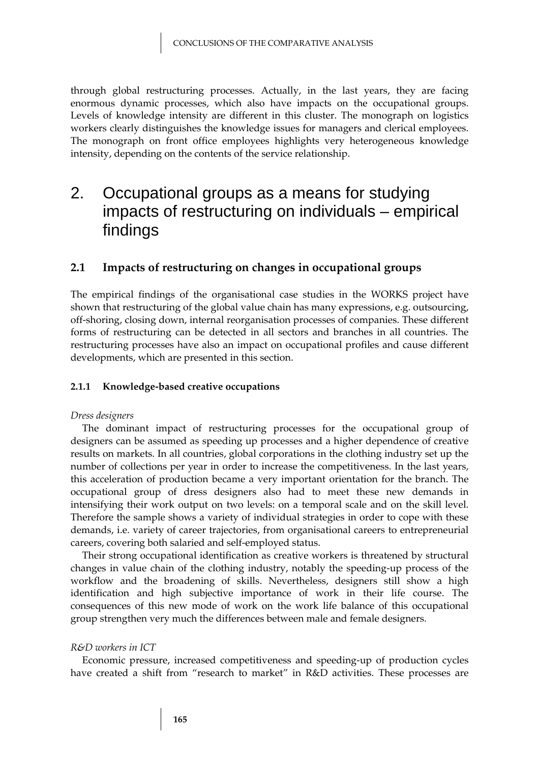through global restructuring processes. Actually, in the last years, they are facing enormous dynamic processes, which also have impacts on the occupational groups. Levels of knowledge intensity are different in this cluster. The monograph on logistics workers clearly distinguishes the knowledge issues for managers and clerical employees. The monograph on front office employees highlights very heterogeneous knowledge intensity, depending on the contents of the service relationship.

# 2. Occupational groups as a means for studying impacts of restructuring on individuals – empirical findings

## 2.1 Impacts of restructuring on changes in occupational groups

The empirical findings of the organisational case studies in the WORKS project have shown that restructuring of the global value chain has many expressions, e.g. outsourcing, off-shoring, closing down, internal reorganisation processes of companies. These different forms of restructuring can be detected in all sectors and branches in all countries. The restructuring processes have also an impact on occupational profiles and cause different developments, which are presented in this section.

### 2.1.1 Knowledge-based creative occupations

*Dress designers*

The dominant impact of restructuring processes for the occupational group of designers can be assumed as speeding up processes and a higher dependence of creative results on markets. In all countries, global corporations in the clothing industry set up the number of collections per year in order to increase the competitiveness. In the last years, this acceleration of production became a very important orientation for the branch. The occupational group of dress designers also had to meet these new demands in intensifying their work output on two levels: on a temporal scale and on the skill level. Therefore the sample shows a variety of individual strategies in order to cope with these demands, i.e. variety of career trajectories, from organisational careers to entrepreneurial careers, covering both salaried and self-employed status.

Their strong occupational identification as creative workers is threatened by structural changes in value chain of the clothing industry, notably the speeding-up process of the workflow and the broadening of skills. Nevertheless, designers still show a high identification and high subjective importance of work in their life course. The consequences of this new mode of work on the work life balance of this occupational group strengthen very much the differences between male and female designers.

*R&D workers in ICT*

Economic pressure, increased competitiveness and speeding-up of production cycles have created a shift from "research to market" in R&D activities. These processes are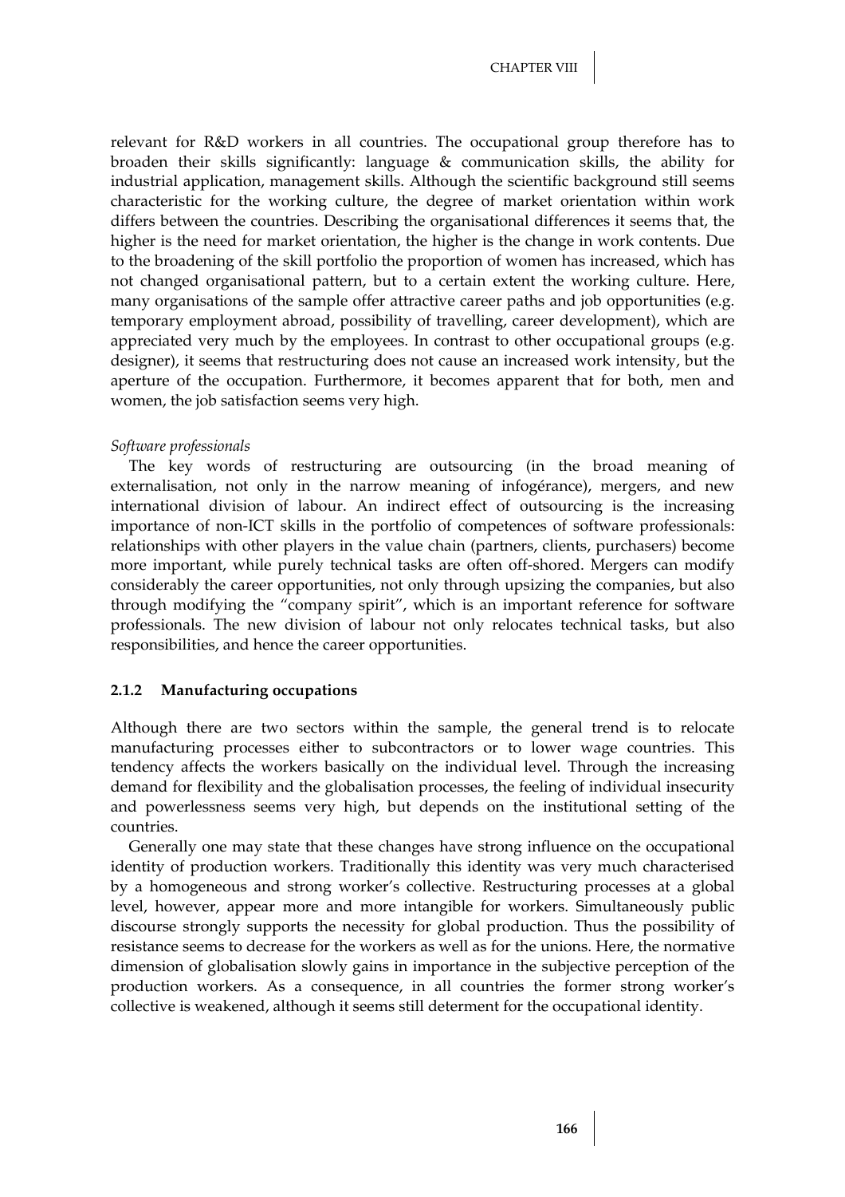relevant for R&D workers in all countries. The occupational group therefore has to broaden their skills significantly: language & communication skills, the ability for industrial application, management skills. Although the scientific background still seems characteristic for the working culture, the degree of market orientation within work differs between the countries. Describing the organisational differences it seems that, the higher is the need for market orientation, the higher is the change in work contents. Due to the broadening of the skill portfolio the proportion of women has increased, which has not changed organisational pattern, but to a certain extent the working culture. Here, many organisations of the sample offer attractive career paths and job opportunities (e.g. temporary employment abroad, possibility of travelling, career development), which are appreciated very much by the employees. In contrast to other occupational groups (e.g. designer), it seems that restructuring does not cause an increased work intensity, but the aperture of the occupation. Furthermore, it becomes apparent that for both, men and women, the job satisfaction seems very high.

*Software professionals*

The key words of restructuring are outsourcing (in the broad meaning of externalisation, not only in the narrow meaning of infogérance), mergers, and new international division of labour. An indirect effect of outsourcing is the increasing importance of non-ICT skills in the portfolio of competences of software professionals: relationships with other players in the value chain (partners, clients, purchasers) become more important, while purely technical tasks are often off-shored. Mergers can modify considerably the career opportunities, not only through upsizing the companies, but also through modifying the "company spirit", which is an important reference for software professionals. The new division of labour not only relocates technical tasks, but also responsibilities, and hence the career opportunities.

### 2.1.2 Manufacturing occupations

Although there are two sectors within the sample, the general trend is to relocate manufacturing processes either to subcontractors or to lower wage countries. This tendency affects the workers basically on the individual level. Through the increasing demand for flexibility and the globalisation processes, the feeling of individual insecurity and powerlessness seems very high, but depends on the institutional setting of the countries.

Generally one may state that these changes have strong influence on the occupational identity of production workers. Traditionally this identity was very much characterised by a homogeneous and strong worker's collective. Restructuring processes at a global level, however, appear more and more intangible for workers. Simultaneously public discourse strongly supports the necessity for global production. Thus the possibility of resistance seems to decrease for the workers as well as for the unions. Here, the normative dimension of globalisation slowly gains in importance in the subjective perception of the production workers. As a consequence, in all countries the former strong worker's collective is weakened, although it seems still determent for the occupational identity.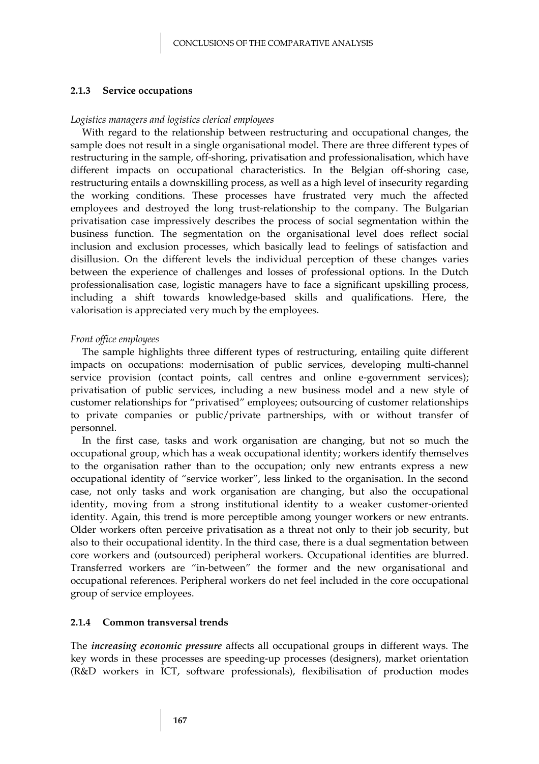### 2.1.3 Service occupations

*Logistics managers and logistics clerical employees*

With regard to the relationship between restructuring and occupational changes, the sample does not result in a single organisational model. There are three different types of restructuring in the sample, off-shoring, privatisation and professionalisation, which have different impacts on occupational characteristics. In the Belgian off-shoring case, restructuring entails a downskilling process, as well as a high level of insecurity regarding the working conditions. These processes have frustrated very much the affected employees and destroyed the long trust-relationship to the company. The Bulgarian privatisation case impressively describes the process of social segmentation within the business function. The segmentation on the organisational level does reflect social inclusion and exclusion processes, which basically lead to feelings of satisfaction and disillusion. On the different levels the individual perception of these changes varies between the experience of challenges and losses of professional options. In the Dutch professionalisation case, logistic managers have to face a significant upskilling process, including a shift towards knowledge-based skills and qualifications. Here, the valorisation is appreciated very much by the employees.

*Front office employees*

The sample highlights three different types of restructuring, entailing quite different impacts on occupations: modernisation of public services, developing multi-channel service provision (contact points, call centres and online e-government services); privatisation of public services, including a new business model and a new style of customer relationships for "privatised" employees; outsourcing of customer relationships to private companies or public/private partnerships, with or without transfer of personnel.

In the first case, tasks and work organisation are changing, but not so much the occupational group, which has a weak occupational identity; workers identify themselves to the organisation rather than to the occupation; only new entrants express a new occupational identity of "service worker", less linked to the organisation. In the second case, not only tasks and work organisation are changing, but also the occupational identity, moving from a strong institutional identity to a weaker customer-oriented identity. Again, this trend is more perceptible among younger workers or new entrants. Older workers often perceive privatisation as a threat not only to their job security, but also to their occupational identity. In the third case, there is a dual segmentation between core workers and (outsourced) peripheral workers. Occupational identities are blurred. Transferred workers are "in-between" the former and the new organisational and occupational references. Peripheral workers do net feel included in the core occupational group of service employees.

### 2.1.4 Common transversal trends

The ***increasing economic pressure*** affects all occupational groups in different ways. The key words in these processes are speeding-up processes (designers), market orientation (R&D workers in ICT, software professionals), flexibilisation of production modes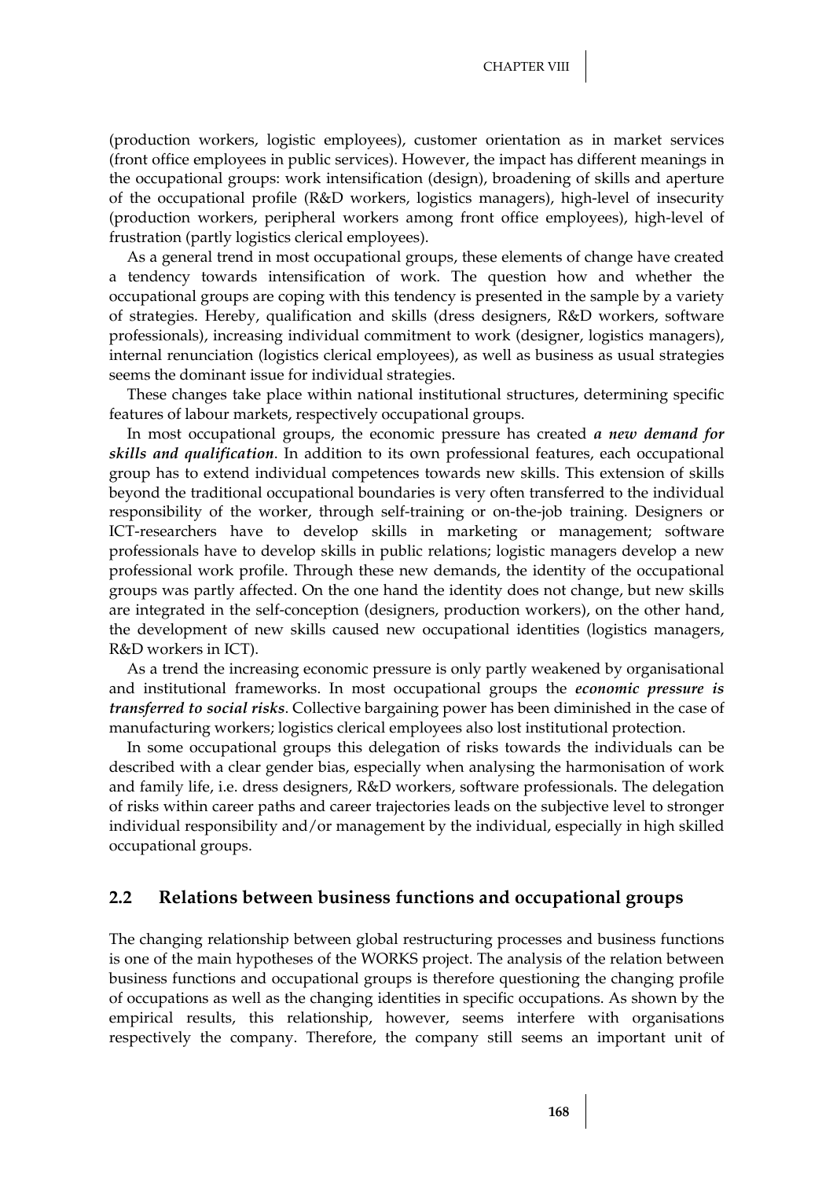(production workers, logistic employees), customer orientation as in market services (front office employees in public services). However, the impact has different meanings in the occupational groups: work intensification (design), broadening of skills and aperture of the occupational profile (R&D workers, logistics managers), high-level of insecurity (production workers, peripheral workers among front office employees), high-level of frustration (partly logistics clerical employees).

As a general trend in most occupational groups, these elements of change have created a tendency towards intensification of work. The question how and whether the occupational groups are coping with this tendency is presented in the sample by a variety of strategies. Hereby, qualification and skills (dress designers, R&D workers, software professionals), increasing individual commitment to work (designer, logistics managers), internal renunciation (logistics clerical employees), as well as business as usual strategies seems the dominant issue for individual strategies.

These changes take place within national institutional structures, determining specific features of labour markets, respectively occupational groups.

In most occupational groups, the economic pressure has created ***a new demand for skills and qualification***. In addition to its own professional features, each occupational group has to extend individual competences towards new skills. This extension of skills beyond the traditional occupational boundaries is very often transferred to the individual responsibility of the worker, through self-training or on-the-job training. Designers or ICT-researchers have to develop skills in marketing or management; software professionals have to develop skills in public relations; logistic managers develop a new professional work profile. Through these new demands, the identity of the occupational groups was partly affected. On the one hand the identity does not change, but new skills are integrated in the self-conception (designers, production workers), on the other hand, the development of new skills caused new occupational identities (logistics managers, R&D workers in ICT).

As a trend the increasing economic pressure is only partly weakened by organisational and institutional frameworks. In most occupational groups the ***economic pressure is transferred to social risks***. Collective bargaining power has been diminished in the case of manufacturing workers; logistics clerical employees also lost institutional protection.

In some occupational groups this delegation of risks towards the individuals can be described with a clear gender bias, especially when analysing the harmonisation of work and family life, i.e. dress designers, R&D workers, software professionals. The delegation of risks within career paths and career trajectories leads on the subjective level to stronger individual responsibility and/or management by the individual, especially in high skilled occupational groups.

## 2.2 Relations between business functions and occupational groups

The changing relationship between global restructuring processes and business functions is one of the main hypotheses of the WORKS project. The analysis of the relation between business functions and occupational groups is therefore questioning the changing profile of occupations as well as the changing identities in specific occupations. As shown by the empirical results, this relationship, however, seems interfere with organisations respectively the company. Therefore, the company still seems an important unit of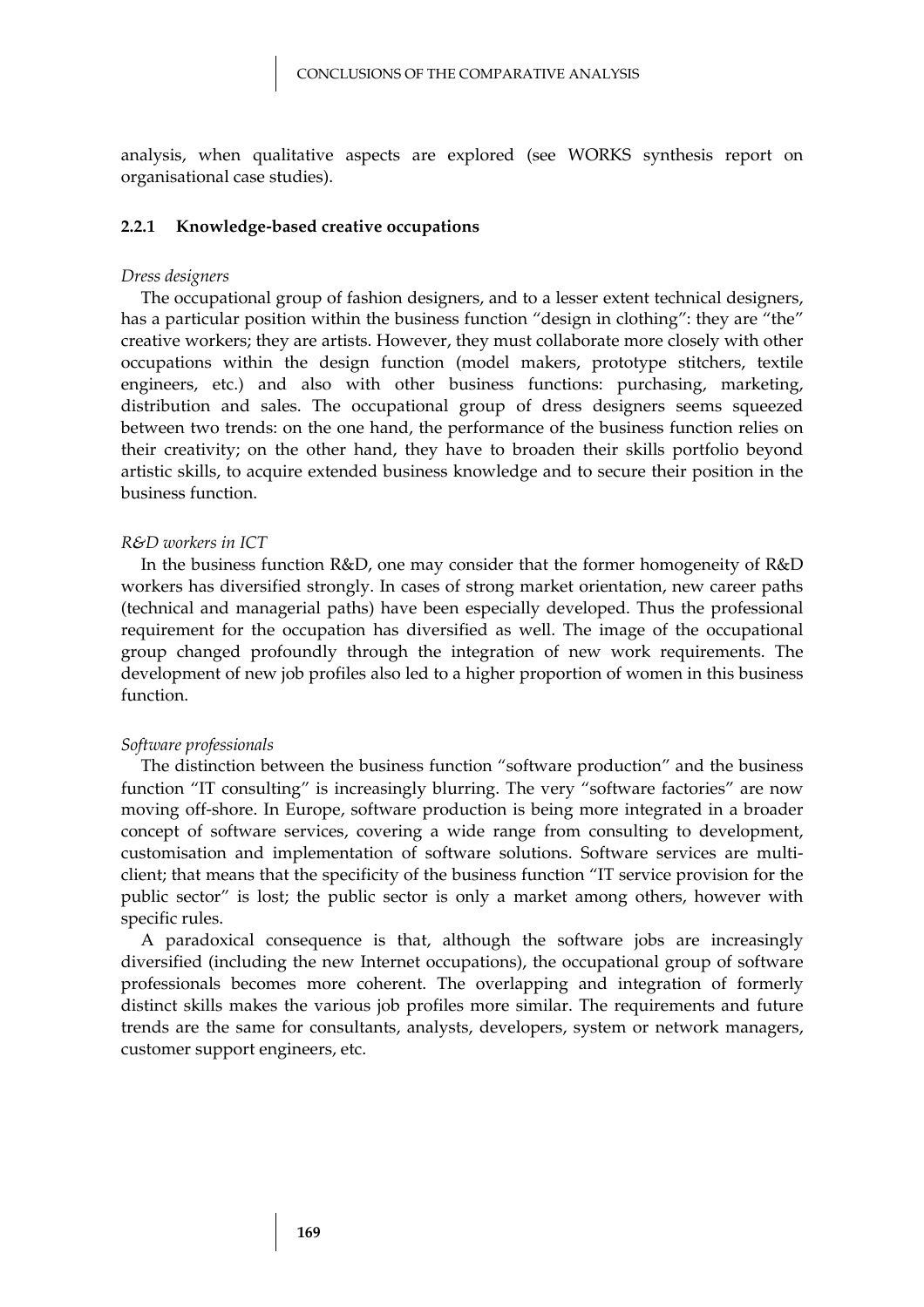analysis, when qualitative aspects are explored (see WORKS synthesis report on organisational case studies).

### 2.2.1 Knowledge-based creative occupations

*Dress designers*

The occupational group of fashion designers, and to a lesser extent technical designers, has a particular position within the business function "design in clothing": they are "the" creative workers; they are artists. However, they must collaborate more closely with other occupations within the design function (model makers, prototype stitchers, textile engineers, etc.) and also with other business functions: purchasing, marketing, distribution and sales. The occupational group of dress designers seems squeezed between two trends: on the one hand, the performance of the business function relies on their creativity; on the other hand, they have to broaden their skills portfolio beyond artistic skills, to acquire extended business knowledge and to secure their position in the business function.

*R&D workers in ICT*

In the business function R&D, one may consider that the former homogeneity of R&D workers has diversified strongly. In cases of strong market orientation, new career paths (technical and managerial paths) have been especially developed. Thus the professional requirement for the occupation has diversified as well. The image of the occupational group changed profoundly through the integration of new work requirements. The development of new job profiles also led to a higher proportion of women in this business function.

*Software professionals*

The distinction between the business function "software production" and the business function "IT consulting" is increasingly blurring. The very "software factories" are now moving off-shore. In Europe, software production is being more integrated in a broader concept of software services, covering a wide range from consulting to development, customisation and implementation of software solutions. Software services are multi-client; that means that the specificity of the business function "IT service provision for the public sector" is lost; the public sector is only a market among others, however with specific rules.

A paradoxical consequence is that, although the software jobs are increasingly diversified (including the new Internet occupations), the occupational group of software professionals becomes more coherent. The overlapping and integration of formerly distinct skills makes the various job profiles more similar. The requirements and future trends are the same for consultants, analysts, developers, system or network managers, customer support engineers, etc.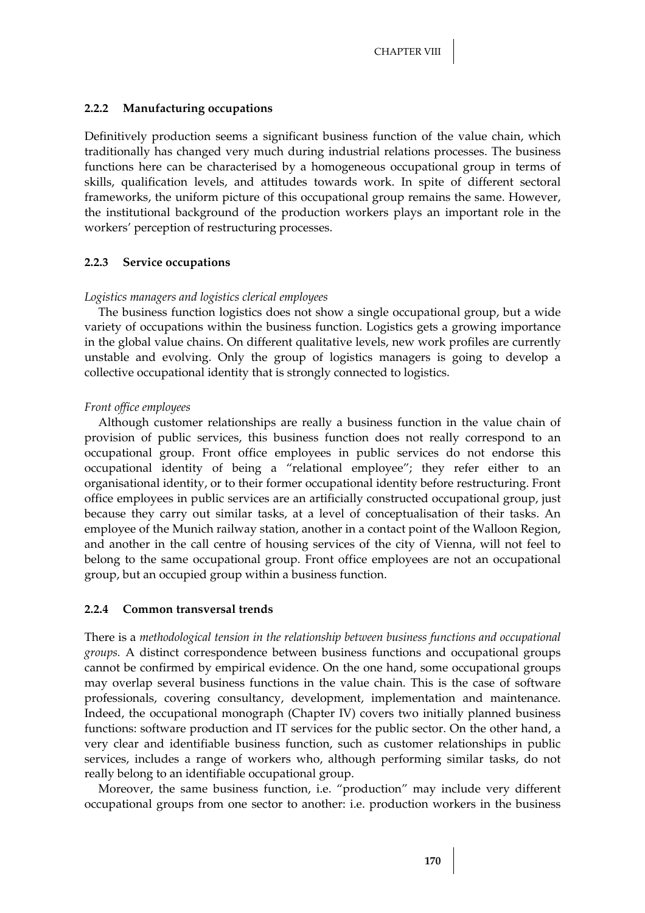### 2.2.2 Manufacturing occupations

Definitively production seems a significant business function of the value chain, which traditionally has changed very much during industrial relations processes. The business functions here can be characterised by a homogeneous occupational group in terms of skills, qualification levels, and attitudes towards work. In spite of different sectoral frameworks, the uniform picture of this occupational group remains the same. However, the institutional background of the production workers plays an important role in the workers' perception of restructuring processes.

### 2.2.3 Service occupations

*Logistics managers and logistics clerical employees*

The business function logistics does not show a single occupational group, but a wide variety of occupations within the business function. Logistics gets a growing importance in the global value chains. On different qualitative levels, new work profiles are currently unstable and evolving. Only the group of logistics managers is going to develop a collective occupational identity that is strongly connected to logistics.

*Front office employees*

Although customer relationships are really a business function in the value chain of provision of public services, this business function does not really correspond to an occupational group. Front office employees in public services do not endorse this occupational identity of being a "relational employee"; they refer either to an organisational identity, or to their former occupational identity before restructuring. Front office employees in public services are an artificially constructed occupational group, just because they carry out similar tasks, at a level of conceptualisation of their tasks. An employee of the Munich railway station, another in a contact point of the Walloon Region, and another in the call centre of housing services of the city of Vienna, will not feel to belong to the same occupational group. Front office employees are not an occupational group, but an occupied group within a business function.

### 2.2.4 Common transversal trends

There is a *methodological tension in the relationship between business functions and occupational groups.* A distinct correspondence between business functions and occupational groups cannot be confirmed by empirical evidence. On the one hand, some occupational groups may overlap several business functions in the value chain. This is the case of software professionals, covering consultancy, development, implementation and maintenance. Indeed, the occupational monograph (Chapter IV) covers two initially planned business functions: software production and IT services for the public sector. On the other hand, a very clear and identifiable business function, such as customer relationships in public services, includes a range of workers who, although performing similar tasks, do not really belong to an identifiable occupational group.

Moreover, the same business function, i.e. "production" may include very different occupational groups from one sector to another: i.e. production workers in the business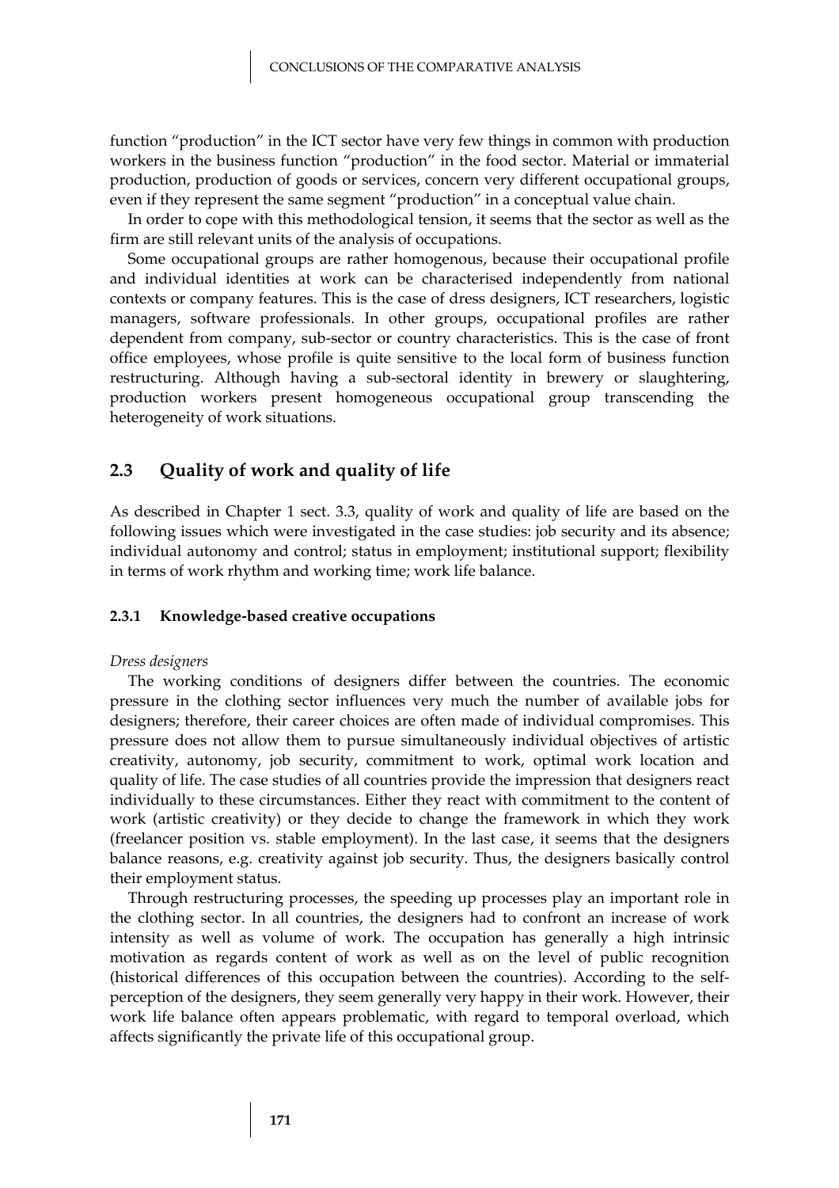function "production" in the ICT sector have very few things in common with production workers in the business function "production" in the food sector. Material or immaterial production, production of goods or services, concern very different occupational groups, even if they represent the same segment "production" in a conceptual value chain.

In order to cope with this methodological tension, it seems that the sector as well as the firm are still relevant units of the analysis of occupations.

Some occupational groups are rather homogenous, because their occupational profile and individual identities at work can be characterised independently from national contexts or company features. This is the case of dress designers, ICT researchers, logistic managers, software professionals. In other groups, occupational profiles are rather dependent from company, sub-sector or country characteristics. This is the case of front office employees, whose profile is quite sensitive to the local form of business function restructuring. Although having a sub-sectoral identity in brewery or slaughtering, production workers present homogeneous occupational group transcending the heterogeneity of work situations.

## 2.3 Quality of work and quality of life

As described in Chapter 1 sect. 3.3, quality of work and quality of life are based on the following issues which were investigated in the case studies: job security and its absence; individual autonomy and control; status in employment; institutional support; flexibility in terms of work rhythm and working time; work life balance.

### 2.3.1 Knowledge-based creative occupations

*Dress designers*

The working conditions of designers differ between the countries. The economic pressure in the clothing sector influences very much the number of available jobs for designers; therefore, their career choices are often made of individual compromises. This pressure does not allow them to pursue simultaneously individual objectives of artistic creativity, autonomy, job security, commitment to work, optimal work location and quality of life. The case studies of all countries provide the impression that designers react individually to these circumstances. Either they react with commitment to the content of work (artistic creativity) or they decide to change the framework in which they work (freelancer position vs. stable employment). In the last case, it seems that the designers balance reasons, e.g. creativity against job security. Thus, the designers basically control their employment status.

Through restructuring processes, the speeding up processes play an important role in the clothing sector. In all countries, the designers had to confront an increase of work intensity as well as volume of work. The occupation has generally a high intrinsic motivation as regards content of work as well as on the level of public recognition (historical differences of this occupation between the countries). According to the self-perception of the designers, they seem generally very happy in their work. However, their work life balance often appears problematic, with regard to temporal overload, which affects significantly the private life of this occupational group.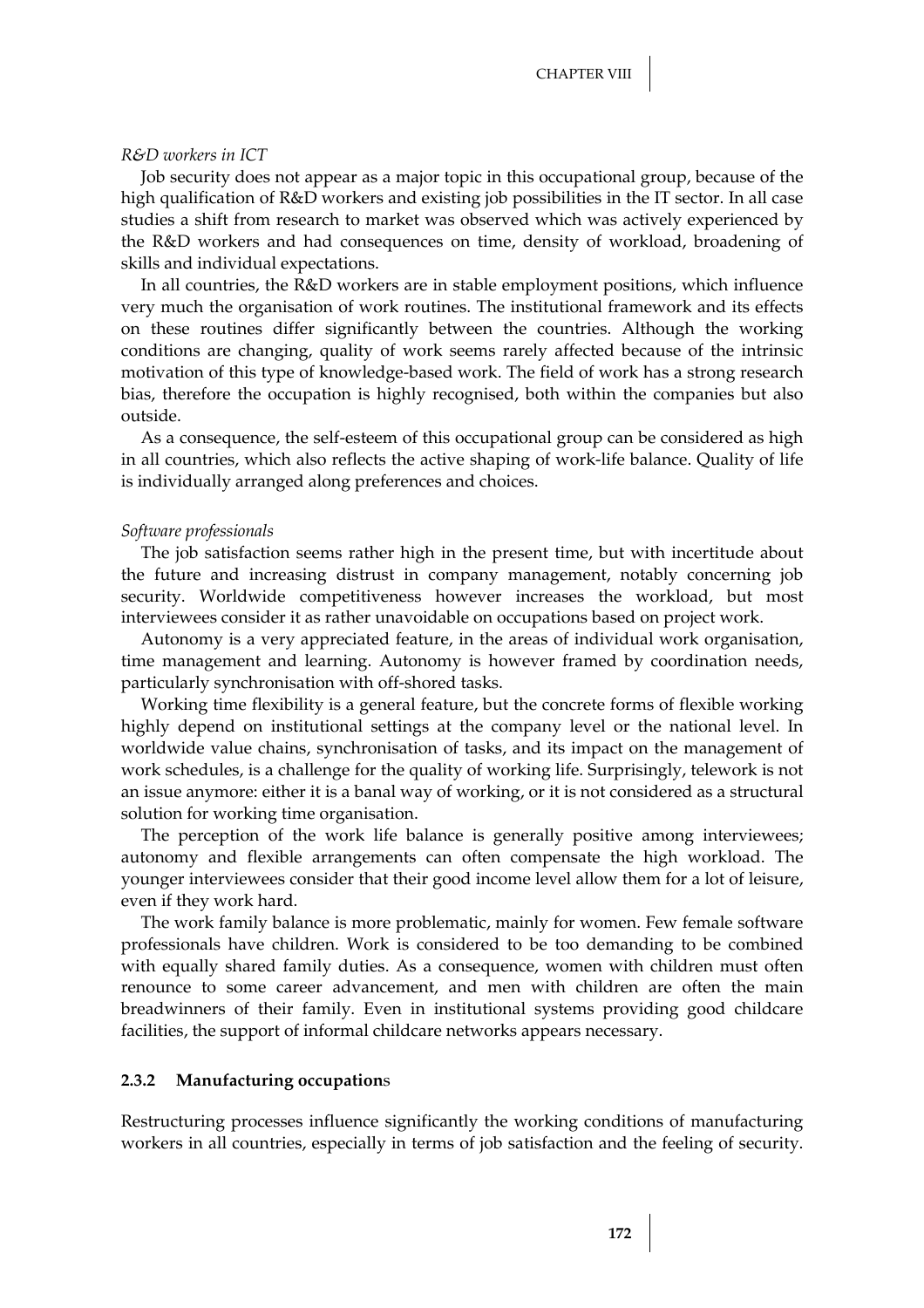*R&D workers in ICT*

Job security does not appear as a major topic in this occupational group, because of the high qualification of R&D workers and existing job possibilities in the IT sector. In all case studies a shift from research to market was observed which was actively experienced by the R&D workers and had consequences on time, density of workload, broadening of skills and individual expectations.

In all countries, the R&D workers are in stable employment positions, which influence very much the organisation of work routines. The institutional framework and its effects on these routines differ significantly between the countries. Although the working conditions are changing, quality of work seems rarely affected because of the intrinsic motivation of this type of knowledge-based work. The field of work has a strong research bias, therefore the occupation is highly recognised, both within the companies but also outside.

As a consequence, the self-esteem of this occupational group can be considered as high in all countries, which also reflects the active shaping of work-life balance. Quality of life is individually arranged along preferences and choices.

*Software professionals*

The job satisfaction seems rather high in the present time, but with incertitude about the future and increasing distrust in company management, notably concerning job security. Worldwide competitiveness however increases the workload, but most interviewees consider it as rather unavoidable on occupations based on project work.

Autonomy is a very appreciated feature, in the areas of individual work organisation, time management and learning. Autonomy is however framed by coordination needs, particularly synchronisation with off-shored tasks.

Working time flexibility is a general feature, but the concrete forms of flexible working highly depend on institutional settings at the company level or the national level. In worldwide value chains, synchronisation of tasks, and its impact on the management of work schedules, is a challenge for the quality of working life. Surprisingly, telework is not an issue anymore: either it is a banal way of working, or it is not considered as a structural solution for working time organisation.

The perception of the work life balance is generally positive among interviewees; autonomy and flexible arrangements can often compensate the high workload. The younger interviewees consider that their good income level allow them for a lot of leisure, even if they work hard.

The work family balance is more problematic, mainly for women. Few female software professionals have children. Work is considered to be too demanding to be combined with equally shared family duties. As a consequence, women with children must often renounce to some career advancement, and men with children are often the main breadwinners of their family. Even in institutional systems providing good childcare facilities, the support of informal childcare networks appears necessary.

### 2.3.2 Manufacturing occupations

Restructuring processes influence significantly the working conditions of manufacturing workers in all countries, especially in terms of job satisfaction and the feeling of security.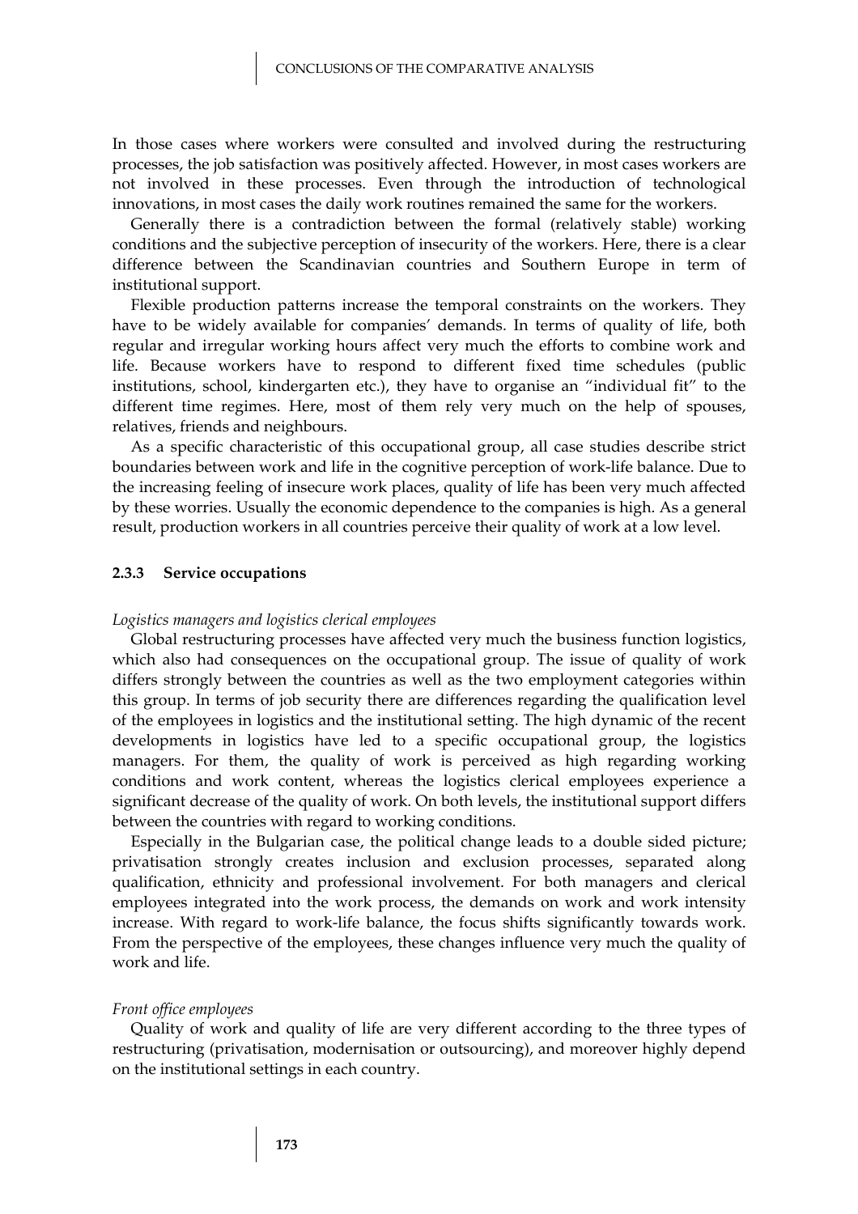In those cases where workers were consulted and involved during the restructuring processes, the job satisfaction was positively affected. However, in most cases workers are not involved in these processes. Even through the introduction of technological innovations, in most cases the daily work routines remained the same for the workers.

Generally there is a contradiction between the formal (relatively stable) working conditions and the subjective perception of insecurity of the workers. Here, there is a clear difference between the Scandinavian countries and Southern Europe in term of institutional support.

Flexible production patterns increase the temporal constraints on the workers. They have to be widely available for companies' demands. In terms of quality of life, both regular and irregular working hours affect very much the efforts to combine work and life. Because workers have to respond to different fixed time schedules (public institutions, school, kindergarten etc.), they have to organise an "individual fit" to the different time regimes. Here, most of them rely very much on the help of spouses, relatives, friends and neighbours.

As a specific characteristic of this occupational group, all case studies describe strict boundaries between work and life in the cognitive perception of work-life balance. Due to the increasing feeling of insecure work places, quality of life has been very much affected by these worries. Usually the economic dependence to the companies is high. As a general result, production workers in all countries perceive their quality of work at a low level.

### 2.3.3 Service occupations

*Logistics managers and logistics clerical employees*

Global restructuring processes have affected very much the business function logistics, which also had consequences on the occupational group. The issue of quality of work differs strongly between the countries as well as the two employment categories within this group. In terms of job security there are differences regarding the qualification level of the employees in logistics and the institutional setting. The high dynamic of the recent developments in logistics have led to a specific occupational group, the logistics managers. For them, the quality of work is perceived as high regarding working conditions and work content, whereas the logistics clerical employees experience a significant decrease of the quality of work. On both levels, the institutional support differs between the countries with regard to working conditions.

Especially in the Bulgarian case, the political change leads to a double sided picture; privatisation strongly creates inclusion and exclusion processes, separated along qualification, ethnicity and professional involvement. For both managers and clerical employees integrated into the work process, the demands on work and work intensity increase. With regard to work-life balance, the focus shifts significantly towards work. From the perspective of the employees, these changes influence very much the quality of work and life.

*Front office employees*

Quality of work and quality of life are very different according to the three types of restructuring (privatisation, modernisation or outsourcing), and moreover highly depend on the institutional settings in each country.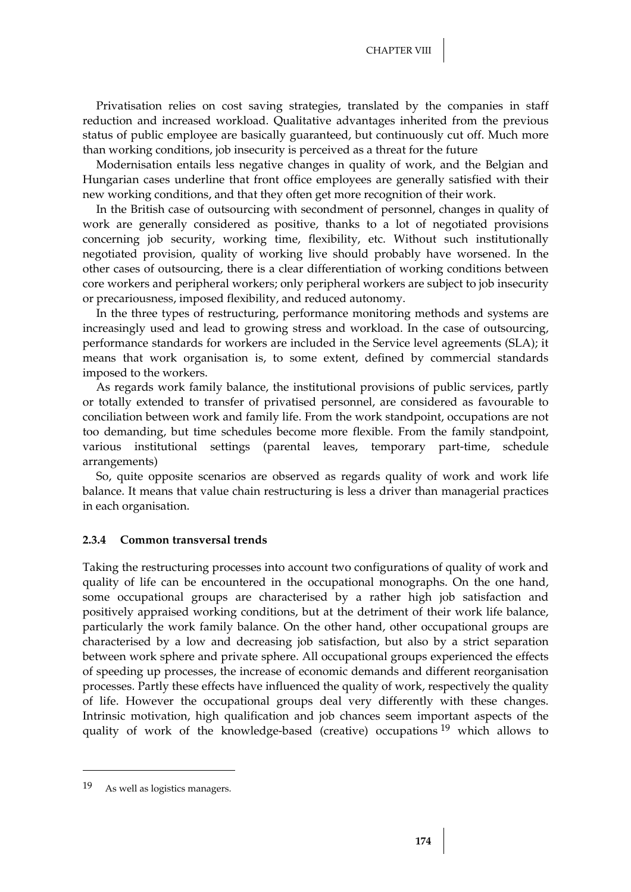Privatisation relies on cost saving strategies, translated by the companies in staff reduction and increased workload. Qualitative advantages inherited from the previous status of public employee are basically guaranteed, but continuously cut off. Much more than working conditions, job insecurity is perceived as a threat for the future

Modernisation entails less negative changes in quality of work, and the Belgian and Hungarian cases underline that front office employees are generally satisfied with their new working conditions, and that they often get more recognition of their work.

In the British case of outsourcing with secondment of personnel, changes in quality of work are generally considered as positive, thanks to a lot of negotiated provisions concerning job security, working time, flexibility, etc. Without such institutionally negotiated provision, quality of working live should probably have worsened. In the other cases of outsourcing, there is a clear differentiation of working conditions between core workers and peripheral workers; only peripheral workers are subject to job insecurity or precariousness, imposed flexibility, and reduced autonomy.

In the three types of restructuring, performance monitoring methods and systems are increasingly used and lead to growing stress and workload. In the case of outsourcing, performance standards for workers are included in the Service level agreements (SLA); it means that work organisation is, to some extent, defined by commercial standards imposed to the workers.

As regards work family balance, the institutional provisions of public services, partly or totally extended to transfer of privatised personnel, are considered as favourable to conciliation between work and family life. From the work standpoint, occupations are not too demanding, but time schedules become more flexible. From the family standpoint, various institutional settings (parental leaves, temporary part-time, schedule arrangements)

So, quite opposite scenarios are observed as regards quality of work and work life balance. It means that value chain restructuring is less a driver than managerial practices in each organisation.

#### 2.3.4 Common transversal trends

Taking the restructuring processes into account two configurations of quality of work and quality of life can be encountered in the occupational monographs. On the one hand, some occupational groups are characterised by a rather high job satisfaction and positively appraised working conditions, but at the detriment of their work life balance, particularly the work family balance. On the other hand, other occupational groups are characterised by a low and decreasing job satisfaction, but also by a strict separation between work sphere and private sphere. All occupational groups experienced the effects of speeding up processes, the increase of economic demands and different reorganisation processes. Partly these effects have influenced the quality of work, respectively the quality of life. However the occupational groups deal very differently with these changes. Intrinsic motivation, high qualification and job chances seem important aspects of the quality of work of the knowledge-based (creative) occupations [19] which allows to

---

[19] As well as logistics managers.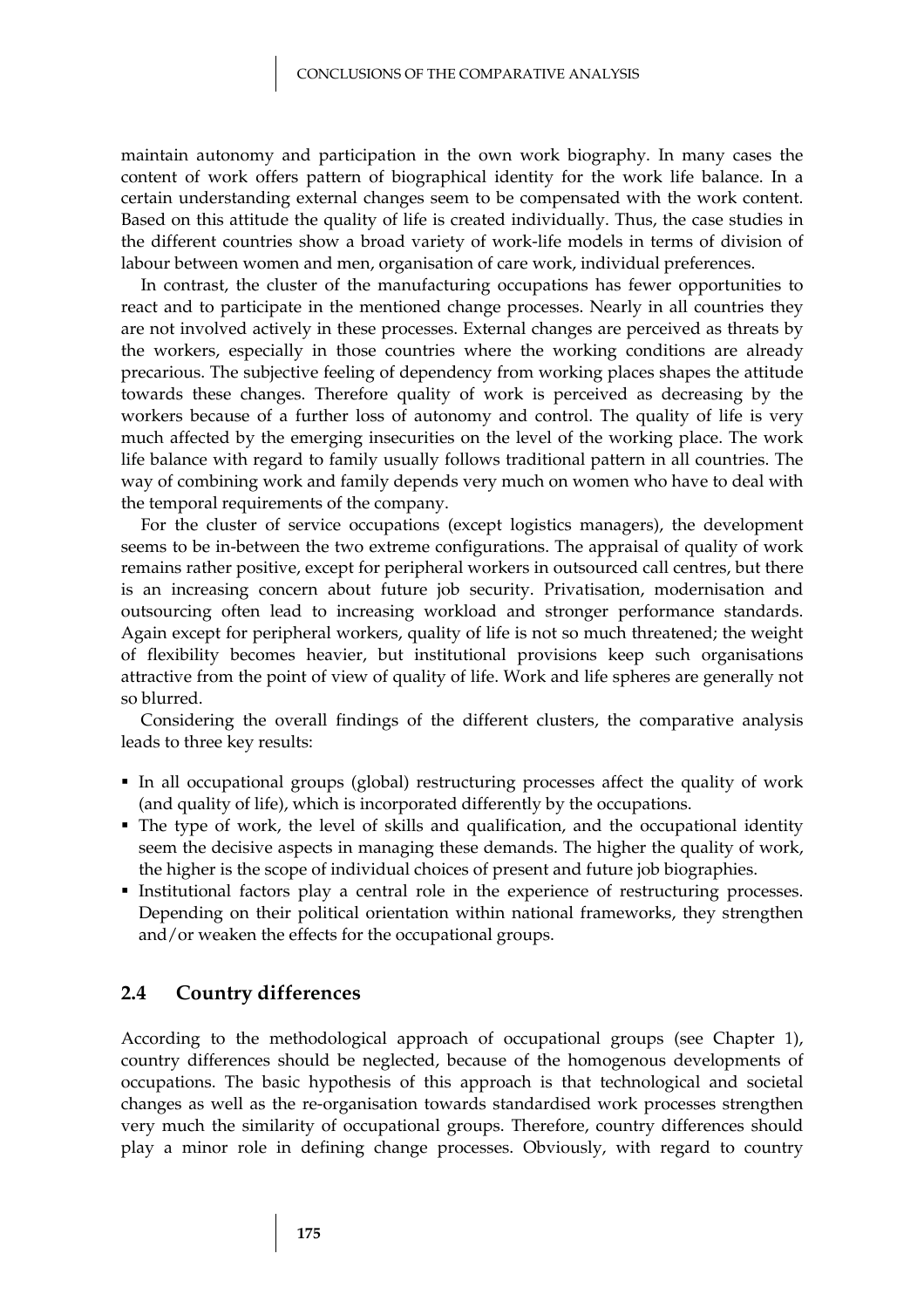maintain autonomy and participation in the own work biography. In many cases the content of work offers pattern of biographical identity for the work life balance. In a certain understanding external changes seem to be compensated with the work content. Based on this attitude the quality of life is created individually. Thus, the case studies in the different countries show a broad variety of work-life models in terms of division of labour between women and men, organisation of care work, individual preferences.

In contrast, the cluster of the manufacturing occupations has fewer opportunities to react and to participate in the mentioned change processes. Nearly in all countries they are not involved actively in these processes. External changes are perceived as threats by the workers, especially in those countries where the working conditions are already precarious. The subjective feeling of dependency from working places shapes the attitude towards these changes. Therefore quality of work is perceived as decreasing by the workers because of a further loss of autonomy and control. The quality of life is very much affected by the emerging insecurities on the level of the working place. The work life balance with regard to family usually follows traditional pattern in all countries. The way of combining work and family depends very much on women who have to deal with the temporal requirements of the company.

For the cluster of service occupations (except logistics managers), the development seems to be in-between the two extreme configurations. The appraisal of quality of work remains rather positive, except for peripheral workers in outsourced call centres, but there is an increasing concern about future job security. Privatisation, modernisation and outsourcing often lead to increasing workload and stronger performance standards. Again except for peripheral workers, quality of life is not so much threatened; the weight of flexibility becomes heavier, but institutional provisions keep such organisations attractive from the point of view of quality of life. Work and life spheres are generally not so blurred.

Considering the overall findings of the different clusters, the comparative analysis leads to three key results:

- In all occupational groups (global) restructuring processes affect the quality of work (and quality of life), which is incorporated differently by the occupations.
- The type of work, the level of skills and qualification, and the occupational identity seem the decisive aspects in managing these demands. The higher the quality of work, the higher is the scope of individual choices of present and future job biographies.
- Institutional factors play a central role in the experience of restructuring processes. Depending on their political orientation within national frameworks, they strengthen and/or weaken the effects for the occupational groups.

## 2.4 Country differences

According to the methodological approach of occupational groups (see Chapter 1), country differences should be neglected, because of the homogenous developments of occupations. The basic hypothesis of this approach is that technological and societal changes as well as the re-organisation towards standardised work processes strengthen very much the similarity of occupational groups. Therefore, country differences should play a minor role in defining change processes. Obviously, with regard to country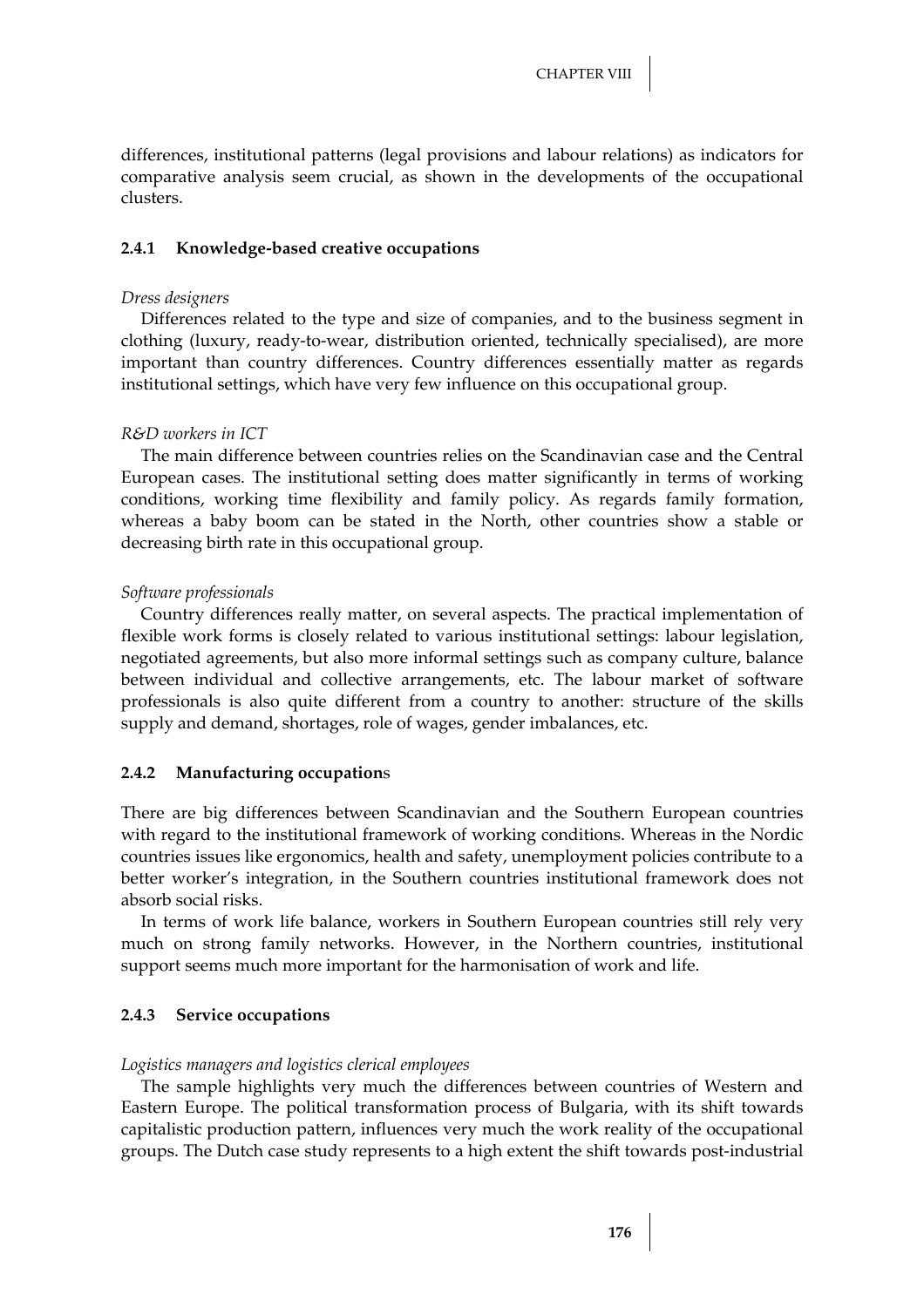differences, institutional patterns (legal provisions and labour relations) as indicators for comparative analysis seem crucial, as shown in the developments of the occupational clusters.

### 2.4.1 Knowledge-based creative occupations

*Dress designers*

Differences related to the type and size of companies, and to the business segment in clothing (luxury, ready-to-wear, distribution oriented, technically specialised), are more important than country differences. Country differences essentially matter as regards institutional settings, which have very few influence on this occupational group.

*R&D workers in ICT*

The main difference between countries relies on the Scandinavian case and the Central European cases. The institutional setting does matter significantly in terms of working conditions, working time flexibility and family policy. As regards family formation, whereas a baby boom can be stated in the North, other countries show a stable or decreasing birth rate in this occupational group.

*Software professionals*

Country differences really matter, on several aspects. The practical implementation of flexible work forms is closely related to various institutional settings: labour legislation, negotiated agreements, but also more informal settings such as company culture, balance between individual and collective arrangements, etc. The labour market of software professionals is also quite different from a country to another: structure of the skills supply and demand, shortages, role of wages, gender imbalances, etc.

### 2.4.2 Manufacturing occupations

There are big differences between Scandinavian and the Southern European countries with regard to the institutional framework of working conditions. Whereas in the Nordic countries issues like ergonomics, health and safety, unemployment policies contribute to a better worker's integration, in the Southern countries institutional framework does not absorb social risks.

In terms of work life balance, workers in Southern European countries still rely very much on strong family networks. However, in the Northern countries, institutional support seems much more important for the harmonisation of work and life.

### 2.4.3 Service occupations

*Logistics managers and logistics clerical employees*

The sample highlights very much the differences between countries of Western and Eastern Europe. The political transformation process of Bulgaria, with its shift towards capitalistic production pattern, influences very much the work reality of the occupational groups. The Dutch case study represents to a high extent the shift towards post-industrial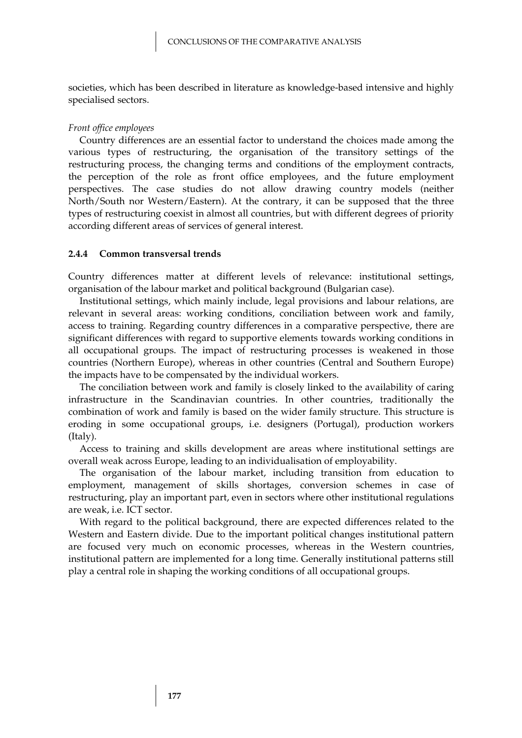societies, which has been described in literature as knowledge-based intensive and highly specialised sectors.

*Front office employees*

Country differences are an essential factor to understand the choices made among the various types of restructuring, the organisation of the transitory settings of the restructuring process, the changing terms and conditions of the employment contracts, the perception of the role as front office employees, and the future employment perspectives. The case studies do not allow drawing country models (neither North/South nor Western/Eastern). At the contrary, it can be supposed that the three types of restructuring coexist in almost all countries, but with different degrees of priority according different areas of services of general interest.

### 2.4.4 Common transversal trends

Country differences matter at different levels of relevance: institutional settings, organisation of the labour market and political background (Bulgarian case).

Institutional settings, which mainly include, legal provisions and labour relations, are relevant in several areas: working conditions, conciliation between work and family, access to training. Regarding country differences in a comparative perspective, there are significant differences with regard to supportive elements towards working conditions in all occupational groups. The impact of restructuring processes is weakened in those countries (Northern Europe), whereas in other countries (Central and Southern Europe) the impacts have to be compensated by the individual workers.

The conciliation between work and family is closely linked to the availability of caring infrastructure in the Scandinavian countries. In other countries, traditionally the combination of work and family is based on the wider family structure. This structure is eroding in some occupational groups, i.e. designers (Portugal), production workers (Italy).

Access to training and skills development are areas where institutional settings are overall weak across Europe, leading to an individualisation of employability.

The organisation of the labour market, including transition from education to employment, management of skills shortages, conversion schemes in case of restructuring, play an important part, even in sectors where other institutional regulations are weak, i.e. ICT sector.

With regard to the political background, there are expected differences related to the Western and Eastern divide. Due to the important political changes institutional pattern are focused very much on economic processes, whereas in the Western countries, institutional pattern are implemented for a long time. Generally institutional patterns still play a central role in shaping the working conditions of all occupational groups.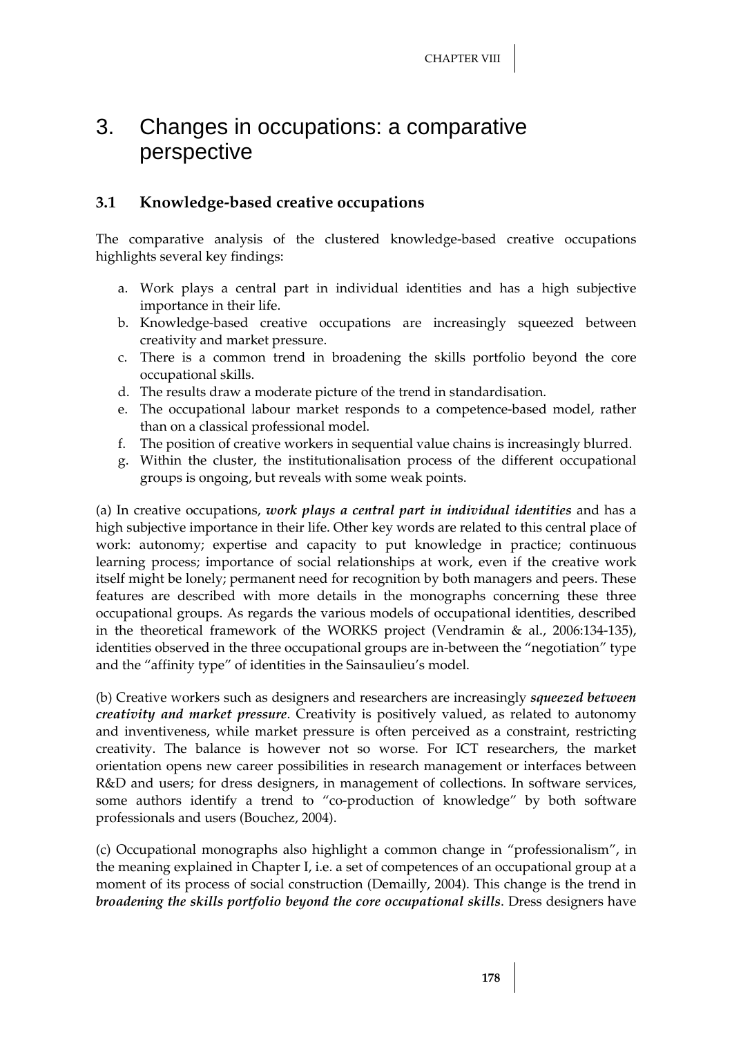# 3. Changes in occupations: a comparative perspective

## 3.1 Knowledge-based creative occupations

The comparative analysis of the clustered knowledge-based creative occupations highlights several key findings:

a. Work plays a central part in individual identities and has a high subjective importance in their life.
b. Knowledge-based creative occupations are increasingly squeezed between creativity and market pressure.
c. There is a common trend in broadening the skills portfolio beyond the core occupational skills.
d. The results draw a moderate picture of the trend in standardisation.
e. The occupational labour market responds to a competence-based model, rather than on a classical professional model.
f. The position of creative workers in sequential value chains is increasingly blurred.
g. Within the cluster, the institutionalisation process of the different occupational groups is ongoing, but reveals with some weak points.

(a) In creative occupations, ***work plays a central part in individual identities*** and has a high subjective importance in their life. Other key words are related to this central place of work: autonomy; expertise and capacity to put knowledge in practice; continuous learning process; importance of social relationships at work, even if the creative work itself might be lonely; permanent need for recognition by both managers and peers. These features are described with more details in the monographs concerning these three occupational groups. As regards the various models of occupational identities, described in the theoretical framework of the WORKS project (Vendramin & al., 2006:134-135), identities observed in the three occupational groups are in-between the "negotiation" type and the "affinity type" of identities in the Sainsaulieu's model.

(b) Creative workers such as designers and researchers are increasingly ***squeezed between creativity and market pressure***. Creativity is positively valued, as related to autonomy and inventiveness, while market pressure is often perceived as a constraint, restricting creativity. The balance is however not so worse. For ICT researchers, the market orientation opens new career possibilities in research management or interfaces between R&D and users; for dress designers, in management of collections. In software services, some authors identify a trend to "co-production of knowledge" by both software professionals and users (Bouchez, 2004).

(c) Occupational monographs also highlight a common change in "professionalism", in the meaning explained in Chapter I, i.e. a set of competences of an occupational group at a moment of its process of social construction (Demailly, 2004). This change is the trend in ***broadening the skills portfolio beyond the core occupational skills***. Dress designers have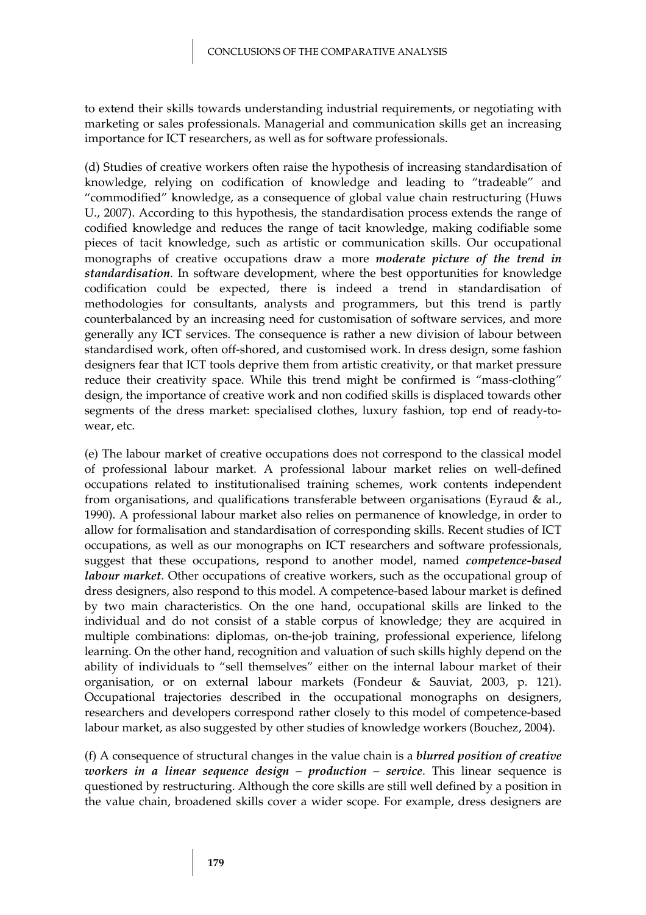to extend their skills towards understanding industrial requirements, or negotiating with marketing or sales professionals. Managerial and communication skills get an increasing importance for ICT researchers, as well as for software professionals.

(d) Studies of creative workers often raise the hypothesis of increasing standardisation of knowledge, relying on codification of knowledge and leading to "tradeable" and "commodified" knowledge, as a consequence of global value chain restructuring (Huws U., 2007). According to this hypothesis, the standardisation process extends the range of codified knowledge and reduces the range of tacit knowledge, making codifiable some pieces of tacit knowledge, such as artistic or communication skills. Our occupational monographs of creative occupations draw a more ***moderate picture of the trend in standardisation***. In software development, where the best opportunities for knowledge codification could be expected, there is indeed a trend in standardisation of methodologies for consultants, analysts and programmers, but this trend is partly counterbalanced by an increasing need for customisation of software services, and more generally any ICT services. The consequence is rather a new division of labour between standardised work, often off-shored, and customised work. In dress design, some fashion designers fear that ICT tools deprive them from artistic creativity, or that market pressure reduce their creativity space. While this trend might be confirmed is "mass-clothing" design, the importance of creative work and non codified skills is displaced towards other segments of the dress market: specialised clothes, luxury fashion, top end of ready-to-wear, etc.

(e) The labour market of creative occupations does not correspond to the classical model of professional labour market. A professional labour market relies on well-defined occupations related to institutionalised training schemes, work contents independent from organisations, and qualifications transferable between organisations (Eyraud & al., 1990). A professional labour market also relies on permanence of knowledge, in order to allow for formalisation and standardisation of corresponding skills. Recent studies of ICT occupations, as well as our monographs on ICT researchers and software professionals, suggest that these occupations, respond to another model, named ***competence-based labour market***. Other occupations of creative workers, such as the occupational group of dress designers, also respond to this model. A competence-based labour market is defined by two main characteristics. On the one hand, occupational skills are linked to the individual and do not consist of a stable corpus of knowledge; they are acquired in multiple combinations: diplomas, on-the-job training, professional experience, lifelong learning. On the other hand, recognition and valuation of such skills highly depend on the ability of individuals to "sell themselves" either on the internal labour market of their organisation, or on external labour markets (Fondeur & Sauviat, 2003, p. 121). Occupational trajectories described in the occupational monographs on designers, researchers and developers correspond rather closely to this model of competence-based labour market, as also suggested by other studies of knowledge workers (Bouchez, 2004).

(f) A consequence of structural changes in the value chain is a ***blurred position of creative workers in a linear sequence design – production – service***. This linear sequence is questioned by restructuring. Although the core skills are still well defined by a position in the value chain, broadened skills cover a wider scope. For example, dress designers are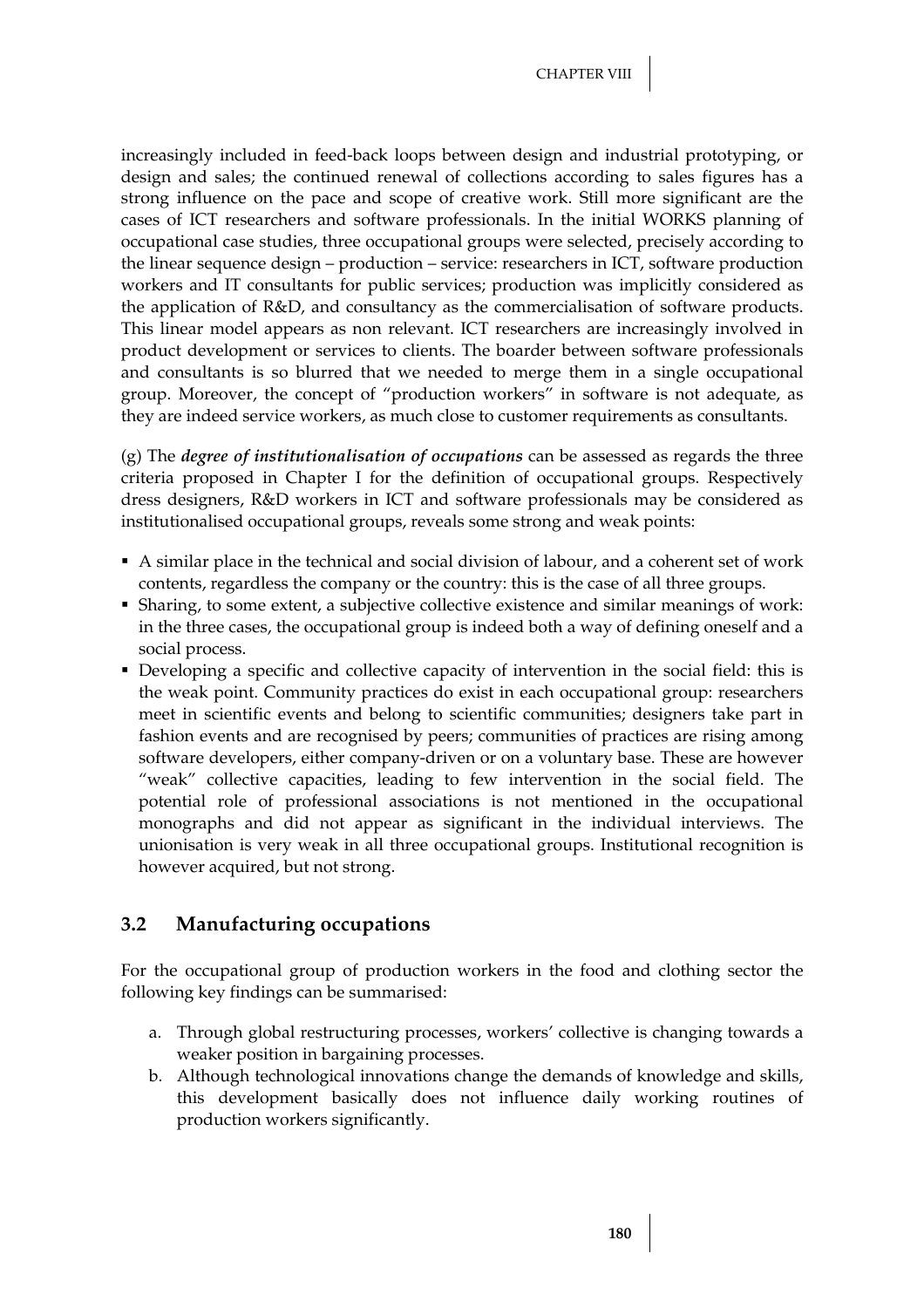increasingly included in feed-back loops between design and industrial prototyping, or design and sales; the continued renewal of collections according to sales figures has a strong influence on the pace and scope of creative work. Still more significant are the cases of ICT researchers and software professionals. In the initial WORKS planning of occupational case studies, three occupational groups were selected, precisely according to the linear sequence design – production – service: researchers in ICT, software production workers and IT consultants for public services; production was implicitly considered as the application of R&D, and consultancy as the commercialisation of software products. This linear model appears as non relevant. ICT researchers are increasingly involved in product development or services to clients. The boarder between software professionals and consultants is so blurred that we needed to merge them in a single occupational group. Moreover, the concept of "production workers" in software is not adequate, as they are indeed service workers, as much close to customer requirements as consultants.

(g) The ***degree of institutionalisation of occupations*** can be assessed as regards the three criteria proposed in Chapter I for the definition of occupational groups. Respectively dress designers, R&D workers in ICT and software professionals may be considered as institutionalised occupational groups, reveals some strong and weak points:

- A similar place in the technical and social division of labour, and a coherent set of work contents, regardless the company or the country: this is the case of all three groups.
- Sharing, to some extent, a subjective collective existence and similar meanings of work: in the three cases, the occupational group is indeed both a way of defining oneself and a social process.
- Developing a specific and collective capacity of intervention in the social field: this is the weak point. Community practices do exist in each occupational group: researchers meet in scientific events and belong to scientific communities; designers take part in fashion events and are recognised by peers; communities of practices are rising among software developers, either company-driven or on a voluntary base. These are however "weak" collective capacities, leading to few intervention in the social field. The potential role of professional associations is not mentioned in the occupational monographs and did not appear as significant in the individual interviews. The unionisation is very weak in all three occupational groups. Institutional recognition is however acquired, but not strong.

## 3.2 Manufacturing occupations

For the occupational group of production workers in the food and clothing sector the following key findings can be summarised:

a. Through global restructuring processes, workers' collective is changing towards a weaker position in bargaining processes.
b. Although technological innovations change the demands of knowledge and skills, this development basically does not influence daily working routines of production workers significantly.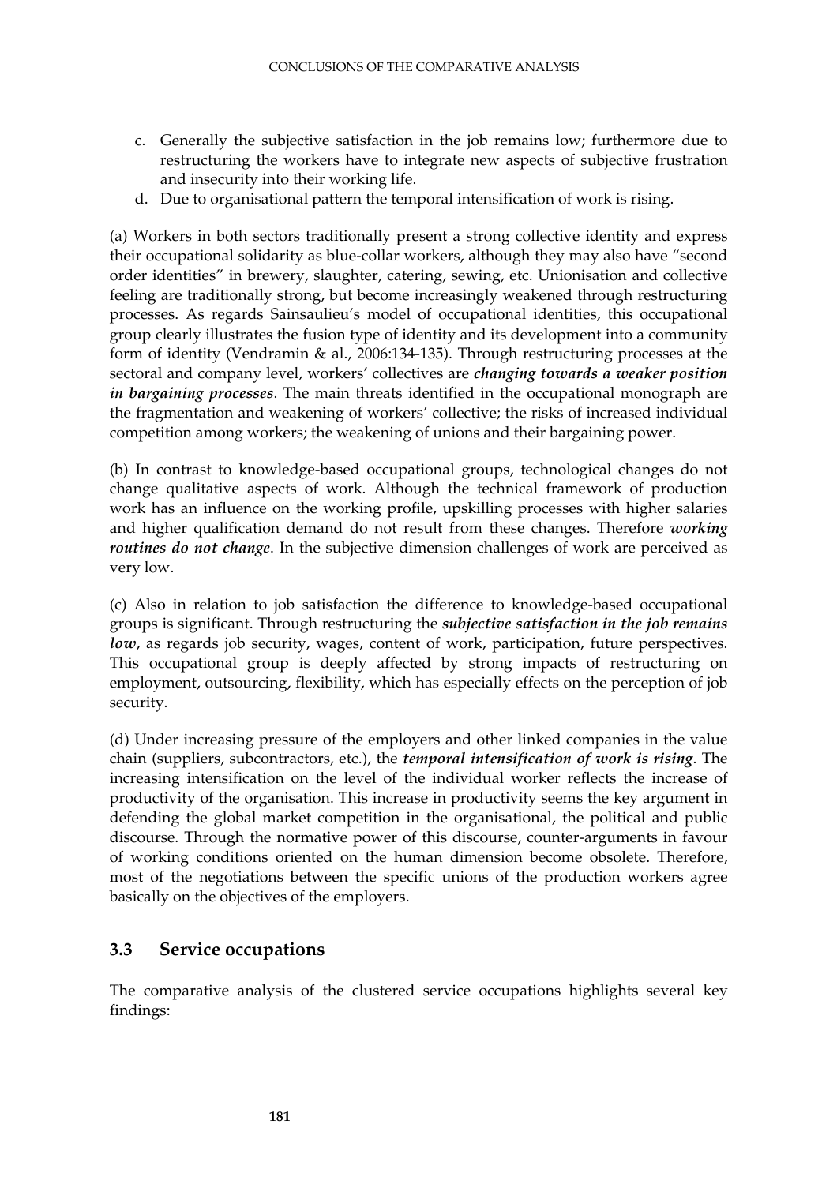c. Generally the subjective satisfaction in the job remains low; furthermore due to restructuring the workers have to integrate new aspects of subjective frustration and insecurity into their working life.
d. Due to organisational pattern the temporal intensification of work is rising.

(a) Workers in both sectors traditionally present a strong collective identity and express their occupational solidarity as blue-collar workers, although they may also have "second order identities" in brewery, slaughter, catering, sewing, etc. Unionisation and collective feeling are traditionally strong, but become increasingly weakened through restructuring processes. As regards Sainsaulieu's model of occupational identities, this occupational group clearly illustrates the fusion type of identity and its development into a community form of identity (Vendramin & al., 2006:134-135). Through restructuring processes at the sectoral and company level, workers' collectives are ***changing towards a weaker position in bargaining processes***. The main threats identified in the occupational monograph are the fragmentation and weakening of workers' collective; the risks of increased individual competition among workers; the weakening of unions and their bargaining power.

(b) In contrast to knowledge-based occupational groups, technological changes do not change qualitative aspects of work. Although the technical framework of production work has an influence on the working profile, upskilling processes with higher salaries and higher qualification demand do not result from these changes. Therefore ***working routines do not change***. In the subjective dimension challenges of work are perceived as very low.

(c) Also in relation to job satisfaction the difference to knowledge-based occupational groups is significant. Through restructuring the ***subjective satisfaction in the job remains low***, as regards job security, wages, content of work, participation, future perspectives. This occupational group is deeply affected by strong impacts of restructuring on employment, outsourcing, flexibility, which has especially effects on the perception of job security.

(d) Under increasing pressure of the employers and other linked companies in the value chain (suppliers, subcontractors, etc.), the ***temporal intensification of work is rising***. The increasing intensification on the level of the individual worker reflects the increase of productivity of the organisation. This increase in productivity seems the key argument in defending the global market competition in the organisational, the political and public discourse. Through the normative power of this discourse, counter-arguments in favour of working conditions oriented on the human dimension become obsolete. Therefore, most of the negotiations between the specific unions of the production workers agree basically on the objectives of the employers.

## 3.3 Service occupations

The comparative analysis of the clustered service occupations highlights several key findings: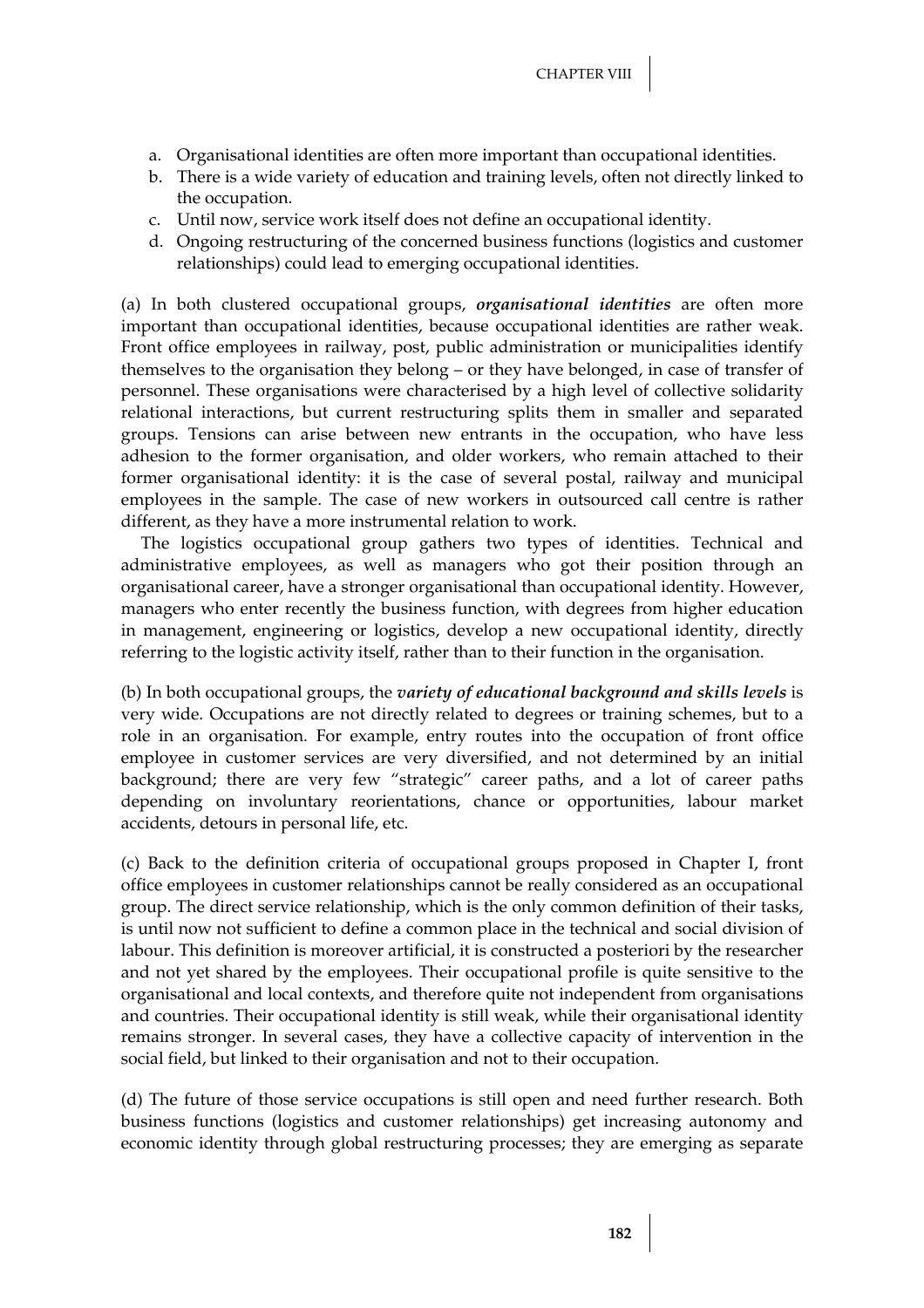a. Organisational identities are often more important than occupational identities.
b. There is a wide variety of education and training levels, often not directly linked to the occupation.
c. Until now, service work itself does not define an occupational identity.
d. Ongoing restructuring of the concerned business functions (logistics and customer relationships) could lead to emerging occupational identities.

(a) In both clustered occupational groups, ***organisational identities*** are often more important than occupational identities, because occupational identities are rather weak. Front office employees in railway, post, public administration or municipalities identify themselves to the organisation they belong – or they have belonged, in case of transfer of personnel. These organisations were characterised by a high level of collective solidarity relational interactions, but current restructuring splits them in smaller and separated groups. Tensions can arise between new entrants in the occupation, who have less adhesion to the former organisation, and older workers, who remain attached to their former organisational identity: it is the case of several postal, railway and municipal employees in the sample. The case of new workers in outsourced call centre is rather different, as they have a more instrumental relation to work.

The logistics occupational group gathers two types of identities. Technical and administrative employees, as well as managers who got their position through an organisational career, have a stronger organisational than occupational identity. However, managers who enter recently the business function, with degrees from higher education in management, engineering or logistics, develop a new occupational identity, directly referring to the logistic activity itself, rather than to their function in the organisation.

(b) In both occupational groups, the ***variety of educational background and skills levels*** is very wide. Occupations are not directly related to degrees or training schemes, but to a role in an organisation. For example, entry routes into the occupation of front office employee in customer services are very diversified, and not determined by an initial background; there are very few "strategic" career paths, and a lot of career paths depending on involuntary reorientations, chance or opportunities, labour market accidents, detours in personal life, etc.

(c) Back to the definition criteria of occupational groups proposed in Chapter I, front office employees in customer relationships cannot be really considered as an occupational group. The direct service relationship, which is the only common definition of their tasks, is until now not sufficient to define a common place in the technical and social division of labour. This definition is moreover artificial, it is constructed a posteriori by the researcher and not yet shared by the employees. Their occupational profile is quite sensitive to the organisational and local contexts, and therefore quite not independent from organisations and countries. Their occupational identity is still weak, while their organisational identity remains stronger. In several cases, they have a collective capacity of intervention in the social field, but linked to their organisation and not to their occupation.

(d) The future of those service occupations is still open and need further research. Both business functions (logistics and customer relationships) get increasing autonomy and economic identity through global restructuring processes; they are emerging as separate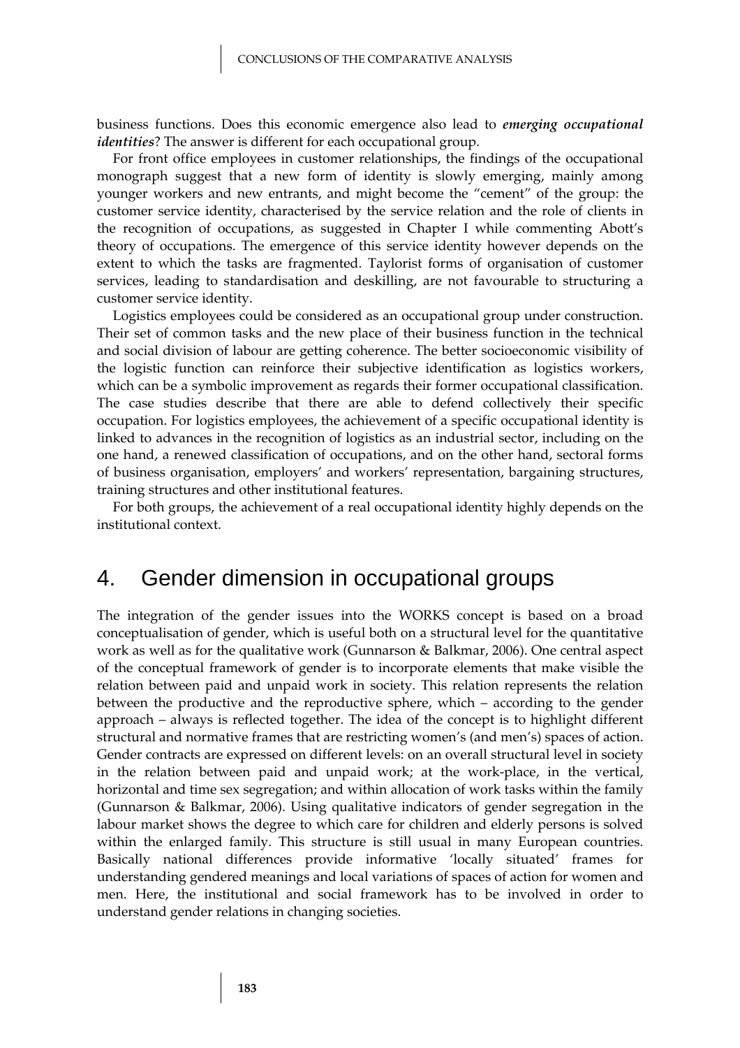business functions. Does this economic emergence also lead to ***emerging occupational identities***? The answer is different for each occupational group.

For front office employees in customer relationships, the findings of the occupational monograph suggest that a new form of identity is slowly emerging, mainly among younger workers and new entrants, and might become the "cement" of the group: the customer service identity, characterised by the service relation and the role of clients in the recognition of occupations, as suggested in Chapter I while commenting Abott's theory of occupations. The emergence of this service identity however depends on the extent to which the tasks are fragmented. Taylorist forms of organisation of customer services, leading to standardisation and deskilling, are not favourable to structuring a customer service identity.

Logistics employees could be considered as an occupational group under construction. Their set of common tasks and the new place of their business function in the technical and social division of labour are getting coherence. The better socioeconomic visibility of the logistic function can reinforce their subjective identification as logistics workers, which can be a symbolic improvement as regards their former occupational classification. The case studies describe that there are able to defend collectively their specific occupation. For logistics employees, the achievement of a specific occupational identity is linked to advances in the recognition of logistics as an industrial sector, including on the one hand, a renewed classification of occupations, and on the other hand, sectoral forms of business organisation, employers' and workers' representation, bargaining structures, training structures and other institutional features.

For both groups, the achievement of a real occupational identity highly depends on the institutional context.

## 4. Gender dimension in occupational groups

The integration of the gender issues into the WORKS concept is based on a broad conceptualisation of gender, which is useful both on a structural level for the quantitative work as well as for the qualitative work (Gunnarson & Balkmar, 2006). One central aspect of the conceptual framework of gender is to incorporate elements that make visible the relation between paid and unpaid work in society. This relation represents the relation between the productive and the reproductive sphere, which – according to the gender approach – always is reflected together. The idea of the concept is to highlight different structural and normative frames that are restricting women's (and men's) spaces of action. Gender contracts are expressed on different levels: on an overall structural level in society in the relation between paid and unpaid work; at the work-place, in the vertical, horizontal and time sex segregation; and within allocation of work tasks within the family (Gunnarson & Balkmar, 2006). Using qualitative indicators of gender segregation in the labour market shows the degree to which care for children and elderly persons is solved within the enlarged family. This structure is still usual in many European countries. Basically national differences provide informative 'locally situated' frames for understanding gendered meanings and local variations of spaces of action for women and men. Here, the institutional and social framework has to be involved in order to understand gender relations in changing societies.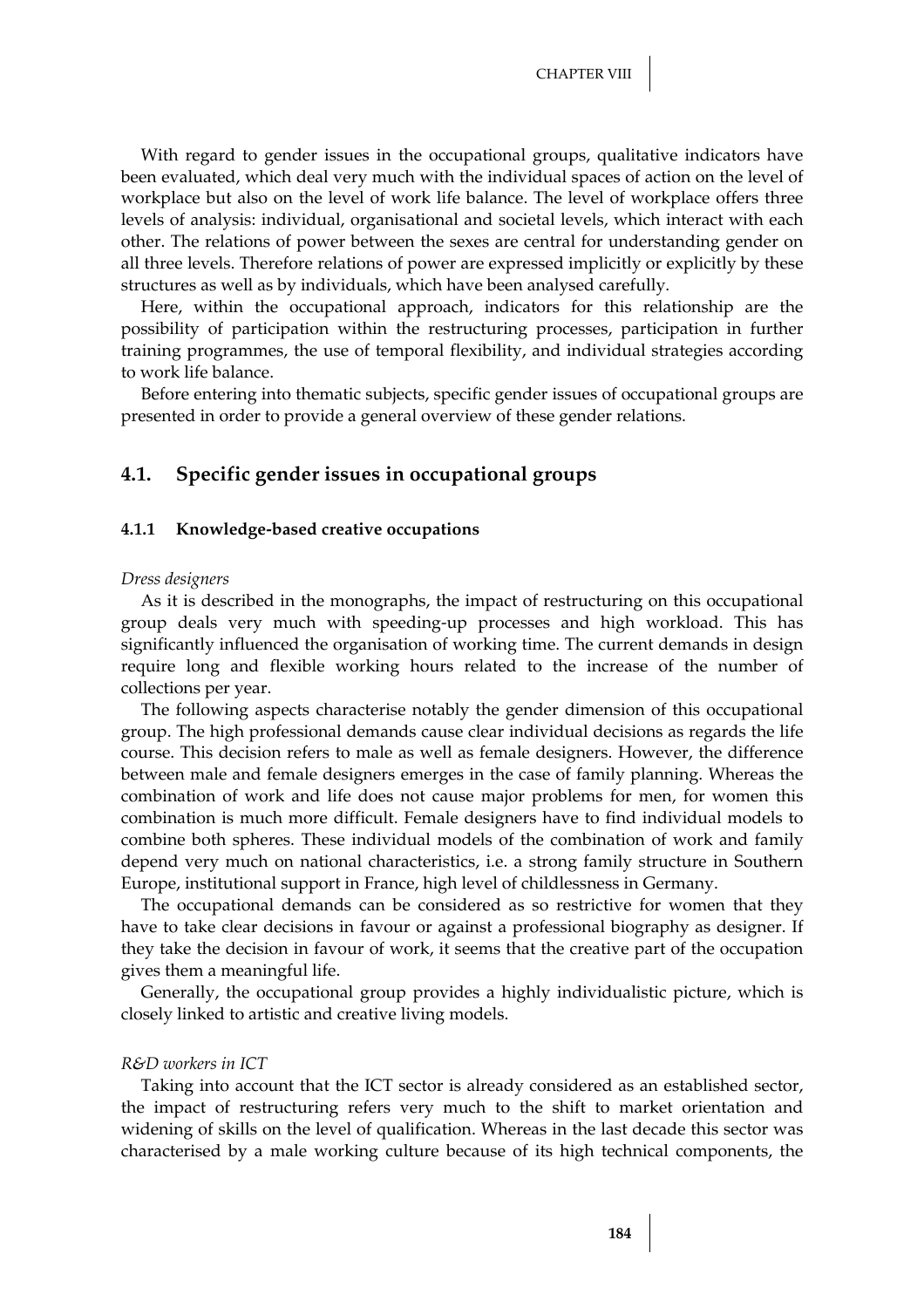With regard to gender issues in the occupational groups, qualitative indicators have been evaluated, which deal very much with the individual spaces of action on the level of workplace but also on the level of work life balance. The level of workplace offers three levels of analysis: individual, organisational and societal levels, which interact with each other. The relations of power between the sexes are central for understanding gender on all three levels. Therefore relations of power are expressed implicitly or explicitly by these structures as well as by individuals, which have been analysed carefully.

Here, within the occupational approach, indicators for this relationship are the possibility of participation within the restructuring processes, participation in further training programmes, the use of temporal flexibility, and individual strategies according to work life balance.

Before entering into thematic subjects, specific gender issues of occupational groups are presented in order to provide a general overview of these gender relations.

## 4.1. Specific gender issues in occupational groups

### 4.1.1 Knowledge-based creative occupations

*Dress designers*

As it is described in the monographs, the impact of restructuring on this occupational group deals very much with speeding-up processes and high workload. This has significantly influenced the organisation of working time. The current demands in design require long and flexible working hours related to the increase of the number of collections per year.

The following aspects characterise notably the gender dimension of this occupational group. The high professional demands cause clear individual decisions as regards the life course. This decision refers to male as well as female designers. However, the difference between male and female designers emerges in the case of family planning. Whereas the combination of work and life does not cause major problems for men, for women this combination is much more difficult. Female designers have to find individual models to combine both spheres. These individual models of the combination of work and family depend very much on national characteristics, i.e. a strong family structure in Southern Europe, institutional support in France, high level of childlessness in Germany.

The occupational demands can be considered as so restrictive for women that they have to take clear decisions in favour or against a professional biography as designer. If they take the decision in favour of work, it seems that the creative part of the occupation gives them a meaningful life.

Generally, the occupational group provides a highly individualistic picture, which is closely linked to artistic and creative living models.

*R&D workers in ICT*

Taking into account that the ICT sector is already considered as an established sector, the impact of restructuring refers very much to the shift to market orientation and widening of skills on the level of qualification. Whereas in the last decade this sector was characterised by a male working culture because of its high technical components, the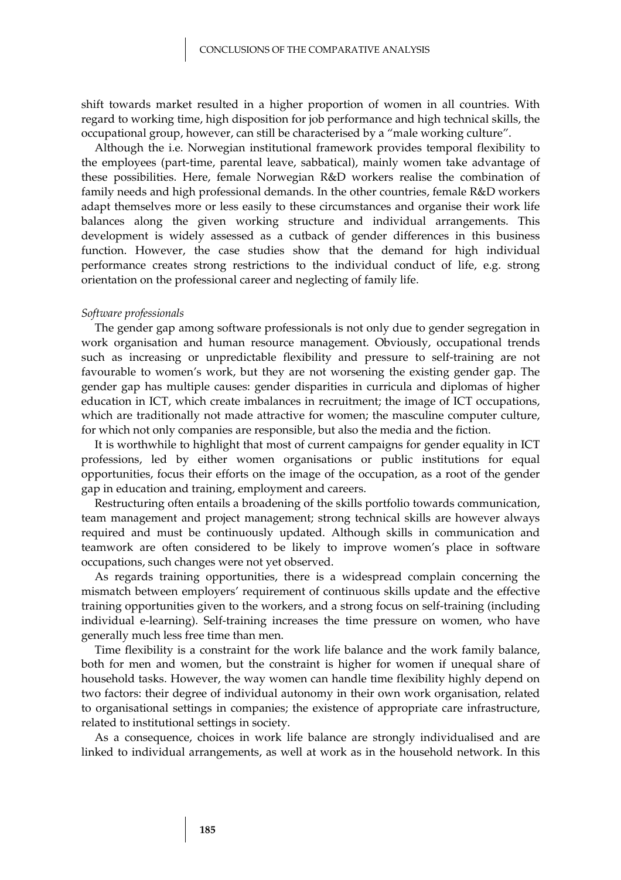shift towards market resulted in a higher proportion of women in all countries. With regard to working time, high disposition for job performance and high technical skills, the occupational group, however, can still be characterised by a "male working culture".

Although the i.e. Norwegian institutional framework provides temporal flexibility to the employees (part-time, parental leave, sabbatical), mainly women take advantage of these possibilities. Here, female Norwegian R&D workers realise the combination of family needs and high professional demands. In the other countries, female R&D workers adapt themselves more or less easily to these circumstances and organise their work life balances along the given working structure and individual arrangements. This development is widely assessed as a cutback of gender differences in this business function. However, the case studies show that the demand for high individual performance creates strong restrictions to the individual conduct of life, e.g. strong orientation on the professional career and neglecting of family life.

*Software professionals*

The gender gap among software professionals is not only due to gender segregation in work organisation and human resource management. Obviously, occupational trends such as increasing or unpredictable flexibility and pressure to self-training are not favourable to women's work, but they are not worsening the existing gender gap. The gender gap has multiple causes: gender disparities in curricula and diplomas of higher education in ICT, which create imbalances in recruitment; the image of ICT occupations, which are traditionally not made attractive for women; the masculine computer culture, for which not only companies are responsible, but also the media and the fiction.

It is worthwhile to highlight that most of current campaigns for gender equality in ICT professions, led by either women organisations or public institutions for equal opportunities, focus their efforts on the image of the occupation, as a root of the gender gap in education and training, employment and careers.

Restructuring often entails a broadening of the skills portfolio towards communication, team management and project management; strong technical skills are however always required and must be continuously updated. Although skills in communication and teamwork are often considered to be likely to improve women's place in software occupations, such changes were not yet observed.

As regards training opportunities, there is a widespread complain concerning the mismatch between employers' requirement of continuous skills update and the effective training opportunities given to the workers, and a strong focus on self-training (including individual e-learning). Self-training increases the time pressure on women, who have generally much less free time than men.

Time flexibility is a constraint for the work life balance and the work family balance, both for men and women, but the constraint is higher for women if unequal share of household tasks. However, the way women can handle time flexibility highly depend on two factors: their degree of individual autonomy in their own work organisation, related to organisational settings in companies; the existence of appropriate care infrastructure, related to institutional settings in society.

As a consequence, choices in work life balance are strongly individualised and are linked to individual arrangements, as well at work as in the household network. In this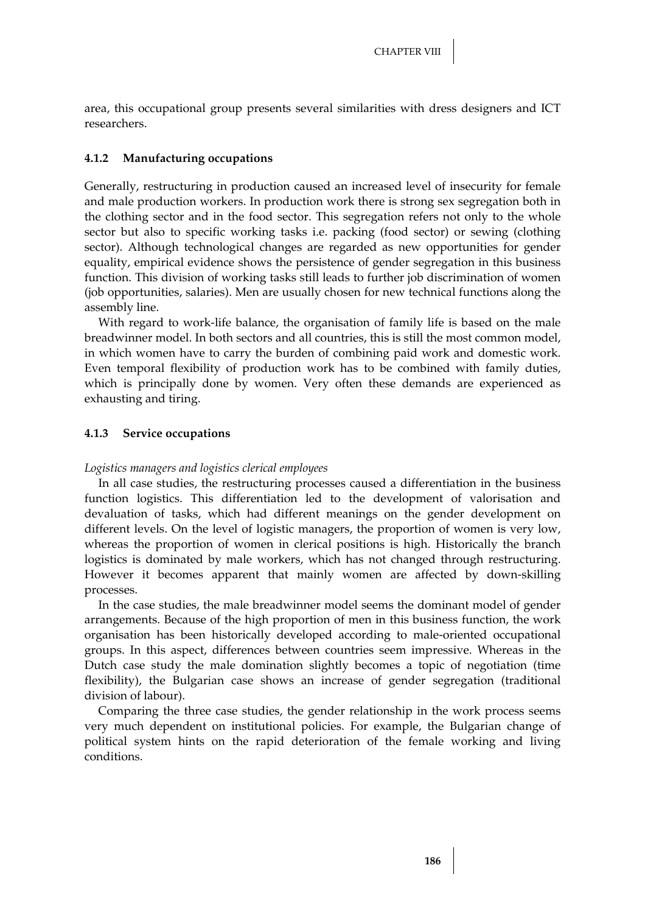area, this occupational group presents several similarities with dress designers and ICT researchers.

#### 4.1.2 Manufacturing occupations

Generally, restructuring in production caused an increased level of insecurity for female and male production workers. In production work there is strong sex segregation both in the clothing sector and in the food sector. This segregation refers not only to the whole sector but also to specific working tasks i.e. packing (food sector) or sewing (clothing sector). Although technological changes are regarded as new opportunities for gender equality, empirical evidence shows the persistence of gender segregation in this business function. This division of working tasks still leads to further job discrimination of women (job opportunities, salaries). Men are usually chosen for new technical functions along the assembly line.

With regard to work-life balance, the organisation of family life is based on the male breadwinner model. In both sectors and all countries, this is still the most common model, in which women have to carry the burden of combining paid work and domestic work. Even temporal flexibility of production work has to be combined with family duties, which is principally done by women. Very often these demands are experienced as exhausting and tiring.

#### 4.1.3 Service occupations

*Logistics managers and logistics clerical employees*

In all case studies, the restructuring processes caused a differentiation in the business function logistics. This differentiation led to the development of valorisation and devaluation of tasks, which had different meanings on the gender development on different levels. On the level of logistic managers, the proportion of women is very low, whereas the proportion of women in clerical positions is high. Historically the branch logistics is dominated by male workers, which has not changed through restructuring. However it becomes apparent that mainly women are affected by down-skilling processes.

In the case studies, the male breadwinner model seems the dominant model of gender arrangements. Because of the high proportion of men in this business function, the work organisation has been historically developed according to male-oriented occupational groups. In this aspect, differences between countries seem impressive. Whereas in the Dutch case study the male domination slightly becomes a topic of negotiation (time flexibility), the Bulgarian case shows an increase of gender segregation (traditional division of labour).

Comparing the three case studies, the gender relationship in the work process seems very much dependent on institutional policies. For example, the Bulgarian change of political system hints on the rapid deterioration of the female working and living conditions.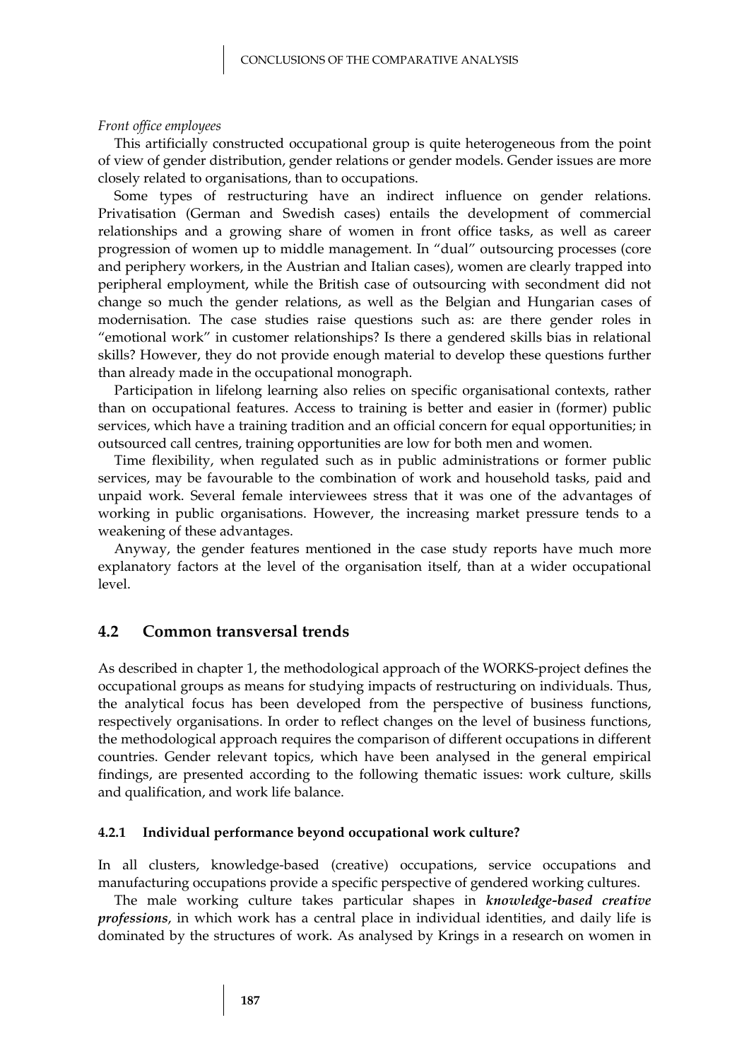*Front office employees*

This artificially constructed occupational group is quite heterogeneous from the point of view of gender distribution, gender relations or gender models. Gender issues are more closely related to organisations, than to occupations.

Some types of restructuring have an indirect influence on gender relations. Privatisation (German and Swedish cases) entails the development of commercial relationships and a growing share of women in front office tasks, as well as career progression of women up to middle management. In “dual” outsourcing processes (core and periphery workers, in the Austrian and Italian cases), women are clearly trapped into peripheral employment, while the British case of outsourcing with secondment did not change so much the gender relations, as well as the Belgian and Hungarian cases of modernisation. The case studies raise questions such as: are there gender roles in “emotional work” in customer relationships? Is there a gendered skills bias in relational skills? However, they do not provide enough material to develop these questions further than already made in the occupational monograph.

Participation in lifelong learning also relies on specific organisational contexts, rather than on occupational features. Access to training is better and easier in (former) public services, which have a training tradition and an official concern for equal opportunities; in outsourced call centres, training opportunities are low for both men and women.

Time flexibility, when regulated such as in public administrations or former public services, may be favourable to the combination of work and household tasks, paid and unpaid work. Several female interviewees stress that it was one of the advantages of working in public organisations. However, the increasing market pressure tends to a weakening of these advantages.

Anyway, the gender features mentioned in the case study reports have much more explanatory factors at the level of the organisation itself, than at a wider occupational level.

## 4.2 Common transversal trends

As described in chapter 1, the methodological approach of the WORKS-project defines the occupational groups as means for studying impacts of restructuring on individuals. Thus, the analytical focus has been developed from the perspective of business functions, respectively organisations. In order to reflect changes on the level of business functions, the methodological approach requires the comparison of different occupations in different countries. Gender relevant topics, which have been analysed in the general empirical findings, are presented according to the following thematic issues: work culture, skills and qualification, and work life balance.

### 4.2.1 Individual performance beyond occupational work culture?

In all clusters, knowledge-based (creative) occupations, service occupations and manufacturing occupations provide a specific perspective of gendered working cultures.

The male working culture takes particular shapes in ***knowledge-based creative professions***, in which work has a central place in individual identities, and daily life is dominated by the structures of work. As analysed by Krings in a research on women in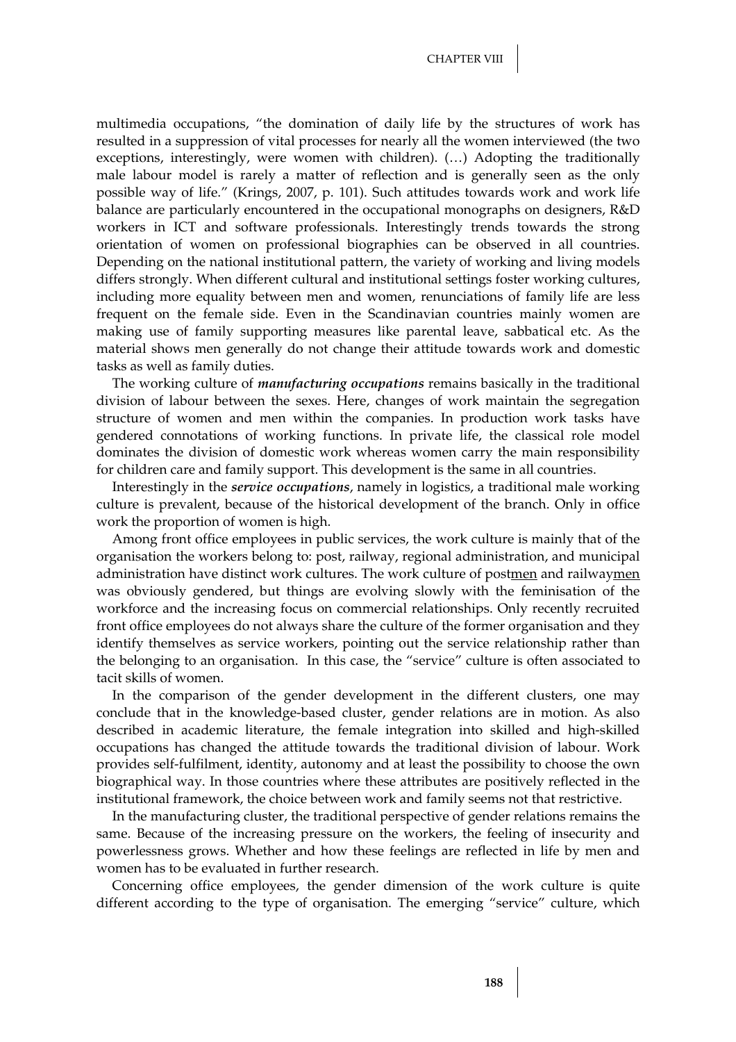multimedia occupations, "the domination of daily life by the structures of work has resulted in a suppression of vital processes for nearly all the women interviewed (the two exceptions, interestingly, were women with children). (…) Adopting the traditionally male labour model is rarely a matter of reflection and is generally seen as the only possible way of life." (Krings, 2007, p. 101). Such attitudes towards work and work life balance are particularly encountered in the occupational monographs on designers, R&D workers in ICT and software professionals. Interestingly trends towards the strong orientation of women on professional biographies can be observed in all countries. Depending on the national institutional pattern, the variety of working and living models differs strongly. When different cultural and institutional settings foster working cultures, including more equality between men and women, renunciations of family life are less frequent on the female side. Even in the Scandinavian countries mainly women are making use of family supporting measures like parental leave, sabbatical etc. As the material shows men generally do not change their attitude towards work and domestic tasks as well as family duties.

The working culture of ***manufacturing occupations*** remains basically in the traditional division of labour between the sexes. Here, changes of work maintain the segregation structure of women and men within the companies. In production work tasks have gendered connotations of working functions. In private life, the classical role model dominates the division of domestic work whereas women carry the main responsibility for children care and family support. This development is the same in all countries.

Interestingly in the ***service occupations***, namely in logistics, a traditional male working culture is prevalent, because of the historical development of the branch. Only in office work the proportion of women is high.

Among front office employees in public services, the work culture is mainly that of the organisation the workers belong to: post, railway, regional administration, and municipal administration have distinct work cultures. The work culture of post<u>men</u> and railway<u>men</u> was obviously gendered, but things are evolving slowly with the feminisation of the workforce and the increasing focus on commercial relationships. Only recently recruited front office employees do not always share the culture of the former organisation and they identify themselves as service workers, pointing out the service relationship rather than the belonging to an organisation. In this case, the "service" culture is often associated to tacit skills of women.

In the comparison of the gender development in the different clusters, one may conclude that in the knowledge-based cluster, gender relations are in motion. As also described in academic literature, the female integration into skilled and high-skilled occupations has changed the attitude towards the traditional division of labour. Work provides self-fulfilment, identity, autonomy and at least the possibility to choose the own biographical way. In those countries where these attributes are positively reflected in the institutional framework, the choice between work and family seems not that restrictive.

In the manufacturing cluster, the traditional perspective of gender relations remains the same. Because of the increasing pressure on the workers, the feeling of insecurity and powerlessness grows. Whether and how these feelings are reflected in life by men and women has to be evaluated in further research.

Concerning office employees, the gender dimension of the work culture is quite different according to the type of organisation. The emerging "service" culture, which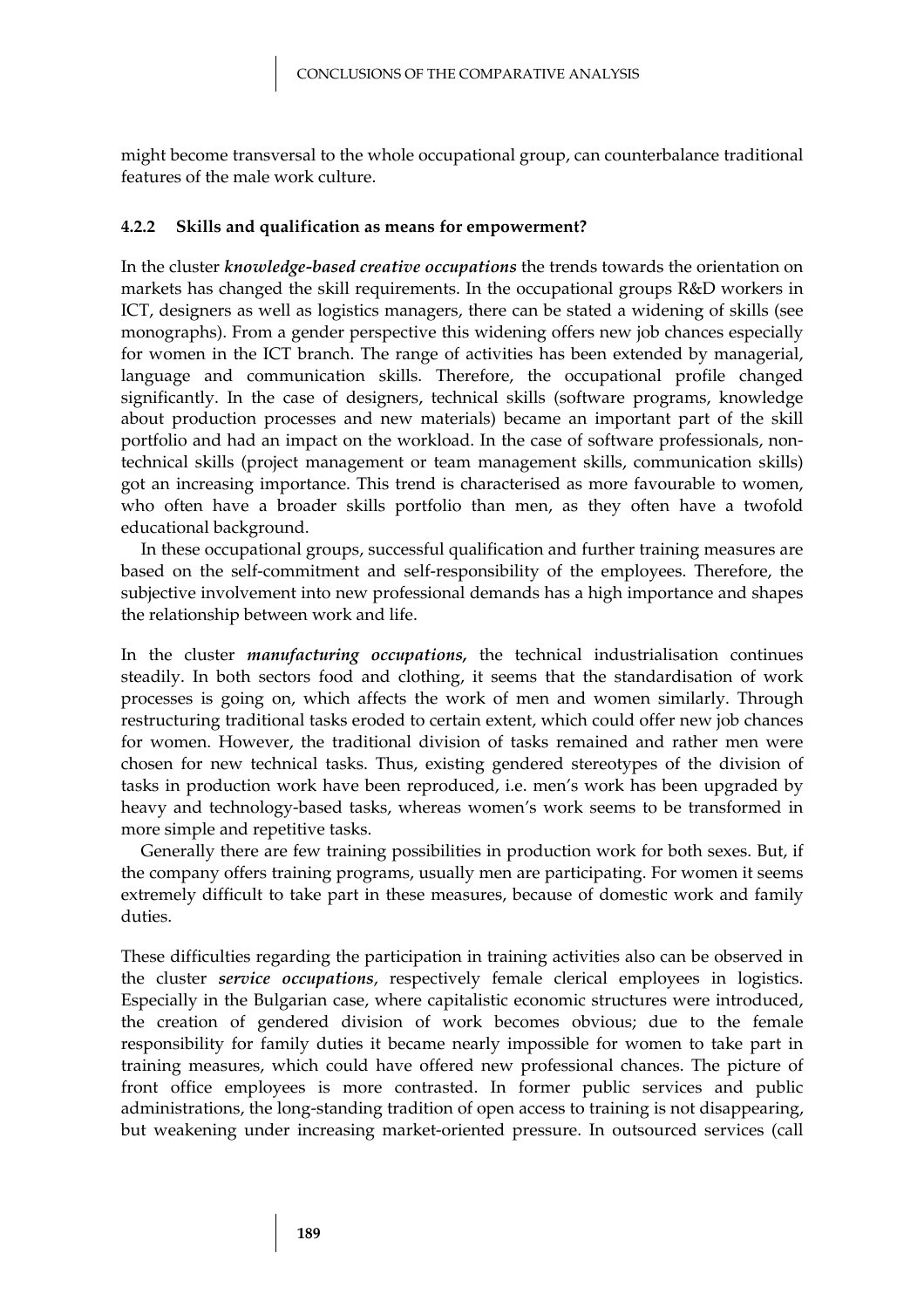might become transversal to the whole occupational group, can counterbalance traditional features of the male work culture.

### 4.2.2 Skills and qualification as means for empowerment?

In the cluster ***knowledge-based creative occupations*** the trends towards the orientation on markets has changed the skill requirements. In the occupational groups R&D workers in ICT, designers as well as logistics managers, there can be stated a widening of skills (see monographs). From a gender perspective this widening offers new job chances especially for women in the ICT branch. The range of activities has been extended by managerial, language and communication skills. Therefore, the occupational profile changed significantly. In the case of designers, technical skills (software programs, knowledge about production processes and new materials) became an important part of the skill portfolio and had an impact on the workload. In the case of software professionals, non-technical skills (project management or team management skills, communication skills) got an increasing importance. This trend is characterised as more favourable to women, who often have a broader skills portfolio than men, as they often have a twofold educational background.

In these occupational groups, successful qualification and further training measures are based on the self-commitment and self-responsibility of the employees. Therefore, the subjective involvement into new professional demands has a high importance and shapes the relationship between work and life.

In the cluster ***manufacturing occupations***, the technical industrialisation continues steadily. In both sectors food and clothing, it seems that the standardisation of work processes is going on, which affects the work of men and women similarly. Through restructuring traditional tasks eroded to certain extent, which could offer new job chances for women. However, the traditional division of tasks remained and rather men were chosen for new technical tasks. Thus, existing gendered stereotypes of the division of tasks in production work have been reproduced, i.e. men's work has been upgraded by heavy and technology-based tasks, whereas women's work seems to be transformed in more simple and repetitive tasks.

Generally there are few training possibilities in production work for both sexes. But, if the company offers training programs, usually men are participating. For women it seems extremely difficult to take part in these measures, because of domestic work and family duties.

These difficulties regarding the participation in training activities also can be observed in the cluster ***service occupations***, respectively female clerical employees in logistics. Especially in the Bulgarian case, where capitalistic economic structures were introduced, the creation of gendered division of work becomes obvious; due to the female responsibility for family duties it became nearly impossible for women to take part in training measures, which could have offered new professional chances. The picture of front office employees is more contrasted. In former public services and public administrations, the long-standing tradition of open access to training is not disappearing, but weakening under increasing market-oriented pressure. In outsourced services (call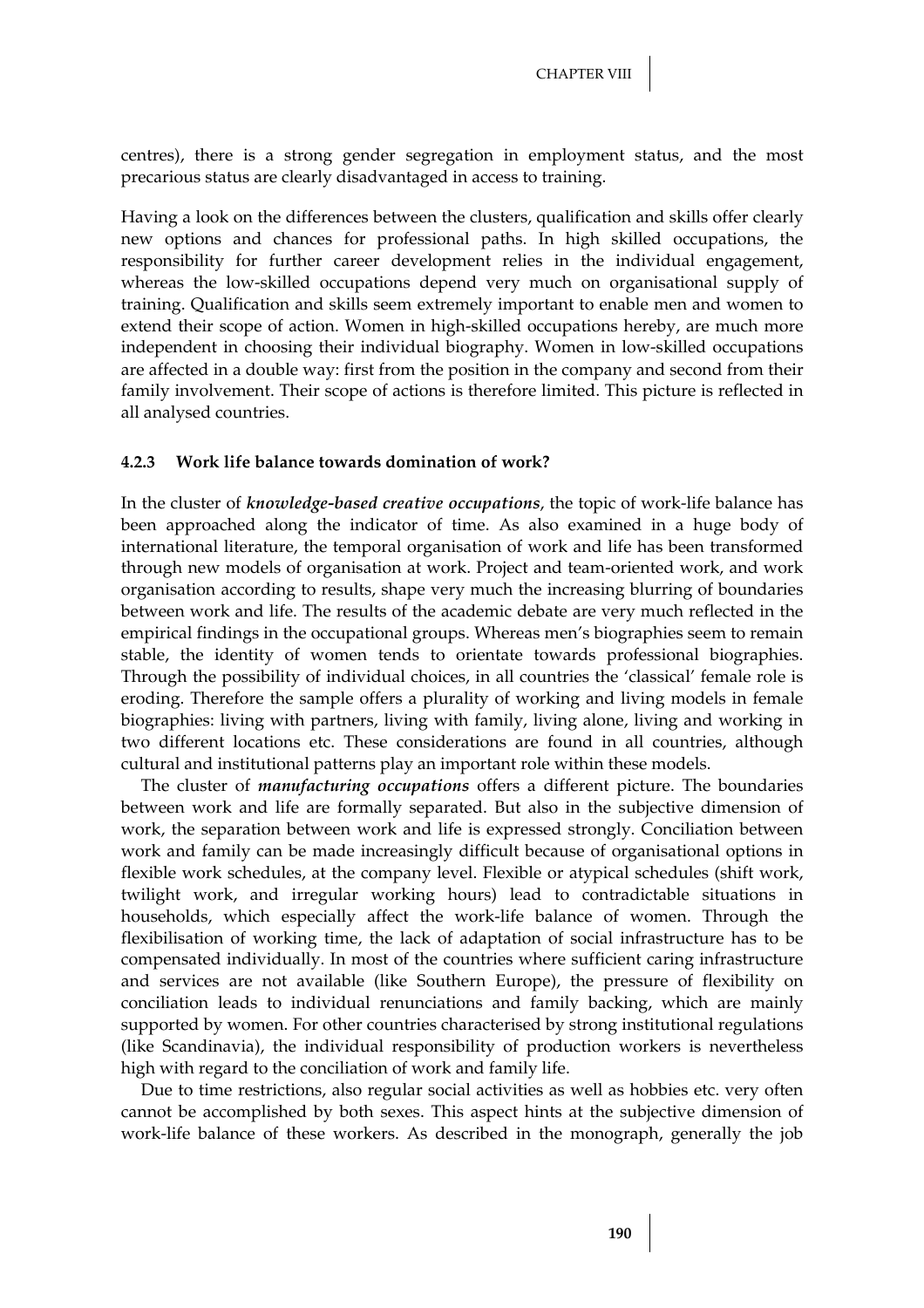centres), there is a strong gender segregation in employment status, and the most precarious status are clearly disadvantaged in access to training.

Having a look on the differences between the clusters, qualification and skills offer clearly new options and chances for professional paths. In high skilled occupations, the responsibility for further career development relies in the individual engagement, whereas the low-skilled occupations depend very much on organisational supply of training. Qualification and skills seem extremely important to enable men and women to extend their scope of action. Women in high-skilled occupations hereby, are much more independent in choosing their individual biography. Women in low-skilled occupations are affected in a double way: first from the position in the company and second from their family involvement. Their scope of actions is therefore limited. This picture is reflected in all analysed countries.

#### 4.2.3 Work life balance towards domination of work?

In the cluster of ***knowledge-based creative occupations***, the topic of work-life balance has been approached along the indicator of time. As also examined in a huge body of international literature, the temporal organisation of work and life has been transformed through new models of organisation at work. Project and team-oriented work, and work organisation according to results, shape very much the increasing blurring of boundaries between work and life. The results of the academic debate are very much reflected in the empirical findings in the occupational groups. Whereas men's biographies seem to remain stable, the identity of women tends to orientate towards professional biographies. Through the possibility of individual choices, in all countries the 'classical' female role is eroding. Therefore the sample offers a plurality of working and living models in female biographies: living with partners, living with family, living alone, living and working in two different locations etc. These considerations are found in all countries, although cultural and institutional patterns play an important role within these models.

The cluster of ***manufacturing occupations*** offers a different picture. The boundaries between work and life are formally separated. But also in the subjective dimension of work, the separation between work and life is expressed strongly. Conciliation between work and family can be made increasingly difficult because of organisational options in flexible work schedules, at the company level. Flexible or atypical schedules (shift work, twilight work, and irregular working hours) lead to contradictable situations in households, which especially affect the work-life balance of women. Through the flexibilisation of working time, the lack of adaptation of social infrastructure has to be compensated individually. In most of the countries where sufficient caring infrastructure and services are not available (like Southern Europe), the pressure of flexibility on conciliation leads to individual renunciations and family backing, which are mainly supported by women. For other countries characterised by strong institutional regulations (like Scandinavia), the individual responsibility of production workers is nevertheless high with regard to the conciliation of work and family life.

Due to time restrictions, also regular social activities as well as hobbies etc. very often cannot be accomplished by both sexes. This aspect hints at the subjective dimension of work-life balance of these workers. As described in the monograph, generally the job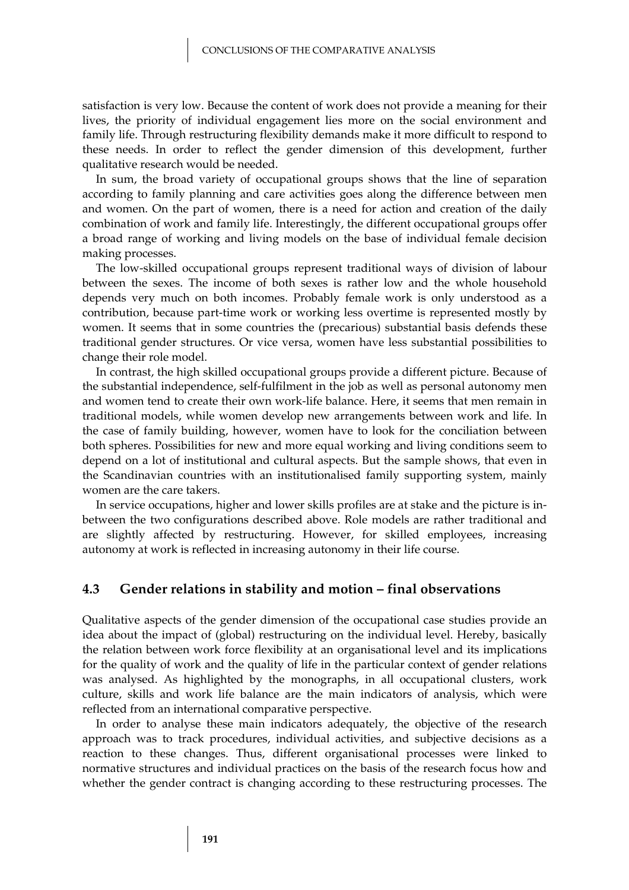satisfaction is very low. Because the content of work does not provide a meaning for their lives, the priority of individual engagement lies more on the social environment and family life. Through restructuring flexibility demands make it more difficult to respond to these needs. In order to reflect the gender dimension of this development, further qualitative research would be needed.

In sum, the broad variety of occupational groups shows that the line of separation according to family planning and care activities goes along the difference between men and women. On the part of women, there is a need for action and creation of the daily combination of work and family life. Interestingly, the different occupational groups offer a broad range of working and living models on the base of individual female decision making processes.

The low-skilled occupational groups represent traditional ways of division of labour between the sexes. The income of both sexes is rather low and the whole household depends very much on both incomes. Probably female work is only understood as a contribution, because part-time work or working less overtime is represented mostly by women. It seems that in some countries the (precarious) substantial basis defends these traditional gender structures. Or vice versa, women have less substantial possibilities to change their role model.

In contrast, the high skilled occupational groups provide a different picture. Because of the substantial independence, self-fulfilment in the job as well as personal autonomy men and women tend to create their own work-life balance. Here, it seems that men remain in traditional models, while women develop new arrangements between work and life. In the case of family building, however, women have to look for the conciliation between both spheres. Possibilities for new and more equal working and living conditions seem to depend on a lot of institutional and cultural aspects. But the sample shows, that even in the Scandinavian countries with an institutionalised family supporting system, mainly women are the care takers.

In service occupations, higher and lower skills profiles are at stake and the picture is in-between the two configurations described above. Role models are rather traditional and are slightly affected by restructuring. However, for skilled employees, increasing autonomy at work is reflected in increasing autonomy in their life course.

## 4.3 Gender relations in stability and motion – final observations

Qualitative aspects of the gender dimension of the occupational case studies provide an idea about the impact of (global) restructuring on the individual level. Hereby, basically the relation between work force flexibility at an organisational level and its implications for the quality of work and the quality of life in the particular context of gender relations was analysed. As highlighted by the monographs, in all occupational clusters, work culture, skills and work life balance are the main indicators of analysis, which were reflected from an international comparative perspective.

In order to analyse these main indicators adequately, the objective of the research approach was to track procedures, individual activities, and subjective decisions as a reaction to these changes. Thus, different organisational processes were linked to normative structures and individual practices on the basis of the research focus how and whether the gender contract is changing according to these restructuring processes. The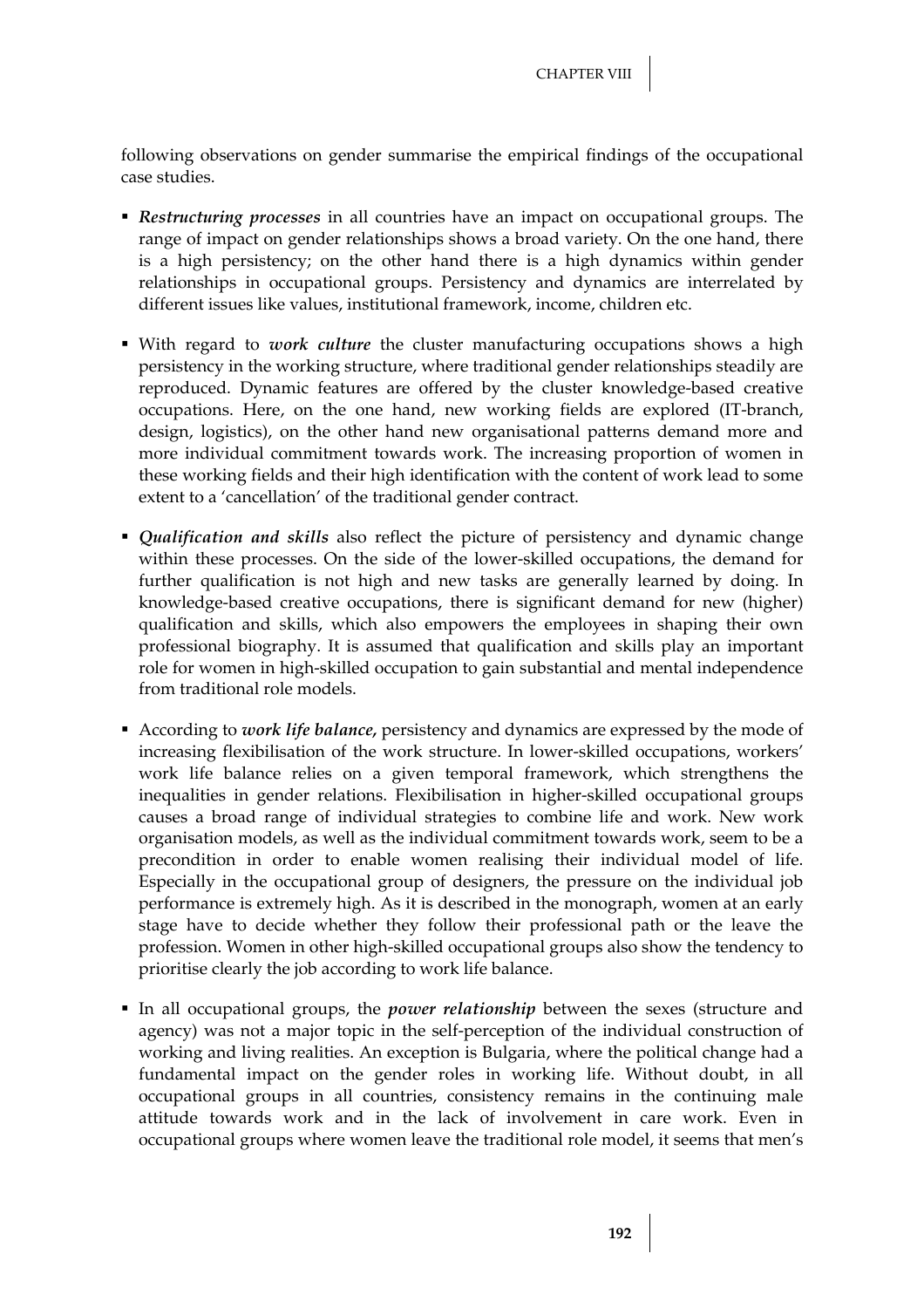following observations on gender summarise the empirical findings of the occupational case studies.

- ***Restructuring processes*** in all countries have an impact on occupational groups. The range of impact on gender relationships shows a broad variety. On the one hand, there is a high persistency; on the other hand there is a high dynamics within gender relationships in occupational groups. Persistency and dynamics are interrelated by different issues like values, institutional framework, income, children etc.

- With regard to ***work culture*** the cluster manufacturing occupations shows a high persistency in the working structure, where traditional gender relationships steadily are reproduced. Dynamic features are offered by the cluster knowledge-based creative occupations. Here, on the one hand, new working fields are explored (IT-branch, design, logistics), on the other hand new organisational patterns demand more and more individual commitment towards work. The increasing proportion of women in these working fields and their high identification with the content of work lead to some extent to a 'cancellation' of the traditional gender contract.

- ***Qualification and skills*** also reflect the picture of persistency and dynamic change within these processes. On the side of the lower-skilled occupations, the demand for further qualification is not high and new tasks are generally learned by doing. In knowledge-based creative occupations, there is significant demand for new (higher) qualification and skills, which also empowers the employees in shaping their own professional biography. It is assumed that qualification and skills play an important role for women in high-skilled occupation to gain substantial and mental independence from traditional role models.

- According to ***work life balance,*** persistency and dynamics are expressed by the mode of increasing flexibilisation of the work structure. In lower-skilled occupations, workers' work life balance relies on a given temporal framework, which strengthens the inequalities in gender relations. Flexibilisation in higher-skilled occupational groups causes a broad range of individual strategies to combine life and work. New work organisation models, as well as the individual commitment towards work, seem to be a precondition in order to enable women realising their individual model of life. Especially in the occupational group of designers, the pressure on the individual job performance is extremely high. As it is described in the monograph, women at an early stage have to decide whether they follow their professional path or the leave the profession. Women in other high-skilled occupational groups also show the tendency to prioritise clearly the job according to work life balance.

- In all occupational groups, the ***power relationship*** between the sexes (structure and agency) was not a major topic in the self-perception of the individual construction of working and living realities. An exception is Bulgaria, where the political change had a fundamental impact on the gender roles in working life. Without doubt, in all occupational groups in all countries, consistency remains in the continuing male attitude towards work and in the lack of involvement in care work. Even in occupational groups where women leave the traditional role model, it seems that men's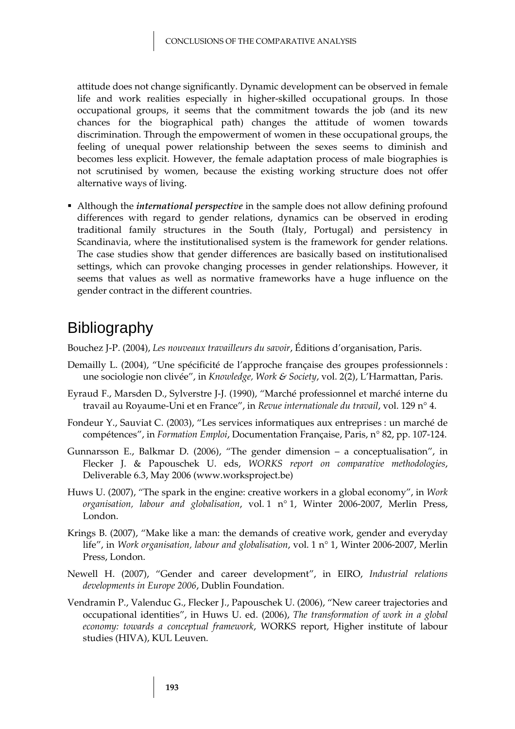attitude does not change significantly. Dynamic development can be observed in female life and work realities especially in higher-skilled occupational groups. In those occupational groups, it seems that the commitment towards the job (and its new chances for the biographical path) changes the attitude of women towards discrimination. Through the empowerment of women in these occupational groups, the feeling of unequal power relationship between the sexes seems to diminish and becomes less explicit. However, the female adaptation process of male biographies is not scrutinised by women, because the existing working structure does not offer alternative ways of living.

- Although the ***international perspective*** in the sample does not allow defining profound differences with regard to gender relations, dynamics can be observed in eroding traditional family structures in the South (Italy, Portugal) and persistency in Scandinavia, where the institutionalised system is the framework for gender relations. The case studies show that gender differences are basically based on institutionalised settings, which can provoke changing processes in gender relationships. However, it seems that values as well as normative frameworks have a huge influence on the gender contract in the different countries.

## Bibliography

Bouchez J-P. (2004), *Les nouveaux travailleurs du savoir*, Éditions d'organisation, Paris.

Demailly L. (2004), "Une spécificité de l'approche française des groupes professionnels : une sociologie non clivée", in *Knowledge, Work & Society*, vol. 2(2), L'Harmattan, Paris.

Eyraud F., Marsden D., Sylverstre J-J. (1990), "Marché professionnel et marché interne du travail au Royaume-Uni et en France", in *Revue internationale du travail*, vol. 129 n° 4.

Fondeur Y., Sauviat C. (2003), "Les services informatiques aux entreprises : un marché de compétences", in *Formation Emploi*, Documentation Française, Paris, n° 82, pp. 107-124.

Gunnarsson E., Balkmar D. (2006), "The gender dimension – a conceptualisation", in Flecker J. & Papouschek U. eds, *WORKS report on comparative methodologies*, Deliverable 6.3, May 2006 (www.worksproject.be)

Huws U. (2007), "The spark in the engine: creative workers in a global economy", in *Work organisation, labour and globalisation*, vol. 1 n° 1, Winter 2006-2007, Merlin Press, London.

Krings B. (2007), "Make like a man: the demands of creative work, gender and everyday life", in *Work organisation, labour and globalisation*, vol. 1 n° 1, Winter 2006-2007, Merlin Press, London.

Newell H. (2007), "Gender and career development", in EIRO, *Industrial relations developments in Europe 2006*, Dublin Foundation.

Vendramin P., Valenduc G., Flecker J., Papouschek U. (2006), "New career trajectories and occupational identities", in Huws U. ed. (2006), *The transformation of work in a global economy: towards a conceptual framework*, WORKS report, Higher institute of labour studies (HIVA), KUL Leuven.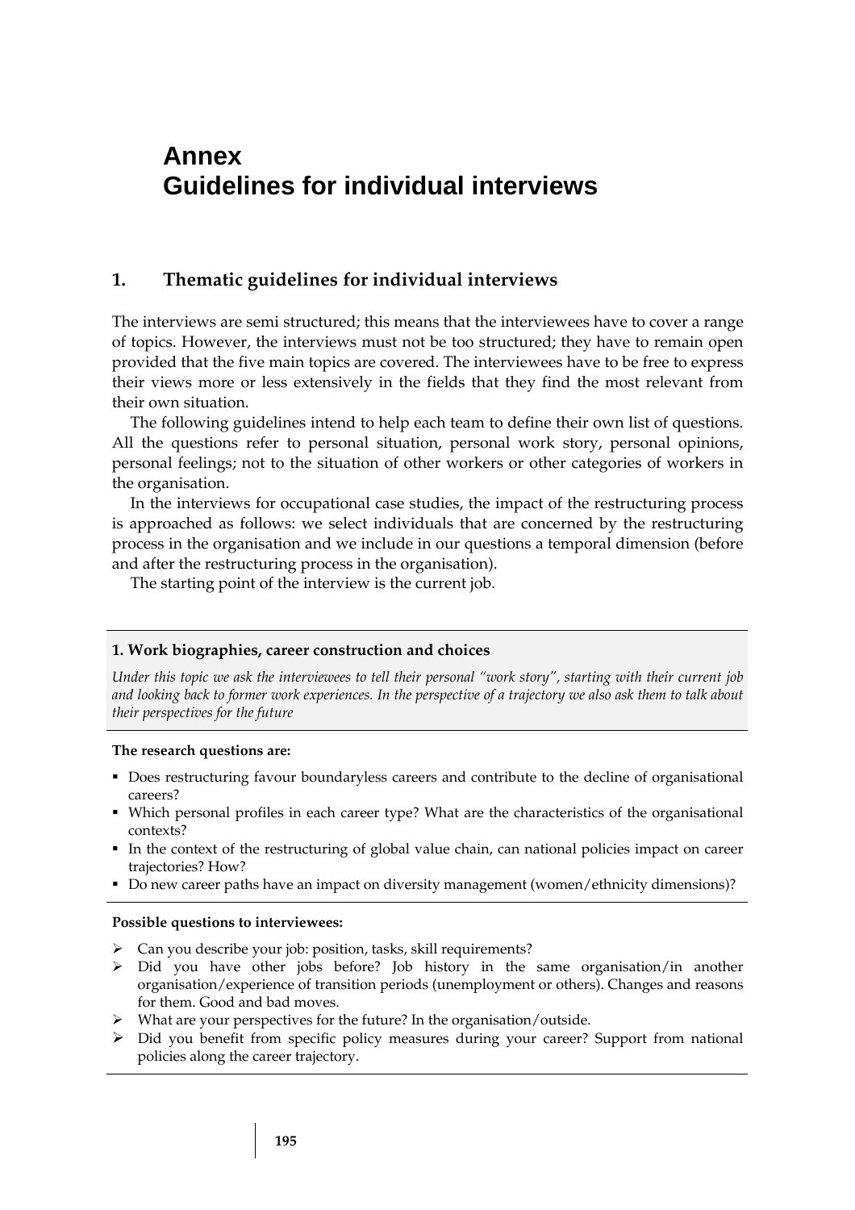# Annex
# Guidelines for individual interviews

## 1. Thematic guidelines for individual interviews

The interviews are semi structured; this means that the interviewees have to cover a range of topics. However, the interviews must not be too structured; they have to remain open provided that the five main topics are covered. The interviewees have to be free to express their views more or less extensively in the fields that they find the most relevant from their own situation.

The following guidelines intend to help each team to define their own list of questions. All the questions refer to personal situation, personal work story, personal opinions, personal feelings; not to the situation of other workers or other categories of workers in the organisation.

In the interviews for occupational case studies, the impact of the restructuring process is approached as follows: we select individuals that are concerned by the restructuring process in the organisation and we include in our questions a temporal dimension (before and after the restructuring process in the organisation).

The starting point of the interview is the current job.

**1. Work biographies, career construction and choices**

*Under this topic we ask the interviewees to tell their personal "work story", starting with their current job and looking back to former work experiences. In the perspective of a trajectory we also ask them to talk about their perspectives for the future*

**The research questions are:**

- Does restructuring favour boundaryless careers and contribute to the decline of organisational careers?
- Which personal profiles in each career type? What are the characteristics of the organisational contexts?
- In the context of the restructuring of global value chain, can national policies impact on career trajectories? How?
- Do new career paths have an impact on diversity management (women/ethnicity dimensions)?

**Possible questions to interviewees:**

- Can you describe your job: position, tasks, skill requirements?
- Did you have other jobs before? Job history in the same organisation/in another organisation/experience of transition periods (unemployment or others). Changes and reasons for them. Good and bad moves.
- What are your perspectives for the future? In the organisation/outside.
- Did you benefit from specific policy measures during your career? Support from national policies along the career trajectory.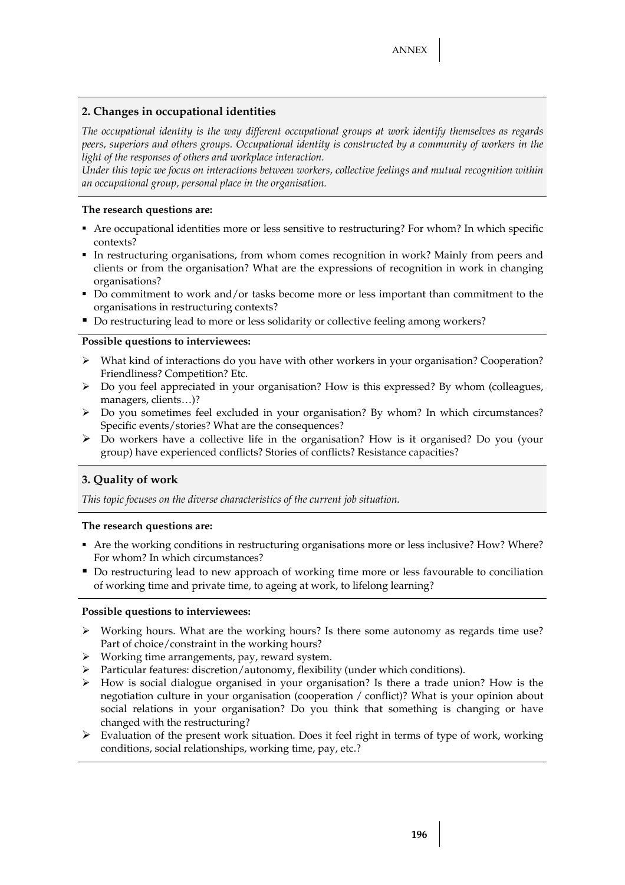## 2. Changes in occupational identities

*The occupational identity is the way different occupational groups at work identify themselves as regards peers, superiors and others groups. Occupational identity is constructed by a community of workers in the light of the responses of others and workplace interaction.*

*Under this topic we focus on interactions between workers, collective feelings and mutual recognition within an occupational group, personal place in the organisation.*

**The research questions are:**

- Are occupational identities more or less sensitive to restructuring? For whom? In which specific contexts?
- In restructuring organisations, from whom comes recognition in work? Mainly from peers and clients or from the organisation? What are the expressions of recognition in work in changing organisations?
- Do commitment to work and/or tasks become more or less important than commitment to the organisations in restructuring contexts?
- Do restructuring lead to more or less solidarity or collective feeling among workers?

**Possible questions to interviewees:**

- What kind of interactions do you have with other workers in your organisation? Cooperation? Friendliness? Competition? Etc.
- Do you feel appreciated in your organisation? How is this expressed? By whom (colleagues, managers, clients…)?
- Do you sometimes feel excluded in your organisation? By whom? In which circumstances? Specific events/stories? What are the consequences?
- Do workers have a collective life in the organisation? How is it organised? Do you (your group) have experienced conflicts? Stories of conflicts? Resistance capacities?

## 3. Quality of work

*This topic focuses on the diverse characteristics of the current job situation.*

**The research questions are:**

- Are the working conditions in restructuring organisations more or less inclusive? How? Where? For whom? In which circumstances?
- Do restructuring lead to new approach of working time more or less favourable to conciliation of working time and private time, to ageing at work, to lifelong learning?

**Possible questions to interviewees:**

- Working hours. What are the working hours? Is there some autonomy as regards time use? Part of choice/constraint in the working hours?
- Working time arrangements, pay, reward system.
- Particular features: discretion/autonomy, flexibility (under which conditions).
- How is social dialogue organised in your organisation? Is there a trade union? How is the negotiation culture in your organisation (cooperation / conflict)? What is your opinion about social relations in your organisation? Do you think that something is changing or have changed with the restructuring?
- Evaluation of the present work situation. Does it feel right in terms of type of work, working conditions, social relationships, working time, pay, etc.?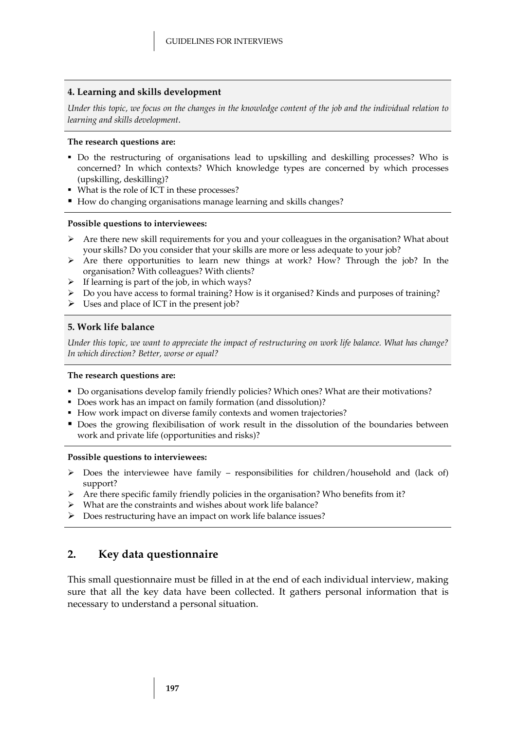### 4. Learning and skills development

*Under this topic, we focus on the changes in the knowledge content of the job and the individual relation to learning and skills development.*

**The research questions are:**

- Do the restructuring of organisations lead to upskilling and deskilling processes? Who is concerned? In which contexts? Which knowledge types are concerned by which processes (upskilling, deskilling)?
- What is the role of ICT in these processes?
- How do changing organisations manage learning and skills changes?

**Possible questions to interviewees:**

- Are there new skill requirements for you and your colleagues in the organisation? What about your skills? Do you consider that your skills are more or less adequate to your job?
- Are there opportunities to learn new things at work? How? Through the job? In the organisation? With colleagues? With clients?
- If learning is part of the job, in which ways?
- Do you have access to formal training? How is it organised? Kinds and purposes of training?
- Uses and place of ICT in the present job?

### 5. Work life balance

*Under this topic, we want to appreciate the impact of restructuring on work life balance. What has change? In which direction? Better, worse or equal?*

**The research questions are:**

- Do organisations develop family friendly policies? Which ones? What are their motivations?
- Does work has an impact on family formation (and dissolution)?
- How work impact on diverse family contexts and women trajectories?
- Does the growing flexibilisation of work result in the dissolution of the boundaries between work and private life (opportunities and risks)?

**Possible questions to interviewees:**

- Does the interviewee have family – responsibilities for children/household and (lack of) support?
- Are there specific family friendly policies in the organisation? Who benefits from it?
- What are the constraints and wishes about work life balance?
- Does restructuring have an impact on work life balance issues?

## 2. Key data questionnaire

This small questionnaire must be filled in at the end of each individual interview, making sure that all the key data have been collected. It gathers personal information that is necessary to understand a personal situation.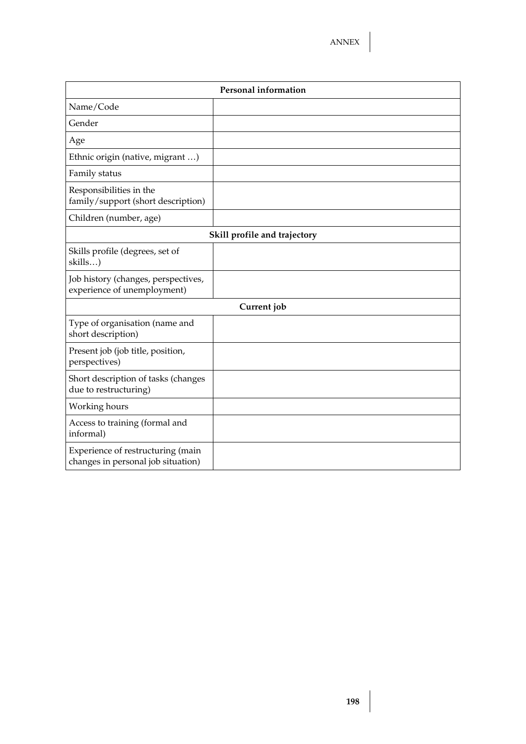| Personal information | |
|---|---|
| Name/Code | |
| Gender | |
| Age | |
| Ethnic origin (native, migrant …) | |
| Family status | |
| Responsibilities in the family/support (short description) | |
| Children (number, age) | |
| **Skill profile and trajectory** | |
| Skills profile (degrees, set of skills…) | |
| Job history (changes, perspectives, experience of unemployment) | |
| **Current job** | |
| Type of organisation (name and short description) | |
| Present job (job title, position, perspectives) | |
| Short description of tasks (changes due to restructuring) | |
| Working hours | |
| Access to training (formal and informal) | |
| Experience of restructuring (main changes in personal job situation) | |